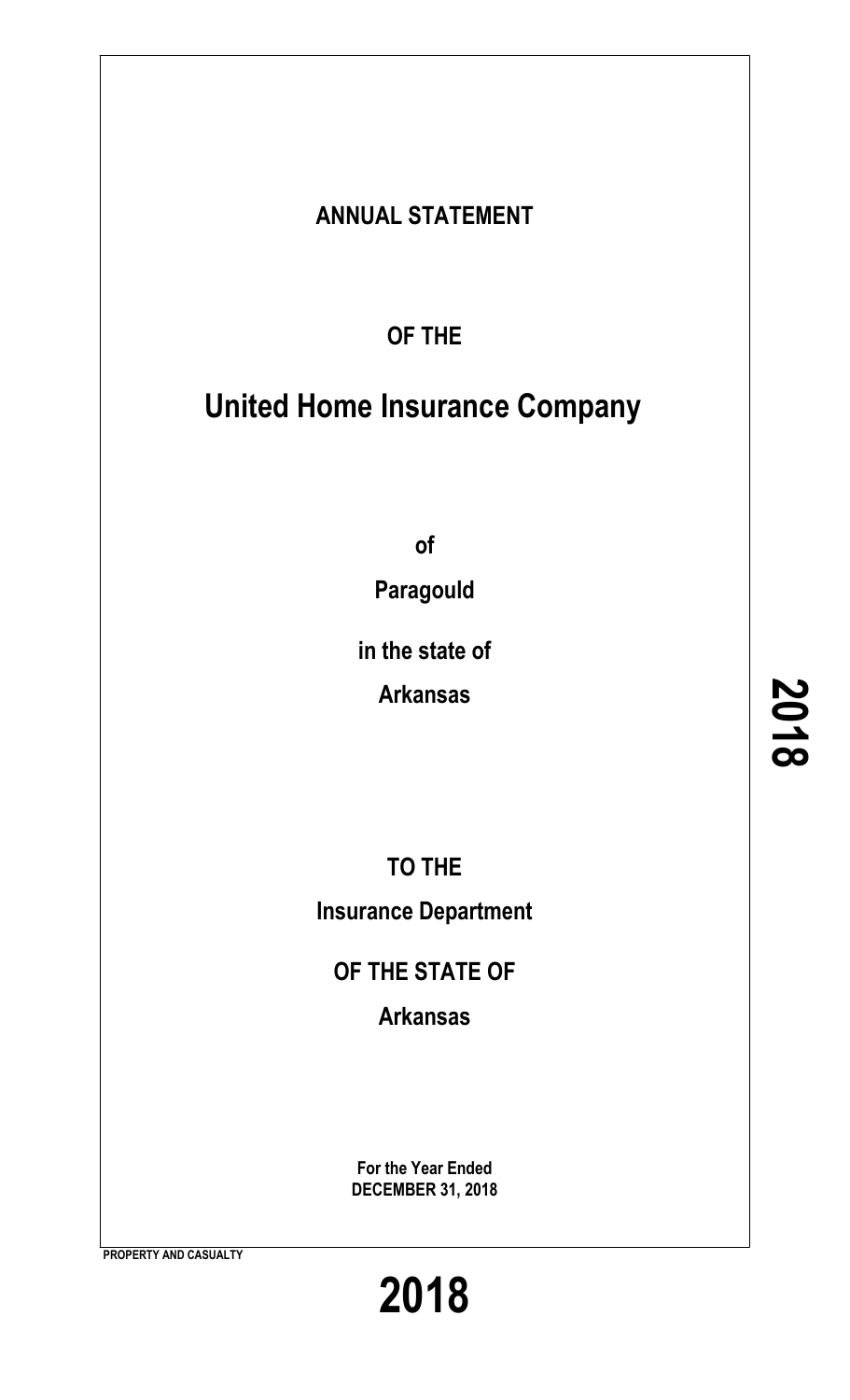# ANNUAL STATEMENT

## OF THE

# United Home Insurance Company

**of**

**Paragould**

**in the state of**

**Arkansas**

**TO THE**

**Insurance Department**

**OF THE STATE OF**

**Arkansas**

**For the Year Ended**
**DECEMBER 31, 2018**

**PROPERTY AND CASUALTY**

# 2018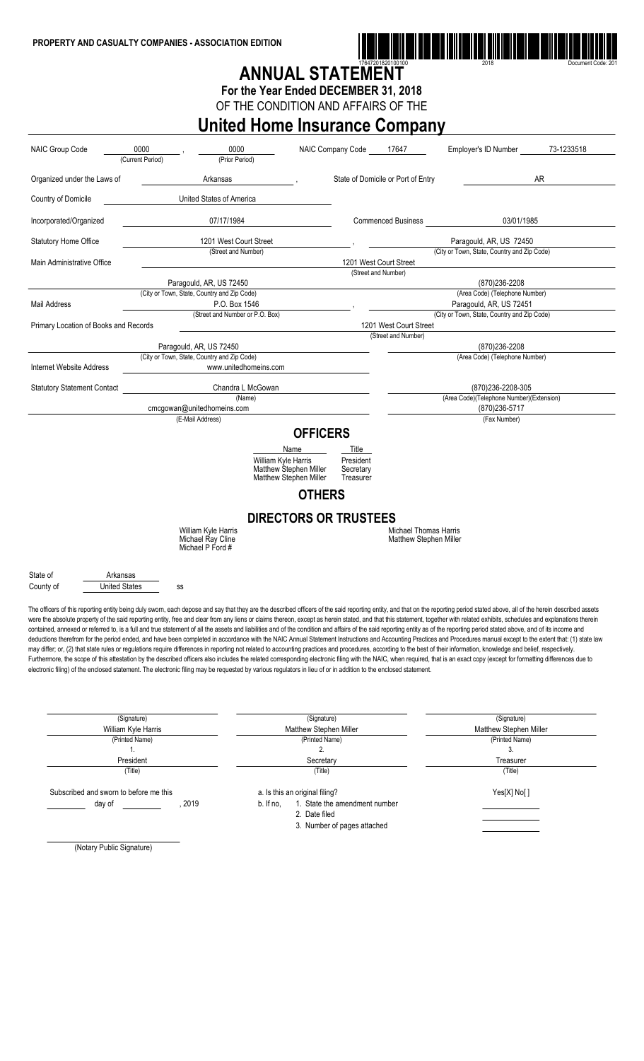**PROPERTY AND CASUALTY COMPANIES - ASSOCIATION EDITION**

17647201820100100 | 2018 | Document Code: 201

# ANNUAL STATEMENT

**For the Year Ended DECEMBER 31, 2018**

OF THE CONDITION AND AFFAIRS OF THE

# United Home Insurance Company

| | | | |
|---|---|---|---|
| NAIC Group Code | 0000 (Current Period), 0000 (Prior Period) | NAIC Company Code 17647 | Employer's ID Number 73-1233518 |
| Organized under the Laws of | Arkansas | State of Domicile or Port of Entry | AR |
| Country of Domicile | United States of America | | |
| Incorporated/Organized | 07/17/1984 | Commenced Business | 03/01/1985 |
| Statutory Home Office | 1201 West Court Street (Street and Number) | | Paragould, AR, US 72450 (City or Town, State, Country and Zip Code) |
| Main Administrative Office | | 1201 West Court Street (Street and Number) | |
| | Paragould, AR, US 72450 (City or Town, State, Country and Zip Code) | | (870)236-2208 (Area Code) (Telephone Number) |
| Mail Address | P.O. Box 1546 (Street and Number or P.O. Box) | | Paragould, AR, US 72451 (City or Town, State, Country and Zip Code) |
| Primary Location of Books and Records | | 1201 West Court Street (Street and Number) | |
| | Paragould, AR, US 72450 (City or Town, State, Country and Zip Code) | | (870)236-2208 (Area Code) (Telephone Number) |
| Internet Website Address | www.unitedhomeins.com | | |
| Statutory Statement Contact | Chandra L McGowan (Name) | | (870)236-2208-305 (Area Code)(Telephone Number)(Extension) |
| | cmcgowan@unitedhomeins.com (E-Mail Address) | | (870)236-5717 (Fax Number) |

## OFFICERS

| Name | Title |
|---|---|
| William Kyle Harris | President |
| Matthew Stephen Miller | Secretary |
| Matthew Stephen Miller | Treasurer |

## OTHERS

## DIRECTORS OR TRUSTEES

William Kyle Harris
Michael Ray Cline
Michael P Ford #
Michael Thomas Harris
Matthew Stephen Miller

State of Arkansas
County of United States ss

The officers of this reporting entity being duly sworn, each depose and say that they are the described officers of the said reporting entity, and that on the reporting period stated above, all of the herein described assets were the absolute property of the said reporting entity, free and clear from any liens or claims thereon, except as herein stated, and that this statement, together with related exhibits, schedules and explanations therein contained, annexed or referred to, is a full and true statement of all the assets and liabilities and of the condition and affairs of the said reporting entity as of the reporting period stated above, and of its income and deductions therefrom for the period ended, and have been completed in accordance with the NAIC Annual Statement Instructions and Accounting Practices and Procedures manual except to the extent that: (1) state law may differ; or, (2) that state rules or regulations require differences in reporting not related to accounting practices and procedures, according to the best of their information, knowledge and belief, respectively. Furthermore, the scope of this attestation by the described officers also includes the related corresponding electronic filing with the NAIC, when required, that is an exact copy (except for formatting differences due to electronic filing) of the enclosed statement. The electronic filing may be requested by various regulators in lieu of or in addition to the enclosed statement.

| (Signature) | (Signature) | (Signature) |
|---|---|---|
| William Kyle Harris | Matthew Stephen Miller | Matthew Stephen Miller |
| (Printed Name) | (Printed Name) | (Printed Name) |
| 1. | 2. | 3. |
| President | Secretary | Treasurer |
| (Title) | (Title) | (Title) |

Subscribed and sworn to before me this ______ day of ______, 2019

a. Is this an original filing? Yes[X] No[ ]

b. If no,
1. State the amendment number
2. Date filed
3. Number of pages attached

(Notary Public Signature)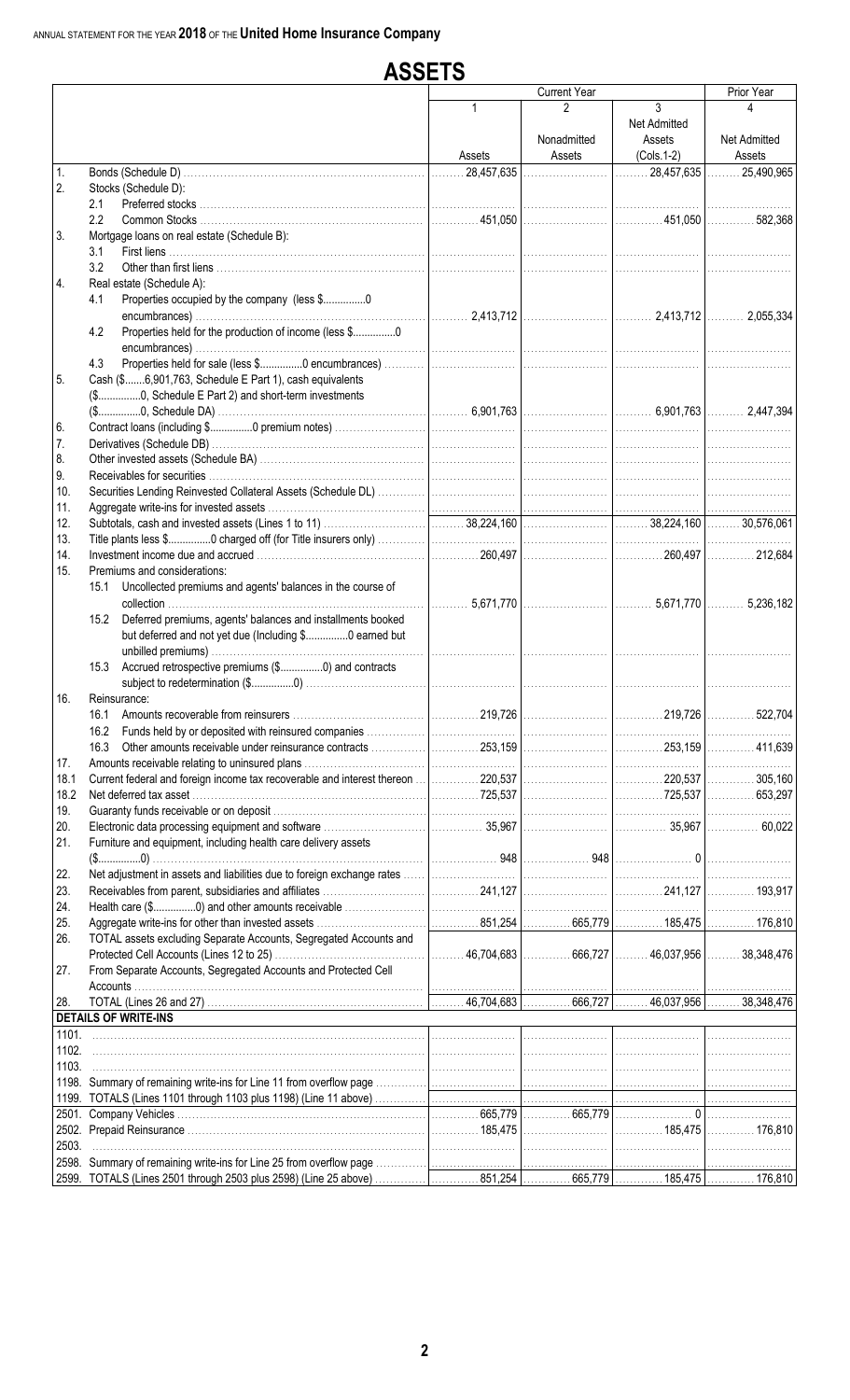ANNUAL STATEMENT FOR THE YEAR **2018** OF THE **United Home Insurance Company**

# ASSETS

| | | Current Year 1 Assets | 2 Nonadmitted Assets | 3 Net Admitted Assets (Cols.1-2) | Prior Year 4 Net Admitted Assets |
|---|---|---|---|---|---|
| 1. | Bonds (Schedule D) | 28,457,635 | | 28,457,635 | 25,490,965 |
| 2. | Stocks (Schedule D): | | | | |
| | 2.1 Preferred stocks | | | | |
| | 2.2 Common Stocks | 451,050 | | 451,050 | 582,368 |
| 3. | Mortgage loans on real estate (Schedule B): | | | | |
| | 3.1 First liens | | | | |
| | 3.2 Other than first liens | | | | |
| 4. | Real estate (Schedule A): | | | | |
| | 4.1 Properties occupied by the company (less $...............0 encumbrances) | 2,413,712 | | 2,413,712 | 2,055,334 |
| | 4.2 Properties held for the production of income (less $...............0 encumbrances) | | | | |
| | 4.3 Properties held for sale (less $...............0 encumbrances) | | | | |
| 5. | Cash ($.......6,901,763, Schedule E Part 1), cash equivalents ($................0, Schedule E Part 2) and short-term investments ($...............0, Schedule DA) | 6,901,763 | | 6,901,763 | 2,447,394 |
| 6. | Contract loans (including $...............0 premium notes) | | | | |
| 7. | Derivatives (Schedule DB) | | | | |
| 8. | Other invested assets (Schedule BA) | | | | |
| 9. | Receivables for securities | | | | |
| 10. | Securities Lending Reinvested Collateral Assets (Schedule DL) | | | | |
| 11. | Aggregate write-ins for invested assets | | | | |
| 12. | Subtotals, cash and invested assets (Lines 1 to 11) | 38,224,160 | | 38,224,160 | 30,576,061 |
| 13. | Title plants less $...............0 charged off (for Title insurers only) | | | | |
| 14. | Investment income due and accrued | 260,497 | | 260,497 | 212,684 |
| 15. | Premiums and considerations: | | | | |
| | 15.1 Uncollected premiums and agents' balances in the course of collection | 5,671,770 | | 5,671,770 | 5,236,182 |
| | 15.2 Deferred premiums, agents' balances and installments booked but deferred and not yet due (Including $...............0 earned but unbilled premiums) | | | | |
| | 15.3 Accrued retrospective premiums ($...............0) and contracts subject to redetermination ($..............0) | | | | |
| 16. | Reinsurance: | | | | |
| | 16.1 Amounts recoverable from reinsurers | 219,726 | | 219,726 | 522,704 |
| | 16.2 Funds held by or deposited with reinsured companies | | | | |
| | 16.3 Other amounts receivable under reinsurance contracts | 253,159 | | 253,159 | 411,639 |
| 17. | Amounts receivable relating to uninsured plans | | | | |
| 18.1 | Current federal and foreign income tax recoverable and interest thereon | 220,537 | | 220,537 | 305,160 |
| 18.2 | Net deferred tax asset | 725,537 | | 725,537 | 653,297 |
| 19. | Guaranty funds receivable or on deposit | | | | |
| 20. | Electronic data processing equipment and software | 35,967 | | 35,967 | 60,022 |
| 21. | Furniture and equipment, including health care delivery assets ($..............0) | 948 | 948 | 0 | |
| 22. | Net adjustment in assets and liabilities due to foreign exchange rates | | | | |
| 23. | Receivables from parent, subsidiaries and affiliates | 241,127 | | 241,127 | 193,917 |
| 24. | Health care ($..............0) and other amounts receivable | | | | |
| 25. | Aggregate write-ins for other than invested assets | 851,254 | 665,779 | 185,475 | 176,810 |
| 26. | TOTAL assets excluding Separate Accounts, Segregated Accounts and Protected Cell Accounts (Lines 12 to 25) | 46,704,683 | 666,727 | 46,037,956 | 38,348,476 |
| 27. | From Separate Accounts, Segregated Accounts and Protected Cell Accounts | | | | |
| 28. | TOTAL (Lines 26 and 27) | 46,704,683 | 666,727 | 46,037,956 | 38,348,476 |
| | **DETAILS OF WRITE-INS** | | | | |
| 1101. | | | | | |
| 1102. | | | | | |
| 1103. | | | | | |
| 1198. | Summary of remaining write-ins for Line 11 from overflow page | | | | |
| 1199. | TOTALS (Lines 1101 through 1103 plus 1198) (Line 11 above) | | | | |
| 2501. | Company Vehicles | 665,779 | 665,779 | 0 | |
| 2502. | Prepaid Reinsurance | 185,475 | | 185,475 | 176,810 |
| 2503. | | | | | |
| 2598. | Summary of remaining write-ins for Line 25 from overflow page | | | | |
| 2599. | TOTALS (Lines 2501 through 2503 plus 2598) (Line 25 above) | 851,254 | 665,779 | 185,475 | 176,810 |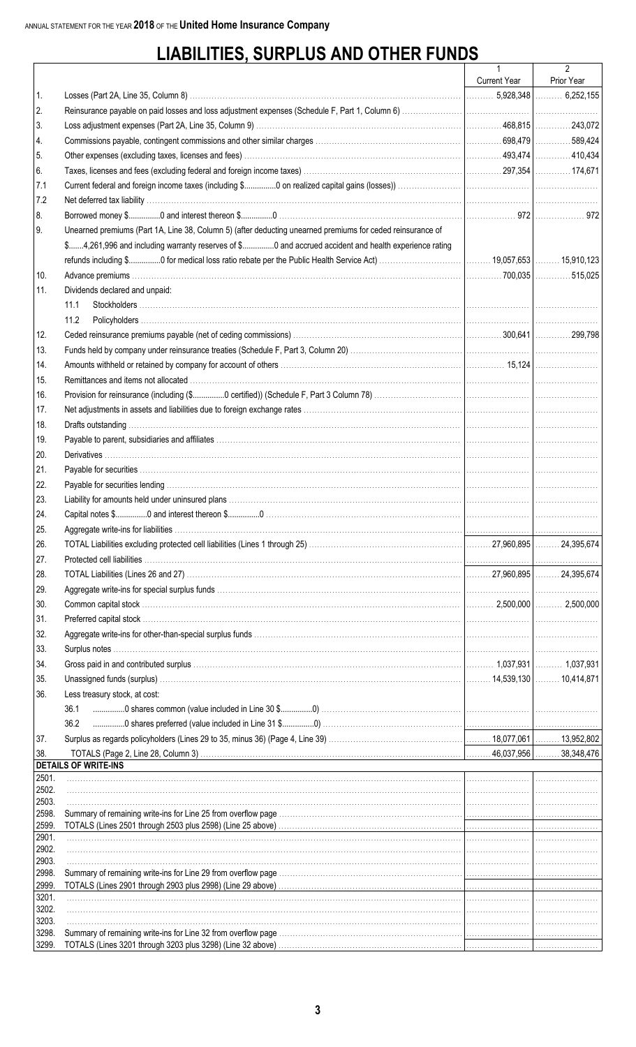ANNUAL STATEMENT FOR THE YEAR **2018** OF THE **United Home Insurance Company**

# LIABILITIES, SURPLUS AND OTHER FUNDS

| | | 1<br>Current Year | 2<br>Prior Year |
|---|---|---|---|
| 1. | Losses (Part 2A, Line 35, Column 8) | 5,928,348 | 6,252,155 |
| 2. | Reinsurance payable on paid losses and loss adjustment expenses (Schedule F, Part 1, Column 6) | | |
| 3. | Loss adjustment expenses (Part 2A, Line 35, Column 9) | 468,815 | 243,072 |
| 4. | Commissions payable, contingent commissions and other similar charges | 698,479 | 589,424 |
| 5. | Other expenses (excluding taxes, licenses and fees) | 493,474 | 410,434 |
| 6. | Taxes, licenses and fees (excluding federal and foreign income taxes) | 297,354 | 174,671 |
| 7.1 | Current federal and foreign income taxes (including $...............0 on realized capital gains (losses)) | | |
| 7.2 | Net deferred tax liability | | |
| 8. | Borrowed money $...............0 and interest thereon $...............0 | 972 | 972 |
| 9. | Unearned premiums (Part 1A, Line 38, Column 5) (after deducting unearned premiums for ceded reinsurance of $.......4,261,996 and including warranty reserves of $...............0 and accrued accident and health experience rating refunds including $...............0 for medical loss ratio rebate per the Public Health Service Act) | 19,057,653 | 15,910,123 |
| 10. | Advance premiums | 700,035 | 515,025 |
| 11. | Dividends declared and unpaid: | | |
| | 11.1 Stockholders | | |
| | 11.2 Policyholders | | |
| 12. | Ceded reinsurance premiums payable (net of ceding commissions) | 300,641 | 299,798 |
| 13. | Funds held by company under reinsurance treaties (Schedule F, Part 3, Column 20) | | |
| 14. | Amounts withheld or retained by company for account of others | 15,124 | |
| 15. | Remittances and items not allocated | | |
| 16. | Provision for reinsurance (including ($...............0 certified)) (Schedule F, Part 3 Column 78) | | |
| 17. | Net adjustments in assets and liabilities due to foreign exchange rates | | |
| 18. | Drafts outstanding | | |
| 19. | Payable to parent, subsidiaries and affiliates | | |
| 20. | Derivatives | | |
| 21. | Payable for securities | | |
| 22. | Payable for securities lending | | |
| 23. | Liability for amounts held under uninsured plans | | |
| 24. | Capital notes $...............0 and interest thereon $...............0 | | |
| 25. | Aggregate write-ins for liabilities | | |
| 26. | TOTAL Liabilities excluding protected cell liabilities (Lines 1 through 25) | 27,960,895 | 24,395,674 |
| 27. | Protected cell liabilities | | |
| 28. | TOTAL Liabilities (Lines 26 and 27) | 27,960,895 | 24,395,674 |
| 29. | Aggregate write-ins for special surplus funds | | |
| 30. | Common capital stock | 2,500,000 | 2,500,000 |
| 31. | Preferred capital stock | | |
| 32. | Aggregate write-ins for other-than-special surplus funds | | |
| 33. | Surplus notes | | |
| 34. | Gross paid in and contributed surplus | 1,037,931 | 1,037,931 |
| 35. | Unassigned funds (surplus) | 14,539,130 | 10,414,871 |
| 36. | Less treasury stock, at cost: | | |
| | 36.1 ...............0 shares common (value included in Line 30 $...............0) | | |
| | 36.2 ...............0 shares preferred (value included in Line 31 $...............0) | | |
| 37. | Surplus as regards policyholders (Lines 29 to 35, minus 36) (Page 4, Line 39) | 18,077,061 | 13,952,802 |
| 38. | TOTALS (Page 2, Line 28, Column 3) | 46,037,956 | 38,348,476 |
| | **DETAILS OF WRITE-INS** | | |
| 2501. | | | |
| 2502. | | | |
| 2503. | | | |
| 2598. | Summary of remaining write-ins for Line 25 from overflow page | | |
| 2599. | TOTALS (Lines 2501 through 2503 plus 2598) (Line 25 above) | | |
| 2901. | | | |
| 2902. | | | |
| 2903. | | | |
| 2998. | Summary of remaining write-ins for Line 29 from overflow page | | |
| 2999. | TOTALS (Lines 2901 through 2903 plus 2998) (Line 29 above) | | |
| 3201. | | | |
| 3202. | | | |
| 3203. | | | |
| 3298. | Summary of remaining write-ins for Line 32 from overflow page | | |
| 3299. | TOTALS (Lines 3201 through 3203 plus 3298) (Line 32 above) | | |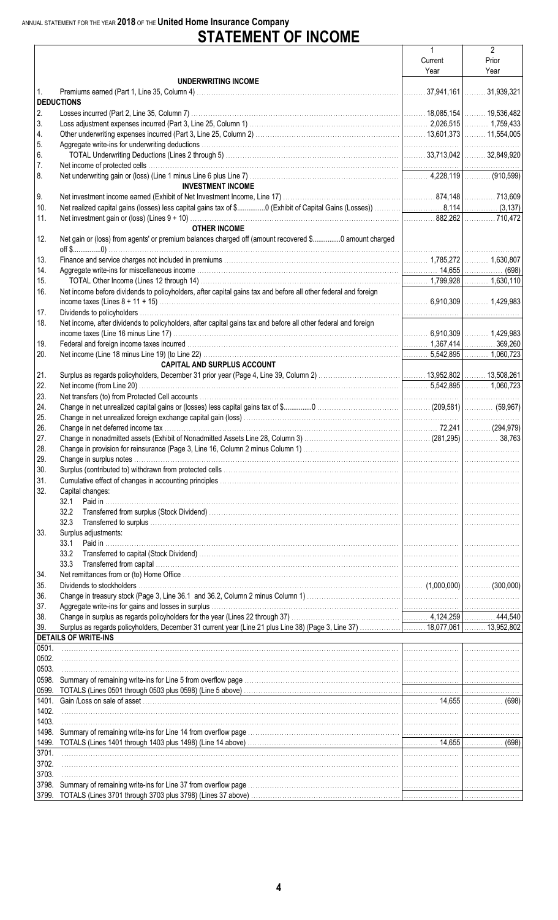ANNUAL STATEMENT FOR THE YEAR **2018** OF THE **United Home Insurance Company**

# STATEMENT OF INCOME

| | | 1<br>Current<br>Year | 2<br>Prior<br>Year |
|---|---|---|---|
| | **UNDERWRITING INCOME** | | |
| 1. | Premiums earned (Part 1, Line 35, Column 4) | 37,941,161 | 31,939,321 |
| | **DEDUCTIONS** | | |
| 2. | Losses incurred (Part 2, Line 35, Column 7) | 18,085,154 | 19,536,482 |
| 3. | Loss adjustment expenses incurred (Part 3, Line 25, Column 1) | 2,026,515 | 1,759,433 |
| 4. | Other underwriting expenses incurred (Part 3, Line 25, Column 2) | 13,601,373 | 11,554,005 |
| 5. | Aggregate write-ins for underwriting deductions | | |
| 6. | TOTAL Underwriting Deductions (Lines 2 through 5) | 33,713,042 | 32,849,920 |
| 7. | Net income of protected cells | | |
| 8. | Net underwriting gain or (loss) (Line 1 minus Line 6 plus Line 7) | 4,228,119 | (910,599) |
| | **INVESTMENT INCOME** | | |
| 9. | Net investment income earned (Exhibit of Net Investment Income, Line 17) | 874,148 | 713,609 |
| 10. | Net realized capital gains (losses) less capital gains tax of $..............0 (Exhibit of Capital Gains (Losses)) | 8,114 | (3,137) |
| 11. | Net investment gain or (loss) (Lines 9 + 10) | 882,262 | 710,472 |
| | **OTHER INCOME** | | |
| 12. | Net gain or (loss) from agents' or premium balances charged off (amount recovered $..............0 amount charged off $..............0) | | |
| 13. | Finance and service charges not included in premiums | 1,785,272 | 1,630,807 |
| 14. | Aggregate write-ins for miscellaneous income | 14,655 | (698) |
| 15. | TOTAL Other Income (Lines 12 through 14) | 1,799,928 | 1,630,110 |
| 16. | Net income before dividends to policyholders, after capital gains tax and before all other federal and foreign income taxes (Lines 8 + 11 + 15) | 6,910,309 | 1,429,983 |
| 17. | Dividends to policyholders | | |
| 18. | Net income, after dividends to policyholders, after capital gains tax and before all other federal and foreign income taxes (Line 16 minus Line 17) | 6,910,309 | 1,429,983 |
| 19. | Federal and foreign income taxes incurred | 1,367,414 | 369,260 |
| 20. | Net income (Line 18 minus Line 19) (to Line 22) | 5,542,895 | 1,060,723 |
| | **CAPITAL AND SURPLUS ACCOUNT** | | |
| 21. | Surplus as regards policyholders, December 31 prior year (Page 4, Line 39, Column 2) | 13,952,802 | 13,508,261 |
| 22. | Net income (from Line 20) | 5,542,895 | 1,060,723 |
| 23. | Net transfers (to) from Protected Cell accounts | | |
| 24. | Change in net unrealized capital gains or (losses) less capital gains tax of $..............0 | (209,581) | (59,967) |
| 25. | Change in net unrealized foreign exchange capital gain (loss) | | |
| 26. | Change in net deferred income tax | 72,241 | (294,979) |
| 27. | Change in nonadmitted assets (Exhibit of Nonadmitted Assets Line 28, Column 3) | (281,295) | 38,763 |
| 28. | Change in provision for reinsurance (Page 3, Line 16, Column 2 minus Column 1) | | |
| 29. | Change in surplus notes | | |
| 30. | Surplus (contributed to) withdrawn from protected cells | | |
| 31. | Cumulative effect of changes in accounting principles | | |
| 32. | Capital changes: | | |
| | 32.1 Paid in | | |
| | 32.2 Transferred from surplus (Stock Dividend) | | |
| | 32.3 Transferred to surplus | | |
| 33. | Surplus adjustments: | | |
| | 33.1 Paid in | | |
| | 33.2 Transferred to capital (Stock Dividend) | | |
| | 33.3 Transferred from capital | | |
| 34. | Net remittances from or (to) Home Office | | |
| 35. | Dividends to stockholders | (1,000,000) | (300,000) |
| 36. | Change in treasury stock (Page 3, Line 36.1 and 36.2, Column 2 minus Column 1) | | |
| 37. | Aggregate write-ins for gains and losses in surplus | | |
| 38. | Change in surplus as regards policyholders for the year (Lines 22 through 37) | 4,124,259 | 444,540 |
| 39. | Surplus as regards policyholders, December 31 current year (Line 21 plus Line 38) (Page 3, Line 37) | 18,077,061 | 13,952,802 |
| | **DETAILS OF WRITE-INS** | | |
| 0501. | | | |
| 0502. | | | |
| 0503. | | | |
| 0598. | Summary of remaining write-ins for Line 5 from overflow page | | |
| 0599. | TOTALS (Lines 0501 through 0503 plus 0598) (Line 5 above) | | |
| 1401. | Gain /Loss on sale of asset | 14,655 | (698) |
| 1402. | | | |
| 1403. | | | |
| 1498. | Summary of remaining write-ins for Line 14 from overflow page | | |
| 1499. | TOTALS (Lines 1401 through 1403 plus 1498) (Line 14 above) | 14,655 | (698) |
| 3701. | | | |
| 3702. | | | |
| 3703. | | | |
| 3798. | Summary of remaining write-ins for Line 37 from overflow page | | |
| 3799. | TOTALS (Lines 3701 through 3703 plus 3798) (Lines 37 above) | | |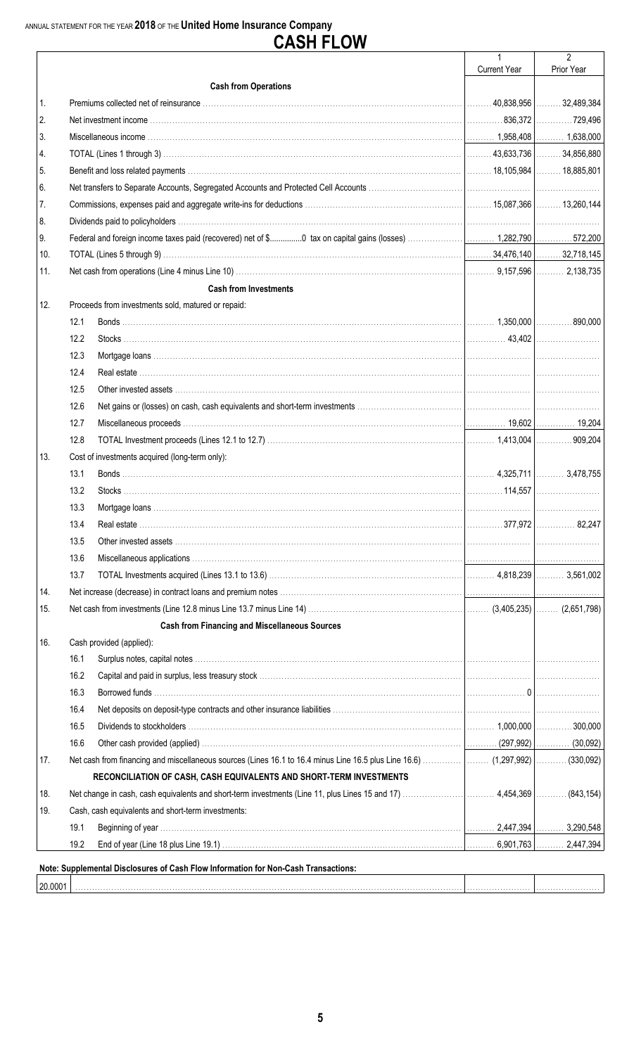ANNUAL STATEMENT FOR THE YEAR **2018** OF THE **United Home Insurance Company**

# CASH FLOW

| | | | 1<br>Current Year | 2<br>Prior Year |
|---|---|---|---|---|
| | | **Cash from Operations** | | |
| 1. | | Premiums collected net of reinsurance | 40,838,956 | 32,489,384 |
| 2. | | Net investment income | 836,372 | 729,496 |
| 3. | | Miscellaneous income | 1,958,408 | 1,638,000 |
| 4. | | TOTAL (Lines 1 through 3) | 43,633,736 | 34,856,880 |
| 5. | | Benefit and loss related payments | 18,105,984 | 18,885,801 |
| 6. | | Net transfers to Separate Accounts, Segregated Accounts and Protected Cell Accounts | | |
| 7. | | Commissions, expenses paid and aggregate write-ins for deductions | 15,087,366 | 13,260,144 |
| 8. | | Dividends paid to policyholders | | |
| 9. | | Federal and foreign income taxes paid (recovered) net of $..............0 tax on capital gains (losses) | 1,282,790 | 572,200 |
| 10. | | TOTAL (Lines 5 through 9) | 34,476,140 | 32,718,145 |
| 11. | | Net cash from operations (Line 4 minus Line 10) | 9,157,596 | 2,138,735 |
| | | **Cash from Investments** | | |
| 12. | | Proceeds from investments sold, matured or repaid: | | |
| | 12.1 | Bonds | 1,350,000 | 890,000 |
| | 12.2 | Stocks | 43,402 | |
| | 12.3 | Mortgage loans | | |
| | 12.4 | Real estate | | |
| | 12.5 | Other invested assets | | |
| | 12.6 | Net gains or (losses) on cash, cash equivalents and short-term investments | | |
| | 12.7 | Miscellaneous proceeds | 19,602 | 19,204 |
| | 12.8 | TOTAL Investment proceeds (Lines 12.1 to 12.7) | 1,413,004 | 909,204 |
| 13. | | Cost of investments acquired (long-term only): | | |
| | 13.1 | Bonds | 4,325,711 | 3,478,755 |
| | 13.2 | Stocks | 114,557 | |
| | 13.3 | Mortgage loans | | |
| | 13.4 | Real estate | 377,972 | 82,247 |
| | 13.5 | Other invested assets | | |
| | 13.6 | Miscellaneous applications | | |
| | 13.7 | TOTAL Investments acquired (Lines 13.1 to 13.6) | 4,818,239 | 3,561,002 |
| 14. | | Net increase (decrease) in contract loans and premium notes | | |
| 15. | | Net cash from investments (Line 12.8 minus Line 13.7 minus Line 14) | (3,405,235) | (2,651,798) |
| | | **Cash from Financing and Miscellaneous Sources** | | |
| 16. | | Cash provided (applied): | | |
| | 16.1 | Surplus notes, capital notes | | |
| | 16.2 | Capital and paid in surplus, less treasury stock | | |
| | 16.3 | Borrowed funds | 0 | |
| | 16.4 | Net deposits on deposit-type contracts and other insurance liabilities | | |
| | 16.5 | Dividends to stockholders | 1,000,000 | 300,000 |
| | 16.6 | Other cash provided (applied) | (297,992) | (30,092) |
| 17. | | Net cash from financing and miscellaneous sources (Lines 16.1 to 16.4 minus Line 16.5 plus Line 16.6) | (1,297,992) | (330,092) |
| | | **RECONCILIATION OF CASH, CASH EQUIVALENTS AND SHORT-TERM INVESTMENTS** | | |
| 18. | | Net change in cash, cash equivalents and short-term investments (Line 11, plus Lines 15 and 17) | 4,454,369 | (843,154) |
| 19. | | Cash, cash equivalents and short-term investments: | | |
| | 19.1 | Beginning of year | 2,447,394 | 3,290,548 |
| | 19.2 | End of year (Line 18 plus Line 19.1) | 6,901,763 | 2,447,394 |

**Note: Supplemental Disclosures of Cash Flow Information for Non-Cash Transactions:**

| | | | |
|---|---|---|---|
| 20.0001 | | | |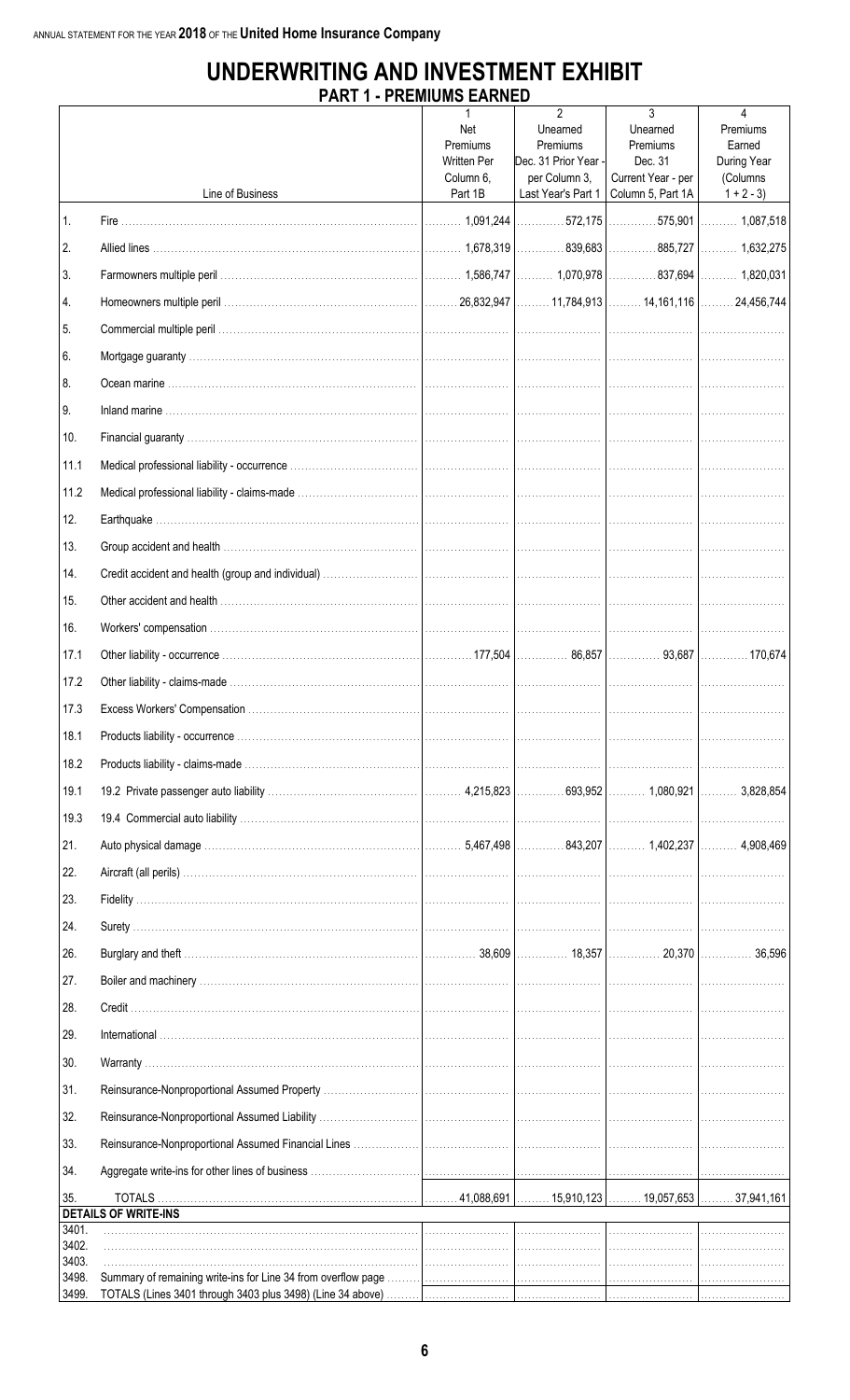ANNUAL STATEMENT FOR THE YEAR **2018** OF THE **United Home Insurance Company**

# UNDERWRITING AND INVESTMENT EXHIBIT

## PART 1 - PREMIUMS EARNED

| | Line of Business | 1<br>Net Premiums Written Per Column 6, Part 1B | 2<br>Unearned Premiums Dec. 31 Prior Year - per Column 3, Last Year's Part 1 | 3<br>Unearned Premiums Dec. 31 Current Year - per Column 5, Part 1A | 4<br>Premiums Earned During Year (Columns 1 + 2 - 3) |
|---|---|---|---|---|---|
| 1. | Fire | 1,091,244 | 572,175 | 575,901 | 1,087,518 |
| 2. | Allied lines | 1,678,319 | 839,683 | 885,727 | 1,632,275 |
| 3. | Farmowners multiple peril | 1,586,747 | 1,070,978 | 837,694 | 1,820,031 |
| 4. | Homeowners multiple peril | 26,832,947 | 11,784,913 | 14,161,116 | 24,456,744 |
| 5. | Commercial multiple peril | | | | |
| 6. | Mortgage guaranty | | | | |
| 8. | Ocean marine | | | | |
| 9. | Inland marine | | | | |
| 10. | Financial guaranty | | | | |
| 11.1 | Medical professional liability - occurrence | | | | |
| 11.2 | Medical professional liability - claims-made | | | | |
| 12. | Earthquake | | | | |
| 13. | Group accident and health | | | | |
| 14. | Credit accident and health (group and individual) | | | | |
| 15. | Other accident and health | | | | |
| 16. | Workers' compensation | | | | |
| 17.1 | Other liability - occurrence | 177,504 | 86,857 | 93,687 | 170,674 |
| 17.2 | Other liability - claims-made | | | | |
| 17.3 | Excess Workers' Compensation | | | | |
| 18.1 | Products liability - occurrence | | | | |
| 18.2 | Products liability - claims-made | | | | |
| 19.1 | 19.2 Private passenger auto liability | 4,215,823 | 693,952 | 1,080,921 | 3,828,854 |
| 19.3 | 19.4 Commercial auto liability | | | | |
| 21. | Auto physical damage | 5,467,498 | 843,207 | 1,402,237 | 4,908,469 |
| 22. | Aircraft (all perils) | | | | |
| 23. | Fidelity | | | | |
| 24. | Surety | | | | |
| 26. | Burglary and theft | 38,609 | 18,357 | 20,370 | 36,596 |
| 27. | Boiler and machinery | | | | |
| 28. | Credit | | | | |
| 29. | International | | | | |
| 30. | Warranty | | | | |
| 31. | Reinsurance-Nonproportional Assumed Property | | | | |
| 32. | Reinsurance-Nonproportional Assumed Liability | | | | |
| 33. | Reinsurance-Nonproportional Assumed Financial Lines | | | | |
| 34. | Aggregate write-ins for other lines of business | | | | |
| 35. | TOTALS | 41,088,691 | 15,910,123 | 19,057,653 | 37,941,161 |
| | **DETAILS OF WRITE-INS** | | | | |
| 3401. | | | | | |
| 3402. | | | | | |
| 3403. | | | | | |
| 3498. | Summary of remaining write-ins for Line 34 from overflow page | | | | |
| 3499. | TOTALS (Lines 3401 through 3403 plus 3498) (Line 34 above) | | | | |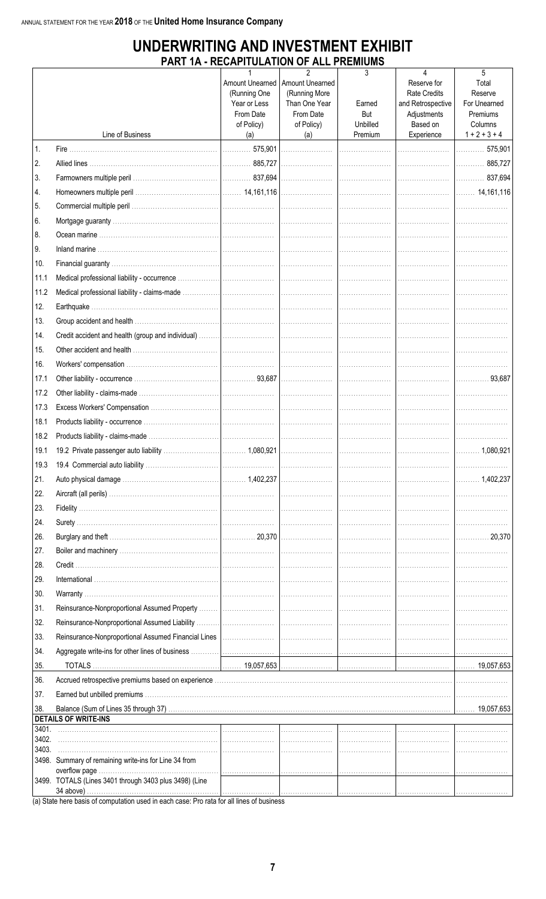ANNUAL STATEMENT FOR THE YEAR **2018** OF THE **United Home Insurance Company**

# UNDERWRITING AND INVESTMENT EXHIBIT

## PART 1A - RECAPITULATION OF ALL PREMIUMS

| | Line of Business | 1<br>Amount Unearned (Running One Year or Less From Date of Policy) (a) | 2<br>Amount Unearned (Running More Than One Year From Date of Policy) (a) | 3<br>Earned But Unbilled Premium | 4<br>Reserve for Rate Credits and Retrospective Adjustments Based on Experience | 5<br>Total Reserve For Unearned Premiums Columns 1 + 2 + 3 + 4 |
|---|---|---|---|---|---|---|
| 1. | Fire | 575,901 | | | | 575,901 |
| 2. | Allied lines | 885,727 | | | | 885,727 |
| 3. | Farmowners multiple peril | 837,694 | | | | 837,694 |
| 4. | Homeowners multiple peril | 14,161,116 | | | | 14,161,116 |
| 5. | Commercial multiple peril | | | | | |
| 6. | Mortgage guaranty | | | | | |
| 8. | Ocean marine | | | | | |
| 9. | Inland marine | | | | | |
| 10. | Financial guaranty | | | | | |
| 11.1 | Medical professional liability - occurrence | | | | | |
| 11.2 | Medical professional liability - claims-made | | | | | |
| 12. | Earthquake | | | | | |
| 13. | Group accident and health | | | | | |
| 14. | Credit accident and health (group and individual) | | | | | |
| 15. | Other accident and health | | | | | |
| 16. | Workers' compensation | | | | | |
| 17.1 | Other liability - occurrence | 93,687 | | | | 93,687 |
| 17.2 | Other liability - claims-made | | | | | |
| 17.3 | Excess Workers' Compensation | | | | | |
| 18.1 | Products liability - occurrence | | | | | |
| 18.2 | Products liability - claims-made | | | | | |
| 19.1 | 19.2 Private passenger auto liability | 1,080,921 | | | | 1,080,921 |
| 19.3 | 19.4 Commercial auto liability | | | | | |
| 21. | Auto physical damage | 1,402,237 | | | | 1,402,237 |
| 22. | Aircraft (all perils) | | | | | |
| 23. | Fidelity | | | | | |
| 24. | Surety | | | | | |
| 26. | Burglary and theft | 20,370 | | | | 20,370 |
| 27. | Boiler and machinery | | | | | |
| 28. | Credit | | | | | |
| 29. | International | | | | | |
| 30. | Warranty | | | | | |
| 31. | Reinsurance-Nonproportional Assumed Property | | | | | |
| 32. | Reinsurance-Nonproportional Assumed Liability | | | | | |
| 33. | Reinsurance-Nonproportional Assumed Financial Lines | | | | | |
| 34. | Aggregate write-ins for other lines of business | | | | | |
| 35. | TOTALS | 19,057,653 | | | | 19,057,653 |
| 36. | Accrued retrospective premiums based on experience | | | | | |
| 37. | Earned but unbilled premiums | | | | | |
| 38. | Balance (Sum of Lines 35 through 37) | | | | | 19,057,653 |
| | **DETAILS OF WRITE-INS** | | | | | |
| 3401. | | | | | | |
| 3402. | | | | | | |
| 3403. | | | | | | |
| 3498. | Summary of remaining write-ins for Line 34 from overflow page | | | | | |
| 3499. | TOTALS (Lines 3401 through 3403 plus 3498) (Line 34 above) | | | | | |

(a) State here basis of computation used in each case: Pro rata for all lines of business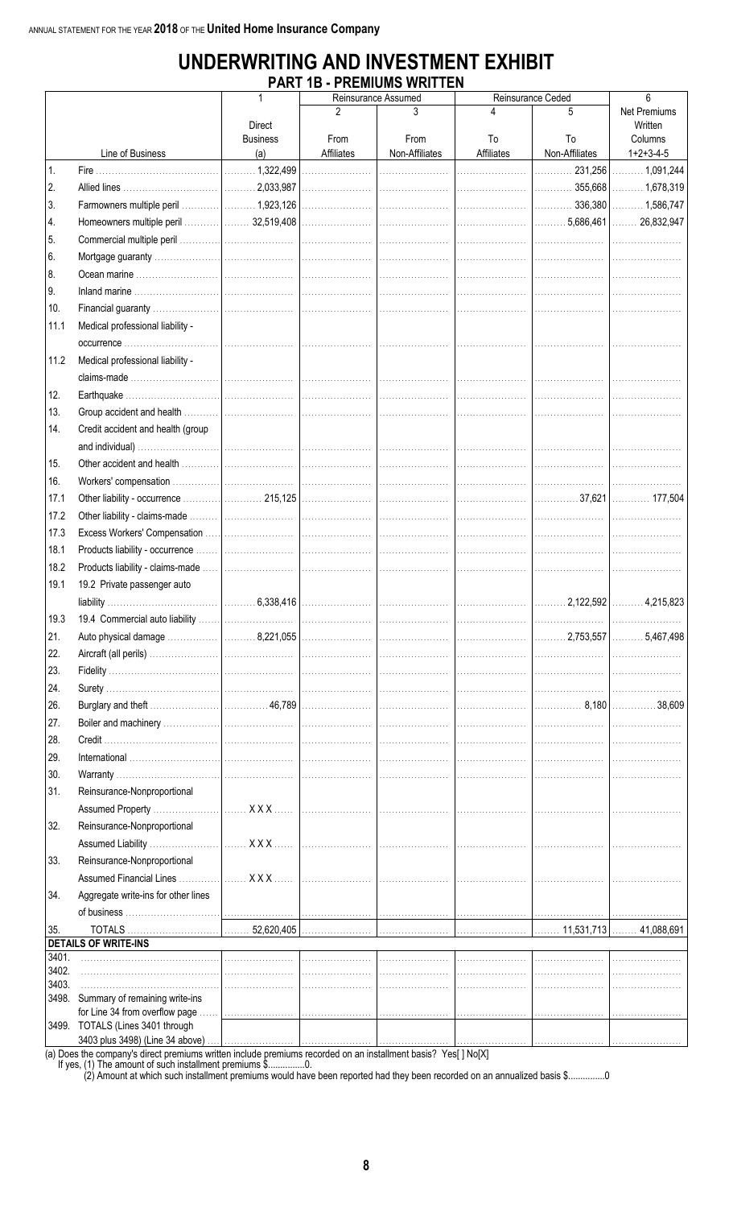ANNUAL STATEMENT FOR THE YEAR **2018** OF THE **United Home Insurance Company**

# UNDERWRITING AND INVESTMENT EXHIBIT

## PART 1B - PREMIUMS WRITTEN

| | | 1 | Reinsurance Assumed | | Reinsurance Ceded | | 6 |
|---|---|---|---|---|---|---|---|
| | | | 2 | 3 | 4 | 5 | Net Premiums Written |
| | Line of Business | Direct Business (a) | From Affiliates | From Non-Affiliates | To Affiliates | To Non-Affiliates | Columns 1+2+3-4-5 |
| 1. | Fire | 1,322,499 | | | | 231,256 | 1,091,244 |
| 2. | Allied lines | 2,033,987 | | | | 355,668 | 1,678,319 |
| 3. | Farmowners multiple peril | 1,923,126 | | | | 336,380 | 1,586,747 |
| 4. | Homeowners multiple peril | 32,519,408 | | | | 5,686,461 | 26,832,947 |
| 5. | Commercial multiple peril | | | | | | |
| 6. | Mortgage guaranty | | | | | | |
| 8. | Ocean marine | | | | | | |
| 9. | Inland marine | | | | | | |
| 10. | Financial guaranty | | | | | | |
| 11.1 | Medical professional liability - occurrence | | | | | | |
| 11.2 | Medical professional liability - claims-made | | | | | | |
| 12. | Earthquake | | | | | | |
| 13. | Group accident and health | | | | | | |
| 14. | Credit accident and health (group and individual) | | | | | | |
| 15. | Other accident and health | | | | | | |
| 16. | Workers' compensation | | | | | | |
| 17.1 | Other liability - occurrence | 215,125 | | | | 37,621 | 177,504 |
| 17.2 | Other liability - claims-made | | | | | | |
| 17.3 | Excess Workers' Compensation | | | | | | |
| 18.1 | Products liability - occurrence | | | | | | |
| 18.2 | Products liability - claims-made | | | | | | |
| 19.1 | 19.2 Private passenger auto liability | 6,338,416 | | | | 2,122,592 | 4,215,823 |
| 19.3 | 19.4 Commercial auto liability | | | | | | |
| 21. | Auto physical damage | 8,221,055 | | | | 2,753,557 | 5,467,498 |
| 22. | Aircraft (all perils) | | | | | | |
| 23. | Fidelity | | | | | | |
| 24. | Surety | | | | | | |
| 26. | Burglary and theft | 46,789 | | | | 8,180 | 38,609 |
| 27. | Boiler and machinery | | | | | | |
| 28. | Credit | | | | | | |
| 29. | International | | | | | | |
| 30. | Warranty | | | | | | |
| 31. | Reinsurance-Nonproportional Assumed Property | XXX | | | | | |
| 32. | Reinsurance-Nonproportional Assumed Liability | XXX | | | | | |
| 33. | Reinsurance-Nonproportional Assumed Financial Lines | XXX | | | | | |
| 34. | Aggregate write-ins for other lines of business | | | | | | |
| 35. | TOTALS | 52,620,405 | | | | 11,531,713 | 41,088,691 |
| | **DETAILS OF WRITE-INS** | | | | | | |
| 3401. | | | | | | | |
| 3402. | | | | | | | |
| 3403. | | | | | | | |
| 3498. | Summary of remaining write-ins for Line 34 from overflow page | | | | | | |
| 3499. | TOTALS (Lines 3401 through 3403 plus 3498) (Line 34 above) | | | | | | |

(a) Does the company's direct premiums written include premiums recorded on an installment basis? Yes[ ] No[X]
If yes, (1) The amount of such installment premiums $...............0.
(2) Amount at which such installment premiums would have been reported had they been recorded on an annualized basis $...............0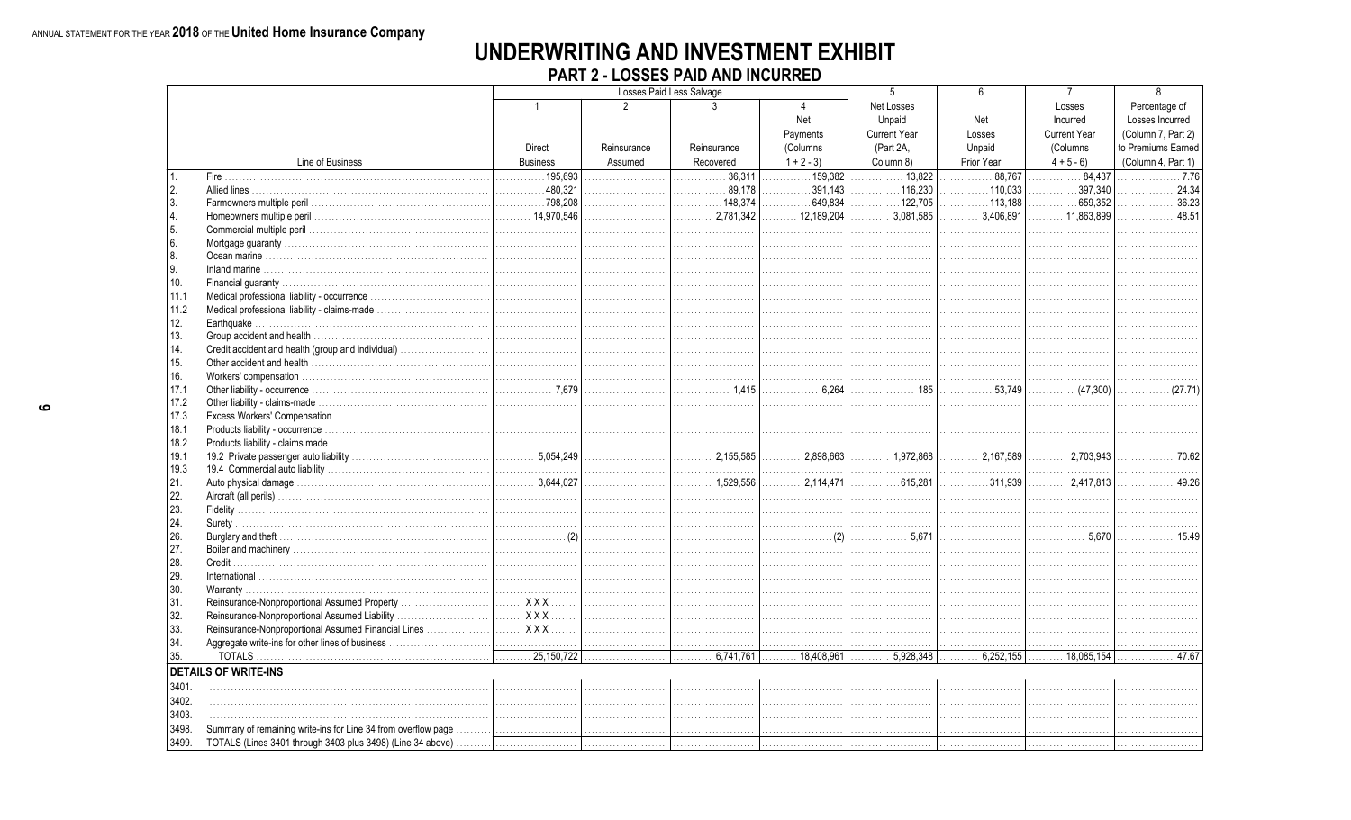ANNUAL STATEMENT FOR THE YEAR **2018** OF THE **United Home Insurance Company**

# UNDERWRITING AND INVESTMENT EXHIBIT

## PART 2 - LOSSES PAID AND INCURRED

| | Line of Business | Losses Paid Less Salvage | | | | 5 | 6 | 7 | 8 |
|---|---|---|---|---|---|---|---|---|---|
| | | 1 | 2 | 3 | 4 | Net Losses Unpaid Current Year (Part 2A, Column 8) | Net Losses Unpaid Prior Year | Losses Incurred Current Year (Columns 4 + 5 - 6) | Percentage of Losses Incurred (Column 7, Part 2) to Premiums Earned (Column 4, Part 1) |
| | | Direct Business | Reinsurance Assumed | Reinsurance Recovered | Net Payments (Columns 1 + 2 - 3) | | | | |
| 1. | Fire | 195,693 | | 36,311 | 159,382 | 13,822 | 88,767 | 84,437 | 7.76 |
| 2. | Allied lines | 480,321 | | 89,178 | 391,143 | 116,230 | 110,033 | 397,340 | 24.34 |
| 3. | Farmowners multiple peril | 798,208 | | 148,374 | 649,834 | 122,705 | 113,188 | 659,352 | 36.23 |
| 4. | Homeowners multiple peril | 14,970,546 | | 2,781,342 | 12,189,204 | 3,081,585 | 3,406,891 | 11,863,899 | 48.51 |
| 5. | Commercial multiple peril | | | | | | | | |
| 6. | Mortgage guaranty | | | | | | | | |
| 8. | Ocean marine | | | | | | | | |
| 9. | Inland marine | | | | | | | | |
| 10. | Financial guaranty | | | | | | | | |
| 11.1 | Medical professional liability - occurrence | | | | | | | | |
| 11.2 | Medical professional liability - claims-made | | | | | | | | |
| 12. | Earthquake | | | | | | | | |
| 13. | Group accident and health | | | | | | | | |
| 14. | Credit accident and health (group and individual) | | | | | | | | |
| 15. | Other accident and health | | | | | | | | |
| 16. | Workers' compensation | | | | | | | | |
| 17.1 | Other liability - occurrence | 7,679 | | 1,415 | 6,264 | 185 | 53,749 | (47,300) | (27.71) |
| 17.2 | Other liability - claims-made | | | | | | | | |
| 17.3 | Excess Workers' Compensation | | | | | | | | |
| 18.1 | Products liability - occurrence | | | | | | | | |
| 18.2 | Products liability - claims made | | | | | | | | |
| 19.1 | 19.2 Private passenger auto liability | 5,054,249 | | 2,155,585 | 2,898,663 | 1,972,868 | 2,167,589 | 2,703,943 | 70.62 |
| 19.3 | 19.4 Commercial auto liability | | | | | | | | |
| 21. | Auto physical damage | 3,644,027 | | 1,529,556 | 2,114,471 | 615,281 | 311,939 | 2,417,813 | 49.26 |
| 22. | Aircraft (all perils) | | | | | | | | |
| 23. | Fidelity | | | | | | | | |
| 24. | Surety | | | | | | | | |
| 26. | Burglary and theft | (2) | | | (2) | 5,671 | | 5,670 | 15.49 |
| 27. | Boiler and machinery | | | | | | | | |
| 28. | Credit | | | | | | | | |
| 29. | International | | | | | | | | |
| 30. | Warranty | | | | | | | | |
| 31. | Reinsurance-Nonproportional Assumed Property | XXX | | | | | | | |
| 32. | Reinsurance-Nonproportional Assumed Liability | XXX | | | | | | | |
| 33. | Reinsurance-Nonproportional Assumed Financial Lines | XXX | | | | | | | |
| 34. | Aggregate write-ins for other lines of business | | | | | | | | |
| 35. | TOTALS | 25,150,722 | | 6,741,761 | 18,408,961 | 5,928,348 | 6,252,155 | 18,085,154 | 47.67 |
| | **DETAILS OF WRITE-INS** | | | | | | | | |
| 3401. | | | | | | | | | |
| 3402. | | | | | | | | | |
| 3403. | | | | | | | | | |
| 3498. | Summary of remaining write-ins for Line 34 from overflow page | | | | | | | | |
| 3499. | TOTALS (Lines 3401 through 3403 plus 3498) (Line 34 above) | | | | | | | | |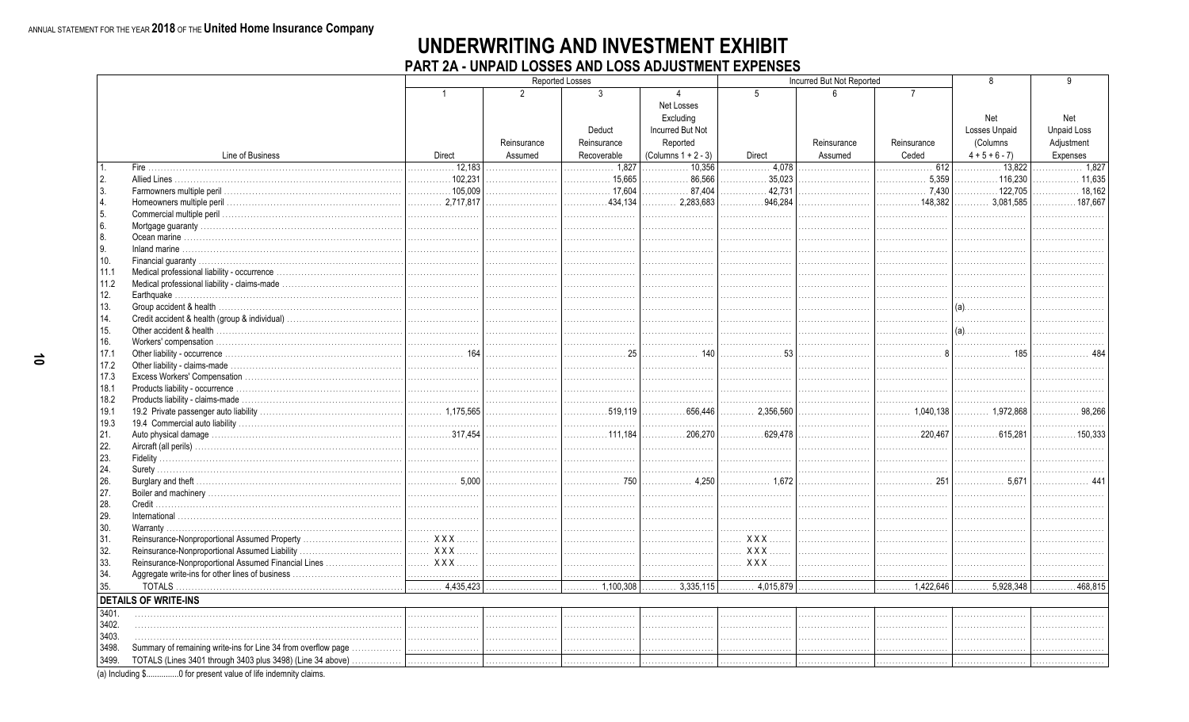ANNUAL STATEMENT FOR THE YEAR **2018** OF THE **United Home Insurance Company**

# UNDERWRITING AND INVESTMENT EXHIBIT

## PART 2A - UNPAID LOSSES AND LOSS ADJUSTMENT EXPENSES

| | Line of Business | Reported Losses | | | | Incurred But Not Reported | | | 8 | 9 |
|---|---|---|---|---|---|---|---|---|---|---|
| | | 1 | 2 | 3 | 4 | 5 | 6 | 7 | | |
| | | Direct | Reinsurance Assumed | Deduct Reinsurance Recoverable | Net Losses Excluding Incurred But Not Reported (Columns 1 + 2 - 3) | Direct | Reinsurance Assumed | Reinsurance Ceded | Net Losses Unpaid (Columns 4 + 5 + 6 - 7) | Net Unpaid Loss Adjustment Expenses |
| 1. | Fire | 12,183 | | 1,827 | 10,356 | 4,078 | | 612 | 13,822 | 1,827 |
| 2. | Allied Lines | 102,231 | | 15,665 | 86,566 | 35,023 | | 5,359 | 116,230 | 11,635 |
| 3. | Farmowners multiple peril | 105,009 | | 17,604 | 87,404 | 42,731 | | 7,430 | 122,705 | 18,162 |
| 4. | Homeowners multiple peril | 2,717,817 | | 434,134 | 2,283,683 | 946,284 | | 148,382 | 3,081,585 | 187,667 |
| 5. | Commercial multiple peril | | | | | | | | | |
| 6. | Mortgage guaranty | | | | | | | | | |
| 8. | Ocean marine | | | | | | | | | |
| 9. | Inland marine | | | | | | | | | |
| 10. | Financial guaranty | | | | | | | | | |
| 11.1 | Medical professional liability - occurrence | | | | | | | | | |
| 11.2 | Medical professional liability - claims-made | | | | | | | | | |
| 12. | Earthquake | | | | | | | | | |
| 13. | Group accident & health | | | | | | | | (a) | |
| 14. | Credit accident & health (group & individual) | | | | | | | | | |
| 15. | Other accident & health | | | | | | | | (a) | |
| 16. | Workers' compensation | | | | | | | | | |
| 17.1 | Other liability - occurrence | 164 | | 25 | 140 | 53 | | 8 | 185 | 484 |
| 17.2 | Other liability - claims-made | | | | | | | | | |
| 17.3 | Excess Workers' Compensation | | | | | | | | | |
| 18.1 | Products liability - occurrence | | | | | | | | | |
| 18.2 | Products liability - claims-made | | | | | | | | | |
| 19.1 | 19.2 Private passenger auto liability | 1,175,565 | | 519,119 | 656,446 | 2,356,560 | | 1,040,138 | 1,972,868 | 98,266 |
| 19.3 | 19.4 Commercial auto liability | | | | | | | | | |
| 21. | Auto physical damage | 317,454 | | 111,184 | 206,270 | 629,478 | | 220,467 | 615,281 | 150,333 |
| 22. | Aircraft (all perils) | | | | | | | | | |
| 23. | Fidelity | | | | | | | | | |
| 24. | Surety | | | | | | | | | |
| 26. | Burglary and theft | 5,000 | | 750 | 4,250 | 1,672 | | 251 | 5,671 | 441 |
| 27. | Boiler and machinery | | | | | | | | | |
| 28. | Credit | | | | | | | | | |
| 29. | International | | | | | | | | | |
| 30. | Warranty | | | | | | | | | |
| 31. | Reinsurance-Nonproportional Assumed Property | XXX | | | | XXX | | | | |
| 32. | Reinsurance-Nonproportional Assumed Liability | XXX | | | | XXX | | | | |
| 33. | Reinsurance-Nonproportional Assumed Financial Lines | XXX | | | | XXX | | | | |
| 34. | Aggregate write-ins for other lines of business | | | | | | | | | |
| 35. | TOTALS | 4,435,423 | | 1,100,308 | 3,335,115 | 4,015,879 | | 1,422,646 | 5,928,348 | 468,815 |
| | **DETAILS OF WRITE-INS** | | | | | | | | | |
| 3401. | | | | | | | | | | |
| 3402. | | | | | | | | | | |
| 3403. | | | | | | | | | | |
| 3498. | Summary of remaining write-ins for Line 34 from overflow page | | | | | | | | | |
| 3499. | TOTALS (Lines 3401 through 3403 plus 3498) (Line 34 above) | | | | | | | | | |

(a) Including $..............0 for present value of life indemnity claims.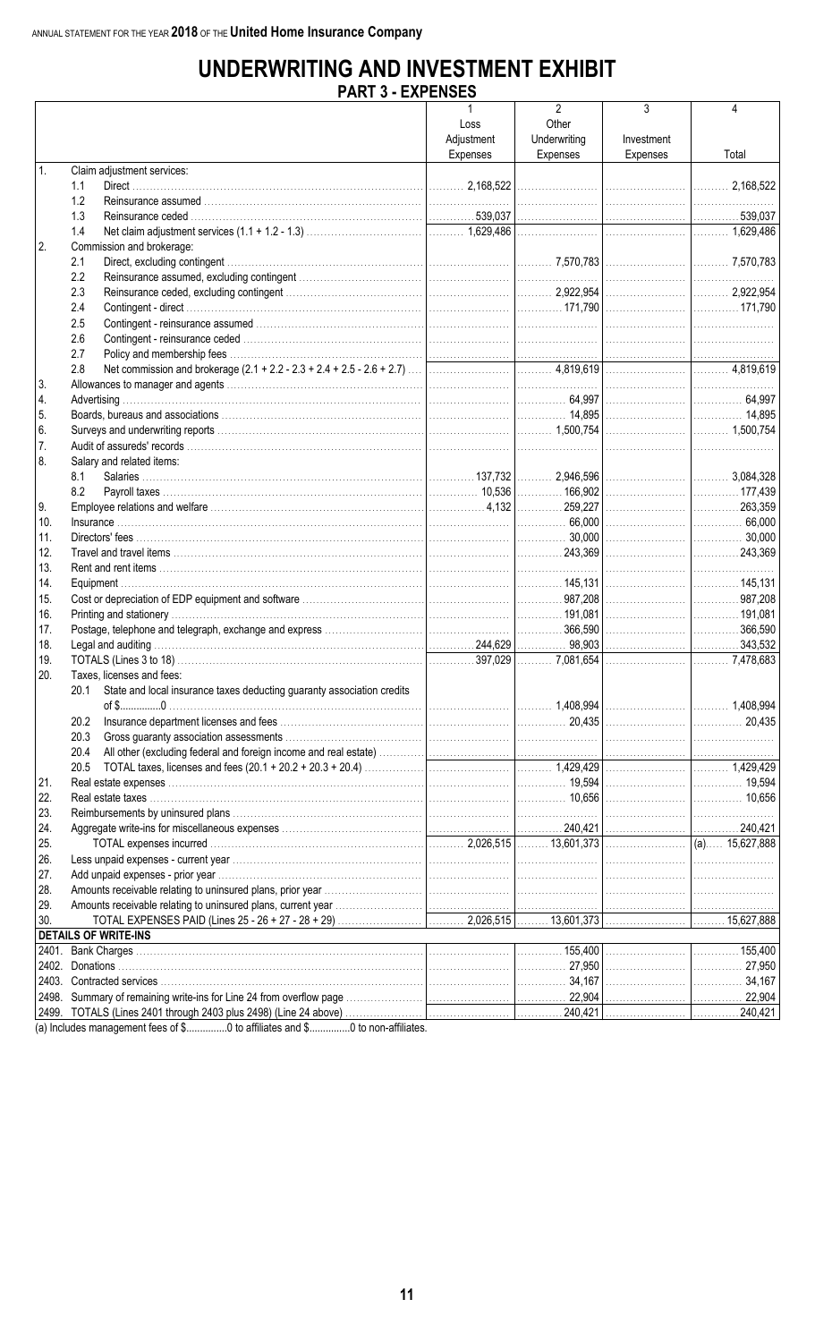# UNDERWRITING AND INVESTMENT EXHIBIT

## PART 3 - EXPENSES

| | | 1<br>Loss Adjustment Expenses | 2<br>Other Underwriting Expenses | 3<br>Investment Expenses | 4<br>Total |
|---|---|---|---|---|---|
| 1. | Claim adjustment services: | | | | |
| | 1.1 Direct | 2,168,522 | | | 2,168,522 |
| | 1.2 Reinsurance assumed | | | | |
| | 1.3 Reinsurance ceded | 539,037 | | | 539,037 |
| | 1.4 Net claim adjustment services (1.1 + 1.2 - 1.3) | 1,629,486 | | | 1,629,486 |
| 2. | Commission and brokerage: | | | | |
| | 2.1 Direct, excluding contingent | | 7,570,783 | | 7,570,783 |
| | 2.2 Reinsurance assumed, excluding contingent | | | | |
| | 2.3 Reinsurance ceded, excluding contingent | | 2,922,954 | | 2,922,954 |
| | 2.4 Contingent - direct | | 171,790 | | 171,790 |
| | 2.5 Contingent - reinsurance assumed | | | | |
| | 2.6 Contingent - reinsurance ceded | | | | |
| | 2.7 Policy and membership fees | | | | |
| | 2.8 Net commission and brokerage (2.1 + 2.2 - 2.3 + 2.4 + 2.5 - 2.6 + 2.7) | | 4,819,619 | | 4,819,619 |
| 3. | Allowances to manager and agents | | | | |
| 4. | Advertising | | 64,997 | | 64,997 |
| 5. | Boards, bureaus and associations | | 14,895 | | 14,895 |
| 6. | Surveys and underwriting reports | | 1,500,754 | | 1,500,754 |
| 7. | Audit of assureds' records | | | | |
| 8. | Salary and related items: | | | | |
| | 8.1 Salaries | 137,732 | 2,946,596 | | 3,084,328 |
| | 8.2 Payroll taxes | 10,536 | 166,902 | | 177,439 |
| 9. | Employee relations and welfare | 4,132 | 259,227 | | 263,359 |
| 10. | Insurance | | 66,000 | | 66,000 |
| 11. | Directors' fees | | 30,000 | | 30,000 |
| 12. | Travel and travel items | | 243,369 | | 243,369 |
| 13. | Rent and rent items | | | | |
| 14. | Equipment | | 145,131 | | 145,131 |
| 15. | Cost or depreciation of EDP equipment and software | | 987,208 | | 987,208 |
| 16. | Printing and stationery | | 191,081 | | 191,081 |
| 17. | Postage, telephone and telegraph, exchange and express | | 366,590 | | 366,590 |
| 18. | Legal and auditing | 244,629 | 98,903 | | 343,532 |
| 19. | TOTALS (Lines 3 to 18) | 397,029 | 7,081,654 | | 7,478,683 |
| 20. | Taxes, licenses and fees: | | | | |
| | 20.1 State and local insurance taxes deducting guaranty association credits of $..............0 | | 1,408,994 | | 1,408,994 |
| | 20.2 Insurance department licenses and fees | | 20,435 | | 20,435 |
| | 20.3 Gross guaranty association assessments | | | | |
| | 20.4 All other (excluding federal and foreign income and real estate) | | | | |
| | 20.5 TOTAL taxes, licenses and fees (20.1 + 20.2 + 20.3 + 20.4) | | 1,429,429 | | 1,429,429 |
| 21. | Real estate expenses | | 19,594 | | 19,594 |
| 22. | Real estate taxes | | 10,656 | | 10,656 |
| 23. | Reimbursements by uninsured plans | | | | |
| 24. | Aggregate write-ins for miscellaneous expenses | | 240,421 | | 240,421 |
| 25. | TOTAL expenses incurred | 2,026,515 | 13,601,373 | | (a)..... 15,627,888 |
| 26. | Less unpaid expenses - current year | | | | |
| 27. | Add unpaid expenses - prior year | | | | |
| 28. | Amounts receivable relating to uninsured plans, prior year | | | | |
| 29. | Amounts receivable relating to uninsured plans, current year | | | | |
| 30. | TOTAL EXPENSES PAID (Lines 25 - 26 + 27 - 28 + 29) | 2,026,515 | 13,601,373 | | 15,627,888 |
| | **DETAILS OF WRITE-INS** | | | | |
| 2401. | Bank Charges | | 155,400 | | 155,400 |
| 2402. | Donations | | 27,950 | | 27,950 |
| 2403. | Contracted services | | 34,167 | | 34,167 |
| 2498. | Summary of remaining write-ins for Line 24 from overflow page | | 22,904 | | 22,904 |
| 2499. | TOTALS (Lines 2401 through 2403 plus 2498) (Line 24 above) | | 240,421 | | 240,421 |

(a) Includes management fees of $...............0 to affiliates and $...............0 to non-affiliates.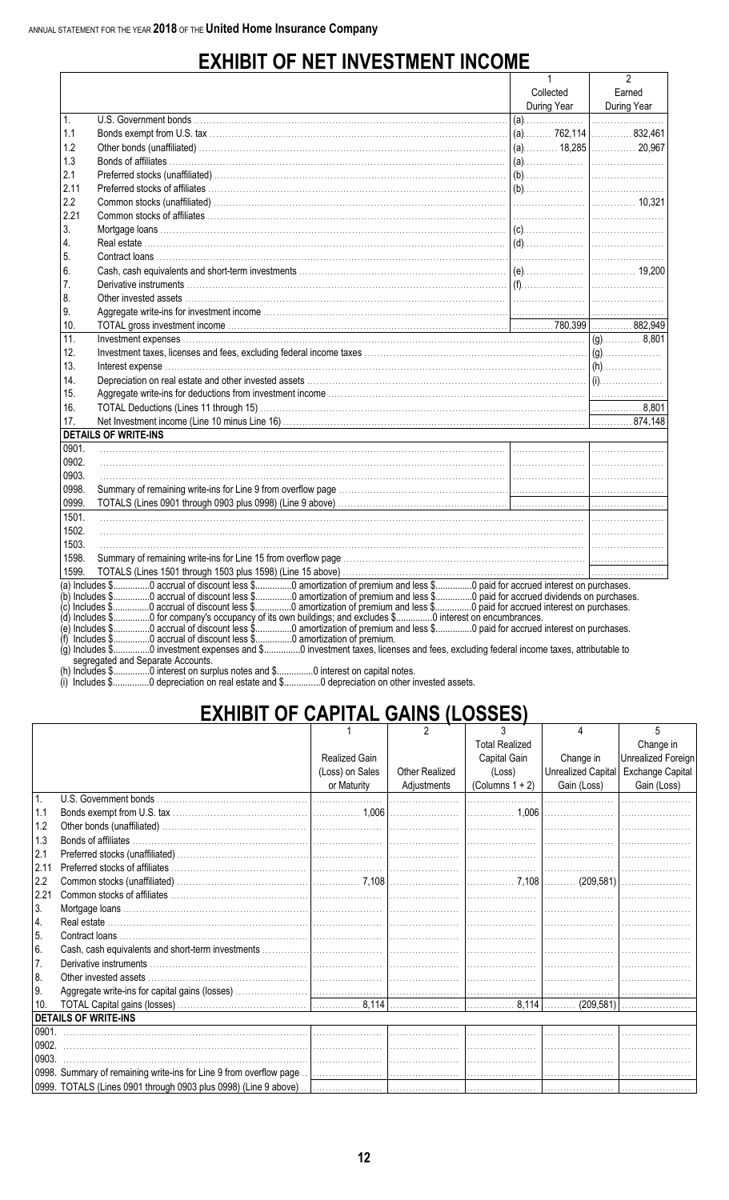# EXHIBIT OF NET INVESTMENT INCOME

| | | 1<br>Collected<br>During Year | 2<br>Earned<br>During Year |
|---|---|---|---|
| 1. | U.S. Government bonds | (a) | |
| 1.1 | Bonds exempt from U.S. tax | (a) 762,114 | 832,461 |
| 1.2 | Other bonds (unaffiliated) | (a) 18,285 | 20,967 |
| 1.3 | Bonds of affiliates | (a) | |
| 2.1 | Preferred stocks (unaffiliated) | (b) | |
| 2.11 | Preferred stocks of affiliates | (b) | |
| 2.2 | Common stocks (unaffiliated) | | 10,321 |
| 2.21 | Common stocks of affiliates | | |
| 3. | Mortgage loans | (c) | |
| 4. | Real estate | (d) | |
| 5. | Contract loans | | |
| 6. | Cash, cash equivalents and short-term investments | (e) | 19,200 |
| 7. | Derivative instruments | (f) | |
| 8. | Other invested assets | | |
| 9. | Aggregate write-ins for investment income | | |
| 10. | TOTAL gross investment income | 780,399 | 882,949 |
| 11. | Investment expenses | | (g) 8,801 |
| 12. | Investment taxes, licenses and fees, excluding federal income taxes | | (g) |
| 13. | Interest expense | | (h) |
| 14. | Depreciation on real estate and other invested assets | | (i) |
| 15. | Aggregate write-ins for deductions from investment income | | |
| 16. | TOTAL Deductions (Lines 11 through 15) | | 8,801 |
| 17. | Net Investment income (Line 10 minus Line 16) | | 874,148 |
| | **DETAILS OF WRITE-INS** | | |
| 0901. | | | |
| 0902. | | | |
| 0903. | | | |
| 0998. | Summary of remaining write-ins for Line 9 from overflow page | | |
| 0999. | TOTALS (Lines 0901 through 0903 plus 0998) (Line 9 above) | | |
| 1501. | | | |
| 1502. | | | |
| 1503. | | | |
| 1598. | Summary of remaining write-ins for Line 15 from overflow page | | |
| 1599. | TOTALS (Lines 1501 through 1503 plus 1598) (Line 15 above) | | |

(a) Includes $..............0 accrual of discount less $..............0 amortization of premium and less $..............0 paid for accrued interest on purchases.
(b) Includes $..............0 accrual of discount less $..............0 amortization of premium and less $..............0 paid for accrued dividends on purchases.
(c) Includes $..............0 accrual of discount less $..............0 amortization of premium and less $..............0 paid for accrued interest on purchases.
(d) Includes $..............0 for company's occupancy of its own buildings; and excludes $..............0 interest on encumbrances.
(e) Includes $..............0 accrual of discount less $..............0 amortization of premium and less $..............0 paid for accrued interest on purchases.
(f) Includes $..............0 accrual of discount less $..............0 amortization of premium.
(g) Includes $..............0 investment expenses and $..............0 investment taxes, licenses and fees, excluding federal income taxes, attributable to segregated and Separate Accounts.
(h) Includes $..............0 interest on surplus notes and $..............0 interest on capital notes.
(i) Includes $..............0 depreciation on real estate and $..............0 depreciation on other invested assets.

# EXHIBIT OF CAPITAL GAINS (LOSSES)

| | | 1<br>Realized Gain (Loss) on Sales or Maturity | 2<br>Other Realized Adjustments | 3<br>Total Realized Capital Gain (Loss) (Columns 1 + 2) | 4<br>Change in Unrealized Capital Gain (Loss) | 5<br>Change in Unrealized Foreign Exchange Capital Gain (Loss) |
|---|---|---|---|---|---|---|
| 1. | U.S. Government bonds | | | | | |
| 1.1 | Bonds exempt from U.S. tax | 1,006 | | 1,006 | | |
| 1.2 | Other bonds (unaffiliated) | | | | | |
| 1.3 | Bonds of affiliates | | | | | |
| 2.1 | Preferred stocks (unaffiliated) | | | | | |
| 2.11 | Preferred stocks of affiliates | | | | | |
| 2.2 | Common stocks (unaffiliated) | 7,108 | | 7,108 | (209,581) | |
| 2.21 | Common stocks of affiliates | | | | | |
| 3. | Mortgage loans | | | | | |
| 4. | Real estate | | | | | |
| 5. | Contract loans | | | | | |
| 6. | Cash, cash equivalents and short-term investments | | | | | |
| 7. | Derivative instruments | | | | | |
| 8. | Other invested assets | | | | | |
| 9. | Aggregate write-ins for capital gains (losses) | | | | | |
| 10. | TOTAL Capital gains (losses) | 8,114 | | 8,114 | (209,581) | |
| | **DETAILS OF WRITE-INS** | | | | | |
| 0901. | | | | | | |
| 0902. | | | | | | |
| 0903. | | | | | | |
| 0998. | Summary of remaining write-ins for Line 9 from overflow page | | | | | |
| 0999. | TOTALS (Lines 0901 through 0903 plus 0998) (Line 9 above) | | | | | |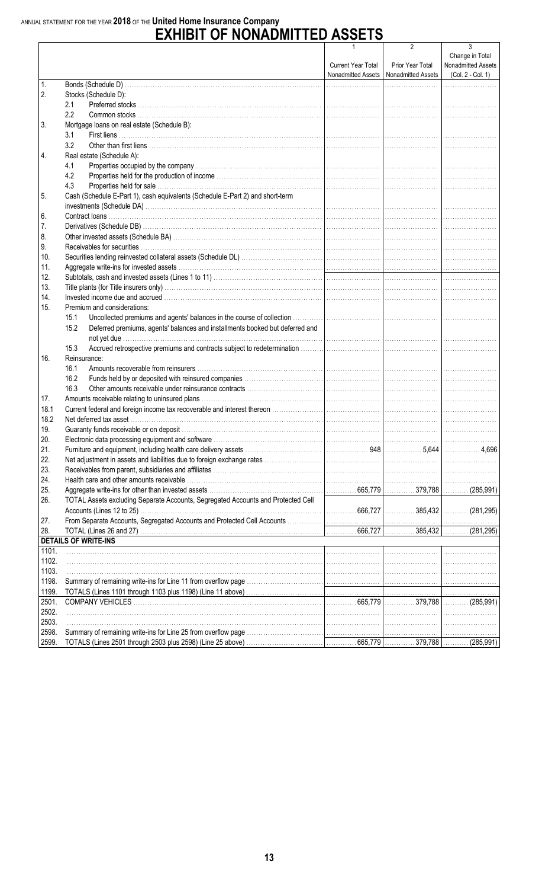ANNUAL STATEMENT FOR THE YEAR **2018** OF THE **United Home Insurance Company**

# EXHIBIT OF NONADMITTED ASSETS

| | | 1<br>Current Year Total Nonadmitted Assets | 2<br>Prior Year Total Nonadmitted Assets | 3<br>Change in Total Nonadmitted Assets (Col. 2 - Col. 1) |
|---|---|---|---|---|
| 1. | Bonds (Schedule D) | | | |
| 2. | Stocks (Schedule D): | | | |
| | 2.1 Preferred stocks | | | |
| | 2.2 Common stocks | | | |
| 3. | Mortgage loans on real estate (Schedule B): | | | |
| | 3.1 First liens | | | |
| | 3.2 Other than first liens | | | |
| 4. | Real estate (Schedule A): | | | |
| | 4.1 Properties occupied by the company | | | |
| | 4.2 Properties held for the production of income | | | |
| | 4.3 Properties held for sale | | | |
| 5. | Cash (Schedule E-Part 1), cash equivalents (Schedule E-Part 2) and short-term investments (Schedule DA) | | | |
| 6. | Contract loans | | | |
| 7. | Derivatives (Schedule DB) | | | |
| 8. | Other invested assets (Schedule BA) | | | |
| 9. | Receivables for securities | | | |
| 10. | Securities lending reinvested collateral assets (Schedule DL) | | | |
| 11. | Aggregate write-ins for invested assets | | | |
| 12. | Subtotals, cash and invested assets (Lines 1 to 11) | | | |
| 13. | Title plants (for Title insurers only) | | | |
| 14. | Invested income due and accrued | | | |
| 15. | Premium and considerations: | | | |
| | 15.1 Uncollected premiums and agents' balances in the course of collection | | | |
| | 15.2 Deferred premiums, agents' balances and installments booked but deferred and not yet due | | | |
| | 15.3 Accrued retrospective premiums and contracts subject to redetermination | | | |
| 16. | Reinsurance: | | | |
| | 16.1 Amounts recoverable from reinsurers | | | |
| | 16.2 Funds held by or deposited with reinsured companies | | | |
| | 16.3 Other amounts receivable under reinsurance contracts | | | |
| 17. | Amounts receivable relating to uninsured plans | | | |
| 18.1 | Current federal and foreign income tax recoverable and interest thereon | | | |
| 18.2 | Net deferred tax asset | | | |
| 19. | Guaranty funds receivable or on deposit | | | |
| 20. | Electronic data processing equipment and software | | | |
| 21. | Furniture and equipment, including health care delivery assets | 948 | 5,644 | 4,696 |
| 22. | Net adjustment in assets and liabilities due to foreign exchange rates | | | |
| 23. | Receivables from parent, subsidiaries and affiliates | | | |
| 24. | Health care and other amounts receivable | | | |
| 25. | Aggregate write-ins for other than invested assets | 665,779 | 379,788 | (285,991) |
| 26. | TOTAL Assets excluding Separate Accounts, Segregated Accounts and Protected Cell Accounts (Lines 12 to 25) | 666,727 | 385,432 | (281,295) |
| 27. | From Separate Accounts, Segregated Accounts and Protected Cell Accounts | | | |
| 28. | TOTAL (Lines 26 and 27) | 666,727 | 385,432 | (281,295) |
| | **DETAILS OF WRITE-INS** | | | |
| 1101. | | | | |
| 1102. | | | | |
| 1103. | | | | |
| 1198. | Summary of remaining write-ins for Line 11 from overflow page | | | |
| 1199. | TOTALS (Lines 1101 through 1103 plus 1198) (Line 11 above) | | | |
| 2501. | COMPANY VEHICLES | 665,779 | 379,788 | (285,991) |
| 2502. | | | | |
| 2503. | | | | |
| 2598. | Summary of remaining write-ins for Line 25 from overflow page | | | |
| 2599. | TOTALS (Lines 2501 through 2503 plus 2598) (Line 25 above) | 665,779 | 379,788 | (285,991) |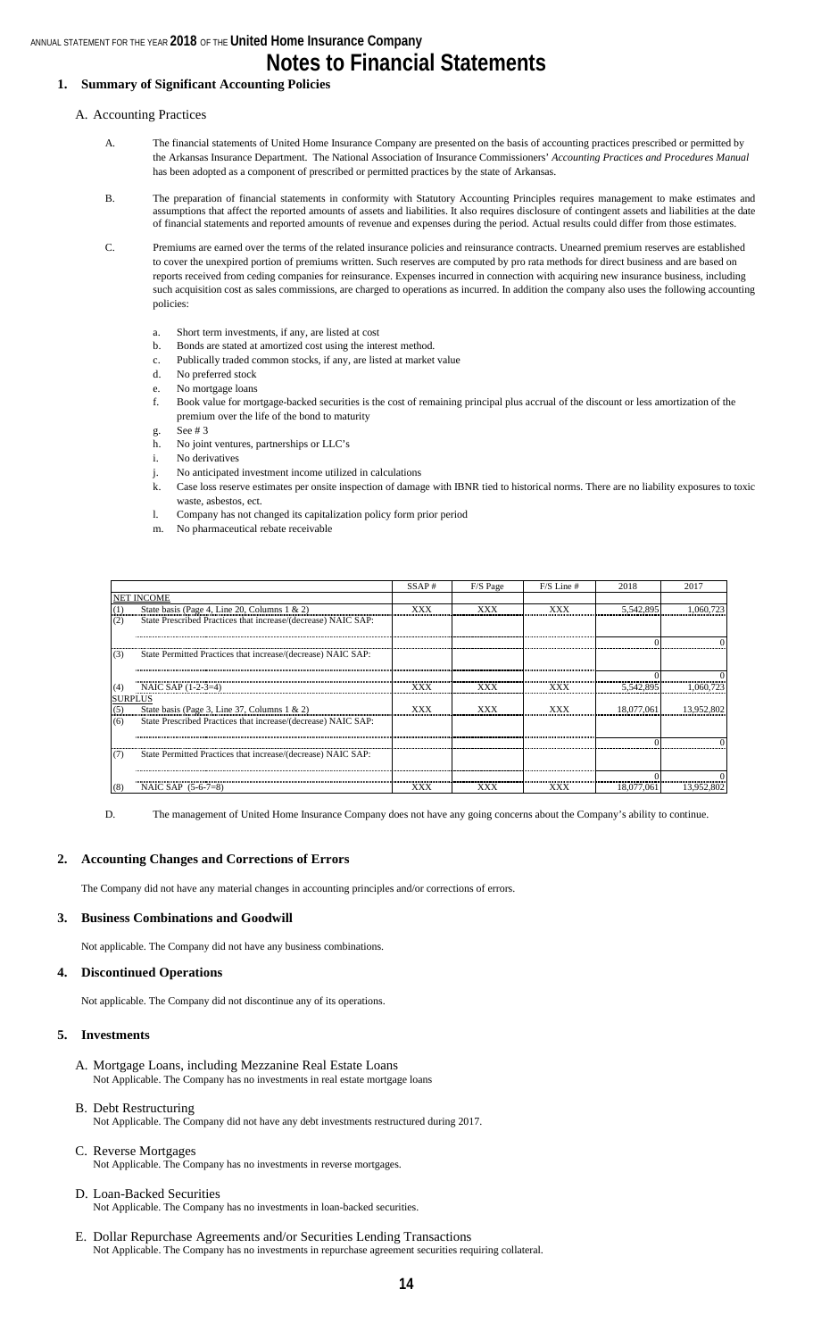ANNUAL STATEMENT FOR THE YEAR **2018** OF THE **United Home Insurance Company**

# Notes to Financial Statements

## 1. Summary of Significant Accounting Policies

A. Accounting Practices

A. The financial statements of United Home Insurance Company are presented on the basis of accounting practices prescribed or permitted by the Arkansas Insurance Department. The National Association of Insurance Commissioners' *Accounting Practices and Procedures Manual* has been adopted as a component of prescribed or permitted practices by the state of Arkansas.

B. The preparation of financial statements in conformity with Statutory Accounting Principles requires management to make estimates and assumptions that affect the reported amounts of assets and liabilities. It also requires disclosure of contingent assets and liabilities at the date of financial statements and reported amounts of revenue and expenses during the period. Actual results could differ from those estimates.

C. Premiums are earned over the terms of the related insurance policies and reinsurance contracts. Unearned premium reserves are established to cover the unexpired portion of premiums written. Such reserves are computed by pro rata methods for direct business and are based on reports received from ceding companies for reinsurance. Expenses incurred in connection with acquiring new insurance business, including such acquisition cost as sales commissions, are charged to operations as incurred. In addition the company also uses the following accounting policies:

a. Short term investments, if any, are listed at cost
b. Bonds are stated at amortized cost using the interest method.
c. Publically traded common stocks, if any, are listed at market value
d. No preferred stock
e. No mortgage loans
f. Book value for mortgage-backed securities is the cost of remaining principal plus accrual of the discount or less amortization of the premium over the life of the bond to maturity
g. See # 3
h. No joint ventures, partnerships or LLC's
i. No derivatives
j. No anticipated investment income utilized in calculations
k. Case loss reserve estimates per onsite inspection of damage with IBNR tied to historical norms. There are no liability exposures to toxic waste, asbestos, ect.
l. Company has not changed its capitalization policy form prior period
m. No pharmaceutical rebate receivable

| | SSAP # | F/S Page | F/S Line # | 2018 | 2017 |
|---|---|---|---|---|---|
| NET INCOME | | | | | |
| (1) State basis (Page 4, Line 20, Columns 1 & 2) | XXX | XXX | XXX | 5,542,895 | 1,060,723 |
| (2) State Prescribed Practices that increase/(decrease) NAIC SAP: | | | | | |
| | | | | 0 | 0 |
| (3) State Permitted Practices that increase/(decrease) NAIC SAP: | | | | | |
| | | | | 0 | 0 |
| (4) NAIC SAP (1-2-3=4) | XXX | XXX | XXX | 5,542,895 | 1,060,723 |
| SURPLUS | | | | | |
| (5) State basis (Page 3, Line 37, Columns 1 & 2) | XXX | XXX | XXX | 18,077,061 | 13,952,802 |
| (6) State Prescribed Practices that increase/(decrease) NAIC SAP: | | | | | |
| | | | | 0 | 0 |
| (7) State Permitted Practices that increase/(decrease) NAIC SAP: | | | | | |
| | | | | 0 | 0 |
| (8) NAIC SAP (5-6-7=8) | XXX | XXX | XXX | 18,077,061 | 13,952,802 |

D. The management of United Home Insurance Company does not have any going concerns about the Company's ability to continue.

## 2. Accounting Changes and Corrections of Errors

The Company did not have any material changes in accounting principles and/or corrections of errors.

## 3. Business Combinations and Goodwill

Not applicable. The Company did not have any business combinations.

## 4. Discontinued Operations

Not applicable. The Company did not discontinue any of its operations.

## 5. Investments

A. Mortgage Loans, including Mezzanine Real Estate Loans
Not Applicable. The Company has no investments in real estate mortgage loans

B. Debt Restructuring
Not Applicable. The Company did not have any debt investments restructured during 2017.

C. Reverse Mortgages
Not Applicable. The Company has no investments in reverse mortgages.

D. Loan-Backed Securities
Not Applicable. The Company has no investments in loan-backed securities.

E. Dollar Repurchase Agreements and/or Securities Lending Transactions
Not Applicable. The Company has no investments in repurchase agreement securities requiring collateral.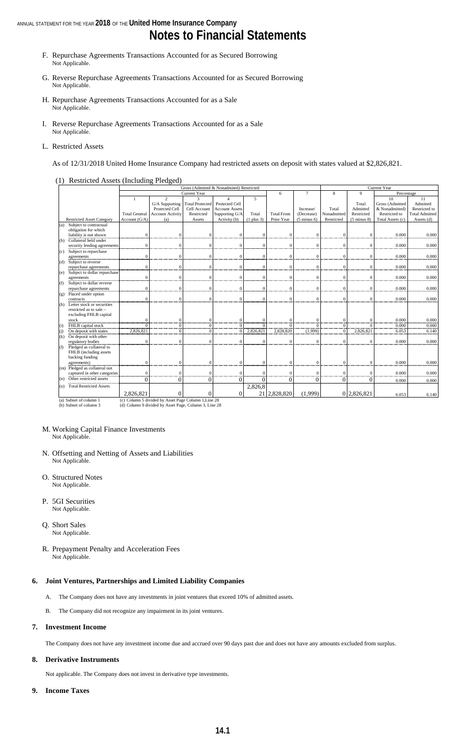F. Repurchase Agreements Transactions Accounted for as Secured Borrowing
Not Applicable.

G. Reverse Repurchase Agreements Transactions Accounted for as Secured Borrowing
Not Applicable.

H. Repurchase Agreements Transactions Accounted for as a Sale
Not Applicable.

I. Reverse Repurchase Agreements Transactions Accounted for as a Sale
Not Applicable.

L. Restricted Assets

As of 12/31/2018 United Home Insurance Company had restricted assets on deposit with states valued at $2,826,821.

(1) Restricted Assets (Including Pledged)

| | Gross (Admitted & Nonadmitted) Restricted | | | | | | | Current Year | | | |
|---|---|---|---|---|---|---|---|---|---|---|---|
| | Current Year | | | | | 6 | 7 | 8 | 9 | Percentage | |
| Restricted Asset Category | 1<br>Total General Account (G/A) | 2<br>G/A Supporting Protected Cell Account Activity (a) | 3<br>Total Protected Cell Account Restricted Assets | 4<br>Protected Cell Account Assets Supporting G/A Activity (b) | 5<br>Total (1 plus 3) | Total From Prior Year | Increase/ (Decrease) (5 minus 6) | Total Nonadmitted Restricted | Total Admitted Restricted (5 minus 8) | 10<br>Gross (Admitted & Nonadmitted) Restricted to Total Assets (c) | 11<br>Admitted Restricted to Total Admitted Assets (d) |
| (a) Subject to contractual obligation for which liability is not shown | 0 | 0 | 0 | 0 | 0 | 0 | 0 | 0 | 0 | 0.000 | 0.000 |
| (b) Collateral held under security lending agreements | 0 | 0 | 0 | 0 | 0 | 0 | 0 | 0 | 0 | 0.000 | 0.000 |
| (c) Subject to repurchase agreements | 0 | 0 | 0 | 0 | 0 | 0 | 0 | 0 | 0 | 0.000 | 0.000 |
| (d) Subject to reverse repurchase agreements | 0 | 0 | 0 | 0 | 0 | 0 | 0 | 0 | 0 | 0.000 | 0.000 |
| (e) Subject to dollar repurchase agreements | 0 | 0 | 0 | 0 | 0 | 0 | 0 | 0 | 0 | 0.000 | 0.000 |
| (f) Subject to dollar reverse repurchase agreements | 0 | 0 | 0 | 0 | 0 | 0 | 0 | 0 | 0 | 0.000 | 0.000 |
| (g) Placed under option contracts | 0 | 0 | 0 | 0 | 0 | 0 | 0 | 0 | 0 | 0.000 | 0.000 |
| (h) Letter stock or securities restricted as to sale – excluding FHLB capital stock | 0 | 0 | 0 | 0 | 0 | 0 | 0 | 0 | 0 | 0.000 | 0.000 |
| (i) FHLB capital stock | 0 | 0 | 0 | 0 | 0 | 0 | 0 | 0 | 0 | 0.000 | 0.000 |
| (j) On deposit with states | 2,826,821 | 0 | 0 | 0 | 2,826,821 | 2,828,820 | (1,999) | 0 | 2,826,821 | 6.053 | 6.140 |
| (k) On deposit with other regulatory bodies | 0 | 0 | 0 | 0 | 0 | 0 | 0 | 0 | 0 | 0.000 | 0.000 |
| (l) Pledged as collateral to FHLB (including assets backing funding agreements) | 0 | 0 | 0 | 0 | 0 | 0 | 0 | 0 | 0 | 0.000 | 0.000 |
| (m) Pledged as collateral not captured in other categories | 0 | 0 | 0 | 0 | 0 | 0 | 0 | 0 | 0 | 0.000 | 0.000 |
| (n) Other restricted assets | 0 | 0 | 0 | 0 | 0 | 0 | 0 | 0 | 0 | 0.000 | 0.000 |
| (o) Total Restricted Assets | 2,826,821 | 0 | 0 | 0 | 2,826,821 | 2,828,820 | (1,999) | 0 | 2,826,821 | 6.053 | 6.140 |

(a) Subset of column 1
(b) Subset of column 3
(c) Column 5 divided by Asset Page Column 1,Line 28
(d) Column 9 divided by Asset Page, Column 3, Line 28

M. Working Capital Finance Investments
Not Applicable.

N. Offsetting and Netting of Assets and Liabilities
Not Applicable.

O. Structured Notes
Not Applicable.

P. 5GI Securities
Not Applicable.

Q. Short Sales
Not Applicable.

R. Prepayment Penalty and Acceleration Fees
Not Applicable.

## 6. Joint Ventures, Partnerships and Limited Liability Companies

A. The Company does not have any investments in joint ventures that exceed 10% of admitted assets.

B. The Company did not recognize any impairment in its joint ventures.

## 7. Investment Income

The Company does not have any investment income due and accrued over 90 days past due and does not have any amounts excluded from surplus.

## 8. Derivative Instruments

Not applicable. The Company does not invest in derivative type investments.

## 9. Income Taxes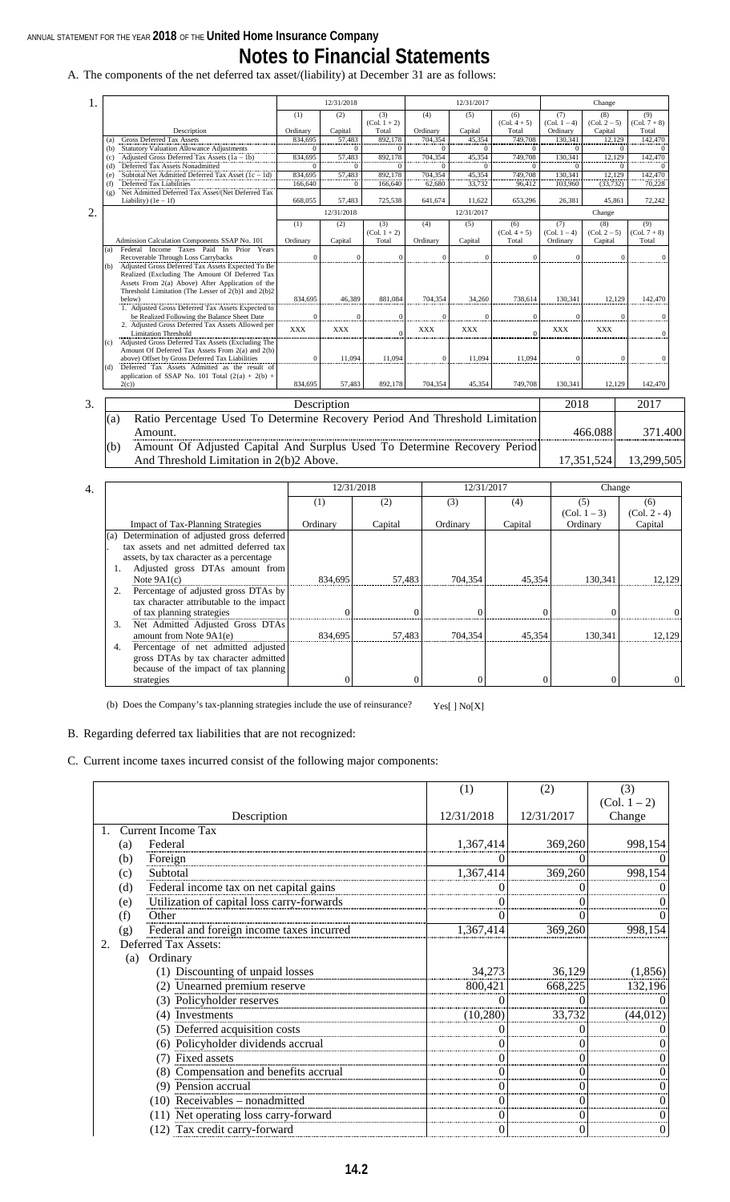# Notes to Financial Statements

A. The components of the net deferred tax asset/(liability) at December 31 are as follows:

1.

| Description | 12/31/2018 (1) Ordinary | 12/31/2018 (2) Capital | 12/31/2018 (3) (Col. 1 + 2) Total | 12/31/2017 (4) Ordinary | 12/31/2017 (5) Capital | 12/31/2017 (6) (Col. 4 + 5) Total | Change (7) (Col. 1 – 4) Ordinary | Change (8) (Col. 2 – 5) Capital | Change (9) (Col. 7 + 8) Total |
|---|---|---|---|---|---|---|---|---|---|
| (a) Gross Deferred Tax Assets | 834,695 | 57,483 | 892,178 | 704,354 | 45,354 | 749,708 | 130,341 | 12,129 | 142,470 |
| (b) Statutory Valuation Allowance Adjustments | 0 | 0 | 0 | 0 | 0 | 0 | 0 | 0 | 0 |
| (c) Adjusted Gross Deferred Tax Assets (1a – 1b) | 834,695 | 57,483 | 892,178 | 704,354 | 45,354 | 749,708 | 130,341 | 12,129 | 142,470 |
| (d) Deferred Tax Assets Nonadmitted | 0 | 0 | 0 | 0 | 0 | 0 | 0 | 0 | 0 |
| (e) Subtotal Net Admitted Deferred Tax Asset (1c – 1d) | 834,695 | 57,483 | 892,178 | 704,354 | 45,354 | 749,708 | 130,341 | 12,129 | 142,470 |
| (f) Deferred Tax Liabilities | 166,640 | 0 | 166,640 | 62,680 | 33,732 | 96,412 | 103,960 | (33,732) | 70,228 |
| (g) Net Admitted Deferred Tax Asset/(Net Deferred Tax Liability) (1e – 1f) | 668,055 | 57,483 | 725,538 | 641,674 | 11,622 | 653,296 | 26,381 | 45,861 | 72,242 |

2.

| Admission Calculation Components SSAP No. 101 | 12/31/2018 (1) Ordinary | 12/31/2018 (2) Capital | 12/31/2018 (3) (Col. 1 + 2) Total | 12/31/2017 (4) Ordinary | 12/31/2017 (5) Capital | 12/31/2017 (6) (Col. 4 + 5) Total | Change (7) (Col. 1 – 4) Ordinary | Change (8) (Col. 2 – 5) Capital | Change (9) (Col. 7 + 8) Total |
|---|---|---|---|---|---|---|---|---|---|
| (a) Federal Income Taxes Paid In Prior Years Recoverable Through Loss Carrybacks | 0 | 0 | 0 | 0 | 0 | 0 | 0 | 0 | 0 |
| (b) Adjusted Gross Deferred Tax Assets Expected To Be Realized (Excluding The Amount Of Deferred Tax Assets From 2(a) Above) After Application of the Threshold Limitation (The Lesser of 2(b)1 and 2(b)2 below) | 834,695 | 46,389 | 881,084 | 704,354 | 34,260 | 738,614 | 130,341 | 12,129 | 142,470 |
| 1. Adjusted Gross Deferred Tax Assets Expected to be Realized Following the Balance Sheet Date | 0 | 0 | 0 | 0 | 0 | 0 | 0 | 0 | 0 |
| 2. Adjusted Gross Deferred Tax Assets Allowed per Limitation Threshold | XXX | XXX | 0 | XXX | XXX | 0 | XXX | XXX | 0 |
| (c) Adjusted Gross Deferred Tax Assets (Excluding The Amount Of Deferred Tax Assets From 2(a) and 2(b) above) Offset by Gross Deferred Tax Liabilities | 0 | 11,094 | 11,094 | 0 | 11,094 | 11,094 | 0 | 0 | 0 |
| (d) Deferred Tax Assets Admitted as the result of application of SSAP No. 101 Total (2(a) + 2(b) + 2(c)) | 834,695 | 57,483 | 892,178 | 704,354 | 45,354 | 749,708 | 130,341 | 12,129 | 142,470 |

3.

| Description | 2018 | 2017 |
|---|---|---|
| (a) Ratio Percentage Used To Determine Recovery Period And Threshold Limitation Amount. | 466.088 | 371.400 |
| (b) Amount Of Adjusted Capital And Surplus Used To Determine Recovery Period And Threshold Limitation in 2(b)2 Above. | 17,351,524 | 13,299,505 |

4.

| Impact of Tax-Planning Strategies | 12/31/2018 (1) Ordinary | 12/31/2018 (2) Capital | 12/31/2017 (3) Ordinary | 12/31/2017 (4) Capital | Change (5) (Col. 1 – 3) Ordinary | Change (6) (Col. 2 - 4) Capital |
|---|---|---|---|---|---|---|
| (a) Determination of adjusted gross deferred tax assets and net admitted deferred tax assets, by tax character as a percentage | | | | | | |
| 1. Adjusted gross DTAs amount from Note 9A1(c) | 834,695 | 57,483 | 704,354 | 45,354 | 130,341 | 12,129 |
| 2. Percentage of adjusted gross DTAs by tax character attributable to the impact of tax planning strategies | 0 | 0 | 0 | 0 | 0 | 0 |
| 3. Net Admitted Adjusted Gross DTAs amount from Note 9A1(e) | 834,695 | 57,483 | 704,354 | 45,354 | 130,341 | 12,129 |
| 4. Percentage of net admitted adjusted gross DTAs by tax character admitted because of the impact of tax planning strategies | 0 | 0 | 0 | 0 | 0 | 0 |

(b) Does the Company's tax-planning strategies include the use of reinsurance? Yes[ ] No[X]

B. Regarding deferred tax liabilities that are not recognized:

C. Current income taxes incurred consist of the following major components:

| Description | (1) 12/31/2018 | (2) 12/31/2017 | (3) (Col. 1 – 2) Change |
|---|---|---|---|
| 1. Current Income Tax | | | |
| (a) Federal | 1,367,414 | 369,260 | 998,154 |
| (b) Foreign | 0 | 0 | 0 |
| (c) Subtotal | 1,367,414 | 369,260 | 998,154 |
| (d) Federal income tax on net capital gains | 0 | 0 | 0 |
| (e) Utilization of capital loss carry-forwards | 0 | 0 | 0 |
| (f) Other | 0 | 0 | 0 |
| (g) Federal and foreign income taxes incurred | 1,367,414 | 369,260 | 998,154 |
| 2. Deferred Tax Assets: | | | |
| (a) Ordinary | | | |
| (1) Discounting of unpaid losses | 34,273 | 36,129 | (1,856) |
| (2) Unearned premium reserve | 800,421 | 668,225 | 132,196 |
| (3) Policyholder reserves | 0 | 0 | 0 |
| (4) Investments | (10,280) | 33,732 | (44,012) |
| (5) Deferred acquisition costs | 0 | 0 | 0 |
| (6) Policyholder dividends accrual | 0 | 0 | 0 |
| (7) Fixed assets | 0 | 0 | 0 |
| (8) Compensation and benefits accrual | 0 | 0 | 0 |
| (9) Pension accrual | 0 | 0 | 0 |
| (10) Receivables – nonadmitted | 0 | 0 | 0 |
| (11) Net operating loss carry-forward | 0 | 0 | 0 |
| (12) Tax credit carry-forward | 0 | 0 | 0 |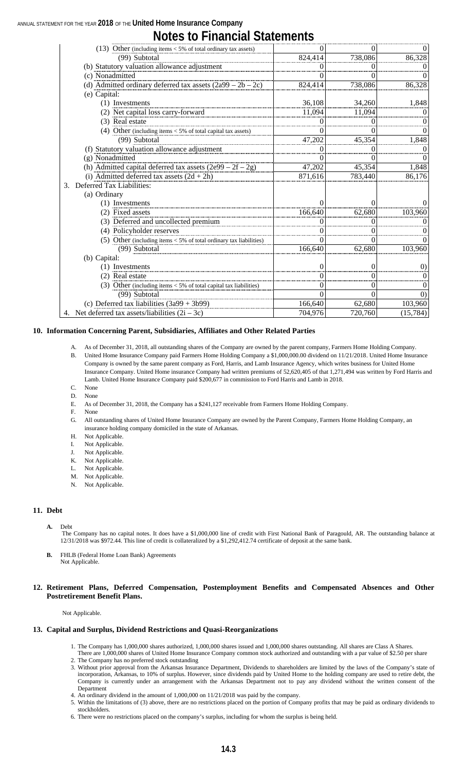# Notes to Financial Statements

| | | | |
|---|---|---|---|
| (13) Other (including items < 5% of total ordinary tax assets) | 0 | 0 | 0 |
| (99) Subtotal | 824,414 | 738,086 | 86,328 |
| (b) Statutory valuation allowance adjustment | 0 | 0 | 0 |
| (c) Nonadmitted | 0 | 0 | 0 |
| (d) Admitted ordinary deferred tax assets (2a99 – 2b – 2c) | 824,414 | 738,086 | 86,328 |
| (e) Capital: | | | |
| (1) Investments | 36,108 | 34,260 | 1,848 |
| (2) Net capital loss carry-forward | 11,094 | 11,094 | 0 |
| (3) Real estate | 0 | 0 | 0 |
| (4) Other (including items < 5% of total capital tax assets) | 0 | 0 | 0 |
| (99) Subtotal | 47,202 | 45,354 | 1,848 |
| (f) Statutory valuation allowance adjustment | 0 | 0 | 0 |
| (g) Nonadmitted | 0 | 0 | 0 |
| (h) Admitted capital deferred tax assets (2e99 – 2f – 2g) | 47,202 | 45,354 | 1,848 |
| (i) Admitted deferred tax assets (2d + 2h) | 871,616 | 783,440 | 86,176 |
| 3. Deferred Tax Liabilities: | | | |
| (a) Ordinary | | | |
| (1) Investments | 0 | 0 | 0 |
| (2) Fixed assets | 166,640 | 62,680 | 103,960 |
| (3) Deferred and uncollected premium | 0 | 0 | 0 |
| (4) Policyholder reserves | 0 | 0 | 0 |
| (5) Other (including items < 5% of total ordinary tax liabilities) | 0 | 0 | 0 |
| (99) Subtotal | 166,640 | 62,680 | 103,960 |
| (b) Capital: | | | |
| (1) Investments | 0 | 0 | 0) |
| (2) Real estate | 0 | 0 | 0 |
| (3) Other (including items < 5% of total capital tax liabilities) | 0 | 0 | 0 |
| (99) Subtotal | 0 | 0 | 0) |
| (c) Deferred tax liabilities (3a99 + 3b99) | 166,640 | 62,680 | 103,960 |
| 4. Net deferred tax assets/liabilities (2i – 3c) | 704,976 | 720,760 | (15,784) |

## 10. Information Concerning Parent, Subsidiaries, Affiliates and Other Related Parties

A. As of December 31, 2018, all outstanding shares of the Company are owned by the parent company, Farmers Home Holding Company.

B. United Home Insurance Company paid Farmers Home Holding Company a $1,000,000.00 dividend on 11/21/2018. United Home Insurance Company is owned by the same parent company as Ford, Harris, and Lamb Insurance Agency, which writes business for United Home Insurance Company. United Home insurance Company had written premiums of 52,620,405 of that 1,271,494 was written by Ford Harris and Lamb. United Home Insurance Company paid $200,677 in commission to Ford Harris and Lamb in 2018.

C. None

D. None

E. As of December 31, 2018, the Company has a $241,127 receivable from Farmers Home Holding Company.

F. None

G. All outstanding shares of United Home Insurance Company are owned by the Parent Company, Farmers Home Holding Company, an insurance holding company domiciled in the state of Arkansas.

H. Not Applicable.

I. Not Applicable.

J. Not Applicable.

K. Not Applicable.

L. Not Applicable.

M. Not Applicable.

N. Not Applicable.

## 11. Debt

**A.** Debt

The Company has no capital notes. It does have a $1,000,000 line of credit with First National Bank of Paragould, AR. The outstanding balance at 12/31/2018 was $972.44. This line of credit is collateralized by a $1,292,412.74 certificate of deposit at the same bank.

**B.** FHLB (Federal Home Loan Bank) Agreements

Not Applicable.

## 12. Retirement Plans, Deferred Compensation, Postemployment Benefits and Compensated Absences and Other Postretirement Benefit Plans.

Not Applicable.

## 13. Capital and Surplus, Dividend Restrictions and Quasi-Reorganizations

1. The Company has 1,000,000 shares authorized, 1,000,000 shares issued and 1,000,000 shares outstanding. All shares are Class A Shares. There are 1,000,000 shares of United Home Insurance Company common stock authorized and outstanding with a par value of $2.50 per share
2. The Company has no preferred stock outstanding
3. Without prior approval from the Arkansas Insurance Department, Dividends to shareholders are limited by the laws of the Company's state of incorporation, Arkansas, to 10% of surplus. However, since dividends paid by United Home to the holding company are used to retire debt, the Company is currently under an arrangement with the Arkansas Department not to pay any dividend without the written consent of the Department
4. An ordinary dividend in the amount of 1,000,000 on 11/21/2018 was paid by the company.
5. Within the limitations of (3) above, there are no restrictions placed on the portion of Company profits that may be paid as ordinary dividends to stockholders.
6. There were no restrictions placed on the company's surplus, including for whom the surplus is being held.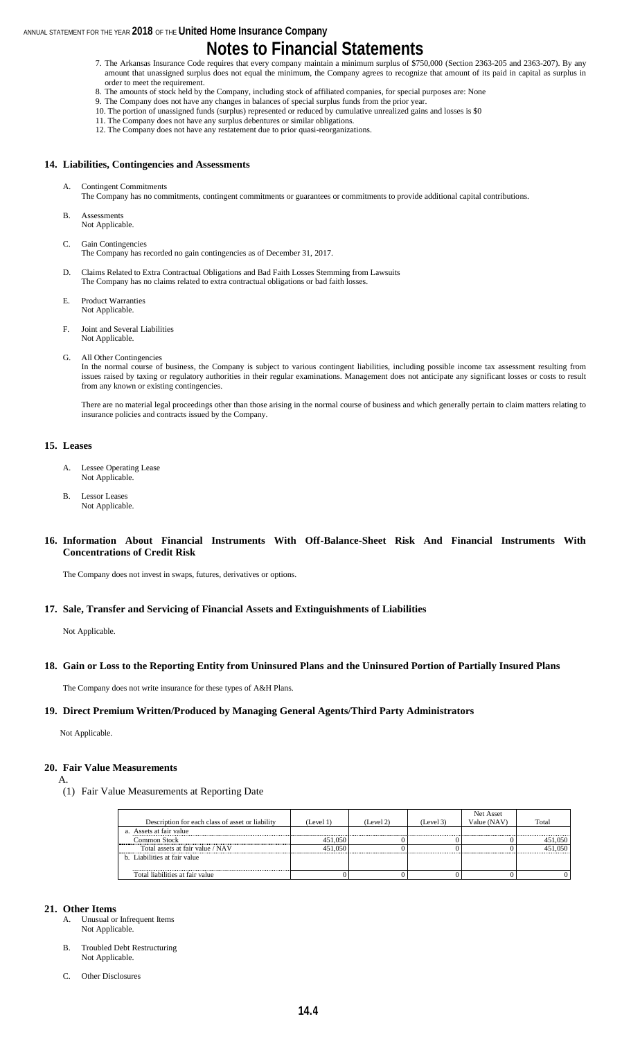# Notes to Financial Statements

7. The Arkansas Insurance Code requires that every company maintain a minimum surplus of $750,000 (Section 2363-205 and 2363-207). By any amount that unassigned surplus does not equal the minimum, the Company agrees to recognize that amount of its paid in capital as surplus in order to meet the requirement.
8. The amounts of stock held by the Company, including stock of affiliated companies, for special purposes are: None
9. The Company does not have any changes in balances of special surplus funds from the prior year.
10. The portion of unassigned funds (surplus) represented or reduced by cumulative unrealized gains and losses is $0
11. The Company does not have any surplus debentures or similar obligations.
12. The Company does not have any restatement due to prior quasi-reorganizations.

## 14. Liabilities, Contingencies and Assessments

A. Contingent Commitments
The Company has no commitments, contingent commitments or guarantees or commitments to provide additional capital contributions.

B. Assessments
Not Applicable.

C. Gain Contingencies
The Company has recorded no gain contingencies as of December 31, 2017.

D. Claims Related to Extra Contractual Obligations and Bad Faith Losses Stemming from Lawsuits
The Company has no claims related to extra contractual obligations or bad faith losses.

E. Product Warranties
Not Applicable.

F. Joint and Several Liabilities
Not Applicable.

G. All Other Contingencies
In the normal course of business, the Company is subject to various contingent liabilities, including possible income tax assessment resulting from issues raised by taxing or regulatory authorities in their regular examinations. Management does not anticipate any significant losses or costs to result from any known or existing contingencies.

There are no material legal proceedings other than those arising in the normal course of business and which generally pertain to claim matters relating to insurance policies and contracts issued by the Company.

## 15. Leases

A. Lessee Operating Lease
Not Applicable.

B. Lessor Leases
Not Applicable.

## 16. Information About Financial Instruments With Off-Balance-Sheet Risk And Financial Instruments With Concentrations of Credit Risk

The Company does not invest in swaps, futures, derivatives or options.

## 17. Sale, Transfer and Servicing of Financial Assets and Extinguishments of Liabilities

Not Applicable.

## 18. Gain or Loss to the Reporting Entity from Uninsured Plans and the Uninsured Portion of Partially Insured Plans

The Company does not write insurance for these types of A&H Plans.

## 19. Direct Premium Written/Produced by Managing General Agents/Third Party Administrators

Not Applicable.

## 20. Fair Value Measurements

A.

(1) Fair Value Measurements at Reporting Date

| Description for each class of asset or liability | (Level 1) | (Level 2) | (Level 3) | Net Asset Value (NAV) | Total |
|---|---|---|---|---|---|
| a. Assets at fair value | | | | | |
| Common Stock | 451,050 | 0 | 0 | 0 | 451,050 |
| Total assets at fair value / NAV | 451,050 | 0 | 0 | 0 | 451,050 |
| b. Liabilities at fair value | | | | | |
| Total liabilities at fair value | 0 | 0 | 0 | 0 | 0 |

## 21. Other Items

A. Unusual or Infrequent Items
Not Applicable.

B. Troubled Debt Restructuring
Not Applicable.

C. Other Disclosures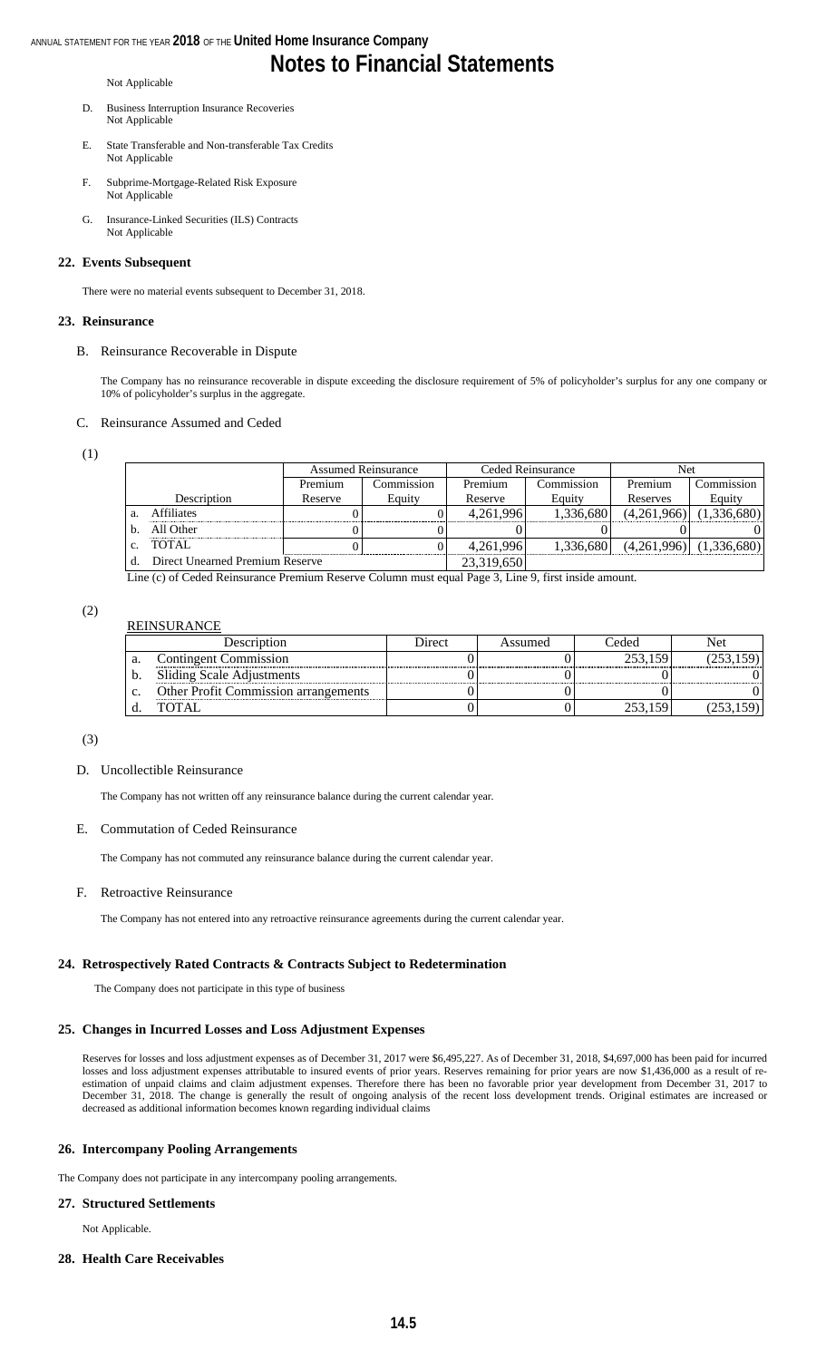Not Applicable

D. Business Interruption Insurance Recoveries
Not Applicable

E. State Transferable and Non-transferable Tax Credits
Not Applicable

F. Subprime-Mortgage-Related Risk Exposure
Not Applicable

G. Insurance-Linked Securities (ILS) Contracts
Not Applicable

## 22. Events Subsequent

There were no material events subsequent to December 31, 2018.

## 23. Reinsurance

B. Reinsurance Recoverable in Dispute

The Company has no reinsurance recoverable in dispute exceeding the disclosure requirement of 5% of policyholder's surplus for any one company or 10% of policyholder's surplus in the aggregate.

C. Reinsurance Assumed and Ceded

(1)

| | Assumed Reinsurance | | Ceded Reinsurance | | Net | |
|---|---|---|---|---|---|---|
| Description | Premium Reserve | Commission Equity | Premium Reserve | Commission Equity | Premium Reserves | Commission Equity |
| a. Affiliates | 0 | 0 | 4,261,996 | 1,336,680 | (4,261,966) | (1,336,680) |
| b. All Other | 0 | 0 | 0 | 0 | 0 | 0 |
| c. TOTAL | 0 | 0 | 4,261,996 | 1,336,680 | (4,261,996) | (1,336,680) |
| d. Direct Unearned Premium Reserve | | | 23,319,650 | | | |

Line (c) of Ceded Reinsurance Premium Reserve Column must equal Page 3, Line 9, first inside amount.

(2)

REINSURANCE

| Description | Direct | Assumed | Ceded | Net |
|---|---|---|---|---|
| a. Contingent Commission | 0 | 0 | 253,159 | (253,159) |
| b. Sliding Scale Adjustments | 0 | 0 | 0 | 0 |
| c. Other Profit Commission arrangements | 0 | 0 | 0 | 0 |
| d. TOTAL | 0 | 0 | 253,159 | (253,159) |

(3)

D. Uncollectible Reinsurance

The Company has not written off any reinsurance balance during the current calendar year.

E. Commutation of Ceded Reinsurance

The Company has not commuted any reinsurance balance during the current calendar year.

F. Retroactive Reinsurance

The Company has not entered into any retroactive reinsurance agreements during the current calendar year.

## 24. Retrospectively Rated Contracts & Contracts Subject to Redetermination

The Company does not participate in this type of business

## 25. Changes in Incurred Losses and Loss Adjustment Expenses

Reserves for losses and loss adjustment expenses as of December 31, 2017 were $6,495,227. As of December 31, 2018, $4,697,000 has been paid for incurred losses and loss adjustment expenses attributable to insured events of prior years. Reserves remaining for prior years are now $1,436,000 as a result of re-estimation of unpaid claims and claim adjustment expenses. Therefore there has been no favorable prior year development from December 31, 2017 to December 31, 2018. The change is generally the result of ongoing analysis of the recent loss development trends. Original estimates are increased or decreased as additional information becomes known regarding individual claims

## 26. Intercompany Pooling Arrangements

The Company does not participate in any intercompany pooling arrangements.

## 27. Structured Settlements

Not Applicable.

## 28. Health Care Receivables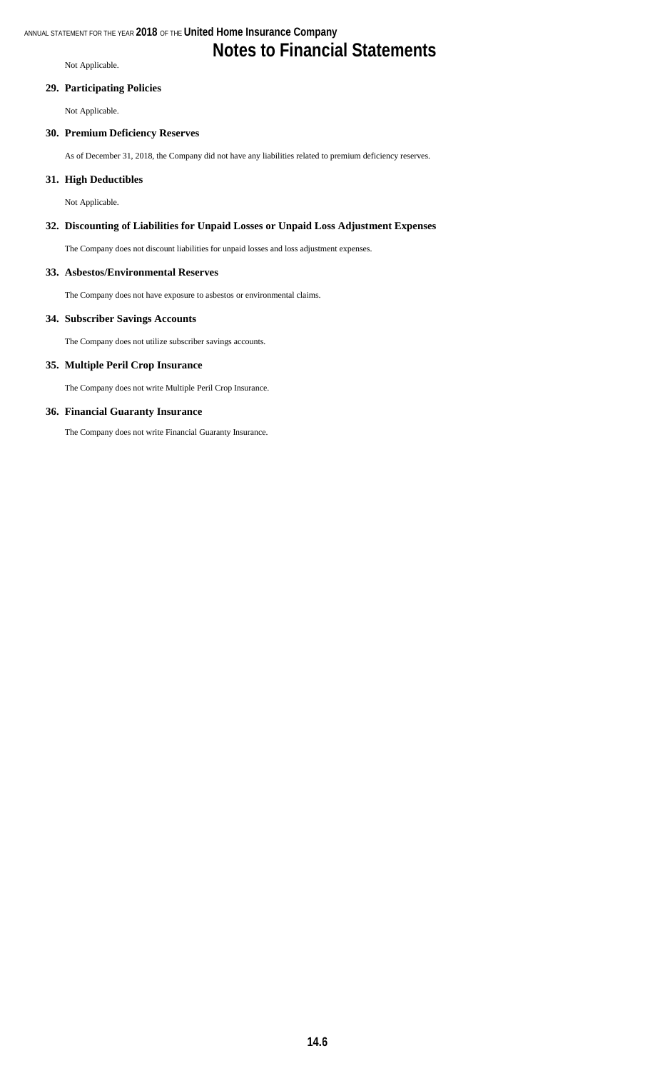# Notes to Financial Statements

Not Applicable.

**29. Participating Policies**

Not Applicable.

**30. Premium Deficiency Reserves**

As of December 31, 2018, the Company did not have any liabilities related to premium deficiency reserves.

**31. High Deductibles**

Not Applicable.

**32. Discounting of Liabilities for Unpaid Losses or Unpaid Loss Adjustment Expenses**

The Company does not discount liabilities for unpaid losses and loss adjustment expenses.

**33. Asbestos/Environmental Reserves**

The Company does not have exposure to asbestos or environmental claims.

**34. Subscriber Savings Accounts**

The Company does not utilize subscriber savings accounts.

**35. Multiple Peril Crop Insurance**

The Company does not write Multiple Peril Crop Insurance.

**36. Financial Guaranty Insurance**

The Company does not write Financial Guaranty Insurance.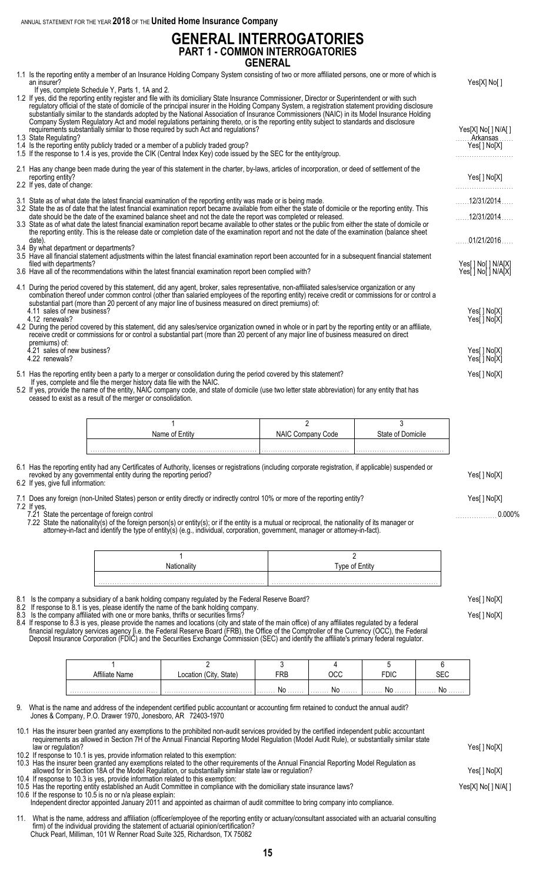# GENERAL INTERROGATORIES

## PART 1 - COMMON INTERROGATORIES

### GENERAL

1.1 Is the reporting entity a member of an Insurance Holding Company System consisting of two or more affiliated persons, one or more of which is an insurer? Yes[X] No[ ]

If yes, complete Schedule Y, Parts 1, 1A and 2.

1.2 If yes, did the reporting entity register and file with its domiciliary State Insurance Commissioner, Director or Superintendent or with such regulatory official of the state of domicile of the principal insurer in the Holding Company System, a registration statement providing disclosure substantially similar to the standards adopted by the National Association of Insurance Commissioners (NAIC) in its Model Insurance Holding Company System Regulatory Act and model regulations pertaining thereto, or is the reporting entity subject to standards and disclosure requirements substantially similar to those required by such Act and regulations? Yes[X] No[ ] N/A[ ]

1.3 State Regulating? Arkansas

1.4 Is the reporting entity publicly traded or a member of a publicly traded group? Yes[ ] No[X]

1.5 If the response to 1.4 is yes, provide the CIK (Central Index Key) code issued by the SEC for the entity/group.

2.1 Has any change been made during the year of this statement in the charter, by-laws, articles of incorporation, or deed of settlement of the reporting entity? Yes[ ] No[X]

2.2 If yes, date of change:

3.1 State as of what date the latest financial examination of the reporting entity was made or is being made. 12/31/2014

3.2 State the as of date that the latest financial examination report became available from either the state of domicile or the reporting entity. This date should be the date of the examined balance sheet and not the date the report was completed or released. 12/31/2014

3.3 State as of what date the latest financial examination report became available to other states or the public from either the state of domicile or the reporting entity. This is the release date or completion date of the examination report and not the date of the examination (balance sheet date). 01/21/2016

3.4 By what department or departments?

3.5 Have all financial statement adjustments within the latest financial examination report been accounted for in a subsequent financial statement filed with departments? Yes[ ] No[ ] N/A[X]

3.6 Have all of the recommendations within the latest financial examination report been complied with? Yes[ ] No[ ] N/A[X]

4.1 During the period covered by this statement, did any agent, broker, sales representative, non-affiliated sales/service organization or any combination thereof under common control (other than salaried employees of the reporting entity) receive credit or commissions for or control a substantial part (more than 20 percent of any major line of business measured on direct premiums) of:

4.11 sales of new business? Yes[ ] No[X]

4.12 renewals? Yes[ ] No[X]

4.2 During the period covered by this statement, did any sales/service organization owned in whole or in part by the reporting entity or an affiliate, receive credit or commissions for or control a substantial part (more than 20 percent of any major line of business measured on direct premiums) of:

4.21 sales of new business? Yes[ ] No[X]

4.22 renewals? Yes[ ] No[X]

5.1 Has the reporting entity been a party to a merger or consolidation during the period covered by this statement? Yes[ ] No[X]

If yes, complete and file the merger history data file with the NAIC.

5.2 If yes, provide the name of the entity, NAIC company code, and state of domicile (use two letter state abbreviation) for any entity that has ceased to exist as a result of the merger or consolidation.

| 1<br>Name of Entity | 2<br>NAIC Company Code | 3<br>State of Domicile |
|---|---|---|
| | | |

6.1 Has the reporting entity had any Certificates of Authority, licenses or registrations (including corporate registration, if applicable) suspended or revoked by any governmental entity during the reporting period? Yes[ ] No[X]

6.2 If yes, give full information:

7.1 Does any foreign (non-United States) person or entity directly or indirectly control 10% or more of the reporting entity? Yes[ ] No[X]

7.2 If yes,

7.21 State the percentage of foreign control 0.000%

7.22 State the nationality(s) of the foreign person(s) or entity(s); or if the entity is a mutual or reciprocal, the nationality of its manager or attorney-in-fact and identify the type of entity(s) (e.g., individual, corporation, government, manager or attorney-in-fact).

| 1<br>Nationality | 2<br>Type of Entity |
|---|---|
| | |

8.1 Is the company a subsidiary of a bank holding company regulated by the Federal Reserve Board? Yes[ ] No[X]

8.2 If response to 8.1 is yes, please identify the name of the bank holding company.

8.3 Is the company affiliated with one or more banks, thrifts or securities firms? Yes[ ] No[X]

8.4 If response to 8.3 is yes, please provide the names and locations (city and state of the main office) of any affiliates regulated by a federal financial regulatory services agency [i.e. the Federal Reserve Board (FRB), the Office of the Comptroller of the Currency (OCC), the Federal Deposit Insurance Corporation (FDIC) and the Securities Exchange Commission (SEC) and identify the affiliate's primary federal regulator.

| 1<br>Affiliate Name | 2<br>Location (City, State) | 3<br>FRB | 4<br>OCC | 5<br>FDIC | 6<br>SEC |
|---|---|---|---|---|---|
| | | No | No | No | No |

9. What is the name and address of the independent certified public accountant or accounting firm retained to conduct the annual audit?
Jones & Company, P.O. Drawer 1970, Jonesboro, AR 72403-1970

10.1 Has the insurer been granted any exemptions to the prohibited non-audit services provided by the certified independent public accountant requirements as allowed in Section 7H of the Annual Financial Reporting Model Regulation (Model Audit Rule), or substantially similar state law or regulation? Yes[ ] No[X]

10.2 If response to 10.1 is yes, provide information related to this exemption:

10.3 Has the insurer been granted any exemptions related to the other requirements of the Annual Financial Reporting Model Regulation as allowed for in Section 18A of the Model Regulation, or substantially similar state law or regulation? Yes[ ] No[X]

10.4 If response to 10.3 is yes, provide information related to this exemption:

10.5 Has the reporting entity established an Audit Committee in compliance with the domiciliary state insurance laws? Yes[X] No[ ] N/A[ ]

10.6 If the response to 10.5 is no or n/a please explain:
Independent director appointed January 2011 and appointed as chairman of audit committee to bring company into compliance.

11. What is the name, address and affiliation (officer/employee of the reporting entity or actuary/consultant associated with an actuarial consulting firm) of the individual providing the statement of actuarial opinion/certification?
Chuck Pearl, Milliman, 101 W Renner Road Suite 325, Richardson, TX 75082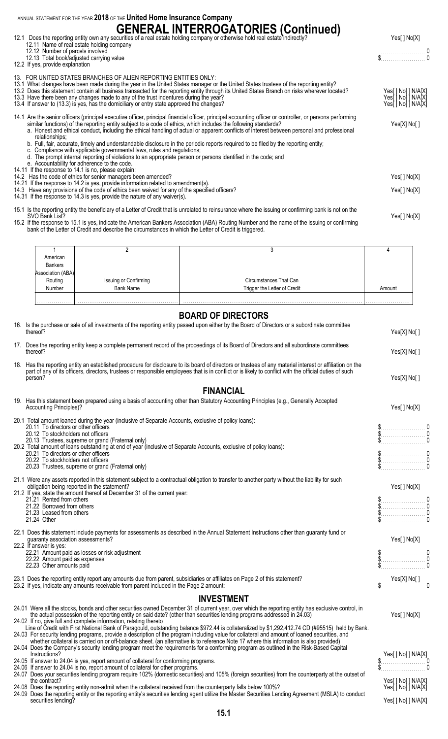# GENERAL INTERROGATORIES (Continued)

12.1 Does the reporting entity own any securities of a real estate holding company or otherwise hold real estate indirectly? Yes[ ] No[X]
- 12.11 Name of real estate holding company
- 12.12 Number of parcels involved 0
- 12.13 Total book/adjusted carrying value $ 0

12.2 If yes, provide explanation

13. FOR UNITED STATES BRANCHES OF ALIEN REPORTING ENTITIES ONLY:

13.1 What changes have been made during the year in the United States manager or the United States trustees of the reporting entity?

13.2 Does this statement contain all business transacted for the reporting entity through its United States Branch on risks wherever located? Yes[ ] No[ ] N/A[X]

13.3 Have there been any changes made to any of the trust indentures during the year? Yes[ ] No[ ] N/A[X]

13.4 If answer to (13.3) is yes, has the domiciliary or entry state approved the changes? Yes[ ] No[ ] N/A[X]

14.1 Are the senior officers (principal executive officer, principal financial officer, principal accounting officer or controller, or persons performing similar functions) of the reporting entity subject to a code of ethics, which includes the following standards? Yes[X] No[ ]
- a. Honest and ethical conduct, including the ethical handling of actual or apparent conflicts of interest between personal and professional relationships;
- b. Full, fair, accurate, timely and understandable disclosure in the periodic reports required to be filed by the reporting entity;
- c. Compliance with applicable governmental laws, rules and regulations;
- d. The prompt internal reporting of violations to an appropriate person or persons identified in the code; and
- e. Accountability for adherence to the code.

14.11 If the response to 14.1 is no, please explain:

14.2 Has the code of ethics for senior managers been amended? Yes[ ] No[X]

14.21 If the response to 14.2 is yes, provide information related to amendment(s).

14.3 Have any provisions of the code of ethics been waived for any of the specified officers? Yes[ ] No[X]

14.31 If the response to 14.3 is yes, provide the nature of any waiver(s).

15.1 Is the reporting entity the beneficiary of a Letter of Credit that is unrelated to reinsurance where the issuing or confirming bank is not on the SVO Bank List? Yes[ ] No[X]

15.2 If the response to 15.1 is yes, indicate the American Bankers Association (ABA) Routing Number and the name of the issuing or confirming bank of the Letter of Credit and describe the circumstances in which the Letter of Credit is triggered.

| 1<br>American Bankers Association (ABA) Routing Number | 2<br>Issuing or Confirming Bank Name | 3<br>Circumstances That Can Trigger the Letter of Credit | 4<br>Amount |
|---|---|---|---|
| | | | |

## BOARD OF DIRECTORS

16. Is the purchase or sale of all investments of the reporting entity passed upon either by the Board of Directors or a subordinate committee thereof? Yes[X] No[ ]

17. Does the reporting entity keep a complete permanent record of the proceedings of its Board of Directors and all subordinate committees thereof? Yes[X] No[ ]

18. Has the reporting entity an established procedure for disclosure to its board of directors or trustees of any material interest or affiliation on the part of any of its officers, directors, trustees or responsible employees that is in conflict or is likely to conflict with the official duties of such person? Yes[X] No[ ]

## FINANCIAL

19. Has this statement been prepared using a basis of accounting other than Statutory Accounting Principles (e.g., Generally Accepted Accounting Principles)? Yes[ ] No[X]

20.1 Total amount loaned during the year (inclusive of Separate Accounts, exclusive of policy loans):
- 20.11 To directors or other officers $ 0
- 20.12 To stockholders not officers $ 0
- 20.13 Trustees, supreme or grand (Fraternal only) $ 0

20.2 Total amount of loans outstanding at end of year (inclusive of Separate Accounts, exclusive of policy loans):
- 20.21 To directors or other officers $ 0
- 20.22 To stockholders not officers $ 0
- 20.23 Trustees, supreme or grand (Fraternal only) $ 0

21.1 Were any assets reported in this statement subject to a contractual obligation to transfer to another party without the liability for such obligation being reported in the statement? Yes[ ] No[X]

21.2 If yes, state the amount thereof at December 31 of the current year:
- 21.21 Rented from others $ 0
- 21.22 Borrowed from others $ 0
- 21.23 Leased from others $ 0
- 21.24 Other $ 0

22.1 Does this statement include payments for assessments as described in the Annual Statement Instructions other than guaranty fund or guaranty association assessments? Yes[ ] No[X]

22.2 If answer is yes:
- 22.21 Amount paid as losses or risk adjustment $ 0
- 22.22 Amount paid as expenses $ 0
- 22.23 Other amounts paid $ 0

23.1 Does the reporting entity report any amounts due from parent, subsidiaries or affiliates on Page 2 of this statement? Yes[X] No[ ]

23.2 If yes, indicate any amounts receivable from parent included in the Page 2 amount: $ 0

## INVESTMENT

24.01 Were all the stocks, bonds and other securities owned December 31 of current year, over which the reporting entity has exclusive control, in the actual possession of the reporting entity on said date? (other than securities lending programs addressed in 24.03) Yes[ ] No[X]

24.02 If no, give full and complete information, relating thereto

Line of Credit with First National Bank of Paragould, outstanding balance $972.44 is collateralized by $1,292,412.74 CD (#95515) held by Bank.

24.03 For security lending programs, provide a description of the program including value for collateral and amount of loaned securities, and whether collateral is carried on or off-balance sheet. (an alternative is to reference Note 17 where this information is also provided)

24.04 Does the Company's security lending program meet the requirements for a conforming program as outlined in the Risk-Based Capital Instructions? Yes[ ] No[ ] N/A[X]

24.05 If answer to 24.04 is yes, report amount of collateral for conforming programs. $ 0

24.06 If answer to 24.04 is no, report amount of collateral for other programs. $ 0

24.07 Does your securities lending program require 102% (domestic securities) and 105% (foreign securities) from the counterparty at the outset of the contract? Yes[ ] No[ ] N/A[X]

24.08 Does the reporting entity non-admit when the collateral received from the counterparty falls below 100%? Yes[ ] No[ ] N/A[X]

24.09 Does the reporting entity or the reporting entity's securities lending agent utilize the Master Securities Lending Agreement (MSLA) to conduct securities lending? Yes[ ] No[ ] N/A[X]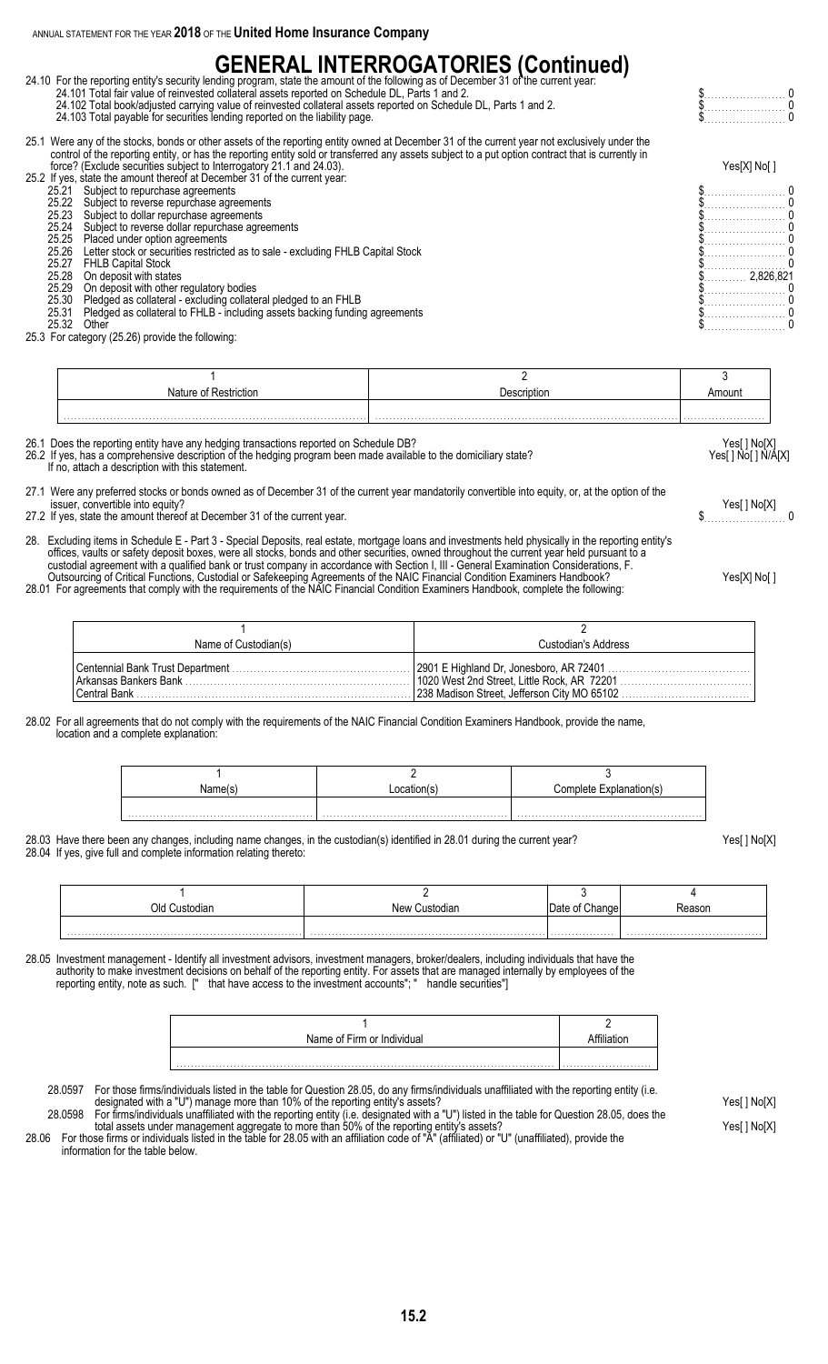ANNUAL STATEMENT FOR THE YEAR **2018** OF THE **United Home Insurance Company**

# GENERAL INTERROGATORIES (Continued)

24.10 For the reporting entity's security lending program, state the amount of the following as of December 31 of the current year:

24.101 Total fair value of reinvested collateral assets reported on Schedule DL, Parts 1 and 2. $ 0

24.102 Total book/adjusted carrying value of reinvested collateral assets reported on Schedule DL, Parts 1 and 2. $ 0

24.103 Total payable for securities lending reported on the liability page. $ 0

25.1 Were any of the stocks, bonds or other assets of the reporting entity owned at December 31 of the current year not exclusively under the control of the reporting entity, or has the reporting entity sold or transferred any assets subject to a put option contract that is currently in force? (Exclude securities subject to Interrogatory 21.1 and 24.03). Yes[X] No[ ]

25.2 If yes, state the amount thereof at December 31 of the current year:

| | | |
|---|---|---|
| 25.21 | Subject to repurchase agreements | $ 0 |
| 25.22 | Subject to reverse repurchase agreements | $ 0 |
| 25.23 | Subject to dollar repurchase agreements | $ 0 |
| 25.24 | Subject to reverse dollar repurchase agreements | $ 0 |
| 25.25 | Placed under option agreements | $ 0 |
| 25.26 | Letter stock or securities restricted as to sale - excluding FHLB Capital Stock | $ 0 |
| 25.27 | FHLB Capital Stock | $ 0 |
| 25.28 | On deposit with states | $ 2,826,821 |
| 25.29 | On deposit with other regulatory bodies | $ 0 |
| 25.30 | Pledged as collateral - excluding collateral pledged to an FHLB | $ 0 |
| 25.31 | Pledged as collateral to FHLB - including assets backing funding agreements | $ 0 |
| 25.32 | Other | $ 0 |

25.3 For category (25.26) provide the following:

| 1<br>Nature of Restriction | 2<br>Description | 3<br>Amount |
|---|---|---|
| | | |

26.1 Does the reporting entity have any hedging transactions reported on Schedule DB? Yes[ ] No[X]

26.2 If yes, has a comprehensive description of the hedging program been made available to the domiciliary state? Yes[ ] No[ ] N/A[X]
If no, attach a description with this statement.

27.1 Were any preferred stocks or bonds owned as of December 31 of the current year mandatorily convertible into equity, or, at the option of the issuer, convertible into equity? Yes[ ] No[X]

27.2 If yes, state the amount thereof at December 31 of the current year. $ 0

28. Excluding items in Schedule E - Part 3 - Special Deposits, real estate, mortgage loans and investments held physically in the reporting entity's offices, vaults or safety deposit boxes, were all stocks, bonds and other securities, owned throughout the current year held pursuant to a custodial agreement with a qualified bank or trust company in accordance with Section I, III - General Examination Considerations, F. Outsourcing of Critical Functions, Custodial or Safekeeping Agreements of the NAIC Financial Condition Examiners Handbook? Yes[X] No[ ]

28.01 For agreements that comply with the requirements of the NAIC Financial Condition Examiners Handbook, complete the following:

| 1<br>Name of Custodian(s) | 2<br>Custodian's Address |
|---|---|
| Centennial Bank Trust Department | 2901 E Highland Dr, Jonesboro, AR 72401 |
| Arkansas Bankers Bank | 1020 West 2nd Street, Little Rock, AR 72201 |
| Central Bank | 238 Madison Street, Jefferson City MO 65102 |

28.02 For all agreements that do not comply with the requirements of the NAIC Financial Condition Examiners Handbook, provide the name, location and a complete explanation:

| 1<br>Name(s) | 2<br>Location(s) | 3<br>Complete Explanation(s) |
|---|---|---|
| | | |

28.03 Have there been any changes, including name changes, in the custodian(s) identified in 28.01 during the current year? Yes[ ] No[X]

28.04 If yes, give full and complete information relating thereto:

| 1<br>Old Custodian | 2<br>New Custodian | 3<br>Date of Change | 4<br>Reason |
|---|---|---|---|
| | | | |

28.05 Investment management - Identify all investment advisors, investment managers, broker/dealers, including individuals that have the authority to make investment decisions on behalf of the reporting entity. For assets that are managed internally by employees of the reporting entity, note as such. [" that have access to the investment accounts"; " handle securities"]

| 1<br>Name of Firm or Individual | 2<br>Affiliation |
|---|---|
| | |

28.0597 For those firms/individuals listed in the table for Question 28.05, do any firms/individuals unaffiliated with the reporting entity (i.e. designated with a "U") manage more than 10% of the reporting entity's assets? Yes[ ] No[X]

28.0598 For firms/individuals unaffiliated with the reporting entity (i.e. designated with a "U") listed in the table for Question 28.05, does the total assets under management aggregate to more than 50% of the reporting entity's assets? Yes[ ] No[X]

28.06 For those firms or individuals listed in the table for 28.05 with an affiliation code of "A" (affiliated) or "U" (unaffiliated), provide the information for the table below.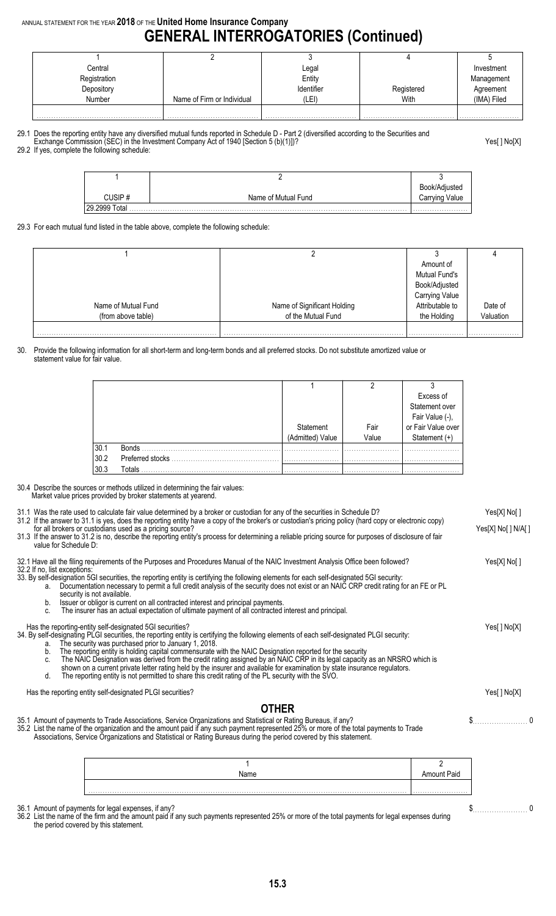ANNUAL STATEMENT FOR THE YEAR **2018** OF THE **United Home Insurance Company**

# GENERAL INTERROGATORIES (Continued)

| 1 | 2 | 3 | 4 | 5 |
|---|---|---|---|---|
| Central Registration Depository Number | Name of Firm or Individual | Legal Entity Identifier (LEI) | Registered With | Investment Management Agreement (IMA) Filed |
| | | | | |

29.1 Does the reporting entity have any diversified mutual funds reported in Schedule D - Part 2 (diversified according to the Securities and Exchange Commission (SEC) in the Investment Company Act of 1940 [Section 5 (b)(1)])? Yes[ ] No[X]

29.2 If yes, complete the following schedule:

| 1 | 2 | 3 |
|---|---|---|
| CUSIP # | Name of Mutual Fund | Book/Adjusted Carrying Value |
| 29.2999 Total | | |

29.3 For each mutual fund listed in the table above, complete the following schedule:

| 1 | 2 | 3 | 4 |
|---|---|---|---|
| Name of Mutual Fund (from above table) | Name of Significant Holding of the Mutual Fund | Amount of Mutual Fund's Book/Adjusted Carrying Value Attributable to the Holding | Date of Valuation |
| | | | |

30. Provide the following information for all short-term and long-term bonds and all preferred stocks. Do not substitute amortized value or statement value for fair value.

| | | 1 | 2 | 3 |
|---|---|---|---|---|
| | | Statement (Admitted) Value | Fair Value | Excess of Statement over Fair Value (-), or Fair Value over Statement (+) |
| 30.1 | Bonds | | | |
| 30.2 | Preferred stocks | | | |
| 30.3 | Totals | | | |

30.4 Describe the sources or methods utilized in determining the fair values:
Market value prices provided by broker statements at yearend.

31.1 Was the rate used to calculate fair value determined by a broker or custodian for any of the securities in Schedule D? Yes[X] No[ ]

31.2 If the answer to 31.1 is yes, does the reporting entity have a copy of the broker's or custodian's pricing policy (hard copy or electronic copy) for all brokers or custodians used as a pricing source? Yes[X] No[ ] N/A[ ]

31.3 If the answer to 31.2 is no, describe the reporting entity's process for determining a reliable pricing source for purposes of disclosure of fair value for Schedule D:

32.1 Have all the filing requirements of the Purposes and Procedures Manual of the NAIC Investment Analysis Office been followed? Yes[X] No[ ]

32.2 If no, list exceptions:

33. By self-designation 5GI securities, the reporting entity is certifying the following elements for each self-designated 5GI security:
   a. Documentation necessary to permit a full credit analysis of the security does not exist or an NAIC CRP credit rating for an FE or PL security is not available.
   b. Issuer or obligor is current on all contracted interest and principal payments.
   c. The insurer has an actual expectation of ultimate payment of all contracted interest and principal.

Has the reporting-entity self-designated 5GI securities? Yes[ ] No[X]

34. By self-designating PLGI securities, the reporting entity is certifying the following elements of each self-designated PLGI security:
   a. The security was purchased prior to January 1, 2018.
   b. The reporting entity is holding capital commensurate with the NAIC Designation reported for the security
   c. The NAIC Designation was derived from the credit rating assigned by an NAIC CRP in its legal capacity as an NRSRO which is shown on a current private letter rating held by the insurer and available for examination by state insurance regulators.
   d. The reporting entity is not permitted to share this credit rating of the PL security with the SVO.

Has the reporting entity self-designated PLGI securities? Yes[ ] No[X]

## OTHER

35.1 Amount of payments to Trade Associations, Service Organizations and Statistical or Rating Bureaus, if any? $ 0

35.2 List the name of the organization and the amount paid if any such payment represented 25% or more of the total payments to Trade Associations, Service Organizations and Statistical or Rating Bureaus during the period covered by this statement.

| 1 | 2 |
|---|---|
| Name | Amount Paid |
| | |

36.1 Amount of payments for legal expenses, if any? $ 0

36.2 List the name of the firm and the amount paid if any such payments represented 25% or more of the total payments for legal expenses during the period covered by this statement.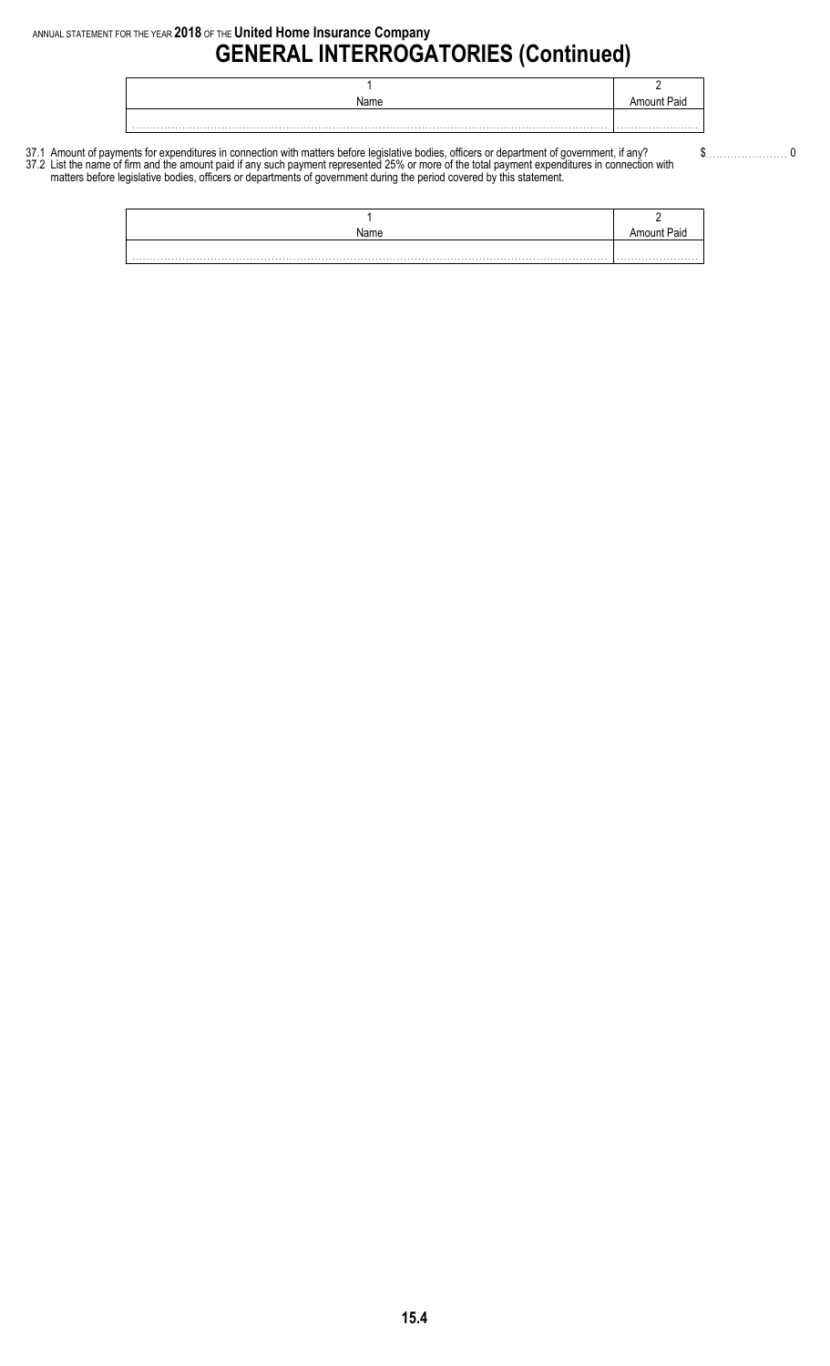ANNUAL STATEMENT FOR THE YEAR **2018** OF THE **United Home Insurance Company**

# GENERAL INTERROGATORIES (Continued)

| 1<br>Name | 2<br>Amount Paid |
|---|---|
| ...................................................................................................................... | ...................... |

37.1 Amount of payments for expenditures in connection with matters before legislative bodies, officers or department of government, if any? $...................... 0

37.2 List the name of firm and the amount paid if any such payment represented 25% or more of the total payment expenditures in connection with matters before legislative bodies, officers or departments of government during the period covered by this statement.

| 1<br>Name | 2<br>Amount Paid |
|---|---|
| ...................................................................................................................... | ...................... |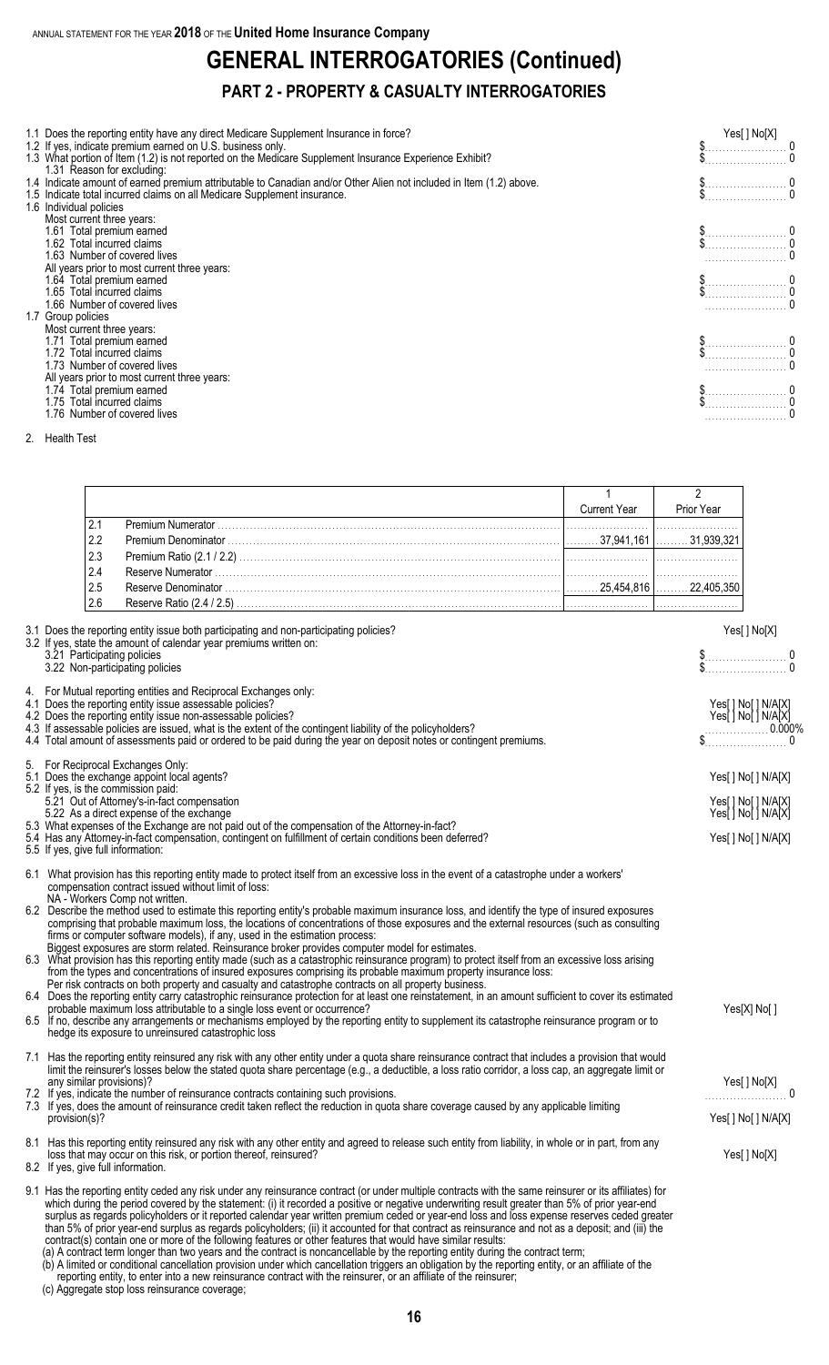# GENERAL INTERROGATORIES (Continued)

## PART 2 - PROPERTY & CASUALTY INTERROGATORIES

| | |
|---|---|
| 1.1 Does the reporting entity have any direct Medicare Supplement Insurance in force? | Yes[ ] No[X] |
| 1.2 If yes, indicate premium earned on U.S. business only. | $ 0 |
| 1.3 What portion of Item (1.2) is not reported on the Medicare Supplement Insurance Experience Exhibit? | $ 0 |
| 1.31 Reason for excluding: | |
| 1.4 Indicate amount of earned premium attributable to Canadian and/or Other Alien not included in Item (1.2) above. | $ 0 |
| 1.5 Indicate total incurred claims on all Medicare Supplement insurance. | $ 0 |
| 1.6 Individual policies | |
| Most current three years: | |
| 1.61 Total premium earned | $ 0 |
| 1.62 Total incurred claims | $ 0 |
| 1.63 Number of covered lives | 0 |
| All years prior to most current three years: | |
| 1.64 Total premium earned | $ 0 |
| 1.65 Total incurred claims | $ 0 |
| 1.66 Number of covered lives | 0 |
| 1.7 Group policies | |
| Most current three years: | |
| 1.71 Total premium earned | $ 0 |
| 1.72 Total incurred claims | $ 0 |
| 1.73 Number of covered lives | 0 |
| All years prior to most current three years: | |
| 1.74 Total premium earned | $ 0 |
| 1.75 Total incurred claims | $ 0 |
| 1.76 Number of covered lives | 0 |

2. Health Test

| | | 1<br>Current Year | 2<br>Prior Year |
|---|---|---|---|
| 2.1 | Premium Numerator | | |
| 2.2 | Premium Denominator | 37,941,161 | 31,939,321 |
| 2.3 | Premium Ratio (2.1 / 2.2) | | |
| 2.4 | Reserve Numerator | | |
| 2.5 | Reserve Denominator | 25,454,816 | 22,405,350 |
| 2.6 | Reserve Ratio (2.4 / 2.5) | | |

| | |
|---|---|
| 3.1 Does the reporting entity issue both participating and non-participating policies? | Yes[ ] No[X] |
| 3.2 If yes, state the amount of calendar year premiums written on: | |
| 3.21 Participating policies | $ 0 |
| 3.22 Non-participating policies | $ 0 |
| 4. For Mutual reporting entities and Reciprocal Exchanges only: | |
| 4.1 Does the reporting entity issue assessable policies? | Yes[ ] No[ ] N/A[X] |
| 4.2 Does the reporting entity issue non-assessable policies? | Yes[ ] No[ ] N/A[X] |
| 4.3 If assessable policies are issued, what is the extent of the contingent liability of the policyholders? | 0.000% |
| 4.4 Total amount of assessments paid or ordered to be paid during the year on deposit notes or contingent premiums. | $ 0 |
| 5. For Reciprocal Exchanges Only: | |
| 5.1 Does the exchange appoint local agents? | Yes[ ] No[ ] N/A[X] |
| 5.2 If yes, is the commission paid: | |
| 5.21 Out of Attorney's-in-fact compensation | Yes[ ] No[ ] N/A[X] |
| 5.22 As a direct expense of the exchange | Yes[ ] No[ ] N/A[X] |
| 5.3 What expenses of the Exchange are not paid out of the compensation of the Attorney-in-fact? | |
| 5.4 Has any Attorney-in-fact compensation, contingent on fulfillment of certain conditions been deferred? | Yes[ ] No[ ] N/A[X] |
| 5.5 If yes, give full information: | |

6.1 What provision has this reporting entity made to protect itself from an excessive loss in the event of a catastrophe under a workers' compensation contract issued without limit of loss:
NA - Workers Comp not written.

6.2 Describe the method used to estimate this reporting entity's probable maximum insurance loss, and identify the type of insured exposures comprising that probable maximum loss, the locations of concentrations of those exposures and the external resources (such as consulting firms or computer software models), if any, used in the estimation process:
Biggest exposures are storm related. Reinsurance broker provides computer model for estimates.

6.3 What provision has this reporting entity made (such as a catastrophic reinsurance program) to protect itself from an excessive loss arising from the types and concentrations of insured exposures comprising its probable maximum property insurance loss:
Per risk contracts on both property and casualty and catastrophe contracts on all property business.

| | |
|---|---|
| 6.4 Does the reporting entity carry catastrophic reinsurance protection for at least one reinstatement, in an amount sufficient to cover its estimated probable maximum loss attributable to a single loss event or occurrence? | Yes[X] No[ ] |
| 6.5 If no, describe any arrangements or mechanisms employed by the reporting entity to supplement its catastrophe reinsurance program or to hedge its exposure to unreinsured catastrophic loss | |
| 7.1 Has the reporting entity reinsured any risk with any other entity under a quota share reinsurance contract that includes a provision that would limit the reinsurer's losses below the stated quota share percentage (e.g., a deductible, a loss ratio corridor, a loss cap, an aggregate limit or any similar provisions)? | Yes[ ] No[X] |
| 7.2 If yes, indicate the number of reinsurance contracts containing such provisions. | 0 |
| 7.3 If yes, does the amount of reinsurance credit taken reflect the reduction in quota share coverage caused by any applicable limiting provision(s)? | Yes[ ] No[ ] N/A[X] |
| 8.1 Has this reporting entity reinsured any risk with any other entity and agreed to release such entity from liability, in whole or in part, from any loss that may occur on this risk, or portion thereof, reinsured? | Yes[ ] No[X] |
| 8.2 If yes, give full information. | |

9.1 Has the reporting entity ceded any risk under any reinsurance contract (or under multiple contracts with the same reinsurer or its affiliates) for which during the period covered by the statement: (i) it recorded a positive or negative underwriting result greater than 5% of prior year-end surplus as regards policyholders or it reported calendar year written premium ceded or year-end loss and loss expense reserves ceded greater than 5% of prior year-end surplus as regards policyholders; (ii) it accounted for that contract as reinsurance and not as a deposit; and (iii) the contract(s) contain one or more of the following features or other features that would have similar results:

(a) A contract term longer than two years and the contract is noncancellable by the reporting entity during the contract term;

(b) A limited or conditional cancellation provision under which cancellation triggers an obligation by the reporting entity, or an affiliate of the reporting entity, to enter into a new reinsurance contract with the reinsurer, or an affiliate of the reinsurer;

(c) Aggregate stop loss reinsurance coverage;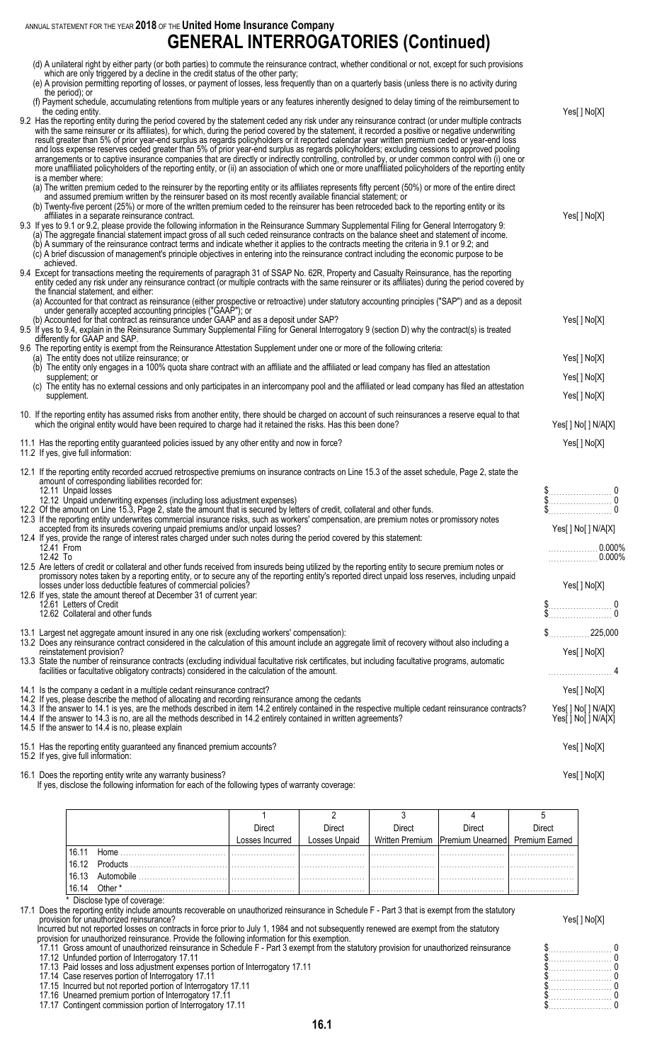ANNUAL STATEMENT FOR THE YEAR **2018** OF THE **United Home Insurance Company**

# GENERAL INTERROGATORIES (Continued)

(d) A unilateral right by either party (or both parties) to commute the reinsurance contract, whether conditional or not, except for such provisions which are only triggered by a decline in the credit status of the other party;

(e) A provision permitting reporting of losses, or payment of losses, less frequently than on a quarterly basis (unless there is no activity during the period); or

(f) Payment schedule, accumulating retentions from multiple years or any features inherently designed to delay timing of the reimbursement to the ceding entity. Yes[ ] No[X]

9.2 Has the reporting entity during the period covered by the statement ceded any risk under any reinsurance contract (or under multiple contracts with the same reinsurer or its affiliates), for which, during the period covered by the statement, it recorded a positive or negative underwriting result greater than 5% of prior year-end surplus as regards policyholders or it reported calendar year written premium ceded or year-end loss and loss expense reserves ceded greater than 5% of prior year-end surplus as regards policyholders; excluding cessions to approved pooling arrangements or to captive insurance companies that are directly or indirectly controlling, controlled by, or under common control with (i) one or more unaffiliated policyholders of the reporting entity, or (ii) an association of which one or more unaffiliated policyholders of the reporting entity is a member where:

(a) The written premium ceded to the reinsurer by the reporting entity or its affiliates represents fifty percent (50%) or more of the entire direct and assumed premium written by the reinsurer based on its most recently available financial statement; or

(b) Twenty-five percent (25%) or more of the written premium ceded to the reinsurer has been retroceded back to the reporting entity or its affiliates in a separate reinsurance contract. Yes[ ] No[X]

9.3 If yes to 9.1 or 9.2, please provide the following information in the Reinsurance Summary Supplemental Filing for General Interrogatory 9:

(a) The aggregate financial statement impact gross of all such ceded reinsurance contracts on the balance sheet and statement of income.

(b) A summary of the reinsurance contract terms and indicate whether it applies to the contracts meeting the criteria in 9.1 or 9.2; and

(c) A brief discussion of management's principle objectives in entering into the reinsurance contract including the economic purpose to be achieved.

9.4 Except for transactions meeting the requirements of paragraph 31 of SSAP No. 62R, Property and Casualty Reinsurance, has the reporting entity ceded any risk under any reinsurance contract (or multiple contracts with the same reinsurer or its affiliates) during the period covered by the financial statement, and either:

(a) Accounted for that contract as reinsurance (either prospective or retroactive) under statutory accounting principles ("SAP") and as a deposit under generally accepted accounting principles ("GAAP"); or

(b) Accounted for that contract as reinsurance under GAAP and as a deposit under SAP? Yes[ ] No[X]

9.5 If yes to 9.4, explain in the Reinsurance Summary Supplemental Filing for General Interrogatory 9 (section D) why the contract(s) is treated differently for GAAP and SAP.

9.6 The reporting entity is exempt from the Reinsurance Attestation Supplement under one or more of the following criteria:

(a) The entity does not utilize reinsurance; or Yes[ ] No[X]

(b) The entity only engages in a 100% quota share contract with an affiliate and the affiliated or lead company has filed an attestation supplement; or Yes[ ] No[X]

(c) The entity has no external cessions and only participates in an intercompany pool and the affiliated or lead company has filed an attestation supplement. Yes[ ] No[X]

10. If the reporting entity has assumed risks from another entity, there should be charged on account of such reinsurances a reserve equal to that which the original entity would have been required to charge had it retained the risks. Has this been done? Yes[ ] No[ ] N/A[X]

11.1 Has the reporting entity guaranteed policies issued by any other entity and now in force? Yes[ ] No[X]

11.2 If yes, give full information:

12.1 If the reporting entity recorded accrued retrospective premiums on insurance contracts on Line 15.3 of the asset schedule, Page 2, state the amount of corresponding liabilities recorded for:

12.11 Unpaid losses $ 0

12.12 Unpaid underwriting expenses (including loss adjustment expenses) $ 0

12.2 Of the amount on Line 15.3, Page 2, state the amount that is secured by letters of credit, collateral and other funds. $ 0

12.3 If the reporting entity underwrites commercial insurance risks, such as workers' compensation, are premium notes or promissory notes accepted from its insureds covering unpaid premiums and/or unpaid losses? Yes[ ] No[ ] N/A[X]

12.4 If yes, provide the range of interest rates charged under such notes during the period covered by this statement:

12.41 From 0.000%

12.42 To 0.000%

12.5 Are letters of credit or collateral and other funds received from insureds being utilized by the reporting entity to secure premium notes or promissory notes taken by a reporting entity, or to secure any of the reporting entity's reported direct unpaid loss reserves, including unpaid losses under loss deductible features of commercial policies? Yes[ ] No[X]

12.6 If yes, state the amount thereof at December 31 of current year:

12.61 Letters of Credit $ 0

12.62 Collateral and other funds $ 0

13.1 Largest net aggregate amount insured in any one risk (excluding workers' compensation): $ 225,000

13.2 Does any reinsurance contract considered in the calculation of this amount include an aggregate limit of recovery without also including a reinstatement provision? Yes[ ] No[X]

13.3 State the number of reinsurance contracts (excluding individual facultative risk certificates, but including facultative programs, automatic facilities or facultative obligatory contracts) considered in the calculation of the amount. 4

14.1 Is the company a cedant in a multiple cedant reinsurance contract? Yes[ ] No[X]

14.2 If yes, please describe the method of allocating and recording reinsurance among the cedants

14.3 If the answer to 14.1 is yes, are the methods described in item 14.2 entirely contained in the respective multiple cedant reinsurance contracts? Yes[ ] No[ ] N/A[X]

14.4 If the answer to 14.3 is no, are all the methods described in 14.2 entirely contained in written agreements? Yes[ ] No[ ] N/A[X]

14.5 If the answer to 14.4 is no, please explain

15.1 Has the reporting entity guaranteed any financed premium accounts? Yes[ ] No[X]

15.2 If yes, give full information:

16.1 Does the reporting entity write any warranty business? Yes[ ] No[X]

If yes, disclose the following information for each of the following types of warranty coverage:

| | 1<br>Direct<br>Losses Incurred | 2<br>Direct<br>Losses Unpaid | 3<br>Direct<br>Written Premium | 4<br>Direct<br>Premium Unearned | 5<br>Direct<br>Premium Earned |
|---|---|---|---|---|---|
| 16.11 Home | | | | | |
| 16.12 Products | | | | | |
| 16.13 Automobile | | | | | |
| 16.14 Other * | | | | | |

\* Disclose type of coverage:

17.1 Does the reporting entity include amounts recoverable on unauthorized reinsurance in Schedule F - Part 3 that is exempt from the statutory provision for unauthorized reinsurance? Yes[ ] No[X]

Incurred but not reported losses on contracts in force prior to July 1, 1984 and not subsequently renewed are exempt from the statutory provision for unauthorized reinsurance. Provide the following information for this exemption.

17.11 Gross amount of unauthorized reinsurance in Schedule F - Part 3 exempt from the statutory provision for unauthorized reinsurance $ 0

17.12 Unfunded portion of Interrogatory 17.11 $ 0

17.13 Paid losses and loss adjustment expenses portion of Interrogatory 17.11 $ 0

17.14 Case reserves portion of Interrogatory 17.11 $ 0

17.15 Incurred but not reported portion of Interrogatory 17.11 $ 0

17.16 Unearned premium portion of Interrogatory 17.11 $ 0

17.17 Contingent commission portion of Interrogatory 17.11 $ 0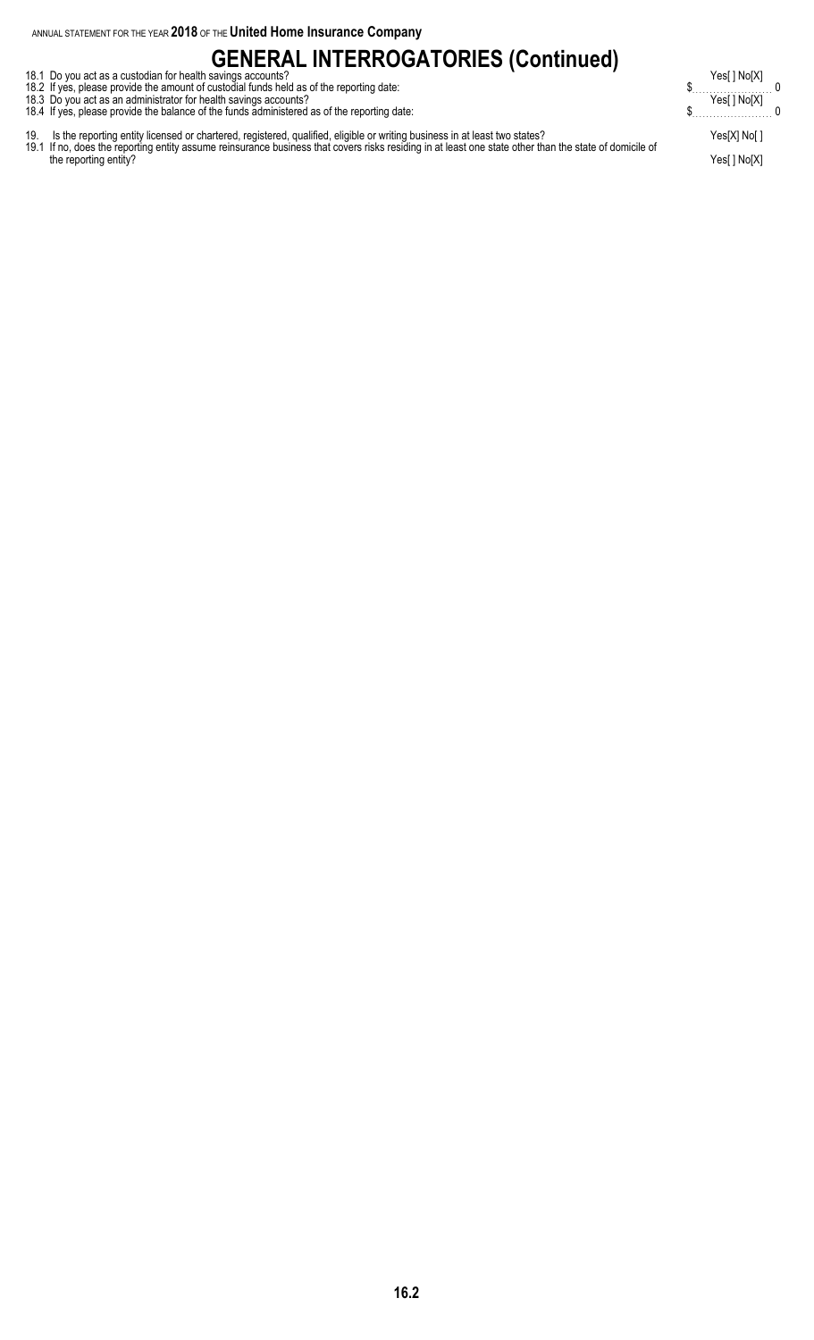# GENERAL INTERROGATORIES (Continued)

| | | |
|---|---|---|
| 18.1 | Do you act as a custodian for health savings accounts? | Yes[ ] No[X] |
| 18.2 | If yes, please provide the amount of custodial funds held as of the reporting date: | $ 0 |
| 18.3 | Do you act as an administrator for health savings accounts? | Yes[ ] No[X] |
| 18.4 | If yes, please provide the balance of the funds administered as of the reporting date: | $ 0 |
| 19. | Is the reporting entity licensed or chartered, registered, qualified, eligible or writing business in at least two states? | Yes[X] No[ ] |
| 19.1 | If no, does the reporting entity assume reinsurance business that covers risks residing in at least one state other than the state of domicile of the reporting entity? | Yes[ ] No[X] |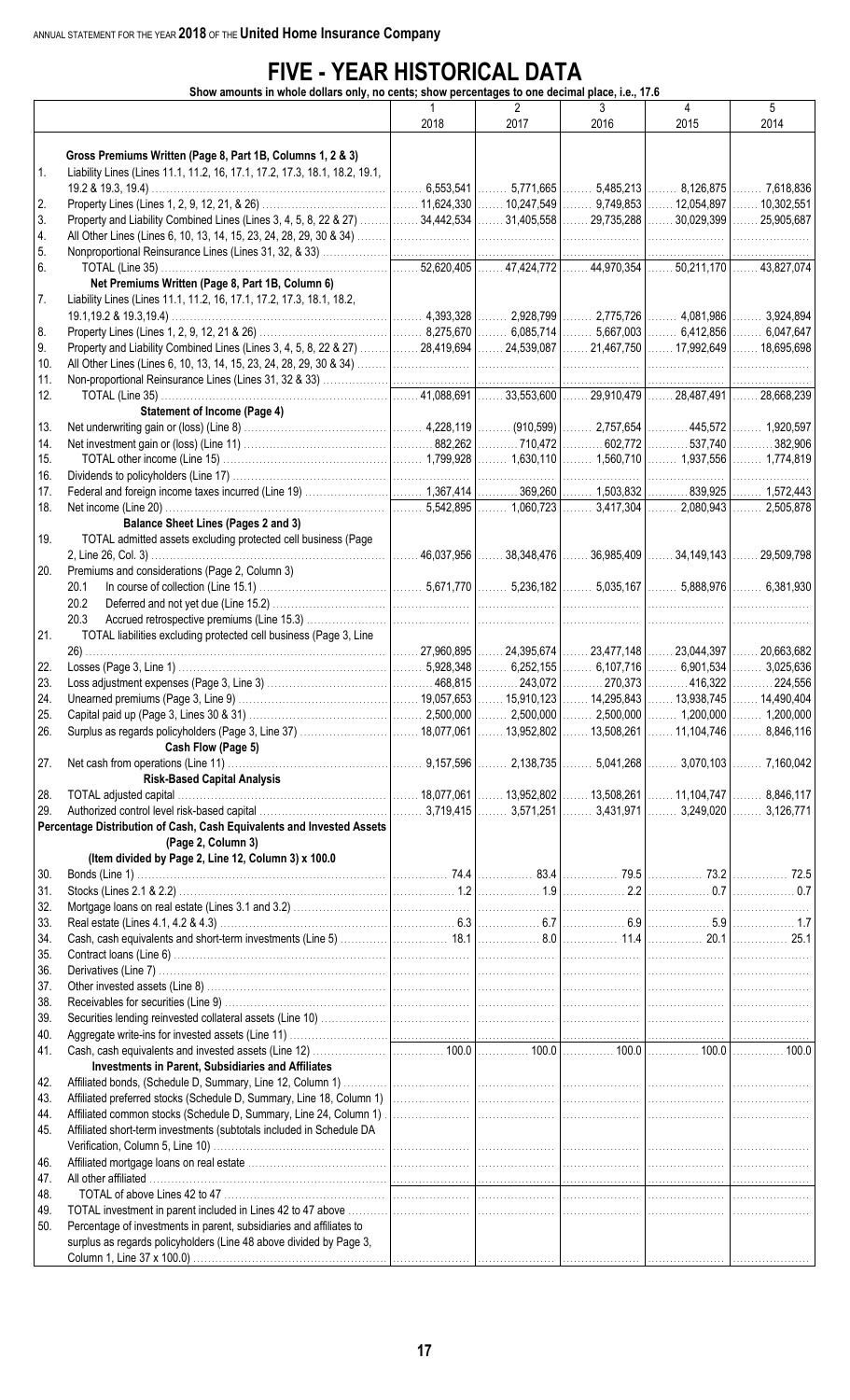# FIVE - YEAR HISTORICAL DATA

**Show amounts in whole dollars only, no cents; show percentages to one decimal place, i.e., 17.6**

| | | 1<br>2018 | 2<br>2017 | 3<br>2016 | 4<br>2015 | 5<br>2014 |
|---|---|---|---|---|---|---|
| | **Gross Premiums Written (Page 8, Part 1B, Columns 1, 2 & 3)** | | | | | |
| 1. | Liability Lines (Lines 11.1, 11.2, 16, 17.1, 17.2, 17.3, 18.1, 18.2, 19.1, 19.2 & 19.3, 19.4) | 6,553,541 | 5,771,665 | 5,485,213 | 8,126,875 | 7,618,836 |
| 2. | Property Lines (Lines 1, 2, 9, 12, 21, & 26) | 11,624,330 | 10,247,549 | 9,749,853 | 12,054,897 | 10,302,551 |
| 3. | Property and Liability Combined Lines (Lines 3, 4, 5, 8, 22 & 27) | 34,442,534 | 31,405,558 | 29,735,288 | 30,029,399 | 25,905,687 |
| 4. | All Other Lines (Lines 6, 10, 13, 14, 15, 23, 24, 28, 29, 30 & 34) | | | | | |
| 5. | Nonproportional Reinsurance Lines (Lines 31, 32, & 33) | | | | | |
| 6. | TOTAL (Line 35) | 52,620,405 | 47,424,772 | 44,970,354 | 50,211,170 | 43,827,074 |
| | **Net Premiums Written (Page 8, Part 1B, Column 6)** | | | | | |
| 7. | Liability Lines (Lines 11.1, 11.2, 16, 17.1, 17.2, 17.3, 18.1, 18.2, 19.1,19.2 & 19.3,19.4) | 4,393,328 | 2,928,799 | 2,775,726 | 4,081,986 | 3,924,894 |
| 8. | Property Lines (Lines 1, 2, 9, 12, 21 & 26) | 8,275,670 | 6,085,714 | 5,667,003 | 6,412,856 | 6,047,647 |
| 9. | Property and Liability Combined Lines (Lines 3, 4, 5, 8, 22 & 27) | 28,419,694 | 24,539,087 | 21,467,750 | 17,992,649 | 18,695,698 |
| 10. | All Other Lines (Lines 6, 10, 13, 14, 15, 23, 24, 28, 29, 30 & 34) | | | | | |
| 11. | Non-proportional Reinsurance Lines (Lines 31, 32 & 33) | | | | | |
| 12. | TOTAL (Line 35) | 41,088,691 | 33,553,600 | 29,910,479 | 28,487,491 | 28,668,239 |
| | **Statement of Income (Page 4)** | | | | | |
| 13. | Net underwriting gain or (loss) (Line 8) | 4,228,119 | (910,599) | 2,757,654 | 445,572 | 1,920,597 |
| 14. | Net investment gain or (loss) (Line 11) | 882,262 | 710,472 | 602,772 | 537,740 | 382,906 |
| 15. | TOTAL other income (Line 15) | 1,799,928 | 1,630,110 | 1,560,710 | 1,937,556 | 1,774,819 |
| 16. | Dividends to policyholders (Line 17) | | | | | |
| 17. | Federal and foreign income taxes incurred (Line 19) | 1,367,414 | 369,260 | 1,503,832 | 839,925 | 1,572,443 |
| 18. | Net income (Line 20) | 5,542,895 | 1,060,723 | 3,417,304 | 2,080,943 | 2,505,878 |
| | **Balance Sheet Lines (Pages 2 and 3)** | | | | | |
| 19. | TOTAL admitted assets excluding protected cell business (Page 2, Line 26, Col. 3) | 46,037,956 | 38,348,476 | 36,985,409 | 34,149,143 | 29,509,798 |
| 20. | Premiums and considerations (Page 2, Column 3) | | | | | |
| | 20.1 In course of collection (Line 15.1) | 5,671,770 | 5,236,182 | 5,035,167 | 5,888,976 | 6,381,930 |
| | 20.2 Deferred and not yet due (Line 15.2) | | | | | |
| | 20.3 Accrued retrospective premiums (Line 15.3) | | | | | |
| 21. | TOTAL liabilities excluding protected cell business (Page 3, Line 26) | 27,960,895 | 24,395,674 | 23,477,148 | 23,044,397 | 20,663,682 |
| 22. | Losses (Page 3, Line 1) | 5,928,348 | 6,252,155 | 6,107,716 | 6,901,534 | 3,025,636 |
| 23. | Loss adjustment expenses (Page 3, Line 3) | 468,815 | 243,072 | 270,373 | 416,322 | 224,556 |
| 24. | Unearned premiums (Page 3, Line 9) | 19,057,653 | 15,910,123 | 14,295,843 | 13,938,745 | 14,490,404 |
| 25. | Capital paid up (Page 3, Lines 30 & 31) | 2,500,000 | 2,500,000 | 2,500,000 | 1,200,000 | 1,200,000 |
| 26. | Surplus as regards policyholders (Page 3, Line 37) | 18,077,061 | 13,952,802 | 13,508,261 | 11,104,746 | 8,846,116 |
| | **Cash Flow (Page 5)** | | | | | |
| 27. | Net cash from operations (Line 11) | 9,157,596 | 2,138,735 | 5,041,268 | 3,070,103 | 7,160,042 |
| | **Risk-Based Capital Analysis** | | | | | |
| 28. | TOTAL adjusted capital | 18,077,061 | 13,952,802 | 13,508,261 | 11,104,747 | 8,846,117 |
| 29. | Authorized control level risk-based capital | 3,719,415 | 3,571,251 | 3,431,971 | 3,249,020 | 3,126,771 |
| | **Percentage Distribution of Cash, Cash Equivalents and Invested Assets (Page 2, Column 3)** | | | | | |
| | **(Item divided by Page 2, Line 12, Column 3) x 100.0** | | | | | |
| 30. | Bonds (Line 1) | 74.4 | 83.4 | 79.5 | 73.2 | 72.5 |
| 31. | Stocks (Lines 2.1 & 2.2) | 1.2 | 1.9 | 2.2 | 0.7 | 0.7 |
| 32. | Mortgage loans on real estate (Lines 3.1 and 3.2) | | | | | |
| 33. | Real estate (Lines 4.1, 4.2 & 4.3) | 6.3 | 6.7 | 6.9 | 5.9 | 1.7 |
| 34. | Cash, cash equivalents and short-term investments (Line 5) | 18.1 | 8.0 | 11.4 | 20.1 | 25.1 |
| 35. | Contract loans (Line 6) | | | | | |
| 36. | Derivatives (Line 7) | | | | | |
| 37. | Other invested assets (Line 8) | | | | | |
| 38. | Receivables for securities (Line 9) | | | | | |
| 39. | Securities lending reinvested collateral assets (Line 10) | | | | | |
| 40. | Aggregate write-ins for invested assets (Line 11) | | | | | |
| 41. | Cash, cash equivalents and invested assets (Line 12) | 100.0 | 100.0 | 100.0 | 100.0 | 100.0 |
| | **Investments in Parent, Subsidiaries and Affiliates** | | | | | |
| 42. | Affiliated bonds, (Schedule D, Summary, Line 12, Column 1) | | | | | |
| 43. | Affiliated preferred stocks (Schedule D, Summary, Line 18, Column 1) | | | | | |
| 44. | Affiliated common stocks (Schedule D, Summary, Line 24, Column 1) | | | | | |
| 45. | Affiliated short-term investments (subtotals included in Schedule DA Verification, Column 5, Line 10) | | | | | |
| 46. | Affiliated mortgage loans on real estate | | | | | |
| 47. | All other affiliated | | | | | |
| 48. | TOTAL of above Lines 42 to 47 | | | | | |
| 49. | TOTAL investment in parent included in Lines 42 to 47 above | | | | | |
| 50. | Percentage of investments in parent, subsidiaries and affiliates to surplus as regards policyholders (Line 48 above divided by Page 3, Column 1, Line 37 x 100.0) | | | | | |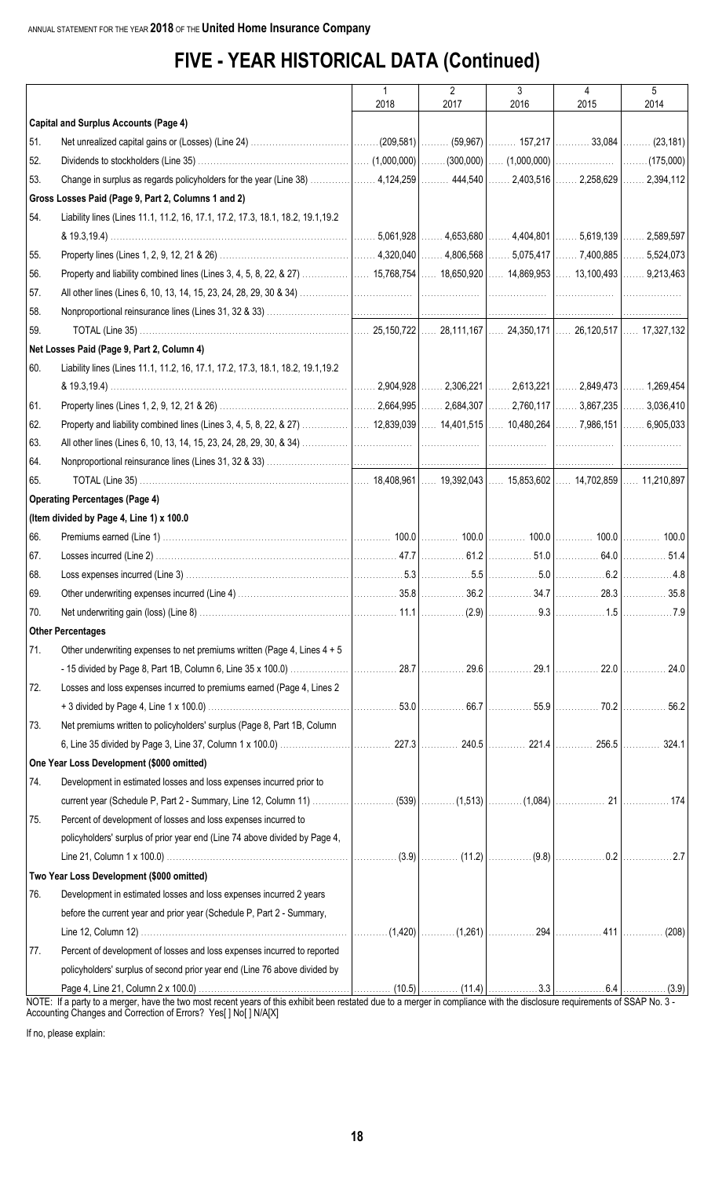# FIVE - YEAR HISTORICAL DATA (Continued)

| | | 1<br>2018 | 2<br>2017 | 3<br>2016 | 4<br>2015 | 5<br>2014 |
|---|---|---|---|---|---|---|
| | **Capital and Surplus Accounts (Page 4)** | | | | | |
| 51. | Net unrealized capital gains or (Losses) (Line 24) | (209,581) | (59,967) | 157,217 | 33,084 | (23,181) |
| 52. | Dividends to stockholders (Line 35) | (1,000,000) | (300,000) | (1,000,000) | | (175,000) |
| 53. | Change in surplus as regards policyholders for the year (Line 38) | 4,124,259 | 444,540 | 2,403,516 | 2,258,629 | 2,394,112 |
| | **Gross Losses Paid (Page 9, Part 2, Columns 1 and 2)** | | | | | |
| 54. | Liability lines (Lines 11.1, 11.2, 16, 17.1, 17.2, 17.3, 18.1, 18.2, 19.1,19.2 & 19.3,19.4) | 5,061,928 | 4,653,680 | 4,404,801 | 5,619,139 | 2,589,597 |
| 55. | Property lines (Lines 1, 2, 9, 12, 21 & 26) | 4,320,040 | 4,806,568 | 5,075,417 | 7,400,885 | 5,524,073 |
| 56. | Property and liability combined lines (Lines 3, 4, 5, 8, 22, & 27) | 15,768,754 | 18,650,920 | 14,869,953 | 13,100,493 | 9,213,463 |
| 57. | All other lines (Lines 6, 10, 13, 14, 15, 23, 24, 28, 29, 30 & 34) | | | | | |
| 58. | Nonproportional reinsurance lines (Lines 31, 32 & 33) | | | | | |
| 59. | TOTAL (Line 35) | 25,150,722 | 28,111,167 | 24,350,171 | 26,120,517 | 17,327,132 |
| | **Net Losses Paid (Page 9, Part 2, Column 4)** | | | | | |
| 60. | Liability lines (Lines 11.1, 11.2, 16, 17.1, 17.2, 17.3, 18.1, 18.2, 19.1,19.2 & 19.3,19.4) | 2,904,928 | 2,306,221 | 2,613,221 | 2,849,473 | 1,269,454 |
| 61. | Property lines (Lines 1, 2, 9, 12, 21 & 26) | 2,664,995 | 2,684,307 | 2,760,117 | 3,867,235 | 3,036,410 |
| 62. | Property and liability combined lines (Lines 3, 4, 5, 8, 22, & 27) | 12,839,039 | 14,401,515 | 10,480,264 | 7,986,151 | 6,905,033 |
| 63. | All other lines (Lines 6, 10, 13, 14, 15, 23, 24, 28, 29, 30, & 34) | | | | | |
| 64. | Nonproportional reinsurance lines (Lines 31, 32 & 33) | | | | | |
| 65. | TOTAL (Line 35) | 18,408,961 | 19,392,043 | 15,853,602 | 14,702,859 | 11,210,897 |
| | **Operating Percentages (Page 4)** | | | | | |
| | **(Item divided by Page 4, Line 1) x 100.0** | | | | | |
| 66. | Premiums earned (Line 1) | 100.0 | 100.0 | 100.0 | 100.0 | 100.0 |
| 67. | Losses incurred (Line 2) | 47.7 | 61.2 | 51.0 | 64.0 | 51.4 |
| 68. | Loss expenses incurred (Line 3) | 5.3 | 5.5 | 5.0 | 6.2 | 4.8 |
| 69. | Other underwriting expenses incurred (Line 4) | 35.8 | 36.2 | 34.7 | 28.3 | 35.8 |
| 70. | Net underwriting gain (loss) (Line 8) | 11.1 | (2.9) | 9.3 | 1.5 | 7.9 |
| | **Other Percentages** | | | | | |
| 71. | Other underwriting expenses to net premiums written (Page 4, Lines 4 + 5 - 15 divided by Page 8, Part 1B, Column 6, Line 35 x 100.0) | 28.7 | 29.6 | 29.1 | 22.0 | 24.0 |
| 72. | Losses and loss expenses incurred to premiums earned (Page 4, Lines 2 + 3 divided by Page 4, Line 1 x 100.0) | 53.0 | 66.7 | 55.9 | 70.2 | 56.2 |
| 73. | Net premiums written to policyholders' surplus (Page 8, Part 1B, Column 6, Line 35 divided by Page 3, Line 37, Column 1 x 100.0) | 227.3 | 240.5 | 221.4 | 256.5 | 324.1 |
| | **One Year Loss Development ($000 omitted)** | | | | | |
| 74. | Development in estimated losses and loss expenses incurred prior to current year (Schedule P, Part 2 - Summary, Line 12, Column 11) | (539) | (1,513) | (1,084) | 21 | 174 |
| 75. | Percent of development of losses and loss expenses incurred to policyholders' surplus of prior year end (Line 74 above divided by Page 4, Line 21, Column 1 x 100.0) | (3.9) | (11.2) | (9.8) | 0.2 | 2.7 |
| | **Two Year Loss Development ($000 omitted)** | | | | | |
| 76. | Development in estimated losses and loss expenses incurred 2 years before the current year and prior year (Schedule P, Part 2 - Summary, Line 12, Column 12) | (1,420) | (1,261) | 294 | 411 | (208) |
| 77. | Percent of development of losses and loss expenses incurred to reported policyholders' surplus of second prior year end (Line 76 above divided by Page 4, Line 21, Column 2 x 100.0) | (10.5) | (11.4) | 3.3 | 6.4 | (3.9) |

NOTE: If a party to a merger, have the two most recent years of this exhibit been restated due to a merger in compliance with the disclosure requirements of SSAP No. 3 - Accounting Changes and Correction of Errors? Yes[ ] No[ ] N/A[X]

If no, please explain: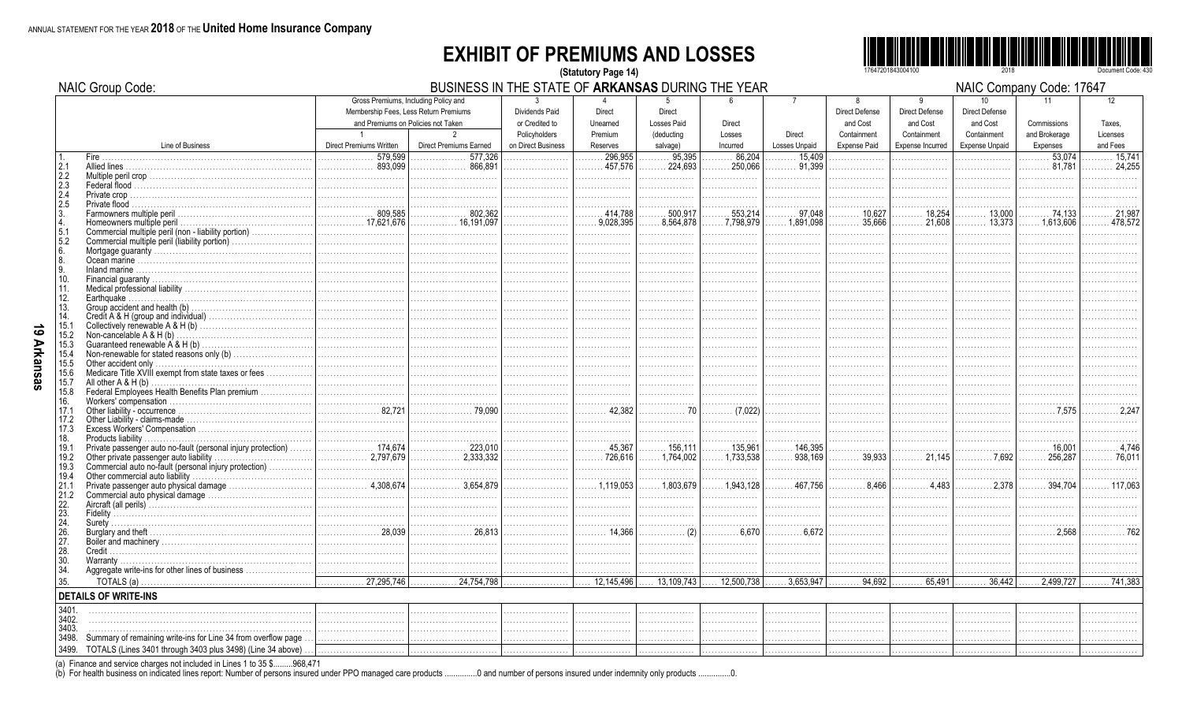ANNUAL STATEMENT FOR THE YEAR **2018** OF THE **United Home Insurance Company**

# EXHIBIT OF PREMIUMS AND LOSSES

**(Statutory Page 14)**

NAIC Group Code:

BUSINESS IN THE STATE OF **ARKANSAS** DURING THE YEAR

NAIC Company Code: 17647

| | Line of Business | Gross Premiums, Including Policy and Membership Fees, Less Return Premiums and Premiums on Policies not Taken | | 3 | 4 | 5 | 6 | 7 | 8 | 9 | 10 | 11 | 12 |
|---|---|---|---|---|---|---|---|---|---|---|---|---|---|
| | | 1<br>Direct Premiums Written | 2<br>Direct Premiums Earned | Dividends Paid or Credited to Policyholders on Direct Business | Direct Unearned Premium Reserves | Direct Losses Paid (deducting salvage) | Direct Losses Incurred | Direct Losses Unpaid | Direct Defense and Cost Containment Expense Paid | Direct Defense and Cost Containment Expense Incurred | Direct Defense and Cost Containment Expense Unpaid | Commissions and Brokerage Expenses | Taxes, Licenses and Fees |
| 1. | Fire | 579,599 | 577,326 | | 296,955 | 95,395 | 86,204 | 15,409 | | | | 53,074 | 15,741 |
| 2.1 | Allied lines | 893,099 | 866,891 | | 457,576 | 224,693 | 250,066 | 91,399 | | | | 81,781 | 24,255 |
| 2.2 | Multiple peril crop | | | | | | | | | | | | |
| 2.3 | Federal flood | | | | | | | | | | | | |
| 2.4 | Private crop | | | | | | | | | | | | |
| 2.5 | Private flood | | | | | | | | | | | | |
| 3. | Farmowners multiple peril | 809,585 | 802,362 | | 414,788 | 500,917 | 553,214 | 97,048 | 10,627 | 18,254 | 13,000 | 74,133 | 21,987 |
| 4. | Homeowners multiple peril | 17,621,676 | 16,191,097 | | 9,028,395 | 8,564,878 | 7,798,979 | 1,891,098 | 35,666 | 21,608 | 13,373 | 1,613,606 | 478,572 |
| 5.1 | Commercial multiple peril (non - liability portion) | | | | | | | | | | | | |
| 5.2 | Commercial multiple peril (liability portion) | | | | | | | | | | | | |
| 6. | Mortgage guaranty | | | | | | | | | | | | |
| 8. | Ocean marine | | | | | | | | | | | | |
| 9. | Inland marine | | | | | | | | | | | | |
| 10. | Financial guaranty | | | | | | | | | | | | |
| 11. | Medical professional liability | | | | | | | | | | | | |
| 12. | Earthquake | | | | | | | | | | | | |
| 13. | Group accident and health (b) | | | | | | | | | | | | |
| 14. | Credit A & H (group and individual) | | | | | | | | | | | | |
| 15.1 | Collectively renewable A & H (b) | | | | | | | | | | | | |
| 15.2 | Non-cancelable A & H (b) | | | | | | | | | | | | |
| 15.3 | Guaranteed renewable A & H (b) | | | | | | | | | | | | |
| 15.4 | Non-renewable for stated reasons only (b) | | | | | | | | | | | | |
| 15.5 | Other accident only | | | | | | | | | | | | |
| 15.6 | Medicare Title XVIII exempt from state taxes or fees | | | | | | | | | | | | |
| 15.7 | All other A & H (b) | | | | | | | | | | | | |
| 15.8 | Federal Employees Health Benefits Plan premium | | | | | | | | | | | | |
| 16. | Workers' compensation | | | | | | | | | | | | |
| 17.1 | Other liability - occurrence | 82,721 | 79,090 | | 42,382 | 70 | (7,022) | | | | | 7,575 | 2,247 |
| 17.2 | Other Liability - claims-made | | | | | | | | | | | | |
| 17.3 | Excess Workers' Compensation | | | | | | | | | | | | |
| 18. | Products liability | | | | | | | | | | | | |
| 19.1 | Private passenger auto no-fault (personal injury protection) | 174,674 | 223,010 | | 45,367 | 156,111 | 135,961 | 146,395 | | | | 16,001 | 4,746 |
| 19.2 | Other private passenger auto liability | 2,797,679 | 2,333,332 | | 726,616 | 1,764,002 | 1,733,538 | 938,169 | 39,933 | 21,145 | 7,692 | 256,287 | 76,011 |
| 19.3 | Commercial auto no-fault (personal injury protection) | | | | | | | | | | | | |
| 19.4 | Other commercial auto liability | | | | | | | | | | | | |
| 21.1 | Private passenger auto physical damage | 4,308,674 | 3,654,879 | | 1,119,053 | 1,803,679 | 1,943,128 | 467,756 | 8,466 | 4,483 | 2,378 | 394,704 | 117,063 |
| 21.2 | Commercial auto physical damage | | | | | | | | | | | | |
| 22. | Aircraft (all perils) | | | | | | | | | | | | |
| 23. | Fidelity | | | | | | | | | | | | |
| 24. | Surety | | | | | | | | | | | | |
| 26. | Burglary and theft | 28,039 | 26,813 | | 14,366 | (2) | 6,670 | 6,672 | | | | 2,568 | 762 |
| 27. | Boiler and machinery | | | | | | | | | | | | |
| 28. | Credit | | | | | | | | | | | | |
| 30. | Warranty | | | | | | | | | | | | |
| 34. | Aggregate write-ins for other lines of business | | | | | | | | | | | | |
| 35. | TOTALS (a) | 27,295,746 | 24,754,798 | | 12,145,496 | 13,109,743 | 12,500,738 | 3,653,947 | 94,692 | 65,491 | 36,442 | 2,499,727 | 741,383 |
| | **DETAILS OF WRITE-INS** | | | | | | | | | | | | |
| 3401. | | | | | | | | | | | | | |
| 3402. | | | | | | | | | | | | | |
| 3403. | | | | | | | | | | | | | |
| 3498. | Summary of remaining write-ins for Line 34 from overflow page | | | | | | | | | | | | |
| 3499. | TOTALS (Lines 3401 through 3403 plus 3498) (Line 34 above) | | | | | | | | | | | | |

(a) Finance and service charges not included in Lines 1 to 35 $..........968,471

(b) For health business on indicated lines report: Number of persons insured under PPO managed care products ...............0 and number of persons insured under indemnity only products ...............0.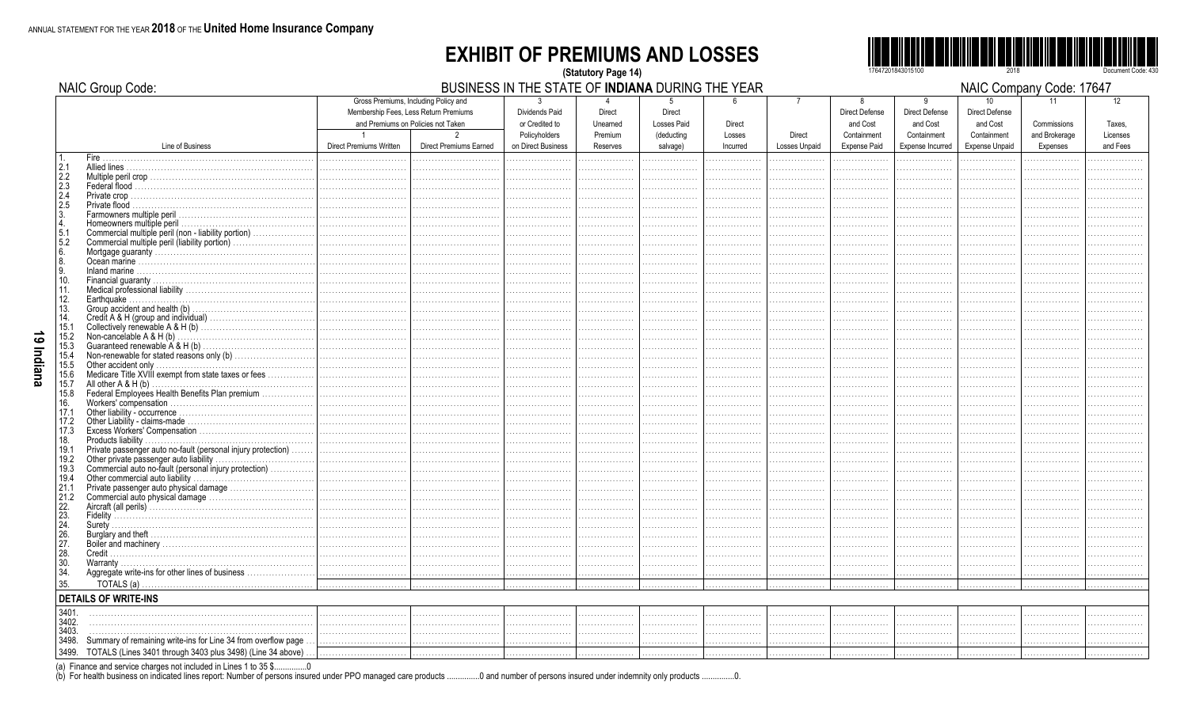ANNUAL STATEMENT FOR THE YEAR **2018** OF THE **United Home Insurance Company**

# EXHIBIT OF PREMIUMS AND LOSSES

**(Statutory Page 14)**

NAIC Group Code:

BUSINESS IN THE STATE OF **INDIANA** DURING THE YEAR

NAIC Company Code: 17647

| Line of Business | Gross Premiums, Including Policy and Membership Fees, Less Return Premiums and Premiums on Policies not Taken | | 3 | 4 | 5 | 6 | 7 | 8 | 9 | 10 | 11 | 12 |
|---|---|---|---|---|---|---|---|---|---|---|---|---|
| | 1<br>Direct Premiums Written | 2<br>Direct Premiums Earned | Dividends Paid or Credited to Policyholders on Direct Business | Direct Unearned Premium Reserves | Direct Losses Paid (deducting salvage) | Direct Losses Incurred | Direct Losses Unpaid | Direct Defense and Cost Containment Expense Paid | Direct Defense and Cost Containment Expense Incurred | Direct Defense and Cost Containment Expense Unpaid | Commissions and Brokerage Expenses | Taxes, Licenses and Fees |
| 1. Fire | | | | | | | | | | | | |
| 2.1 Allied lines | | | | | | | | | | | | |
| 2.2 Multiple peril crop | | | | | | | | | | | | |
| 2.3 Federal flood | | | | | | | | | | | | |
| 2.4 Private crop | | | | | | | | | | | | |
| 2.5 Private flood | | | | | | | | | | | | |
| 3. Farmowners multiple peril | | | | | | | | | | | | |
| 4. Homeowners multiple peril | | | | | | | | | | | | |
| 5.1 Commercial multiple peril (non - liability portion) | | | | | | | | | | | | |
| 5.2 Commercial multiple peril (liability portion) | | | | | | | | | | | | |
| 6. Mortgage guaranty | | | | | | | | | | | | |
| 8. Ocean marine | | | | | | | | | | | | |
| 9. Inland marine | | | | | | | | | | | | |
| 10. Financial guaranty | | | | | | | | | | | | |
| 11. Medical professional liability | | | | | | | | | | | | |
| 12. Earthquake | | | | | | | | | | | | |
| 13. Group accident and health (b) | | | | | | | | | | | | |
| 14. Credit A & H (group and individual) | | | | | | | | | | | | |
| 15.1 Collectively renewable A & H (b) | | | | | | | | | | | | |
| 15.2 Non-cancelable A & H (b) | | | | | | | | | | | | |
| 15.3 Guaranteed renewable A & H (b) | | | | | | | | | | | | |
| 15.4 Non-renewable for stated reasons only (b) | | | | | | | | | | | | |
| 15.5 Other accident only | | | | | | | | | | | | |
| 15.6 Medicare Title XVIII exempt from state taxes or fees | | | | | | | | | | | | |
| 15.7 All other A & H (b) | | | | | | | | | | | | |
| 15.8 Federal Employees Health Benefits Plan premium | | | | | | | | | | | | |
| 16. Workers' compensation | | | | | | | | | | | | |
| 17.1 Other liability - occurrence | | | | | | | | | | | | |
| 17.2 Other Liability - claims-made | | | | | | | | | | | | |
| 17.3 Excess Workers' Compensation | | | | | | | | | | | | |
| 18. Products liability | | | | | | | | | | | | |
| 19.1 Private passenger auto no-fault (personal injury protection) | | | | | | | | | | | | |
| 19.2 Other private passenger auto liability | | | | | | | | | | | | |
| 19.3 Commercial auto no-fault (personal injury protection) | | | | | | | | | | | | |
| 19.4 Other commercial auto liability | | | | | | | | | | | | |
| 21.1 Private passenger auto physical damage | | | | | | | | | | | | |
| 21.2 Commercial auto physical damage | | | | | | | | | | | | |
| 22. Aircraft (all perils) | | | | | | | | | | | | |
| 23. Fidelity | | | | | | | | | | | | |
| 24. Surety | | | | | | | | | | | | |
| 26. Burglary and theft | | | | | | | | | | | | |
| 27. Boiler and machinery | | | | | | | | | | | | |
| 28. Credit | | | | | | | | | | | | |
| 30. Warranty | | | | | | | | | | | | |
| 34. Aggregate write-ins for other lines of business | | | | | | | | | | | | |
| 35. TOTALS (a) | | | | | | | | | | | | |
| **DETAILS OF WRITE-INS** | | | | | | | | | | | | |
| 3401. | | | | | | | | | | | | |
| 3402. | | | | | | | | | | | | |
| 3403. | | | | | | | | | | | | |
| 3498. Summary of remaining write-ins for Line 34 from overflow page | | | | | | | | | | | | |
| 3499. TOTALS (Lines 3401 through 3403 plus 3498) (Line 34 above) | | | | | | | | | | | | |

(a) Finance and service charges not included in Lines 1 to 35 $...............0

(b) For health business on indicated lines report: Number of persons insured under PPO managed care products ...............0 and number of persons insured under indemnity only products ...............0.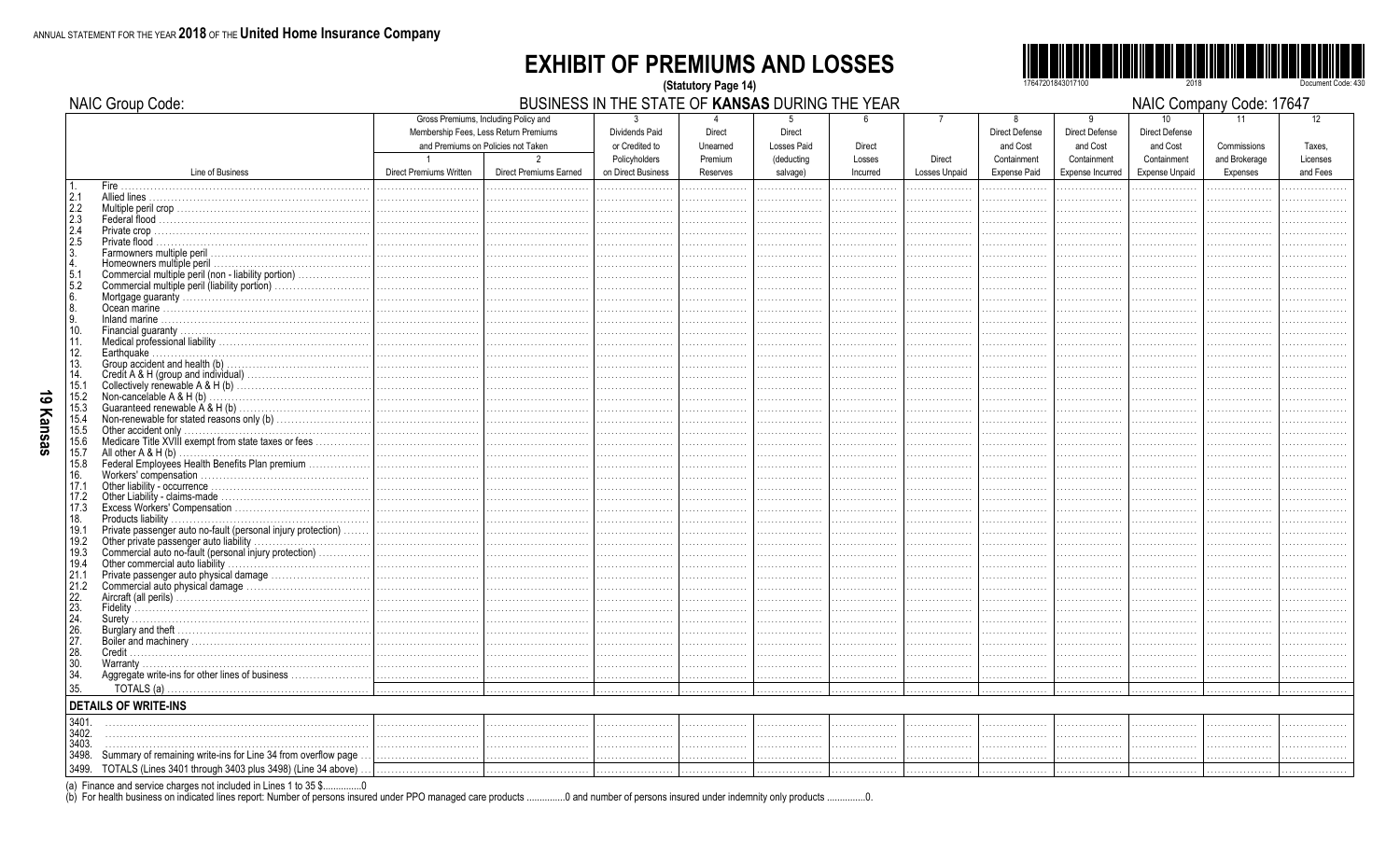ANNUAL STATEMENT FOR THE YEAR **2018** OF THE **United Home Insurance Company**

# EXHIBIT OF PREMIUMS AND LOSSES

**(Statutory Page 14)**

NAIC Group Code:

BUSINESS IN THE STATE OF **KANSAS** DURING THE YEAR

NAIC Company Code: 17647

| Line of Business | Gross Premiums, Including Policy and Membership Fees, Less Return Premiums and Premiums on Policies not Taken | | 3 | 4 | 5 | 6 | 7 | 8 | 9 | 10 | 11 | 12 |
|---|---|---|---|---|---|---|---|---|---|---|---|---|
| | 1<br>Direct Premiums Written | 2<br>Direct Premiums Earned | Dividends Paid or Credited to Policyholders on Direct Business | Direct Unearned Premium Reserves | Direct Losses Paid (deducting salvage) | Direct Losses Incurred | Direct Losses Unpaid | Direct Defense and Cost Containment Expense Paid | Direct Defense and Cost Containment Expense Incurred | Direct Defense and Cost Containment Expense Unpaid | Commissions and Brokerage Expenses | Taxes, Licenses and Fees |
| 1. Fire | | | | | | | | | | | | |
| 2.1 Allied lines | | | | | | | | | | | | |
| 2.2 Multiple peril crop | | | | | | | | | | | | |
| 2.3 Federal flood | | | | | | | | | | | | |
| 2.4 Private crop | | | | | | | | | | | | |
| 2.5 Private flood | | | | | | | | | | | | |
| 3. Farmowners multiple peril | | | | | | | | | | | | |
| 4. Homeowners multiple peril | | | | | | | | | | | | |
| 5.1 Commercial multiple peril (non - liability portion) | | | | | | | | | | | | |
| 5.2 Commercial multiple peril (liability portion) | | | | | | | | | | | | |
| 6. Mortgage guaranty | | | | | | | | | | | | |
| 8. Ocean marine | | | | | | | | | | | | |
| 9. Inland marine | | | | | | | | | | | | |
| 10. Financial guaranty | | | | | | | | | | | | |
| 11. Medical professional liability | | | | | | | | | | | | |
| 12. Earthquake | | | | | | | | | | | | |
| 13. Group accident and health (b) | | | | | | | | | | | | |
| 14. Credit A & H (group and individual) | | | | | | | | | | | | |
| 15.1 Collectively renewable A & H (b) | | | | | | | | | | | | |
| 15.2 Non-cancelable A & H (b) | | | | | | | | | | | | |
| 15.3 Guaranteed renewable A & H (b) | | | | | | | | | | | | |
| 15.4 Non-renewable for stated reasons only (b) | | | | | | | | | | | | |
| 15.5 Other accident only | | | | | | | | | | | | |
| 15.6 Medicare Title XVIII exempt from state taxes or fees | | | | | | | | | | | | |
| 15.7 All other A & H (b) | | | | | | | | | | | | |
| 15.8 Federal Employees Health Benefits Plan premium | | | | | | | | | | | | |
| 16. Workers' compensation | | | | | | | | | | | | |
| 17.1 Other liability - occurrence | | | | | | | | | | | | |
| 17.2 Other Liability - claims-made | | | | | | | | | | | | |
| 17.3 Excess Workers' Compensation | | | | | | | | | | | | |
| 18. Products liability | | | | | | | | | | | | |
| 19.1 Private passenger auto no-fault (personal injury protection) | | | | | | | | | | | | |
| 19.2 Other private passenger auto liability | | | | | | | | | | | | |
| 19.3 Commercial auto no-fault (personal injury protection) | | | | | | | | | | | | |
| 19.4 Other commercial auto liability | | | | | | | | | | | | |
| 21.1 Private passenger auto physical damage | | | | | | | | | | | | |
| 21.2 Commercial auto physical damage | | | | | | | | | | | | |
| 22. Aircraft (all perils) | | | | | | | | | | | | |
| 23. Fidelity | | | | | | | | | | | | |
| 24. Surety | | | | | | | | | | | | |
| 26. Burglary and theft | | | | | | | | | | | | |
| 27. Boiler and machinery | | | | | | | | | | | | |
| 28. Credit | | | | | | | | | | | | |
| 30. Warranty | | | | | | | | | | | | |
| 34. Aggregate write-ins for other lines of business | | | | | | | | | | | | |
| 35. TOTALS (a) | | | | | | | | | | | | |
| **DETAILS OF WRITE-INS** | | | | | | | | | | | | |
| 3401. | | | | | | | | | | | | |
| 3402. | | | | | | | | | | | | |
| 3403. | | | | | | | | | | | | |
| 3498. Summary of remaining write-ins for Line 34 from overflow page | | | | | | | | | | | | |
| 3499. TOTALS (Lines 3401 through 3403 plus 3498) (Line 34 above) | | | | | | | | | | | | |

(a) Finance and service charges not included in Lines 1 to 35 $...............0

(b) For health business on indicated lines report: Number of persons insured under PPO managed care products ...............0 and number of persons insured under indemnity only products ...............0.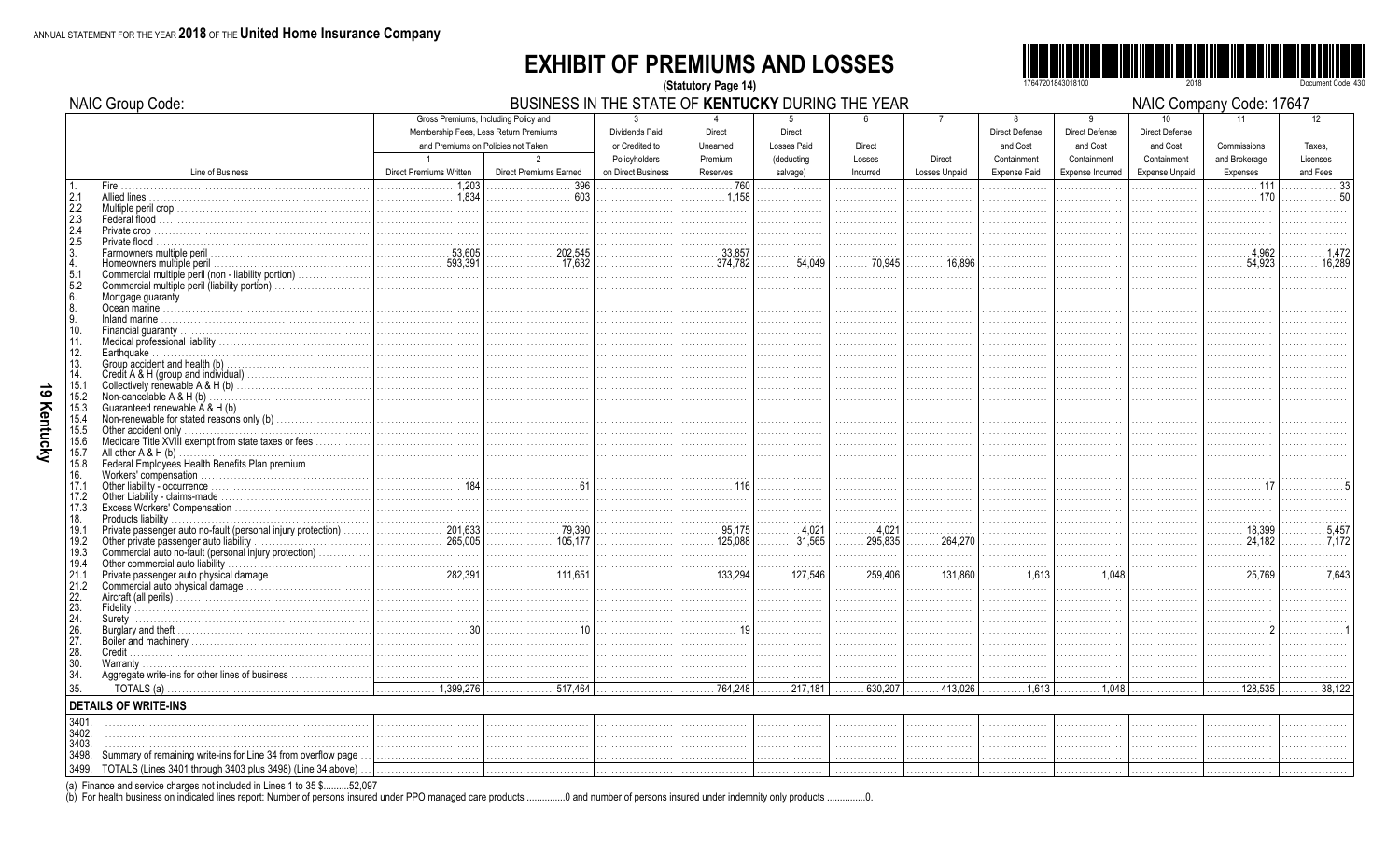ANNUAL STATEMENT FOR THE YEAR **2018** OF THE **United Home Insurance Company**

# EXHIBIT OF PREMIUMS AND LOSSES

(Statutory Page 14)

NAIC Group Code:

BUSINESS IN THE STATE OF **KENTUCKY** DURING THE YEAR

NAIC Company Code: 17647

| | Line of Business | Gross Premiums, Including Policy and Membership Fees, Less Return Premiums and Premiums on Policies not Taken | | 3 | 4 | 5 | 6 | 7 | 8 | 9 | 10 | 11 | 12 |
|---|---|---|---|---|---|---|---|---|---|---|---|---|---|
| | | 1 Direct Premiums Written | 2 Direct Premiums Earned | Dividends Paid or Credited to Policyholders on Direct Business | Direct Unearned Premium Reserves | Direct Losses Paid (deducting salvage) | Direct Losses Incurred | Direct Losses Unpaid | Direct Defense and Cost Containment Expense Paid | Direct Defense and Cost Containment Expense Incurred | Direct Defense and Cost Containment Expense Unpaid | Commissions and Brokerage Expenses | Taxes, Licenses and Fees |
| 1. | Fire | 1,203 | 396 | | 760 | | | | | | | 111 | 33 |
| 2.1 | Allied lines | 1,834 | 603 | | 1,158 | | | | | | | 170 | 50 |
| 2.2 | Multiple peril crop | | | | | | | | | | | | |
| 2.3 | Federal flood | | | | | | | | | | | | |
| 2.4 | Private crop | | | | | | | | | | | | |
| 2.5 | Private flood | | | | | | | | | | | | |
| 3. | Farmowners multiple peril | 53,605 | 202,545 | | 33,857 | | | | | | | 4,962 | 1,472 |
| 4. | Homeowners multiple peril | 593,391 | 17,632 | | 374,782 | 54,049 | 70,945 | 16,896 | | | | 54,923 | 16,289 |
| 5.1 | Commercial multiple peril (non - liability portion) | | | | | | | | | | | | |
| 5.2 | Commercial multiple peril (liability portion) | | | | | | | | | | | | |
| 6. | Mortgage guaranty | | | | | | | | | | | | |
| 8. | Ocean marine | | | | | | | | | | | | |
| 9. | Inland marine | | | | | | | | | | | | |
| 10. | Financial guaranty | | | | | | | | | | | | |
| 11. | Medical professional liability | | | | | | | | | | | | |
| 12. | Earthquake | | | | | | | | | | | | |
| 13. | Group accident and health (b) | | | | | | | | | | | | |
| 14. | Credit A & H (group and individual) | | | | | | | | | | | | |
| 15.1 | Collectively renewable A & H (b) | | | | | | | | | | | | |
| 15.2 | Non-cancelable A & H (b) | | | | | | | | | | | | |
| 15.3 | Guaranteed renewable A & H (b) | | | | | | | | | | | | |
| 15.4 | Non-renewable for stated reasons only (b) | | | | | | | | | | | | |
| 15.5 | Other accident only | | | | | | | | | | | | |
| 15.6 | Medicare Title XVIII exempt from state taxes or fees | | | | | | | | | | | | |
| 15.7 | All other A & H (b) | | | | | | | | | | | | |
| 15.8 | Federal Employees Health Benefits Plan premium | | | | | | | | | | | | |
| 16. | Workers' compensation | | | | | | | | | | | | |
| 17.1 | Other liability - occurrence | 184 | 61 | | 116 | | | | | | | 17 | 5 |
| 17.2 | Other Liability - claims-made | | | | | | | | | | | | |
| 17.3 | Excess Workers' Compensation | | | | | | | | | | | | |
| 18. | Products liability | | | | | | | | | | | | |
| 19.1 | Private passenger auto no-fault (personal injury protection) | 201,633 | 79,390 | | 95,175 | 4,021 | 4,021 | | | | | 18,399 | 5,457 |
| 19.2 | Other private passenger auto liability | 265,005 | 105,177 | | 125,088 | 31,565 | 295,835 | 264,270 | | | | 24,182 | 7,172 |
| 19.3 | Commercial auto no-fault (personal injury protection) | | | | | | | | | | | | |
| 19.4 | Other commercial auto liability | | | | | | | | | | | | |
| 21.1 | Private passenger auto physical damage | 282,391 | 111,651 | | 133,294 | 127,546 | 259,406 | 131,860 | 1,613 | 1,048 | | 25,769 | 7,643 |
| 21.2 | Commercial auto physical damage | | | | | | | | | | | | |
| 22. | Aircraft (all perils) | | | | | | | | | | | | |
| 23. | Fidelity | | | | | | | | | | | | |
| 24. | Surety | | | | | | | | | | | | |
| 26. | Burglary and theft | 30 | 10 | | 19 | | | | | | | 2 | 1 |
| 27. | Boiler and machinery | | | | | | | | | | | | |
| 28. | Credit | | | | | | | | | | | | |
| 30. | Warranty | | | | | | | | | | | | |
| 34. | Aggregate write-ins for other lines of business | | | | | | | | | | | | |
| 35. | TOTALS (a) | 1,399,276 | 517,464 | | 764,248 | 217,181 | 630,207 | 413,026 | 1,613 | 1,048 | | 128,535 | 38,122 |
| | **DETAILS OF WRITE-INS** | | | | | | | | | | | | |
| 3401. | | | | | | | | | | | | | |
| 3402. | | | | | | | | | | | | | |
| 3403. | | | | | | | | | | | | | |
| 3498. | Summary of remaining write-ins for Line 34 from overflow page | | | | | | | | | | | | |
| 3499. | TOTALS (Lines 3401 through 3403 plus 3498) (Line 34 above) | | | | | | | | | | | | |

(a) Finance and service charges not included in Lines 1 to 35 $..........52,097

(b) For health business on indicated lines report: Number of persons insured under PPO managed care products ...............0 and number of persons insured under indemnity only products ...............0.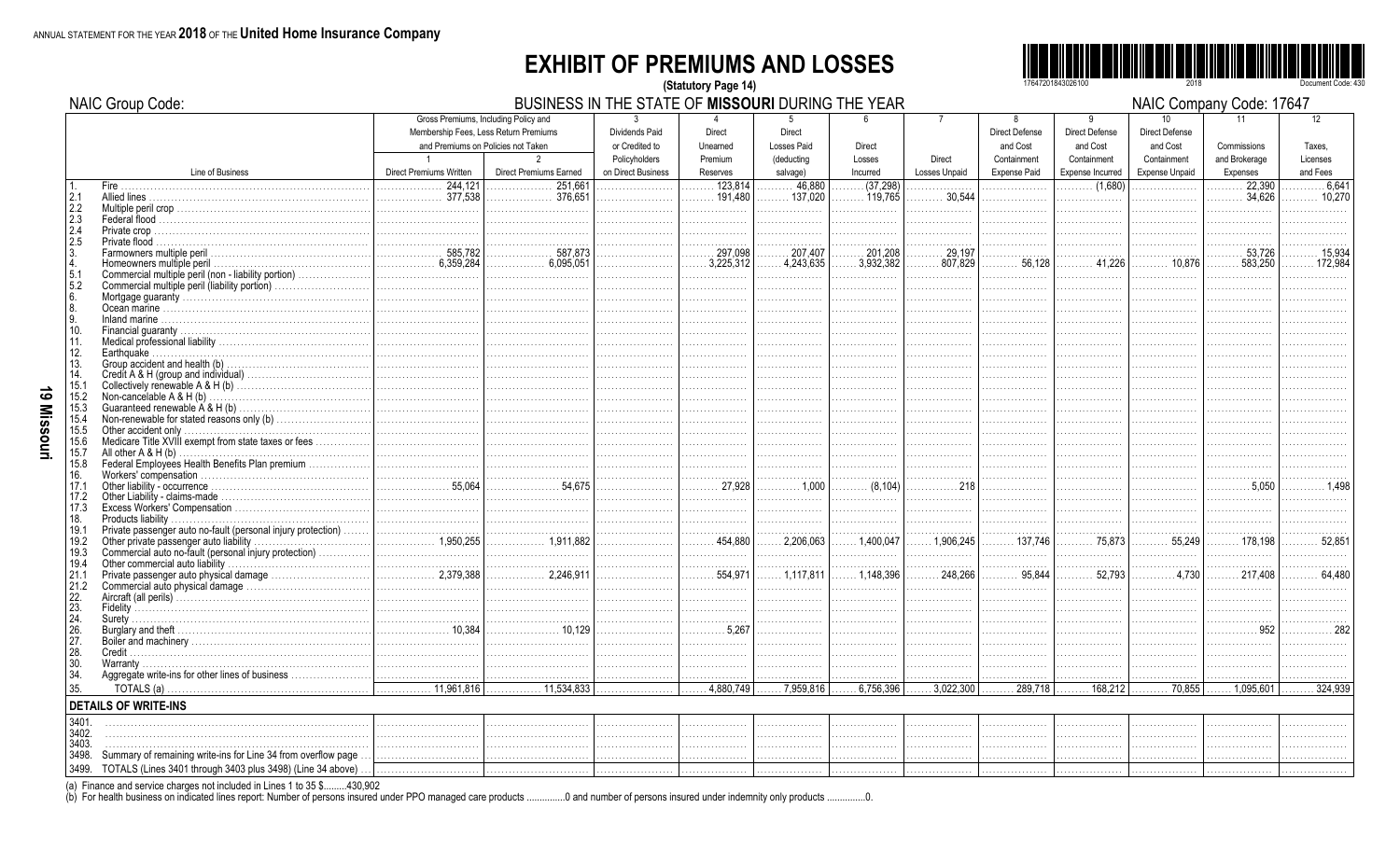ANNUAL STATEMENT FOR THE YEAR **2018** OF THE **United Home Insurance Company**

# EXHIBIT OF PREMIUMS AND LOSSES

**(Statutory Page 14)**

NAIC Group Code:

BUSINESS IN THE STATE OF **MISSOURI** DURING THE YEAR

NAIC Company Code: 17647

| | Line of Business | 1 Gross Premiums, Including Policy and Membership Fees, Less Return Premiums and Premiums on Policies not Taken: Direct Premiums Written | 2 Direct Premiums Earned | 3 Dividends Paid or Credited to Policyholders on Direct Business | 4 Direct Unearned Premium Reserves | 5 Direct Losses Paid (deducting salvage) | 6 Direct Losses Incurred | 7 Direct Losses Unpaid | 8 Direct Defense and Cost Containment Expense Paid | 9 Direct Defense and Cost Containment Expense Incurred | 10 Direct Defense and Cost Containment Expense Unpaid | 11 Commissions and Brokerage Expenses | 12 Taxes, Licenses and Fees |
|---|---|---|---|---|---|---|---|---|---|---|---|---|---|
| 1. | Fire | 244,121 | 251,661 | | 123,814 | 46,880 | (37,298) | | | (1,680) | | 22,390 | 6,641 |
| 2.1 | Allied lines | 377,538 | 376,651 | | 191,480 | 137,020 | 119,765 | 30,544 | | | | 34,626 | 10,270 |
| 2.2 | Multiple peril crop | | | | | | | | | | | | |
| 2.3 | Federal flood | | | | | | | | | | | | |
| 2.4 | Private crop | | | | | | | | | | | | |
| 2.5 | Private flood | | | | | | | | | | | | |
| 3. | Farmowners multiple peril | 585,782 | 587,873 | | 297,098 | 207,407 | 201,208 | 29,197 | | | | 53,726 | 15,934 |
| 4. | Homeowners multiple peril | 6,359,284 | 6,095,051 | | 3,225,312 | 4,243,635 | 3,932,382 | 807,829 | 56,128 | 41,226 | 10,876 | 583,250 | 172,984 |
| 5.1 | Commercial multiple peril (non - liability portion) | | | | | | | | | | | | |
| 5.2 | Commercial multiple peril (liability portion) | | | | | | | | | | | | |
| 6. | Mortgage guaranty | | | | | | | | | | | | |
| 8. | Ocean marine | | | | | | | | | | | | |
| 9. | Inland marine | | | | | | | | | | | | |
| 10. | Financial guaranty | | | | | | | | | | | | |
| 11. | Medical professional liability | | | | | | | | | | | | |
| 12. | Earthquake | | | | | | | | | | | | |
| 13. | Group accident and health (b) | | | | | | | | | | | | |
| 14. | Credit A & H (group and individual) | | | | | | | | | | | | |
| 15.1 | Collectively renewable A & H (b) | | | | | | | | | | | | |
| 15.2 | Non-cancelable A & H (b) | | | | | | | | | | | | |
| 15.3 | Guaranteed renewable A & H (b) | | | | | | | | | | | | |
| 15.4 | Non-renewable for stated reasons only (b) | | | | | | | | | | | | |
| 15.5 | Other accident only | | | | | | | | | | | | |
| 15.6 | Medicare Title XVIII exempt from state taxes or fees | | | | | | | | | | | | |
| 15.7 | All other A & H (b) | | | | | | | | | | | | |
| 15.8 | Federal Employees Health Benefits Plan premium | | | | | | | | | | | | |
| 16. | Workers' compensation | | | | | | | | | | | | |
| 17.1 | Other liability - occurrence | 55,064 | 54,675 | | 27,928 | 1,000 | (8,104) | 218 | | | | 5,050 | 1,498 |
| 17.2 | Other Liability - claims-made | | | | | | | | | | | | |
| 17.3 | Excess Workers' Compensation | | | | | | | | | | | | |
| 18. | Products liability | | | | | | | | | | | | |
| 19.1 | Private passenger auto no-fault (personal injury protection) | | | | | | | | | | | | |
| 19.2 | Other private passenger auto liability | 1,950,255 | 1,911,882 | | 454,880 | 2,206,063 | 1,400,047 | 1,906,245 | 137,746 | 75,873 | 55,249 | 178,198 | 52,851 |
| 19.3 | Commercial auto no-fault (personal injury protection) | | | | | | | | | | | | |
| 19.4 | Other commercial auto liability | | | | | | | | | | | | |
| 21.1 | Private passenger auto physical damage | 2,379,388 | 2,246,911 | | 554,971 | 1,117,811 | 1,148,396 | 248,266 | 95,844 | 52,793 | 4,730 | 217,408 | 64,480 |
| 21.2 | Commercial auto physical damage | | | | | | | | | | | | |
| 22. | Aircraft (all perils) | | | | | | | | | | | | |
| 23. | Fidelity | | | | | | | | | | | | |
| 24. | Surety | | | | | | | | | | | | |
| 26. | Burglary and theft | 10,384 | 10,129 | | 5,267 | | | | | | | 952 | 282 |
| 27. | Boiler and machinery | | | | | | | | | | | | |
| 28. | Credit | | | | | | | | | | | | |
| 30. | Warranty | | | | | | | | | | | | |
| 34. | Aggregate write-ins for other lines of business | | | | | | | | | | | | |
| 35. | TOTALS (a) | 11,961,816 | 11,534,833 | | 4,880,749 | 7,959,816 | 6,756,396 | 3,022,300 | 289,718 | 168,212 | 70,855 | 1,095,601 | 324,939 |
| | **DETAILS OF WRITE-INS** | | | | | | | | | | | | |
| 3401. | | | | | | | | | | | | | |
| 3402. | | | | | | | | | | | | | |
| 3403. | | | | | | | | | | | | | |
| 3498. | Summary of remaining write-ins for Line 34 from overflow page | | | | | | | | | | | | |
| 3499. | TOTALS (Lines 3401 through 3403 plus 3498) (Line 34 above) | | | | | | | | | | | | |

(a) Finance and service charges not included in Lines 1 to 35 $.........430,902

(b) For health business on indicated lines report: Number of persons insured under PPO managed care products ...............0 and number of persons insured under indemnity only products ..............0.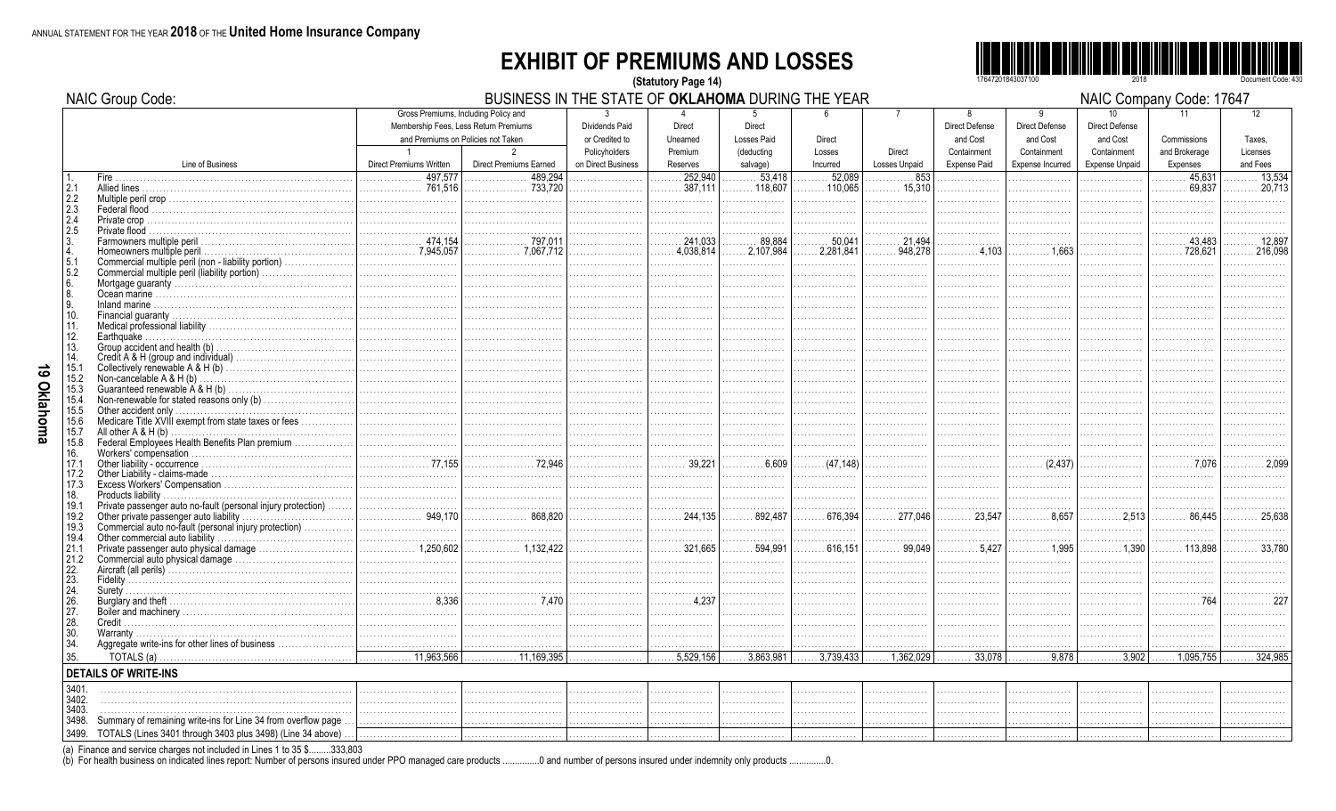ANNUAL STATEMENT FOR THE YEAR **2018** OF THE **United Home Insurance Company**

# EXHIBIT OF PREMIUMS AND LOSSES

**(Statutory Page 14)**

NAIC Group Code:

BUSINESS IN THE STATE OF **OKLAHOMA** DURING THE YEAR

NAIC Company Code: 17647

| | Line of Business | Gross Premiums, Including Policy and Membership Fees, Less Return Premiums and Premiums on Policies not Taken | | 3 | 4 | 5 | 6 | 7 | 8 | 9 | 10 | 11 | 12 |
|---|---|---|---|---|---|---|---|---|---|---|---|---|---|
| | | 1 Direct Premiums Written | 2 Direct Premiums Earned | Dividends Paid or Credited to Policyholders on Direct Business | Direct Unearned Premium Reserves | Direct Losses Paid (deducting salvage) | Direct Losses Incurred | Direct Losses Unpaid | Direct Defense and Cost Containment Expense Paid | Direct Defense and Cost Containment Expense Incurred | Direct Defense and Cost Containment Expense Unpaid | Commissions and Brokerage Expenses | Taxes, Licenses and Fees |
| 1. | Fire | 497,577 | 489,294 | | 252,940 | 53,418 | 52,089 | 853 | | | | 45,631 | 13,534 |
| 2.1 | Allied lines | 761,516 | 733,720 | | 387,111 | 118,607 | 110,065 | 15,310 | | | | 69,837 | 20,713 |
| 2.2 | Multiple peril crop | | | | | | | | | | | | |
| 2.3 | Federal flood | | | | | | | | | | | | |
| 2.4 | Private crop | | | | | | | | | | | | |
| 2.5 | Private flood | | | | | | | | | | | | |
| 3. | Farmowners multiple peril | 474,154 | 797,011 | | 241,033 | 89,884 | 50,041 | 21,494 | | | | 43,483 | 12,897 |
| 4. | Homeowners multiple peril | 7,945,057 | 7,067,712 | | 4,038,814 | 2,107,984 | 2,281,841 | 948,278 | 4,103 | 1,663 | | 728,621 | 216,098 |
| 5.1 | Commercial multiple peril (non - liability portion) | | | | | | | | | | | | |
| 5.2 | Commercial multiple peril (liability portion) | | | | | | | | | | | | |
| 6. | Mortgage guaranty | | | | | | | | | | | | |
| 8. | Ocean marine | | | | | | | | | | | | |
| 9. | Inland marine | | | | | | | | | | | | |
| 10. | Financial guaranty | | | | | | | | | | | | |
| 11. | Medical professional liability | | | | | | | | | | | | |
| 12. | Earthquake | | | | | | | | | | | | |
| 13. | Group accident and health (b) | | | | | | | | | | | | |
| 14. | Credit A & H (group and individual) | | | | | | | | | | | | |
| 15.1 | Collectively renewable A & H (b) | | | | | | | | | | | | |
| 15.2 | Non-cancelable A & H (b) | | | | | | | | | | | | |
| 15.3 | Guaranteed renewable A & H (b) | | | | | | | | | | | | |
| 15.4 | Non-renewable for stated reasons only (b) | | | | | | | | | | | | |
| 15.5 | Other accident only | | | | | | | | | | | | |
| 15.6 | Medicare Title XVIII exempt from state taxes or fees | | | | | | | | | | | | |
| 15.7 | All other A & H (b) | | | | | | | | | | | | |
| 15.8 | Federal Employees Health Benefits Plan premium | | | | | | | | | | | | |
| 16. | Workers' compensation | | | | | | | | | | | | |
| 17.1 | Other liability - occurrence | 77,155 | 72,946 | | 39,221 | 6,609 | (47,148) | | | (2,437) | | 7,076 | 2,099 |
| 17.2 | Other Liability - claims-made | | | | | | | | | | | | |
| 17.3 | Excess Workers' Compensation | | | | | | | | | | | | |
| 18. | Products liability | | | | | | | | | | | | |
| 19.1 | Private passenger auto no-fault (personal injury protection) | | | | | | | | | | | | |
| 19.2 | Other private passenger auto liability | 949,170 | 868,820 | | 244,135 | 892,487 | 676,394 | 277,046 | 23,547 | 8,657 | 2,513 | 86,445 | 25,638 |
| 19.3 | Commercial auto no-fault (personal injury protection) | | | | | | | | | | | | |
| 19.4 | Other commercial auto liability | | | | | | | | | | | | |
| 21.1 | Private passenger auto physical damage | 1,250,602 | 1,132,422 | | 321,665 | 594,991 | 616,151 | 99,049 | 5,427 | 1,995 | 1,390 | 113,898 | 33,780 |
| 21.2 | Commercial auto physical damage | | | | | | | | | | | | |
| 22. | Aircraft (all perils) | | | | | | | | | | | | |
| 23. | Fidelity | | | | | | | | | | | | |
| 24. | Surety | | | | | | | | | | | | |
| 26. | Burglary and theft | 8,336 | 7,470 | | 4,237 | | | | | | | 764 | 227 |
| 27. | Boiler and machinery | | | | | | | | | | | | |
| 28. | Credit | | | | | | | | | | | | |
| 30. | Warranty | | | | | | | | | | | | |
| 34. | Aggregate write-ins for other lines of business | | | | | | | | | | | | |
| 35. | TOTALS (a) | 11,963,566 | 11,169,395 | | 5,529,156 | 3,863,981 | 3,739,433 | 1,362,029 | 33,078 | 9,878 | 3,902 | 1,095,755 | 324,985 |
| | **DETAILS OF WRITE-INS** | | | | | | | | | | | | |
| 3401. | | | | | | | | | | | | | |
| 3402. | | | | | | | | | | | | | |
| 3403. | | | | | | | | | | | | | |
| 3498. | Summary of remaining write-ins for Line 34 from overflow page | | | | | | | | | | | | |
| 3499. | TOTALS (Lines 3401 through 3403 plus 3498) (Line 34 above) | | | | | | | | | | | | |

(a) Finance and service charges not included in Lines 1 to 35 $..........333,803

(b) For health business on indicated lines report: Number of persons insured under PPO managed care products ...............0 and number of persons insured under indemnity only products ...............0.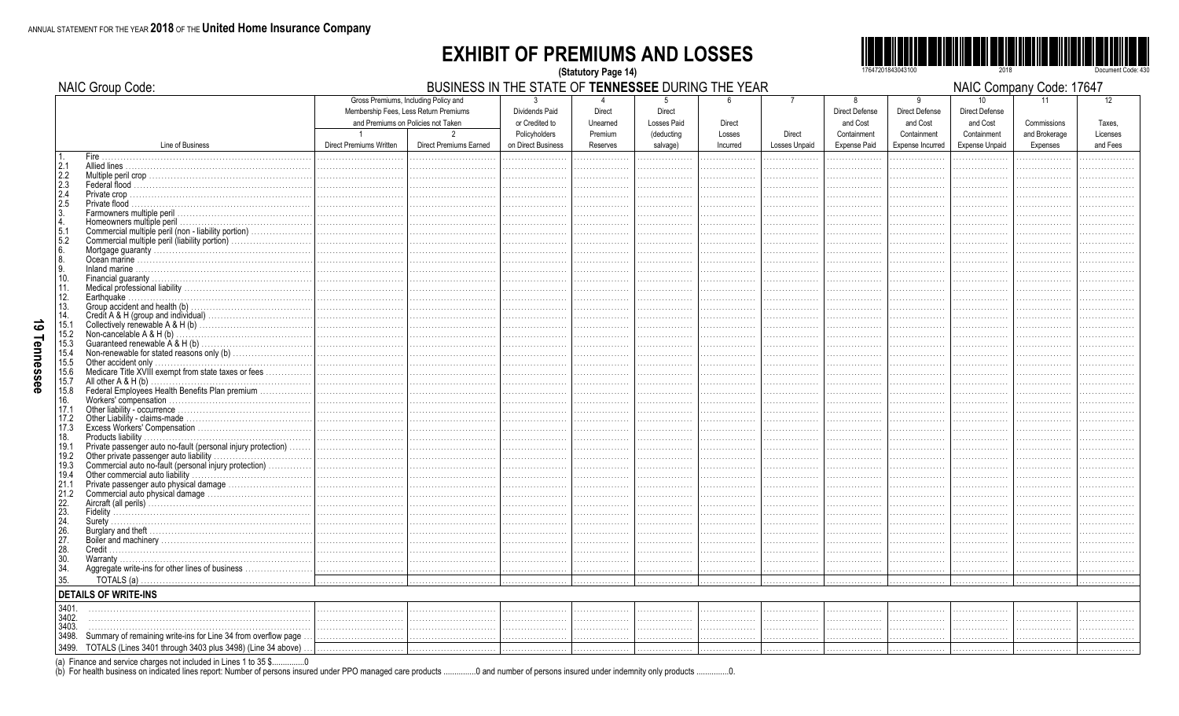ANNUAL STATEMENT FOR THE YEAR **2018** OF THE **United Home Insurance Company**

# EXHIBIT OF PREMIUMS AND LOSSES

**(Statutory Page 14)**

NAIC Group Code:

BUSINESS IN THE STATE OF **TENNESSEE** DURING THE YEAR

NAIC Company Code: 17647

| Line of Business | Gross Premiums, Including Policy and Membership Fees, Less Return Premiums and Premiums on Policies not Taken | | 3 Dividends Paid or Credited to Policyholders on Direct Business | 4 Direct Unearned Premium Reserves | 5 Direct Losses Paid (deducting salvage) | 6 Direct Losses Incurred | 7 Direct Losses Unpaid | 8 Direct Defense and Cost Containment Expense Paid | 9 Direct Defense and Cost Containment Expense Incurred | 10 Direct Defense and Cost Containment Expense Unpaid | 11 Commissions and Brokerage Expenses | 12 Taxes, Licenses and Fees |
|---|---|---|---|---|---|---|---|---|---|---|---|---|
| | 1 Direct Premiums Written | 2 Direct Premiums Earned | | | | | | | | | | |
| 1. Fire | | | | | | | | | | | | |
| 2.1 Allied lines | | | | | | | | | | | | |
| 2.2 Multiple peril crop | | | | | | | | | | | | |
| 2.3 Federal flood | | | | | | | | | | | | |
| 2.4 Private crop | | | | | | | | | | | | |
| 2.5 Private flood | | | | | | | | | | | | |
| 3. Farmowners multiple peril | | | | | | | | | | | | |
| 4. Homeowners multiple peril | | | | | | | | | | | | |
| 5.1 Commercial multiple peril (non - liability portion) | | | | | | | | | | | | |
| 5.2 Commercial multiple peril (liability portion) | | | | | | | | | | | | |
| 6. Mortgage guaranty | | | | | | | | | | | | |
| 8. Ocean marine | | | | | | | | | | | | |
| 9. Inland marine | | | | | | | | | | | | |
| 10. Financial guaranty | | | | | | | | | | | | |
| 11. Medical professional liability | | | | | | | | | | | | |
| 12. Earthquake | | | | | | | | | | | | |
| 13. Group accident and health (b) | | | | | | | | | | | | |
| 14. Credit A & H (group and individual) | | | | | | | | | | | | |
| 15.1 Collectively renewable A & H (b) | | | | | | | | | | | | |
| 15.2 Non-cancelable A & H (b) | | | | | | | | | | | | |
| 15.3 Guaranteed renewable A & H (b) | | | | | | | | | | | | |
| 15.4 Non-renewable for stated reasons only (b) | | | | | | | | | | | | |
| 15.5 Other accident only | | | | | | | | | | | | |
| 15.6 Medicare Title XVIII exempt from state taxes or fees | | | | | | | | | | | | |
| 15.7 All other A & H (b) | | | | | | | | | | | | |
| 15.8 Federal Employees Health Benefits Plan premium | | | | | | | | | | | | |
| 16. Workers' compensation | | | | | | | | | | | | |
| 17.1 Other liability - occurrence | | | | | | | | | | | | |
| 17.2 Other Liability - claims-made | | | | | | | | | | | | |
| 17.3 Excess Workers' Compensation | | | | | | | | | | | | |
| 18. Products liability | | | | | | | | | | | | |
| 19.1 Private passenger auto no-fault (personal injury protection) | | | | | | | | | | | | |
| 19.2 Other private passenger auto liability | | | | | | | | | | | | |
| 19.3 Commercial auto no-fault (personal injury protection) | | | | | | | | | | | | |
| 19.4 Other commercial auto liability | | | | | | | | | | | | |
| 21.1 Private passenger auto physical damage | | | | | | | | | | | | |
| 21.2 Commercial auto physical damage | | | | | | | | | | | | |
| 22. Aircraft (all perils) | | | | | | | | | | | | |
| 23. Fidelity | | | | | | | | | | | | |
| 24. Surety | | | | | | | | | | | | |
| 26. Burglary and theft | | | | | | | | | | | | |
| 27. Boiler and machinery | | | | | | | | | | | | |
| 28. Credit | | | | | | | | | | | | |
| 30. Warranty | | | | | | | | | | | | |
| 34. Aggregate write-ins for other lines of business | | | | | | | | | | | | |
| 35. TOTALS (a) | | | | | | | | | | | | |
| **DETAILS OF WRITE-INS** | | | | | | | | | | | | |
| 3401. | | | | | | | | | | | | |
| 3402. | | | | | | | | | | | | |
| 3403. | | | | | | | | | | | | |
| 3498. Summary of remaining write-ins for Line 34 from overflow page | | | | | | | | | | | | |
| 3499. TOTALS (Lines 3401 through 3403 plus 3498) (Line 34 above) | | | | | | | | | | | | |

(a) Finance and service charges not included in Lines 1 to 35 $...............0

(b) For health business on indicated lines report: Number of persons insured under PPO managed care products ...............0 and number of persons insured under indemnity only products ...............0.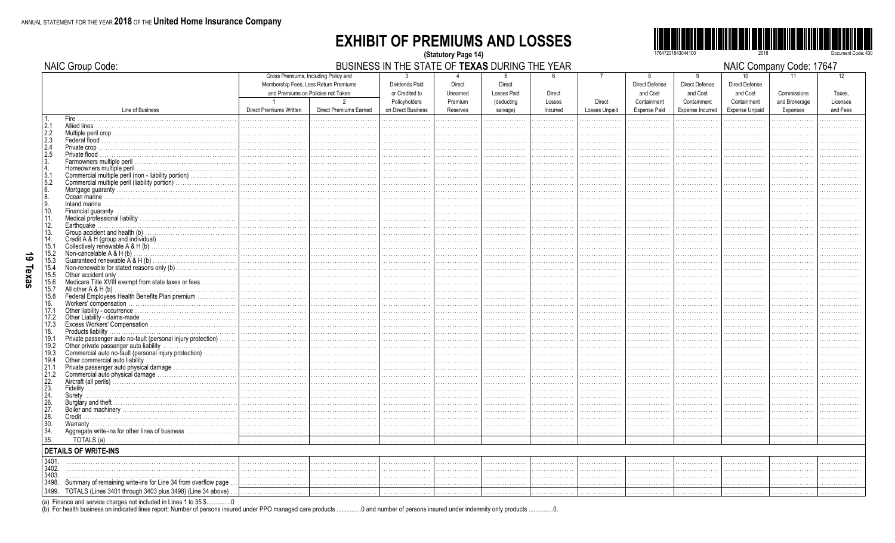ANNUAL STATEMENT FOR THE YEAR **2018** OF THE **United Home Insurance Company**

# EXHIBIT OF PREMIUMS AND LOSSES

**(Statutory Page 14)**

NAIC Group Code:

BUSINESS IN THE STATE OF **TEXAS** DURING THE YEAR

NAIC Company Code: 17647

| Line of Business | Gross Premiums, Including Policy and Membership Fees, Less Return Premiums and Premiums on Policies not Taken | | 3 | 4 | 5 | 6 | 7 | 8 | 9 | 10 | 11 | 12 |
|---|---|---|---|---|---|---|---|---|---|---|---|---|
| | 1 Direct Premiums Written | 2 Direct Premiums Earned | Dividends Paid or Credited to Policyholders on Direct Business | Direct Unearned Premium Reserves | Direct Losses Paid (deducting salvage) | Direct Losses Incurred | Direct Losses Unpaid | Direct Defense and Cost Containment Expense Paid | Direct Defense and Cost Containment Expense Incurred | Direct Defense and Cost Containment Expense Unpaid | Commissions and Brokerage Expenses | Taxes, Licenses and Fees |
| 1. Fire | | | | | | | | | | | | |
| 2.1 Allied lines | | | | | | | | | | | | |
| 2.2 Multiple peril crop | | | | | | | | | | | | |
| 2.3 Federal flood | | | | | | | | | | | | |
| 2.4 Private crop | | | | | | | | | | | | |
| 2.5 Private flood | | | | | | | | | | | | |
| 3. Farmowners multiple peril | | | | | | | | | | | | |
| 4. Homeowners multiple peril | | | | | | | | | | | | |
| 5.1 Commercial multiple peril (non - liability portion) | | | | | | | | | | | | |
| 5.2 Commercial multiple peril (liability portion) | | | | | | | | | | | | |
| 6. Mortgage guaranty | | | | | | | | | | | | |
| 8. Ocean marine | | | | | | | | | | | | |
| 9. Inland marine | | | | | | | | | | | | |
| 10. Financial guaranty | | | | | | | | | | | | |
| 11. Medical professional liability | | | | | | | | | | | | |
| 12. Earthquake | | | | | | | | | | | | |
| 13. Group accident and health (b) | | | | | | | | | | | | |
| 14. Credit A & H (group and individual) | | | | | | | | | | | | |
| 15.1 Collectively renewable A & H (b) | | | | | | | | | | | | |
| 15.2 Non-cancelable A & H (b) | | | | | | | | | | | | |
| 15.3 Guaranteed renewable A & H (b) | | | | | | | | | | | | |
| 15.4 Non-renewable for stated reasons only (b) | | | | | | | | | | | | |
| 15.5 Other accident only | | | | | | | | | | | | |
| 15.6 Medicare Title XVIII exempt from state taxes or fees | | | | | | | | | | | | |
| 15.7 All other A & H (b) | | | | | | | | | | | | |
| 15.8 Federal Employees Health Benefits Plan premium | | | | | | | | | | | | |
| 16. Workers' compensation | | | | | | | | | | | | |
| 17.1 Other liability - occurrence | | | | | | | | | | | | |
| 17.2 Other Liability - claims-made | | | | | | | | | | | | |
| 17.3 Excess Workers' Compensation | | | | | | | | | | | | |
| 18. Products liability | | | | | | | | | | | | |
| 19.1 Private passenger auto no-fault (personal injury protection) | | | | | | | | | | | | |
| 19.2 Other private passenger auto liability | | | | | | | | | | | | |
| 19.3 Commercial auto no-fault (personal injury protection) | | | | | | | | | | | | |
| 19.4 Other commercial auto liability | | | | | | | | | | | | |
| 21.1 Private passenger auto physical damage | | | | | | | | | | | | |
| 21.2 Commercial auto physical damage | | | | | | | | | | | | |
| 22. Aircraft (all perils) | | | | | | | | | | | | |
| 23. Fidelity | | | | | | | | | | | | |
| 24. Surety | | | | | | | | | | | | |
| 26. Burglary and theft | | | | | | | | | | | | |
| 27. Boiler and machinery | | | | | | | | | | | | |
| 28. Credit | | | | | | | | | | | | |
| 30. Warranty | | | | | | | | | | | | |
| 34. Aggregate write-ins for other lines of business | | | | | | | | | | | | |
| 35. TOTALS (a) | | | | | | | | | | | | |
| **DETAILS OF WRITE-INS** | | | | | | | | | | | | |
| 3401. | | | | | | | | | | | | |
| 3402. | | | | | | | | | | | | |
| 3403. | | | | | | | | | | | | |
| 3498. Summary of remaining write-ins for Line 34 from overflow page | | | | | | | | | | | | |
| 3499. TOTALS (Lines 3401 through 3403 plus 3498) (Line 34 above) | | | | | | | | | | | | |

(a) Finance and service charges not included in Lines 1 to 35 $...............0

(b) For health business on indicated lines report: Number of persons insured under PPO managed care products ...............0 and number of persons insured under indemnity only products ...............0.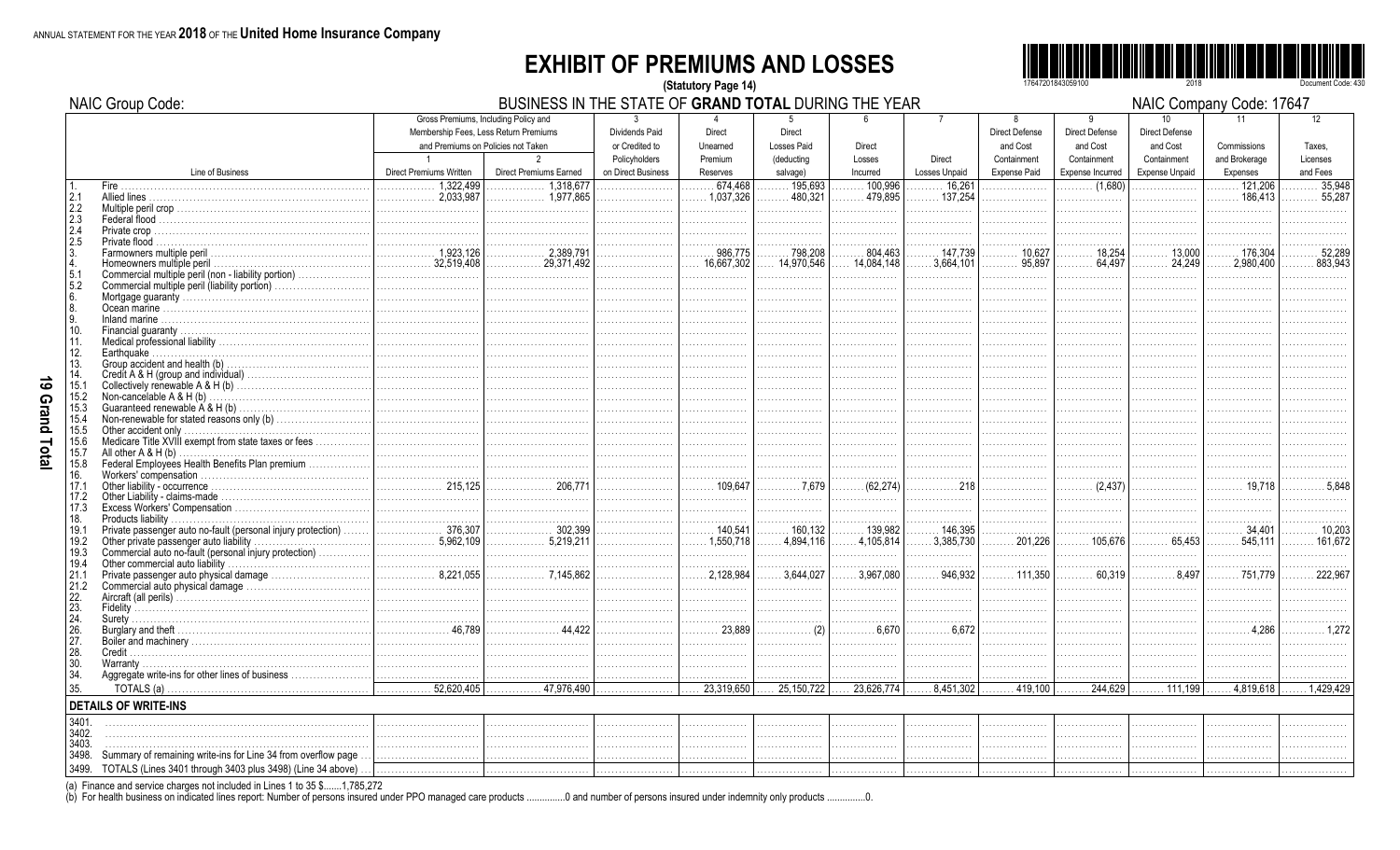ANNUAL STATEMENT FOR THE YEAR **2018** OF THE **United Home Insurance Company**

# EXHIBIT OF PREMIUMS AND LOSSES

(Statutory Page 14)

NAIC Group Code:

BUSINESS IN THE STATE OF **GRAND TOTAL** DURING THE YEAR

NAIC Company Code: 17647

| | Line of Business | Gross Premiums, Including Policy and Membership Fees, Less Return Premiums and Premiums on Policies not Taken | | 3 | 4 | 5 | 6 | 7 | 8 | 9 | 10 | 11 | 12 |
|---|---|---|---|---|---|---|---|---|---|---|---|---|---|
| | | 1 Direct Premiums Written | 2 Direct Premiums Earned | Dividends Paid or Credited to Policyholders on Direct Business | Direct Unearned Premium Reserves | Direct Losses Paid (deducting salvage) | Direct Losses Incurred | Direct Losses Unpaid | Direct Defense and Cost Containment Expense Paid | Direct Defense and Cost Containment Expense Incurred | Direct Defense and Cost Containment Expense Unpaid | Commissions and Brokerage Expenses | Taxes, Licenses and Fees |
| 1. | Fire | 1,322,499 | 1,318,677 | | 674,468 | 195,693 | 100,996 | 16,261 | | (1,680) | | 121,206 | 35,948 |
| 2.1 | Allied lines | 2,033,987 | 1,977,865 | | 1,037,326 | 480,321 | 479,895 | 137,254 | | | | 186,413 | 55,287 |
| 2.2 | Multiple peril crop | | | | | | | | | | | | |
| 2.3 | Federal flood | | | | | | | | | | | | |
| 2.4 | Private crop | | | | | | | | | | | | |
| 2.5 | Private flood | | | | | | | | | | | | |
| 3. | Farmowners multiple peril | 1,923,126 | 2,389,791 | | 986,775 | 798,208 | 804,463 | 147,739 | 10,627 | 18,254 | 13,000 | 176,304 | 52,289 |
| 4. | Homeowners multiple peril | 32,519,408 | 29,371,492 | | 16,667,302 | 14,970,546 | 14,084,148 | 3,664,101 | 95,897 | 64,497 | 24,249 | 2,980,400 | 883,943 |
| 5.1 | Commercial multiple peril (non - liability portion) | | | | | | | | | | | | |
| 5.2 | Commercial multiple peril (liability portion) | | | | | | | | | | | | |
| 6. | Mortgage guaranty | | | | | | | | | | | | |
| 8. | Ocean marine | | | | | | | | | | | | |
| 9. | Inland marine | | | | | | | | | | | | |
| 10. | Financial guaranty | | | | | | | | | | | | |
| 11. | Medical professional liability | | | | | | | | | | | | |
| 12. | Earthquake | | | | | | | | | | | | |
| 13. | Group accident and health (b) | | | | | | | | | | | | |
| 14. | Credit A & H (group and individual) | | | | | | | | | | | | |
| 15.1 | Collectively renewable A & H (b) | | | | | | | | | | | | |
| 15.2 | Non-cancelable A & H (b) | | | | | | | | | | | | |
| 15.3 | Guaranteed renewable A & H (b) | | | | | | | | | | | | |
| 15.4 | Non-renewable for stated reasons only (b) | | | | | | | | | | | | |
| 15.5 | Other accident only | | | | | | | | | | | | |
| 15.6 | Medicare Title XVIII exempt from state taxes or fees | | | | | | | | | | | | |
| 15.7 | All other A & H (b) | | | | | | | | | | | | |
| 15.8 | Federal Employees Health Benefits Plan premium | | | | | | | | | | | | |
| 16. | Workers' compensation | | | | | | | | | | | | |
| 17.1 | Other liability - occurrence | 215,125 | 206,771 | | 109,647 | 7,679 | (62,274) | 218 | | (2,437) | | 19,718 | 5,848 |
| 17.2 | Other Liability - claims-made | | | | | | | | | | | | |
| 17.3 | Excess Workers' Compensation | | | | | | | | | | | | |
| 18. | Products liability | | | | | | | | | | | | |
| 19.1 | Private passenger auto no-fault (personal injury protection) | 376,307 | 302,399 | | 140,541 | 160,132 | 139,982 | 146,395 | | | | 34,401 | 10,203 |
| 19.2 | Other private passenger auto liability | 5,962,109 | 5,219,211 | | 1,550,718 | 4,894,116 | 4,105,814 | 3,385,730 | 201,226 | 105,676 | 65,453 | 545,111 | 161,672 |
| 19.3 | Commercial auto no-fault (personal injury protection) | | | | | | | | | | | | |
| 19.4 | Other commercial auto liability | | | | | | | | | | | | |
| 21.1 | Private passenger auto physical damage | 8,221,055 | 7,145,862 | | 2,128,984 | 3,644,027 | 3,967,080 | 946,932 | 111,350 | 60,319 | 8,497 | 751,779 | 222,967 |
| 21.2 | Commercial auto physical damage | | | | | | | | | | | | |
| 22. | Aircraft (all perils) | | | | | | | | | | | | |
| 23. | Fidelity | | | | | | | | | | | | |
| 24. | Surety | | | | | | | | | | | | |
| 26. | Burglary and theft | 46,789 | 44,422 | | 23,889 | (2) | 6,670 | 6,672 | | | | 4,286 | 1,272 |
| 27. | Boiler and machinery | | | | | | | | | | | | |
| 28. | Credit | | | | | | | | | | | | |
| 30. | Warranty | | | | | | | | | | | | |
| 34. | Aggregate write-ins for other lines of business | | | | | | | | | | | | |
| 35. | TOTALS (a) | 52,620,405 | 47,976,490 | | 23,319,650 | 25,150,722 | 23,626,774 | 8,451,302 | 419,100 | 244,629 | 111,199 | 4,819,618 | 1,429,429 |
| | **DETAILS OF WRITE-INS** | | | | | | | | | | | | |
| 3401. | | | | | | | | | | | | | |
| 3402. | | | | | | | | | | | | | |
| 3403. | | | | | | | | | | | | | |
| 3498. | Summary of remaining write-ins for Line 34 from overflow page | | | | | | | | | | | | |
| 3499. | TOTALS (Lines 3401 through 3403 plus 3498) (Line 34 above) | | | | | | | | | | | | |

(a) Finance and service charges not included in Lines 1 to 35 $.......1,785,272

(b) For health business on indicated lines report: Number of persons insured under PPO managed care products ...............0 and number of persons insured under indemnity only products ...............0.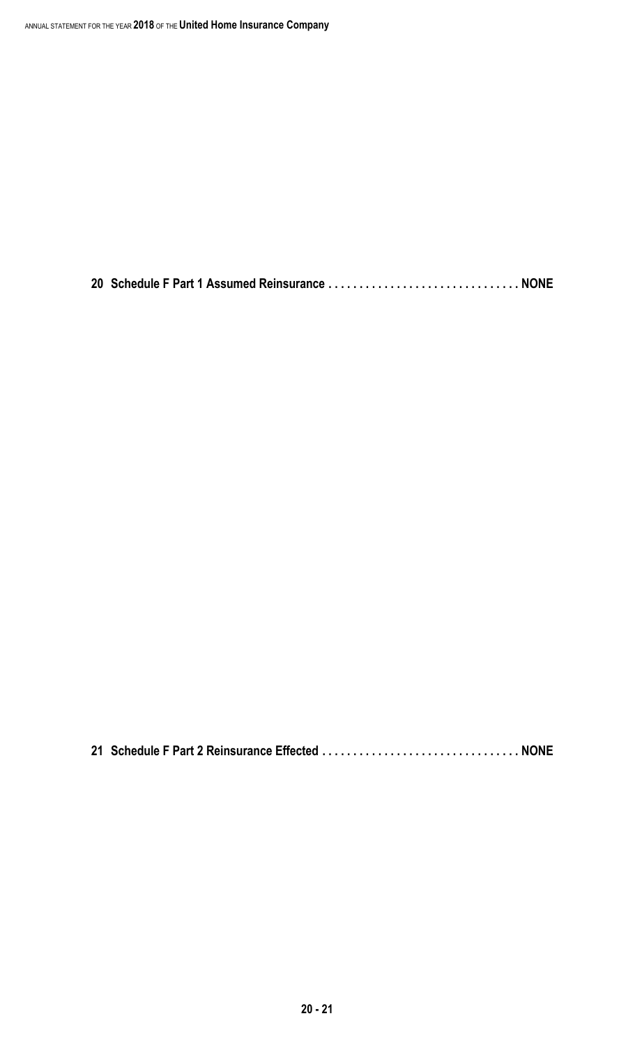**20 Schedule F Part 1 Assumed Reinsurance . . . . . . . . . . . . . . . . . . . . . . . . . . . . . . NONE**

**21 Schedule F Part 2 Reinsurance Effected . . . . . . . . . . . . . . . . . . . . . . . . . . . . . . . NONE**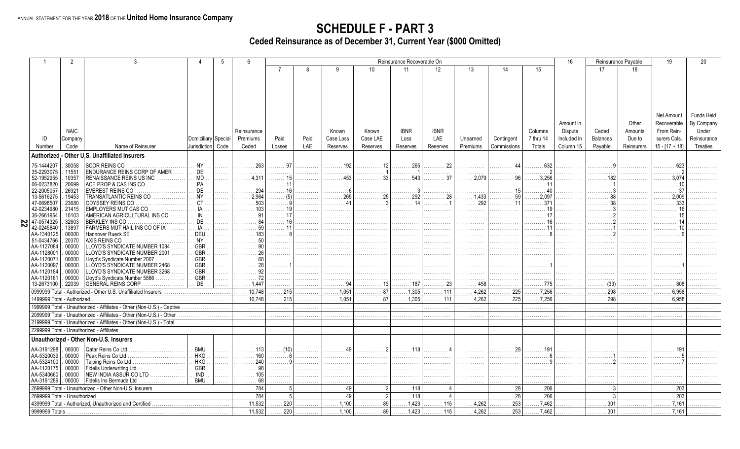ANNUAL STATEMENT FOR THE YEAR **2018** OF THE **United Home Insurance Company**

# SCHEDULE F - PART 3

## Ceded Reinsurance as of December 31, Current Year ($000 Omitted)

| 1 | 2 | 3 | 4 | 5 | 6 | Reinsurance Recoverable On | | | | | | | | | 16 | Reinsurance Payable | | 19 | 20 |
|---|---|---|---|---|---|---|---|---|---|---|---|---|---|---|---|---|---|---|---|
| | | | | | | 7 | 8 | 9 | 10 | 11 | 12 | 13 | 14 | 15 | | 17 | 18 | | |
| ID Number | NAIC Company Code | Name of Reinsurer | Domiciliary Jurisdiction | Special Code | Reinsurance Premiums Ceded | Paid Losses | Paid LAE | Known Case Loss Reserves | Known Case LAE Reserves | IBNR Loss Reserves | IBNR LAE Reserves | Unearned Premiums | Contingent Commissions | Columns 7 thru 14 Totals | Amount in Dispute Included in Column 15 | Ceded Balances Payable | Other Amounts Due to Reinsurers | Net Amount Recoverable From Reinsurers Cols. 15 - [17 + 18] | Funds Held By Company Under Reinsurance Treaties |
| **Authorized - Other U.S. Unaffiliated Insurers** | | | | | | | | | | | | | | | | | | | |
| 75-1444207 | 30058 | SCOR REINS CO | NY | | 263 | 97 | | 192 | 12 | 265 | 22 | | 44 | 632 | | 9 | | 623 | |
| 35-2293075 | 11551 | ENDURANCE REINS CORP OF AMER | DE | | | | | | 1 | 1 | | | | 2 | | | | 2 | |
| 52-1952955 | 10357 | RENAISSANCE REINS US INC | MD | | 4,311 | 15 | | 453 | 33 | 543 | 37 | 2,079 | 96 | 3,256 | | 182 | | 3,074 | |
| 06-0237820 | 20699 | ACE PROP & CAS INS CO | PA | | | 11 | | | | | | | | 11 | | 1 | | 10 | |
| 22-2005057 | 26921 | EVEREST REINS CO | DE | | 294 | 16 | | 6 | | 3 | | | 15 | 40 | | 3 | | 37 | |
| 13-5616275 | 19453 | TRANSATLANTIC REINS CO | NY | | 2,984 | (5) | | 265 | 25 | 292 | 28 | 1,433 | 59 | 2,097 | | 88 | | 2,009 | |
| 47-0698507 | 23680 | ODYSSEY REINS CO | CT | | 503 | 9 | | 41 | 3 | 14 | 1 | 292 | 11 | 371 | | 38 | | 333 | |
| 42-0234980 | 21415 | EMPLOYERS MUT CAS CO | IA | | 103 | 19 | | | | | | | | 19 | | 3 | | 16 | |
| 36-2661954 | 10103 | AMERICAN AGRICULTURAL INS CO | IN | | 91 | 17 | | | | | | | | 17 | | 2 | | 15 | |
| 47-0574325 | 32603 | BERKLEY INS CO | DE | | 84 | 16 | | | | | | | | 16 | | 2 | | 14 | |
| 42-0245840 | 13897 | FARMERS MUT HAIL INS CO OF IA | IA | | 59 | 11 | | | | | | | | 11 | | 1 | | 10 | |
| AA-1340125 | 00000 | Hannover Rueck SE | DEU | | 183 | 8 | | | | | | | | 8 | | 2 | | 6 | |
| 51-0434766 | 20370 | AXIS REINS CO | NY | | 50 | | | | | | | | | | | | | | |
| AA-1127084 | 00000 | LLOYD'S SYNDICATE NUMBER 1084 | GBR | | 90 | | | | | | | | | | | | | | |
| AA-1128001 | 00000 | LLOYD'S SYNDICATE NUMBER 2001 | GBR | | 26 | | | | | | | | | | | | | | |
| AA-1120071 | 00000 | Lloyd's Syndicate Number 2007 | GBR | | 68 | | | | | | | | | | | | | | |
| AA-1120097 | 00000 | LLOYD'S SYNDICATE NUMBER 2468 | GBR | | 28 | 1 | | | | | | | | 1 | | | | 1 | |
| AA-1120184 | 00000 | LLOYD'S SYNDICATE NUMBER 3268 | GBR | | 92 | | | | | | | | | | | | | | |
| AA-1120181 | 00000 | Lloyd's Syndicate Number 5886 | GBR | | 72 | | | | | | | | | | | | | | |
| 13-2673100 | 22039 | GENERAL REINS CORP | DE | | 1,447 | | | 94 | 13 | 187 | 23 | 458 | | 775 | | (33) | | 808 | |
| 0999999 Total - Authorized - Other U.S. Unaffiliated Insurers | | | | | 10,748 | 215 | | 1,051 | 87 | 1,305 | 111 | 4,262 | 225 | 7,256 | | 298 | | 6,958 | |
| 1499999 Total - Authorized | | | | | 10,748 | 215 | | 1,051 | 87 | 1,305 | 111 | 4,262 | 225 | 7,256 | | 298 | | 6,958 | |
| 1999999 Total - Unauthorized - Affiliates - Other (Non-U.S.) - Captive | | | | | | | | | | | | | | | | | | | |
| 2099999 Total - Unauthorized - Affiliates - Other (Non-U.S.) - Other | | | | | | | | | | | | | | | | | | | |
| 2199999 Total - Unauthorized - Affiliates - Other (Non-U.S.) - Total | | | | | | | | | | | | | | | | | | | |
| 2299999 Total - Unauthorized - Affiliates | | | | | | | | | | | | | | | | | | | |
| **Unauthorized - Other Non-U.S. Insurers** | | | | | | | | | | | | | | | | | | | |
| AA-3191298 | 00000 | Qatar Reins Co Ltd | BMU | | 113 | (10) | | 49 | 2 | 118 | 4 | | 28 | 191 | | | | 191 | |
| AA-5320039 | 00000 | Peak Reins Co Ltd | HKG | | 160 | 6 | | | | | | | | 6 | | 1 | | 5 | |
| AA-5324100 | 00000 | Taiping Reins Co Ltd | HKG | | 240 | 9 | | | | | | | | 9 | | 2 | | 7 | |
| AA-1120175 | 00000 | Fidelis Underwriting Ltd | GBR | | 98 | | | | | | | | | | | | | | |
| AA-5340660 | 00000 | NEW INDIA ASSUR CO LTD | IND | | 105 | | | | | | | | | | | | | | |
| AA-3191289 | 00000 | Fidelis Ins Bermuda Ltd | BMU | | 68 | | | | | | | | | | | | | | |
| 2699999 Total - Unauthorized - Other Non-U.S. Insurers | | | | | 784 | 5 | | 49 | 2 | 118 | 4 | | 28 | 206 | | 3 | | 203 | |
| 2899999 Total - Unauthorized | | | | | 784 | 5 | | 49 | 2 | 118 | 4 | | 28 | 206 | | 3 | | 203 | |
| 4399999 Total - Authorized, Unauthorized and Certified | | | | | 11,532 | 220 | | 1,100 | 89 | 1,423 | 115 | 4,262 | 253 | 7,462 | | 301 | | 7,161 | |
| 9999999 Totals | | | | | 11,532 | 220 | | 1,100 | 89 | 1,423 | 115 | 4,262 | 253 | 7,462 | | 301 | | 7,161 | |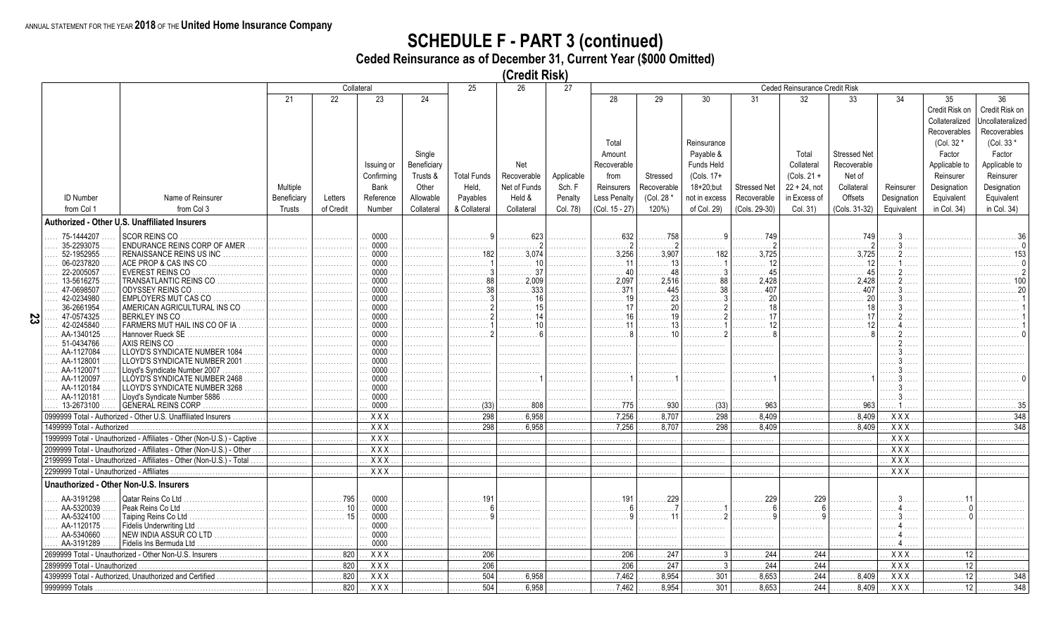ANNUAL STATEMENT FOR THE YEAR **2018** OF THE **United Home Insurance Company**

# SCHEDULE F - PART 3 (continued)

## Ceded Reinsurance as of December 31, Current Year ($000 Omitted)

## (Credit Risk)

| ID Number from Col 1 | Name of Reinsurer from Col 3 | Collateral 21 Multiple Beneficiary Trusts | 22 Letters of Credit | 23 Issuing or Confirming Bank Reference Number | 24 Single Beneficiary Trusts & Other Allowable Collateral | 25 Total Funds Held, Payables & Collateral | 26 Net Recoverable Net of Funds Held & Collateral | 27 Applicable Sch. F Penalty Col. 78) | Ceded Reinsurance Credit Risk 28 Total Amount Recoverable from Reinsurers Less Penalty (Col. 15 - 27) | 29 Stressed Recoverable (Col. 28 * 120%) | 30 Reinsurance Payable & Funds Held (Cols. 17+ 18+20;but not in excess of Col. 29) | 31 Stressed Net Recoverable (Cols. 29-30) | 32 Total Collateral (Cols. 21 + 22 + 24, not in Excess of Col. 31) | 33 Stressed Net Recoverable Net of Collateral Offsets (Cols. 31-32) | 34 Reinsurer Designation Equivalent | 35 Credit Risk on Collateralized Recoverables (Col. 32 * Factor Applicable to Reinsurer Designation Equivalent in Col. 34) | 36 Credit Risk on Uncollateralized Recoverables (Col. 33 * Factor Applicable to Reinsurer Designation Equivalent in Col. 34) |
|---|---|---|---|---|---|---|---|---|---|---|---|---|---|---|---|---|---|
| **Authorized - Other U.S. Unaffiliated Insurers** | | | | | | | | | | | | | | | | | |
| 75-1444207 | SCOR REINS CO | | | 0000 | | 9 | 623 | | 632 | 758 | 9 | 749 | | 749 | 3 | | 36 |
| 35-2293075 | ENDURANCE REINS CORP OF AMER | | | 0000 | | | 2 | | 2 | 2 | | 2 | | 2 | 3 | | 0 |
| 52-1952955 | RENAISSANCE REINS US INC | | | 0000 | | 182 | 3,074 | | 3,256 | 3,907 | 182 | 3,725 | | 3,725 | 2 | | 153 |
| 06-0237820 | ACE PROP & CAS INS CO | | | 0000 | | 1 | 10 | | 11 | 13 | 1 | 12 | | 12 | 1 | | 0 |
| 22-2005057 | EVEREST REINS CO | | | 0000 | | 3 | 37 | | 40 | 48 | 3 | 45 | | 45 | 2 | | 2 |
| 13-5616275 | TRANSATLANTIC REINS CO | | | 0000 | | 88 | 2,009 | | 2,097 | 2,516 | 88 | 2,428 | | 2,428 | 2 | | 100 |
| 47-0698507 | ODYSSEY REINS CO | | | 0000 | | 38 | 333 | | 371 | 445 | 38 | 407 | | 407 | 3 | | 20 |
| 42-0234980 | EMPLOYERS MUT CAS CO | | | 0000 | | 3 | 16 | | 19 | 23 | 3 | 20 | | 20 | 3 | | 1 |
| 36-2661954 | AMERICAN AGRICULTURAL INS CO | | | 0000 | | 2 | 15 | | 17 | 20 | 2 | 18 | | 18 | 3 | | 1 |
| 47-0574325 | BERKLEY INS CO | | | 0000 | | 2 | 14 | | 16 | 19 | 2 | 17 | | 17 | 2 | | 1 |
| 42-0245840 | FARMERS MUT HAIL INS CO OF IA | | | 0000 | | 1 | 10 | | 11 | 13 | 1 | 12 | | 12 | 4 | | 1 |
| AA-1340125 | Hannover Rueck SE | | | 0000 | | 2 | 6 | | 8 | 10 | 2 | 8 | | 8 | 2 | | 0 |
| 51-0434766 | AXIS REINS CO | | | 0000 | | | | | | | | | | | 2 | | |
| AA-1127084 | LLOYD'S SYNDICATE NUMBER 1084 | | | 0000 | | | | | | | | | | | 3 | | |
| AA-1128001 | LLOYD'S SYNDICATE NUMBER 2001 | | | 0000 | | | | | | | | | | | 3 | | |
| AA-1120071 | Lloyd's Syndicate Number 2007 | | | 0000 | | | | | | | | | | | 3 | | |
| AA-1120097 | LLOYD'S SYNDICATE NUMBER 2468 | | | 0000 | | | 1 | | 1 | 1 | | 1 | | 1 | 3 | | 0 |
| AA-1120184 | LLOYD'S SYNDICATE NUMBER 3268 | | | 0000 | | | | | | | | | | | 3 | | |
| AA-1120181 | Lloyd's Syndicate Number 5886 | | | 0000 | | | | | | | | | | | 3 | | |
| 13-2673100 | GENERAL REINS CORP | | | 0000 | | (33) | 808 | | 775 | 930 | (33) | 963 | | 963 | 1 | | 35 |
| 0999999 Total - Authorized - Other U.S. Unaffiliated Insurers | | | | XXX | | 298 | 6,958 | | 7,256 | 8,707 | 298 | 8,409 | | 8,409 | XXX | | 348 |
| 1499999 Total - Authorized | | | | XXX | | 298 | 6,958 | | 7,256 | 8,707 | 298 | 8,409 | | 8,409 | XXX | | 348 |
| 1999999 Total - Unauthorized - Affiliates - Other (Non-U.S.) - Captive | | | | XXX | | | | | | | | | | | XXX | | |
| 2099999 Total - Unauthorized - Affiliates - Other (Non-U.S.) - Other | | | | XXX | | | | | | | | | | | XXX | | |
| 2199999 Total - Unauthorized - Affiliates - Other (Non-U.S.) - Total | | | | XXX | | | | | | | | | | | XXX | | |
| 2299999 Total - Unauthorized - Affiliates | | | | XXX | | | | | | | | | | | XXX | | |
| **Unauthorized - Other Non-U.S. Insurers** | | | | | | | | | | | | | | | | | |
| AA-3191298 | Qatar Reins Co Ltd | | 795 | 0000 | | 191 | | | 191 | 229 | | 229 | 229 | | 3 | 11 | |
| AA-5320039 | Peak Reins Co Ltd | | 10 | 0000 | | 6 | | | 6 | 7 | 1 | 6 | 6 | | 4 | 0 | |
| AA-5324100 | Taiping Reins Co Ltd | | 15 | 0000 | | 9 | | | 9 | 11 | 2 | 9 | 9 | | 3 | 0 | |
| AA-1120175 | Fidelis Underwriting Ltd | | | 0000 | | | | | | | | | | | 4 | | |
| AA-5340660 | NEW INDIA ASSUR CO LTD | | | 0000 | | | | | | | | | | | 4 | | |
| AA-3191289 | Fidelis Ins Bermuda Ltd | | | 0000 | | | | | | | | | | | 4 | | |
| 2699999 Total - Unauthorized - Other Non-U.S. Insurers | | | 820 | XXX | | 206 | | | 206 | 247 | 3 | 244 | 244 | | XXX | 12 | |
| 2899999 Total - Unauthorized | | | 820 | XXX | | 206 | | | 206 | 247 | 3 | 244 | 244 | | XXX | 12 | |
| 4399999 Total - Authorized, Unauthorized and Certified | | | 820 | XXX | | 504 | 6,958 | | 7,462 | 8,954 | 301 | 8,653 | 244 | 8,409 | XXX | 12 | 348 |
| 9999999 Totals | | | 820 | XXX | | 504 | 6,958 | | 7,462 | 8,954 | 301 | 8,653 | 244 | 8,409 | XXX | 12 | 348 |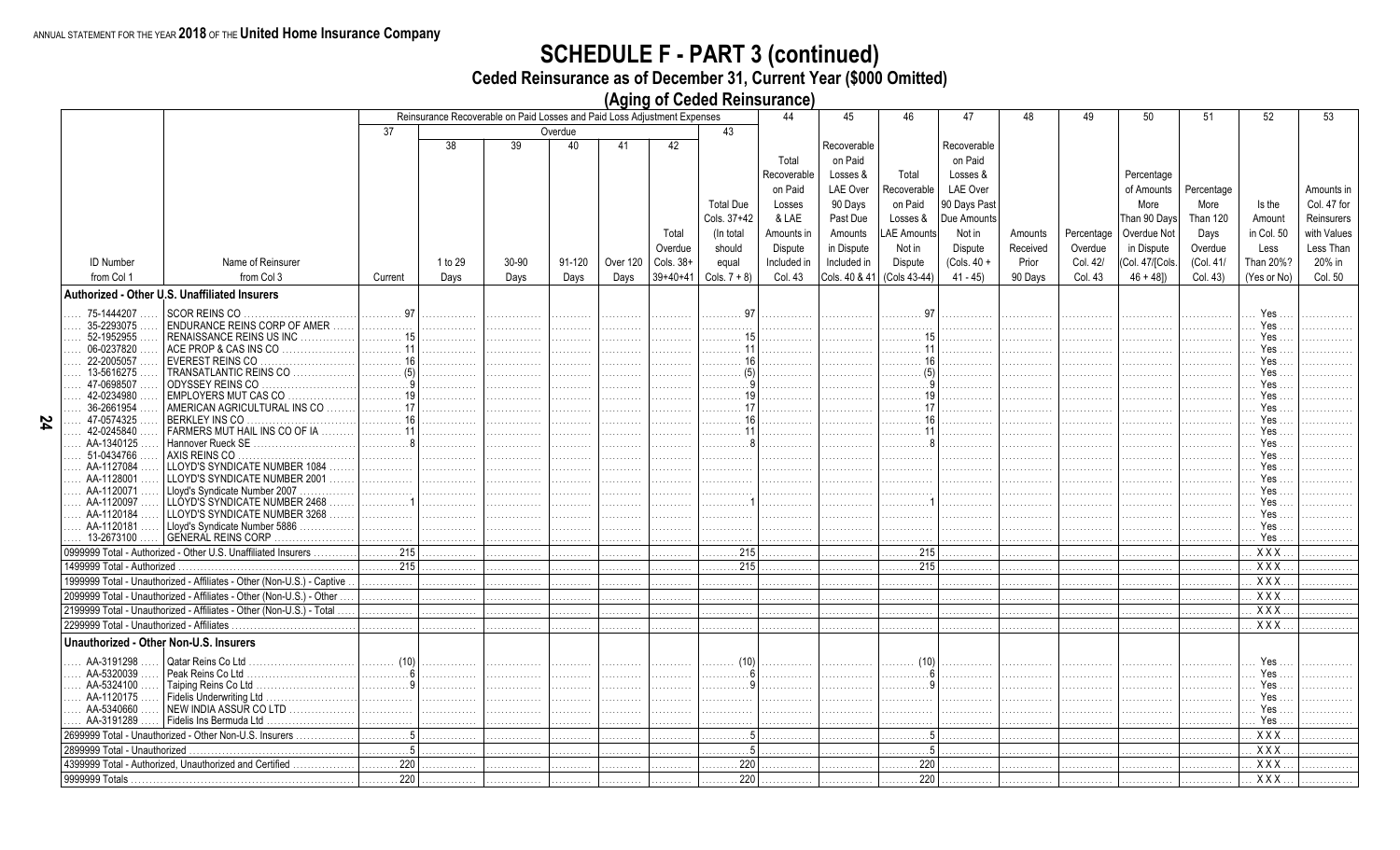ANNUAL STATEMENT FOR THE YEAR **2018** OF THE **United Home Insurance Company**

# SCHEDULE F - PART 3 (continued)

## Ceded Reinsurance as of December 31, Current Year ($000 Omitted)

### (Aging of Ceded Reinsurance)

| | | Reinsurance Recoverable on Paid Losses and Paid Loss Adjustment Expenses | | | | | | | 44 | 45 | 46 | 47 | 48 | 49 | 50 | 51 | 52 | 53 |
|---|---|---|---|---|---|---|---|---|---|---|---|---|---|---|---|---|---|---|
| | | 37 | Overdue | | | | | 43 | | | | | | | | | | |
| | | | 38 | 39 | 40 | 41 | 42 | | | | | | | | | | | |
| ID Number from Col 1 | Name of Reinsurer from Col 3 | Current | 1 to 29 Days | 30-90 Days | 91-120 Days | Over 120 Days | Total Overdue Cols. 38+39+40+41 | Total Due Cols. 37+42 (In total should equal Cols. 7 + 8) | Total Recoverable on Paid Losses & LAE Amounts in Dispute Included in Col. 43 | Recoverable on Paid Losses & LAE Over 90 Days Past Due Amounts in Dispute Included in Cols. 40 & 41 | Total Recoverable on Paid Losses & LAE Amounts Not in Dispute (Cols 43-44) | Recoverable on Paid Losses & LAE Over 90 Days Past Due Amounts Not in Dispute (Cols. 40 + 41 - 45) | Amounts Received Prior 90 Days | Percentage Overdue Col. 42/ Col. 43 | Percentage of Amounts More Than 90 Days Overdue Not in Dispute (Col. 47/[Cols. 46 + 48]) | Percentage More Than 120 Days Overdue (Col. 41/ Col. 43) | Is the Amount in Col. 50 Less Than 20%? (Yes or No) | Amounts in Col. 47 for Reinsurers with Values Less Than 20% in Col. 50 |
| **Authorized - Other U.S. Unaffiliated Insurers** | | | | | | | | | | | | | | | | | | |
| 75-1444207 | SCOR REINS CO | 97 | | | | | | 97 | | | 97 | | | | | | Yes | |
| 35-2293075 | ENDURANCE REINS CORP OF AMER | | | | | | | | | | | | | | | | Yes | |
| 52-1952955 | RENAISSANCE REINS US INC | 15 | | | | | | 15 | | | 15 | | | | | | Yes | |
| 06-0237820 | ACE PROP & CAS INS CO | 11 | | | | | | 11 | | | 11 | | | | | | Yes | |
| 22-2005057 | EVEREST REINS CO | 16 | | | | | | 16 | | | 16 | | | | | | Yes | |
| 13-5616275 | TRANSATLANTIC REINS CO | (5) | | | | | | (5) | | | (5) | | | | | | Yes | |
| 47-0698507 | ODYSSEY REINS CO | 9 | | | | | | 9 | | | 9 | | | | | | Yes | |
| 42-0234980 | EMPLOYERS MUT CAS CO | 19 | | | | | | 19 | | | 19 | | | | | | Yes | |
| 36-2661954 | AMERICAN AGRICULTURAL INS CO | 17 | | | | | | 17 | | | 17 | | | | | | Yes | |
| 47-0574325 | BERKLEY INS CO | 16 | | | | | | 16 | | | 16 | | | | | | Yes | |
| 42-0245840 | FARMERS MUT HAIL INS CO OF IA | 11 | | | | | | 11 | | | 11 | | | | | | Yes | |
| AA-1340125 | Hannover Rueck SE | 8 | | | | | | 8 | | | 8 | | | | | | Yes | |
| 51-0434766 | AXIS REINS CO | | | | | | | | | | | | | | | | Yes | |
| AA-1127084 | LLOYD'S SYNDICATE NUMBER 1084 | | | | | | | | | | | | | | | | Yes | |
| AA-1128001 | LLOYD'S SYNDICATE NUMBER 2001 | | | | | | | | | | | | | | | | Yes | |
| AA-1120071 | Lloyd's Syndicate Number 2007 | | | | | | | | | | | | | | | | Yes | |
| AA-1120097 | LLOYD'S SYNDICATE NUMBER 2468 | 1 | | | | | | 1 | | | 1 | | | | | | Yes | |
| AA-1120184 | LLOYD'S SYNDICATE NUMBER 3268 | | | | | | | | | | | | | | | | Yes | |
| AA-1120181 | Lloyd's Syndicate Number 5886 | | | | | | | | | | | | | | | | Yes | |
| 13-2673100 | GENERAL REINS CORP | | | | | | | | | | | | | | | | Yes | |
| 0999999 Total - Authorized - Other U.S. Unaffiliated Insurers | | 215 | | | | | | 215 | | | 215 | | | | | | XXX | |
| 1499999 Total - Authorized | | 215 | | | | | | 215 | | | 215 | | | | | | XXX | |
| 1999999 Total - Unauthorized - Affiliates - Other (Non-U.S.) - Captive | | | | | | | | | | | | | | | | | XXX | |
| 2099999 Total - Unauthorized - Affiliates - Other (Non-U.S.) - Other | | | | | | | | | | | | | | | | | XXX | |
| 2199999 Total - Unauthorized - Affiliates - Other (Non-U.S.) - Total | | | | | | | | | | | | | | | | | XXX | |
| 2299999 Total - Unauthorized - Affiliates | | | | | | | | | | | | | | | | | XXX | |
| **Unauthorized - Other Non-U.S. Insurers** | | | | | | | | | | | | | | | | | | |
| AA-3191298 | Qatar Reins Co Ltd | (10) | | | | | | (10) | | | (10) | | | | | | Yes | |
| AA-5320039 | Peak Reins Co Ltd | 6 | | | | | | 6 | | | 6 | | | | | | Yes | |
| AA-5324100 | Taiping Reins Co Ltd | 9 | | | | | | 9 | | | 9 | | | | | | Yes | |
| AA-1120175 | Fidelis Underwriting Ltd | | | | | | | | | | | | | | | | Yes | |
| AA-5340660 | NEW INDIA ASSUR CO LTD | | | | | | | | | | | | | | | | Yes | |
| AA-3191289 | Fidelis Ins Bermuda Ltd | | | | | | | | | | | | | | | | Yes | |
| 2699999 Total - Unauthorized - Other Non-U.S. Insurers | | 5 | | | | | | 5 | | | 5 | | | | | | XXX | |
| 2899999 Total - Unauthorized | | 5 | | | | | | 5 | | | 5 | | | | | | XXX | |
| 4399999 Total - Authorized, Unauthorized and Certified | | 220 | | | | | | 220 | | | 220 | | | | | | XXX | |
| 9999999 Totals | | 220 | | | | | | 220 | | | 220 | | | | | | XXX | |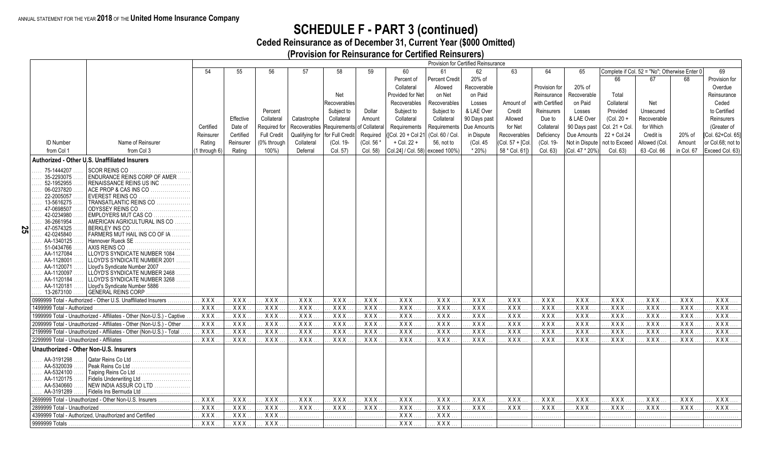ANNUAL STATEMENT FOR THE YEAR **2018** OF THE **United Home Insurance Company**

# SCHEDULE F - PART 3 (continued)

## Ceded Reinsurance as of December 31, Current Year ($000 Omitted)

### (Provision for Reinsurance for Certified Reinsurers)

| ID Number from Col 1 | Name of Reinsurer from Col 3 | 54 Certified Reinsurer Rating (1 through 6) | 55 Effective Date of Certified Reinsurer Rating | 56 Percent Required for Full Credit (0% through 100%) | 57 Catastrophe Recoverables Qualifying for Collateral Deferral | 58 Net Recoverables Subject to Collateral Requirements for Full Credit (Col. 19- Col. 57) | 59 Dollar Amount of Collateral Required (Col. 56 * Col. 58) | 60 Percent of Collateral Provided for Net Recoverables Subject to Collateral Requirements ([Col. 20 + Col 21 + Col. 22 + Col.24] / Col. 58) | 61 Percent Credit Allowed on Net Recoverables Subject to Collateral Requirements (Col. 60 / Col. 56, not to exceed 100%) | 62 20% of Recoverable on Paid Losses & LAE Over 90 Days past Due Amounts in Dispute (Col. 45 * 20%) | 63 Amount of Credit Allowed for Net Recoverables (Col. 57 + [Col. 58 * Col. 61]) | 64 Provision for Reinsurance with Certified Reinsurers Due to Collateral Deficiency (Col. 19- Col. 63) | 65 20% of Recoverable on Paid Losses & LAE Over 90 Days past Due Amounts Not in Dispute (Col. 47 * 20%) | 66 Total Collateral Provided (Col. 20 + Col. 21 + Col. 22 + Col.24 not to Exceed Col. 63) | 67 Net Unsecured Recoverable for Which Credit is Allowed (Col. 63 -Col. 66) | 68 20% of Amount in Col. 67 | 69 Provision for Overdue Reinsurance Ceded to Certified Reinsurers (Greater of [Col. 62+Col. 65] or Col.68; not to Exceed Col. 63) |
|---|---|---|---|---|---|---|---|---|---|---|---|---|---|---|---|---|---|
| **Authorized - Other U.S. Unaffiliated Insurers** | | | | | | | | | | | | | | | | | |
| 75-1444207 | SCOR REINS CO | | | | | | | | | | | | | | | | |
| 35-2293075 | ENDURANCE REINS CORP OF AMER | | | | | | | | | | | | | | | | |
| 52-1952955 | RENAISSANCE REINS US INC | | | | | | | | | | | | | | | | |
| 06-0237820 | ACE PROP & CAS INS CO | | | | | | | | | | | | | | | | |
| 22-2005057 | EVEREST REINS CO | | | | | | | | | | | | | | | | |
| 13-5616275 | TRANSATLANTIC REINS CO | | | | | | | | | | | | | | | | |
| 47-0698507 | ODYSSEY REINS CO | | | | | | | | | | | | | | | | |
| 42-0234980 | EMPLOYERS MUT CAS CO | | | | | | | | | | | | | | | | |
| 36-2661954 | AMERICAN AGRICULTURAL INS CO | | | | | | | | | | | | | | | | |
| 47-0574325 | BERKLEY INS CO | | | | | | | | | | | | | | | | |
| 42-0245840 | FARMERS MUT HAIL INS CO OF IA | | | | | | | | | | | | | | | | |
| AA-1340125 | Hannover Rueck SE | | | | | | | | | | | | | | | | |
| 51-0434766 | AXIS REINS CO | | | | | | | | | | | | | | | | |
| AA-1127084 | LLOYD'S SYNDICATE NUMBER 1084 | | | | | | | | | | | | | | | | |
| AA-1128001 | LLOYD'S SYNDICATE NUMBER 2001 | | | | | | | | | | | | | | | | |
| AA-1120071 | Lloyd's Syndicate Number 2007 | | | | | | | | | | | | | | | | |
| AA-1120097 | LLOYD'S SYNDICATE NUMBER 2468 | | | | | | | | | | | | | | | | |
| AA-1120184 | LLOYD'S SYNDICATE NUMBER 3268 | | | | | | | | | | | | | | | | |
| AA-1120181 | Lloyd's Syndicate Number 5886 | | | | | | | | | | | | | | | | |
| 13-2673100 | GENERAL REINS CORP | | | | | | | | | | | | | | | | |
| 0999999 Total - Authorized - Other U.S. Unaffiliated Insurers | | XXX | XXX | XXX | XXX | XXX | XXX | XXX | XXX | XXX | XXX | XXX | XXX | XXX | XXX | XXX | XXX |
| 1499999 Total - Authorized | | XXX | XXX | XXX | XXX | XXX | XXX | XXX | XXX | XXX | XXX | XXX | XXX | XXX | XXX | XXX | XXX |
| 1999999 Total - Unauthorized - Affiliates - Other (Non-U.S.) - Captive | | XXX | XXX | XXX | XXX | XXX | XXX | XXX | XXX | XXX | XXX | XXX | XXX | XXX | XXX | XXX | XXX |
| 2099999 Total - Unauthorized - Affiliates - Other (Non-U.S.) - Other | | XXX | XXX | XXX | XXX | XXX | XXX | XXX | XXX | XXX | XXX | XXX | XXX | XXX | XXX | XXX | XXX |
| 2199999 Total - Unauthorized - Affiliates - Other (Non-U.S.) - Total | | XXX | XXX | XXX | XXX | XXX | XXX | XXX | XXX | XXX | XXX | XXX | XXX | XXX | XXX | XXX | XXX |
| 2299999 Total - Unauthorized - Affiliates | | XXX | XXX | XXX | XXX | XXX | XXX | XXX | XXX | XXX | XXX | XXX | XXX | XXX | XXX | XXX | XXX |
| **Unauthorized - Other Non-U.S. Insurers** | | | | | | | | | | | | | | | | | |
| AA-3191298 | Qatar Reins Co Ltd | | | | | | | | | | | | | | | | |
| AA-5320039 | Peak Reins Co Ltd | | | | | | | | | | | | | | | | |
| AA-5324100 | Taiping Reins Co Ltd | | | | | | | | | | | | | | | | |
| AA-1120175 | Fidelis Underwriting Ltd | | | | | | | | | | | | | | | | |
| AA-5340660 | NEW INDIA ASSUR CO LTD | | | | | | | | | | | | | | | | |
| AA-3191289 | Fidelis Ins Bermuda Ltd | | | | | | | | | | | | | | | | |
| 2699999 Total - Unauthorized - Other Non-U.S. Insurers | | XXX | XXX | XXX | XXX | XXX | XXX | XXX | XXX | XXX | XXX | XXX | XXX | XXX | XXX | XXX | XXX |
| 2899999 Total - Unauthorized | | XXX | XXX | XXX | XXX | XXX | XXX | XXX | XXX | XXX | XXX | XXX | XXX | XXX | XXX | XXX | XXX |
| 4399999 Total - Authorized, Unauthorized and Certified | | XXX | XXX | XXX | | | | XXX | XXX | | | | | | | | |
| 9999999 Totals | | XXX | XXX | XXX | | | | XXX | XXX | | | | | | | | |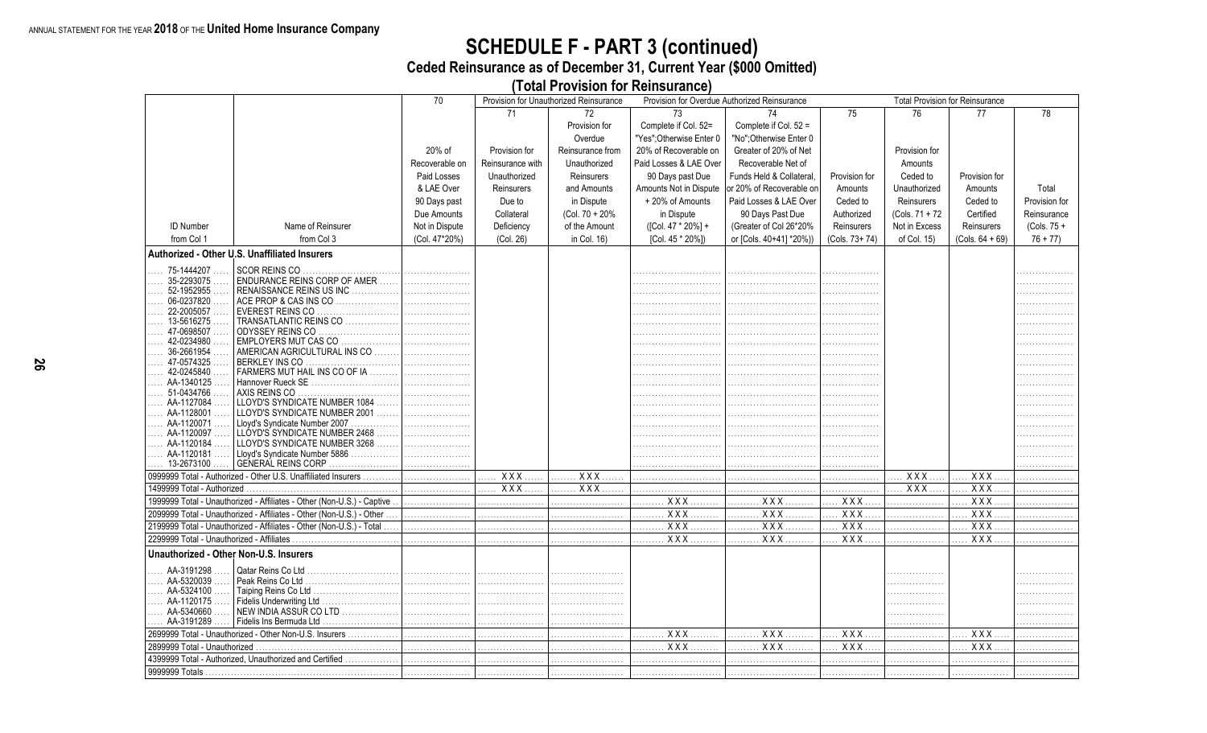ANNUAL STATEMENT FOR THE YEAR 2018 OF THE United Home Insurance Company

# SCHEDULE F - PART 3 (continued)

## Ceded Reinsurance as of December 31, Current Year ($000 Omitted)

### (Total Provision for Reinsurance)

| | | 70 | Provision for Unauthorized Reinsurance | | Provision for Overdue Authorized Reinsurance | | | Total Provision for Reinsurance | | |
|---|---|---|---|---|---|---|---|---|---|---|
| | | | 71 | 72 | 73 | 74 | 75 | 76 | 77 | 78 |
| ID Number from Col 1 | Name of Reinsurer from Col 3 | 20% of Recoverable on Paid Losses & LAE Over 90 Days past Due Amounts Not in Dispute (Col. 47*20%) | Provision for Reinsurance with Unauthorized Reinsurers Due to Collateral Deficiency (Col. 26) | Provision for Overdue Reinsurance from Unauthorized Reinsurers and Amounts in Dispute (Col. 70 + 20% of the Amount in Col. 16) | Complete if Col. 52= "Yes";Otherwise Enter 0 20% of Recoverable on Paid Losses & LAE Over 90 Days past Due Amounts Not in Dispute + 20% of Amounts in Dispute ([Col. 47 * 20%] + [Col. 45 * 20%]) | Complete if Col. 52 = "No";Otherwise Enter 0 Greater of 20% of Net Recoverable Net of Funds Held & Collateral, or 20% of Recoverable on Paid Losses & LAE Over 90 Days Past Due (Greater of Col 26*20% or [Cols. 40+41] *20%)) | Provision for Amounts Ceded to Authorized Reinsurers (Cols. 73+ 74) | Provision for Amounts Ceded to Unauthorized Reinsurers (Cols. 71 + 72 Not in Excess of Col. 15) | Provision for Amounts Ceded to Certified Reinsurers (Cols. 64 + 69) | Total Provision for Reinsurance (Cols. 75 + 76 + 77) |
| **Authorized - Other U.S. Unaffiliated Insurers** | | | | | | | | | | |
| 75-1444207 | SCOR REINS CO | | | | | | | | | |
| 35-2293075 | ENDURANCE REINS CORP OF AMER | | | | | | | | | |
| 52-1952955 | RENAISSANCE REINS US INC | | | | | | | | | |
| 06-0237820 | ACE PROP & CAS INS CO | | | | | | | | | |
| 22-2005057 | EVEREST REINS CO | | | | | | | | | |
| 13-5616275 | TRANSATLANTIC REINS CO | | | | | | | | | |
| 47-0698507 | ODYSSEY REINS CO | | | | | | | | | |
| 42-0234980 | EMPLOYERS MUT CAS CO | | | | | | | | | |
| 36-2661954 | AMERICAN AGRICULTURAL INS CO | | | | | | | | | |
| 47-0574325 | BERKLEY INS CO | | | | | | | | | |
| 42-0245840 | FARMERS MUT HAIL INS CO OF IA | | | | | | | | | |
| AA-1340125 | Hannover Rueck SE | | | | | | | | | |
| 51-0434766 | AXIS REINS CO | | | | | | | | | |
| AA-1127084 | LLOYD'S SYNDICATE NUMBER 1084 | | | | | | | | | |
| AA-1128001 | LLOYD'S SYNDICATE NUMBER 2001 | | | | | | | | | |
| AA-1120071 | Lloyd's Syndicate Number 2007 | | | | | | | | | |
| AA-1120097 | LLOYD'S SYNDICATE NUMBER 2468 | | | | | | | | | |
| AA-1120184 | LLOYD'S SYNDICATE NUMBER 3268 | | | | | | | | | |
| AA-1120181 | Lloyd's Syndicate Number 5886 | | | | | | | | | |
| 13-2673100 | GENERAL REINS CORP | | | | | | | | | |
| 0999999 Total - Authorized - Other U.S. Unaffiliated Insurers | | | XXX | XXX | | | | XXX | XXX | |
| 1499999 Total - Authorized | | | XXX | XXX | | | | XXX | XXX | |
| 1999999 Total - Unauthorized - Affiliates - Other (Non-U.S.) - Captive | | | | | XXX | XXX | XXX | | XXX | |
| 2099999 Total - Unauthorized - Affiliates - Other (Non-U.S.) - Other | | | | | XXX | XXX | XXX | | XXX | |
| 2199999 Total - Unauthorized - Affiliates - Other (Non-U.S.) - Total | | | | | XXX | XXX | XXX | | XXX | |
| 2299999 Total - Unauthorized - Affiliates | | | | | XXX | XXX | XXX | | XXX | |
| **Unauthorized - Other Non-U.S. Insurers** | | | | | | | | | | |
| AA-3191298 | Qatar Reins Co Ltd | | | | | | | | | |
| AA-5320039 | Peak Reins Co Ltd | | | | | | | | | |
| AA-5324100 | Taiping Reins Co Ltd | | | | | | | | | |
| AA-1120175 | Fidelis Underwriting Ltd | | | | | | | | | |
| AA-5340660 | NEW INDIA ASSUR CO LTD | | | | | | | | | |
| AA-3191289 | Fidelis Ins Bermuda Ltd | | | | | | | | | |
| 2699999 Total - Unauthorized - Other Non-U.S. Insurers | | | | | XXX | XXX | XXX | | XXX | |
| 2899999 Total - Unauthorized | | | | | XXX | XXX | XXX | | XXX | |
| 4399999 Total - Authorized, Unauthorized and Certified | | | | | | | | | | |
| 9999999 Totals | | | | | | | | | | |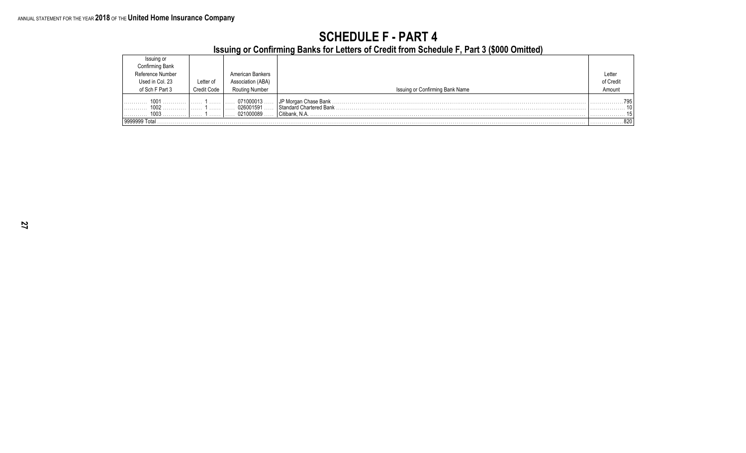# SCHEDULE F - PART 4

## Issuing or Confirming Banks for Letters of Credit from Schedule F, Part 3 ($000 Omitted)

| Issuing or Confirming Bank Reference Number Used in Col. 23 of Sch F Part 3 | Letter of Credit Code | American Bankers Association (ABA) Routing Number | Issuing or Confirming Bank Name | Letter of Credit Amount |
|---|---|---|---|---|
| 1001 | 1 | 071000013 | JP Morgan Chase Bank | 795 |
| 1002 | 1 | 026001591 | Standard Chartered Bank | 10 |
| 1003 | 1 | 021000089 | Citibank, N.A. | 15 |
| 9999999 Total | | | | 820 |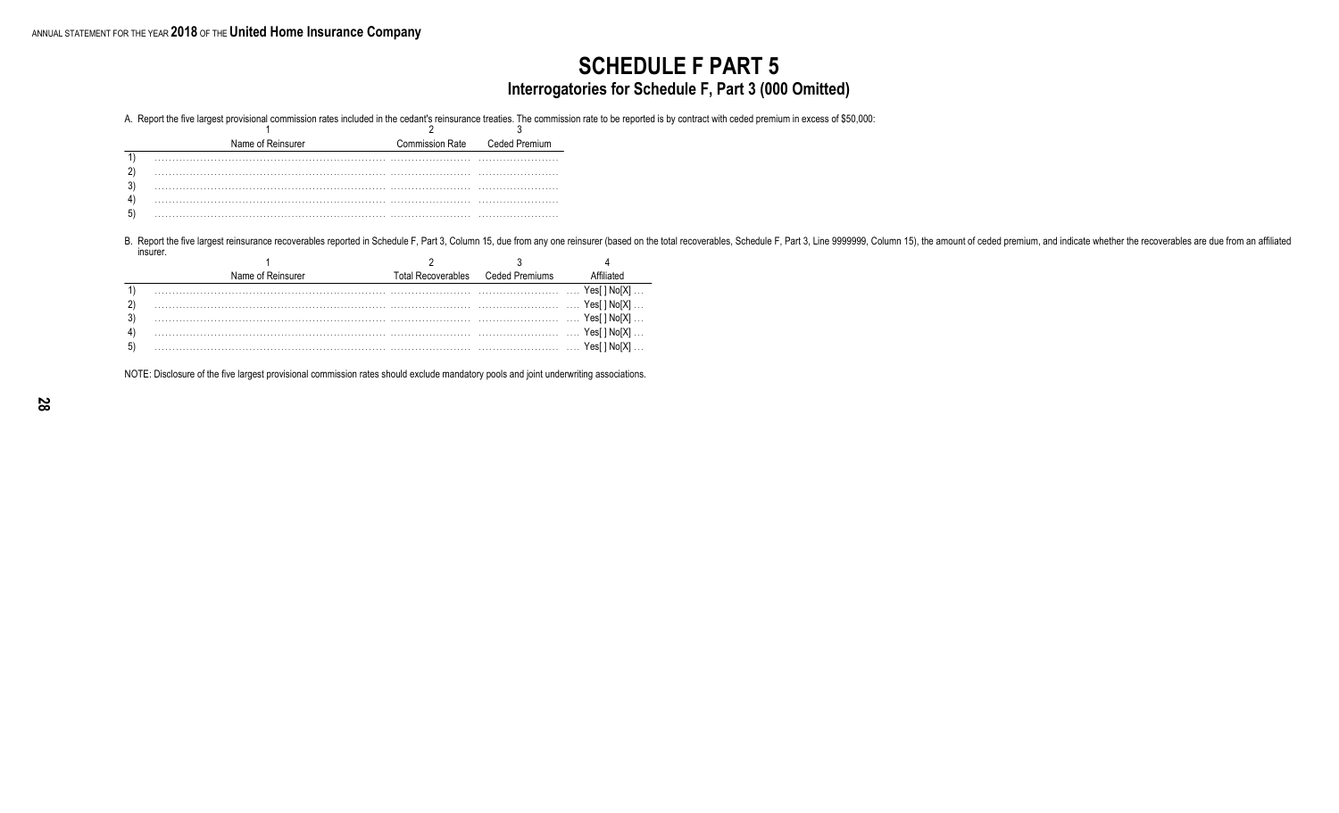# SCHEDULE F PART 5

## Interrogatories for Schedule F, Part 3 (000 Omitted)

A. Report the five largest provisional commission rates included in the cedant's reinsurance treaties. The commission rate to be reported is by contract with ceded premium in excess of $50,000:

| | 1 | 2 | 3 |
|---|---|---|---|
| | Name of Reinsurer | Commission Rate | Ceded Premium |
| 1) | | | |
| 2) | | | |
| 3) | | | |
| 4) | | | |
| 5) | | | |

B. Report the five largest reinsurance recoverables reported in Schedule F, Part 3, Column 15, due from any one reinsurer (based on the total recoverables, Schedule F, Part 3, Line 9999999, Column 15), the amount of ceded premium, and indicate whether the recoverables are due from an affiliated insurer.

| | 1 | 2 | 3 | 4 |
|---|---|---|---|---|
| | Name of Reinsurer | Total Recoverables | Ceded Premiums | Affiliated |
| 1) | | | | Yes[ ] No[X] |
| 2) | | | | Yes[ ] No[X] |
| 3) | | | | Yes[ ] No[X] |
| 4) | | | | Yes[ ] No[X] |
| 5) | | | | Yes[ ] No[X] |

NOTE: Disclosure of the five largest provisional commission rates should exclude mandatory pools and joint underwriting associations.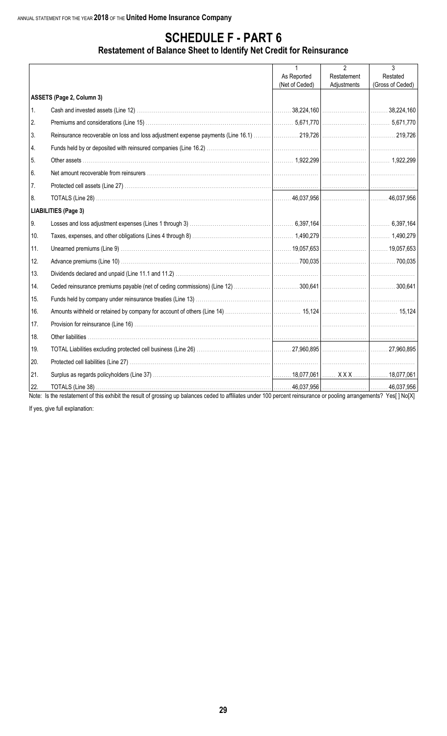# SCHEDULE F - PART 6

## Restatement of Balance Sheet to Identify Net Credit for Reinsurance

| | | 1<br>As Reported<br>(Net of Ceded) | 2<br>Restatement<br>Adjustments | 3<br>Restated<br>(Gross of Ceded) |
|---|---|---|---|---|
| | **ASSETS (Page 2, Column 3)** | | | |
| 1. | Cash and invested assets (Line 12) | 38,224,160 | | 38,224,160 |
| 2. | Premiums and considerations (Line 15) | 5,671,770 | | 5,671,770 |
| 3. | Reinsurance recoverable on loss and loss adjustment expense payments (Line 16.1) | 219,726 | | 219,726 |
| 4. | Funds held by or deposited with reinsured companies (Line 16.2) | | | |
| 5. | Other assets | 1,922,299 | | 1,922,299 |
| 6. | Net amount recoverable from reinsurers | | | |
| 7. | Protected cell assets (Line 27) | | | |
| 8. | TOTALS (Line 28) | 46,037,956 | | 46,037,956 |
| | **LIABILITIES (Page 3)** | | | |
| 9. | Losses and loss adjustment expenses (Lines 1 through 3) | 6,397,164 | | 6,397,164 |
| 10. | Taxes, expenses, and other obligations (Lines 4 through 8) | 1,490,279 | | 1,490,279 |
| 11. | Unearned premiums (Line 9) | 19,057,653 | | 19,057,653 |
| 12. | Advance premiums (Line 10) | 700,035 | | 700,035 |
| 13. | Dividends declared and unpaid (Line 11.1 and 11.2) | | | |
| 14. | Ceded reinsurance premiums payable (net of ceding commissions) (Line 12) | 300,641 | | 300,641 |
| 15. | Funds held by company under reinsurance treaties (Line 13) | | | |
| 16. | Amounts withheld or retained by company for account of others (Line 14) | 15,124 | | 15,124 |
| 17. | Provision for reinsurance (Line 16) | | | |
| 18. | Other liabilities | | | |
| 19. | TOTAL Liabilities excluding protected cell business (Line 26) | 27,960,895 | | 27,960,895 |
| 20. | Protected cell liabilities (Line 27) | | | |
| 21. | Surplus as regards policyholders (Line 37) | 18,077,061 | X X X | 18,077,061 |
| 22. | TOTALS (Line 38) | 46,037,956 | | 46,037,956 |

Note: Is the restatement of this exhibit the result of grossing up balances ceded to affiliates under 100 percent reinsurance or pooling arrangements? Yes[ ] No[X]

If yes, give full explanation: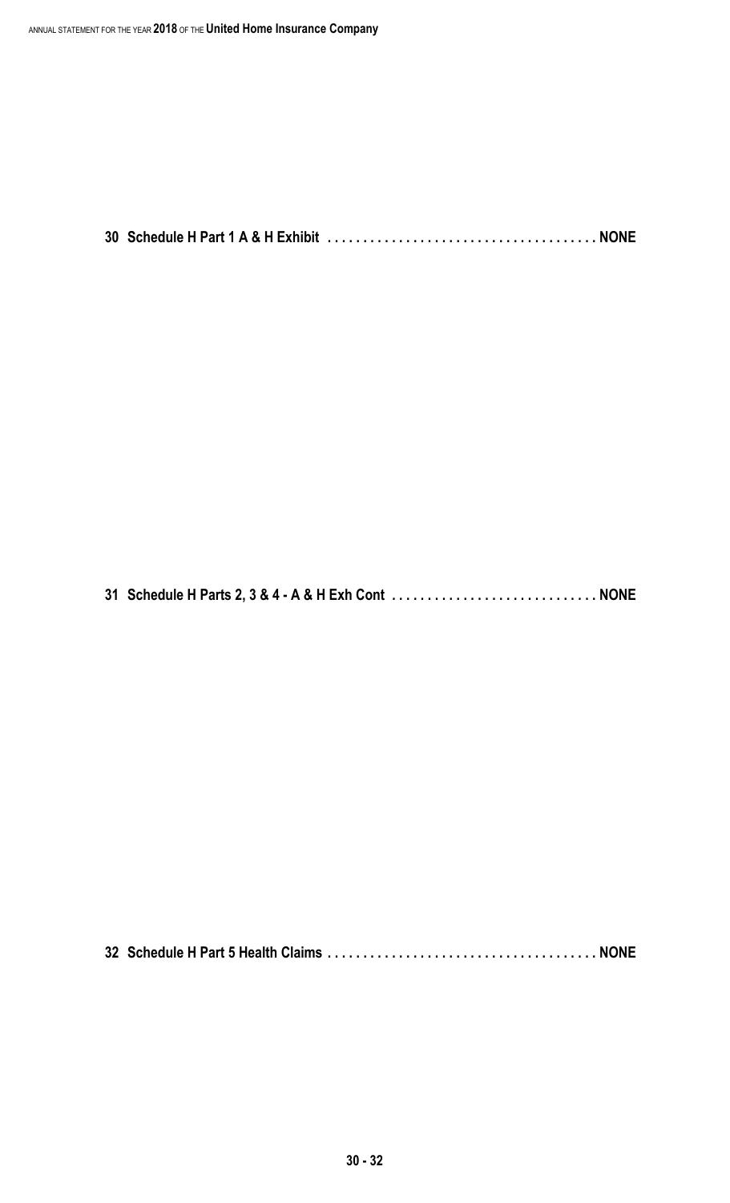**30 Schedule H Part 1 A & H Exhibit . . . . . . . . . . . . . . . . . . . . . . . . . . . . . . . . . . . . . . NONE**

**31 Schedule H Parts 2, 3 & 4 - A & H Exh Cont . . . . . . . . . . . . . . . . . . . . . . . . . . . . . NONE**

**32 Schedule H Part 5 Health Claims . . . . . . . . . . . . . . . . . . . . . . . . . . . . . . . . . . . . . . NONE**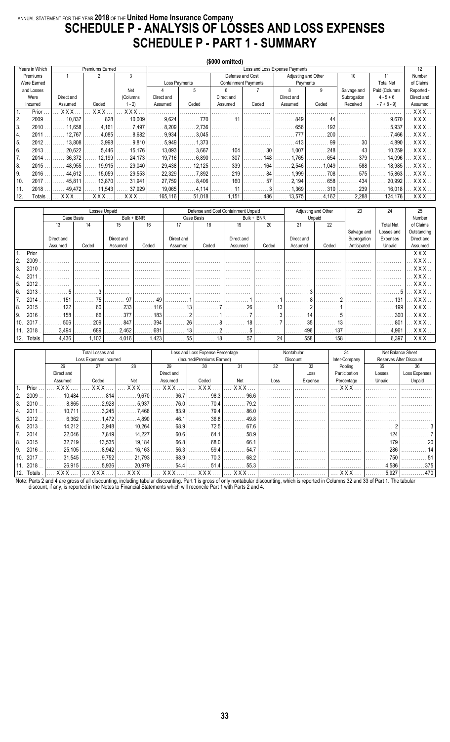ANNUAL STATEMENT FOR THE YEAR **2018** OF THE **United Home Insurance Company**

# SCHEDULE P - ANALYSIS OF LOSSES AND LOSS EXPENSES

# SCHEDULE P - PART 1 - SUMMARY

**($000 omitted)**

| Years in Which Premiums Were Earned and Losses Were Incurred | Premiums Earned | | | Loss and Loss Expense Payments | | | | | | | | 12 |
|---|---|---|---|---|---|---|---|---|---|---|---|---|
| | 1 | 2 | 3 | Loss Payments | | Defense and Cost Containment Payments | | Adjusting and Other Payments | | 10 | 11 | Number of Claims Reported - Direct and Assumed |
| | Direct and Assumed | Ceded | Net (Columns 1 - 2) | 4 Direct and Assumed | 5 Ceded | 6 Direct and Assumed | 7 Ceded | 8 Direct and Assumed | 9 Ceded | Salvage and Subrogation Received | Total Net Paid (Columns 4 - 5 + 6 - 7 + 8 - 9) | |
| 1. Prior | XXX | XXX | XXX | | | | | | | | | XXX |
| 2. 2009 | 10,837 | 828 | 10,009 | 9,624 | 770 | 11 | | 849 | 44 | | 9,670 | XXX |
| 3. 2010 | 11,658 | 4,161 | 7,497 | 8,209 | 2,736 | | | 656 | 192 | | 5,937 | XXX |
| 4. 2011 | 12,767 | 4,085 | 8,682 | 9,934 | 3,045 | | | 777 | 200 | | 7,466 | XXX |
| 5. 2012 | 13,808 | 3,998 | 9,810 | 5,949 | 1,373 | | | 413 | 99 | 30 | 4,890 | XXX |
| 6. 2013 | 20,622 | 5,446 | 15,176 | 13,093 | 3,667 | 104 | 30 | 1,007 | 248 | 43 | 10,259 | XXX |
| 7. 2014 | 36,372 | 12,199 | 24,173 | 19,716 | 6,890 | 307 | 148 | 1,765 | 654 | 379 | 14,096 | XXX |
| 8. 2015 | 48,955 | 19,915 | 29,040 | 29,438 | 12,125 | 339 | 164 | 2,546 | 1,049 | 588 | 18,985 | XXX |
| 9. 2016 | 44,612 | 15,059 | 29,553 | 22,329 | 7,892 | 219 | 84 | 1,999 | 708 | 575 | 15,863 | XXX |
| 10. 2017 | 45,811 | 13,870 | 31,941 | 27,759 | 8,406 | 160 | 57 | 2,194 | 658 | 434 | 20,992 | XXX |
| 11. 2018 | 49,472 | 11,543 | 37,929 | 19,065 | 4,114 | 11 | 3 | 1,369 | 310 | 239 | 16,018 | XXX |
| 12. Totals | XXX | XXX | XXX | 165,116 | 51,018 | 1,151 | 486 | 13,575 | 4,162 | 2,288 | 124,176 | XXX |

| | Losses Unpaid | | | | Defense and Cost Containment Unpaid | | | | Adjusting and Other Unpaid | | 23 | 24 | 25 |
|---|---|---|---|---|---|---|---|---|---|---|---|---|---|
| | Case Basis | | Bulk + IBNR | | Case Basis | | Bulk + IBNR | | | | | | |
| | 13 Direct and Assumed | 14 Ceded | 15 Direct and Assumed | 16 Ceded | 17 Direct and Assumed | 18 Ceded | 19 Direct and Assumed | 20 Ceded | 21 Direct and Assumed | 22 Ceded | Salvage and Subrogation Anticipated | Total Net Losses and Expenses Unpaid | Number of Claims Outstanding Direct and Assumed |
| 1. Prior | | | | | | | | | | | | | XXX |
| 2. 2009 | | | | | | | | | | | | | XXX |
| 3. 2010 | | | | | | | | | | | | | XXX |
| 4. 2011 | | | | | | | | | | | | | XXX |
| 5. 2012 | | | | | | | | | | | | | XXX |
| 6. 2013 | 5 | 3 | | | | | | | 3 | | | 5 | XXX |
| 7. 2014 | 151 | 75 | 97 | 49 | 1 | | 1 | 1 | 8 | 2 | | 131 | XXX |
| 8. 2015 | 122 | 60 | 233 | 116 | 13 | 7 | 26 | 13 | 2 | 1 | | 199 | XXX |
| 9. 2016 | 158 | 66 | 377 | 183 | 2 | 1 | 7 | 3 | 14 | 5 | | 300 | XXX |
| 10. 2017 | 506 | 209 | 847 | 394 | 26 | 8 | 18 | 7 | 35 | 13 | | 801 | XXX |
| 11. 2018 | 3,494 | 689 | 2,462 | 681 | 13 | 2 | 5 | | 496 | 137 | | 4,961 | XXX |
| 12. Totals | 4,436 | 1,102 | 4,016 | 1,423 | 55 | 18 | 57 | 24 | 558 | 158 | | 6,397 | XXX |

| | Total Losses and Loss Expenses Incurred | | | Loss and Loss Expense Percentage (Incurred/Premiums Earned) | | | Nontabular Discount | | 34 | Net Balance Sheet Reserves After Discount | |
|---|---|---|---|---|---|---|---|---|---|---|---|
| | 26 Direct and Assumed | 27 Ceded | 28 Net | 29 Direct and Assumed | 30 Ceded | 31 Net | 32 Loss | 33 Loss Expense | Inter-Company Pooling Participation Percentage | 35 Losses Unpaid | 36 Loss Expenses Unpaid |
| 1. Prior | XXX | XXX | XXX | XXX | XXX | XXX | | | XXX | | |
| 2. 2009 | 10,484 | 814 | 9,670 | 96.7 | 98.3 | 96.6 | | | | | |
| 3. 2010 | 8,865 | 2,928 | 5,937 | 76.0 | 70.4 | 79.2 | | | | | |
| 4. 2011 | 10,711 | 3,245 | 7,466 | 83.9 | 79.4 | 86.0 | | | | | |
| 5. 2012 | 6,362 | 1,472 | 4,890 | 46.1 | 36.8 | 49.8 | | | | | |
| 6. 2013 | 14,212 | 3,948 | 10,264 | 68.9 | 72.5 | 67.6 | | | | 2 | 3 |
| 7. 2014 | 22,046 | 7,819 | 14,227 | 60.6 | 64.1 | 58.9 | | | | 124 | 7 |
| 8. 2015 | 32,719 | 13,535 | 19,184 | 66.8 | 68.0 | 66.1 | | | | 179 | 20 |
| 9. 2016 | 25,105 | 8,942 | 16,163 | 56.3 | 59.4 | 54.7 | | | | 286 | 14 |
| 10. 2017 | 31,545 | 9,752 | 21,793 | 68.9 | 70.3 | 68.2 | | | | 750 | 51 |
| 11. 2018 | 26,915 | 5,936 | 20,979 | 54.4 | 51.4 | 55.3 | | | | 4,586 | 375 |
| 12. Totals | XXX | XXX | XXX | XXX | XXX | XXX | | | XXX | 5,927 | 470 |

Note: Parts 2 and 4 are gross of all discounting, including tabular discounting. Part 1 is gross of only nontabular discounting, which is reported in Columns 32 and 33 of Part 1. The tabular discount, if any, is reported in the Notes to Financial Statements which will reconcile Part 1 with Parts 2 and 4.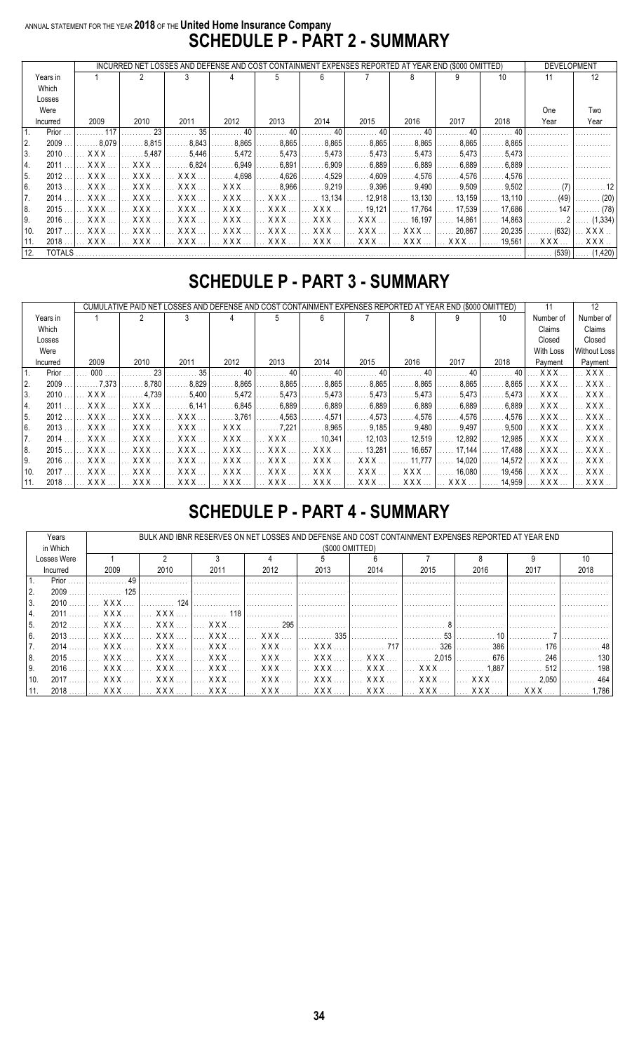ANNUAL STATEMENT FOR THE YEAR **2018** OF THE **United Home Insurance Company**

# SCHEDULE P - PART 2 - SUMMARY

| | Years in Which Losses Were Incurred | INCURRED NET LOSSES AND DEFENSE AND COST CONTAINMENT EXPENSES REPORTED AT YEAR END ($000 OMITTED) | | | | | | | | | | DEVELOPMENT | |
|---|---|---|---|---|---|---|---|---|---|---|---|---|---|
| | | 1 | 2 | 3 | 4 | 5 | 6 | 7 | 8 | 9 | 10 | 11 | 12 |
| | | 2009 | 2010 | 2011 | 2012 | 2013 | 2014 | 2015 | 2016 | 2017 | 2018 | One Year | Two Year |
| 1. | Prior | 117 | 23 | 35 | 40 | 40 | 40 | 40 | 40 | 40 | 40 | | |
| 2. | 2009 | 8,079 | 8,815 | 8,843 | 8,865 | 8,865 | 8,865 | 8,865 | 8,865 | 8,865 | 8,865 | | |
| 3. | 2010 | XXX | 5,487 | 5,446 | 5,472 | 5,473 | 5,473 | 5,473 | 5,473 | 5,473 | 5,473 | | |
| 4. | 2011 | XXX | XXX | 6,824 | 6,949 | 6,891 | 6,909 | 6,889 | 6,889 | 6,889 | 6,889 | | |
| 5. | 2012 | XXX | XXX | XXX | 4,698 | 4,626 | 4,529 | 4,609 | 4,576 | 4,576 | 4,576 | | |
| 6. | 2013 | XXX | XXX | XXX | XXX | 8,966 | 9,219 | 9,396 | 9,490 | 9,509 | 9,502 | (7) | 12 |
| 7. | 2014 | XXX | XXX | XXX | XXX | XXX | 13,134 | 12,918 | 13,130 | 13,159 | 13,110 | (49) | (20) |
| 8. | 2015 | XXX | XXX | XXX | XXX | XXX | XXX | 19,121 | 17,764 | 17,539 | 17,686 | 147 | (78) |
| 9. | 2016 | XXX | XXX | XXX | XXX | XXX | XXX | XXX | 16,197 | 14,861 | 14,863 | 2 | (1,334) |
| 10. | 2017 | XXX | XXX | XXX | XXX | XXX | XXX | XXX | XXX | 20,867 | 20,235 | (632) | XXX |
| 11. | 2018 | XXX | XXX | XXX | XXX | XXX | XXX | XXX | XXX | XXX | 19,561 | XXX | XXX |
| 12. | TOTALS | | | | | | | | | | | (539) | (1,420) |

# SCHEDULE P - PART 3 - SUMMARY

| | Years in Which Losses Were Incurred | CUMULATIVE PAID NET LOSSES AND DEFENSE AND COST CONTAINMENT EXPENSES REPORTED AT YEAR END ($000 OMITTED) | | | | | | | | | | 11 | 12 |
|---|---|---|---|---|---|---|---|---|---|---|---|---|---|
| | | 1 | 2 | 3 | 4 | 5 | 6 | 7 | 8 | 9 | 10 | Number of Claims Closed With Loss Payment | Number of Claims Closed Without Loss Payment |
| | | 2009 | 2010 | 2011 | 2012 | 2013 | 2014 | 2015 | 2016 | 2017 | 2018 | | |
| 1. | Prior | 000 | 23 | 35 | 40 | 40 | 40 | 40 | 40 | 40 | 40 | XXX | XXX |
| 2. | 2009 | 7,373 | 8,780 | 8,829 | 8,865 | 8,865 | 8,865 | 8,865 | 8,865 | 8,865 | 8,865 | XXX | XXX |
| 3. | 2010 | XXX | 4,739 | 5,400 | 5,472 | 5,473 | 5,473 | 5,473 | 5,473 | 5,473 | 5,473 | XXX | XXX |
| 4. | 2011 | XXX | XXX | 6,141 | 6,845 | 6,889 | 6,889 | 6,889 | 6,889 | 6,889 | 6,889 | XXX | XXX |
| 5. | 2012 | XXX | XXX | XXX | 3,761 | 4,563 | 4,571 | 4,573 | 4,576 | 4,576 | 4,576 | XXX | XXX |
| 6. | 2013 | XXX | XXX | XXX | XXX | 7,221 | 8,965 | 9,185 | 9,480 | 9,497 | 9,500 | XXX | XXX |
| 7. | 2014 | XXX | XXX | XXX | XXX | XXX | 10,341 | 12,103 | 12,519 | 12,892 | 12,985 | XXX | XXX |
| 8. | 2015 | XXX | XXX | XXX | XXX | XXX | XXX | 13,281 | 16,657 | 17,144 | 17,488 | XXX | XXX |
| 9. | 2016 | XXX | XXX | XXX | XXX | XXX | XXX | XXX | 11,777 | 14,020 | 14,572 | XXX | XXX |
| 10. | 2017 | XXX | XXX | XXX | XXX | XXX | XXX | XXX | XXX | 16,080 | 19,456 | XXX | XXX |
| 11. | 2018 | XXX | XXX | XXX | XXX | XXX | XXX | XXX | XXX | XXX | 14,959 | XXX | XXX |

# SCHEDULE P - PART 4 - SUMMARY

| | Years in Which Losses Were Incurred | BULK AND IBNR RESERVES ON NET LOSSES AND DEFENSE AND COST CONTAINMENT EXPENSES REPORTED AT YEAR END ($000 OMITTED) | | | | | | | | | |
|---|---|---|---|---|---|---|---|---|---|---|---|
| | | 1 | 2 | 3 | 4 | 5 | 6 | 7 | 8 | 9 | 10 |
| | | 2009 | 2010 | 2011 | 2012 | 2013 | 2014 | 2015 | 2016 | 2017 | 2018 |
| 1. | Prior | 49 | | | | | | | | | |
| 2. | 2009 | 125 | | | | | | | | | |
| 3. | 2010 | XXX | 124 | | | | | | | | |
| 4. | 2011 | XXX | XXX | 118 | | | | | | | |
| 5. | 2012 | XXX | XXX | XXX | 295 | | | 8 | | | |
| 6. | 2013 | XXX | XXX | XXX | XXX | 335 | | 53 | 10 | 7 | |
| 7. | 2014 | XXX | XXX | XXX | XXX | XXX | 717 | 326 | 386 | 176 | 48 |
| 8. | 2015 | XXX | XXX | XXX | XXX | XXX | XXX | 2,015 | 676 | 246 | 130 |
| 9. | 2016 | XXX | XXX | XXX | XXX | XXX | XXX | XXX | 1,887 | 512 | 198 |
| 10. | 2017 | XXX | XXX | XXX | XXX | XXX | XXX | XXX | XXX | 2,050 | 464 |
| 11. | 2018 | XXX | XXX | XXX | XXX | XXX | XXX | XXX | XXX | XXX | 1,786 |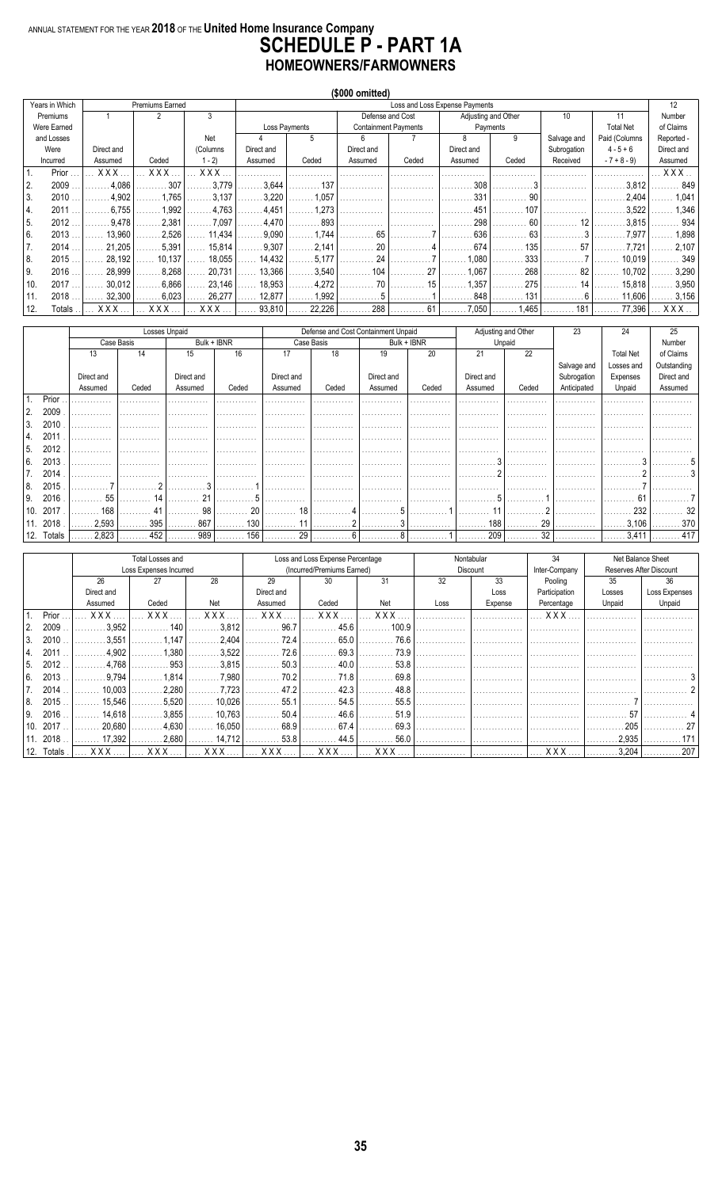ANNUAL STATEMENT FOR THE YEAR **2018** OF THE **United Home Insurance Company**

# SCHEDULE P - PART 1A
## HOMEOWNERS/FARMOWNERS

**($000 omitted)**

| Years in Which Premiums Were Earned and Losses Were Incurred | Premiums Earned | | | Loss and Loss Expense Payments | | | | | | | | 12 |
|---|---|---|---|---|---|---|---|---|---|---|---|---|
| | 1 Direct and Assumed | 2 Ceded | 3 Net (Columns 1 - 2) | Loss Payments 4 Direct and Assumed | 5 Ceded | Defense and Cost Containment Payments 6 Direct and Assumed | 7 Ceded | Adjusting and Other Payments 8 Direct and Assumed | 9 Ceded | 10 Salvage and Subrogation Received | 11 Total Net Paid (Columns 4 - 5 + 6 - 7 + 8 - 9) | Number of Claims Reported - Direct and Assumed |
| 1. Prior | XXX | XXX | XXX | | | | | | | | | XXX |
| 2. 2009 | 4,086 | 307 | 3,779 | 3,644 | 137 | | | 308 | 3 | | 3,812 | 849 |
| 3. 2010 | 4,902 | 1,765 | 3,137 | 3,220 | 1,057 | | | 331 | 90 | | 2,404 | 1,041 |
| 4. 2011 | 6,755 | 1,992 | 4,763 | 4,451 | 1,273 | | | 451 | 107 | | 3,522 | 1,346 |
| 5. 2012 | 9,478 | 2,381 | 7,097 | 4,470 | 893 | | | 298 | 60 | 12 | 3,815 | 934 |
| 6. 2013 | 13,960 | 2,526 | 11,434 | 9,090 | 1,744 | 65 | 7 | 636 | 63 | 3 | 7,977 | 1,898 |
| 7. 2014 | 21,205 | 5,391 | 15,814 | 9,307 | 2,141 | 20 | 4 | 674 | 135 | 57 | 7,721 | 2,107 |
| 8. 2015 | 28,192 | 10,137 | 18,055 | 14,432 | 5,177 | 24 | 7 | 1,080 | 333 | 7 | 10,019 | 349 |
| 9. 2016 | 28,999 | 8,268 | 20,731 | 13,366 | 3,540 | 104 | 27 | 1,067 | 268 | 82 | 10,702 | 3,290 |
| 10. 2017 | 30,012 | 6,866 | 23,146 | 18,953 | 4,272 | 70 | 15 | 1,357 | 275 | 14 | 15,818 | 3,950 |
| 11. 2018 | 32,300 | 6,023 | 26,277 | 12,877 | 1,992 | 5 | 1 | 848 | 131 | 6 | 11,606 | 3,156 |
| 12. Totals | XXX | XXX | XXX | 93,810 | 22,226 | 288 | 61 | 7,050 | 1,465 | 181 | 77,396 | XXX |

| | Losses Unpaid | | | | Defense and Cost Containment Unpaid | | | | Adjusting and Other Unpaid | | 23 | 24 | 25 |
|---|---|---|---|---|---|---|---|---|---|---|---|---|---|
| | Case Basis | | Bulk + IBNR | | Case Basis | | Bulk + IBNR | | | | | | |
| | 13 Direct and Assumed | 14 Ceded | 15 Direct and Assumed | 16 Ceded | 17 Direct and Assumed | 18 Ceded | 19 Direct and Assumed | 20 Ceded | 21 Direct and Assumed | 22 Ceded | Salvage and Subrogation Anticipated | Total Net Losses and Expenses Unpaid | Number of Claims Outstanding Direct and Assumed |
| 1. Prior | | | | | | | | | | | | | |
| 2. 2009 | | | | | | | | | | | | | |
| 3. 2010 | | | | | | | | | | | | | |
| 4. 2011 | | | | | | | | | | | | | |
| 5. 2012 | | | | | | | | | | | | | |
| 6. 2013 | | | | | | | | | 3 | | | 3 | 5 |
| 7. 2014 | | | | | | | | | 2 | | | 2 | 3 |
| 8. 2015 | 7 | 2 | 3 | 1 | | | | | | | | 7 | |
| 9. 2016 | 55 | 14 | 21 | 5 | | | | | 5 | 1 | | 61 | 7 |
| 10. 2017 | 168 | 41 | 98 | 20 | 18 | 4 | 5 | 1 | 11 | 2 | | 232 | 32 |
| 11. 2018 | 2,593 | 395 | 867 | 130 | 11 | 2 | 3 | | 188 | 29 | | 3,106 | 370 |
| 12. Totals | 2,823 | 452 | 989 | 156 | 29 | 6 | 8 | 1 | 209 | 32 | | 3,411 | 417 |

| | Total Losses and Loss Expenses Incurred | | | Loss and Loss Expense Percentage (Incurred/Premiums Earned) | | | Nontabular Discount | | 34 | Net Balance Sheet Reserves After Discount | |
|---|---|---|---|---|---|---|---|---|---|---|---|
| | 26 Direct and Assumed | 27 Ceded | 28 Net | 29 Direct and Assumed | 30 Ceded | 31 Net | 32 Loss | 33 Loss Expense | Inter-Company Pooling Participation Percentage | 35 Losses Unpaid | 36 Loss Expenses Unpaid |
| 1. Prior | XXX | XXX | XXX | XXX | XXX | XXX | | | XXX | | |
| 2. 2009 | 3,952 | 140 | 3,812 | 96.7 | 45.6 | 100.9 | | | | | |
| 3. 2010 | 3,551 | 1,147 | 2,404 | 72.4 | 65.0 | 76.6 | | | | | |
| 4. 2011 | 4,902 | 1,380 | 3,522 | 72.6 | 69.3 | 73.9 | | | | | |
| 5. 2012 | 4,768 | 953 | 3,815 | 50.3 | 40.0 | 53.8 | | | | | |
| 6. 2013 | 9,794 | 1,814 | 7,980 | 70.2 | 71.8 | 69.8 | | | | | 3 |
| 7. 2014 | 10,003 | 2,280 | 7,723 | 47.2 | 42.3 | 48.8 | | | | | 2 |
| 8. 2015 | 15,546 | 5,520 | 10,026 | 55.1 | 54.5 | 55.5 | | | | 7 | |
| 9. 2016 | 14,618 | 3,855 | 10,763 | 50.4 | 46.6 | 51.9 | | | | 57 | 4 |
| 10. 2017 | 20,680 | 4,630 | 16,050 | 68.9 | 67.4 | 69.3 | | | | 205 | 27 |
| 11. 2018 | 17,392 | 2,680 | 14,712 | 53.8 | 44.5 | 56.0 | | | | 2,935 | 171 |
| 12. Totals | XXX | XXX | XXX | XXX | XXX | XXX | | | XXX | 3,204 | 207 |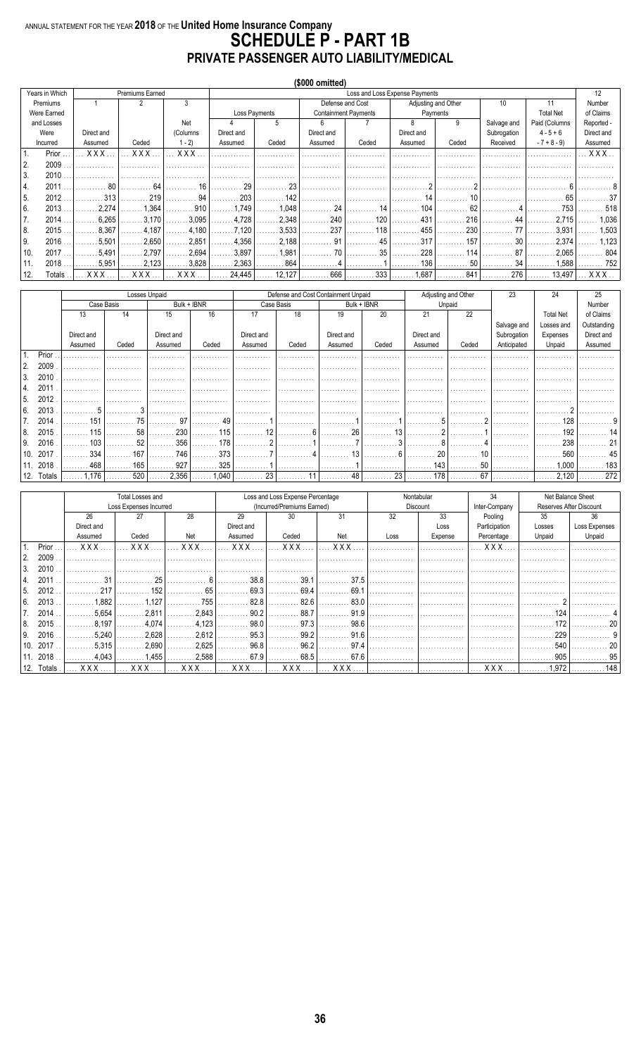ANNUAL STATEMENT FOR THE YEAR **2018** OF THE **United Home Insurance Company**

# SCHEDULE P - PART 1B
## PRIVATE PASSENGER AUTO LIABILITY/MEDICAL

**($000 omitted)**

| Years in Which Premiums Were Earned and Losses Were Incurred | Premiums Earned | | | Loss and Loss Expense Payments | | | | | | | | 12 |
|---|---|---|---|---|---|---|---|---|---|---|---|---|
| | 1 | 2 | 3 | Loss Payments | | Defense and Cost Containment Payments | | Adjusting and Other Payments | | 10 | 11 | Number of Claims Reported - Direct and Assumed |
| | Direct and Assumed | Ceded | Net (Columns 1 - 2) | 4 Direct and Assumed | 5 Ceded | 6 Direct and Assumed | 7 Ceded | 8 Direct and Assumed | 9 Ceded | Salvage and Subrogation Received | Total Net Paid (Columns 4 - 5 + 6 - 7 + 8 - 9) | |
| 1. Prior | XXX | XXX | XXX | | | | | | | | | XXX |
| 2. 2009 | | | | | | | | | | | | |
| 3. 2010 | | | | | | | | | | | | |
| 4. 2011 | 80 | 64 | 16 | 29 | 23 | | | 2 | 2 | | 6 | 8 |
| 5. 2012 | 313 | 219 | 94 | 203 | 142 | | | 14 | 10 | | 65 | 37 |
| 6. 2013 | 2,274 | 1,364 | 910 | 1,749 | 1,048 | 24 | 14 | 104 | 62 | 4 | 753 | 518 |
| 7. 2014 | 6,265 | 3,170 | 3,095 | 4,728 | 2,348 | 240 | 120 | 431 | 216 | 44 | 2,715 | 1,036 |
| 8. 2015 | 8,367 | 4,187 | 4,180 | 7,120 | 3,533 | 237 | 118 | 455 | 230 | 77 | 3,931 | 1,503 |
| 9. 2016 | 5,501 | 2,650 | 2,851 | 4,356 | 2,188 | 91 | 45 | 317 | 157 | 30 | 2,374 | 1,123 |
| 10. 2017 | 5,491 | 2,797 | 2,694 | 3,897 | 1,981 | 70 | 35 | 228 | 114 | 87 | 2,065 | 804 |
| 11. 2018 | 5,951 | 2,123 | 3,828 | 2,363 | 864 | 4 | 1 | 136 | 50 | 34 | 1,588 | 752 |
| 12. Totals | XXX | XXX | XXX | 24,445 | 12,127 | 666 | 333 | 1,687 | 841 | 276 | 13,497 | XXX |

| | Losses Unpaid | | | | Defense and Cost Containment Unpaid | | | | Adjusting and Other Unpaid | | 23 | 24 | 25 |
|---|---|---|---|---|---|---|---|---|---|---|---|---|---|
| | Case Basis | | Bulk + IBNR | | Case Basis | | Bulk + IBNR | | | | | | |
| | 13 Direct and Assumed | 14 Ceded | 15 Direct and Assumed | 16 Ceded | 17 Direct and Assumed | 18 Ceded | 19 Direct and Assumed | 20 Ceded | 21 Direct and Assumed | 22 Ceded | Salvage and Subrogation Anticipated | Total Net Losses and Expenses Unpaid | Number of Claims Outstanding Direct and Assumed |
| 1. Prior | | | | | | | | | | | | | |
| 2. 2009 | | | | | | | | | | | | | |
| 3. 2010 | | | | | | | | | | | | | |
| 4. 2011 | | | | | | | | | | | | | |
| 5. 2012 | | | | | | | | | | | | | |
| 6. 2013 | 5 | 3 | | | | | | | | | | 2 | |
| 7. 2014 | 151 | 75 | 97 | 49 | 1 | | 1 | 1 | 5 | 2 | | 128 | 9 |
| 8. 2015 | 115 | 58 | 230 | 115 | 12 | 6 | 26 | 13 | 2 | 1 | | 192 | 14 |
| 9. 2016 | 103 | 52 | 356 | 178 | 2 | 1 | 7 | 3 | 8 | 4 | | 238 | 21 |
| 10. 2017 | 334 | 167 | 746 | 373 | 7 | 4 | 13 | 6 | 20 | 10 | | 560 | 45 |
| 11. 2018 | 468 | 165 | 927 | 325 | 1 | | 1 | | 143 | 50 | | 1,000 | 183 |
| 12. Totals | 1,176 | 520 | 2,356 | 1,040 | 23 | 11 | 48 | 23 | 178 | 67 | | 2,120 | 272 |

| | Total Losses and Loss Expenses Incurred | | | Loss and Loss Expense Percentage (Incurred/Premiums Earned) | | | Nontabular Discount | | 34 | Net Balance Sheet Reserves After Discount | |
|---|---|---|---|---|---|---|---|---|---|---|---|
| | 26 Direct and Assumed | 27 Ceded | 28 Net | 29 Direct and Assumed | 30 Ceded | 31 Net | 32 Loss | 33 Loss Expense | Inter-Company Pooling Participation Percentage | 35 Losses Unpaid | 36 Loss Expenses Unpaid |
| 1. Prior | XXX | XXX | XXX | XXX | XXX | XXX | | | XXX | | |
| 2. 2009 | | | | | | | | | | | |
| 3. 2010 | | | | | | | | | | | |
| 4. 2011 | 31 | 25 | 6 | 38.8 | 39.1 | 37.5 | | | | | |
| 5. 2012 | 217 | 152 | 65 | 69.3 | 69.4 | 69.1 | | | | | |
| 6. 2013 | 1,882 | 1,127 | 755 | 82.8 | 82.6 | 83.0 | | | | 2 | |
| 7. 2014 | 5,654 | 2,811 | 2,843 | 90.2 | 88.7 | 91.9 | | | | 124 | 4 |
| 8. 2015 | 8,197 | 4,074 | 4,123 | 98.0 | 97.3 | 98.6 | | | | 172 | 20 |
| 9. 2016 | 5,240 | 2,628 | 2,612 | 95.3 | 99.2 | 91.6 | | | | 229 | 9 |
| 10. 2017 | 5,315 | 2,690 | 2,625 | 96.8 | 96.2 | 97.4 | | | | 540 | 20 |
| 11. 2018 | 4,043 | 1,455 | 2,588 | 67.9 | 68.5 | 67.6 | | | | 905 | 95 |
| 12. Totals | XXX | XXX | XXX | XXX | XXX | XXX | | | XXX | 1,972 | 148 |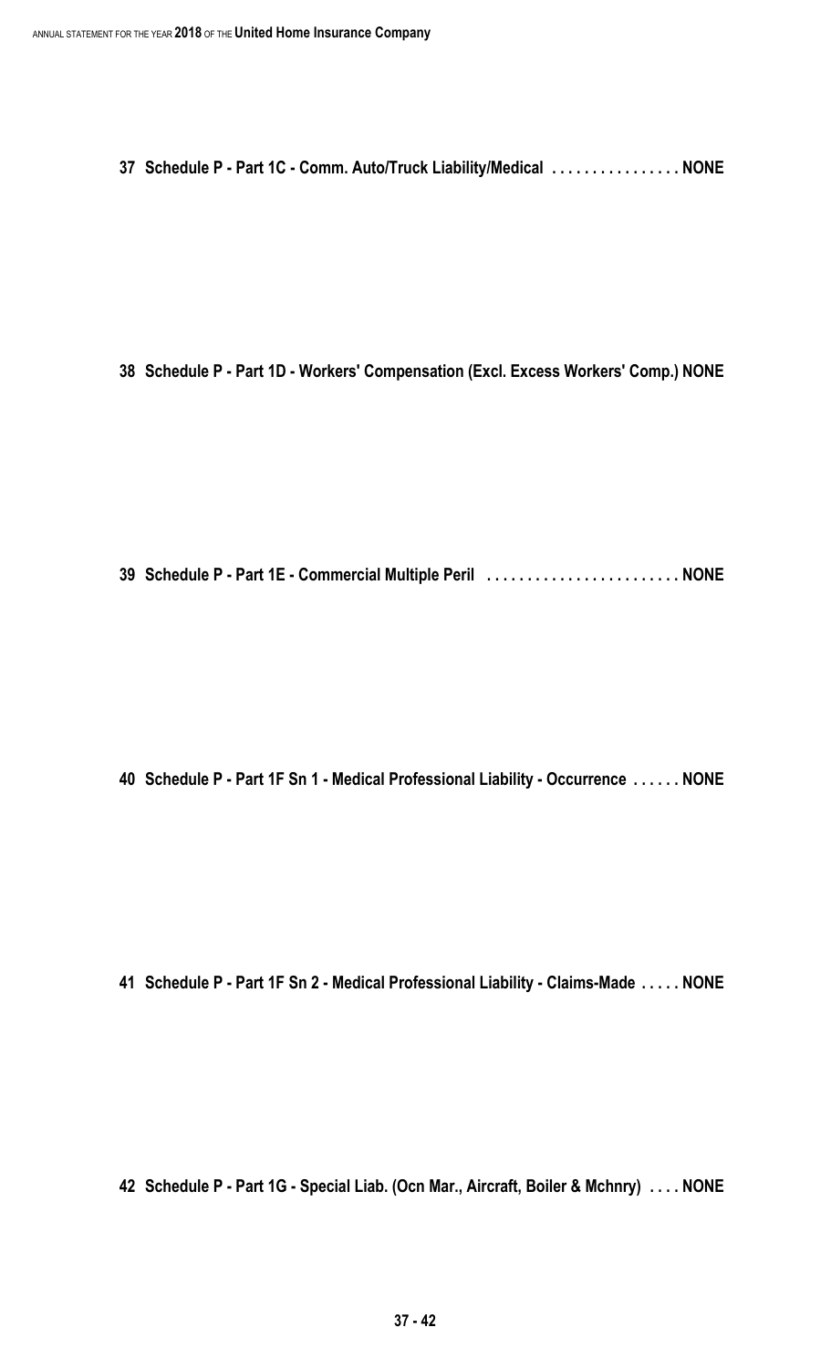**37 Schedule P - Part 1C - Comm. Auto/Truck Liability/Medical . . . . . . . . . . . . . . . . NONE**

**38 Schedule P - Part 1D - Workers' Compensation (Excl. Excess Workers' Comp.) NONE**

**39 Schedule P - Part 1E - Commercial Multiple Peril . . . . . . . . . . . . . . . . . . . . . . . . NONE**

**40 Schedule P - Part 1F Sn 1 - Medical Professional Liability - Occurrence . . . . . . NONE**

**41 Schedule P - Part 1F Sn 2 - Medical Professional Liability - Claims-Made . . . . . NONE**

**42 Schedule P - Part 1G - Special Liab. (Ocn Mar., Aircraft, Boiler & Mchnry) . . . . NONE**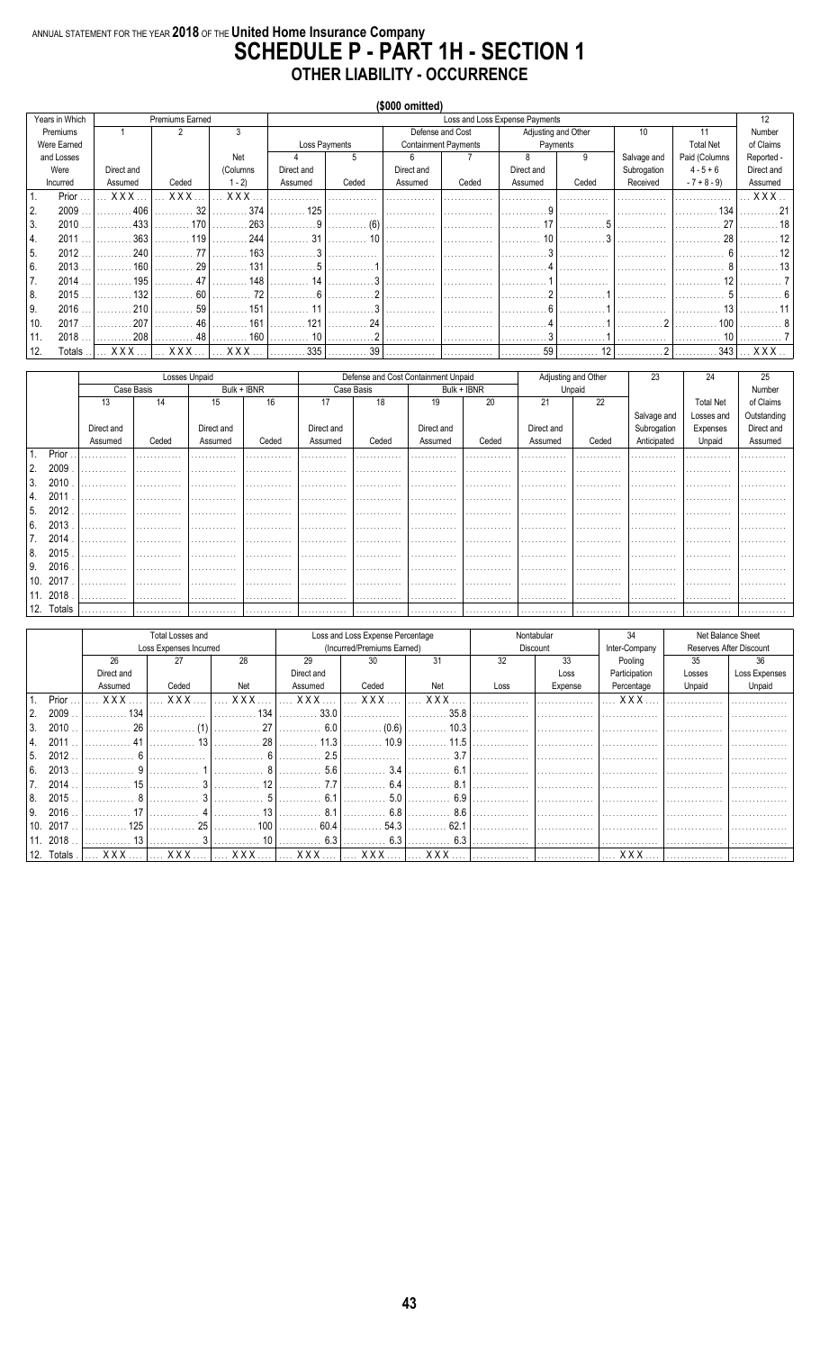ANNUAL STATEMENT FOR THE YEAR **2018** OF THE **United Home Insurance Company**

# SCHEDULE P - PART 1H - SECTION 1

## OTHER LIABILITY - OCCURRENCE

**($000 omitted)**

| Years in Which Premiums Were Earned and Losses Were Incurred | Premiums Earned | | | Loss and Loss Expense Payments | | | | | | | | 12 |
|---|---|---|---|---|---|---|---|---|---|---|---|---|
| | 1 | 2 | 3 | Loss Payments | | Defense and Cost Containment Payments | | Adjusting and Other Payments | | 10 | 11 | Number of Claims Reported - Direct and Assumed |
| | Direct and Assumed | Ceded | Net (Columns 1 - 2) | 4 Direct and Assumed | 5 Ceded | 6 Direct and Assumed | 7 Ceded | 8 Direct and Assumed | 9 Ceded | Salvage and Subrogation Received | Total Net Paid (Columns 4 - 5 + 6 - 7 + 8 - 9) | |
| 1. Prior | XXX | XXX | XXX | | | | | | | | | XXX |
| 2. 2009 | 406 | 32 | 374 | 125 | | | | 9 | | | 134 | 21 |
| 3. 2010 | 433 | 170 | 263 | 9 | (6) | | | 17 | 5 | | 27 | 18 |
| 4. 2011 | 363 | 119 | 244 | 31 | 10 | | | 10 | 3 | | 28 | 12 |
| 5. 2012 | 240 | 77 | 163 | 3 | | | | 3 | | | 6 | 12 |
| 6. 2013 | 160 | 29 | 131 | 5 | 1 | | | 4 | | | 8 | 13 |
| 7. 2014 | 195 | 47 | 148 | 14 | 3 | | | 1 | | | 12 | 7 |
| 8. 2015 | 132 | 60 | 72 | 6 | 2 | | | 2 | 1 | | 5 | 6 |
| 9. 2016 | 210 | 59 | 151 | 11 | 3 | | | 6 | 1 | | 13 | 11 |
| 10. 2017 | 207 | 46 | 161 | 121 | 24 | | | 4 | 1 | 2 | 100 | 8 |
| 11. 2018 | 208 | 48 | 160 | 10 | 2 | | | 3 | 1 | | 10 | 7 |
| 12. Totals | XXX | XXX | XXX | 335 | 39 | | | 59 | 12 | 2 | 343 | XXX |

| | Losses Unpaid | | | | Defense and Cost Containment Unpaid | | | | Adjusting and Other Unpaid | | 23 | 24 | 25 |
|---|---|---|---|---|---|---|---|---|---|---|---|---|---|
| | Case Basis | | Bulk + IBNR | | Case Basis | | Bulk + IBNR | | 21 | 22 | | | |
| | 13 Direct and Assumed | 14 Ceded | 15 Direct and Assumed | 16 Ceded | 17 Direct and Assumed | 18 Ceded | 19 Direct and Assumed | 20 Ceded | Direct and Assumed | Ceded | Salvage and Subrogation Anticipated | Total Net Losses and Expenses Unpaid | Number of Claims Outstanding Direct and Assumed |
| 1. Prior | | | | | | | | | | | | | |
| 2. 2009 | | | | | | | | | | | | | |
| 3. 2010 | | | | | | | | | | | | | |
| 4. 2011 | | | | | | | | | | | | | |
| 5. 2012 | | | | | | | | | | | | | |
| 6. 2013 | | | | | | | | | | | | | |
| 7. 2014 | | | | | | | | | | | | | |
| 8. 2015 | | | | | | | | | | | | | |
| 9. 2016 | | | | | | | | | | | | | |
| 10. 2017 | | | | | | | | | | | | | |
| 11. 2018 | | | | | | | | | | | | | |
| 12. Totals | | | | | | | | | | | | | |

| | Total Losses and Loss Expenses Incurred | | | Loss and Loss Expense Percentage (Incurred/Premiums Earned) | | | Nontabular Discount | | 34 | Net Balance Sheet Reserves After Discount | |
|---|---|---|---|---|---|---|---|---|---|---|---|
| | 26 Direct and Assumed | 27 Ceded | 28 Net | 29 Direct and Assumed | 30 Ceded | 31 Net | 32 Loss | 33 Loss Expense | Inter-Company Pooling Participation Percentage | 35 Losses Unpaid | 36 Loss Expenses Unpaid |
| 1. Prior | XXX | XXX | XXX | XXX | XXX | XXX | | | XXX | | |
| 2. 2009 | 134 | | 134 | 33.0 | | 35.8 | | | | | |
| 3. 2010 | 26 | (1) | 27 | 6.0 | (0.6) | 10.3 | | | | | |
| 4. 2011 | 41 | 13 | 28 | 11.3 | 10.9 | 11.5 | | | | | |
| 5. 2012 | 6 | | 6 | 2.5 | | 3.7 | | | | | |
| 6. 2013 | 9 | 1 | 8 | 5.6 | 3.4 | 6.1 | | | | | |
| 7. 2014 | 15 | 3 | 12 | 7.7 | 6.4 | 8.1 | | | | | |
| 8. 2015 | 8 | 3 | 5 | 6.1 | 5.0 | 6.9 | | | | | |
| 9. 2016 | 17 | 4 | 13 | 8.1 | 6.8 | 8.6 | | | | | |
| 10. 2017 | 125 | 25 | 100 | 60.4 | 54.3 | 62.1 | | | | | |
| 11. 2018 | 13 | 3 | 10 | 6.3 | 6.3 | 6.3 | | | | | |
| 12. Totals | XXX | XXX | XXX | XXX | XXX | XXX | | | XXX | | |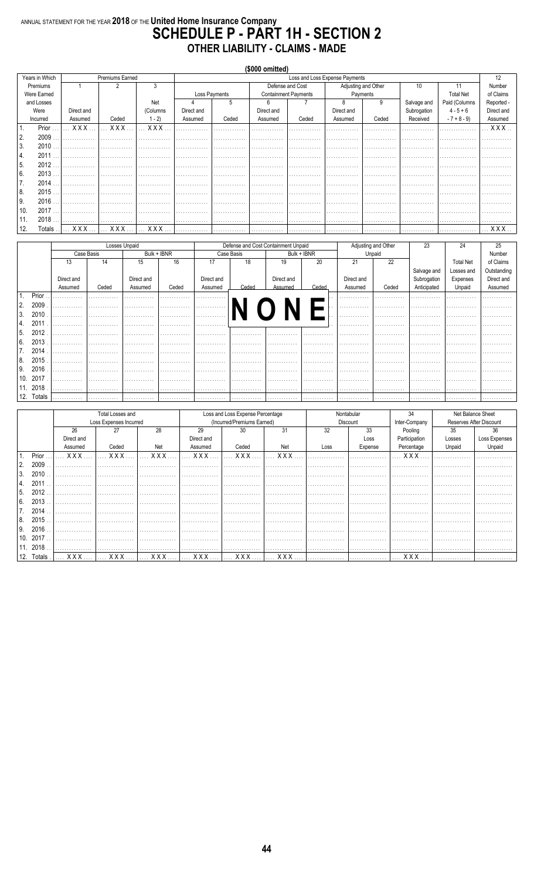ANNUAL STATEMENT FOR THE YEAR **2018** OF THE **United Home Insurance Company**

# SCHEDULE P - PART 1H - SECTION 2
## OTHER LIABILITY - CLAIMS - MADE

**($000 omitted)**

| Years in Which Premiums Were Earned and Losses Were Incurred | Premiums Earned | | | Loss and Loss Expense Payments | | | | | | | | 12 |
|---|---|---|---|---|---|---|---|---|---|---|---|---|
| | 1 | 2 | 3 | Loss Payments | | Defense and Cost Containment Payments | | Adjusting and Other Payments | | 10 | 11 | Number of Claims Reported - Direct and Assumed |
| | Direct and Assumed | Ceded | Net (Columns 1 - 2) | 4 Direct and Assumed | 5 Ceded | 6 Direct and Assumed | 7 Ceded | 8 Direct and Assumed | 9 Ceded | Salvage and Subrogation Received | Total Net Paid (Columns 4 - 5 + 6 - 7 + 8 - 9) | |
| 1. Prior | XXX | XXX | XXX | | | | | | | | | XXX |
| 2. 2009 | | | | | | | | | | | | |
| 3. 2010 | | | | | | | | | | | | |
| 4. 2011 | | | | | | | | | | | | |
| 5. 2012 | | | | | | | | | | | | |
| 6. 2013 | | | | | | | | | | | | |
| 7. 2014 | | | | | | | | | | | | |
| 8. 2015 | | | | | | | | | | | | |
| 9. 2016 | | | | | | | | | | | | |
| 10. 2017 | | | | | | | | | | | | |
| 11. 2018 | | | | | | | | | | | | |
| 12. Totals | XXX | XXX | XXX | | | | | | | | | XXX |

| | Losses Unpaid | | | | Defense and Cost Containment Unpaid | | | | Adjusting and Other Unpaid | | 23 | 24 | 25 |
|---|---|---|---|---|---|---|---|---|---|---|---|---|---|
| | Case Basis | | Bulk + IBNR | | Case Basis | | Bulk + IBNR | | | | | | |
| | 13 Direct and Assumed | 14 Ceded | 15 Direct and Assumed | 16 Ceded | 17 Direct and Assumed | 18 Ceded | 19 Direct and Assumed | 20 Ceded | 21 Direct and Assumed | 22 Ceded | Salvage and Subrogation Anticipated | Total Net Losses and Expenses Unpaid | Number of Claims Outstanding Direct and Assumed |
| 1. Prior | | | | | | | | | | | | | |
| 2. 2009 | | | | | | | | | | | | | |
| 3. 2010 | | | | | | | | | | | | | |
| 4. 2011 | | | | | | | | | | | | | |
| 5. 2012 | | | | | | | | | | | | | |
| 6. 2013 | | | | | | | | | | | | | |
| 7. 2014 | | | | | | | | | | | | | |
| 8. 2015 | | | | | | | | | | | | | |
| 9. 2016 | | | | | | | | | | | | | |
| 10. 2017 | | | | | | | | | | | | | |
| 11. 2018 | | | | | | | | | | | | | |
| 12. Totals | | | | | | | | | | | | | |

**NONE**

| | Total Losses and Loss Expenses Incurred | | | Loss and Loss Expense Percentage (Incurred/Premiums Earned) | | | Nontabular Discount | | 34 | Net Balance Sheet Reserves After Discount | |
|---|---|---|---|---|---|---|---|---|---|---|---|
| | 26 Direct and Assumed | 27 Ceded | 28 Net | 29 Direct and Assumed | 30 Ceded | 31 Net | 32 Loss | 33 Loss Expense | Inter-Company Pooling Participation Percentage | 35 Losses Unpaid | 36 Loss Expenses Unpaid |
| 1. Prior | XXX | XXX | XXX | XXX | XXX | XXX | | | XXX | | |
| 2. 2009 | | | | | | | | | | | |
| 3. 2010 | | | | | | | | | | | |
| 4. 2011 | | | | | | | | | | | |
| 5. 2012 | | | | | | | | | | | |
| 6. 2013 | | | | | | | | | | | |
| 7. 2014 | | | | | | | | | | | |
| 8. 2015 | | | | | | | | | | | |
| 9. 2016 | | | | | | | | | | | |
| 10. 2017 | | | | | | | | | | | |
| 11. 2018 | | | | | | | | | | | |
| 12. Totals | XXX | XXX | XXX | XXX | XXX | XXX | | | XXX | | |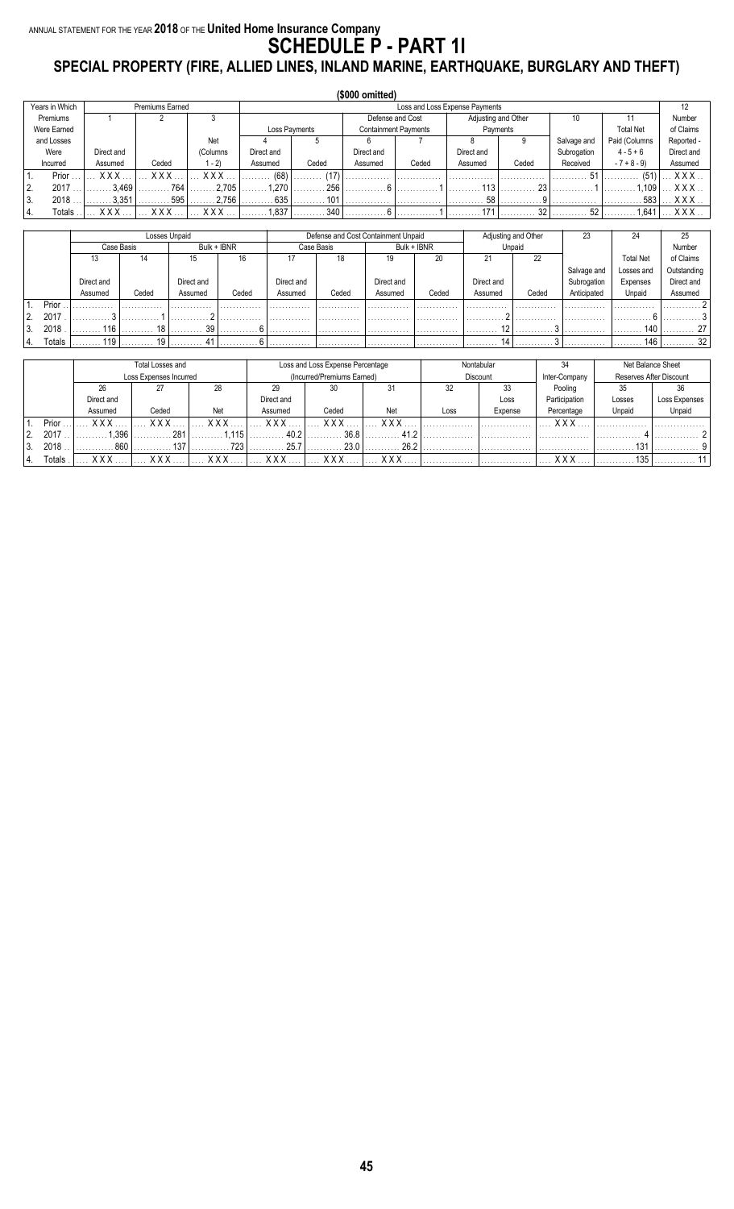ANNUAL STATEMENT FOR THE YEAR **2018** OF THE **United Home Insurance Company**

# SCHEDULE P - PART 1I

## SPECIAL PROPERTY (FIRE, ALLIED LINES, INLAND MARINE, EARTHQUAKE, BURGLARY AND THEFT)

**($000 omitted)**

| Years in Which Premiums Were Earned and Losses Were Incurred | Premiums Earned | | | Loss and Loss Expense Payments | | | | | | | | 12 |
|---|---|---|---|---|---|---|---|---|---|---|---|---|
| | 1 | 2 | 3 | Loss Payments | | Defense and Cost Containment Payments | | Adjusting and Other Payments | | 10 | 11 | |
| | Direct and Assumed | Ceded | Net (Columns 1 - 2) | 4<br>Direct and Assumed | 5<br>Ceded | 6<br>Direct and Assumed | 7<br>Ceded | 8<br>Direct and Assumed | 9<br>Ceded | Salvage and Subrogation Received | Total Net Paid (Columns - 7 + 8 - 9) | Number of Claims Reported - Direct and Assumed |
| 1. Prior | XXX | XXX | XXX | (68) | (17) | | | | | 51 | (51) | XXX |
| 2. 2017 | 3,469 | 764 | 2,705 | 1,270 | 256 | 6 | 1 | 113 | 23 | 1 | 1,109 | XXX |
| 3. 2018 | 3,351 | 595 | 2,756 | 635 | 101 | | | 58 | 9 | | 583 | XXX |
| 4. Totals | XXX | XXX | XXX | 1,837 | 340 | 6 | 1 | 171 | 32 | 52 | 1,641 | XXX |

| | Losses Unpaid | | | | Defense and Cost Containment Unpaid | | | | Adjusting and Other Unpaid | | 23 | 24 | 25 |
|---|---|---|---|---|---|---|---|---|---|---|---|---|---|
| | Case Basis | | Bulk + IBNR | | Case Basis | | Bulk + IBNR | | | | | | |
| | 13<br>Direct and Assumed | 14<br>Ceded | 15<br>Direct and Assumed | 16<br>Ceded | 17<br>Direct and Assumed | 18<br>Ceded | 19<br>Direct and Assumed | 20<br>Ceded | 21<br>Direct and Assumed | 22<br>Ceded | Salvage and Subrogation Anticipated | Total Net Losses and Expenses Unpaid | Number of Claims Outstanding Direct and Assumed |
| 1. Prior | | | | | | | | | | | | | 2 |
| 2. 2017 | 3 | 1 | 2 | | | | | | 2 | | | 6 | 3 |
| 3. 2018 | 116 | 18 | 39 | 6 | | | | | 12 | 3 | | 140 | 27 |
| 4. Totals | 119 | 19 | 41 | 6 | | | | | 14 | 3 | | 146 | 32 |

| | Total Losses and Loss Expenses Incurred | | | Loss and Loss Expense Percentage (Incurred/Premiums Earned) | | | Nontabular Discount | | 34 | Net Balance Sheet Reserves After Discount | |
|---|---|---|---|---|---|---|---|---|---|---|---|
| | 26<br>Direct and Assumed | 27<br>Ceded | 28<br>Net | 29<br>Direct and Assumed | 30<br>Ceded | 31<br>Net | 32<br>Loss | 33<br>Loss Expense | Inter-Company Pooling Participation Percentage | 35<br>Losses Unpaid | 36<br>Loss Expenses Unpaid |
| 1. Prior | XXX | XXX | XXX | XXX | XXX | XXX | | | XXX | | |
| 2. 2017 | 1,396 | 281 | 1,115 | 40.2 | 36.8 | 41.2 | | | | 4 | 2 |
| 3. 2018 | 860 | 137 | 723 | 25.7 | 23.0 | 26.2 | | | | 131 | 9 |
| 4. Totals | XXX | XXX | XXX | XXX | XXX | XXX | | | XXX | 135 | 11 |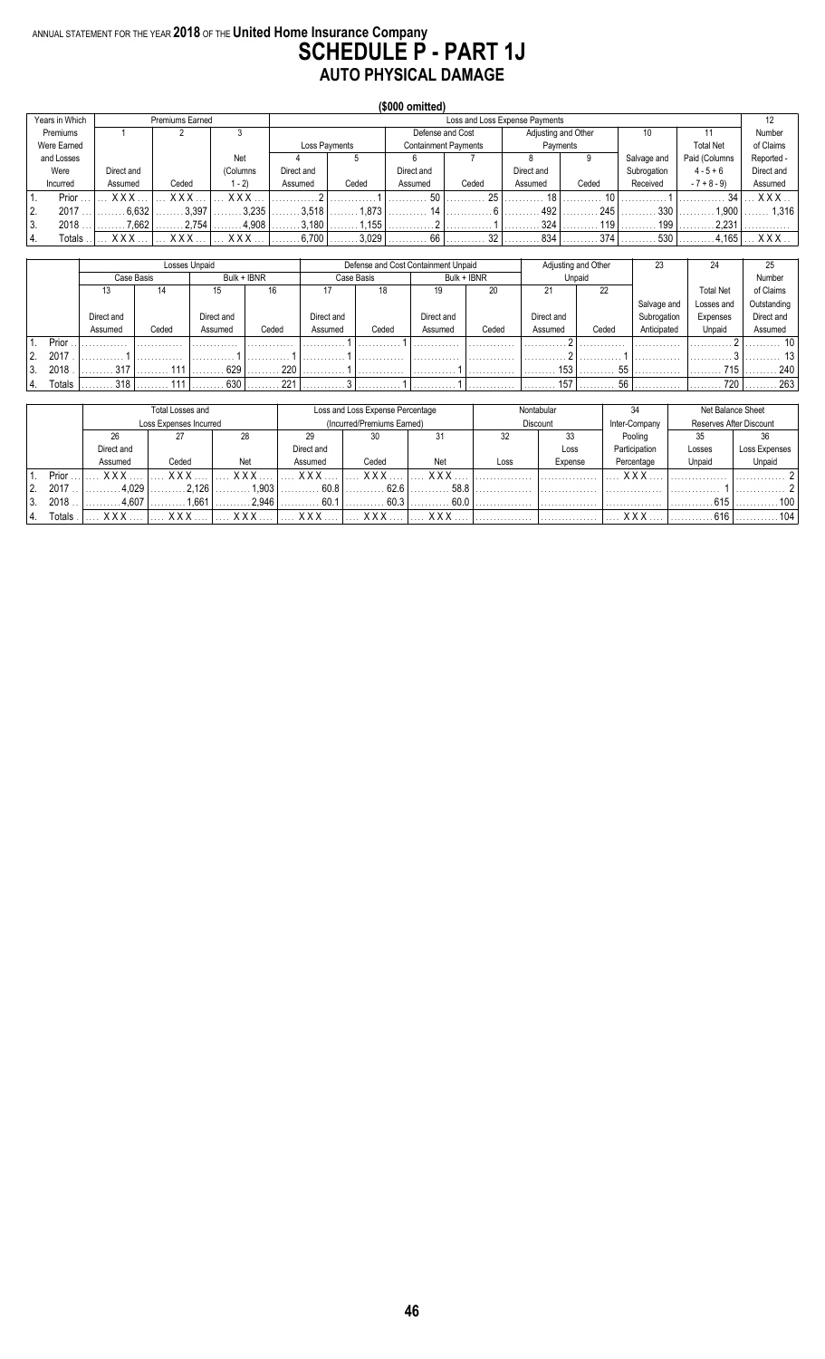ANNUAL STATEMENT FOR THE YEAR **2018** OF THE **United Home Insurance Company**

# SCHEDULE P - PART 1J
## AUTO PHYSICAL DAMAGE

**($000 omitted)**

| Years in Which Premiums Were Earned and Losses Were Incurred | Premiums Earned | | | Loss and Loss Expense Payments | | | | | | | | 12 |
|---|---|---|---|---|---|---|---|---|---|---|---|---|
| | 1 | 2 | 3 | Loss Payments | | Defense and Cost Containment Payments | | Adjusting and Other Payments | | 10 | 11 | Number of Claims Reported - Direct and Assumed |
| | Direct and Assumed | Ceded | Net (Columns 1 - 2) | 4 Direct and Assumed | 5 Ceded | 6 Direct and Assumed | 7 Ceded | 8 Direct and Assumed | 9 Ceded | Salvage and Subrogation Received | Total Net Paid (Columns 4 - 5 + 6 - 7 + 8 - 9) | |
| 1. Prior | XXX | XXX | XXX | 2 | 1 | 50 | 25 | 18 | 10 | 1 | 34 | XXX |
| 2. 2017 | 6,632 | 3,397 | 3,235 | 3,518 | 1,873 | 14 | 6 | 492 | 245 | 330 | 1,900 | 1,316 |
| 3. 2018 | 7,662 | 2,754 | 4,908 | 3,180 | 1,155 | 2 | 1 | 324 | 119 | 199 | 2,231 | |
| 4. Totals | XXX | XXX | XXX | 6,700 | 3,029 | 66 | 32 | 834 | 374 | 530 | 4,165 | XXX |

| | Losses Unpaid | | | | Defense and Cost Containment Unpaid | | | | Adjusting and Other Unpaid | | 23 | 24 | 25 |
|---|---|---|---|---|---|---|---|---|---|---|---|---|---|
| | Case Basis | | Bulk + IBNR | | Case Basis | | Bulk + IBNR | | | | | | |
| | 13 Direct and Assumed | 14 Ceded | 15 Direct and Assumed | 16 Ceded | 17 Direct and Assumed | 18 Ceded | 19 Direct and Assumed | 20 Ceded | 21 Direct and Assumed | 22 Ceded | Salvage and Subrogation Anticipated | Total Net Losses and Expenses Unpaid | Number of Claims Outstanding Direct and Assumed |
| 1. Prior | | | | | 1 | 1 | | | 2 | | | 2 | 10 |
| 2. 2017 | 1 | | 1 | | 1 | | | | 2 | 1 | | 3 | 13 |
| 3. 2018 | 317 | 111 | 629 | 220 | 1 | | 1 | | 153 | 55 | | 715 | 240 |
| 4. Totals | 318 | 111 | 630 | 221 | 3 | 1 | 1 | | 157 | 56 | | 720 | 263 |

| | Total Losses and Loss Expenses Incurred | | | Loss and Loss Expense Percentage (Incurred/Premiums Earned) | | | Nontabular Discount | | 34 | Net Balance Sheet Reserves After Discount | |
|---|---|---|---|---|---|---|---|---|---|---|---|
| | 26 Direct and Assumed | 27 Ceded | 28 Net | 29 Direct and Assumed | 30 Ceded | 31 Net | 32 Loss | 33 Loss Expense | Inter-Company Pooling Participation Percentage | 35 Losses Unpaid | 36 Loss Expenses Unpaid |
| 1. Prior | XXX | XXX | XXX | XXX | XXX | XXX | | | XXX | | 2 |
| 2. 2017 | 4,029 | 2,126 | 1,903 | 60.8 | 62.6 | 58.8 | | | | 1 | 2 |
| 3. 2018 | 4,607 | 1,661 | 2,946 | 60.1 | 60.3 | 60.0 | | | | 615 | 100 |
| 4. Totals | XXX | XXX | XXX | XXX | XXX | XXX | | | XXX | 616 | 104 |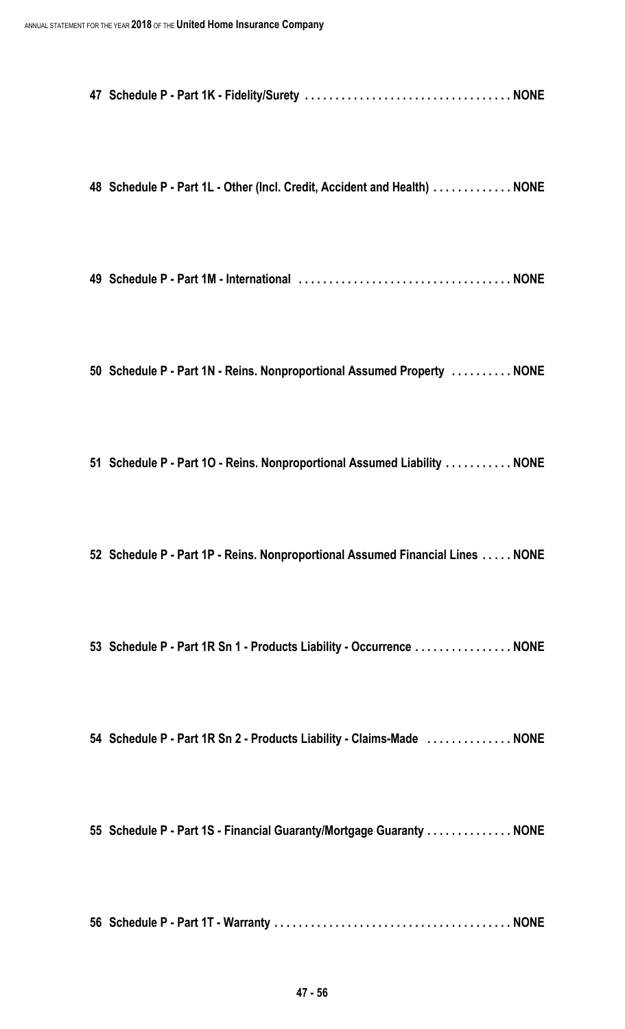**47 Schedule P - Part 1K - Fidelity/Surety . . . . . . . . . . . . . . . . . . . . . . . . . . . . . . . . . . NONE**

**48 Schedule P - Part 1L - Other (Incl. Credit, Accident and Health) . . . . . . . . . . . . NONE**

**49 Schedule P - Part 1M - International . . . . . . . . . . . . . . . . . . . . . . . . . . . . . . . . . . NONE**

**50 Schedule P - Part 1N - Reins. Nonproportional Assumed Property . . . . . . . . . . NONE**

**51 Schedule P - Part 1O - Reins. Nonproportional Assumed Liability . . . . . . . . . . . NONE**

**52 Schedule P - Part 1P - Reins. Nonproportional Assumed Financial Lines . . . . . NONE**

**53 Schedule P - Part 1R Sn 1 - Products Liability - Occurrence . . . . . . . . . . . . . . . . NONE**

**54 Schedule P - Part 1R Sn 2 - Products Liability - Claims-Made . . . . . . . . . . . . . . NONE**

**55 Schedule P - Part 1S - Financial Guaranty/Mortgage Guaranty . . . . . . . . . . . . . NONE**

**56 Schedule P - Part 1T - Warranty . . . . . . . . . . . . . . . . . . . . . . . . . . . . . . . . . . . . . . . NONE**

**47 - 56**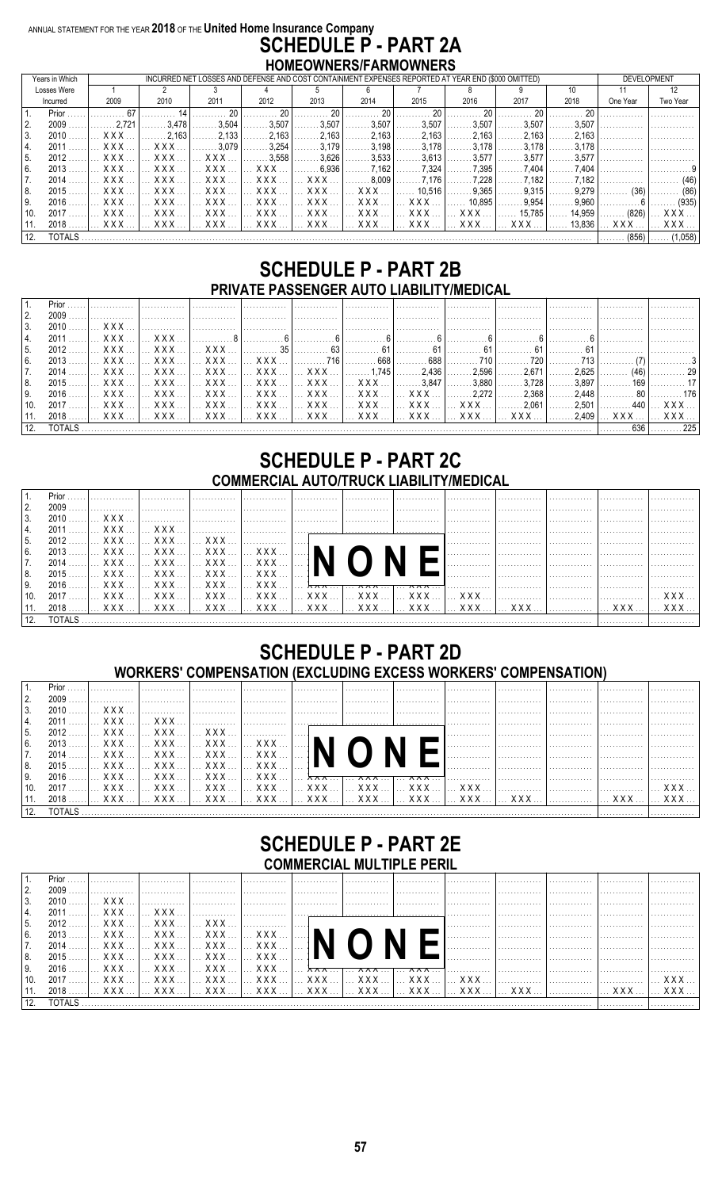ANNUAL STATEMENT FOR THE YEAR **2018** OF THE **United Home Insurance Company**

# SCHEDULE P - PART 2A

## HOMEOWNERS/FARMOWNERS

| | Years in Which Losses Were Incurred | INCURRED NET LOSSES AND DEFENSE AND COST CONTAINMENT EXPENSES REPORTED AT YEAR END ($000 OMITTED) | | | | | | | | | | DEVELOPMENT | |
|---|---|---|---|---|---|---|---|---|---|---|---|---|---|
| | | 1 | 2 | 3 | 4 | 5 | 6 | 7 | 8 | 9 | 10 | 11 | 12 |
| | | 2009 | 2010 | 2011 | 2012 | 2013 | 2014 | 2015 | 2016 | 2017 | 2018 | One Year | Two Year |
| 1. | Prior | 67 | 14 | 20 | 20 | 20 | 20 | 20 | 20 | 20 | 20 | | |
| 2. | 2009 | 2,721 | 3,478 | 3,504 | 3,507 | 3,507 | 3,507 | 3,507 | 3,507 | 3,507 | 3,507 | | |
| 3. | 2010 | XXX | 2,163 | 2,133 | 2,163 | 2,163 | 2,163 | 2,163 | 2,163 | 2,163 | 2,163 | | |
| 4. | 2011 | XXX | XXX | 3,079 | 3,254 | 3,179 | 3,198 | 3,178 | 3,178 | 3,178 | 3,178 | | |
| 5. | 2012 | XXX | XXX | XXX | 3,558 | 3,626 | 3,533 | 3,613 | 3,577 | 3,577 | 3,577 | | |
| 6. | 2013 | XXX | XXX | XXX | XXX | 6,936 | 7,162 | 7,324 | 7,395 | 7,404 | 7,404 | | 9 |
| 7. | 2014 | XXX | XXX | XXX | XXX | XXX | 8,009 | 7,176 | 7,228 | 7,182 | 7,182 | | (46) |
| 8. | 2015 | XXX | XXX | XXX | XXX | XXX | XXX | 10,516 | 9,365 | 9,315 | 9,279 | (36) | (86) |
| 9. | 2016 | XXX | XXX | XXX | XXX | XXX | XXX | XXX | 10,895 | 9,954 | 9,960 | 6 | (935) |
| 10. | 2017 | XXX | XXX | XXX | XXX | XXX | XXX | XXX | XXX | 15,785 | 14,959 | (826) | XXX |
| 11. | 2018 | XXX | XXX | XXX | XXX | XXX | XXX | XXX | XXX | XXX | 13,836 | XXX | XXX |
| 12. | TOTALS | | | | | | | | | | | (856) | (1,058) |

# SCHEDULE P - PART 2B

## PRIVATE PASSENGER AUTO LIABILITY/MEDICAL

| | | 1 | 2 | 3 | 4 | 5 | 6 | 7 | 8 | 9 | 10 | 11 | 12 |
|---|---|---|---|---|---|---|---|---|---|---|---|---|---|
| 1. | Prior | | | | | | | | | | | | |
| 2. | 2009 | | | | | | | | | | | | |
| 3. | 2010 | XXX | | | | | | | | | | | |
| 4. | 2011 | XXX | XXX | 8 | 6 | 6 | 6 | 6 | 6 | 6 | 6 | | |
| 5. | 2012 | XXX | XXX | XXX | 35 | 63 | 61 | 61 | 61 | 61 | 61 | | |
| 6. | 2013 | XXX | XXX | XXX | XXX | 716 | 668 | 688 | 710 | 720 | 713 | (7) | 3 |
| 7. | 2014 | XXX | XXX | XXX | XXX | XXX | 1,745 | 2,436 | 2,596 | 2,671 | 2,625 | (46) | 29 |
| 8. | 2015 | XXX | XXX | XXX | XXX | XXX | XXX | 3,847 | 3,880 | 3,728 | 3,897 | 169 | 17 |
| 9. | 2016 | XXX | XXX | XXX | XXX | XXX | XXX | XXX | 2,272 | 2,368 | 2,448 | 80 | 176 |
| 10. | 2017 | XXX | XXX | XXX | XXX | XXX | XXX | XXX | XXX | 2,061 | 2,501 | 440 | XXX |
| 11. | 2018 | XXX | XXX | XXX | XXX | XXX | XXX | XXX | XXX | XXX | 2,409 | XXX | XXX |
| 12. | TOTALS | | | | | | | | | | | 636 | 225 |

# SCHEDULE P - PART 2C

## COMMERCIAL AUTO/TRUCK LIABILITY/MEDICAL

**NONE**

# SCHEDULE P - PART 2D

## WORKERS' COMPENSATION (EXCLUDING EXCESS WORKERS' COMPENSATION)

**NONE**

# SCHEDULE P - PART 2E

## COMMERCIAL MULTIPLE PERIL

**NONE**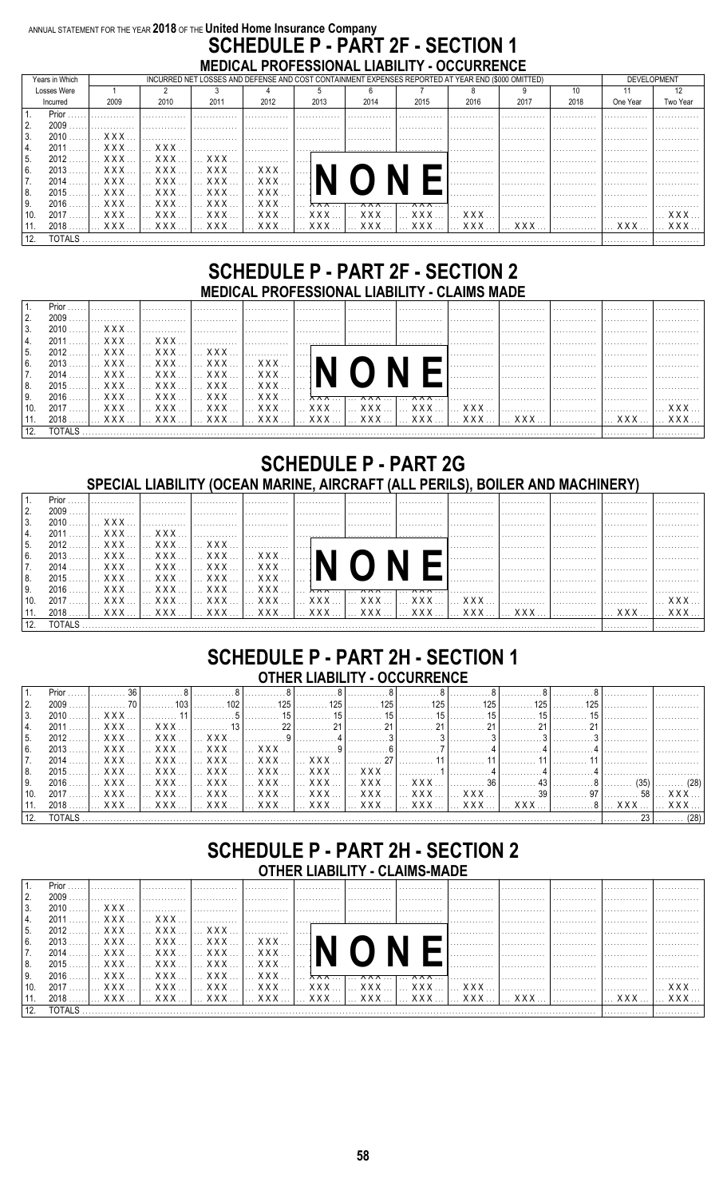ANNUAL STATEMENT FOR THE YEAR 2018 OF THE United Home Insurance Company

# SCHEDULE P - PART 2F - SECTION 1

## MEDICAL PROFESSIONAL LIABILITY - OCCURRENCE

| | Years in Which Losses Were Incurred | INCURRED NET LOSSES AND DEFENSE AND COST CONTAINMENT EXPENSES REPORTED AT YEAR END ($000 OMITTED) | | | | | | | | | | DEVELOPMENT | |
|---|---|---|---|---|---|---|---|---|---|---|---|---|---|
| | | 1 2009 | 2 2010 | 3 2011 | 4 2012 | 5 2013 | 6 2014 | 7 2015 | 8 2016 | 9 2017 | 10 2018 | 11 One Year | 12 Two Year |
| 1. | Prior | | | | | | | | | | | | |
| 2. | 2009 | | | | | | | | | | | | |
| 3. | 2010 | XXX | | | | | | | | | | | |
| 4. | 2011 | XXX | XXX | | | | | | | | | | |
| 5. | 2012 | XXX | XXX | XXX | | | | | | | | | |
| 6. | 2013 | XXX | XXX | XXX | XXX | | | | | | | | |
| 7. | 2014 | XXX | XXX | XXX | XXX | | | | | | | | |
| 8. | 2015 | XXX | XXX | XXX | XXX | | | | | | | | |
| 9. | 2016 | XXX | XXX | XXX | XXX | XXX | XXX | XXX | | | | | |
| 10. | 2017 | XXX | XXX | XXX | XXX | XXX | XXX | XXX | XXX | | | | XXX |
| 11. | 2018 | XXX | XXX | XXX | XXX | XXX | XXX | XXX | XXX | XXX | | XXX | XXX |
| 12. | TOTALS | | | | | | | | | | | | |

NONE

# SCHEDULE P - PART 2F - SECTION 2

## MEDICAL PROFESSIONAL LIABILITY - CLAIMS MADE

| | | | | | | | | | | | | | |
|---|---|---|---|---|---|---|---|---|---|---|---|---|---|
| 1. | Prior | | | | | | | | | | | | |
| 2. | 2009 | | | | | | | | | | | | |
| 3. | 2010 | XXX | | | | | | | | | | | |
| 4. | 2011 | XXX | XXX | | | | | | | | | | |
| 5. | 2012 | XXX | XXX | XXX | | | | | | | | | |
| 6. | 2013 | XXX | XXX | XXX | XXX | | | | | | | | |
| 7. | 2014 | XXX | XXX | XXX | XXX | | | | | | | | |
| 8. | 2015 | XXX | XXX | XXX | XXX | | | | | | | | |
| 9. | 2016 | XXX | XXX | XXX | XXX | XXX | XXX | XXX | | | | | |
| 10. | 2017 | XXX | XXX | XXX | XXX | XXX | XXX | XXX | XXX | | | | XXX |
| 11. | 2018 | XXX | XXX | XXX | XXX | XXX | XXX | XXX | XXX | XXX | | XXX | XXX |
| 12. | TOTALS | | | | | | | | | | | | |

NONE

# SCHEDULE P - PART 2G

## SPECIAL LIABILITY (OCEAN MARINE, AIRCRAFT (ALL PERILS), BOILER AND MACHINERY)

| | | | | | | | | | | | | | |
|---|---|---|---|---|---|---|---|---|---|---|---|---|---|
| 1. | Prior | | | | | | | | | | | | |
| 2. | 2009 | | | | | | | | | | | | |
| 3. | 2010 | XXX | | | | | | | | | | | |
| 4. | 2011 | XXX | XXX | | | | | | | | | | |
| 5. | 2012 | XXX | XXX | XXX | | | | | | | | | |
| 6. | 2013 | XXX | XXX | XXX | XXX | | | | | | | | |
| 7. | 2014 | XXX | XXX | XXX | XXX | | | | | | | | |
| 8. | 2015 | XXX | XXX | XXX | XXX | | | | | | | | |
| 9. | 2016 | XXX | XXX | XXX | XXX | XXX | XXX | XXX | | | | | |
| 10. | 2017 | XXX | XXX | XXX | XXX | XXX | XXX | XXX | XXX | | | | XXX |
| 11. | 2018 | XXX | XXX | XXX | XXX | XXX | XXX | XXX | XXX | XXX | | XXX | XXX |
| 12. | TOTALS | | | | | | | | | | | | |

NONE

# SCHEDULE P - PART 2H - SECTION 1

## OTHER LIABILITY - OCCURRENCE

| | | | | | | | | | | | | | |
|---|---|---|---|---|---|---|---|---|---|---|---|---|---|
| 1. | Prior | 36 | 8 | 8 | 8 | 8 | 8 | 8 | 8 | 8 | 8 | | |
| 2. | 2009 | 70 | 103 | 102 | 125 | 125 | 125 | 125 | 125 | 125 | 125 | | |
| 3. | 2010 | XXX | 11 | 5 | 15 | 15 | 15 | 15 | 15 | 15 | 15 | | |
| 4. | 2011 | XXX | XXX | 13 | 22 | 21 | 21 | 21 | 21 | 21 | 21 | | |
| 5. | 2012 | XXX | XXX | XXX | 9 | 4 | 3 | 3 | 3 | 3 | 3 | | |
| 6. | 2013 | XXX | XXX | XXX | XXX | 9 | 6 | 7 | 4 | 4 | 4 | | |
| 7. | 2014 | XXX | XXX | XXX | XXX | XXX | 27 | 11 | 11 | 11 | 11 | | |
| 8. | 2015 | XXX | XXX | XXX | XXX | XXX | XXX | 1 | 4 | 4 | 4 | | |
| 9. | 2016 | XXX | XXX | XXX | XXX | XXX | XXX | XXX | 36 | 43 | 8 | (35) | (28) |
| 10. | 2017 | XXX | XXX | XXX | XXX | XXX | XXX | XXX | XXX | 39 | 97 | 58 | XXX |
| 11. | 2018 | XXX | XXX | XXX | XXX | XXX | XXX | XXX | XXX | XXX | 8 | XXX | XXX |
| 12. | TOTALS | | | | | | | | | | | 23 | (28) |

# SCHEDULE P - PART 2H - SECTION 2

## OTHER LIABILITY - CLAIMS-MADE

| | | | | | | | | | | | | | |
|---|---|---|---|---|---|---|---|---|---|---|---|---|---|
| 1. | Prior | | | | | | | | | | | | |
| 2. | 2009 | | | | | | | | | | | | |
| 3. | 2010 | XXX | | | | | | | | | | | |
| 4. | 2011 | XXX | XXX | | | | | | | | | | |
| 5. | 2012 | XXX | XXX | XXX | | | | | | | | | |
| 6. | 2013 | XXX | XXX | XXX | XXX | | | | | | | | |
| 7. | 2014 | XXX | XXX | XXX | XXX | | | | | | | | |
| 8. | 2015 | XXX | XXX | XXX | XXX | | | | | | | | |
| 9. | 2016 | XXX | XXX | XXX | XXX | XXX | XXX | XXX | | | | | |
| 10. | 2017 | XXX | XXX | XXX | XXX | XXX | XXX | XXX | XXX | | | | XXX |
| 11. | 2018 | XXX | XXX | XXX | XXX | XXX | XXX | XXX | XXX | XXX | | XXX | XXX |
| 12. | TOTALS | | | | | | | | | | | | |

NONE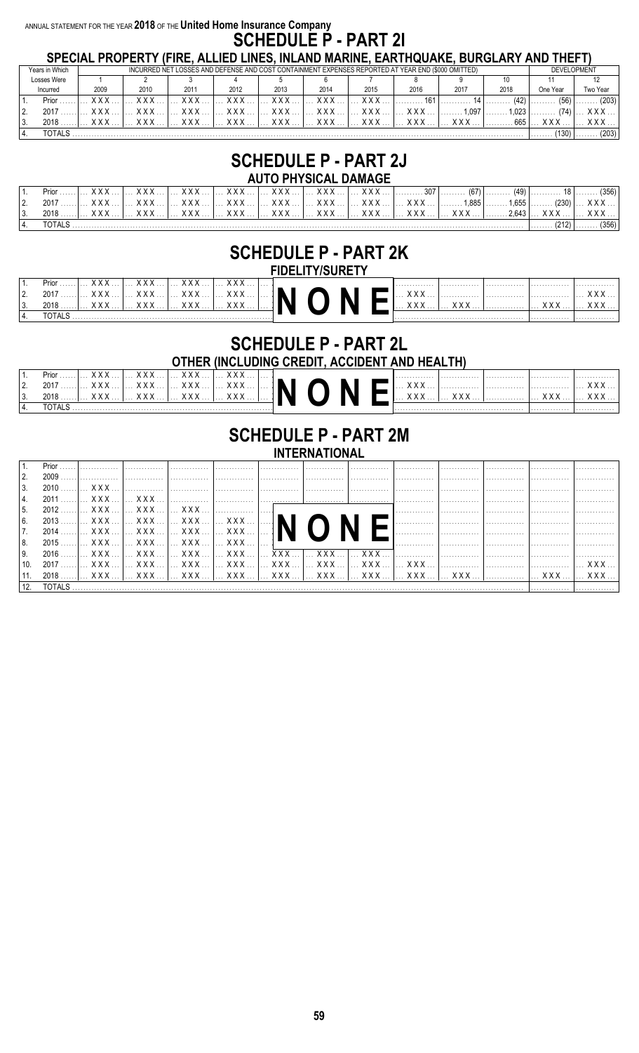ANNUAL STATEMENT FOR THE YEAR **2018** OF THE **United Home Insurance Company**

# SCHEDULE P - PART 2I

## SPECIAL PROPERTY (FIRE, ALLIED LINES, INLAND MARINE, EARTHQUAKE, BURGLARY AND THEFT)

| | Years in Which Losses Were Incurred | INCURRED NET LOSSES AND DEFENSE AND COST CONTAINMENT EXPENSES REPORTED AT YEAR END ($000 OMITTED) | | | | | | | | | | DEVELOPMENT | |
|---|---|---|---|---|---|---|---|---|---|---|---|---|---|
| | | 1 2009 | 2 2010 | 3 2011 | 4 2012 | 5 2013 | 6 2014 | 7 2015 | 8 2016 | 9 2017 | 10 2018 | 11 One Year | 12 Two Year |
| 1. | Prior | XXX | XXX | XXX | XXX | XXX | XXX | XXX | 161 | 14 | (42) | (56) | (203) |
| 2. | 2017 | XXX | XXX | XXX | XXX | XXX | XXX | XXX | XXX | 1,097 | 1,023 | (74) | XXX |
| 3. | 2018 | XXX | XXX | XXX | XXX | XXX | XXX | XXX | XXX | XXX | 665 | XXX | XXX |
| 4. | TOTALS | | | | | | | | | | | (130) | (203) |

# SCHEDULE P - PART 2J

## AUTO PHYSICAL DAMAGE

| | | | | | | | | | | | | | |
|---|---|---|---|---|---|---|---|---|---|---|---|---|---|
| 1. | Prior | XXX | XXX | XXX | XXX | XXX | XXX | XXX | 307 | (67) | (49) | 18 | (356) |
| 2. | 2017 | XXX | XXX | XXX | XXX | XXX | XXX | XXX | XXX | 1,885 | 1,655 | (230) | XXX |
| 3. | 2018 | XXX | XXX | XXX | XXX | XXX | XXX | XXX | XXX | XXX | 2,643 | XXX | XXX |
| 4. | TOTALS | | | | | | | | | | | (212) | (356) |

# SCHEDULE P - PART 2K

## FIDELITY/SURETY

**NONE**

| | | | | | | | | | | | | | |
|---|---|---|---|---|---|---|---|---|---|---|---|---|---|
| 1. | Prior | XXX | XXX | XXX | XXX | | | | | | | | |
| 2. | 2017 | XXX | XXX | XXX | XXX | | | | XXX | | | | XXX |
| 3. | 2018 | XXX | XXX | XXX | XXX | | | | XXX | XXX | | XXX | XXX |
| 4. | TOTALS | | | | | | | | | | | | |

# SCHEDULE P - PART 2L

## OTHER (INCLUDING CREDIT, ACCIDENT AND HEALTH)

**NONE**

| | | | | | | | | | | | | | |
|---|---|---|---|---|---|---|---|---|---|---|---|---|---|
| 1. | Prior | XXX | XXX | XXX | XXX | | | | | | | | |
| 2. | 2017 | XXX | XXX | XXX | XXX | | | | XXX | | | | XXX |
| 3. | 2018 | XXX | XXX | XXX | XXX | | | | XXX | XXX | | XXX | XXX |
| 4. | TOTALS | | | | | | | | | | | | |

# SCHEDULE P - PART 2M

## INTERNATIONAL

**NONE**

| | | | | | | | | | | | | | |
|---|---|---|---|---|---|---|---|---|---|---|---|---|---|
| 1. | Prior | | | | | | | | | | | | |
| 2. | 2009 | | | | | | | | | | | | |
| 3. | 2010 | XXX | | | | | | | | | | | |
| 4. | 2011 | XXX | XXX | | | | | | | | | | |
| 5. | 2012 | XXX | XXX | XXX | | | | | | | | | |
| 6. | 2013 | XXX | XXX | XXX | XXX | | | | | | | | |
| 7. | 2014 | XXX | XXX | XXX | XXX | | | | | | | | |
| 8. | 2015 | XXX | XXX | XXX | XXX | | | | | | | | |
| 9. | 2016 | XXX | XXX | XXX | XXX | XXX | XXX | XXX | | | | | |
| 10. | 2017 | XXX | XXX | XXX | XXX | XXX | XXX | XXX | XXX | | | | XXX |
| 11. | 2018 | XXX | XXX | XXX | XXX | XXX | XXX | XXX | XXX | XXX | | XXX | XXX |
| 12. | TOTALS | | | | | | | | | | | | |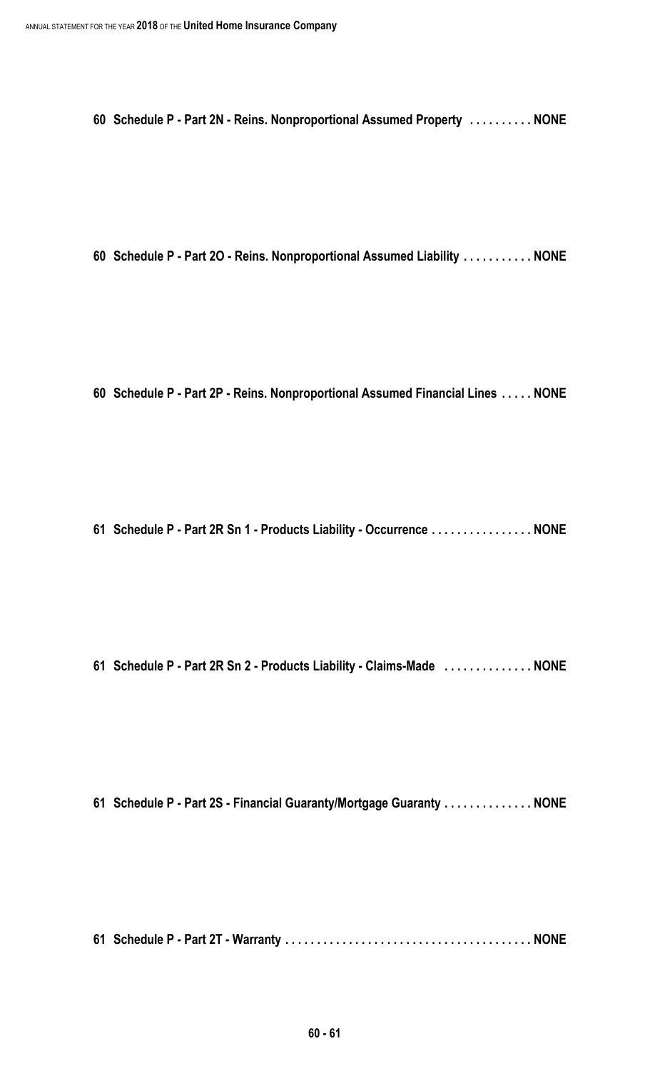**60 Schedule P - Part 2N - Reins. Nonproportional Assumed Property . . . . . . . . . . NONE**

**60 Schedule P - Part 2O - Reins. Nonproportional Assumed Liability . . . . . . . . . . . NONE**

**60 Schedule P - Part 2P - Reins. Nonproportional Assumed Financial Lines . . . . . NONE**

**61 Schedule P - Part 2R Sn 1 - Products Liability - Occurrence . . . . . . . . . . . . . . . . NONE**

**61 Schedule P - Part 2R Sn 2 - Products Liability - Claims-Made . . . . . . . . . . . . . . NONE**

**61 Schedule P - Part 2S - Financial Guaranty/Mortgage Guaranty . . . . . . . . . . . . . . NONE**

**61 Schedule P - Part 2T - Warranty . . . . . . . . . . . . . . . . . . . . . . . . . . . . . . . . . . . . . . . NONE**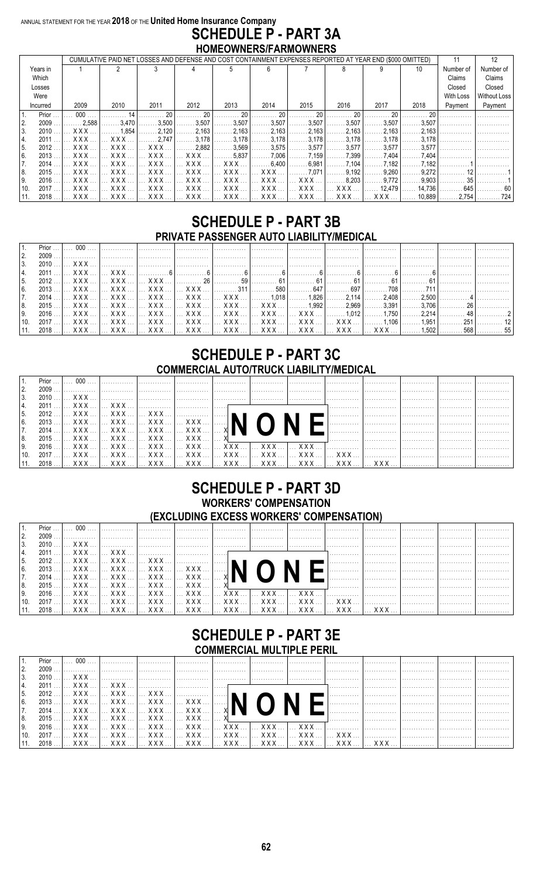ANNUAL STATEMENT FOR THE YEAR **2018** OF THE **United Home Insurance Company**

# SCHEDULE P - PART 3A

## HOMEOWNERS/FARMOWNERS

| | Years in Which Losses Were Incurred | CUMULATIVE PAID NET LOSSES AND DEFENSE AND COST CONTAINMENT EXPENSES REPORTED AT YEAR END ($000 OMITTED) | | | | | | | | | | 11 | 12 |
|---|---|---|---|---|---|---|---|---|---|---|---|---|---|
| | | 1 | 2 | 3 | 4 | 5 | 6 | 7 | 8 | 9 | 10 | Number of Claims Closed With Loss Payment | Number of Claims Closed Without Loss Payment |
| | | 2009 | 2010 | 2011 | 2012 | 2013 | 2014 | 2015 | 2016 | 2017 | 2018 | | |
| 1. | Prior | 000 | 14 | 20 | 20 | 20 | 20 | 20 | 20 | 20 | 20 | | |
| 2. | 2009 | 2,588 | 3,470 | 3,500 | 3,507 | 3,507 | 3,507 | 3,507 | 3,507 | 3,507 | 3,507 | | |
| 3. | 2010 | XXX | 1,854 | 2,120 | 2,163 | 2,163 | 2,163 | 2,163 | 2,163 | 2,163 | 2,163 | | |
| 4. | 2011 | XXX | XXX | 2,747 | 3,178 | 3,178 | 3,178 | 3,178 | 3,178 | 3,178 | 3,178 | | |
| 5. | 2012 | XXX | XXX | XXX | 2,882 | 3,569 | 3,575 | 3,577 | 3,577 | 3,577 | 3,577 | | |
| 6. | 2013 | XXX | XXX | XXX | XXX | 5,837 | 7,006 | 7,159 | 7,399 | 7,404 | 7,404 | | |
| 7. | 2014 | XXX | XXX | XXX | XXX | XXX | 6,400 | 6,981 | 7,104 | 7,182 | 7,182 | 1 | |
| 8. | 2015 | XXX | XXX | XXX | XXX | XXX | XXX | 7,071 | 9,192 | 9,260 | 9,272 | 12 | 1 |
| 9. | 2016 | XXX | XXX | XXX | XXX | XXX | XXX | XXX | 8,203 | 9,772 | 9,903 | 35 | 1 |
| 10. | 2017 | XXX | XXX | XXX | XXX | XXX | XXX | XXX | XXX | 12,479 | 14,736 | 645 | 60 |
| 11. | 2018 | XXX | XXX | XXX | XXX | XXX | XXX | XXX | XXX | XXX | 10,889 | 2,754 | 724 |

# SCHEDULE P - PART 3B

## PRIVATE PASSENGER AUTO LIABILITY/MEDICAL

| | | 1 | 2 | 3 | 4 | 5 | 6 | 7 | 8 | 9 | 10 | 11 | 12 |
|---|---|---|---|---|---|---|---|---|---|---|---|---|---|
| 1. | Prior | 000 | | | | | | | | | | | |
| 2. | 2009 | | | | | | | | | | | | |
| 3. | 2010 | XXX | | | | | | | | | | | |
| 4. | 2011 | XXX | XXX | 6 | 6 | 6 | 6 | 6 | 6 | 6 | 6 | | |
| 5. | 2012 | XXX | XXX | XXX | 26 | 59 | 61 | 61 | 61 | 61 | 61 | | |
| 6. | 2013 | XXX | XXX | XXX | XXX | 311 | 580 | 647 | 697 | 708 | 711 | | |
| 7. | 2014 | XXX | XXX | XXX | XXX | XXX | 1,018 | 1,826 | 2,114 | 2,408 | 2,500 | 4 | |
| 8. | 2015 | XXX | XXX | XXX | XXX | XXX | XXX | 1,992 | 2,969 | 3,391 | 3,706 | 26 | |
| 9. | 2016 | XXX | XXX | XXX | XXX | XXX | XXX | XXX | 1,012 | 1,750 | 2,214 | 48 | 2 |
| 10. | 2017 | XXX | XXX | XXX | XXX | XXX | XXX | XXX | XXX | 1,106 | 1,951 | 251 | 12 |
| 11. | 2018 | XXX | XXX | XXX | XXX | XXX | XXX | XXX | XXX | XXX | 1,502 | 568 | 55 |

# SCHEDULE P - PART 3C

## COMMERCIAL AUTO/TRUCK LIABILITY/MEDICAL

NONE

# SCHEDULE P - PART 3D

## WORKERS' COMPENSATION

## (EXCLUDING EXCESS WORKERS' COMPENSATION)

NONE

# SCHEDULE P - PART 3E

## COMMERCIAL MULTIPLE PERIL

NONE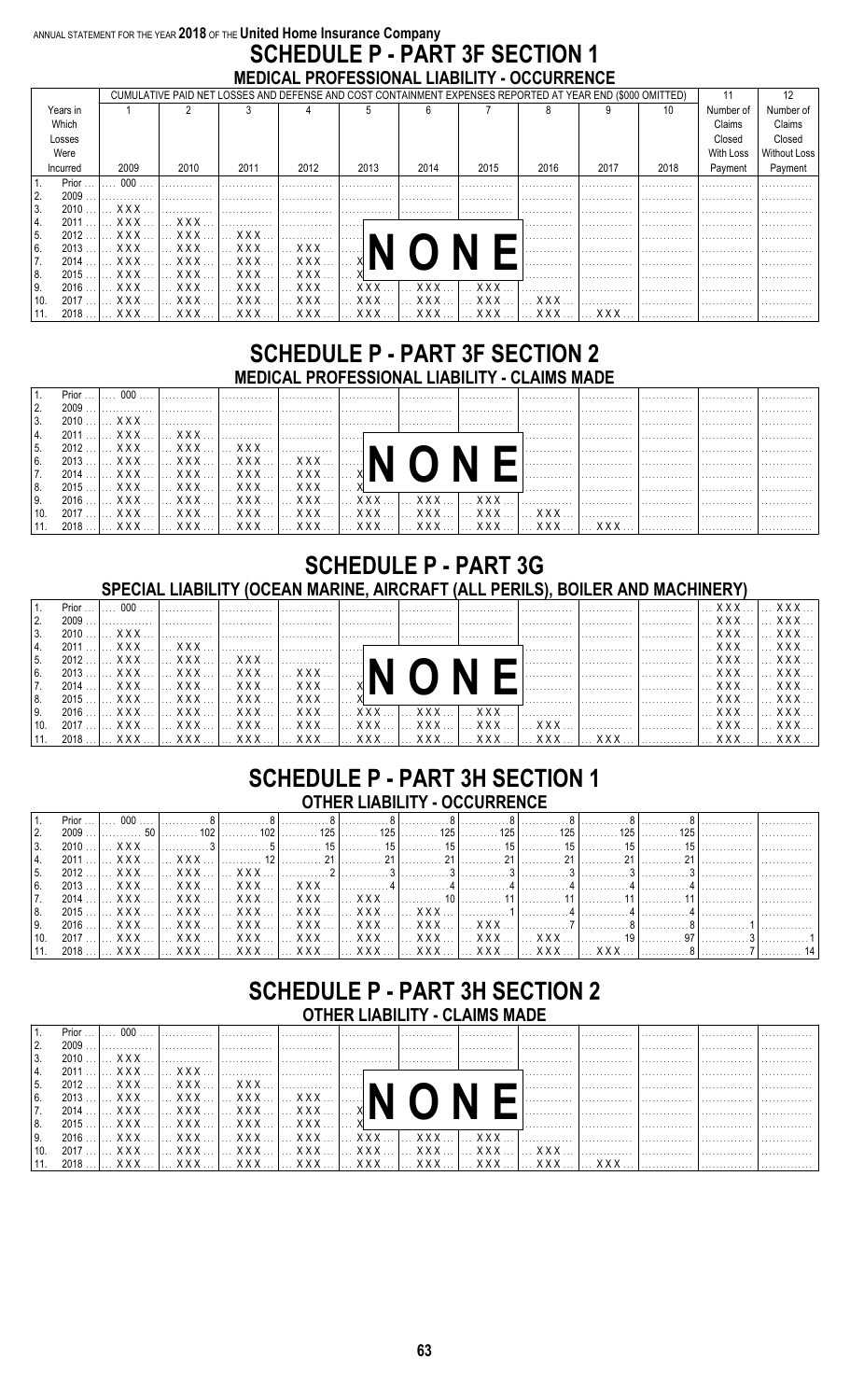ANNUAL STATEMENT FOR THE YEAR **2018** OF THE **United Home Insurance Company**

# SCHEDULE P - PART 3F SECTION 1

## MEDICAL PROFESSIONAL LIABILITY - OCCURRENCE

| | Years in Which Losses Were Incurred | CUMULATIVE PAID NET LOSSES AND DEFENSE AND COST CONTAINMENT EXPENSES REPORTED AT YEAR END ($000 OMITTED) | | | | | | | | | | 11 | 12 |
|---|---|---|---|---|---|---|---|---|---|---|---|---|---|
| | | 1 | 2 | 3 | 4 | 5 | 6 | 7 | 8 | 9 | 10 | Number of Claims Closed With Loss Payment | Number of Claims Closed Without Loss Payment |
| | | 2009 | 2010 | 2011 | 2012 | 2013 | 2014 | 2015 | 2016 | 2017 | 2018 | | |
| 1. | Prior | 000 | | | | | | | | | | | |
| 2. | 2009 | | | | | | | | | | | | |
| 3. | 2010 | XXX | | | | | | | | | | | |
| 4. | 2011 | XXX | XXX | | | | | | | | | | |
| 5. | 2012 | XXX | XXX | XXX | | | | | | | | | |
| 6. | 2013 | XXX | XXX | XXX | XXX | | | | | | | | |
| 7. | 2014 | XXX | XXX | XXX | XXX | XXX | | | | | | | |
| 8. | 2015 | XXX | XXX | XXX | XXX | XXX | XXX | | | | | | |
| 9. | 2016 | XXX | XXX | XXX | XXX | XXX | XXX | XXX | | | | | |
| 10. | 2017 | XXX | XXX | XXX | XXX | XXX | XXX | XXX | XXX | | | | |
| 11. | 2018 | XXX | XXX | XXX | XXX | XXX | XXX | XXX | XXX | XXX | | | |

**NONE**

# SCHEDULE P - PART 3F SECTION 2

## MEDICAL PROFESSIONAL LIABILITY - CLAIMS MADE

| | | 1 | 2 | 3 | 4 | 5 | 6 | 7 | 8 | 9 | 10 | 11 | 12 |
|---|---|---|---|---|---|---|---|---|---|---|---|---|---|
| 1. | Prior | 000 | | | | | | | | | | | |
| 2. | 2009 | | | | | | | | | | | | |
| 3. | 2010 | XXX | | | | | | | | | | | |
| 4. | 2011 | XXX | XXX | | | | | | | | | | |
| 5. | 2012 | XXX | XXX | XXX | | | | | | | | | |
| 6. | 2013 | XXX | XXX | XXX | XXX | | | | | | | | |
| 7. | 2014 | XXX | XXX | XXX | XXX | XXX | | | | | | | |
| 8. | 2015 | XXX | XXX | XXX | XXX | XXX | XXX | | | | | | |
| 9. | 2016 | XXX | XXX | XXX | XXX | XXX | XXX | XXX | | | | | |
| 10. | 2017 | XXX | XXX | XXX | XXX | XXX | XXX | XXX | XXX | | | | |
| 11. | 2018 | XXX | XXX | XXX | XXX | XXX | XXX | XXX | XXX | XXX | | | |

**NONE**

# SCHEDULE P - PART 3G

## SPECIAL LIABILITY (OCEAN MARINE, AIRCRAFT (ALL PERILS), BOILER AND MACHINERY)

| | | 1 | 2 | 3 | 4 | 5 | 6 | 7 | 8 | 9 | 10 | 11 | 12 |
|---|---|---|---|---|---|---|---|---|---|---|---|---|---|
| 1. | Prior | 000 | | | | | | | | | | XXX | XXX |
| 2. | 2009 | | | | | | | | | | | XXX | XXX |
| 3. | 2010 | XXX | | | | | | | | | | XXX | XXX |
| 4. | 2011 | XXX | XXX | | | | | | | | | XXX | XXX |
| 5. | 2012 | XXX | XXX | XXX | | | | | | | | XXX | XXX |
| 6. | 2013 | XXX | XXX | XXX | XXX | | | | | | | XXX | XXX |
| 7. | 2014 | XXX | XXX | XXX | XXX | XXX | | | | | | XXX | XXX |
| 8. | 2015 | XXX | XXX | XXX | XXX | XXX | XXX | | | | | XXX | XXX |
| 9. | 2016 | XXX | XXX | XXX | XXX | XXX | XXX | XXX | | | | XXX | XXX |
| 10. | 2017 | XXX | XXX | XXX | XXX | XXX | XXX | XXX | XXX | | | XXX | XXX |
| 11. | 2018 | XXX | XXX | XXX | XXX | XXX | XXX | XXX | XXX | XXX | | XXX | XXX |

**NONE**

# SCHEDULE P - PART 3H SECTION 1

## OTHER LIABILITY - OCCURRENCE

| | | 1 | 2 | 3 | 4 | 5 | 6 | 7 | 8 | 9 | 10 | 11 | 12 |
|---|---|---|---|---|---|---|---|---|---|---|---|---|---|
| 1. | Prior | 000 | 8 | 8 | 8 | 8 | 8 | 8 | 8 | 8 | 8 | | |
| 2. | 2009 | 50 | 102 | 102 | 125 | 125 | 125 | 125 | 125 | 125 | 125 | | |
| 3. | 2010 | XXX | 3 | 5 | 15 | 15 | 15 | 15 | 15 | 15 | 15 | | |
| 4. | 2011 | XXX | XXX | 12 | 21 | 21 | 21 | 21 | 21 | 21 | 21 | | |
| 5. | 2012 | XXX | XXX | XXX | 2 | 3 | 3 | 3 | 3 | 3 | 3 | | |
| 6. | 2013 | XXX | XXX | XXX | XXX | 4 | 4 | 4 | 4 | 4 | 4 | | |
| 7. | 2014 | XXX | XXX | XXX | XXX | XXX | 10 | 11 | 11 | 11 | 11 | | |
| 8. | 2015 | XXX | XXX | XXX | XXX | XXX | XXX | 1 | 4 | 4 | 4 | | |
| 9. | 2016 | XXX | XXX | XXX | XXX | XXX | XXX | XXX | 7 | 8 | 8 | 1 | |
| 10. | 2017 | XXX | XXX | XXX | XXX | XXX | XXX | XXX | XXX | 19 | 97 | 3 | 1 |
| 11. | 2018 | XXX | XXX | XXX | XXX | XXX | XXX | XXX | XXX | XXX | 8 | 7 | 14 |

# SCHEDULE P - PART 3H SECTION 2

## OTHER LIABILITY - CLAIMS MADE

| | | 1 | 2 | 3 | 4 | 5 | 6 | 7 | 8 | 9 | 10 | 11 | 12 |
|---|---|---|---|---|---|---|---|---|---|---|---|---|---|
| 1. | Prior | 000 | | | | | | | | | | | |
| 2. | 2009 | | | | | | | | | | | | |
| 3. | 2010 | XXX | | | | | | | | | | | |
| 4. | 2011 | XXX | XXX | | | | | | | | | | |
| 5. | 2012 | XXX | XXX | XXX | | | | | | | | | |
| 6. | 2013 | XXX | XXX | XXX | XXX | | | | | | | | |
| 7. | 2014 | XXX | XXX | XXX | XXX | XXX | | | | | | | |
| 8. | 2015 | XXX | XXX | XXX | XXX | XXX | XXX | | | | | | |
| 9. | 2016 | XXX | XXX | XXX | XXX | XXX | XXX | XXX | | | | | |
| 10. | 2017 | XXX | XXX | XXX | XXX | XXX | XXX | XXX | XXX | | | | |
| 11. | 2018 | XXX | XXX | XXX | XXX | XXX | XXX | XXX | XXX | XXX | | | |

**NONE**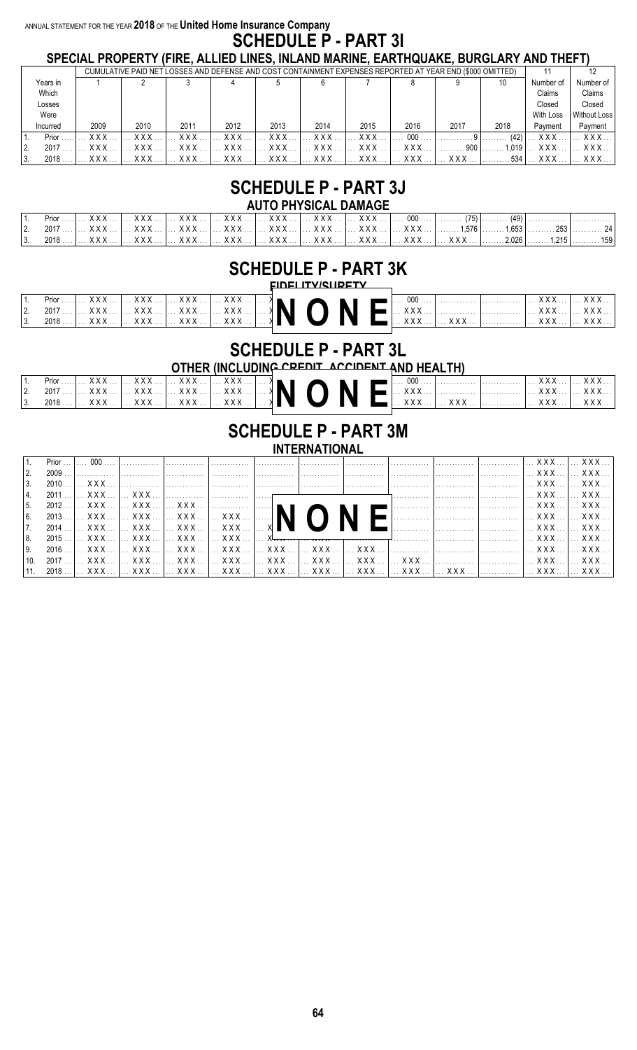ANNUAL STATEMENT FOR THE YEAR **2018** OF THE **United Home Insurance Company**

# SCHEDULE P - PART 3I

## SPECIAL PROPERTY (FIRE, ALLIED LINES, INLAND MARINE, EARTHQUAKE, BURGLARY AND THEFT)

| | Years in Which Losses Were Incurred | CUMULATIVE PAID NET LOSSES AND DEFENSE AND COST CONTAINMENT EXPENSES REPORTED AT YEAR END ($000 OMITTED) | | | | | | | | | | 11 | 12 |
|---|---|---|---|---|---|---|---|---|---|---|---|---|---|
| | | 1 | 2 | 3 | 4 | 5 | 6 | 7 | 8 | 9 | 10 | Number of Claims Closed With Loss Payment | Number of Claims Closed Without Loss Payment |
| | | 2009 | 2010 | 2011 | 2012 | 2013 | 2014 | 2015 | 2016 | 2017 | 2018 | | |
| 1. | Prior | XXX | XXX | XXX | XXX | XXX | XXX | XXX | 000 | 9 | (42) | XXX | XXX |
| 2. | 2017 | XXX | XXX | XXX | XXX | XXX | XXX | XXX | XXX | 900 | 1,019 | XXX | XXX |
| 3. | 2018 | XXX | XXX | XXX | XXX | XXX | XXX | XXX | XXX | XXX | 534 | XXX | XXX |

# SCHEDULE P - PART 3J

## AUTO PHYSICAL DAMAGE

| | | 1 | 2 | 3 | 4 | 5 | 6 | 7 | 8 | 9 | 10 | 11 | 12 |
|---|---|---|---|---|---|---|---|---|---|---|---|---|---|
| 1. | Prior | XXX | XXX | XXX | XXX | XXX | XXX | XXX | 000 | (75) | (49) | | |
| 2. | 2017 | XXX | XXX | XXX | XXX | XXX | XXX | XXX | XXX | 1,576 | 1,653 | 253 | 24 |
| 3. | 2018 | XXX | XXX | XXX | XXX | XXX | XXX | XXX | XXX | XXX | 2,026 | 1,215 | 159 |

# SCHEDULE P - PART 3K

## FIDELITY/SURETY

NONE

| | | 1 | 2 | 3 | 4 | 5 | 6 | 7 | 8 | 9 | 10 | 11 | 12 |
|---|---|---|---|---|---|---|---|---|---|---|---|---|---|
| 1. | Prior | XXX | XXX | XXX | XXX | XXX | XXX | XXX | 000 | | | XXX | XXX |
| 2. | 2017 | XXX | XXX | XXX | XXX | XXX | XXX | XXX | XXX | | | XXX | XXX |
| 3. | 2018 | XXX | XXX | XXX | XXX | XXX | XXX | XXX | XXX | XXX | | XXX | XXX |

# SCHEDULE P - PART 3L

## OTHER (INCLUDING CREDIT, ACCIDENT AND HEALTH)

NONE

| | | 1 | 2 | 3 | 4 | 5 | 6 | 7 | 8 | 9 | 10 | 11 | 12 |
|---|---|---|---|---|---|---|---|---|---|---|---|---|---|
| 1. | Prior | XXX | XXX | XXX | XXX | XXX | XXX | XXX | 000 | | | XXX | XXX |
| 2. | 2017 | XXX | XXX | XXX | XXX | XXX | XXX | XXX | XXX | | | XXX | XXX |
| 3. | 2018 | XXX | XXX | XXX | XXX | XXX | XXX | XXX | XXX | XXX | | XXX | XXX |

# SCHEDULE P - PART 3M

## INTERNATIONAL

NONE

| | | 1 | 2 | 3 | 4 | 5 | 6 | 7 | 8 | 9 | 10 | 11 | 12 |
|---|---|---|---|---|---|---|---|---|---|---|---|---|---|
| 1. | Prior | 000 | | | | | | | | | | XXX | XXX |
| 2. | 2009 | | | | | | | | | | | XXX | XXX |
| 3. | 2010 | XXX | | | | | | | | | | XXX | XXX |
| 4. | 2011 | XXX | XXX | | | | | | | | | XXX | XXX |
| 5. | 2012 | XXX | XXX | XXX | | | | | | | | XXX | XXX |
| 6. | 2013 | XXX | XXX | XXX | XXX | | | | | | | XXX | XXX |
| 7. | 2014 | XXX | XXX | XXX | XXX | XXX | | | | | | XXX | XXX |
| 8. | 2015 | XXX | XXX | XXX | XXX | XXX | XXX | | | | | XXX | XXX |
| 9. | 2016 | XXX | XXX | XXX | XXX | XXX | XXX | XXX | | | | XXX | XXX |
| 10. | 2017 | XXX | XXX | XXX | XXX | XXX | XXX | XXX | XXX | | | XXX | XXX |
| 11. | 2018 | XXX | XXX | XXX | XXX | XXX | XXX | XXX | XXX | XXX | | XXX | XXX |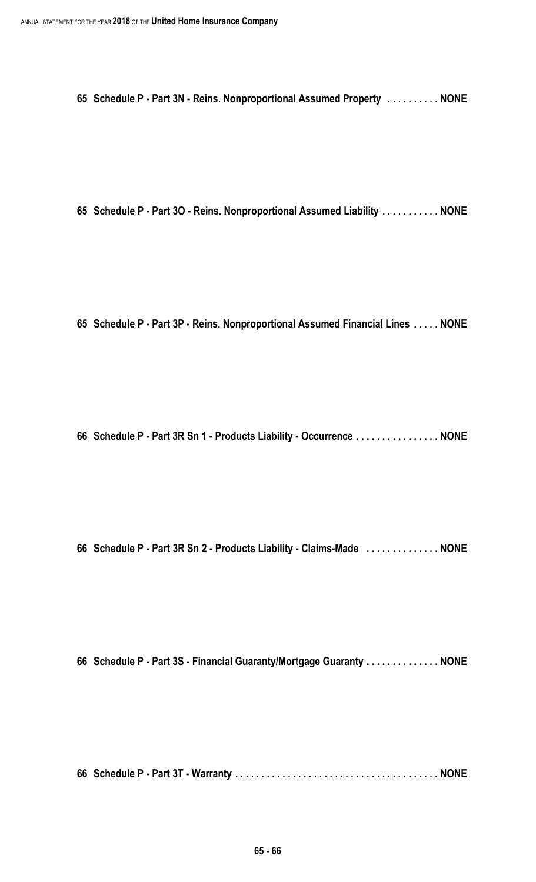**65 Schedule P - Part 3N - Reins. Nonproportional Assumed Property . . . . . . . . . . NONE**

**65 Schedule P - Part 3O - Reins. Nonproportional Assumed Liability . . . . . . . . . . . NONE**

**65 Schedule P - Part 3P - Reins. Nonproportional Assumed Financial Lines . . . . . NONE**

**66 Schedule P - Part 3R Sn 1 - Products Liability - Occurrence . . . . . . . . . . . . . . . . NONE**

**66 Schedule P - Part 3R Sn 2 - Products Liability - Claims-Made . . . . . . . . . . . . . . NONE**

**66 Schedule P - Part 3S - Financial Guaranty/Mortgage Guaranty . . . . . . . . . . . . . NONE**

**66 Schedule P - Part 3T - Warranty . . . . . . . . . . . . . . . . . . . . . . . . . . . . . . . . . . . . . . . NONE**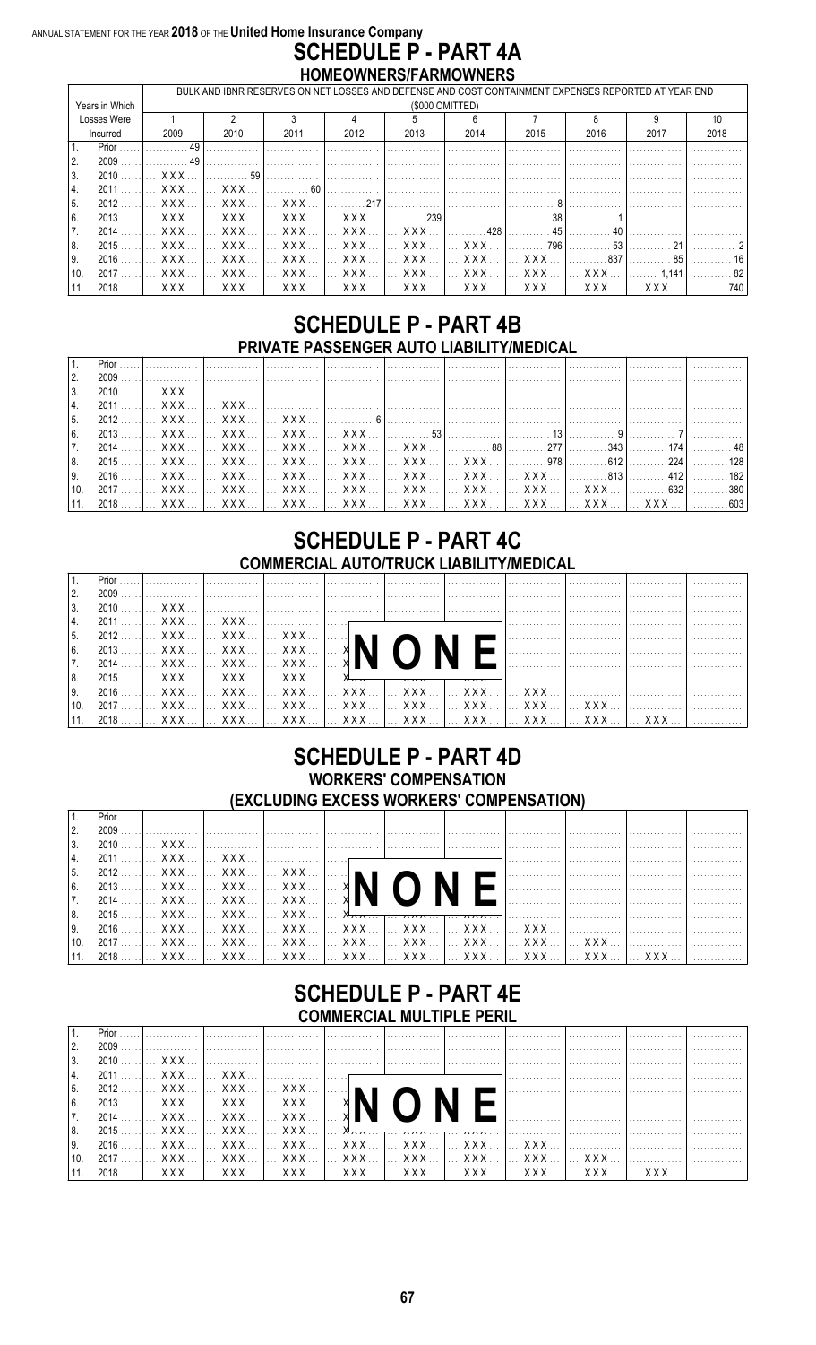ANNUAL STATEMENT FOR THE YEAR **2018** OF THE **United Home Insurance Company**

# SCHEDULE P - PART 4A

## HOMEOWNERS/FARMOWNERS

| Years in Which Losses Were Incurred | BULK AND IBNR RESERVES ON NET LOSSES AND DEFENSE AND COST CONTAINMENT EXPENSES REPORTED AT YEAR END ($000 OMITTED) | | | | | | | | | |
|---|---|---|---|---|---|---|---|---|---|---|
| | 1<br>2009 | 2<br>2010 | 3<br>2011 | 4<br>2012 | 5<br>2013 | 6<br>2014 | 7<br>2015 | 8<br>2016 | 9<br>2017 | 10<br>2018 |
| 1. Prior | 49 | | | | | | | | | |
| 2. 2009 | 49 | | | | | | | | | |
| 3. 2010 | XXX | 59 | | | | | | | | |
| 4. 2011 | XXX | XXX | 60 | | | | | | | |
| 5. 2012 | XXX | XXX | XXX | 217 | | | 8 | | | |
| 6. 2013 | XXX | XXX | XXX | XXX | 239 | | 38 | 1 | | |
| 7. 2014 | XXX | XXX | XXX | XXX | XXX | 428 | 45 | 40 | | |
| 8. 2015 | XXX | XXX | XXX | XXX | XXX | XXX | 796 | 53 | 21 | 2 |
| 9. 2016 | XXX | XXX | XXX | XXX | XXX | XXX | XXX | 837 | 85 | 16 |
| 10. 2017 | XXX | XXX | XXX | XXX | XXX | XXX | XXX | XXX | 1,141 | 82 |
| 11. 2018 | XXX | XXX | XXX | XXX | XXX | XXX | XXX | XXX | XXX | 740 |

# SCHEDULE P - PART 4B

## PRIVATE PASSENGER AUTO LIABILITY/MEDICAL

| Years in Which Losses Were Incurred | 1<br>2009 | 2<br>2010 | 3<br>2011 | 4<br>2012 | 5<br>2013 | 6<br>2014 | 7<br>2015 | 8<br>2016 | 9<br>2017 | 10<br>2018 |
|---|---|---|---|---|---|---|---|---|---|---|
| 1. Prior | | | | | | | | | | |
| 2. 2009 | | | | | | | | | | |
| 3. 2010 | XXX | | | | | | | | | |
| 4. 2011 | XXX | XXX | | | | | | | | |
| 5. 2012 | XXX | XXX | XXX | 6 | | | | | | |
| 6. 2013 | XXX | XXX | XXX | XXX | 53 | | 13 | 9 | 7 | |
| 7. 2014 | XXX | XXX | XXX | XXX | XXX | 88 | 277 | 343 | 174 | 48 |
| 8. 2015 | XXX | XXX | XXX | XXX | XXX | XXX | 978 | 612 | 224 | 128 |
| 9. 2016 | XXX | XXX | XXX | XXX | XXX | XXX | XXX | 813 | 412 | 182 |
| 10. 2017 | XXX | XXX | XXX | XXX | XXX | XXX | XXX | XXX | 632 | 380 |
| 11. 2018 | XXX | XXX | XXX | XXX | XXX | XXX | XXX | XXX | XXX | 603 |

# SCHEDULE P - PART 4C

## COMMERCIAL AUTO/TRUCK LIABILITY/MEDICAL

NONE

# SCHEDULE P - PART 4D

## WORKERS' COMPENSATION (EXCLUDING EXCESS WORKERS' COMPENSATION)

NONE

# SCHEDULE P - PART 4E

## COMMERCIAL MULTIPLE PERIL

NONE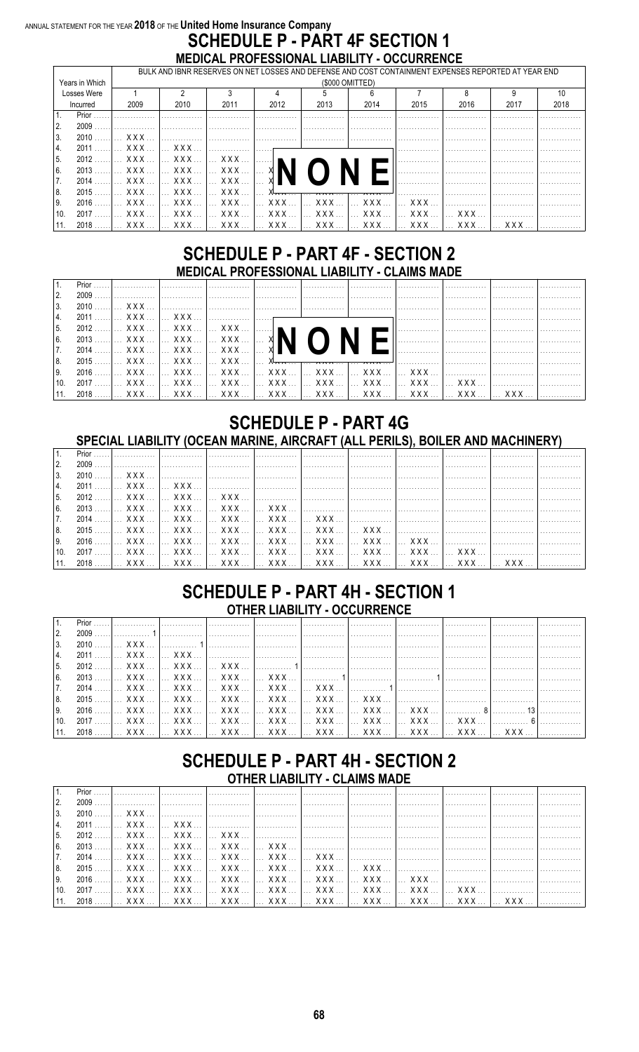ANNUAL STATEMENT FOR THE YEAR **2018** OF THE **United Home Insurance Company**

# SCHEDULE P - PART 4F SECTION 1

## MEDICAL PROFESSIONAL LIABILITY - OCCURRENCE

| Years in Which Losses Were Incurred | BULK AND IBNR RESERVES ON NET LOSSES AND DEFENSE AND COST CONTAINMENT EXPENSES REPORTED AT YEAR END ($000 OMITTED) | | | | | | | | | |
|---|---|---|---|---|---|---|---|---|---|---|
| | 1 | 2 | 3 | 4 | 5 | 6 | 7 | 8 | 9 | 10 |
| | 2009 | 2010 | 2011 | 2012 | 2013 | 2014 | 2015 | 2016 | 2017 | 2018 |
| 1. Prior | | | | | | | | | | |
| 2. 2009 | | | | | | | | | | |
| 3. 2010 | XXX | | | | | | | | | |
| 4. 2011 | XXX | XXX | | | | | | | | |
| 5. 2012 | XXX | XXX | XXX | | | | | | | |
| 6. 2013 | XXX | XXX | XXX | XXX | | | | | | |
| 7. 2014 | XXX | XXX | XXX | XXX | XXX | | | | | |
| 8. 2015 | XXX | XXX | XXX | XXX | XXX | XXX | | | | |
| 9. 2016 | XXX | XXX | XXX | XXX | XXX | XXX | XXX | | | |
| 10. 2017 | XXX | XXX | XXX | XXX | XXX | XXX | XXX | XXX | | |
| 11. 2018 | XXX | XXX | XXX | XXX | XXX | XXX | XXX | XXX | XXX | |

NONE

# SCHEDULE P - PART 4F - SECTION 2

## MEDICAL PROFESSIONAL LIABILITY - CLAIMS MADE

| | 1 | 2 | 3 | 4 | 5 | 6 | 7 | 8 | 9 | 10 |
|---|---|---|---|---|---|---|---|---|---|---|
| 1. Prior | | | | | | | | | | |
| 2. 2009 | | | | | | | | | | |
| 3. 2010 | XXX | | | | | | | | | |
| 4. 2011 | XXX | XXX | | | | | | | | |
| 5. 2012 | XXX | XXX | XXX | | | | | | | |
| 6. 2013 | XXX | XXX | XXX | XXX | | | | | | |
| 7. 2014 | XXX | XXX | XXX | XXX | XXX | | | | | |
| 8. 2015 | XXX | XXX | XXX | XXX | XXX | XXX | | | | |
| 9. 2016 | XXX | XXX | XXX | XXX | XXX | XXX | XXX | | | |
| 10. 2017 | XXX | XXX | XXX | XXX | XXX | XXX | XXX | XXX | | |
| 11. 2018 | XXX | XXX | XXX | XXX | XXX | XXX | XXX | XXX | XXX | |

NONE

# SCHEDULE P - PART 4G

## SPECIAL LIABILITY (OCEAN MARINE, AIRCRAFT (ALL PERILS), BOILER AND MACHINERY)

| | 1 | 2 | 3 | 4 | 5 | 6 | 7 | 8 | 9 | 10 |
|---|---|---|---|---|---|---|---|---|---|---|
| 1. Prior | | | | | | | | | | |
| 2. 2009 | | | | | | | | | | |
| 3. 2010 | XXX | | | | | | | | | |
| 4. 2011 | XXX | XXX | | | | | | | | |
| 5. 2012 | XXX | XXX | XXX | | | | | | | |
| 6. 2013 | XXX | XXX | XXX | XXX | | | | | | |
| 7. 2014 | XXX | XXX | XXX | XXX | XXX | | | | | |
| 8. 2015 | XXX | XXX | XXX | XXX | XXX | XXX | | | | |
| 9. 2016 | XXX | XXX | XXX | XXX | XXX | XXX | XXX | | | |
| 10. 2017 | XXX | XXX | XXX | XXX | XXX | XXX | XXX | XXX | | |
| 11. 2018 | XXX | XXX | XXX | XXX | XXX | XXX | XXX | XXX | XXX | |

# SCHEDULE P - PART 4H - SECTION 1

## OTHER LIABILITY - OCCURRENCE

| | 1 | 2 | 3 | 4 | 5 | 6 | 7 | 8 | 9 | 10 |
|---|---|---|---|---|---|---|---|---|---|---|
| 1. Prior | | | | | | | | | | |
| 2. 2009 | 1 | | | | | | | | | |
| 3. 2010 | XXX | 1 | | | | | | | | |
| 4. 2011 | XXX | XXX | | | | | | | | |
| 5. 2012 | XXX | XXX | XXX | 1 | | | | | | |
| 6. 2013 | XXX | XXX | XXX | XXX | 1 | | 1 | | | |
| 7. 2014 | XXX | XXX | XXX | XXX | XXX | 1 | | | | |
| 8. 2015 | XXX | XXX | XXX | XXX | XXX | XXX | | | | |
| 9. 2016 | XXX | XXX | XXX | XXX | XXX | XXX | XXX | 8 | 13 | |
| 10. 2017 | XXX | XXX | XXX | XXX | XXX | XXX | XXX | XXX | 6 | |
| 11. 2018 | XXX | XXX | XXX | XXX | XXX | XXX | XXX | XXX | XXX | |

# SCHEDULE P - PART 4H - SECTION 2

## OTHER LIABILITY - CLAIMS MADE

| | 1 | 2 | 3 | 4 | 5 | 6 | 7 | 8 | 9 | 10 |
|---|---|---|---|---|---|---|---|---|---|---|
| 1. Prior | | | | | | | | | | |
| 2. 2009 | | | | | | | | | | |
| 3. 2010 | XXX | | | | | | | | | |
| 4. 2011 | XXX | XXX | | | | | | | | |
| 5. 2012 | XXX | XXX | XXX | | | | | | | |
| 6. 2013 | XXX | XXX | XXX | XXX | | | | | | |
| 7. 2014 | XXX | XXX | XXX | XXX | XXX | | | | | |
| 8. 2015 | XXX | XXX | XXX | XXX | XXX | XXX | | | | |
| 9. 2016 | XXX | XXX | XXX | XXX | XXX | XXX | XXX | | | |
| 10. 2017 | XXX | XXX | XXX | XXX | XXX | XXX | XXX | XXX | | |
| 11. 2018 | XXX | XXX | XXX | XXX | XXX | XXX | XXX | XXX | XXX | |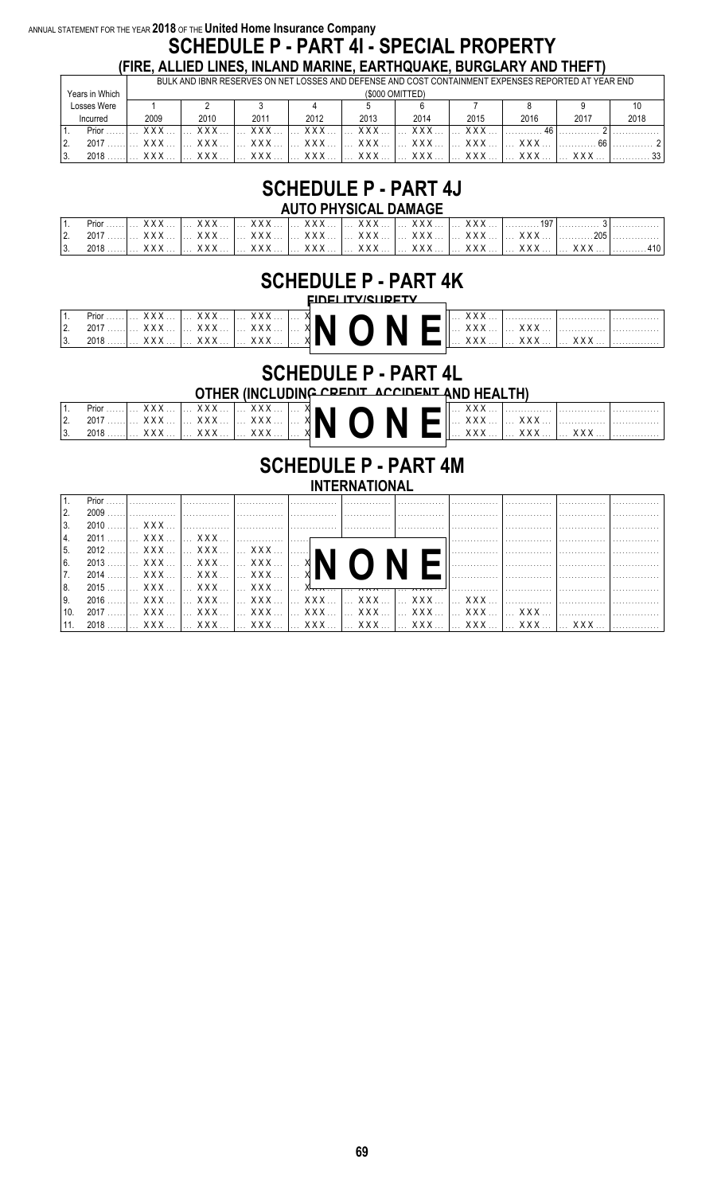ANNUAL STATEMENT FOR THE YEAR **2018** OF THE **United Home Insurance Company**

# SCHEDULE P - PART 4I - SPECIAL PROPERTY

## (FIRE, ALLIED LINES, INLAND MARINE, EARTHQUAKE, BURGLARY AND THEFT)

| | Years in Which Losses Were Incurred | BULK AND IBNR RESERVES ON NET LOSSES AND DEFENSE AND COST CONTAINMENT EXPENSES REPORTED AT YEAR END ($000 OMITTED) | | | | | | | | | |
|---|---|---|---|---|---|---|---|---|---|---|---|
| | | 1 | 2 | 3 | 4 | 5 | 6 | 7 | 8 | 9 | 10 |
| | | 2009 | 2010 | 2011 | 2012 | 2013 | 2014 | 2015 | 2016 | 2017 | 2018 |
| 1. | Prior | XXX | XXX | XXX | XXX | XXX | XXX | XXX | 46 | 2 | |
| 2. | 2017 | XXX | XXX | XXX | XXX | XXX | XXX | XXX | XXX | 66 | 2 |
| 3. | 2018 | XXX | XXX | XXX | XXX | XXX | XXX | XXX | XXX | XXX | 33 |

# SCHEDULE P - PART 4J

## AUTO PHYSICAL DAMAGE

| | | 1 | 2 | 3 | 4 | 5 | 6 | 7 | 8 | 9 | 10 |
|---|---|---|---|---|---|---|---|---|---|---|---|
| 1. | Prior | XXX | XXX | XXX | XXX | XXX | XXX | XXX | 197 | 3 | |
| 2. | 2017 | XXX | XXX | XXX | XXX | XXX | XXX | XXX | XXX | 205 | |
| 3. | 2018 | XXX | XXX | XXX | XXX | XXX | XXX | XXX | XXX | XXX | 410 |

# SCHEDULE P - PART 4K

## FIDELITY/SURETY

**NONE**

| | | 1 | 2 | 3 | 4 | 5 | 6 | 7 | 8 | 9 | 10 |
|---|---|---|---|---|---|---|---|---|---|---|---|
| 1. | Prior | XXX | XXX | XXX | XXX | | | XXX | | | |
| 2. | 2017 | XXX | XXX | XXX | XXX | | | XXX | XXX | | |
| 3. | 2018 | XXX | XXX | XXX | XXX | | | XXX | XXX | XXX | |

# SCHEDULE P - PART 4L

## OTHER (INCLUDING CREDIT, ACCIDENT AND HEALTH)

**NONE**

| | | 1 | 2 | 3 | 4 | 5 | 6 | 7 | 8 | 9 | 10 |
|---|---|---|---|---|---|---|---|---|---|---|---|
| 1. | Prior | XXX | XXX | XXX | XXX | | | XXX | | | |
| 2. | 2017 | XXX | XXX | XXX | XXX | | | XXX | XXX | | |
| 3. | 2018 | XXX | XXX | XXX | XXX | | | XXX | XXX | XXX | |

# SCHEDULE P - PART 4M

## INTERNATIONAL

**NONE**

| | | 1 | 2 | 3 | 4 | 5 | 6 | 7 | 8 | 9 | 10 |
|---|---|---|---|---|---|---|---|---|---|---|---|
| 1. | Prior | | | | | | | | | | |
| 2. | 2009 | | | | | | | | | | |
| 3. | 2010 | XXX | | | | | | | | | |
| 4. | 2011 | XXX | XXX | | | | | | | | |
| 5. | 2012 | XXX | XXX | XXX | | | | | | | |
| 6. | 2013 | XXX | XXX | XXX | XXX | | | | | | |
| 7. | 2014 | XXX | XXX | XXX | XXX | | | | | | |
| 8. | 2015 | XXX | XXX | XXX | XXX | | | | | | |
| 9. | 2016 | XXX | XXX | XXX | XXX | XXX | XXX | XXX | | | |
| 10. | 2017 | XXX | XXX | XXX | XXX | XXX | XXX | XXX | XXX | | |
| 11. | 2018 | XXX | XXX | XXX | XXX | XXX | XXX | XXX | XXX | XXX | |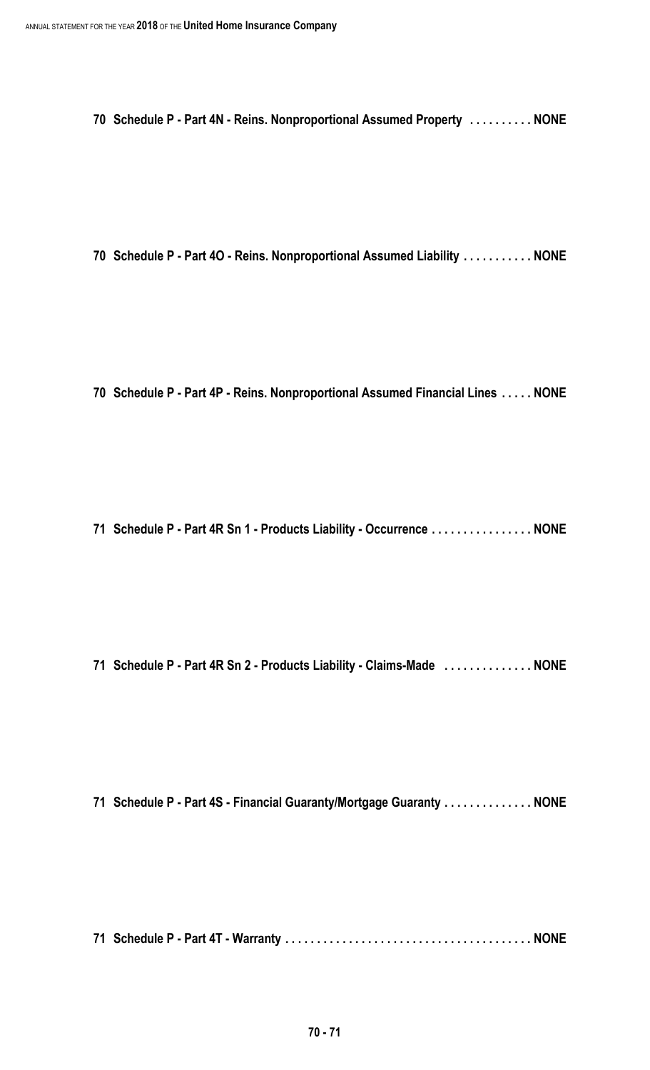**70 Schedule P - Part 4N - Reins. Nonproportional Assumed Property . . . . . . . . . . NONE**

**70 Schedule P - Part 4O - Reins. Nonproportional Assumed Liability . . . . . . . . . . . NONE**

**70 Schedule P - Part 4P - Reins. Nonproportional Assumed Financial Lines . . . . . NONE**

**71 Schedule P - Part 4R Sn 1 - Products Liability - Occurrence . . . . . . . . . . . . . . . . NONE**

**71 Schedule P - Part 4R Sn 2 - Products Liability - Claims-Made . . . . . . . . . . . . . . NONE**

**71 Schedule P - Part 4S - Financial Guaranty/Mortgage Guaranty . . . . . . . . . . . . . . NONE**

**71 Schedule P - Part 4T - Warranty . . . . . . . . . . . . . . . . . . . . . . . . . . . . . . . . . . . . . . . NONE**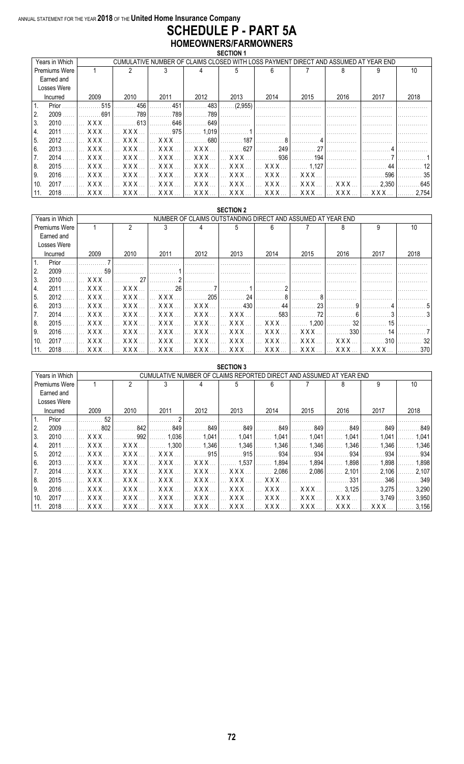ANNUAL STATEMENT FOR THE YEAR **2018** OF THE **United Home Insurance Company**

# SCHEDULE P - PART 5A
## HOMEOWNERS/FARMOWNERS
### SECTION 1

| | Years in Which Premiums Were Earned and Losses Were Incurred | CUMULATIVE NUMBER OF CLAIMS CLOSED WITH LOSS PAYMENT DIRECT AND ASSUMED AT YEAR END | | | | | | | | | |
|---|---|---|---|---|---|---|---|---|---|---|---|
| | | 1 | 2 | 3 | 4 | 5 | 6 | 7 | 8 | 9 | 10 |
| | | 2009 | 2010 | 2011 | 2012 | 2013 | 2014 | 2015 | 2016 | 2017 | 2018 |
| 1. | Prior | 515 | 456 | 451 | 483 | (2,955) | | | | | |
| 2. | 2009 | 691 | 789 | 789 | 789 | | | | | | |
| 3. | 2010 | XXX | 613 | 646 | 649 | | | | | | |
| 4. | 2011 | XXX | XXX | 975 | 1,019 | 1 | | | | | |
| 5. | 2012 | XXX | XXX | XXX | 680 | 187 | 8 | 4 | | | |
| 6. | 2013 | XXX | XXX | XXX | XXX | 627 | 249 | 27 | | 4 | |
| 7. | 2014 | XXX | XXX | XXX | XXX | XXX | 936 | 194 | | 7 | 1 |
| 8. | 2015 | XXX | XXX | XXX | XXX | XXX | XXX | 1,127 | | 44 | 12 |
| 9. | 2016 | XXX | XXX | XXX | XXX | XXX | XXX | XXX | | 596 | 35 |
| 10. | 2017 | XXX | XXX | XXX | XXX | XXX | XXX | XXX | XXX | 2,350 | 645 |
| 11. | 2018 | XXX | XXX | XXX | XXX | XXX | XXX | XXX | XXX | XXX | 2,754 |

### SECTION 2

| | Years in Which Premiums Were Earned and Losses Were Incurred | NUMBER OF CLAIMS OUTSTANDING DIRECT AND ASSUMED AT YEAR END | | | | | | | | | |
|---|---|---|---|---|---|---|---|---|---|---|---|
| | | 1 | 2 | 3 | 4 | 5 | 6 | 7 | 8 | 9 | 10 |
| | | 2009 | 2010 | 2011 | 2012 | 2013 | 2014 | 2015 | 2016 | 2017 | 2018 |
| 1. | Prior | 7 | | | | | | | | | |
| 2. | 2009 | 59 | | 1 | | | | | | | |
| 3. | 2010 | XXX | 27 | 2 | | | | | | | |
| 4. | 2011 | XXX | XXX | 26 | 7 | 1 | 2 | | | | |
| 5. | 2012 | XXX | XXX | XXX | 205 | 24 | 8 | 8 | | | |
| 6. | 2013 | XXX | XXX | XXX | XXX | 430 | 44 | 23 | 9 | 4 | 5 |
| 7. | 2014 | XXX | XXX | XXX | XXX | XXX | 583 | 72 | 6 | 3 | 3 |
| 8. | 2015 | XXX | XXX | XXX | XXX | XXX | XXX | 1,200 | 32 | 15 | |
| 9. | 2016 | XXX | XXX | XXX | XXX | XXX | XXX | XXX | 330 | 14 | 7 |
| 10. | 2017 | XXX | XXX | XXX | XXX | XXX | XXX | XXX | XXX | 310 | 32 |
| 11. | 2018 | XXX | XXX | XXX | XXX | XXX | XXX | XXX | XXX | XXX | 370 |

### SECTION 3

| | Years in Which Premiums Were Earned and Losses Were Incurred | CUMULATIVE NUMBER OF CLAIMS REPORTED DIRECT AND ASSUMED AT YEAR END | | | | | | | | | |
|---|---|---|---|---|---|---|---|---|---|---|---|
| | | 1 | 2 | 3 | 4 | 5 | 6 | 7 | 8 | 9 | 10 |
| | | 2009 | 2010 | 2011 | 2012 | 2013 | 2014 | 2015 | 2016 | 2017 | 2018 |
| 1. | Prior | 52 | | 2 | | | | | | | |
| 2. | 2009 | 802 | 842 | 849 | 849 | 849 | 849 | 849 | 849 | 849 | 849 |
| 3. | 2010 | XXX | 992 | 1,036 | 1,041 | 1,041 | 1,041 | 1,041 | 1,041 | 1,041 | 1,041 |
| 4. | 2011 | XXX | XXX | 1,300 | 1,346 | 1,346 | 1,346 | 1,346 | 1,346 | 1,346 | 1,346 |
| 5. | 2012 | XXX | XXX | XXX | 915 | 915 | 934 | 934 | 934 | 934 | 934 |
| 6. | 2013 | XXX | XXX | XXX | XXX | 1,537 | 1,894 | 1,894 | 1,898 | 1,898 | 1,898 |
| 7. | 2014 | XXX | XXX | XXX | XXX | XXX | 2,086 | 2,086 | 2,101 | 2,106 | 2,107 |
| 8. | 2015 | XXX | XXX | XXX | XXX | XXX | XXX | | 331 | 346 | 349 |
| 9. | 2016 | XXX | XXX | XXX | XXX | XXX | XXX | XXX | 3,125 | 3,275 | 3,290 |
| 10. | 2017 | XXX | XXX | XXX | XXX | XXX | XXX | XXX | XXX | 3,749 | 3,950 |
| 11. | 2018 | XXX | XXX | XXX | XXX | XXX | XXX | XXX | XXX | XXX | 3,156 |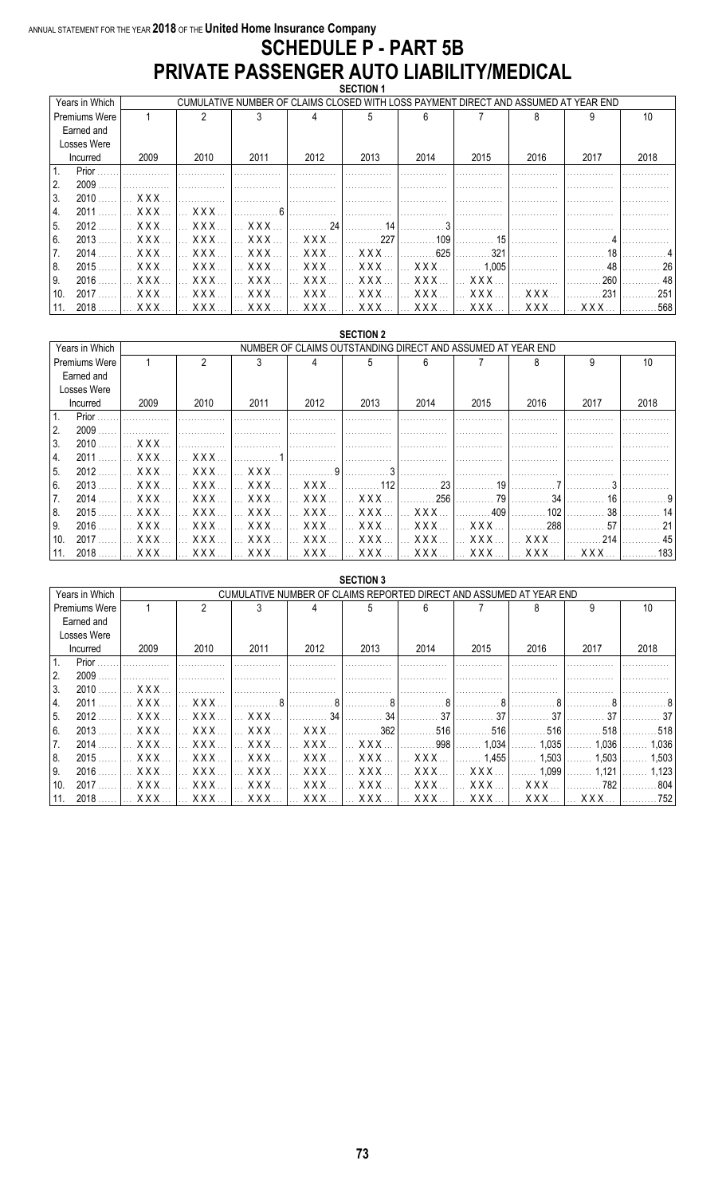ANNUAL STATEMENT FOR THE YEAR 2018 OF THE United Home Insurance Company

# SCHEDULE P - PART 5B
# PRIVATE PASSENGER AUTO LIABILITY/MEDICAL

## SECTION 1

| Years in Which Premiums Were Earned and Losses Were Incurred | CUMULATIVE NUMBER OF CLAIMS CLOSED WITH LOSS PAYMENT DIRECT AND ASSUMED AT YEAR END | | | | | | | | | |
|---|---|---|---|---|---|---|---|---|---|---|
| | 1 | 2 | 3 | 4 | 5 | 6 | 7 | 8 | 9 | 10 |
| | 2009 | 2010 | 2011 | 2012 | 2013 | 2014 | 2015 | 2016 | 2017 | 2018 |
| 1. Prior | | | | | | | | | | |
| 2. 2009 | | | | | | | | | | |
| 3. 2010 | XXX | | | | | | | | | |
| 4. 2011 | XXX | XXX | 6 | | | | | | | |
| 5. 2012 | XXX | XXX | XXX | 24 | 14 | 3 | | | | |
| 6. 2013 | XXX | XXX | XXX | XXX | 227 | 109 | 15 | | 4 | |
| 7. 2014 | XXX | XXX | XXX | XXX | XXX | 625 | 321 | | 18 | 4 |
| 8. 2015 | XXX | XXX | XXX | XXX | XXX | XXX | 1,005 | | 48 | 26 |
| 9. 2016 | XXX | XXX | XXX | XXX | XXX | XXX | XXX | | 260 | 48 |
| 10. 2017 | XXX | XXX | XXX | XXX | XXX | XXX | XXX | XXX | 231 | 251 |
| 11. 2018 | XXX | XXX | XXX | XXX | XXX | XXX | XXX | XXX | XXX | 568 |

## SECTION 2

| Years in Which Premiums Were Earned and Losses Were Incurred | NUMBER OF CLAIMS OUTSTANDING DIRECT AND ASSUMED AT YEAR END | | | | | | | | | |
|---|---|---|---|---|---|---|---|---|---|---|
| | 1 | 2 | 3 | 4 | 5 | 6 | 7 | 8 | 9 | 10 |
| | 2009 | 2010 | 2011 | 2012 | 2013 | 2014 | 2015 | 2016 | 2017 | 2018 |
| 1. Prior | | | | | | | | | | |
| 2. 2009 | | | | | | | | | | |
| 3. 2010 | XXX | | | | | | | | | |
| 4. 2011 | XXX | XXX | 1 | | | | | | | |
| 5. 2012 | XXX | XXX | XXX | 9 | 3 | | | | | |
| 6. 2013 | XXX | XXX | XXX | XXX | 112 | 23 | 19 | 7 | 3 | |
| 7. 2014 | XXX | XXX | XXX | XXX | XXX | 256 | 79 | 34 | 16 | 9 |
| 8. 2015 | XXX | XXX | XXX | XXX | XXX | XXX | 409 | 102 | 38 | 14 |
| 9. 2016 | XXX | XXX | XXX | XXX | XXX | XXX | XXX | 288 | 57 | 21 |
| 10. 2017 | XXX | XXX | XXX | XXX | XXX | XXX | XXX | XXX | 214 | 45 |
| 11. 2018 | XXX | XXX | XXX | XXX | XXX | XXX | XXX | XXX | XXX | 183 |

## SECTION 3

| Years in Which Premiums Were Earned and Losses Were Incurred | CUMULATIVE NUMBER OF CLAIMS REPORTED DIRECT AND ASSUMED AT YEAR END | | | | | | | | | |
|---|---|---|---|---|---|---|---|---|---|---|
| | 1 | 2 | 3 | 4 | 5 | 6 | 7 | 8 | 9 | 10 |
| | 2009 | 2010 | 2011 | 2012 | 2013 | 2014 | 2015 | 2016 | 2017 | 2018 |
| 1. Prior | | | | | | | | | | |
| 2. 2009 | | | | | | | | | | |
| 3. 2010 | XXX | | | | | | | | | |
| 4. 2011 | XXX | XXX | 8 | 8 | 8 | 8 | 8 | 8 | 8 | 8 |
| 5. 2012 | XXX | XXX | XXX | 34 | 34 | 37 | 37 | 37 | 37 | 37 |
| 6. 2013 | XXX | XXX | XXX | XXX | 362 | 516 | 516 | 516 | 518 | 518 |
| 7. 2014 | XXX | XXX | XXX | XXX | XXX | 998 | 1,034 | 1,035 | 1,036 | 1,036 |
| 8. 2015 | XXX | XXX | XXX | XXX | XXX | XXX | 1,455 | 1,503 | 1,503 | 1,503 |
| 9. 2016 | XXX | XXX | XXX | XXX | XXX | XXX | XXX | 1,099 | 1,121 | 1,123 |
| 10. 2017 | XXX | XXX | XXX | XXX | XXX | XXX | XXX | XXX | 782 | 804 |
| 11. 2018 | XXX | XXX | XXX | XXX | XXX | XXX | XXX | XXX | XXX | 752 |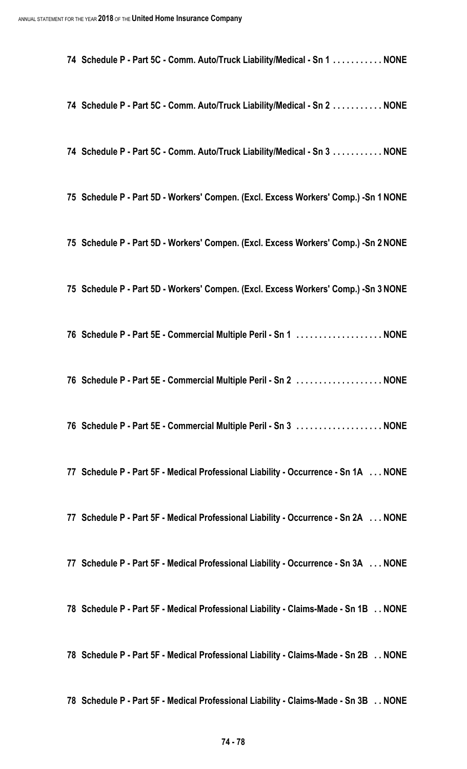**74 Schedule P - Part 5C - Comm. Auto/Truck Liability/Medical - Sn 1 . . . . . . . . . . . NONE**

**74 Schedule P - Part 5C - Comm. Auto/Truck Liability/Medical - Sn 2 . . . . . . . . . . . NONE**

**74 Schedule P - Part 5C - Comm. Auto/Truck Liability/Medical - Sn 3 . . . . . . . . . . . NONE**

**75 Schedule P - Part 5D - Workers' Compen. (Excl. Excess Workers' Comp.) -Sn 1 NONE**

**75 Schedule P - Part 5D - Workers' Compen. (Excl. Excess Workers' Comp.) -Sn 2 NONE**

**75 Schedule P - Part 5D - Workers' Compen. (Excl. Excess Workers' Comp.) -Sn 3 NONE**

**76 Schedule P - Part 5E - Commercial Multiple Peril - Sn 1 . . . . . . . . . . . . . . . . . . . NONE**

**76 Schedule P - Part 5E - Commercial Multiple Peril - Sn 2 . . . . . . . . . . . . . . . . . . . NONE**

**76 Schedule P - Part 5E - Commercial Multiple Peril - Sn 3 . . . . . . . . . . . . . . . . . . . NONE**

**77 Schedule P - Part 5F - Medical Professional Liability - Occurrence - Sn 1A . . . NONE**

**77 Schedule P - Part 5F - Medical Professional Liability - Occurrence - Sn 2A . . . NONE**

**77 Schedule P - Part 5F - Medical Professional Liability - Occurrence - Sn 3A . . . NONE**

**78 Schedule P - Part 5F - Medical Professional Liability - Claims-Made - Sn 1B . . NONE**

**78 Schedule P - Part 5F - Medical Professional Liability - Claims-Made - Sn 2B . . NONE**

**78 Schedule P - Part 5F - Medical Professional Liability - Claims-Made - Sn 3B . . NONE**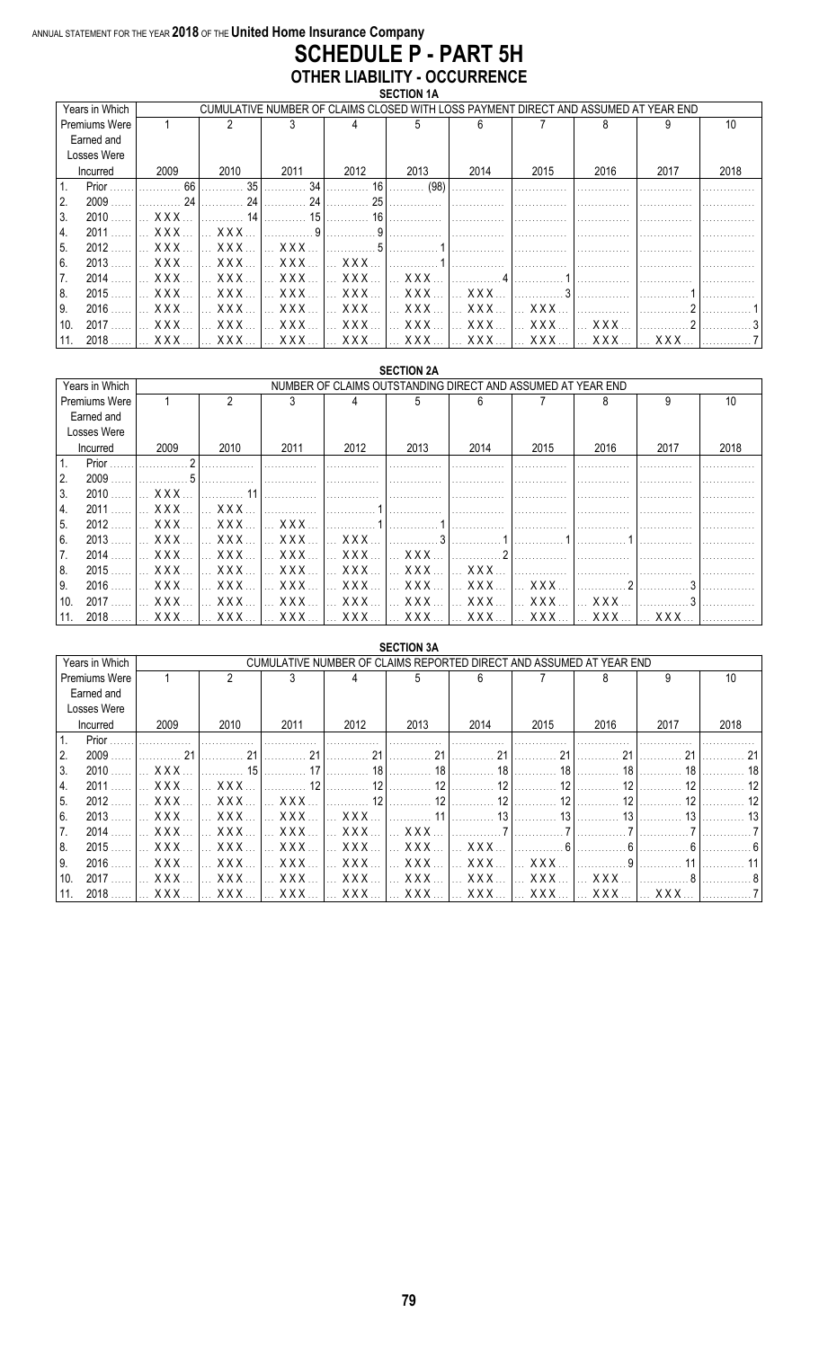ANNUAL STATEMENT FOR THE YEAR 2018 OF THE United Home Insurance Company

# SCHEDULE P - PART 5H

## OTHER LIABILITY - OCCURRENCE

### SECTION 1A

| Years in Which Premiums Were Earned and Losses Were Incurred | CUMULATIVE NUMBER OF CLAIMS CLOSED WITH LOSS PAYMENT DIRECT AND ASSUMED AT YEAR END | | | | | | | | | |
|---|---|---|---|---|---|---|---|---|---|---|
| | 1 | 2 | 3 | 4 | 5 | 6 | 7 | 8 | 9 | 10 |
| | 2009 | 2010 | 2011 | 2012 | 2013 | 2014 | 2015 | 2016 | 2017 | 2018 |
| 1. Prior | 66 | 35 | 34 | 16 | (98) | | | | | |
| 2. 2009 | 24 | 24 | 24 | 25 | | | | | | |
| 3. 2010 | XXX | 14 | 15 | 16 | | | | | | |
| 4. 2011 | XXX | XXX | 9 | 9 | | | | | | |
| 5. 2012 | XXX | XXX | XXX | 5 | 1 | | | | | |
| 6. 2013 | XXX | XXX | XXX | XXX | 1 | | | | | |
| 7. 2014 | XXX | XXX | XXX | XXX | XXX | 4 | 1 | | | |
| 8. 2015 | XXX | XXX | XXX | XXX | XXX | XXX | 3 | | 1 | |
| 9. 2016 | XXX | XXX | XXX | XXX | XXX | XXX | XXX | | 2 | 1 |
| 10. 2017 | XXX | XXX | XXX | XXX | XXX | XXX | XXX | XXX | 2 | 3 |
| 11. 2018 | XXX | XXX | XXX | XXX | XXX | XXX | XXX | XXX | XXX | 7 |

### SECTION 2A

| Years in Which Premiums Were Earned and Losses Were Incurred | NUMBER OF CLAIMS OUTSTANDING DIRECT AND ASSUMED AT YEAR END | | | | | | | | | |
|---|---|---|---|---|---|---|---|---|---|---|
| | 1 | 2 | 3 | 4 | 5 | 6 | 7 | 8 | 9 | 10 |
| | 2009 | 2010 | 2011 | 2012 | 2013 | 2014 | 2015 | 2016 | 2017 | 2018 |
| 1. Prior | 2 | | | | | | | | | |
| 2. 2009 | 5 | | | | | | | | | |
| 3. 2010 | XXX | 11 | | | | | | | | |
| 4. 2011 | XXX | XXX | | 1 | | | | | | |
| 5. 2012 | XXX | XXX | XXX | 1 | 1 | | | | | |
| 6. 2013 | XXX | XXX | XXX | XXX | 3 | 1 | 1 | 1 | | |
| 7. 2014 | XXX | XXX | XXX | XXX | XXX | 2 | | | | |
| 8. 2015 | XXX | XXX | XXX | XXX | XXX | XXX | | | | |
| 9. 2016 | XXX | XXX | XXX | XXX | XXX | XXX | XXX | 2 | 3 | |
| 10. 2017 | XXX | XXX | XXX | XXX | XXX | XXX | XXX | XXX | 3 | |
| 11. 2018 | XXX | XXX | XXX | XXX | XXX | XXX | XXX | XXX | XXX | |

### SECTION 3A

| Years in Which Premiums Were Earned and Losses Were Incurred | CUMULATIVE NUMBER OF CLAIMS REPORTED DIRECT AND ASSUMED AT YEAR END | | | | | | | | | |
|---|---|---|---|---|---|---|---|---|---|---|
| | 1 | 2 | 3 | 4 | 5 | 6 | 7 | 8 | 9 | 10 |
| | 2009 | 2010 | 2011 | 2012 | 2013 | 2014 | 2015 | 2016 | 2017 | 2018 |
| 1. Prior | | | | | | | | | | |
| 2. 2009 | 21 | 21 | 21 | 21 | 21 | 21 | 21 | 21 | 21 | 21 |
| 3. 2010 | XXX | 15 | 17 | 18 | 18 | 18 | 18 | 18 | 18 | 18 |
| 4. 2011 | XXX | XXX | 12 | 12 | 12 | 12 | 12 | 12 | 12 | 12 |
| 5. 2012 | XXX | XXX | XXX | 12 | 12 | 12 | 12 | 12 | 12 | 12 |
| 6. 2013 | XXX | XXX | XXX | XXX | 11 | 13 | 13 | 13 | 13 | 13 |
| 7. 2014 | XXX | XXX | XXX | XXX | XXX | 7 | 7 | 7 | 7 | 7 |
| 8. 2015 | XXX | XXX | XXX | XXX | XXX | XXX | 6 | 6 | 6 | 6 |
| 9. 2016 | XXX | XXX | XXX | XXX | XXX | XXX | XXX | 9 | 11 | 11 |
| 10. 2017 | XXX | XXX | XXX | XXX | XXX | XXX | XXX | XXX | 8 | 8 |
| 11. 2018 | XXX | XXX | XXX | XXX | XXX | XXX | XXX | XXX | XXX | 7 |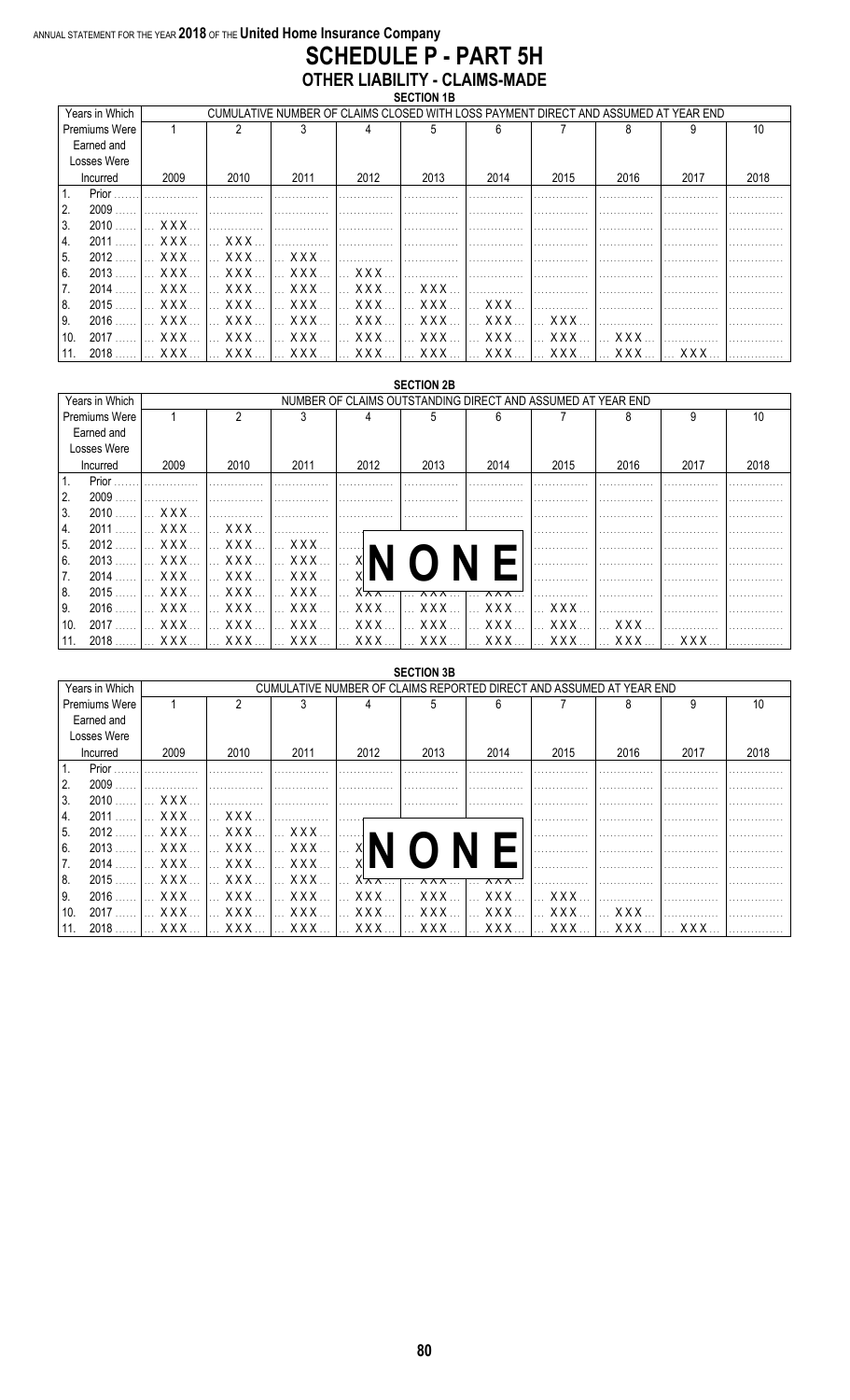ANNUAL STATEMENT FOR THE YEAR 2018 OF THE United Home Insurance Company

# SCHEDULE P - PART 5H

## OTHER LIABILITY - CLAIMS-MADE

### SECTION 1B

| Years in Which Premiums Were Earned and Losses Were Incurred | CUMULATIVE NUMBER OF CLAIMS CLOSED WITH LOSS PAYMENT DIRECT AND ASSUMED AT YEAR END | | | | | | | | | |
|---|---|---|---|---|---|---|---|---|---|---|
| | 1 | 2 | 3 | 4 | 5 | 6 | 7 | 8 | 9 | 10 |
| | 2009 | 2010 | 2011 | 2012 | 2013 | 2014 | 2015 | 2016 | 2017 | 2018 |
| 1. Prior | | | | | | | | | | |
| 2. 2009 | | | | | | | | | | |
| 3. 2010 | XXX | | | | | | | | | |
| 4. 2011 | XXX | XXX | | | | | | | | |
| 5. 2012 | XXX | XXX | XXX | | | | | | | |
| 6. 2013 | XXX | XXX | XXX | XXX | | | | | | |
| 7. 2014 | XXX | XXX | XXX | XXX | XXX | | | | | |
| 8. 2015 | XXX | XXX | XXX | XXX | XXX | XXX | | | | |
| 9. 2016 | XXX | XXX | XXX | XXX | XXX | XXX | XXX | | | |
| 10. 2017 | XXX | XXX | XXX | XXX | XXX | XXX | XXX | XXX | | |
| 11. 2018 | XXX | XXX | XXX | XXX | XXX | XXX | XXX | XXX | XXX | |

### SECTION 2B

| Years in Which Premiums Were Earned and Losses Were Incurred | NUMBER OF CLAIMS OUTSTANDING DIRECT AND ASSUMED AT YEAR END | | | | | | | | | |
|---|---|---|---|---|---|---|---|---|---|---|
| | 1 | 2 | 3 | 4 | 5 | 6 | 7 | 8 | 9 | 10 |
| | 2009 | 2010 | 2011 | 2012 | 2013 | 2014 | 2015 | 2016 | 2017 | 2018 |
| 1. Prior | | | | | | | | | | |
| 2. 2009 | | | | | | | | | | |
| 3. 2010 | XXX | | | | | | | | | |
| 4. 2011 | XXX | XXX | | | | | | | | |
| 5. 2012 | XXX | XXX | XXX | | | | | | | |
| 6. 2013 | XXX | XXX | XXX | XXX | | | | | | |
| 7. 2014 | XXX | XXX | XXX | XXX | XXX | | | | | |
| 8. 2015 | XXX | XXX | XXX | XXX | XXX | XXX | | | | |
| 9. 2016 | XXX | XXX | XXX | XXX | XXX | XXX | XXX | | | |
| 10. 2017 | XXX | XXX | XXX | XXX | XXX | XXX | XXX | XXX | | |
| 11. 2018 | XXX | XXX | XXX | XXX | XXX | XXX | XXX | XXX | XXX | |

NONE

### SECTION 3B

| Years in Which Premiums Were Earned and Losses Were Incurred | CUMULATIVE NUMBER OF CLAIMS REPORTED DIRECT AND ASSUMED AT YEAR END | | | | | | | | | |
|---|---|---|---|---|---|---|---|---|---|---|
| | 1 | 2 | 3 | 4 | 5 | 6 | 7 | 8 | 9 | 10 |
| | 2009 | 2010 | 2011 | 2012 | 2013 | 2014 | 2015 | 2016 | 2017 | 2018 |
| 1. Prior | | | | | | | | | | |
| 2. 2009 | | | | | | | | | | |
| 3. 2010 | XXX | | | | | | | | | |
| 4. 2011 | XXX | XXX | | | | | | | | |
| 5. 2012 | XXX | XXX | XXX | | | | | | | |
| 6. 2013 | XXX | XXX | XXX | XXX | | | | | | |
| 7. 2014 | XXX | XXX | XXX | XXX | XXX | | | | | |
| 8. 2015 | XXX | XXX | XXX | XXX | XXX | XXX | | | | |
| 9. 2016 | XXX | XXX | XXX | XXX | XXX | XXX | XXX | | | |
| 10. 2017 | XXX | XXX | XXX | XXX | XXX | XXX | XXX | XXX | | |
| 11. 2018 | XXX | XXX | XXX | XXX | XXX | XXX | XXX | XXX | XXX | |

NONE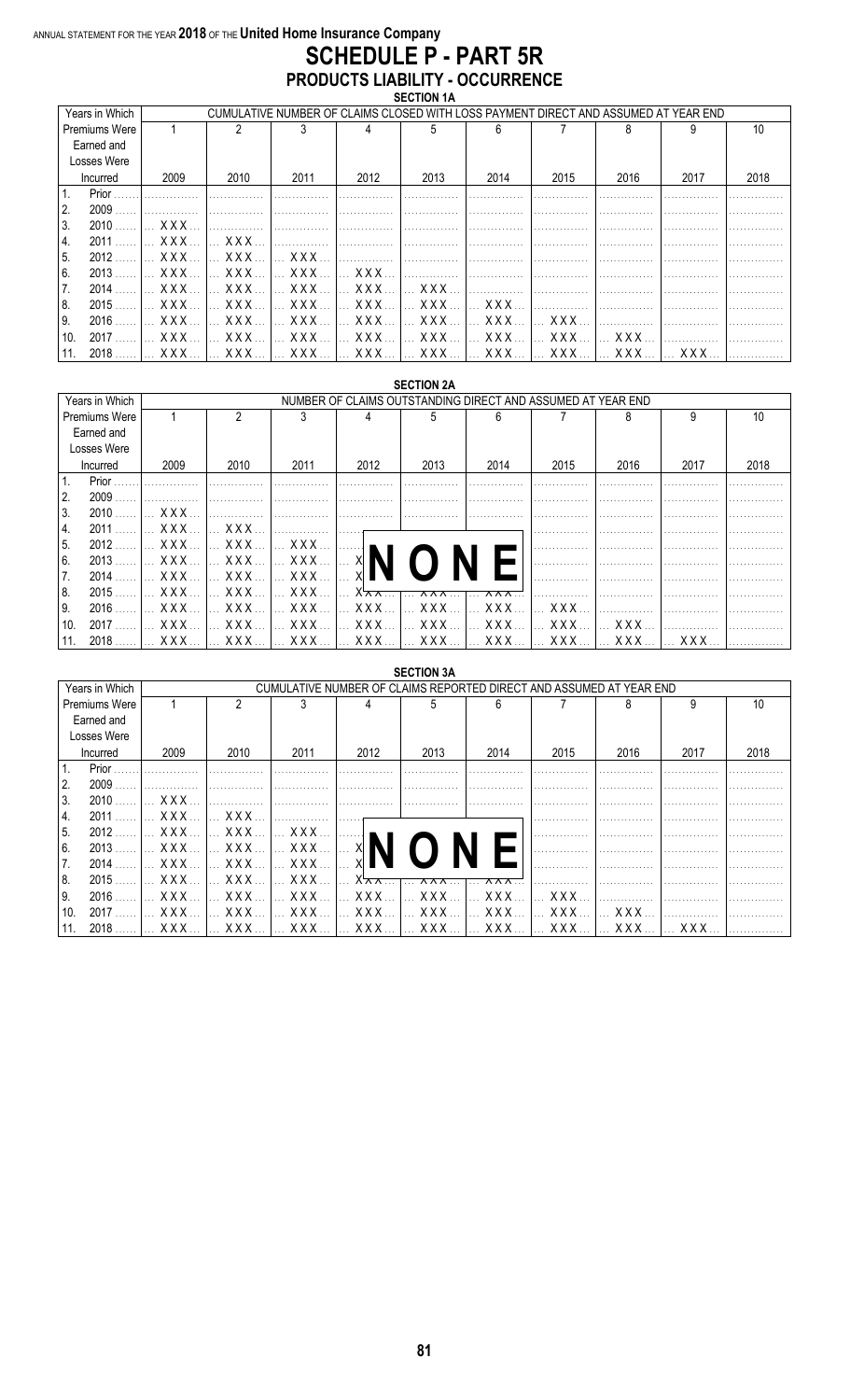ANNUAL STATEMENT FOR THE YEAR 2018 OF THE United Home Insurance Company

# SCHEDULE P - PART 5R

## PRODUCTS LIABILITY - OCCURRENCE

### SECTION 1A

| Years in Which Premiums Were Earned and Losses Were Incurred | CUMULATIVE NUMBER OF CLAIMS CLOSED WITH LOSS PAYMENT DIRECT AND ASSUMED AT YEAR END | | | | | | | | | |
|---|---|---|---|---|---|---|---|---|---|---|
| | 1 | 2 | 3 | 4 | 5 | 6 | 7 | 8 | 9 | 10 |
| | 2009 | 2010 | 2011 | 2012 | 2013 | 2014 | 2015 | 2016 | 2017 | 2018 |
| 1. Prior | | | | | | | | | | |
| 2. 2009 | | | | | | | | | | |
| 3. 2010 | XXX | | | | | | | | | |
| 4. 2011 | XXX | XXX | | | | | | | | |
| 5. 2012 | XXX | XXX | XXX | | | | | | | |
| 6. 2013 | XXX | XXX | XXX | XXX | | | | | | |
| 7. 2014 | XXX | XXX | XXX | XXX | XXX | | | | | |
| 8. 2015 | XXX | XXX | XXX | XXX | XXX | XXX | | | | |
| 9. 2016 | XXX | XXX | XXX | XXX | XXX | XXX | XXX | | | |
| 10. 2017 | XXX | XXX | XXX | XXX | XXX | XXX | XXX | XXX | | |
| 11. 2018 | XXX | XXX | XXX | XXX | XXX | XXX | XXX | XXX | XXX | |

### SECTION 2A

| Years in Which Premiums Were Earned and Losses Were Incurred | NUMBER OF CLAIMS OUTSTANDING DIRECT AND ASSUMED AT YEAR END | | | | | | | | | |
|---|---|---|---|---|---|---|---|---|---|---|
| | 1 | 2 | 3 | 4 | 5 | 6 | 7 | 8 | 9 | 10 |
| | 2009 | 2010 | 2011 | 2012 | 2013 | 2014 | 2015 | 2016 | 2017 | 2018 |
| 1. Prior | | | | | | | | | | |
| 2. 2009 | | | | | | | | | | |
| 3. 2010 | XXX | | | | | | | | | |
| 4. 2011 | XXX | XXX | | | | | | | | |
| 5. 2012 | XXX | XXX | XXX | | | | | | | |
| 6. 2013 | XXX | XXX | XXX | XXX | | | | | | |
| 7. 2014 | XXX | XXX | XXX | XXX | XXX | | | | | |
| 8. 2015 | XXX | XXX | XXX | XXX | XXX | XXX | | | | |
| 9. 2016 | XXX | XXX | XXX | XXX | XXX | XXX | XXX | | | |
| 10. 2017 | XXX | XXX | XXX | XXX | XXX | XXX | XXX | XXX | | |
| 11. 2018 | XXX | XXX | XXX | XXX | XXX | XXX | XXX | XXX | XXX | |

NONE

### SECTION 3A

| Years in Which Premiums Were Earned and Losses Were Incurred | CUMULATIVE NUMBER OF CLAIMS REPORTED DIRECT AND ASSUMED AT YEAR END | | | | | | | | | |
|---|---|---|---|---|---|---|---|---|---|---|
| | 1 | 2 | 3 | 4 | 5 | 6 | 7 | 8 | 9 | 10 |
| | 2009 | 2010 | 2011 | 2012 | 2013 | 2014 | 2015 | 2016 | 2017 | 2018 |
| 1. Prior | | | | | | | | | | |
| 2. 2009 | | | | | | | | | | |
| 3. 2010 | XXX | | | | | | | | | |
| 4. 2011 | XXX | XXX | | | | | | | | |
| 5. 2012 | XXX | XXX | XXX | | | | | | | |
| 6. 2013 | XXX | XXX | XXX | XXX | | | | | | |
| 7. 2014 | XXX | XXX | XXX | XXX | XXX | | | | | |
| 8. 2015 | XXX | XXX | XXX | XXX | XXX | XXX | | | | |
| 9. 2016 | XXX | XXX | XXX | XXX | XXX | XXX | XXX | | | |
| 10. 2017 | XXX | XXX | XXX | XXX | XXX | XXX | XXX | XXX | | |
| 11. 2018 | XXX | XXX | XXX | XXX | XXX | XXX | XXX | XXX | XXX | |

NONE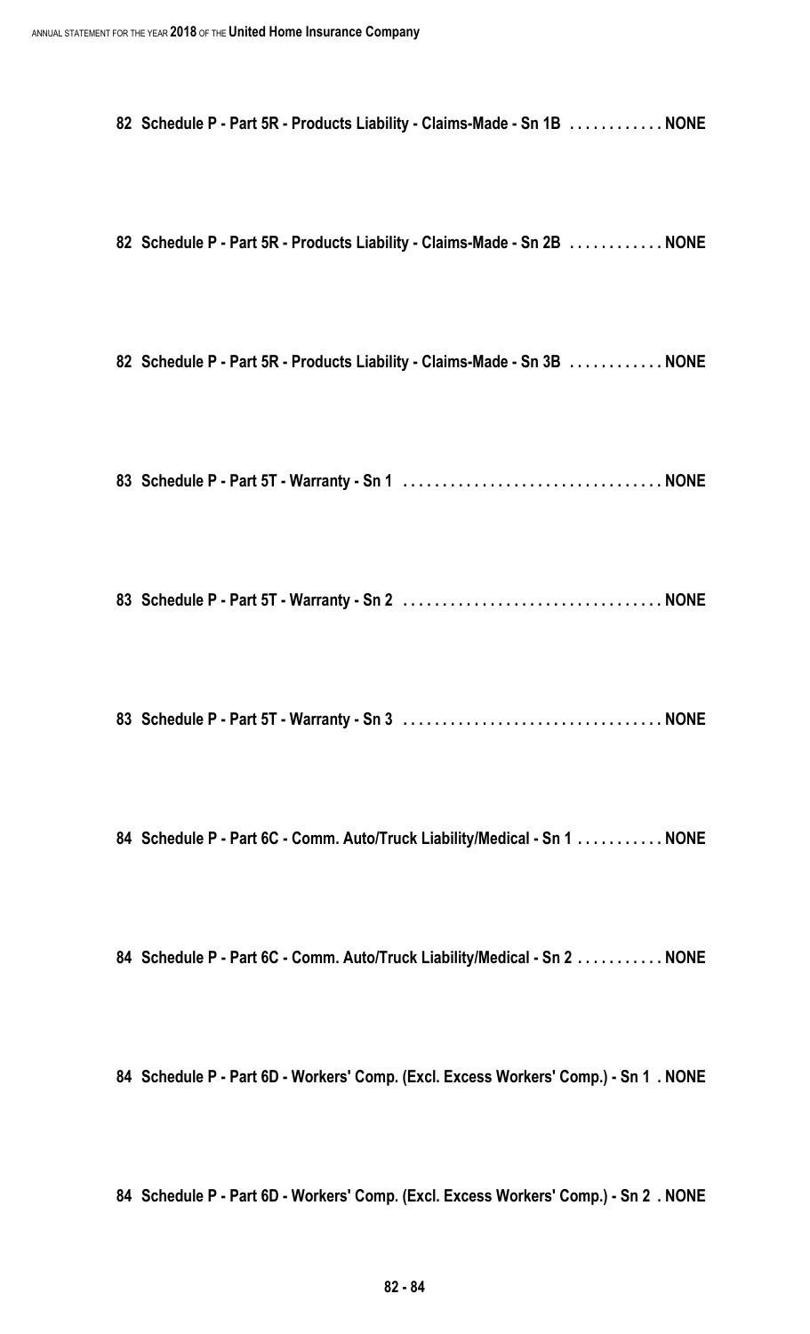**82 Schedule P - Part 5R - Products Liability - Claims-Made - Sn 1B . . . . . . . . . . . . NONE**

**82 Schedule P - Part 5R - Products Liability - Claims-Made - Sn 2B . . . . . . . . . . . . NONE**

**82 Schedule P - Part 5R - Products Liability - Claims-Made - Sn 3B . . . . . . . . . . . . NONE**

**83 Schedule P - Part 5T - Warranty - Sn 1 . . . . . . . . . . . . . . . . . . . . . . . . . . . . . . . . . NONE**

**83 Schedule P - Part 5T - Warranty - Sn 2 . . . . . . . . . . . . . . . . . . . . . . . . . . . . . . . . . NONE**

**83 Schedule P - Part 5T - Warranty - Sn 3 . . . . . . . . . . . . . . . . . . . . . . . . . . . . . . . . . NONE**

**84 Schedule P - Part 6C - Comm. Auto/Truck Liability/Medical - Sn 1 . . . . . . . . . . . NONE**

**84 Schedule P - Part 6C - Comm. Auto/Truck Liability/Medical - Sn 2 . . . . . . . . . . . NONE**

**84 Schedule P - Part 6D - Workers' Comp. (Excl. Excess Workers' Comp.) - Sn 1 . NONE**

**84 Schedule P - Part 6D - Workers' Comp. (Excl. Excess Workers' Comp.) - Sn 2 . NONE**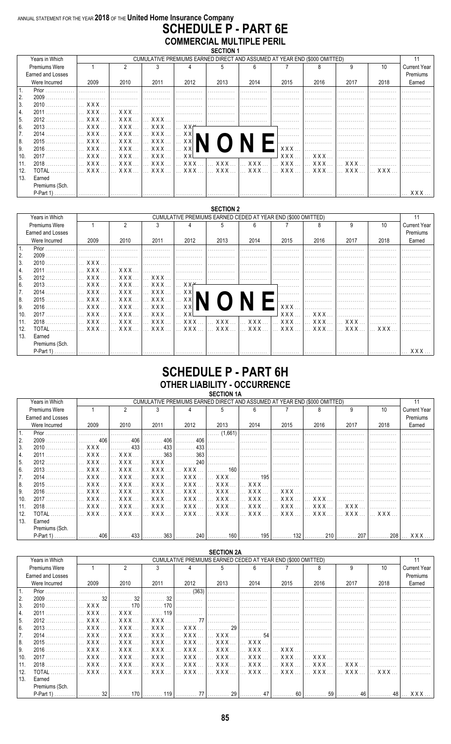ANNUAL STATEMENT FOR THE YEAR **2018** OF THE **United Home Insurance Company**

# SCHEDULE P - PART 6E
## COMMERCIAL MULTIPLE PERIL
### SECTION 1

| Years in Which Premiums Were Earned and Losses Were Incurred | CUMULATIVE PREMIUMS EARNED DIRECT AND ASSUMED AT YEAR END ($000 OMITTED) | | | | | | | | | | 11 |
|---|---|---|---|---|---|---|---|---|---|---|---|
| | 1<br>2009 | 2<br>2010 | 3<br>2011 | 4<br>2012 | 5<br>2013 | 6<br>2014 | 7<br>2015 | 8<br>2016 | 9<br>2017 | 10<br>2018 | Current Year Premiums Earned |
| 1. Prior | | | | | | | | | | | |
| 2. 2009 | | | | | | | | | | | |
| 3. 2010 | XXX | | | | | | | | | | |
| 4. 2011 | XXX | XXX | | | | | | | | | |
| 5. 2012 | XXX | XXX | XXX | | | | | | | | |
| 6. 2013 | XXX | XXX | XXX | XXX | | | | | | | |
| 7. 2014 | XXX | XXX | XXX | XXX | XXX | | | | | | |
| 8. 2015 | XXX | XXX | XXX | XXX | XXX | XXX | | | | | |
| 9. 2016 | XXX | XXX | XXX | XXX | XXX | XXX | XXX | | | | |
| 10. 2017 | XXX | XXX | XXX | XXX | XXX | XXX | XXX | XXX | | | |
| 11. 2018 | XXX | XXX | XXX | XXX | XXX | XXX | XXX | XXX | XXX | | |
| 12. TOTAL | XXX | XXX | XXX | XXX | XXX | XXX | XXX | XXX | XXX | XXX | |
| 13. Earned Premiums (Sch. P-Part 1) | | | | | | | | | | | XXX |

NONE

### SECTION 2

| Years in Which Premiums Were Earned and Losses Were Incurred | CUMULATIVE PREMIUMS EARNED CEDED AT YEAR END ($000 OMITTED) | | | | | | | | | | 11 |
|---|---|---|---|---|---|---|---|---|---|---|---|
| | 1<br>2009 | 2<br>2010 | 3<br>2011 | 4<br>2012 | 5<br>2013 | 6<br>2014 | 7<br>2015 | 8<br>2016 | 9<br>2017 | 10<br>2018 | Current Year Premiums Earned |
| 1. Prior | | | | | | | | | | | |
| 2. 2009 | | | | | | | | | | | |
| 3. 2010 | XXX | | | | | | | | | | |
| 4. 2011 | XXX | XXX | | | | | | | | | |
| 5. 2012 | XXX | XXX | XXX | | | | | | | | |
| 6. 2013 | XXX | XXX | XXX | XXX | | | | | | | |
| 7. 2014 | XXX | XXX | XXX | XXX | XXX | | | | | | |
| 8. 2015 | XXX | XXX | XXX | XXX | XXX | XXX | | | | | |
| 9. 2016 | XXX | XXX | XXX | XXX | XXX | XXX | XXX | | | | |
| 10. 2017 | XXX | XXX | XXX | XXX | XXX | XXX | XXX | XXX | | | |
| 11. 2018 | XXX | XXX | XXX | XXX | XXX | XXX | XXX | XXX | XXX | | |
| 12. TOTAL | XXX | XXX | XXX | XXX | XXX | XXX | XXX | XXX | XXX | XXX | |
| 13. Earned Premiums (Sch. P-Part 1) | | | | | | | | | | | XXX |

NONE

# SCHEDULE P - PART 6H
## OTHER LIABILITY - OCCURRENCE
### SECTION 1A

| Years in Which Premiums Were Earned and Losses Were Incurred | CUMULATIVE PREMIUMS EARNED DIRECT AND ASSUMED AT YEAR END ($000 OMITTED) | | | | | | | | | | 11 |
|---|---|---|---|---|---|---|---|---|---|---|---|
| | 1<br>2009 | 2<br>2010 | 3<br>2011 | 4<br>2012 | 5<br>2013 | 6<br>2014 | 7<br>2015 | 8<br>2016 | 9<br>2017 | 10<br>2018 | Current Year Premiums Earned |
| 1. Prior | | | | | (1,661) | | | | | | |
| 2. 2009 | 406 | 406 | 406 | 406 | | | | | | | |
| 3. 2010 | XXX | 433 | 433 | 433 | | | | | | | |
| 4. 2011 | XXX | XXX | 363 | 363 | | | | | | | |
| 5. 2012 | XXX | XXX | XXX | 240 | | | | | | | |
| 6. 2013 | XXX | XXX | XXX | XXX | 160 | | | | | | |
| 7. 2014 | XXX | XXX | XXX | XXX | XXX | 195 | | | | | |
| 8. 2015 | XXX | XXX | XXX | XXX | XXX | XXX | | | | | |
| 9. 2016 | XXX | XXX | XXX | XXX | XXX | XXX | XXX | | | | |
| 10. 2017 | XXX | XXX | XXX | XXX | XXX | XXX | XXX | XXX | | | |
| 11. 2018 | XXX | XXX | XXX | XXX | XXX | XXX | XXX | XXX | XXX | | |
| 12. TOTAL | XXX | XXX | XXX | XXX | XXX | XXX | XXX | XXX | XXX | XXX | |
| 13. Earned Premiums (Sch. P-Part 1) | 406 | 433 | 363 | 240 | 160 | 195 | 132 | 210 | 207 | 208 | XXX |

### SECTION 2A

| Years in Which Premiums Were Earned and Losses Were Incurred | CUMULATIVE PREMIUMS EARNED CEDED AT YEAR END ($000 OMITTED) | | | | | | | | | | 11 |
|---|---|---|---|---|---|---|---|---|---|---|---|
| | 1<br>2009 | 2<br>2010 | 3<br>2011 | 4<br>2012 | 5<br>2013 | 6<br>2014 | 7<br>2015 | 8<br>2016 | 9<br>2017 | 10<br>2018 | Current Year Premiums Earned |
| 1. Prior | | | | (363) | | | | | | | |
| 2. 2009 | 32 | 32 | 32 | | | | | | | | |
| 3. 2010 | XXX | 170 | 170 | | | | | | | | |
| 4. 2011 | XXX | XXX | 119 | | | | | | | | |
| 5. 2012 | XXX | XXX | XXX | 77 | | | | | | | |
| 6. 2013 | XXX | XXX | XXX | XXX | 29 | | | | | | |
| 7. 2014 | XXX | XXX | XXX | XXX | XXX | 54 | | | | | |
| 8. 2015 | XXX | XXX | XXX | XXX | XXX | XXX | | | | | |
| 9. 2016 | XXX | XXX | XXX | XXX | XXX | XXX | XXX | | | | |
| 10. 2017 | XXX | XXX | XXX | XXX | XXX | XXX | XXX | XXX | | | |
| 11. 2018 | XXX | XXX | XXX | XXX | XXX | XXX | XXX | XXX | XXX | | |
| 12. TOTAL | XXX | XXX | XXX | XXX | XXX | XXX | XXX | XXX | XXX | XXX | |
| 13. Earned Premiums (Sch. P-Part 1) | 32 | 170 | 119 | 77 | 29 | 47 | 60 | 59 | 46 | 48 | XXX |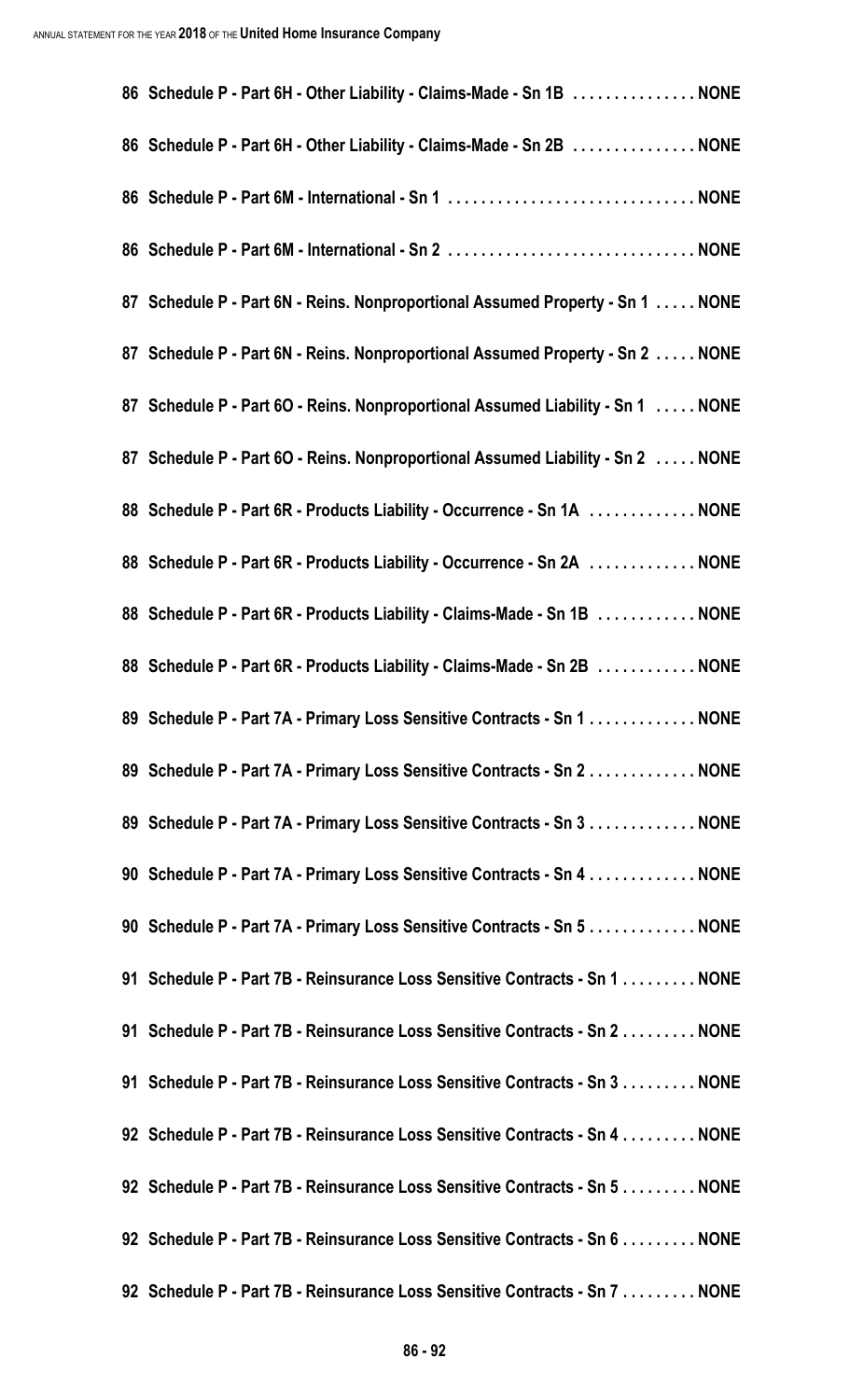86 Schedule P - Part 6H - Other Liability - Claims-Made - Sn 1B . . . . . . . . . . . . . . NONE

86 Schedule P - Part 6H - Other Liability - Claims-Made - Sn 2B . . . . . . . . . . . . . . NONE

86 Schedule P - Part 6M - International - Sn 1 . . . . . . . . . . . . . . . . . . . . . . . . . . . . . NONE

86 Schedule P - Part 6M - International - Sn 2 . . . . . . . . . . . . . . . . . . . . . . . . . . . . . NONE

87 Schedule P - Part 6N - Reins. Nonproportional Assumed Property - Sn 1 . . . . . NONE

87 Schedule P - Part 6N - Reins. Nonproportional Assumed Property - Sn 2 . . . . . NONE

87 Schedule P - Part 6O - Reins. Nonproportional Assumed Liability - Sn 1 . . . . . NONE

87 Schedule P - Part 6O - Reins. Nonproportional Assumed Liability - Sn 2 . . . . . NONE

88 Schedule P - Part 6R - Products Liability - Occurrence - Sn 1A . . . . . . . . . . . . NONE

88 Schedule P - Part 6R - Products Liability - Occurrence - Sn 2A . . . . . . . . . . . . NONE

88 Schedule P - Part 6R - Products Liability - Claims-Made - Sn 1B . . . . . . . . . . . NONE

88 Schedule P - Part 6R - Products Liability - Claims-Made - Sn 2B . . . . . . . . . . . NONE

89 Schedule P - Part 7A - Primary Loss Sensitive Contracts - Sn 1 . . . . . . . . . . . . NONE

89 Schedule P - Part 7A - Primary Loss Sensitive Contracts - Sn 2 . . . . . . . . . . . . NONE

89 Schedule P - Part 7A - Primary Loss Sensitive Contracts - Sn 3 . . . . . . . . . . . . NONE

90 Schedule P - Part 7A - Primary Loss Sensitive Contracts - Sn 4 . . . . . . . . . . . . NONE

90 Schedule P - Part 7A - Primary Loss Sensitive Contracts - Sn 5 . . . . . . . . . . . . NONE

91 Schedule P - Part 7B - Reinsurance Loss Sensitive Contracts - Sn 1 . . . . . . . . . NONE

91 Schedule P - Part 7B - Reinsurance Loss Sensitive Contracts - Sn 2 . . . . . . . . . NONE

91 Schedule P - Part 7B - Reinsurance Loss Sensitive Contracts - Sn 3 . . . . . . . . . NONE

92 Schedule P - Part 7B - Reinsurance Loss Sensitive Contracts - Sn 4 . . . . . . . . . NONE

92 Schedule P - Part 7B - Reinsurance Loss Sensitive Contracts - Sn 5 . . . . . . . . . NONE

92 Schedule P - Part 7B - Reinsurance Loss Sensitive Contracts - Sn 6 . . . . . . . . . NONE

92 Schedule P - Part 7B - Reinsurance Loss Sensitive Contracts - Sn 7 . . . . . . . . . NONE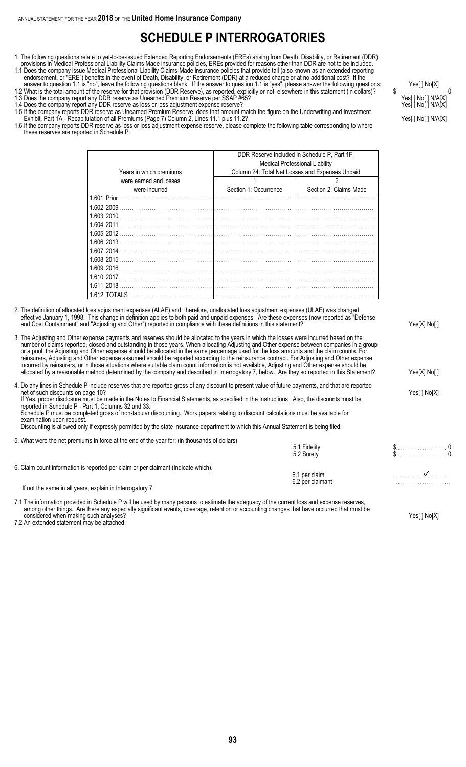# SCHEDULE P INTERROGATORIES

1. The following questions relate to yet-to-be-issued Extended Reporting Endorsements (EREs) arising from Death, Disability, or Retirement (DDR) provisions in Medical Professional Liability Claims Made insurance policies, EREs provided for reasons other than DDR are not to be included.

1.1 Does the company issue Medical Professional Liability Claims-Made insurance policies that provide tail (also known as an extended reporting endorsement, or "ERE") benefits in the event of Death, Disability, or Retirement (DDR) at a reduced charge or at no additional cost? If the answer to question 1.1 is "no", leave the following questions blank. If the answer to question 1.1 is "yes", please answer the following questions: Yes[ ] No[X]

1.2 What is the total amount of the reserve for that provision (DDR Reserve), as reported, explicitly or not, elsewhere in this statement (in dollars)? $ 0

1.3 Does the company report any DDR reserve as Unearned Premium Reserve per SSAP #65? Yes[ ] No[ ] N/A[X]

1.4 Does the company report any DDR reserve as loss or loss adjustment expense reserve? Yes[ ] No[ ] N/A[X]

1.5 If the company reports DDR reserve as Unearned Premium Reserve, does that amount match the figure on the Underwriting and Investment Exhibit, Part 1A - Recapitulation of all Premiums (Page 7) Column 2, Lines 11.1 plus 11.2? Yes[ ] No[ ] N/A[X]

1.6 If the company reports DDR reserve as loss or loss adjustment expense reserve, please complete the following table corresponding to where these reserves are reported in Schedule P:

| Years in which premiums were earned and losses were incurred | DDR Reserve Included in Schedule P, Part 1F, Medical Professional Liability Column 24: Total Net Losses and Expenses Unpaid | |
|---|---|---|
| | 1<br>Section 1: Occurrence | 2<br>Section 2: Claims-Made |
| 1.601 Prior | | |
| 1.602 2009 | | |
| 1.603 2010 | | |
| 1.604 2011 | | |
| 1.605 2012 | | |
| 1.606 2013 | | |
| 1.607 2014 | | |
| 1.608 2015 | | |
| 1.609 2016 | | |
| 1.610 2017 | | |
| 1.611 2018 | | |
| 1.612 TOTALS | | |

2. The definition of allocated loss adjustment expenses (ALAE) and, therefore, unallocated loss adjustment expenses (ULAE) was changed effective January 1, 1998. This change in definition applies to both paid and unpaid expenses. Are these expenses (now reported as "Defense and Cost Containment" and "Adjusting and Other") reported in compliance with these definitions in this statement? Yes[X] No[ ]

3. The Adjusting and Other expense payments and reserves should be allocated to the years in which the losses were incurred based on the number of claims reported, closed and outstanding in those years. When allocating Adjusting and Other expense between companies in a group or a pool, the Adjusting and Other expense should be allocated in the same percentage used for the loss amounts and the claim counts. For reinsurers, Adjusting and Other expense assumed should be reported according to the reinsurance contract. For Adjusting and Other expense incurred by reinsurers, or in those situations where suitable claim count information is not available, Adjusting and Other expense should be allocated by a reasonable method determined by the company and described in Interrogatory 7, below. Are they so reported in this Statement? Yes[X] No[ ]

4. Do any lines in Schedule P include reserves that are reported gross of any discount to present value of future payments, and that are reported net of such discounts on page 10? Yes[ ] No[X]

If Yes, proper disclosure must be made in the Notes to Financial Statements, as specified in the Instructions. Also, the discounts must be reported in Schedule P - Part 1, Columns 32 and 33.

Schedule P must be completed gross of non-tabular discounting. Work papers relating to discount calculations must be available for examination upon request.

Discounting is allowed only if expressly permitted by the state insurance department to which this Annual Statement is being filed.

5. What were the net premiums in force at the end of the year for: (in thousands of dollars)

5.1 Fidelity $ 0

5.2 Surety $ 0

6. Claim count information is reported per claim or per claimant (Indicate which).

6.1 per claim ✓

6.2 per claimant

If not the same in all years, explain in Interrogatory 7.

7.1 The information provided in Schedule P will be used by many persons to estimate the adequacy of the current loss and expense reserves, among other things. Are there any especially significant events, coverage, retention or accounting changes that have occurred that must be considered when making such analyses? Yes[ ] No[X]

7.2 An extended statement may be attached.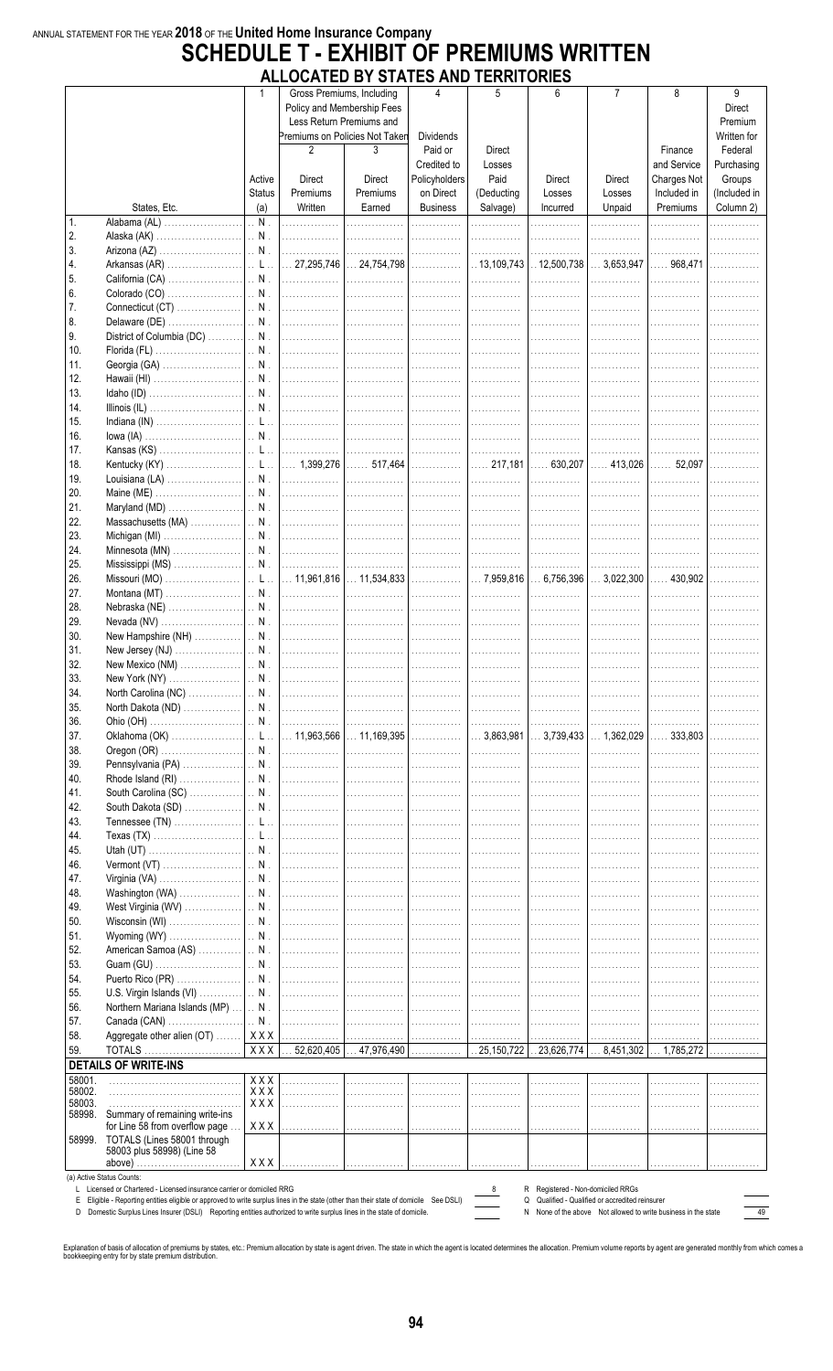ANNUAL STATEMENT FOR THE YEAR **2018** OF THE **United Home Insurance Company**

# SCHEDULE T - EXHIBIT OF PREMIUMS WRITTEN

## ALLOCATED BY STATES AND TERRITORIES

| | | 1 | Gross Premiums, Including Policy and Membership Fees Less Return Premiums and Premiums on Policies Not Taken | | 4 | 5 | 6 | 7 | 8 | 9 |
|---|---|---|---|---|---|---|---|---|---|---|
| | States, Etc. | Active Status (a) | 2 Direct Premiums Written | 3 Direct Premiums Earned | Dividends Paid or Credited to Policyholders on Direct Business | Direct Losses Paid (Deducting Salvage) | Direct Losses Incurred | Direct Losses Unpaid | Finance and Service Charges Not Included in Premiums | Direct Premium Written for Federal Purchasing Groups (Included in Column 2) |
| 1. | Alabama (AL) | N | | | | | | | | |
| 2. | Alaska (AK) | N | | | | | | | | |
| 3. | Arizona (AZ) | N | | | | | | | | |
| 4. | Arkansas (AR) | L | 27,295,746 | 24,754,798 | | 13,109,743 | 12,500,738 | 3,653,947 | 968,471 | |
| 5. | California (CA) | N | | | | | | | | |
| 6. | Colorado (CO) | N | | | | | | | | |
| 7. | Connecticut (CT) | N | | | | | | | | |
| 8. | Delaware (DE) | N | | | | | | | | |
| 9. | District of Columbia (DC) | N | | | | | | | | |
| 10. | Florida (FL) | N | | | | | | | | |
| 11. | Georgia (GA) | N | | | | | | | | |
| 12. | Hawaii (HI) | N | | | | | | | | |
| 13. | Idaho (ID) | N | | | | | | | | |
| 14. | Illinois (IL) | N | | | | | | | | |
| 15. | Indiana (IN) | L | | | | | | | | |
| 16. | Iowa (IA) | N | | | | | | | | |
| 17. | Kansas (KS) | L | | | | | | | | |
| 18. | Kentucky (KY) | L | 1,399,276 | 517,464 | | 217,181 | 630,207 | 413,026 | 52,097 | |
| 19. | Louisiana (LA) | N | | | | | | | | |
| 20. | Maine (ME) | N | | | | | | | | |
| 21. | Maryland (MD) | N | | | | | | | | |
| 22. | Massachusetts (MA) | N | | | | | | | | |
| 23. | Michigan (MI) | N | | | | | | | | |
| 24. | Minnesota (MN) | N | | | | | | | | |
| 25. | Mississippi (MS) | N | | | | | | | | |
| 26. | Missouri (MO) | L | 11,961,816 | 11,534,833 | | 7,959,816 | 6,756,396 | 3,022,300 | 430,902 | |
| 27. | Montana (MT) | N | | | | | | | | |
| 28. | Nebraska (NE) | N | | | | | | | | |
| 29. | Nevada (NV) | N | | | | | | | | |
| 30. | New Hampshire (NH) | N | | | | | | | | |
| 31. | New Jersey (NJ) | N | | | | | | | | |
| 32. | New Mexico (NM) | N | | | | | | | | |
| 33. | New York (NY) | N | | | | | | | | |
| 34. | North Carolina (NC) | N | | | | | | | | |
| 35. | North Dakota (ND) | N | | | | | | | | |
| 36. | Ohio (OH) | N | | | | | | | | |
| 37. | Oklahoma (OK) | L | 11,963,566 | 11,169,395 | | 3,863,981 | 3,739,433 | 1,362,029 | 333,803 | |
| 38. | Oregon (OR) | N | | | | | | | | |
| 39. | Pennsylvania (PA) | N | | | | | | | | |
| 40. | Rhode Island (RI) | N | | | | | | | | |
| 41. | South Carolina (SC) | N | | | | | | | | |
| 42. | South Dakota (SD) | N | | | | | | | | |
| 43. | Tennessee (TN) | L | | | | | | | | |
| 44. | Texas (TX) | L | | | | | | | | |
| 45. | Utah (UT) | N | | | | | | | | |
| 46. | Vermont (VT) | N | | | | | | | | |
| 47. | Virginia (VA) | N | | | | | | | | |
| 48. | Washington (WA) | N | | | | | | | | |
| 49. | West Virginia (WV) | N | | | | | | | | |
| 50. | Wisconsin (WI) | N | | | | | | | | |
| 51. | Wyoming (WY) | N | | | | | | | | |
| 52. | American Samoa (AS) | N | | | | | | | | |
| 53. | Guam (GU) | N | | | | | | | | |
| 54. | Puerto Rico (PR) | N | | | | | | | | |
| 55. | U.S. Virgin Islands (VI) | N | | | | | | | | |
| 56. | Northern Mariana Islands (MP) | N | | | | | | | | |
| 57. | Canada (CAN) | N | | | | | | | | |
| 58. | Aggregate other alien (OT) | XXX | | | | | | | | |
| 59. | TOTALS | XXX | 52,620,405 | 47,976,490 | | 25,150,722 | 23,626,774 | 8,451,302 | 1,785,272 | |
| | **DETAILS OF WRITE-INS** | | | | | | | | | |
| 58001. | | XXX | | | | | | | | |
| 58002. | | XXX | | | | | | | | |
| 58003. | | XXX | | | | | | | | |
| 58998. | Summary of remaining write-ins for Line 58 from overflow page | XXX | | | | | | | | |
| 58999. | TOTALS (Lines 58001 through 58003 plus 58998) (Line 58 above) | XXX | | | | | | | | |

(a) Active Status Counts:

L Licensed or Chartered - Licensed insurance carrier or domiciled RRG ..... 8

E Eligible - Reporting entities eligible or approved to write surplus lines in the state (other than their state of domicile See DSLI) .....

D Domestic Surplus Lines Insurer (DSLI) Reporting entities authorized to write surplus lines in the state of domicile. .....

R Registered - Non-domiciled RRGs .....

Q Qualified - Qualified or accredited reinsurer .....

N None of the above Not allowed to write business in the state ..... 49

Explanation of basis of allocation of premiums by states, etc.: Premium allocation by state is agent driven. The state in which the agent is located determines the allocation. Premium volume reports by agent are generated monthly from which comes a bookkeeping entry for by state premium distribution.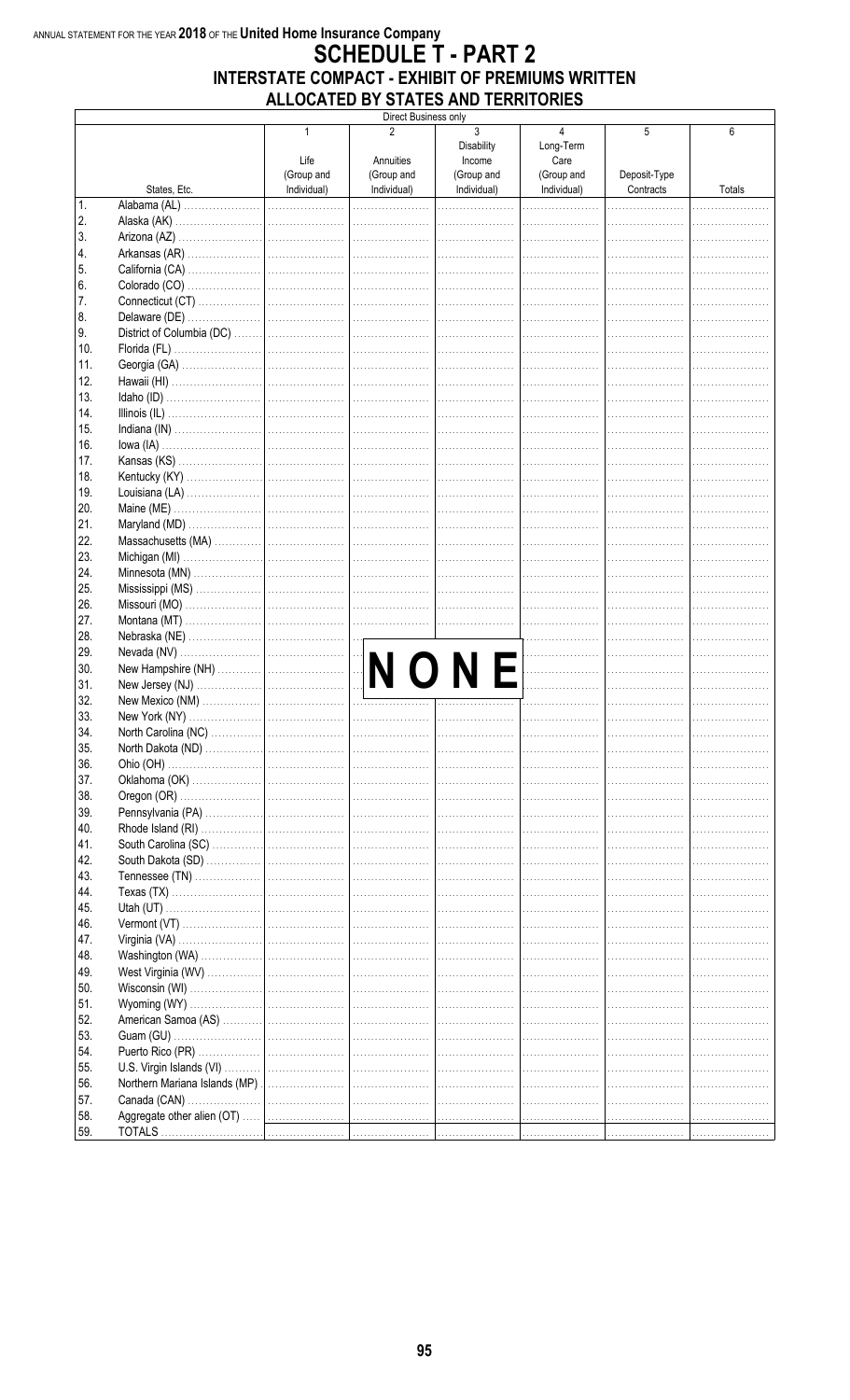ANNUAL STATEMENT FOR THE YEAR **2018** OF THE **United Home Insurance Company**

# SCHEDULE T - PART 2

## INTERSTATE COMPACT - EXHIBIT OF PREMIUMS WRITTEN ALLOCATED BY STATES AND TERRITORIES

Direct Business only

| | States, Etc. | 1<br>Life<br>(Group and Individual) | 2<br>Annuities<br>(Group and Individual) | 3<br>Disability Income<br>(Group and Individual) | 4<br>Long-Term Care<br>(Group and Individual) | 5<br>Deposit-Type Contracts | 6<br>Totals |
|---|---|---|---|---|---|---|---|
| 1. | Alabama (AL) | | | | | | |
| 2. | Alaska (AK) | | | | | | |
| 3. | Arizona (AZ) | | | | | | |
| 4. | Arkansas (AR) | | | | | | |
| 5. | California (CA) | | | | | | |
| 6. | Colorado (CO) | | | | | | |
| 7. | Connecticut (CT) | | | | | | |
| 8. | Delaware (DE) | | | | | | |
| 9. | District of Columbia (DC) | | | | | | |
| 10. | Florida (FL) | | | | | | |
| 11. | Georgia (GA) | | | | | | |
| 12. | Hawaii (HI) | | | | | | |
| 13. | Idaho (ID) | | | | | | |
| 14. | Illinois (IL) | | | | | | |
| 15. | Indiana (IN) | | | | | | |
| 16. | Iowa (IA) | | | | | | |
| 17. | Kansas (KS) | | | | | | |
| 18. | Kentucky (KY) | | | | | | |
| 19. | Louisiana (LA) | | | | | | |
| 20. | Maine (ME) | | | | | | |
| 21. | Maryland (MD) | | | | | | |
| 22. | Massachusetts (MA) | | | | | | |
| 23. | Michigan (MI) | | | | | | |
| 24. | Minnesota (MN) | | | | | | |
| 25. | Mississippi (MS) | | | | | | |
| 26. | Missouri (MO) | | | | | | |
| 27. | Montana (MT) | | | | | | |
| 28. | Nebraska (NE) | | | | | | |
| 29. | Nevada (NV) | | | | | | |
| 30. | New Hampshire (NH) | | | | | | |
| 31. | New Jersey (NJ) | | | | | | |
| 32. | New Mexico (NM) | | | | | | |
| 33. | New York (NY) | | | | | | |
| 34. | North Carolina (NC) | | | | | | |
| 35. | North Dakota (ND) | | | | | | |
| 36. | Ohio (OH) | | | | | | |
| 37. | Oklahoma (OK) | | | | | | |
| 38. | Oregon (OR) | | | | | | |
| 39. | Pennsylvania (PA) | | | | | | |
| 40. | Rhode Island (RI) | | | | | | |
| 41. | South Carolina (SC) | | | | | | |
| 42. | South Dakota (SD) | | | | | | |
| 43. | Tennessee (TN) | | | | | | |
| 44. | Texas (TX) | | | | | | |
| 45. | Utah (UT) | | | | | | |
| 46. | Vermont (VT) | | | | | | |
| 47. | Virginia (VA) | | | | | | |
| 48. | Washington (WA) | | | | | | |
| 49. | West Virginia (WV) | | | | | | |
| 50. | Wisconsin (WI) | | | | | | |
| 51. | Wyoming (WY) | | | | | | |
| 52. | American Samoa (AS) | | | | | | |
| 53. | Guam (GU) | | | | | | |
| 54. | Puerto Rico (PR) | | | | | | |
| 55. | U.S. Virgin Islands (VI) | | | | | | |
| 56. | Northern Mariana Islands (MP) | | | | | | |
| 57. | Canada (CAN) | | | | | | |
| 58. | Aggregate other alien (OT) | | | | | | |
| 59. | TOTALS | | | | | | |

**NONE**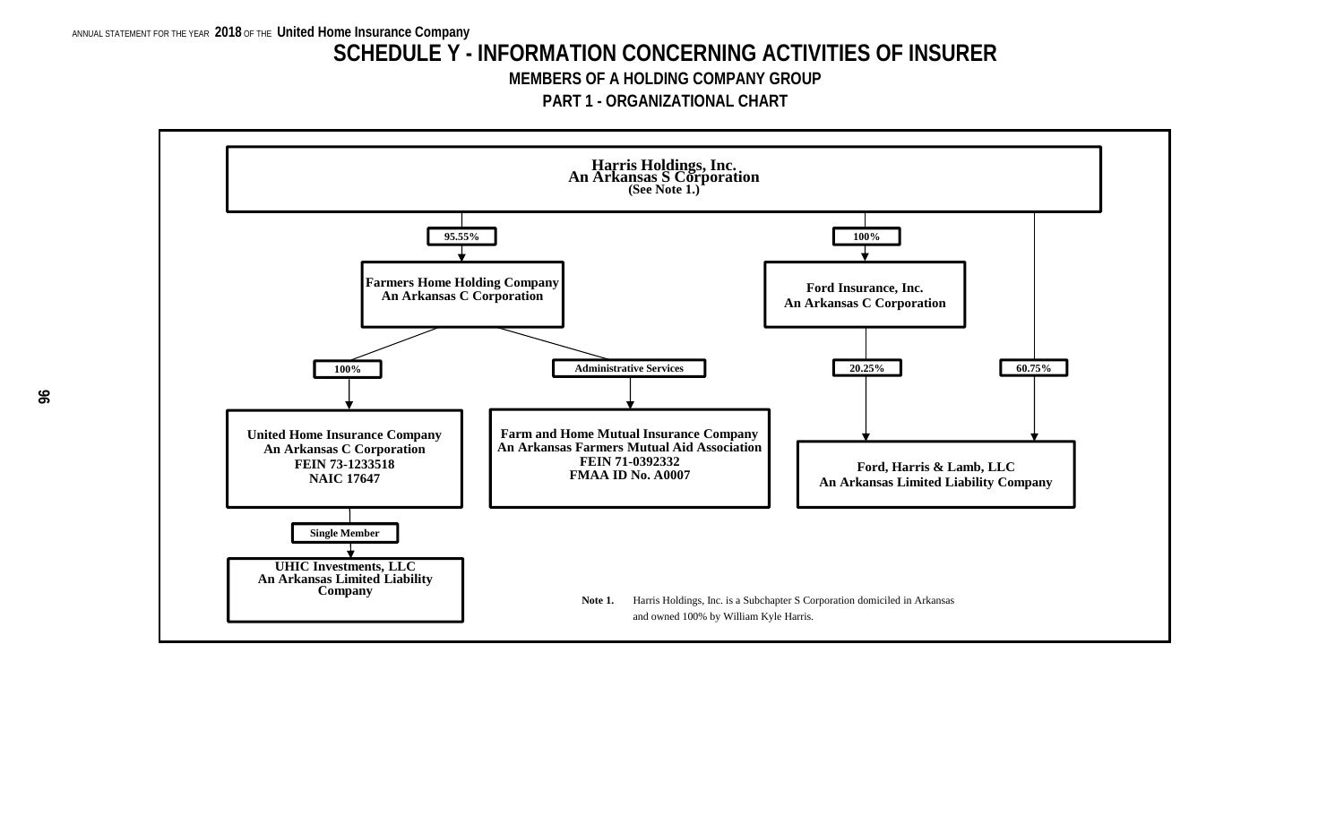ANNUAL STATEMENT FOR THE YEAR **2018** OF THE **United Home Insurance Company**

# SCHEDULE Y - INFORMATION CONCERNING ACTIVITIES OF INSURER

## MEMBERS OF A HOLDING COMPANY GROUP

## PART 1 - ORGANIZATIONAL CHART

**Harris Holdings, Inc.**
**An Arkansas S Corporation**
**(See Note 1.)**

- **95.55%** → **Farmers Home Holding Company**, An Arkansas C Corporation
  - **100%** → **United Home Insurance Company**, An Arkansas C Corporation, FEIN 73-1233518, NAIC 17647
    - **Single Member** → **UHIC Investments, LLC**, An Arkansas Limited Liability Company
  - **Administrative Services** → **Farm and Home Mutual Insurance Company**, An Arkansas Farmers Mutual Aid Association, FEIN 71-0392332, FMAA ID No. A0007
- **100%** → **Ford Insurance, Inc.**, An Arkansas C Corporation
  - **20.25%** → **Ford, Harris & Lamb, LLC**, An Arkansas Limited Liability Company
- **60.75%** → **Ford, Harris & Lamb, LLC**, An Arkansas Limited Liability Company

**Note 1.** Harris Holdings, Inc. is a Subchapter S Corporation domiciled in Arkansas and owned 100% by William Kyle Harris.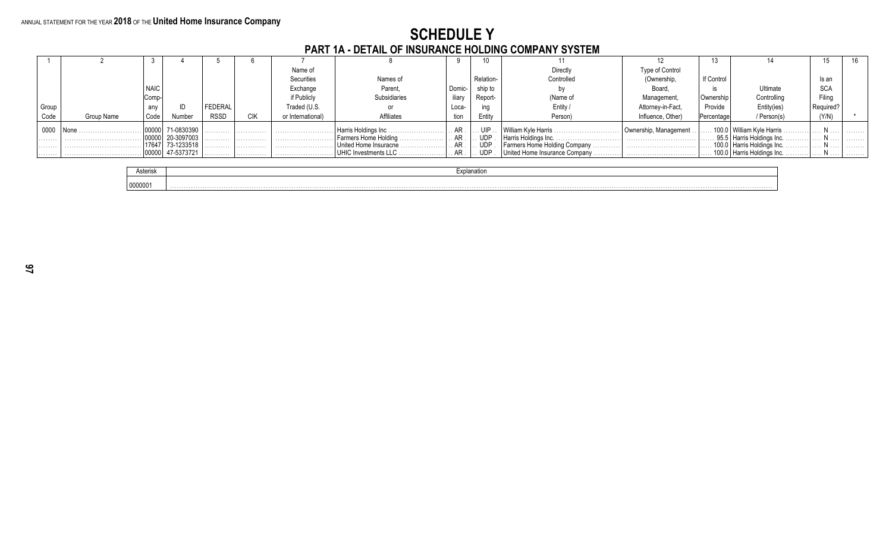ANNUAL STATEMENT FOR THE YEAR **2018** OF THE **United Home Insurance Company**

# SCHEDULE Y

## PART 1A - DETAIL OF INSURANCE HOLDING COMPANY SYSTEM

| 1 | 2 | 3 | 4 | 5 | 6 | 7 | 8 | 9 | 10 | 11 | 12 | 13 | 14 | 15 | 16 |
|---|---|---|---|---|---|---|---|---|---|---|---|---|---|---|---|
| Group Code | Group Name | NAIC Company Code | ID Number | FEDERAL RSSD | CIK | Name of Securities Exchange if Publicly Traded (U.S. or International) | Names of Parent, Subsidiaries or Affiliates | Domiciliary Location | Relationship to Reporting Entity | Directly Controlled by (Name of Entity / Person) | Type of Control (Ownership, Board, Management, Attorney-in-Fact, Influence, Other) | If Control is Ownership Provide Percentage | Ultimate Controlling Entity(ies) / Person(s) | Is an SCA Filing Required? (Y/N) | * |
| 0000 | None | 00000 | 71-0830390 | | | | Harris Holdings Inc | AR | UIP | William Kyle Harris | Ownership, Management | 100.0 | William Kyle Harris | N | |
| | | 00000 | 20-3097003 | | | | Farmers Home Holding | AR | UDP | Harris Holdings Inc. | | 95.5 | Harris Holdings Inc. | N | |
| | | 17647 | 73-1233518 | | | | United Home Insuracne | AR | UDP | Farmers Home Holding Company | | 100.0 | Harris Holdings Inc. | N | |
| | | 00000 | 47-5373721 | | | | UHIC Investments LLC | AR | UDP | United Home Insurance Company | | 100.0 | Harris Holdings Inc. | N | |

| Asterisk | Explanation |
|---|---|
| 0000001 | |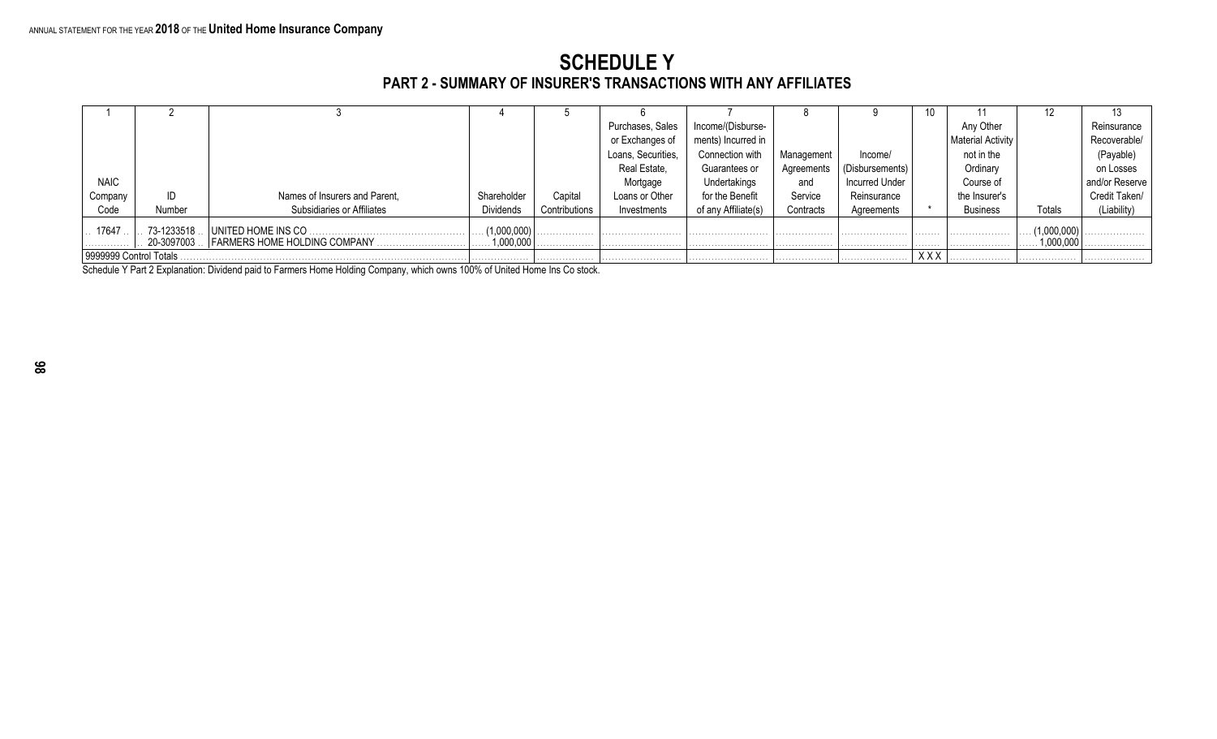# SCHEDULE Y

## PART 2 - SUMMARY OF INSURER'S TRANSACTIONS WITH ANY AFFILIATES

| 1 | 2 | 3 | 4 | 5 | 6 | 7 | 8 | 9 | 10 | 11 | 12 | 13 |
|---|---|---|---|---|---|---|---|---|---|---|---|---|
| NAIC Company Code | ID Number | Names of Insurers and Parent, Subsidiaries or Affiliates | Shareholder Dividends | Capital Contributions | Purchases, Sales or Exchanges of Loans, Securities, Real Estate, Mortgage Loans or Other Investments | Income/(Disbursements) Incurred in Connection with Guarantees or Undertakings for the Benefit of any Affiliate(s) | Management Agreements and Service Contracts | Income/ (Disbursements) Incurred Under Reinsurance Agreements | * | Any Other Material Activity not in the Ordinary Course of the Insurer's Business | Totals | Reinsurance Recoverable/ (Payable) on Losses and/or Reserve Credit Taken/ (Liability) |
| 17647 | 73-1233518 | UNITED HOME INS CO | (1,000,000) | | | | | | | | (1,000,000) | |
| | 20-3097003 | FARMERS HOME HOLDING COMPANY | 1,000,000 | | | | | | | | 1,000,000 | |
| 9999999 Control Totals | | | | | | | | | XXX | | | |

Schedule Y Part 2 Explanation: Dividend paid to Farmers Home Holding Company, which owns 100% of United Home Ins Co stock.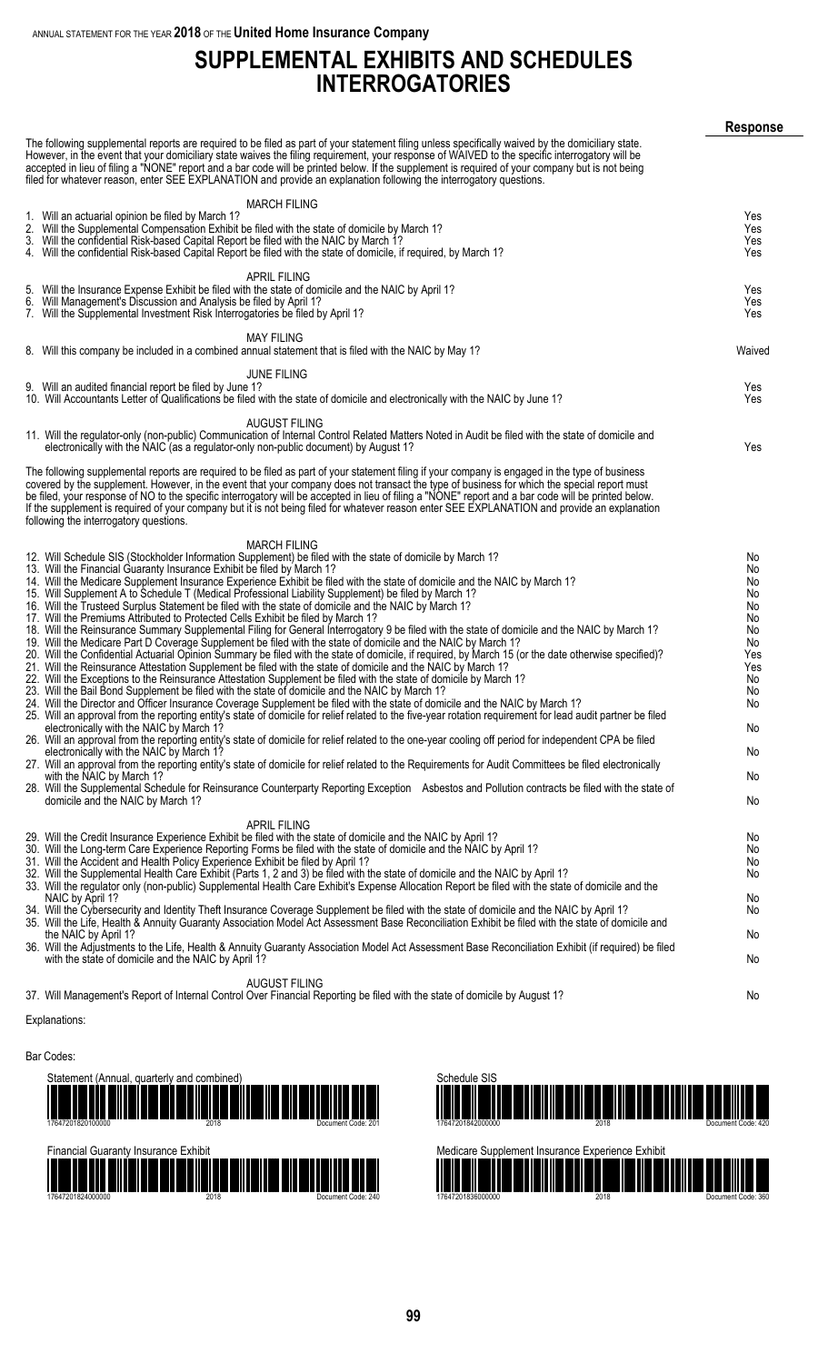ANNUAL STATEMENT FOR THE YEAR **2018** OF THE **United Home Insurance Company**

# SUPPLEMENTAL EXHIBITS AND SCHEDULES INTERROGATORIES

**Response**

The following supplemental reports are required to be filed as part of your statement filing unless specifically waived by the domiciliary state. However, in the event that your domiciliary state waives the filing requirement, your response of WAIVED to the specific interrogatory will be accepted in lieu of filing a "NONE" report and a bar code will be printed below. If the supplement is required of your company but is not being filed for whatever reason, enter SEE EXPLANATION and provide an explanation following the interrogatory questions.

| | Response |
|---|---|
| **MARCH FILING** | |
| 1. Will an actuarial opinion be filed by March 1? | Yes |
| 2. Will the Supplemental Compensation Exhibit be filed with the state of domicile by March 1? | Yes |
| 3. Will the confidential Risk-based Capital Report be filed with the NAIC by March 1? | Yes |
| 4. Will the confidential Risk-based Capital Report be filed with the state of domicile, if required, by March 1? | Yes |
| **APRIL FILING** | |
| 5. Will the Insurance Expense Exhibit be filed with the state of domicile and the NAIC by April 1? | Yes |
| 6. Will Management's Discussion and Analysis be filed by April 1? | Yes |
| 7. Will the Supplemental Investment Risk Interrogatories be filed by April 1? | Yes |
| **MAY FILING** | |
| 8. Will this company be included in a combined annual statement that is filed with the NAIC by May 1? | Waived |
| **JUNE FILING** | |
| 9. Will an audited financial report be filed by June 1? | Yes |
| 10. Will Accountants Letter of Qualifications be filed with the state of domicile and electronically with the NAIC by June 1? | Yes |
| **AUGUST FILING** | |
| 11. Will the regulator-only (non-public) Communication of Internal Control Related Matters Noted in Audit be filed with the state of domicile and electronically with the NAIC (as a regulator-only non-public document) by August 1? | Yes |

The following supplemental reports are required to be filed as part of your statement filing if your company is engaged in the type of business covered by the supplement. However, in the event that your company does not transact the type of business for which the special report must be filed, your response of NO to the specific interrogatory will be accepted in lieu of filing a "NONE" report and a bar code will be printed below. If the supplement is required of your company but it is not being filed for whatever reason enter SEE EXPLANATION and provide an explanation following the interrogatory questions.

| | Response |
|---|---|
| **MARCH FILING** | |
| 12. Will Schedule SIS (Stockholder Information Supplement) be filed with the state of domicile by March 1? | No |
| 13. Will the Financial Guaranty Insurance Exhibit be filed by March 1? | No |
| 14. Will the Medicare Supplement Insurance Experience Exhibit be filed with the state of domicile and the NAIC by March 1? | No |
| 15. Will Supplement A to Schedule T (Medical Professional Liability Supplement) be filed by March 1? | No |
| 16. Will the Trusteed Surplus Statement be filed with the state of domicile and the NAIC by March 1? | No |
| 17. Will the Premiums Attributed to Protected Cells Exhibit be filed by March 1? | No |
| 18. Will the Reinsurance Summary Supplemental Filing for General Interrogatory 9 be filed with the state of domicile and the NAIC by March 1? | No |
| 19. Will the Medicare Part D Coverage Supplement be filed with the state of domicile and the NAIC by March 1? | No |
| 20. Will the Confidential Actuarial Opinion Summary be filed with the state of domicile, if required, by March 15 (or the date otherwise specified)? | Yes |
| 21. Will the Reinsurance Attestation Supplement be filed with the state of domicile and the NAIC by March 1? | Yes |
| 22. Will the Exceptions to the Reinsurance Attestation Supplement be filed with the state of domicile by March 1? | No |
| 23. Will the Bail Bond Supplement be filed with the state of domicile and the NAIC by March 1? | No |
| 24. Will the Director and Officer Insurance Coverage Supplement be filed with the state of domicile and the NAIC by March 1? | No |
| 25. Will an approval from the reporting entity's state of domicile for relief related to the five-year rotation requirement for lead audit partner be filed electronically with the NAIC by March 1? | No |
| 26. Will an approval from the reporting entity's state of domicile for relief related to the one-year cooling off period for independent CPA be filed electronically with the NAIC by March 1? | No |
| 27. Will an approval from the reporting entity's state of domicile for relief related to the Requirements for Audit Committees be filed electronically with the NAIC by March 1? | No |
| 28. Will the Supplemental Schedule for Reinsurance Counterparty Reporting Exception   Asbestos and Pollution contracts be filed with the state of domicile and the NAIC by March 1? | No |
| **APRIL FILING** | |
| 29. Will the Credit Insurance Experience Exhibit be filed with the state of domicile and the NAIC by April 1? | No |
| 30. Will the Long-term Care Experience Reporting Forms be filed with the state of domicile and the NAIC by April 1? | No |
| 31. Will the Accident and Health Policy Experience Exhibit be filed by April 1? | No |
| 32. Will the Supplemental Health Care Exhibit (Parts 1, 2 and 3) be filed with the state of domicile and the NAIC by April 1? | No |
| 33. Will the regulator only (non-public) Supplemental Health Care Exhibit's Expense Allocation Report be filed with the state of domicile and the NAIC by April 1? | No |
| 34. Will the Cybersecurity and Identity Theft Insurance Coverage Supplement be filed with the state of domicile and the NAIC by April 1? | No |
| 35. Will the Life, Health & Annuity Guaranty Association Model Act Assessment Base Reconciliation Exhibit be filed with the state of domicile and the NAIC by April 1? | No |
| 36. Will the Adjustments to the Life, Health & Annuity Guaranty Association Model Act Assessment Base Reconciliation Exhibit (if required) be filed with the state of domicile and the NAIC by April 1? | No |
| **AUGUST FILING** | |
| 37. Will Management's Report of Internal Control Over Financial Reporting be filed with the state of domicile by August 1? | No |

Explanations:

Bar Codes:

Statement (Annual, quarterly and combined)
17647201820100000 2018 Document Code: 201

Schedule SIS
17647201842000000 2018 Document Code: 420

Financial Guaranty Insurance Exhibit
17647201824000000 2018 Document Code: 240

Medicare Supplement Insurance Experience Exhibit
17647201836000000 2018 Document Code: 360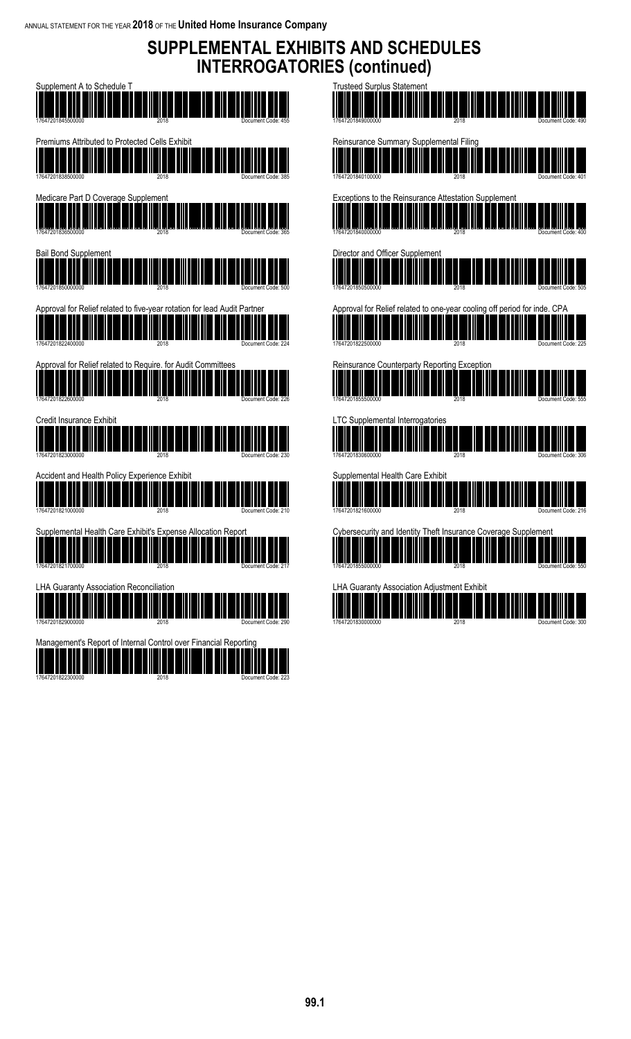# SUPPLEMENTAL EXHIBITS AND SCHEDULES INTERROGATORIES (continued)

Supplement A to Schedule T

17647201845500000 2018 Document Code: 455

Premiums Attributed to Protected Cells Exhibit

17647201838500000 2018 Document Code: 385

Medicare Part D Coverage Supplement

17647201836500000 2018 Document Code: 365

Bail Bond Supplement

17647201850000000 2018 Document Code: 500

Approval for Relief related to five-year rotation for lead Audit Partner

17647201822400000 2018 Document Code: 224

Approval for Relief related to Require. for Audit Committees

17647201822600000 2018 Document Code: 226

Credit Insurance Exhibit

17647201823000000 2018 Document Code: 230

Accident and Health Policy Experience Exhibit

17647201821000000 2018 Document Code: 210

Supplemental Health Care Exhibit's Expense Allocation Report

17647201821700000 2018 Document Code: 217

LHA Guaranty Association Reconciliation

17647201829000000 2018 Document Code: 290

Management's Report of Internal Control over Financial Reporting

17647201822300000 2018 Document Code: 223

Trusteed Surplus Statement

17647201849000000 2018 Document Code: 490

Reinsurance Summary Supplemental Filing

17647201840100000 2018 Document Code: 401

Exceptions to the Reinsurance Attestation Supplement

17647201840000000 2018 Document Code: 400

Director and Officer Supplement

17647201850500000 2018 Document Code: 505

Approval for Relief related to one-year cooling off period for inde. CPA

17647201822500000 2018 Document Code: 225

Reinsurance Counterparty Reporting Exception

17647201855500000 2018 Document Code: 555

LTC Supplemental Interrogatories

17647201830600000 2018 Document Code: 306

Supplemental Health Care Exhibit

17647201821600000 2018 Document Code: 216

Cybersecurity and Identity Theft Insurance Coverage Supplement

17647201855000000 2018 Document Code: 550

LHA Guaranty Association Adjustment Exhibit

17647201830000000 2018 Document Code: 300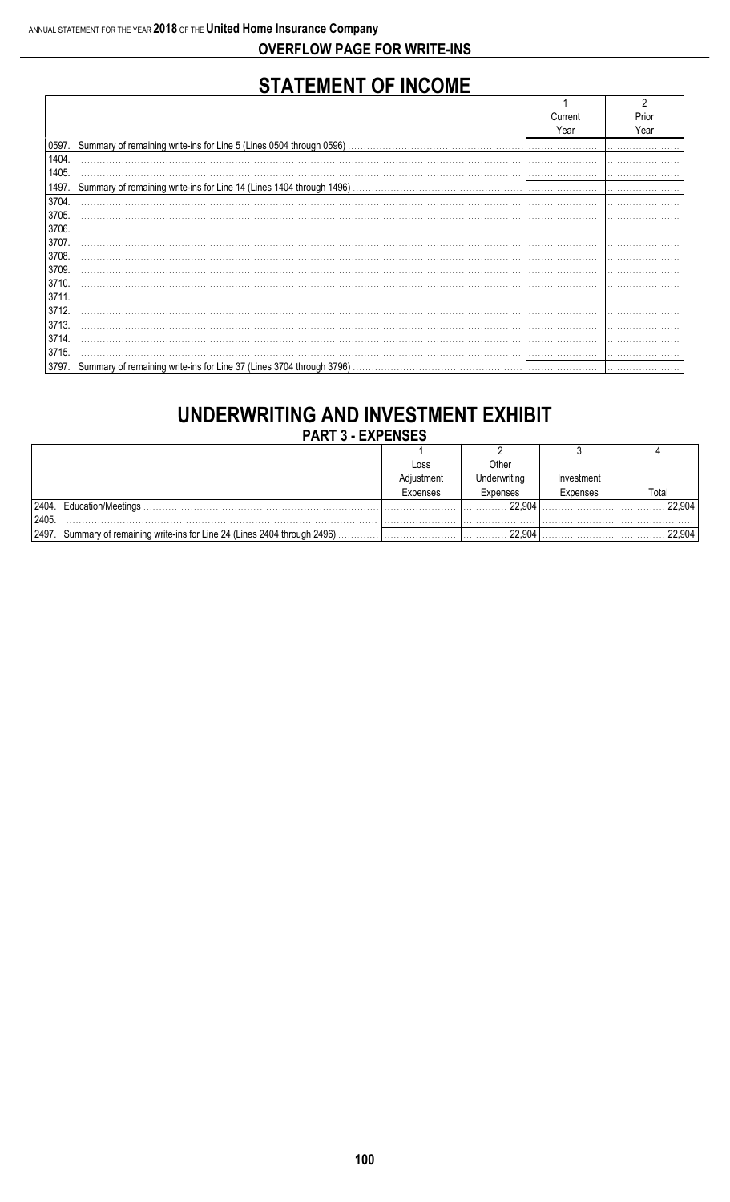ANNUAL STATEMENT FOR THE YEAR **2018** OF THE **United Home Insurance Company**

## OVERFLOW PAGE FOR WRITE-INS

# STATEMENT OF INCOME

| | 1<br>Current<br>Year | 2<br>Prior<br>Year |
|---|---|---|
| 0597. Summary of remaining write-ins for Line 5 (Lines 0504 through 0596) | | |
| 1404. | | |
| 1405. | | |
| 1497. Summary of remaining write-ins for Line 14 (Lines 1404 through 1496) | | |
| 3704. | | |
| 3705. | | |
| 3706. | | |
| 3707. | | |
| 3708. | | |
| 3709. | | |
| 3710. | | |
| 3711. | | |
| 3712. | | |
| 3713. | | |
| 3714. | | |
| 3715. | | |
| 3797. Summary of remaining write-ins for Line 37 (Lines 3704 through 3796) | | |

# UNDERWRITING AND INVESTMENT EXHIBIT

## PART 3 - EXPENSES

| | 1<br>Loss<br>Adjustment<br>Expenses | 2<br>Other<br>Underwriting<br>Expenses | 3<br>Investment<br>Expenses | 4<br>Total |
|---|---|---|---|---|
| 2404. Education/Meetings | | 22,904 | | 22,904 |
| 2405. | | | | |
| 2497. Summary of remaining write-ins for Line 24 (Lines 2404 through 2496) | | 22,904 | | 22,904 |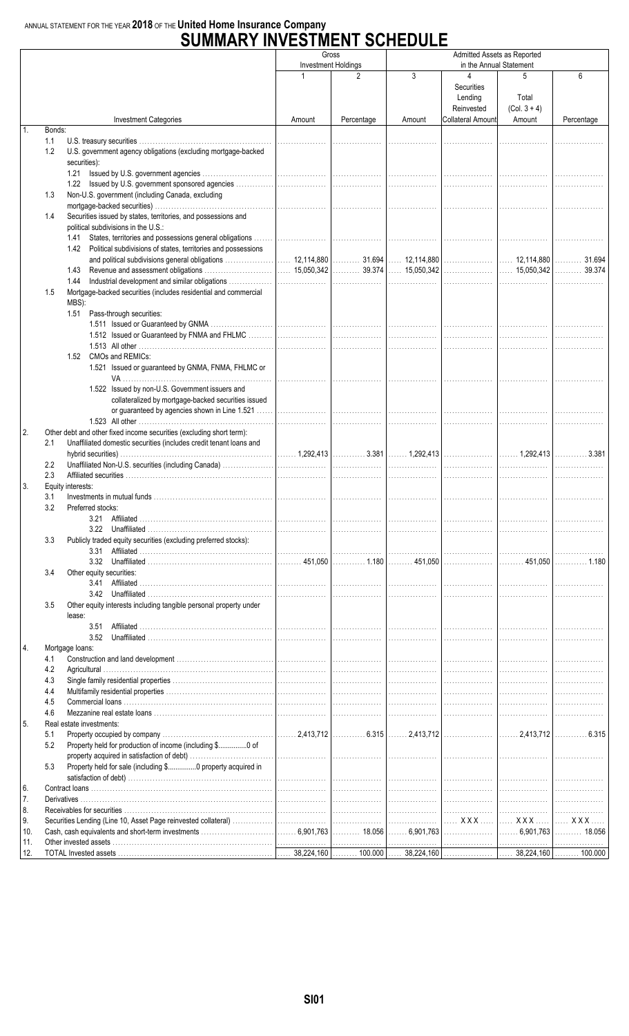ANNUAL STATEMENT FOR THE YEAR **2018** OF THE **United Home Insurance Company**

# SUMMARY INVESTMENT SCHEDULE

| Investment Categories | Gross Investment Holdings | | Admitted Assets as Reported in the Annual Statement | | | |
|---|---|---|---|---|---|---|
| | 1 | 2 | 3 | 4 | 5 | 6 |
| | Amount | Percentage | Amount | Securities Lending Reinvested Collateral Amount | Total (Col. 3 + 4) Amount | Percentage |
| 1. Bonds: | | | | | | |
| 1.1 U.S. treasury securities | | | | | | |
| 1.2 U.S. government agency obligations (excluding mortgage-backed securities): | | | | | | |
| 1.21 Issued by U.S. government agencies | | | | | | |
| 1.22 Issued by U.S. government sponsored agencies | | | | | | |
| 1.3 Non-U.S. government (including Canada, excluding mortgage-backed securities) | | | | | | |
| 1.4 Securities issued by states, territories, and possessions and political subdivisions in the U.S.: | | | | | | |
| 1.41 States, territories and possessions general obligations | | | | | | |
| 1.42 Political subdivisions of states, territories and possessions and political subdivisions general obligations | 12,114,880 | 31.694 | 12,114,880 | | 12,114,880 | 31.694 |
| 1.43 Revenue and assessment obligations | 15,050,342 | 39.374 | 15,050,342 | | 15,050,342 | 39.374 |
| 1.44 Industrial development and similar obligations | | | | | | |
| 1.5 Mortgage-backed securities (includes residential and commercial MBS): | | | | | | |
| 1.51 Pass-through securities: | | | | | | |
| 1.511 Issued or Guaranteed by GNMA | | | | | | |
| 1.512 Issued or Guaranteed by FNMA and FHLMC | | | | | | |
| 1.513 All other | | | | | | |
| 1.52 CMOs and REMICs: | | | | | | |
| 1.521 Issued or guaranteed by GNMA, FNMA, FHLMC or VA | | | | | | |
| 1.522 Issued by non-U.S. Government issuers and collateralized by mortgage-backed securities issued or guaranteed by agencies shown in Line 1.521 | | | | | | |
| 1.523 All other | | | | | | |
| 2. Other debt and other fixed income securities (excluding short term): | | | | | | |
| 2.1 Unaffiliated domestic securities (includes credit tenant loans and hybrid securities) | 1,292,413 | 3.381 | 1,292,413 | | 1,292,413 | 3.381 |
| 2.2 Unaffiliated Non-U.S. securities (including Canada) | | | | | | |
| 2.3 Affiliated securities | | | | | | |
| 3. Equity interests: | | | | | | |
| 3.1 Investments in mutual funds | | | | | | |
| 3.2 Preferred stocks: | | | | | | |
| 3.21 Affiliated | | | | | | |
| 3.22 Unaffiliated | | | | | | |
| 3.3 Publicly traded equity securities (excluding preferred stocks): | | | | | | |
| 3.31 Affiliated | | | | | | |
| 3.32 Unaffiliated | 451,050 | 1.180 | 451,050 | | 451,050 | 1.180 |
| 3.4 Other equity securities: | | | | | | |
| 3.41 Affiliated | | | | | | |
| 3.42 Unaffiliated | | | | | | |
| 3.5 Other equity interests including tangible personal property under lease: | | | | | | |
| 3.51 Affiliated | | | | | | |
| 3.52 Unaffiliated | | | | | | |
| 4. Mortgage loans: | | | | | | |
| 4.1 Construction and land development | | | | | | |
| 4.2 Agricultural | | | | | | |
| 4.3 Single family residential properties | | | | | | |
| 4.4 Multifamily residential properties | | | | | | |
| 4.5 Commercial loans | | | | | | |
| 4.6 Mezzanine real estate loans | | | | | | |
| 5. Real estate investments: | | | | | | |
| 5.1 Property occupied by company | 2,413,712 | 6.315 | 2,413,712 | | 2,413,712 | 6.315 |
| 5.2 Property held for production of income (including $..............0 of property acquired in satisfaction of debt) | | | | | | |
| 5.3 Property held for sale (including $..............0 property acquired in satisfaction of debt) | | | | | | |
| 6. Contract loans | | | | | | |
| 7. Derivatives | | | | | | |
| 8. Receivables for securities | | | | | | |
| 9. Securities Lending (Line 10, Asset Page reinvested collateral) | | | | XXX | XXX | XXX |
| 10. Cash, cash equivalents and short-term investments | 6,901,763 | 18.056 | 6,901,763 | | 6,901,763 | 18.056 |
| 11. Other invested assets | | | | | | |
| 12. TOTAL Invested assets | 38,224,160 | 100.000 | 38,224,160 | | 38,224,160 | 100.000 |

SI01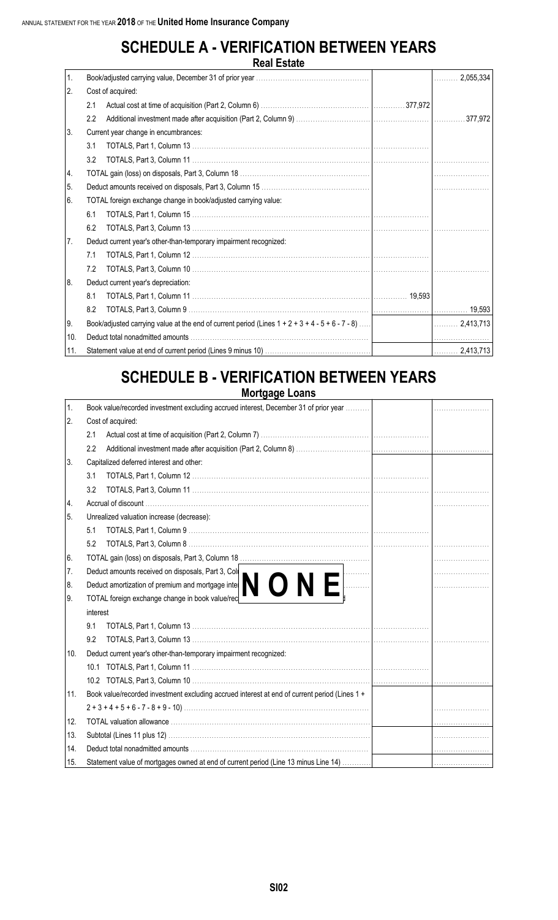# SCHEDULE A - VERIFICATION BETWEEN YEARS

## Real Estate

| | | | |
|---|---|---|---|
| 1. | Book/adjusted carrying value, December 31 of prior year | | 2,055,334 |
| 2. | Cost of acquired: | | |
| | 2.1 Actual cost at time of acquisition (Part 2, Column 6) | 377,972 | |
| | 2.2 Additional investment made after acquisition (Part 2, Column 9) | | 377,972 |
| 3. | Current year change in encumbrances: | | |
| | 3.1 TOTALS, Part 1, Column 13 | | |
| | 3.2 TOTALS, Part 3, Column 11 | | |
| 4. | TOTAL gain (loss) on disposals, Part 3, Column 18 | | |
| 5. | Deduct amounts received on disposals, Part 3, Column 15 | | |
| 6. | TOTAL foreign exchange change in book/adjusted carrying value: | | |
| | 6.1 TOTALS, Part 1, Column 15 | | |
| | 6.2 TOTALS, Part 3, Column 13 | | |
| 7. | Deduct current year's other-than-temporary impairment recognized: | | |
| | 7.1 TOTALS, Part 1, Column 12 | | |
| | 7.2 TOTALS, Part 3, Column 10 | | |
| 8. | Deduct current year's depreciation: | | |
| | 8.1 TOTALS, Part 1, Column 11 | 19,593 | |
| | 8.2 TOTALS, Part 3, Column 9 | | 19,593 |
| 9. | Book/adjusted carrying value at the end of current period (Lines 1 + 2 + 3 + 4 - 5 + 6 - 7 - 8) | | 2,413,713 |
| 10. | Deduct total nonadmitted amounts | | |
| 11. | Statement value at end of current period (Lines 9 minus 10) | | 2,413,713 |

# SCHEDULE B - VERIFICATION BETWEEN YEARS

## Mortgage Loans

**NONE**

| | | | |
|---|---|---|---|
| 1. | Book value/recorded investment excluding accrued interest, December 31 of prior year | | |
| 2. | Cost of acquired: | | |
| | 2.1 Actual cost at time of acquisition (Part 2, Column 7) | | |
| | 2.2 Additional investment made after acquisition (Part 2, Column 8) | | |
| 3. | Capitalized deferred interest and other: | | |
| | 3.1 TOTALS, Part 1, Column 12 | | |
| | 3.2 TOTALS, Part 3, Column 11 | | |
| 4. | Accrual of discount | | |
| 5. | Unrealized valuation increase (decrease): | | |
| | 5.1 TOTALS, Part 1, Column 9 | | |
| | 5.2 TOTALS, Part 3, Column 8 | | |
| 6. | TOTAL gain (loss) on disposals, Part 3, Column 18 | | |
| 7. | Deduct amounts received on disposals, Part 3, Column 15 | | |
| 8. | Deduct amortization of premium and mortgage interest points and commitment fees | | |
| 9. | TOTAL foreign exchange change in book value/recorded investment excluding accrued interest | | |
| | 9.1 TOTALS, Part 1, Column 13 | | |
| | 9.2 TOTALS, Part 3, Column 13 | | |
| 10. | Deduct current year's other-than-temporary impairment recognized: | | |
| | 10.1 TOTALS, Part 1, Column 11 | | |
| | 10.2 TOTALS, Part 3, Column 10 | | |
| 11. | Book value/recorded investment excluding accrued interest at end of current period (Lines 1 + 2 + 3 + 4 + 5 + 6 - 7 - 8 + 9 - 10) | | |
| 12. | TOTAL valuation allowance | | |
| 13. | Subtotal (Lines 11 plus 12) | | |
| 14. | Deduct total nonadmitted amounts | | |
| 15. | Statement value of mortgages owned at end of current period (Line 13 minus Line 14) | | |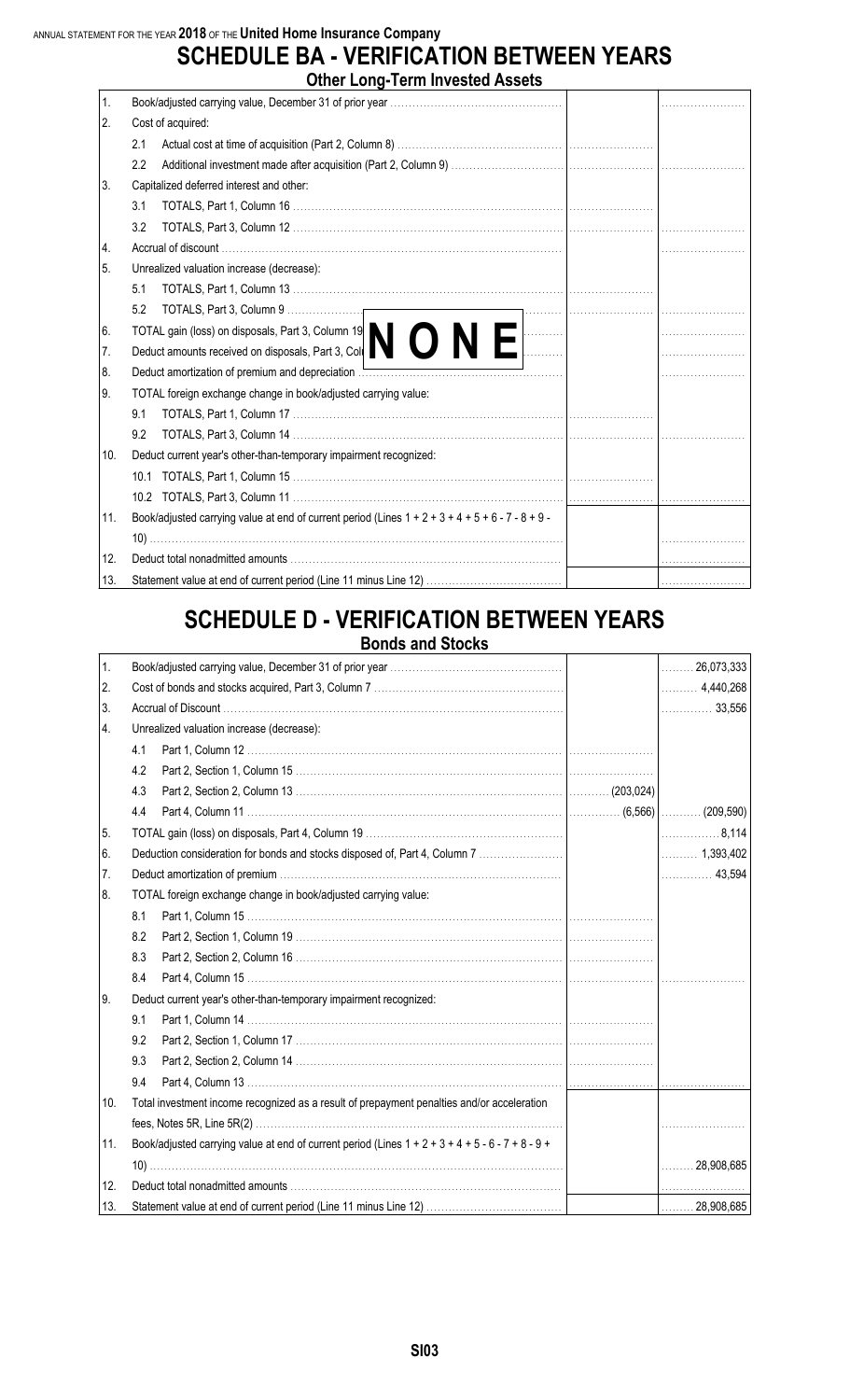ANNUAL STATEMENT FOR THE YEAR 2018 OF THE United Home Insurance Company

# SCHEDULE BA - VERIFICATION BETWEEN YEARS

## Other Long-Term Invested Assets

| | | | |
|---|---|---|---|
| 1. | Book/adjusted carrying value, December 31 of prior year | | |
| 2. | Cost of acquired: | | |
| | 2.1 Actual cost at time of acquisition (Part 2, Column 8) | | |
| | 2.2 Additional investment made after acquisition (Part 2, Column 9) | | |
| 3. | Capitalized deferred interest and other: | | |
| | 3.1 TOTALS, Part 1, Column 16 | | |
| | 3.2 TOTALS, Part 3, Column 12 | | |
| 4. | Accrual of discount | | |
| 5. | Unrealized valuation increase (decrease): | | |
| | 5.1 TOTALS, Part 1, Column 13 | | |
| | 5.2 TOTALS, Part 3, Column 9 | | |
| 6. | TOTAL gain (loss) on disposals, Part 3, Column 19 | | |
| 7. | Deduct amounts received on disposals, Part 3, Column | | |
| 8. | Deduct amortization of premium and depreciation | | |
| 9. | TOTAL foreign exchange change in book/adjusted carrying value: | | |
| | 9.1 TOTALS, Part 1, Column 17 | | |
| | 9.2 TOTALS, Part 3, Column 14 | | |
| 10. | Deduct current year's other-than-temporary impairment recognized: | | |
| | 10.1 TOTALS, Part 1, Column 15 | | |
| | 10.2 TOTALS, Part 3, Column 11 | | |
| 11. | Book/adjusted carrying value at end of current period (Lines 1 + 2 + 3 + 4 + 5 + 6 - 7 - 8 + 9 - 10) | | |
| 12. | Deduct total nonadmitted amounts | | |
| 13. | Statement value at end of current period (Line 11 minus Line 12) | | |

**NONE**

# SCHEDULE D - VERIFICATION BETWEEN YEARS

## Bonds and Stocks

| | | | |
|---|---|---|---|
| 1. | Book/adjusted carrying value, December 31 of prior year | | 26,073,333 |
| 2. | Cost of bonds and stocks acquired, Part 3, Column 7 | | 4,440,268 |
| 3. | Accrual of Discount | | 33,556 |
| 4. | Unrealized valuation increase (decrease): | | |
| | 4.1 Part 1, Column 12 | | |
| | 4.2 Part 2, Section 1, Column 15 | | |
| | 4.3 Part 2, Section 2, Column 13 | (203,024) | |
| | 4.4 Part 4, Column 11 | (6,566) | (209,590) |
| 5. | TOTAL gain (loss) on disposals, Part 4, Column 19 | | 8,114 |
| 6. | Deduction consideration for bonds and stocks disposed of, Part 4, Column 7 | | 1,393,402 |
| 7. | Deduct amortization of premium | | 43,594 |
| 8. | TOTAL foreign exchange change in book/adjusted carrying value: | | |
| | 8.1 Part 1, Column 15 | | |
| | 8.2 Part 2, Section 1, Column 19 | | |
| | 8.3 Part 2, Section 2, Column 16 | | |
| | 8.4 Part 4, Column 15 | | |
| 9. | Deduct current year's other-than-temporary impairment recognized: | | |
| | 9.1 Part 1, Column 14 | | |
| | 9.2 Part 2, Section 1, Column 17 | | |
| | 9.3 Part 2, Section 2, Column 14 | | |
| | 9.4 Part 4, Column 13 | | |
| 10. | Total investment income recognized as a result of prepayment penalties and/or acceleration fees, Notes 5R, Line 5R(2) | | |
| 11. | Book/adjusted carrying value at end of current period (Lines 1 + 2 + 3 + 4 + 5 - 6 - 7 + 8 - 9 + 10) | | 28,908,685 |
| 12. | Deduct total nonadmitted amounts | | |
| 13. | Statement value at end of current period (Line 11 minus Line 12) | | 28,908,685 |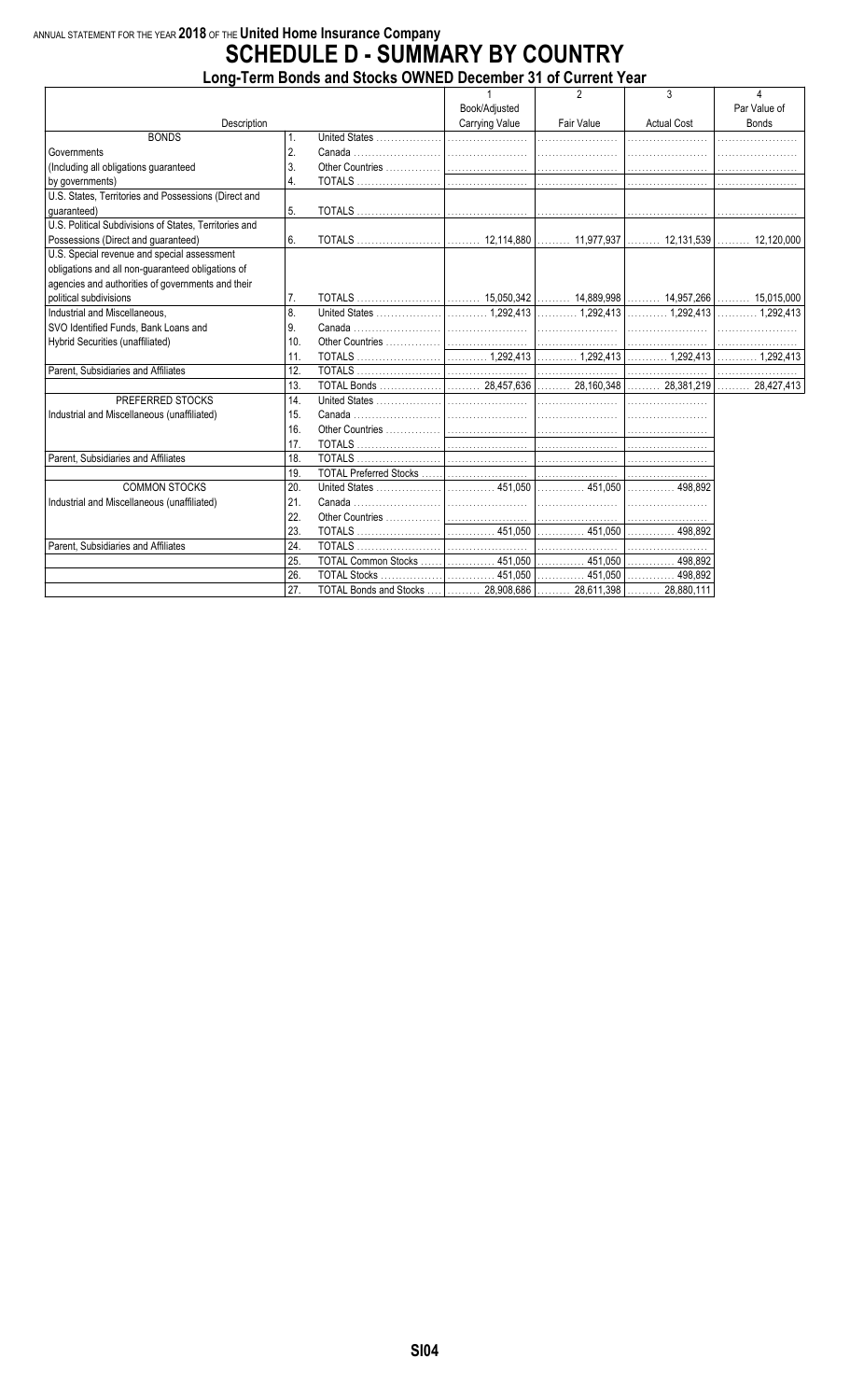ANNUAL STATEMENT FOR THE YEAR **2018** OF THE **United Home Insurance Company**

# SCHEDULE D - SUMMARY BY COUNTRY

## Long-Term Bonds and Stocks OWNED December 31 of Current Year

| Description | | | 1<br>Book/Adjusted Carrying Value | 2<br>Fair Value | 3<br>Actual Cost | 4<br>Par Value of Bonds |
|---|---|---|---|---|---|---|
| BONDS | 1. | United States | | | | |
| Governments | 2. | Canada | | | | |
| (Including all obligations guaranteed | 3. | Other Countries | | | | |
| by governments) | 4. | TOTALS | | | | |
| U.S. States, Territories and Possessions (Direct and guaranteed) | 5. | TOTALS | | | | |
| U.S. Political Subdivisions of States, Territories and Possessions (Direct and guaranteed) | 6. | TOTALS | 12,114,880 | 11,977,937 | 12,131,539 | 12,120,000 |
| U.S. Special revenue and special assessment obligations and all non-guaranteed obligations of agencies and authorities of governments and their political subdivisions | 7. | TOTALS | 15,050,342 | 14,889,998 | 14,957,266 | 15,015,000 |
| Industrial and Miscellaneous, | 8. | United States | 1,292,413 | 1,292,413 | 1,292,413 | 1,292,413 |
| SVO Identified Funds, Bank Loans and | 9. | Canada | | | | |
| Hybrid Securities (unaffiliated) | 10. | Other Countries | | | | |
| | 11. | TOTALS | 1,292,413 | 1,292,413 | 1,292,413 | 1,292,413 |
| Parent, Subsidiaries and Affiliates | 12. | TOTALS | | | | |
| | 13. | TOTAL Bonds | 28,457,636 | 28,160,348 | 28,381,219 | 28,427,413 |
| PREFERRED STOCKS | 14. | United States | | | | |
| Industrial and Miscellaneous (unaffiliated) | 15. | Canada | | | | |
| | 16. | Other Countries | | | | |
| | 17. | TOTALS | | | | |
| Parent, Subsidiaries and Affiliates | 18. | TOTALS | | | | |
| | 19. | TOTAL Preferred Stocks | | | | |
| COMMON STOCKS | 20. | United States | 451,050 | 451,050 | 498,892 | |
| Industrial and Miscellaneous (unaffiliated) | 21. | Canada | | | | |
| | 22. | Other Countries | | | | |
| | 23. | TOTALS | 451,050 | 451,050 | 498,892 | |
| Parent, Subsidiaries and Affiliates | 24. | TOTALS | | | | |
| | 25. | TOTAL Common Stocks | 451,050 | 451,050 | 498,892 | |
| | 26. | TOTAL Stocks | 451,050 | 451,050 | 498,892 | |
| | 27. | TOTAL Bonds and Stocks | 28,908,686 | 28,611,398 | 28,880,111 | |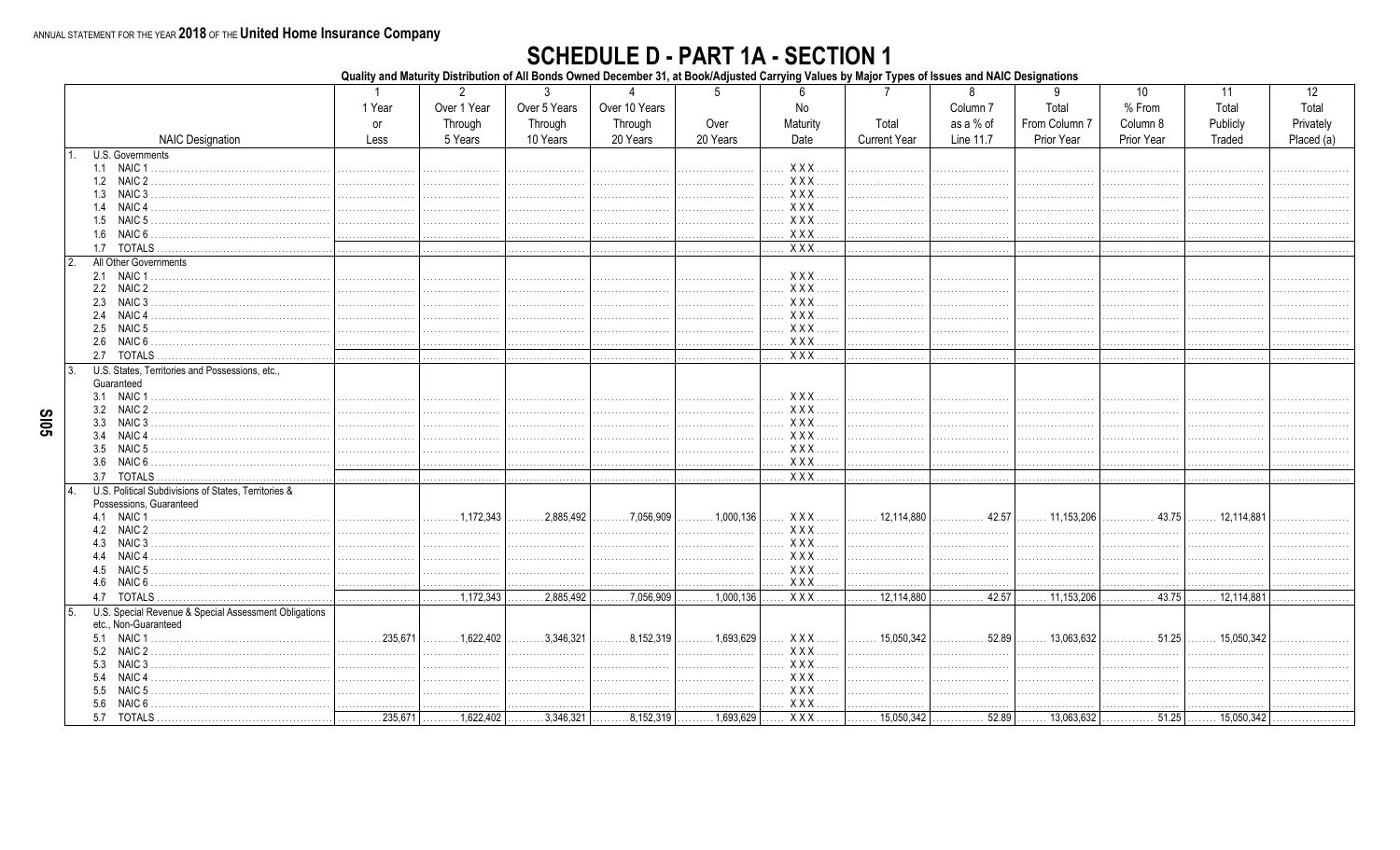ANNUAL STATEMENT FOR THE YEAR **2018** OF THE **United Home Insurance Company**

# SCHEDULE D - PART 1A - SECTION 1

**Quality and Maturity Distribution of All Bonds Owned December 31, at Book/Adjusted Carrying Values by Major Types of Issues and NAIC Designations**

| NAIC Designation | 1<br>1 Year or Less | 2<br>Over 1 Year Through 5 Years | 3<br>Over 5 Years Through 10 Years | 4<br>Over 10 Years Through 20 Years | 5<br>Over 20 Years | 6<br>No Maturity Date | 7<br>Total Current Year | 8<br>Column 7 as a % of Line 11.7 | 9<br>Total From Column 7 Prior Year | 10<br>% From Column 8 Prior Year | 11<br>Total Publicly Traded | 12<br>Total Privately Placed (a) |
|---|---|---|---|---|---|---|---|---|---|---|---|---|
| 1. U.S. Governments | | | | | | | | | | | | |
| 1.1 NAIC 1 | | | | | | XXX | | | | | | |
| 1.2 NAIC 2 | | | | | | XXX | | | | | | |
| 1.3 NAIC 3 | | | | | | XXX | | | | | | |
| 1.4 NAIC 4 | | | | | | XXX | | | | | | |
| 1.5 NAIC 5 | | | | | | XXX | | | | | | |
| 1.6 NAIC 6 | | | | | | XXX | | | | | | |
| 1.7 TOTALS | | | | | | XXX | | | | | | |
| 2. All Other Governments | | | | | | | | | | | | |
| 2.1 NAIC 1 | | | | | | XXX | | | | | | |
| 2.2 NAIC 2 | | | | | | XXX | | | | | | |
| 2.3 NAIC 3 | | | | | | XXX | | | | | | |
| 2.4 NAIC 4 | | | | | | XXX | | | | | | |
| 2.5 NAIC 5 | | | | | | XXX | | | | | | |
| 2.6 NAIC 6 | | | | | | XXX | | | | | | |
| 2.7 TOTALS | | | | | | XXX | | | | | | |
| 3. U.S. States, Territories and Possessions, etc., Guaranteed | | | | | | | | | | | | |
| 3.1 NAIC 1 | | | | | | XXX | | | | | | |
| 3.2 NAIC 2 | | | | | | XXX | | | | | | |
| 3.3 NAIC 3 | | | | | | XXX | | | | | | |
| 3.4 NAIC 4 | | | | | | XXX | | | | | | |
| 3.5 NAIC 5 | | | | | | XXX | | | | | | |
| 3.6 NAIC 6 | | | | | | XXX | | | | | | |
| 3.7 TOTALS | | | | | | XXX | | | | | | |
| 4. U.S. Political Subdivisions of States, Territories & Possessions, Guaranteed | | | | | | | | | | | | |
| 4.1 NAIC 1 | | 1,172,343 | 2,885,492 | 7,056,909 | 1,000,136 | XXX | 12,114,880 | 42.57 | 11,153,206 | 43.75 | 12,114,881 | |
| 4.2 NAIC 2 | | | | | | XXX | | | | | | |
| 4.3 NAIC 3 | | | | | | XXX | | | | | | |
| 4.4 NAIC 4 | | | | | | XXX | | | | | | |
| 4.5 NAIC 5 | | | | | | XXX | | | | | | |
| 4.6 NAIC 6 | | | | | | XXX | | | | | | |
| 4.7 TOTALS | | 1,172,343 | 2,885,492 | 7,056,909 | 1,000,136 | XXX | 12,114,880 | 42.57 | 11,153,206 | 43.75 | 12,114,881 | |
| 5. U.S. Special Revenue & Special Assessment Obligations etc., Non-Guaranteed | | | | | | | | | | | | |
| 5.1 NAIC 1 | 235,671 | 1,622,402 | 3,346,321 | 8,152,319 | 1,693,629 | XXX | 15,050,342 | 52.89 | 13,063,632 | 51.25 | 15,050,342 | |
| 5.2 NAIC 2 | | | | | | XXX | | | | | | |
| 5.3 NAIC 3 | | | | | | XXX | | | | | | |
| 5.4 NAIC 4 | | | | | | XXX | | | | | | |
| 5.5 NAIC 5 | | | | | | XXX | | | | | | |
| 5.6 NAIC 6 | | | | | | XXX | | | | | | |
| 5.7 TOTALS | 235,671 | 1,622,402 | 3,346,321 | 8,152,319 | 1,693,629 | XXX | 15,050,342 | 52.89 | 13,063,632 | 51.25 | 15,050,342 | |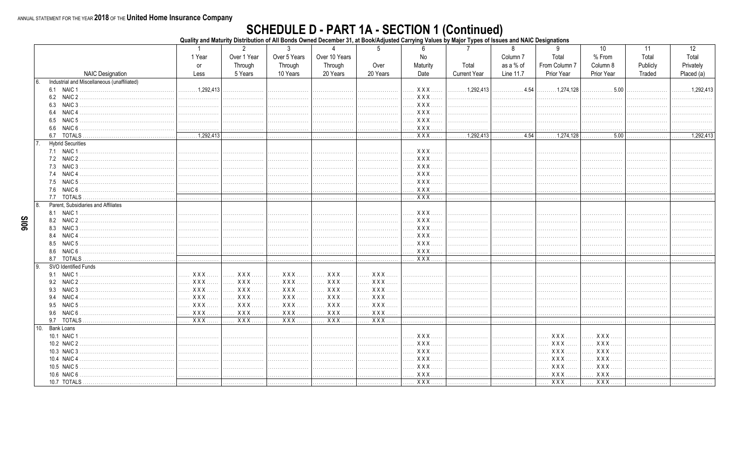ANNUAL STATEMENT FOR THE YEAR **2018** OF THE **United Home Insurance Company**

# SCHEDULE D - PART 1A - SECTION 1 (Continued)

**Quality and Maturity Distribution of All Bonds Owned December 31, at Book/Adjusted Carrying Values by Major Types of Issues and NAIC Designations**

| NAIC Designation | 1<br>1 Year or Less | 2<br>Over 1 Year Through 5 Years | 3<br>Over 5 Years Through 10 Years | 4<br>Over 10 Years Through 20 Years | 5<br>Over 20 Years | 6<br>No Maturity Date | 7<br>Total Current Year | 8<br>Column 7 as a % of Line 11.7 | 9<br>Total From Column 7 Prior Year | 10<br>% From Column 8 Prior Year | 11<br>Total Publicly Traded | 12<br>Total Privately Placed (a) |
|---|---|---|---|---|---|---|---|---|---|---|---|---|
| 6. Industrial and Miscellaneous (unaffiliated) | | | | | | | | | | | | |
| 6.1 NAIC 1 | 1,292,413 | | | | | XXX | 1,292,413 | 4.54 | 1,274,128 | 5.00 | | 1,292,413 |
| 6.2 NAIC 2 | | | | | | XXX | | | | | | |
| 6.3 NAIC 3 | | | | | | XXX | | | | | | |
| 6.4 NAIC 4 | | | | | | XXX | | | | | | |
| 6.5 NAIC 5 | | | | | | XXX | | | | | | |
| 6.6 NAIC 6 | | | | | | XXX | | | | | | |
| 6.7 TOTALS | 1,292,413 | | | | | XXX | 1,292,413 | 4.54 | 1,274,128 | 5.00 | | 1,292,413 |
| 7. Hybrid Securities | | | | | | | | | | | | |
| 7.1 NAIC 1 | | | | | | XXX | | | | | | |
| 7.2 NAIC 2 | | | | | | XXX | | | | | | |
| 7.3 NAIC 3 | | | | | | XXX | | | | | | |
| 7.4 NAIC 4 | | | | | | XXX | | | | | | |
| 7.5 NAIC 5 | | | | | | XXX | | | | | | |
| 7.6 NAIC 6 | | | | | | XXX | | | | | | |
| 7.7 TOTALS | | | | | | XXX | | | | | | |
| 8. Parent, Subsidiaries and Affiliates | | | | | | | | | | | | |
| 8.1 NAIC 1 | | | | | | XXX | | | | | | |
| 8.2 NAIC 2 | | | | | | XXX | | | | | | |
| 8.3 NAIC 3 | | | | | | XXX | | | | | | |
| 8.4 NAIC 4 | | | | | | XXX | | | | | | |
| 8.5 NAIC 5 | | | | | | XXX | | | | | | |
| 8.6 NAIC 6 | | | | | | XXX | | | | | | |
| 8.7 TOTALS | | | | | | XXX | | | | | | |
| 9. SVO Identified Funds | | | | | | | | | | | | |
| 9.1 NAIC 1 | XXX | XXX | XXX | XXX | XXX | | | | | | | |
| 9.2 NAIC 2 | XXX | XXX | XXX | XXX | XXX | | | | | | | |
| 9.3 NAIC 3 | XXX | XXX | XXX | XXX | XXX | | | | | | | |
| 9.4 NAIC 4 | XXX | XXX | XXX | XXX | XXX | | | | | | | |
| 9.5 NAIC 5 | XXX | XXX | XXX | XXX | XXX | | | | | | | |
| 9.6 NAIC 6 | XXX | XXX | XXX | XXX | XXX | | | | | | | |
| 9.7 TOTALS | XXX | XXX | XXX | XXX | XXX | | | | | | | |
| 10. Bank Loans | | | | | | | | | | | | |
| 10.1 NAIC 1 | | | | | | XXX | | | XXX | XXX | | |
| 10.2 NAIC 2 | | | | | | XXX | | | XXX | XXX | | |
| 10.3 NAIC 3 | | | | | | XXX | | | XXX | XXX | | |
| 10.4 NAIC 4 | | | | | | XXX | | | XXX | XXX | | |
| 10.5 NAIC 5 | | | | | | XXX | | | XXX | XXX | | |
| 10.6 NAIC 6 | | | | | | XXX | | | XXX | XXX | | |
| 10.7 TOTALS | | | | | | XXX | | | XXX | XXX | | |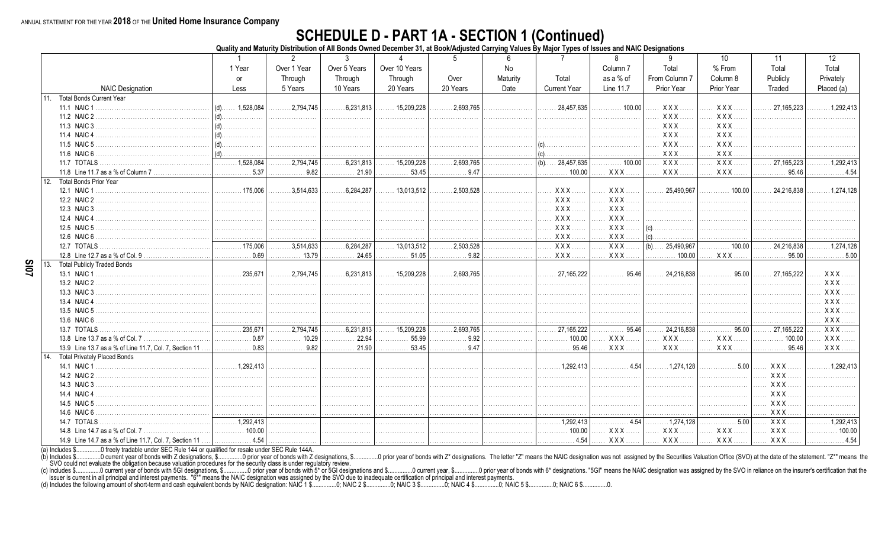ANNUAL STATEMENT FOR THE YEAR 2018 OF THE United Home Insurance Company

# SCHEDULE D - PART 1A - SECTION 1 (Continued)

**Quality and Maturity Distribution of All Bonds Owned December 31, at Book/Adjusted Carrying Values By Major Types of Issues and NAIC Designations**

| NAIC Designation | 1<br>1 Year or Less | 2<br>Over 1 Year Through 5 Years | 3<br>Over 5 Years Through 10 Years | 4<br>Over 10 Years Through 20 Years | 5<br>Over 20 Years | 6<br>No Maturity Date | 7<br>Total Current Year | 8<br>Column 7 as a % of Line 11.7 | 9<br>Total From Column 7 Prior Year | 10<br>% From Column 8 Prior Year | 11<br>Total Publicly Traded | 12<br>Total Privately Placed (a) |
|---|---|---|---|---|---|---|---|---|---|---|---|---|
| 11. Total Bonds Current Year | | | | | | | | | | | | |
| 11.1 NAIC 1 | (d) 1,528,084 | 2,794,745 | 6,231,813 | 15,209,228 | 2,693,765 | | 28,457,635 | 100.00 | XXX | XXX | 27,165,223 | 1,292,413 |
| 11.2 NAIC 2 | (d) | | | | | | | | XXX | XXX | | |
| 11.3 NAIC 3 | (d) | | | | | | | | XXX | XXX | | |
| 11.4 NAIC 4 | (d) | | | | | | | | XXX | XXX | | |
| 11.5 NAIC 5 | (d) | | | | | | (c) | | XXX | XXX | | |
| 11.6 NAIC 6 | (d) | | | | | | (c) | | XXX | XXX | | |
| 11.7 TOTALS | 1,528,084 | 2,794,745 | 6,231,813 | 15,209,228 | 2,693,765 | | (b) 28,457,635 | 100.00 | XXX | XXX | 27,165,223 | 1,292,413 |
| 11.8 Line 11.7 as a % of Column 7 | 5.37 | 9.82 | 21.90 | 53.45 | 9.47 | | 100.00 | XXX | XXX | XXX | 95.46 | 4.54 |
| 12. Total Bonds Prior Year | | | | | | | | | | | | |
| 12.1 NAIC 1 | 175,006 | 3,514,633 | 6,284,287 | 13,013,512 | 2,503,528 | | XXX | XXX | 25,490,967 | 100.00 | 24,216,838 | 1,274,128 |
| 12.2 NAIC 2 | | | | | | | XXX | XXX | | | | |
| 12.3 NAIC 3 | | | | | | | XXX | XXX | | | | |
| 12.4 NAIC 4 | | | | | | | XXX | XXX | | | | |
| 12.5 NAIC 5 | | | | | | | XXX | XXX | (c) | | | |
| 12.6 NAIC 6 | | | | | | | XXX | XXX | (c) | | | |
| 12.7 TOTALS | 175,006 | 3,514,633 | 6,284,287 | 13,013,512 | 2,503,528 | | XXX | XXX | (b) 25,490,967 | 100.00 | 24,216,838 | 1,274,128 |
| 12.8 Line 12.7 as a % of Col. 9 | 0.69 | 13.79 | 24.65 | 51.05 | 9.82 | | XXX | XXX | 100.00 | XXX | 95.00 | 5.00 |
| 13. Total Publicly Traded Bonds | | | | | | | | | | | | |
| 13.1 NAIC 1 | 235,671 | 2,794,745 | 6,231,813 | 15,209,228 | 2,693,765 | | 27,165,222 | 95.46 | 24,216,838 | 95.00 | 27,165,222 | XXX |
| 13.2 NAIC 2 | | | | | | | | | | | | XXX |
| 13.3 NAIC 3 | | | | | | | | | | | | XXX |
| 13.4 NAIC 4 | | | | | | | | | | | | XXX |
| 13.5 NAIC 5 | | | | | | | | | | | | XXX |
| 13.6 NAIC 6 | | | | | | | | | | | | XXX |
| 13.7 TOTALS | 235,671 | 2,794,745 | 6,231,813 | 15,209,228 | 2,693,765 | | 27,165,222 | 95.46 | 24,216,838 | 95.00 | 27,165,222 | XXX |
| 13.8 Line 13.7 as a % of Col. 7 | 0.87 | 10.29 | 22.94 | 55.99 | 9.92 | | 100.00 | XXX | XXX | XXX | 100.00 | XXX |
| 13.9 Line 13.7 as a % of Line 11.7, Col. 7, Section 11 | 0.83 | 9.82 | 21.90 | 53.45 | 9.47 | | 95.46 | XXX | XXX | XXX | 95.46 | XXX |
| 14. Total Privately Placed Bonds | | | | | | | | | | | | |
| 14.1 NAIC 1 | 1,292,413 | | | | | | 1,292,413 | 4.54 | 1,274,128 | 5.00 | XXX | 1,292,413 |
| 14.2 NAIC 2 | | | | | | | | | | | XXX | |
| 14.3 NAIC 3 | | | | | | | | | | | XXX | |
| 14.4 NAIC 4 | | | | | | | | | | | XXX | |
| 14.5 NAIC 5 | | | | | | | | | | | XXX | |
| 14.6 NAIC 6 | | | | | | | | | | | XXX | |
| 14.7 TOTALS | 1,292,413 | | | | | | 1,292,413 | 4.54 | 1,274,128 | 5.00 | XXX | 1,292,413 |
| 14.8 Line 14.7 as a % of Col. 7 | 100.00 | | | | | | 100.00 | XXX | XXX | XXX | XXX | 100.00 |
| 14.9 Line 14.7 as a % of Line 11.7, Col. 7, Section 11 | 4.54 | | | | | | 4.54 | XXX | XXX | XXX | XXX | 4.54 |

(a) Includes $..............0 freely tradable under SEC Rule 144 or qualified for resale under SEC Rule 144A.

(b) Includes $..............0 current year of bonds with Z designations, $..............0 prior year of bonds with Z designations, $..............0 prior year of bonds with Z* designations. The letter "Z" means the NAIC designation was not assigned by the Securities Valuation Office (SVO) at the date of the statement. "Z*" means the SVO could not evaluate the obligation because valuation procedures for the security class is under regulatory review.

(c) Includes $..............0 current year of bonds with 5GI designations, $..............0 prior year of bonds with 5* or 5GI designations and $..............0 current year, $..............0 prior year of bonds with 6* designations. "5GI" means the NAIC designation was assigned by the SVO in reliance on the insurer's certification that the issuer is current in all principal and interest payments. "6*" means the NAIC designation was assigned by the SVO due to inadequate certification of principal and interest payments.

(d) Includes the following amount of short-term and cash equivalent bonds by NAIC designation: NAIC 1 $..............0; NAIC 2 $..............0; NAIC 3 $..............0; NAIC 4 $..............0; NAIC 5 $..............0; NAIC 6 $..............0.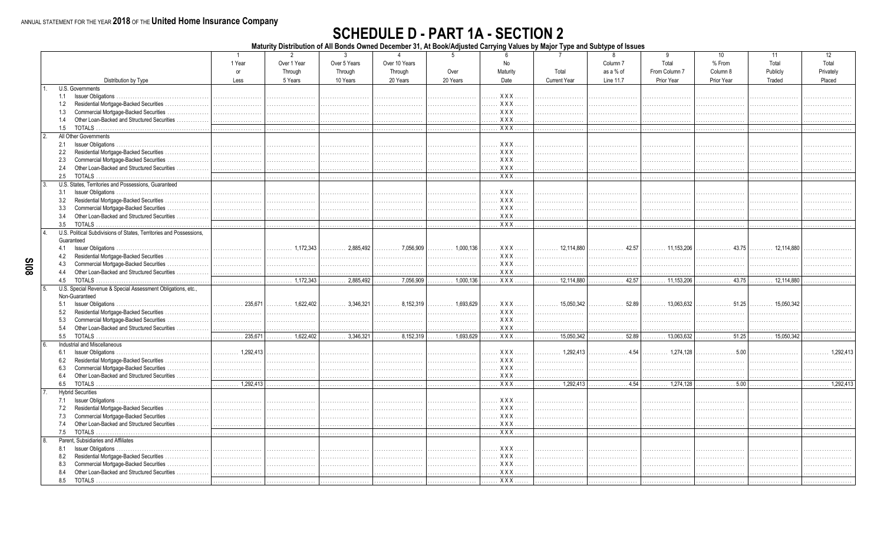ANNUAL STATEMENT FOR THE YEAR **2018** OF THE **United Home Insurance Company**

# SCHEDULE D - PART 1A - SECTION 2

**Maturity Distribution of All Bonds Owned December 31, At Book/Adjusted Carrying Values by Major Type and Subtype of Issues**

| Distribution by Type | 1<br>1 Year or Less | 2<br>Over 1 Year Through 5 Years | 3<br>Over 5 Years Through 10 Years | 4<br>Over 10 Years Through 20 Years | 5<br>Over 20 Years | 6<br>No Maturity Date | 7<br>Total Current Year | 8<br>Column 7 as a % of Line 11.7 | 9<br>Total From Column 7 Prior Year | 10<br>% From Column 8 Prior Year | 11<br>Total Publicly Traded | 12<br>Total Privately Placed |
|---|---|---|---|---|---|---|---|---|---|---|---|---|
| 1. U.S. Governments | | | | | | | | | | | | |
| 1.1 Issuer Obligations | | | | | | XXX | | | | | | |
| 1.2 Residential Mortgage-Backed Securities | | | | | | XXX | | | | | | |
| 1.3 Commercial Mortgage-Backed Securities | | | | | | XXX | | | | | | |
| 1.4 Other Loan-Backed and Structured Securities | | | | | | XXX | | | | | | |
| 1.5 TOTALS | | | | | | XXX | | | | | | |
| 2. All Other Governments | | | | | | | | | | | | |
| 2.1 Issuer Obligations | | | | | | XXX | | | | | | |
| 2.2 Residential Mortgage-Backed Securities | | | | | | XXX | | | | | | |
| 2.3 Commercial Mortgage-Backed Securities | | | | | | XXX | | | | | | |
| 2.4 Other Loan-Backed and Structured Securities | | | | | | XXX | | | | | | |
| 2.5 TOTALS | | | | | | XXX | | | | | | |
| 3. U.S. States, Territories and Possessions, Guaranteed | | | | | | | | | | | | |
| 3.1 Issuer Obligations | | | | | | XXX | | | | | | |
| 3.2 Residential Mortgage-Backed Securities | | | | | | XXX | | | | | | |
| 3.3 Commercial Mortgage-Backed Securities | | | | | | XXX | | | | | | |
| 3.4 Other Loan-Backed and Structured Securities | | | | | | XXX | | | | | | |
| 3.5 TOTALS | | | | | | XXX | | | | | | |
| 4. U.S. Political Subdivisions of States, Territories and Possessions, Guaranteed | | | | | | | | | | | | |
| 4.1 Issuer Obligations | | 1,172,343 | 2,885,492 | 7,056,909 | 1,000,136 | XXX | 12,114,880 | 42.57 | 11,153,206 | 43.75 | 12,114,880 | |
| 4.2 Residential Mortgage-Backed Securities | | | | | | XXX | | | | | | |
| 4.3 Commercial Mortgage-Backed Securities | | | | | | XXX | | | | | | |
| 4.4 Other Loan-Backed and Structured Securities | | | | | | XXX | | | | | | |
| 4.5 TOTALS | | 1,172,343 | 2,885,492 | 7,056,909 | 1,000,136 | XXX | 12,114,880 | 42.57 | 11,153,206 | 43.75 | 12,114,880 | |
| 5. U.S. Special Revenue & Special Assessment Obligations, etc., Non-Guaranteed | | | | | | | | | | | | |
| 5.1 Issuer Obligations | 235,671 | 1,622,402 | 3,346,321 | 8,152,319 | 1,693,629 | XXX | 15,050,342 | 52.89 | 13,063,632 | 51.25 | 15,050,342 | |
| 5.2 Residential Mortgage-Backed Securities | | | | | | XXX | | | | | | |
| 5.3 Commercial Mortgage-Backed Securities | | | | | | XXX | | | | | | |
| 5.4 Other Loan-Backed and Structured Securities | | | | | | XXX | | | | | | |
| 5.5 TOTALS | 235,671 | 1,622,402 | 3,346,321 | 8,152,319 | 1,693,629 | XXX | 15,050,342 | 52.89 | 13,063,632 | 51.25 | 15,050,342 | |
| 6. Industrial and Miscellaneous | | | | | | | | | | | | |
| 6.1 Issuer Obligations | 1,292,413 | | | | | XXX | 1,292,413 | 4.54 | 1,274,128 | 5.00 | | 1,292,413 |
| 6.2 Residential Mortgage-Backed Securities | | | | | | XXX | | | | | | |
| 6.3 Commercial Mortgage-Backed Securities | | | | | | XXX | | | | | | |
| 6.4 Other Loan-Backed and Structured Securities | | | | | | XXX | | | | | | |
| 6.5 TOTALS | 1,292,413 | | | | | XXX | 1,292,413 | 4.54 | 1,274,128 | 5.00 | | 1,292,413 |
| 7. Hybrid Securities | | | | | | | | | | | | |
| 7.1 Issuer Obligations | | | | | | XXX | | | | | | |
| 7.2 Residential Mortgage-Backed Securities | | | | | | XXX | | | | | | |
| 7.3 Commercial Mortgage-Backed Securities | | | | | | XXX | | | | | | |
| 7.4 Other Loan-Backed and Structured Securities | | | | | | XXX | | | | | | |
| 7.5 TOTALS | | | | | | XXX | | | | | | |
| 8. Parent, Subsidiaries and Affiliates | | | | | | | | | | | | |
| 8.1 Issuer Obligations | | | | | | XXX | | | | | | |
| 8.2 Residential Mortgage-Backed Securities | | | | | | XXX | | | | | | |
| 8.3 Commercial Mortgage-Backed Securities | | | | | | XXX | | | | | | |
| 8.4 Other Loan-Backed and Structured Securities | | | | | | XXX | | | | | | |
| 8.5 TOTALS | | | | | | XXX | | | | | | |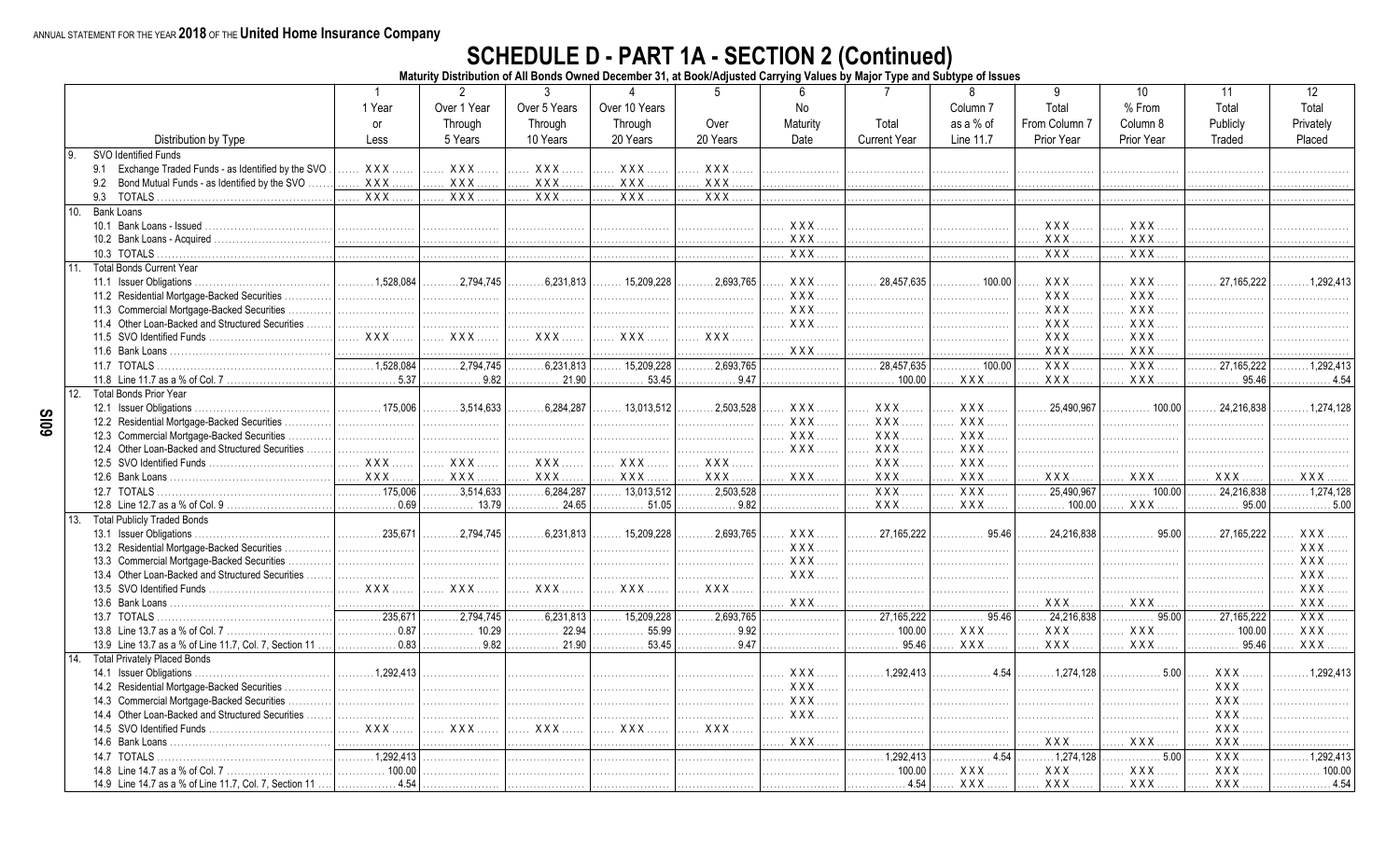ANNUAL STATEMENT FOR THE YEAR **2018** OF THE **United Home Insurance Company**

# SCHEDULE D - PART 1A - SECTION 2 (Continued)

**Maturity Distribution of All Bonds Owned December 31, at Book/Adjusted Carrying Values by Major Type and Subtype of Issues**

| Distribution by Type | 1<br>1 Year or Less | 2<br>Over 1 Year Through 5 Years | 3<br>Over 5 Years Through 10 Years | 4<br>Over 10 Years Through 20 Years | 5<br>Over 20 Years | 6<br>No Maturity Date | 7<br>Total Current Year | 8<br>Column 7 as a % of Line 11.7 | 9<br>Total From Column 7 Prior Year | 10<br>% From Column 8 Prior Year | 11<br>Total Publicly Traded | 12<br>Total Privately Placed |
|---|---|---|---|---|---|---|---|---|---|---|---|---|
| 9. SVO Identified Funds | | | | | | | | | | | | |
| 9.1 Exchange Traded Funds - as Identified by the SVO | XXX | XXX | XXX | XXX | XXX | | | | | | | |
| 9.2 Bond Mutual Funds - as Identified by the SVO | XXX | XXX | XXX | XXX | XXX | | | | | | | |
| 9.3 TOTALS | XXX | XXX | XXX | XXX | XXX | | | | | | | |
| 10. Bank Loans | | | | | | | | | | | | |
| 10.1 Bank Loans - Issued | | | | | | XXX | | | XXX | XXX | | |
| 10.2 Bank Loans - Acquired | | | | | | XXX | | | XXX | XXX | | |
| 10.3 TOTALS | | | | | | XXX | | | XXX | XXX | | |
| 11. Total Bonds Current Year | | | | | | | | | | | | |
| 11.1 Issuer Obligations | 1,528,084 | 2,794,745 | 6,231,813 | 15,209,228 | 2,693,765 | XXX | 28,457,635 | 100.00 | XXX | XXX | 27,165,222 | 1,292,413 |
| 11.2 Residential Mortgage-Backed Securities | | | | | | XXX | | | XXX | XXX | | |
| 11.3 Commercial Mortgage-Backed Securities | | | | | | XXX | | | XXX | XXX | | |
| 11.4 Other Loan-Backed and Structured Securities | | | | | | XXX | | | XXX | XXX | | |
| 11.5 SVO Identified Funds | XXX | XXX | XXX | XXX | XXX | | | | XXX | XXX | | |
| 11.6 Bank Loans | | | | | | XXX | | | XXX | XXX | | |
| 11.7 TOTALS | 1,528,084 | 2,794,745 | 6,231,813 | 15,209,228 | 2,693,765 | | 28,457,635 | 100.00 | XXX | XXX | 27,165,222 | 1,292,413 |
| 11.8 Line 11.7 as a % of Col. 7 | 5.37 | 9.82 | 21.90 | 53.45 | 9.47 | | 100.00 | XXX | XXX | XXX | 95.46 | 4.54 |
| 12. Total Bonds Prior Year | | | | | | | | | | | | |
| 12.1 Issuer Obligations | 175,006 | 3,514,633 | 6,284,287 | 13,013,512 | 2,503,528 | XXX | XXX | XXX | 25,490,967 | 100.00 | 24,216,838 | 1,274,128 |
| 12.2 Residential Mortgage-Backed Securities | | | | | | XXX | XXX | XXX | | | | |
| 12.3 Commercial Mortgage-Backed Securities | | | | | | XXX | XXX | XXX | | | | |
| 12.4 Other Loan-Backed and Structured Securities | | | | | | XXX | XXX | XXX | | | | |
| 12.5 SVO Identified Funds | XXX | XXX | XXX | XXX | XXX | | XXX | XXX | | | | |
| 12.6 Bank Loans | XXX | XXX | XXX | XXX | XXX | XXX | XXX | XXX | XXX | XXX | XXX | XXX |
| 12.7 TOTALS | 175,006 | 3,514,633 | 6,284,287 | 13,013,512 | 2,503,528 | | XXX | XXX | 25,490,967 | 100.00 | 24,216,838 | 1,274,128 |
| 12.8 Line 12.7 as a % of Col. 9 | 0.69 | 13.79 | 24.65 | 51.05 | 9.82 | | XXX | XXX | 100.00 | XXX | 95.00 | 5.00 |
| 13. Total Publicly Traded Bonds | | | | | | | | | | | | |
| 13.1 Issuer Obligations | 235,671 | 2,794,745 | 6,231,813 | 15,209,228 | 2,693,765 | XXX | 27,165,222 | 95.46 | 24,216,838 | 95.00 | 27,165,222 | XXX |
| 13.2 Residential Mortgage-Backed Securities | | | | | | XXX | | | | | | XXX |
| 13.3 Commercial Mortgage-Backed Securities | | | | | | XXX | | | | | | XXX |
| 13.4 Other Loan-Backed and Structured Securities | | | | | | XXX | | | | | | XXX |
| 13.5 SVO Identified Funds | XXX | XXX | XXX | XXX | XXX | | | | | | | XXX |
| 13.6 Bank Loans | | | | | | XXX | | | XXX | XXX | | XXX |
| 13.7 TOTALS | 235,671 | 2,794,745 | 6,231,813 | 15,209,228 | 2,693,765 | | 27,165,222 | 95.46 | 24,216,838 | 95.00 | 27,165,222 | XXX |
| 13.8 Line 13.7 as a % of Col. 7 | 0.87 | 10.29 | 22.94 | 55.99 | 9.92 | | 100.00 | XXX | XXX | XXX | 100.00 | XXX |
| 13.9 Line 13.7 as a % of Line 11.7, Col. 7, Section 11 | 0.83 | 9.82 | 21.90 | 53.45 | 9.47 | | 95.46 | XXX | XXX | XXX | 95.46 | XXX |
| 14. Total Privately Placed Bonds | | | | | | | | | | | | |
| 14.1 Issuer Obligations | 1,292,413 | | | | | XXX | 1,292,413 | 4.54 | 1,274,128 | 5.00 | XXX | 1,292,413 |
| 14.2 Residential Mortgage-Backed Securities | | | | | | XXX | | | | | XXX | |
| 14.3 Commercial Mortgage-Backed Securities | | | | | | XXX | | | | | XXX | |
| 14.4 Other Loan-Backed and Structured Securities | | | | | | XXX | | | | | XXX | |
| 14.5 SVO Identified Funds | XXX | XXX | XXX | XXX | XXX | | | | | | XXX | |
| 14.6 Bank Loans | | | | | | XXX | | | XXX | XXX | XXX | |
| 14.7 TOTALS | 1,292,413 | | | | | | 1,292,413 | 4.54 | 1,274,128 | 5.00 | XXX | 1,292,413 |
| 14.8 Line 14.7 as a % of Col. 7 | 100.00 | | | | | | 100.00 | XXX | XXX | XXX | XXX | 100.00 |
| 14.9 Line 14.7 as a % of Line 11.7, Col. 7, Section 11 | 4.54 | | | | | | 4.54 | XXX | XXX | XXX | XXX | 4.54 |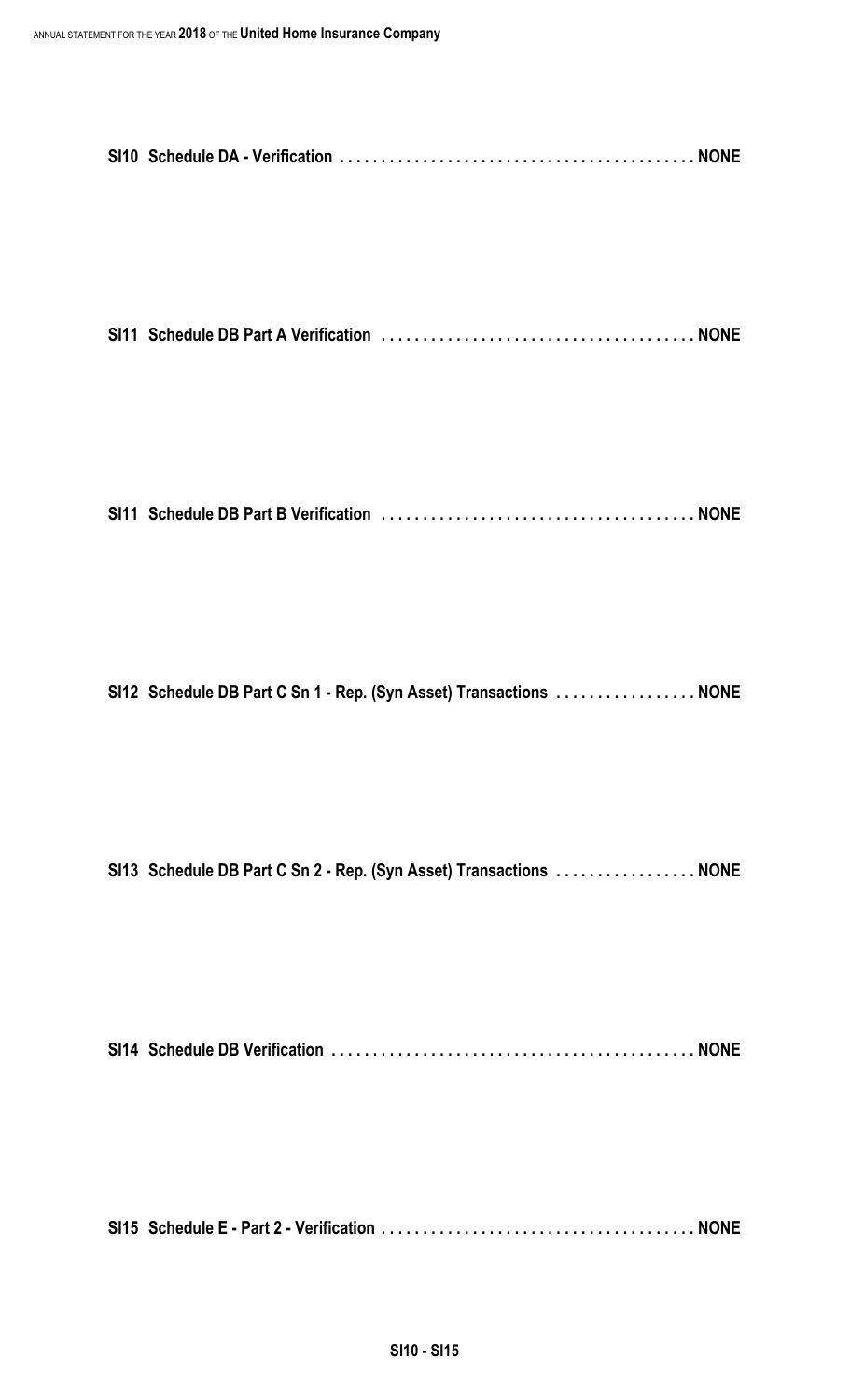**SI10 Schedule DA - Verification . . . . . . . . . . . . . . . . . . . . . . . . . . . . . . . . . . . . . . . . . . NONE**

**SI11 Schedule DB Part A Verification . . . . . . . . . . . . . . . . . . . . . . . . . . . . . . . . . . . . . . NONE**

**SI11 Schedule DB Part B Verification . . . . . . . . . . . . . . . . . . . . . . . . . . . . . . . . . . . . . . NONE**

**SI12 Schedule DB Part C Sn 1 - Rep. (Syn Asset) Transactions . . . . . . . . . . . . . . . . . NONE**

**SI13 Schedule DB Part C Sn 2 - Rep. (Syn Asset) Transactions . . . . . . . . . . . . . . . . . NONE**

**SI14 Schedule DB Verification . . . . . . . . . . . . . . . . . . . . . . . . . . . . . . . . . . . . . . . . . . . NONE**

**SI15 Schedule E - Part 2 - Verification . . . . . . . . . . . . . . . . . . . . . . . . . . . . . . . . . . . . . NONE**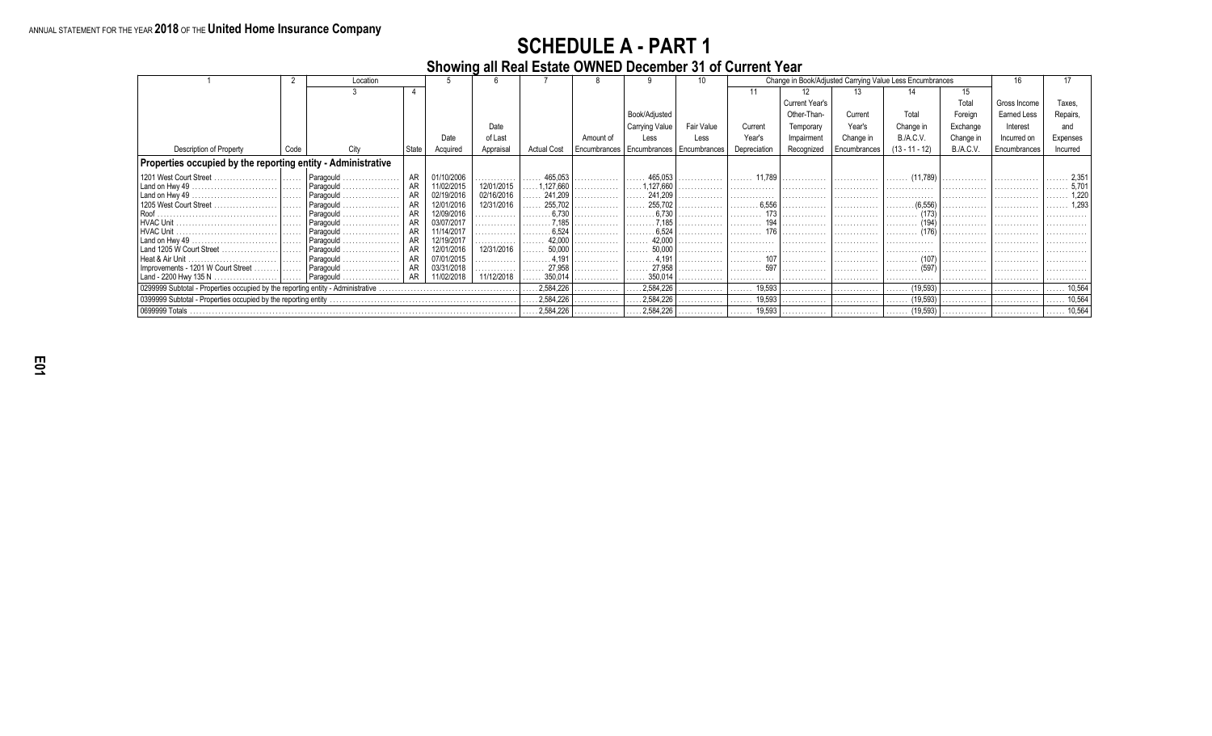ANNUAL STATEMENT FOR THE YEAR **2018** OF THE **United Home Insurance Company**

# SCHEDULE A - PART 1

## Showing all Real Estate OWNED December 31 of Current Year

| 1 | 2 | Location | | 5 | 6 | 7 | 8 | 9 | 10 | Change in Book/Adjusted Carrying Value Less Encumbrances | | | | | 16 | 17 |
|---|---|---|---|---|---|---|---|---|---|---|---|---|---|---|---|---|
| | | 3 | 4 | | | | | | | 11 | 12 | 13 | 14 | 15 | | |
| Description of Property | Code | City | State | Date Acquired | Date of Last Appraisal | Actual Cost | Amount of Encumbrances | Book/Adjusted Carrying Value Less Encumbrances | Fair Value Less Encumbrances | Current Year's Depreciation | Current Year's Other-Than-Temporary Impairment Recognized | Current Year's Change in Encumbrances | Total Change in B./A.C.V. (13 - 11 - 12) | Total Foreign Exchange Change in B./A.C.V. | Gross Income Earned Less Interest Incurred on Encumbrances | Taxes, Repairs, and Expenses Incurred |
| **Properties occupied by the reporting entity - Administrative** | | | | | | | | | | | | | | | | |
| 1201 West Court Street | | Paragould | AR | 01/10/2006 | | 465,053 | | 465,053 | | 11,789 | | | (11,789) | | | 2,351 |
| Land on Hwy 49 | | Paragould | AR | 11/02/2015 | 12/01/2015 | 1,127,660 | | 1,127,660 | | | | | | | | 5,701 |
| Land on Hwy 49 | | Paragould | AR | 02/19/2016 | 02/16/2016 | 241,209 | | 241,209 | | | | | | | | 1,220 |
| 1205 West Court Street | | Paragould | AR | 12/01/2016 | 12/31/2016 | 255,702 | | 255,702 | | 6,556 | | | (6,556) | | | 1,293 |
| Roof | | Paragould | AR | 12/09/2016 | | 6,730 | | 6,730 | | 173 | | | (173) | | | |
| HVAC Unit | | Paragould | AR | 03/07/2017 | | 7,185 | | 7,185 | | 194 | | | (194) | | | |
| HVAC Unit | | Paragould | AR | 11/14/2017 | | 6,524 | | 6,524 | | 176 | | | (176) | | | |
| Land on Hwy 49 | | Paragould | AR | 12/19/2017 | | 42,000 | | 42,000 | | | | | | | | |
| Land 1205 W Court Street | | Paragould | AR | 12/01/2016 | 12/31/2016 | 50,000 | | 50,000 | | | | | | | | |
| Heat & Air Unit | | Paragould | AR | 07/01/2015 | | 4,191 | | 4,191 | | 107 | | | (107) | | | |
| Improvements - 1201 W Court Street | | Paragould | AR | 03/31/2018 | | 27,958 | | 27,958 | | 597 | | | (597) | | | |
| Land - 2200 Hwy 135 N | | Paragould | AR | 11/02/2018 | 11/12/2018 | 350,014 | | 350,014 | | | | | | | | |
| 0299999 Subtotal - Properties occupied by the reporting entity - Administrative | | | | | | 2,584,226 | | 2,584,226 | | 19,593 | | | (19,593) | | | 10,564 |
| 0399999 Subtotal - Properties occupied by the reporting entity | | | | | | 2,584,226 | | 2,584,226 | | 19,593 | | | (19,593) | | | 10,564 |
| 0699999 Totals | | | | | | 2,584,226 | | 2,584,226 | | 19,593 | | | (19,593) | | | 10,564 |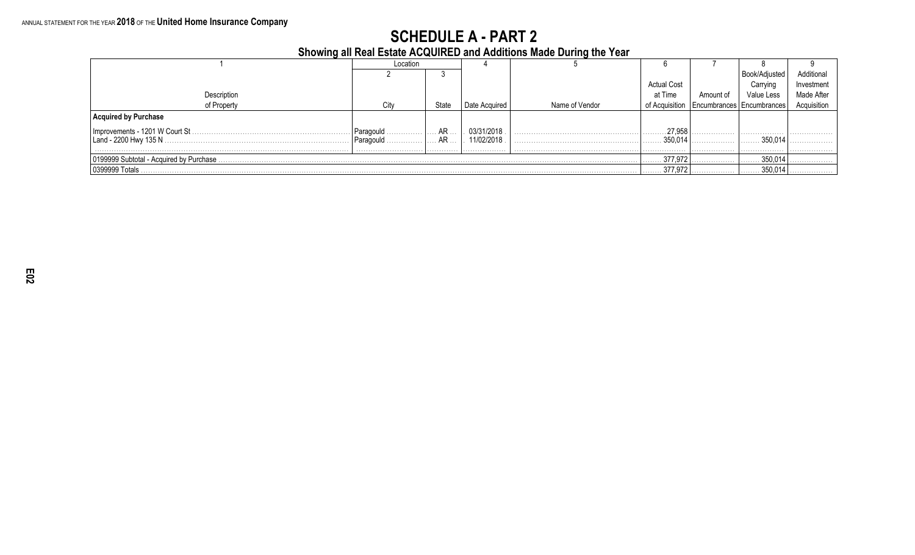ANNUAL STATEMENT FOR THE YEAR **2018** OF THE **United Home Insurance Company**

# SCHEDULE A - PART 2

## Showing all Real Estate ACQUIRED and Additions Made During the Year

| 1 | Location | | 4 | 5 | 6 | 7 | 8 | 9 |
|---|---|---|---|---|---|---|---|---|
| | 2 | 3 | | | | | | |
| Description of Property | City | State | Date Acquired | Name of Vendor | Actual Cost at Time of Acquisition | Amount of Encumbrances | Book/Adjusted Carrying Value Less Encumbrances | Additional Investment Made After Acquisition |
| **Acquired by Purchase** | | | | | | | | |
| Improvements - 1201 W Court St | Paragould | AR | 03/31/2018 | | 27,958 | | | |
| Land - 2200 Hwy 135 N | Paragould | AR | 11/02/2018 | | 350,014 | | 350,014 | |
| 0199999 Subtotal - Acquired by Purchase | | | | | 377,972 | | 350,014 | |
| 0399999 Totals | | | | | 377,972 | | 350,014 | |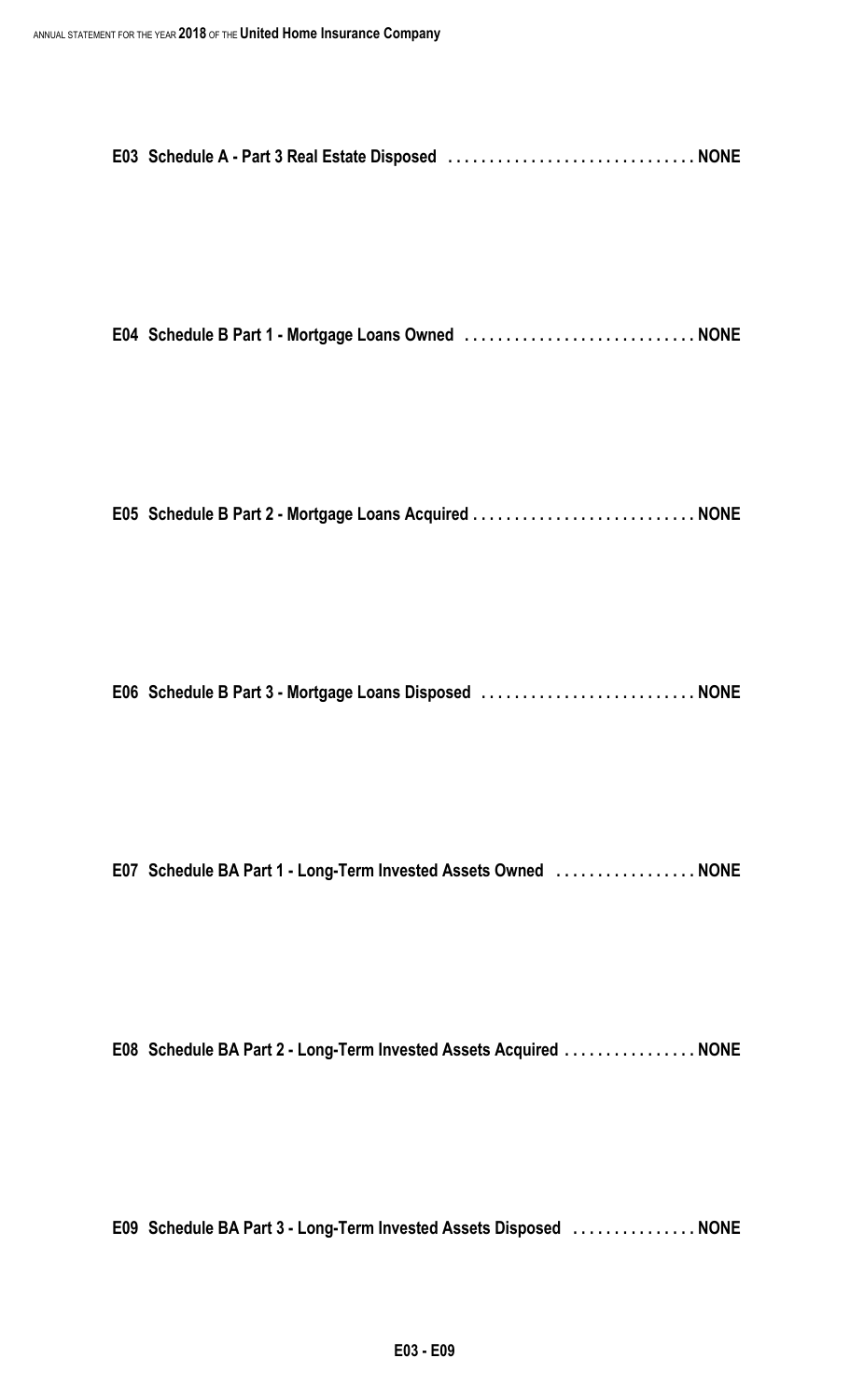**E03 Schedule A - Part 3 Real Estate Disposed . . . . . . . . . . . . . . . . . . . . . . . . . . . . . . NONE**

**E04 Schedule B Part 1 - Mortgage Loans Owned . . . . . . . . . . . . . . . . . . . . . . . . . . . . NONE**

**E05 Schedule B Part 2 - Mortgage Loans Acquired . . . . . . . . . . . . . . . . . . . . . . . . . . . NONE**

**E06 Schedule B Part 3 - Mortgage Loans Disposed . . . . . . . . . . . . . . . . . . . . . . . . . . NONE**

**E07 Schedule BA Part 1 - Long-Term Invested Assets Owned . . . . . . . . . . . . . . . . . NONE**

**E08 Schedule BA Part 2 - Long-Term Invested Assets Acquired . . . . . . . . . . . . . . . . NONE**

**E09 Schedule BA Part 3 - Long-Term Invested Assets Disposed . . . . . . . . . . . . . . . NONE**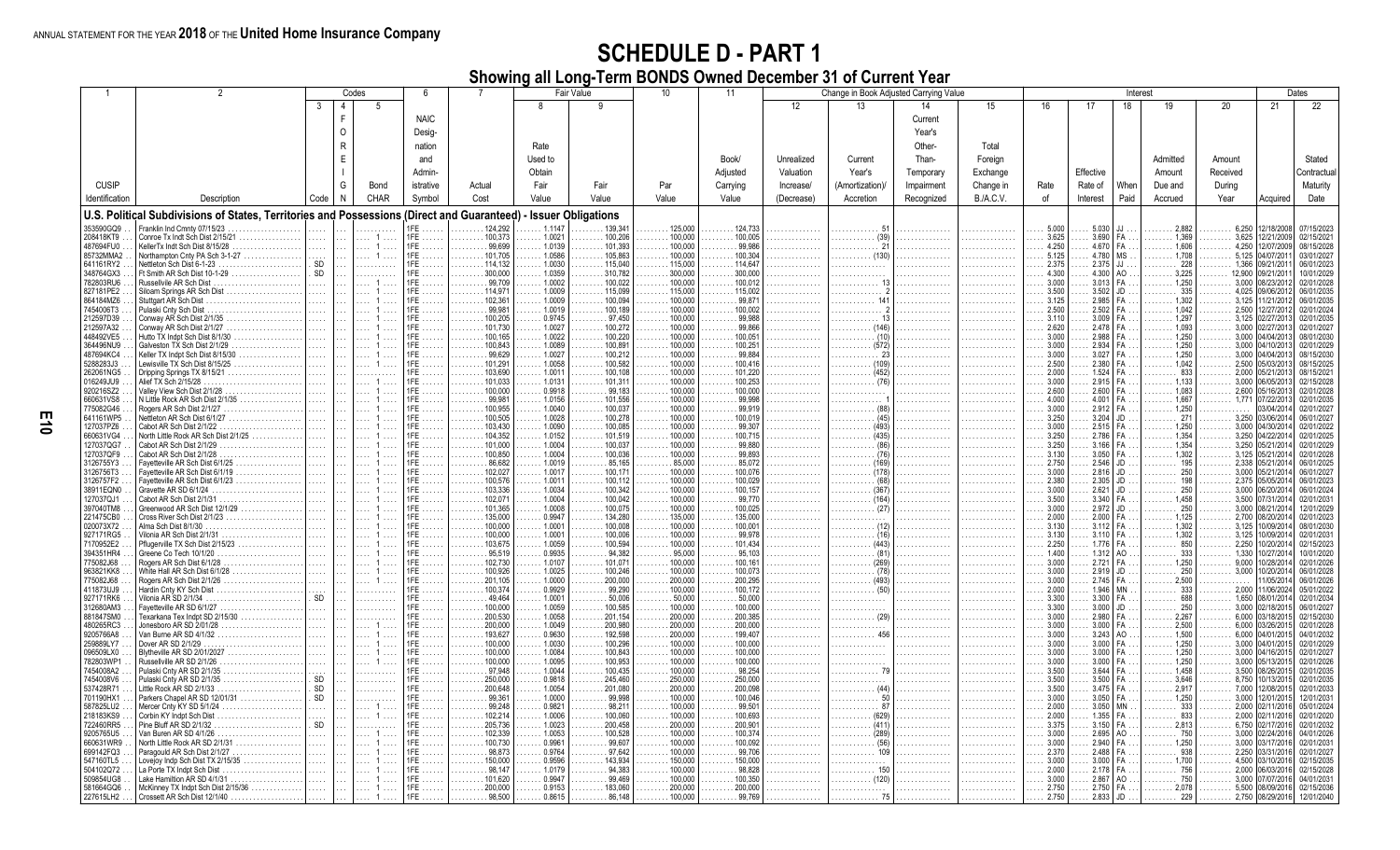ANNUAL STATEMENT FOR THE YEAR **2018** OF THE **United Home Insurance Company**

# SCHEDULE D - PART 1

## Showing all Long-Term BONDS Owned December 31 of Current Year

| 1 | 2 | Codes | | | 6 | 7 | Fair Value | | 10 | 11 | Change in Book Adjusted Carrying Value | | | | Interest | | | | | | Dates | |
|---|---|---|---|---|---|---|---|---|---|---|---|---|---|---|---|---|---|---|---|---|---|---|
| | | 3 | 4 | 5 | | | 8 | 9 | | | 12 | 13 | 14 | 15 | 16 | 17 | 18 | 19 | 20 | 21 | 22 |
| CUSIP Identification | Description | Code | F O R E I G N | Bond CHAR | NAIC Designation and Administrative Symbol | Actual Cost | Rate Used to Obtain Fair Value | Fair Value | Par Value | Book/ Adjusted Carrying Value | Unrealized Valuation Increase/ (Decrease) | Current Year's (Amortization)/ Accretion | Current Year's Other-Than-Temporary Impairment Recognized | Total Foreign Exchange Change in B./A.C.V. | Rate of | Effective Rate of Interest | When Paid | Admitted Amount Due and Accrued | Amount Received During Year | Acquired | Stated Contractual Maturity Date |
| **U.S. Political Subdivisions of States, Territories and Possessions (Direct and Guaranteed) - Issuer Obligations** | | | | | | | | | | | | | | | | | | | | | |
| 353590GQ9 | Franklin Ind Cmnty 07/15/23 | | | | 1FE | 124,292 | 1.1147 | 139,341 | 125,000 | 124,733 | | 51 | | | 5.000 | 5.030 | JJ | 2,882 | 6,250 | 12/18/2008 | 07/15/2023 |
| 208418KT9 | Conroe Tx Indt Sch Dist 2/15/21 | | | | 1FE | 100,373 | 1.0021 | 100,206 | 100,000 | 100,005 | | (39) | | | 3.625 | 3.690 | FA | 1,369 | 3,625 | 12/21/2009 | 02/15/2021 |
| 487694FU0 | KellerTx Indt Sch Dist 8/15/28 | | | 1 | 1FE | 99,699 | 1.0139 | 101,393 | 100,000 | 99,986 | | 21 | | | 4.250 | 4.670 | FA | 1,606 | 4,250 | 12/07/2009 | 08/15/2028 |
| 85732MMA2 | Northampton Cnty PA Sch 3-1-27 | | | 1 | 1FE | 101,705 | 1.0586 | 105,863 | 100,000 | 100,304 | | (130) | | | 5.125 | 4.780 | MS | 1,708 | 5,125 | 04/07/2011 | 03/01/2027 |
| 641161RY2 | Nettleton Sch Dist 6-1-23 | SD | | | 1FE | 114,132 | 1.0030 | 115,040 | 115,000 | 114,647 | | | | | 2.375 | 2.375 | JJ | 228 | 1,366 | 09/21/2011 | 06/01/2023 |
| 348764GX3 | Ft Smith AR Sch Dist 10-1-29 | SD | | | 1FE | 300,000 | 1.0359 | 310,782 | 300,000 | 300,000 | | | | | 4.300 | 4.300 | AO | 3,225 | 12,900 | 09/21/2011 | 10/01/2029 |
| 782803RU6 | Russellville AR Sch Dist | | | 1 | 1FE | 99,709 | 1.0002 | 100,022 | 100,000 | 100,012 | | 13 | | | 3.000 | 3.013 | FA | 1,250 | 3,000 | 08/23/2012 | 02/01/2028 |
| 827181PE2 | Siloam Springs AR Sch Dist | | | 1 | 1FE | 114,971 | 1.0009 | 115,099 | 115,000 | 115,002 | | 2 | | | 3.500 | 3.502 | JD | 335 | 4,025 | 09/06/2012 | 06/01/2035 |
| 864184MZ6 | Stuttgart AR Sch Dist | | | 1 | 1FE | 102,361 | 1.0009 | 100,094 | 100,000 | 99,871 | | 141 | | | 3.125 | 2.985 | FA | 1,302 | 3,125 | 11/21/2012 | 06/01/2035 |
| 7454006T3 | Pulaski Cnty Sch Dist | | | 1 | 1FE | 99,981 | 1.0019 | 100,189 | 100,000 | 100,002 | | 2 | | | 2.500 | 2.502 | FA | 1,042 | 2,500 | 12/27/2012 | 02/01/2024 |
| 212597D39 | Conway AR Sch Dist 2/1/35 | | | 1 | 1FE | 100,205 | 0.9745 | 97,450 | 100,000 | 99,988 | | 13 | | | 3.110 | 3.009 | FA | 1,297 | 3,125 | 02/27/2013 | 02/01/2035 |
| 212597A32 | Conway AR Sch Dist 2/1/27 | | | 1 | 1FE | 101,730 | 1.0027 | 100,272 | 100,000 | 99,866 | | (146) | | | 2.620 | 2.478 | FA | 1,093 | 3,000 | 02/27/2013 | 02/01/2027 |
| 448492VE5 | Hutto TX Indpt Sch Dist 8/1/30 | | | 1 | 1FE | 100,165 | 1.0022 | 100,220 | 100,000 | 100,051 | | (10) | | | 3.000 | 2.988 | FA | 1,250 | 3,000 | 04/04/2013 | 08/01/2030 |
| 364496NU9 | Galveston TX Sch Dist 2/1/29 | | | 1 | 1FE | 100,843 | 1.0089 | 100,891 | 100,000 | 100,251 | | (572) | | | 3.000 | 2.934 | FA | 1,250 | 3,000 | 04/10/2013 | 02/01/2029 |
| 487694KC4 | Keller TX Indpt Sch Dist 8/15/30 | | | 1 | 1FE | 99,629 | 1.0027 | 100,212 | 100,000 | 99,884 | | 23 | | | 3.000 | 3.027 | FA | 1,250 | 3,000 | 04/04/2013 | 08/15/2030 |
| 5288283J3 | Lewisville TX Sch Dist 8/15/25 | | | 1 | 1FE | 101,291 | 1.0058 | 100,582 | 100,000 | 100,416 | | (109) | | | 2.500 | 2.380 | FA | 1,042 | 2,500 | 05/03/2013 | 08/15/2025 |
| 262061NG5 | Dripping Springs TX 8/15/21 | | | 1 | 1FE | 103,690 | 1.0011 | 100,108 | 100,000 | 101,220 | | (452) | | | 2.000 | 1.524 | FA | 833 | 2,000 | 05/21/2013 | 08/15/2021 |
| 016249JU9 | Alief TX Sch 2/15/28 | | | | 1FE | 101,033 | 1.0131 | 101,311 | 100,000 | 100,253 | | (76) | | | 3.000 | 2.915 | FA | 1,133 | 3,000 | 06/05/2013 | 02/15/2028 |
| 9202165Z2 | Valley View Sch Dist 2/1/28 | | | 1 | 1FE | 100,000 | 0.9918 | 99,183 | 100,000 | 100,000 | | | | | 2.600 | 2.600 | FA | 1,083 | 2,600 | 05/16/2013 | 02/01/2028 |
| 660631VS8 | N Little Rock AR Sch Dist 2/1/35 | | | 1 | 1FE | 99,981 | 1.0156 | 101,556 | 100,000 | 99,998 | | 1 | | | 4.000 | 4.001 | FA | 1,667 | 1,771 | 07/22/2013 | 02/01/2035 |
| 775082G46 | Rogers AR Sch Dist 2/1/27 | | | 1 | 1FE | 100,955 | 1.0040 | 100,037 | 100,000 | 99,919 | | (88) | | | 3.000 | 2.912 | FA | 1,250 | | 03/04/2014 | 02/01/2027 |
| 641161WP5 | Nettleton AR Sch Dist 6/1/27 | | | 1 | 1FE | 100,505 | 1.0028 | 100,278 | 100,000 | 100,019 | | (45) | | | 3.250 | 3.204 | JD | 271 | 3,250 | 03/06/2014 | 06/01/2027 |
| 127037PZ6 | Cabot AR Sch Dist 2/1/22 | | | 1 | 1FE | 103,430 | 1.0090 | 100,085 | 100,000 | 99,307 | | (493) | | | 3.000 | 2.515 | FA | 1,250 | 3,000 | 04/30/2014 | 02/01/2022 |
| 660631VG4 | North Little Rock AR Sch Dist 2/1/25 | | | 1 | 1FE | 104,352 | 1.0152 | 101,519 | 100,000 | 100,715 | | (435) | | | 3.250 | 2.786 | FA | 1,354 | 3,250 | 04/22/2014 | 02/01/2025 |
| 127037QG7 | Cabot AR Sch Dist 2/1/29 | | | 1 | 1FE | 101,000 | 1.0004 | 100,037 | 100,000 | 99,880 | | (86) | | | 3.250 | 3.166 | FA | 1,354 | 3,250 | 05/21/2014 | 02/01/2029 |
| 127037QF9 | Cabot AR Sch Dist 2/1/28 | | | 1 | 1FE | 100,850 | 1.0004 | 100,036 | 100,000 | 99,893 | | (76) | | | 3.130 | 3.050 | FA | 1,302 | 3,125 | 05/21/2014 | 02/01/2028 |
| 3126755Y3 | Fayetteville AR Sch Dist 6/1/25 | | | 1 | 1FE | 86,682 | 1.0019 | 85,165 | 85,000 | 85,072 | | (169) | | | 2.750 | 2.546 | JD | 195 | 2,338 | 05/21/2014 | 06/01/2025 |
| 3126756T3 | Fayetteville AR Sch Dist 6/1/19 | | | 1 | 1FE | 102,027 | 1.0017 | 100,171 | 100,000 | 100,076 | | (178) | | | 3.000 | 2.816 | JD | 250 | 3,000 | 05/21/2014 | 06/01/2027 |
| 3126757F2 | Fayetteville AR Sch Dist 6/1/23 | | | 1 | 1FE | 100,576 | 1.0011 | 100,112 | 100,000 | 100,029 | | (68) | | | 2.380 | 2.305 | JD | 198 | 2,375 | 05/05/2014 | 06/01/2023 |
| 38911EQN0 | Gravette AR SD 6/1/24 | | | 1 | 1FE | 103,336 | 1.0034 | 100,342 | 100,000 | 100,157 | | (367) | | | 3.000 | 2.621 | JD | 250 | 3,000 | 06/20/2014 | 06/01/2024 |
| 127037QJ1 | Cabot AR Sch Dist 2/1/31 | | | 1 | 1FE | 102,071 | 1.0004 | 100,042 | 100,000 | 99,770 | | (164) | | | 3.500 | 3.340 | FA | 1,458 | 3,500 | 07/31/2014 | 02/01/2031 |
| 397040TM8 | Greenwood AR Sch Dist 12/1/29 | | | 1 | 1FE | 101,365 | 1.0008 | 100,075 | 100,000 | 100,025 | | (27) | | | 3.000 | 2.972 | JD | 250 | 3,000 | 08/21/2014 | 12/01/2029 |
| 221475CB0 | Cross River Sch Dist 2/1/23 | | | 1 | 1FE | 135,000 | 0.9947 | 134,280 | 135,000 | 135,000 | | | | | 2.000 | 2.000 | FA | 1,125 | 2,700 | 08/20/2014 | 02/01/2023 |
| 020073X72 | Alma Sch Dist 8/1/30 | | | 1 | 1FE | 100,000 | 1.0001 | 100,008 | 100,000 | 100,001 | | (12) | | | 3.130 | 3.112 | FA | 1,302 | 3,125 | 10/09/2014 | 08/01/2030 |
| 927171RG5 | Vilonia AR Sch Dist 2/1/31 | | | 1 | 1FE | 100,000 | 1.0001 | 100,006 | 100,000 | 99,978 | | (16) | | | 3.130 | 3.110 | FA | 1,302 | 3,125 | 10/06/2014 | 02/01/2031 |
| 7170952E2 | Pflugerville TX Sch Dist 2/15/23 | | | 1 | 1FE | 103,675 | 1.0059 | 100,594 | 100,000 | 101,434 | | (443) | | | 2.250 | 1.776 | FA | 850 | 2,250 | 10/20/2014 | 02/15/2023 |
| 394351HR4 | Greene Co Tech 10/1/20 | | | 1 | 1FE | 95,519 | 0.9935 | 94,382 | 95,000 | 95,103 | | (81) | | | 1.400 | 1.312 | AO | 333 | 1,330 | 10/27/2014 | 10/01/2020 |
| 775082J68 | Rogers AR Sch Dist 6/1/28 | | | 1 | 1FE | 102,730 | 1.0107 | 101,071 | 100,000 | 100,161 | | (269) | | | 3.000 | 2.721 | FA | 1,250 | 9,000 | 10/28/2014 | 02/01/2026 |
| 963821KK8 | White Hall AR Sch Dist 6/1/28 | | | 1 | 1FE | 100,926 | 1.0025 | 100,246 | 100,000 | 100,073 | | (78) | | | 3.000 | 2.919 | JD | 250 | 3,000 | 10/20/2014 | 06/01/2028 |
| 775082J68 | Rogers AR Sch Dist 2/1/26 | | | 1 | 1FE | 201,105 | 1.0000 | 200,000 | 200,000 | 200,295 | | (493) | | | 3.000 | 2.745 | FA | 2,500 | | 11/05/2014 | 06/01/2026 |
| 411873UJ9 | Hardin Cnty KY Sch Dist | | | 1 | 1FE | 100,374 | 0.9929 | 99,290 | 100,000 | 100,172 | | (50) | | | 2.000 | 1.946 | MN | 333 | 2,000 | 11/06/2024 | 05/01/2022 |
| 927171RK6 | Vilonia AR SD 2/1/34 | SD | | 1 | 1FE | 49,464 | 1.0001 | 50,006 | 50,000 | 50,000 | | | | | 3.300 | 3.300 | FA | 688 | 1,650 | 08/01/2014 | 02/01/2034 |
| 312680AM3 | Fayetteville AR SD 6/1/27 | | | 1 | 1FE | 100,000 | 1.0059 | 100,585 | 100,000 | 100,000 | | | | | 3.000 | 3.000 | JD | 250 | 3,000 | 02/18/2015 | 06/01/2027 |
| 881847SM0 | Texarkana Tex Indpt SD 2/15/30 | | | 1 | 1FE | 200,530 | 1.0058 | 201,154 | 200,000 | 200,385 | | (29) | | | 3.000 | 2.980 | FA | 2,267 | 6,000 | 03/18/2015 | 02/15/2030 |
| 480265RC3 | Jonesboro AR SD 2/01/28 | | | 1 | 1FE | 200,000 | 1.0049 | 200,980 | 200,000 | 200,000 | | | | | 3.000 | 3.000 | FA | 2,500 | 6,000 | 03/31/2015 | 02/01/2028 |
| 9205766A8 | Van Burne AR SD 4/1/32 | | | 1 | 1FE | 193,627 | 0.9630 | 192,598 | 200,000 | 199,407 | | 456 | | | 3.000 | 3.243 | AO | 1,500 | 6,000 | 04/01/2015 | 04/01/2032 |
| 259889LY7 | Dover AR SD 2/1/29 | | | 1 | 1FE | 100,000 | 1.0030 | 100,296 | 100,000 | 100,000 | | | | | 3.000 | 3.000 | FA | 1,250 | 3,000 | 04/01/2015 | 02/01/2029 |
| 096509LX0 | Blytheville AR SD 2/01/2027 | | | 1 | 1FE | 100,000 | 1.0084 | 100,843 | 100,000 | 100,000 | | | | | 3.000 | 3.000 | FA | 1,250 | 3,000 | 04/16/2015 | 02/01/2027 |
| 782803WP1 | Russellville AR SD 2/1/26 | | | 1 | 1FE | 100,000 | 1.0095 | 100,953 | 100,000 | 100,000 | | | | | 3.000 | 3.000 | FA | 1,250 | 3,000 | 05/13/2015 | 02/01/2026 |
| 7454008A2 | Pulaski Cnty AR SD 2/1/35 | | | 1 | 1FE | 97,948 | 1.0044 | 100,435 | 100,000 | 98,254 | | 79 | | | 3.500 | 3.644 | FA | 1,458 | 3,500 | 08/26/2015 | 02/01/2035 |
| 7454008V6 | Pulaski Cnty AR SD 2/1/35 | SD | | | 1FE | 250,000 | 0.9818 | 245,460 | 250,000 | 250,000 | | | | | 3.500 | 3.500 | FA | 3,646 | 8,750 | 10/13/2015 | 02/01/2035 |
| 537428R71 | Little Rock AR SD 2/1/33 | SD | | | 1FE | 200,648 | 1.0054 | 201,080 | 200,000 | 200,098 | | (44) | | | 3.500 | 3.475 | FA | 2,917 | 7,000 | 12/08/2015 | 02/01/2033 |
| 701190HX1 | Parkers Chapel AR SD 12/01/31 | SD | | | 1FE | 99,361 | 1.0000 | 99,998 | 100,000 | 100,046 | | 50 | | | 3.000 | 3.050 | FA | 1,250 | 3,000 | 12/01/2015 | 12/01/2031 |
| 587825LU2 | Mercer Cnty KY SD 5/1/24 | | | 1 | 1FE | 99,248 | 0.9821 | 98,211 | 100,000 | 99,501 | | 87 | | | 2.000 | 3.050 | MN | 333 | 2,000 | 02/11/2016 | 05/01/2024 |
| 218183KS9 | Corbin KY Indpt Sch Dist | | | 1 | 1FE | 102,214 | 1.0006 | 100,060 | 100,000 | 100,693 | | (629) | | | 2.000 | 1.355 | FA | 833 | 2,000 | 02/17/2016 | 02/01/2020 |
| 722460RR5 | Pine Bluff AR SD 2/1/32 | SD | | | 1FE | 205,736 | 1.0023 | 200,458 | 200,000 | 200,901 | | (411) | | | 3.375 | 3.150 | FA | 2,813 | 6,750 | 02/17/2016 | 02/01/2032 |
| 9205765U5 | Van Buren AR SD 4/1/26 | | | 1 | 1FE | 102,339 | 1.0053 | 100,528 | 100,000 | 100,374 | | (289) | | | 3.000 | 2.695 | AO | 750 | 3,000 | 02/24/2016 | 04/01/2026 |
| 660631WR9 | North Little Rock AR SD 2/1/31 | | | 1 | 1FE | 100,730 | 0.9961 | 99,607 | 100,000 | 100,092 | | (56) | | | 3.000 | 2.940 | FA | 1,250 | 3,000 | 03/17/2016 | 02/01/2031 |
| 699142FQ3 | Paragould AR Sch Dist 2/1/27 | | | 1 | 1FE | 98,873 | 0.9764 | 97,642 | 100,000 | 99,706 | | 109 | | | 2.370 | 2.488 | FA | 938 | 2,250 | 03/31/2016 | 02/01/2027 |
| 547160TL5 | Lovejoy Indp Sch Dist TX 2/15/35 | | | 1 | 1FE | 150,000 | 0.9596 | 143,934 | 150,000 | 150,000 | | | | | 3.000 | 3.000 | FA | 1,700 | 4,500 | 03/10/2016 | 02/15/2035 |
| 504102Q72 | La Porte TX Indpt Sch Dist | | | 1 | 1FE | 98,147 | 1.0179 | 94,383 | 100,000 | 98,828 | | 150 | | | 2.000 | 2.178 | FA | 756 | 2,000 | 06/03/2016 | 02/15/2028 |
| 509854UG8 | Lake Hamiltion AR SD 4/1/31 | | | 1 | 1FE | 101,620 | 0.9947 | 99,469 | 100,000 | 100,350 | | (120) | | | 3.000 | 2.867 | AO | 750 | 3,000 | 07/07/2016 | 04/01/2031 |
| 581664GQ6 | McKinney TX Indpt Sch Dist 2/15/36 | | | 1 | 1FE | 200,000 | 0.9153 | 183,060 | 200,000 | 200,000 | | | | | 2.750 | 2.750 | FA | 2,078 | 5,500 | 08/09/2016 | 02/15/2036 |
| 227615LH2 | Crossett AR Sch Dist 12/1/40 | | | 1 | 1FE | 98,500 | 0.8615 | 86,148 | 100,000 | 99,769 | | 75 | | | 2.750 | 2.833 | JD | 229 | 2,750 | 08/29/2016 | 12/01/2040 |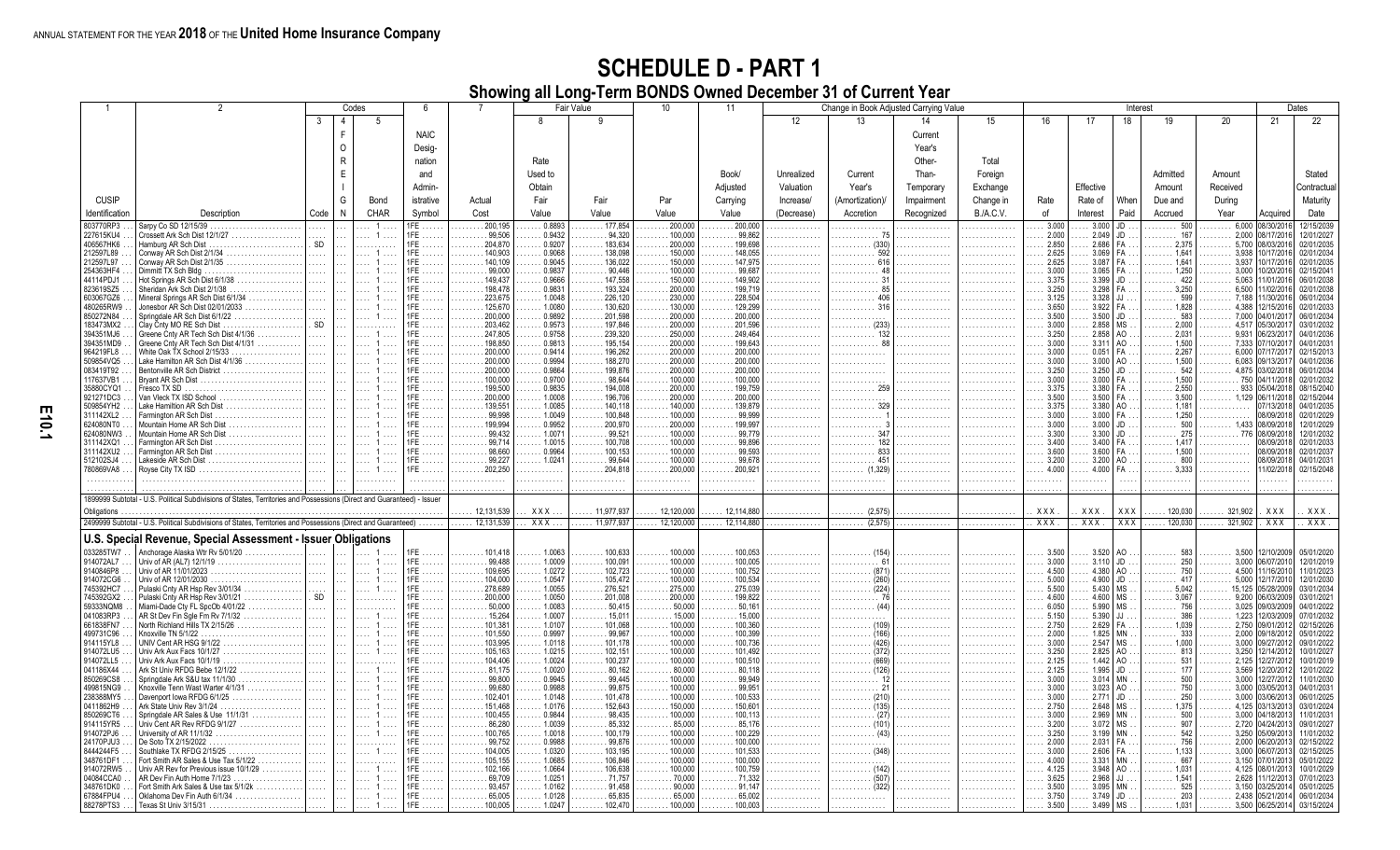ANNUAL STATEMENT FOR THE YEAR **2018** OF THE **United Home Insurance Company**

# SCHEDULE D - PART 1

## Showing all Long-Term BONDS Owned December 31 of Current Year

| 1 | 2 | Codes | | | 6 | 7 | Fair Value | | 10 | 11 | Change in Book Adjusted Carrying Value | | | | Interest | | | | | Dates | |
|---|---|---|---|---|---|---|---|---|---|---|---|---|---|---|---|---|---|---|---|---|---|
| | | 3 | 4 | 5 | | | 8 | 9 | | | 12 | 13 | 14 | 15 | 16 | 17 | 18 | 19 | 20 | 21 | 22 |
| CUSIP Identification | Description | Code | F o r e i g n | Bond CHAR | NAIC Designation and Administrative Symbol | Actual Cost | Rate Used to Obtain Fair Value | Fair Value | Par Value | Book/ Adjusted Carrying Value | Unrealized Valuation Increase/ (Decrease) | Current Year's (Amortization)/ Accretion | Current Year's Other-Than-Temporary Impairment Recognized | Total Foreign Exchange Change in B./A.C.V. | Rate of | Effective Rate of Interest | When Paid | Admitted Amount Due and Accrued | Amount Received During Year | Acquired | Stated Contractual Maturity Date |
| 803770RP3 | Sarpy Co SD 12/15/39 | | | 1 | 1FE | 200,195 | 0.8893 | 177,854 | 200,000 | 200,000 | | | | | 3.000 | 3.000 | JD | 500 | 6,000 | 08/30/2016 | 12/15/2039 |
| 227615KU4 | Crossett Ark Sch Dist 12/1/27 | | | 1 | 1FE | 99,506 | 0.9432 | 94,320 | 100,000 | 99,862 | | 75 | | | 2.000 | 2.049 | JD | 167 | 2,000 | 08/17/2016 | 12/01/2027 |
| 406567HK6 | Hamburg AR Sch Dist | SD | | | 1FE | 204,870 | 0.9207 | 183,634 | 200,000 | 199,698 | | (330) | | | 2.850 | 2.686 | FA | 2,375 | 5,700 | 08/03/2016 | 02/01/2035 |
| 212597L89 | Conway AR Sch Dist 2/1/34 | | | 1 | 1FE | 140,903 | 0.9068 | 138,098 | 150,000 | 148,055 | | 592 | | | 2.625 | 3.069 | FA | 1,641 | 3,938 | 10/17/2016 | 02/01/2034 |
| 212597L97 | Conway AR Sch Dist 2/1/35 | | | 1 | 1FE | 140,109 | 0.9045 | 136,022 | 150,000 | 147,975 | | 616 | | | 2.625 | 3.087 | FA | 1,641 | 3,937 | 10/17/2016 | 02/01/2035 |
| 254363HF4 | Dimmitt TX Sch Bldg | | | 1 | 1FE | 99,000 | 0.9837 | 90,446 | 100,000 | 99,687 | | 48 | | | 3.000 | 3.065 | FA | 1,250 | 3,000 | 10/20/2016 | 02/15/2041 |
| 44114PDJ1 | Hot Springs AR Sch Dist 6/1/38 | | | 1 | 1FE | 149,437 | 0.9666 | 147,558 | 150,000 | 149,902 | | 31 | | | 3.375 | 3.399 | JD | 422 | 5,063 | 11/01/2016 | 06/01/2038 |
| 823619SZ5 | Sheridan Ark Sch Dist 2/1/38 | | | 1 | 1FE | 198,478 | 0.9831 | 193,324 | 200,000 | 199,719 | | 85 | | | 3.250 | 3.298 | FA | 3,250 | 6,500 | 11/02/2016 | 02/01/2038 |
| 603067GZ6 | Mineral Springs AR Sch Dist 6/1/34 | | | 1 | 1FE | 223,675 | 1.0048 | 226,120 | 230,000 | 228,504 | | 406 | | | 3.125 | 3.328 | JJ | 599 | 7,188 | 11/30/2016 | 06/01/2034 |
| 480265RW9 | Jonesbor AR Sch Dist 02/01/2033 | | | 1 | 1FE | 125,670 | 1.0080 | 130,620 | 130,000 | 129,299 | | 316 | | | 3.650 | 3.922 | FA | 1,828 | 4,388 | 12/15/2016 | 02/01/2033 |
| 850272N84 | Springdale AR Sch Dist 6/1/22 | | | 1 | 1FE | 200,000 | 0.9892 | 201,598 | 200,000 | 200,000 | | | | | 3.500 | 3.500 | JD | 583 | 7,000 | 04/01/2017 | 06/01/2034 |
| 183473MX2 | Clay Cnty MO RE Sch Dist | SD | | | 1FE | 203,462 | 0.9573 | 197,846 | 200,000 | 201,596 | | (233) | | | 3.000 | 2.858 | MS | 2,000 | 4,517 | 05/30/2017 | 03/01/2032 |
| 394351MJ6 | Greene Cnty AR Tech Sch Dist 4/1/36 | | | 1 | 1FE | 247,805 | 0.9758 | 239,320 | 250,000 | 249,464 | | 132 | | | 3.250 | 2.858 | AO | 2,031 | 9,931 | 06/23/2017 | 04/01/2036 |
| 394351MD9 | Greene Cnty AR Tech Sch Dist 4/1/31 | | | 1 | 1FE | 198,850 | 0.9813 | 195,154 | 200,000 | 199,643 | | 88 | | | 3.000 | 3.311 | AO | 1,500 | 7,333 | 07/10/2017 | 04/01/2031 |
| 964219FL8 | White Oak TX School 2/15/33 | | | 1 | 1FE | 200,000 | 0.9414 | 196,262 | 200,000 | 200,000 | | | | | 3.000 | 0.051 | FA | 2,267 | 6,000 | 07/17/2017 | 02/15/2013 |
| 509854VQ6 | Lake Hamilton AR Sch Dist 4/1/36 | | | 1 | 1FE | 200,000 | 0.9994 | 188,270 | 200,000 | 200,000 | | | | | 3.000 | 3.000 | AO | 1,500 | 6,083 | 09/13/2017 | 04/01/2036 |
| 083419T92 | Bentonville AR Sch District | | | 1 | 1FE | 200,000 | 0.9864 | 199,876 | 200,000 | 200,000 | | | | | 3.250 | 3.250 | JD | 542 | 4,875 | 03/02/2018 | 06/01/2034 |
| 117637VB1 | Bryant AR Sch Dist | | | 1 | 1FE | 100,000 | 0.9700 | 98,644 | 100,000 | 100,000 | | | | | 3.000 | 3.000 | FA | 1,500 | 750 | 04/11/2018 | 02/01/2032 |
| 35880CYQ1 | Fresco TX SD | | | 1 | 1FE | 199,500 | 0.9835 | 194,008 | 200,000 | 199,759 | | 259 | | | 3.375 | 3.380 | FA | 2,550 | 933 | 05/04/2018 | 08/15/2040 |
| 921271DC3 | Van Vleck TX ISD School | | | 1 | 1FE | 200,000 | 1.0008 | 196,706 | 200,000 | 200,000 | | | | | 3.500 | 3.500 | FA | 3,500 | 1,129 | 06/11/2018 | 02/15/2044 |
| 509854YH2 | Lake Hamiltion AR Sch Dist | | | 1 | 1FE | 139,551 | 1.0085 | 140,118 | 140,000 | 139,879 | | 329 | | | 3.375 | 3.380 | AO | 1,181 | | 07/13/2018 | 04/01/2035 |
| 311142XL2 | Farmington AR Sch Dist | | | 1 | 1FE | 99,998 | 1.0049 | 100,848 | 100,000 | 99,999 | | 1 | | | 3.000 | 3.000 | FA | 1,250 | | 08/09/2018 | 02/01/2029 |
| 624080NT0 | Mountain Home AR Sch Dist | | | 1 | 1FE | 199,994 | 0.9952 | 200,970 | 200,000 | 199,997 | | 3 | | | 3.000 | 3.000 | JD | 500 | 1,433 | 08/09/2018 | 12/01/2029 |
| 624080NW3 | Mountain Home AR Sch Dist | | | 1 | 1FE | 99,432 | 1.0071 | 99,521 | 100,000 | 99,779 | | 347 | | | 3.300 | 3.300 | JD | 275 | 776 | 08/09/2018 | 12/01/2032 |
| 311142XQ1 | Farmington AR Sch Dist | | | 1 | 1FE | 99,714 | 1.0015 | 100,708 | 100,000 | 99,896 | | 182 | | | 3.400 | 3.400 | FA | 1,417 | | 08/09/2018 | 02/01/2033 |
| 311142XU2 | Farmington AR Sch Dist | | | 1 | 1FE | 98,660 | 0.9964 | 100,153 | 100,000 | 99,593 | | 833 | | | 3.600 | 3.600 | FA | 1,500 | | 08/09/2018 | 02/01/2037 |
| 512102SJ4 | Lakeside AR Sch Dist | | | 1 | 1FE | 99,227 | 1.0241 | 99,644 | 100,000 | 99,678 | | 451 | | | 3.200 | 3.200 | AO | 800 | | 08/09/2018 | 04/01/2031 |
| 780869VA8 | Royse City TX ISD | | | 1 | 1FE | 202,250 | | 204,818 | 200,000 | 200,921 | | (1,329) | | | 4.000 | 4.000 | FA | 3,333 | | 11/02/2018 | 02/15/2048 |
| 1899999 Subtotal - U.S. Political Subdivisions of States, Territories and Possessions (Direct and Guaranteed) - Issuer Obligations | | | | | | 12,131,539 | XXX | 11,977,937 | 12,120,000 | 12,114,880 | | (2,575) | | | XXX | XXX | XXX | 120,030 | 321,902 | XXX | XXX |
| 2499999 Subtotal - U.S. Political Subdivisions of States, Territories and Possessions (Direct and Guaranteed) | | | | | | 12,131,539 | XXX | 11,977,937 | 12,120,000 | 12,114,880 | | (2,575) | | | XXX | XXX | XXX | 120,030 | 321,902 | XXX | XXX |
| **U.S. Special Revenue, Special Assessment - Issuer Obligations** | | | | | | | | | | | | | | | | | | | | | |
| 033285TW7 | Anchorage Alaska Wtr Rv 5/01/20 | | | 1 | 1FE | 101,418 | 1.0063 | 100,633 | 100,000 | 100,053 | | (154) | | | 3.500 | 3.520 | AO | 583 | 3,500 | 12/10/2009 | 05/01/2020 |
| 914072AL7 | Univ of AR (AL7) 12/1/19 | | | 1 | 1FE | 99,488 | 1.0009 | 100,091 | 100,000 | 100,005 | | 61 | | | 3.000 | 3.110 | JD | 250 | 3,000 | 06/07/2010 | 12/01/2019 |
| 914084EP8 | Univ of AR 11/01/2023 | | | 1 | 1FE | 109,695 | 1.0272 | 102,723 | 100,000 | 100,752 | | (871) | | | 4.500 | 4.380 | AO | 750 | 4,500 | 11/16/2010 | 11/01/2023 |
| 914072CG6 | Univ of AR 12/01/2030 | | | 1 | 1FE | 104,000 | 1.0547 | 105,472 | 100,000 | 100,534 | | (260) | | | 5.000 | 4.900 | JD | 417 | 5,000 | 12/17/2010 | 12/01/2030 |
| 745392HC7 | Pulaski Cnty AR Hsp Rev 3/01/34 | | | 1 | 1FE | 278,689 | 1.0055 | 276,521 | 275,000 | 275,039 | | (224) | | | 5.500 | 5.430 | MS | 5,042 | 15,125 | 05/28/2009 | 03/01/2034 |
| 745392GX2 | Pulaski Cnty AR Hsp Rev 3/01/21 | SD | | | 1FE | 200,000 | 1.0050 | 201,008 | 200,000 | 199,822 | | 76 | | | 4.600 | 4.600 | MS | 3,067 | 9,200 | 06/03/2009 | 03/01/2021 |
| 59333NQM8 | Miami-Dade Cty FL SpcOb 4/01/22 | | | 1 | 1FE | 50,000 | 1.0083 | 50,415 | 50,000 | 50,161 | | (44) | | | 6.050 | 5.990 | MS | 756 | 3,025 | 09/03/2009 | 04/01/2022 |
| 041083RP3 | AR St Dev Fin Sgle Fm Rv 7/1/32 | | | 1 | 1FE | 15,264 | 1.0007 | 15,011 | 15,000 | 15,000 | | | | | 5.150 | 5.390 | JJ | 386 | 1,223 | 12/03/2009 | 07/01/2032 |
| 661838FN7 | North Richland Hills TX 2/15/26 | | | 1 | 1FE | 101,381 | 1.0107 | 101,068 | 100,000 | 100,360 | | (109) | | | 2.750 | 2.629 | FA | 1,039 | 2,750 | 09/01/2012 | 02/15/2026 |
| 499731C96 | Knoxville TN 5/1/22 | | | 1 | 1FE | 101,550 | 0.9997 | 99,967 | 100,000 | 100,399 | | (166) | | | 2.000 | 1.825 | MN | 333 | 2,000 | 09/18/2012 | 05/01/2022 |
| 914115YL8 | UNIV Cent AR HSG 9/1/22 | | | 1 | 1FE | 103,995 | 1.0118 | 101,178 | 100,000 | 100,736 | | (426) | | | 3.000 | 2.547 | MS | 1,000 | 3,000 | 09/27/2012 | 09/01/2022 |
| 914072LU5 | Univ Ark Aux Facs 10/1/27 | | | 1 | 1FE | 105,163 | 1.0215 | 102,151 | 100,000 | 101,492 | | (372) | | | 3.250 | 2.825 | AO | 813 | 3,250 | 12/14/2012 | 10/01/2027 |
| 914072LL5 | Univ Ark Aux Facs 10/1/19 | | | 1 | 1FE | 104,406 | 1.0024 | 100,237 | 100,000 | 100,510 | | (669) | | | 2.125 | 1.442 | AO | 531 | 2,125 | 12/27/2012 | 10/01/2019 |
| 041186X44 | Ark St Univ RFDG Bebe 12/1/22 | | | 1 | 1FE | 81,175 | 1.0020 | 80,162 | 80,000 | 80,118 | | (126) | | | 2.125 | 1.995 | JD | 177 | 3,569 | 12/20/2012 | 12/01/2022 |
| 850269CS8 | Springdale Ark S&U tax 11/1/30 | | | 1 | 1FE | 99,800 | 0.9945 | 99,445 | 100,000 | 99,949 | | 12 | | | 3.000 | 3.014 | MN | 500 | 3,000 | 12/27/2012 | 11/01/2030 |
| 499815NG9 | Knoxville Tenn Wast Warter 4/1/31 | | | 1 | 1FE | 99,680 | 0.9988 | 99,875 | 100,000 | 99,951 | | 21 | | | 3.000 | 3.023 | AO | 750 | 3,000 | 03/05/2013 | 04/01/2031 |
| 238388MY5 | Davenport Iowa RFDG 6/1/25 | | | 1 | 1FE | 102,401 | 1.0148 | 101,478 | 100,000 | 100,533 | | (210) | | | 3.000 | 2.771 | JD | 250 | 3,000 | 03/06/2013 | 06/01/2025 |
| 041186ZH9 | Ark State Univ Rev 3/1/24 | | | 1 | 1FE | 151,468 | 1.0176 | 152,643 | 150,000 | 150,601 | | (135) | | | 2.750 | 2.648 | MS | 1,375 | 4,125 | 03/13/2013 | 03/01/2024 |
| 850269CT6 | Springdale AR Sales & Use 11/1/31 | | | 1 | 1FE | 100,455 | 0.9844 | 98,435 | 100,000 | 100,113 | | (27) | | | 3.000 | 2.969 | MN | 500 | 3,000 | 04/18/2013 | 11/01/2031 |
| 914115YR5 | Univ Cent AR Rev RFDG 9/1/27 | | | 1 | 1FE | 86,280 | 1.0039 | 85,332 | 85,000 | 85,176 | | (101) | | | 3.200 | 3.072 | MS | 907 | 2,720 | 04/24/2013 | 09/01/2027 |
| 914072PJ6 | University of AR 11/1/32 | | | 1 | 1FE | 100,765 | 1.0018 | 100,179 | 100,000 | 100,229 | | (43) | | | 3.250 | 3.199 | MN | 542 | 3,250 | 05/09/2013 | 11/01/2032 |
| 24170PJU3 | De Soto TX 2/15/2022 | | | 1 | 1FE | 99,752 | 0.9988 | 99,876 | 100,000 | 100,000 | | | | | 2.000 | 2.031 | FA | 756 | 2,000 | 05/20/2013 | 02/15/2022 |
| 8444244F5 | Southlake TX RFDG 2/15/25 | | | 1 | 1FE | 104,005 | 1.0320 | 103,195 | 100,000 | 101,533 | | (348) | | | 3.000 | 2.606 | FA | 1,133 | 3,000 | 06/07/2013 | 02/15/2025 |
| 348761DF1 | Fort Smith AR Sales & Use Tax 5/1/22 | | | 1 | 1FE | 105,155 | 1.0685 | 106,846 | 100,000 | 100,000 | | | | | 4.000 | 3.331 | MN | 667 | 3,150 | 07/01/2013 | 05/01/2022 |
| 914072RW5 | Univ AR Rev for Previous issue 10/1/29 | | | 1 | 1FE | 102,166 | 1.0664 | 106,638 | 100,000 | 100,759 | | (142) | | | 4.125 | 3.948 | AO | 1,031 | 4,125 | 08/01/2013 | 10/01/2029 |
| 04084CCA0 | AR Dev Fin Auth Home 7/1/23 | | | 1 | 1FE | 69,709 | 1.0251 | 71,757 | 70,000 | 71,332 | | (507) | | | 3.625 | 2.968 | JJ | 1,541 | 2,628 | 11/12/2013 | 07/01/2023 |
| 348761DK0 | Fort Smith Ark Sales & Use tax 5/1/2k | | | 1 | 1FE | 93,457 | 1.0162 | 91,458 | 90,000 | 91,147 | | (322) | | | 3.500 | 3.095 | MN | 525 | 3,150 | 03/25/2014 | 05/01/2025 |
| 67884FPU4 | Oklahoma Dev Fin Auth 6/1/34 | | | 1 | 1FE | 65,005 | 1.0128 | 65,835 | 65,000 | 65,002 | | | | | 3.750 | 3.749 | JD | 203 | 2,438 | 05/21/2014 | 06/01/2034 |
| 88278PTS3 | Texas St Univ 3/15/31 | | | 1 | 1FE | 100,005 | 1.0247 | 102,470 | 100,000 | 100,003 | | | | | 3.500 | 3.499 | MS | 1,031 | 3,500 | 06/25/2014 | 03/15/2024 |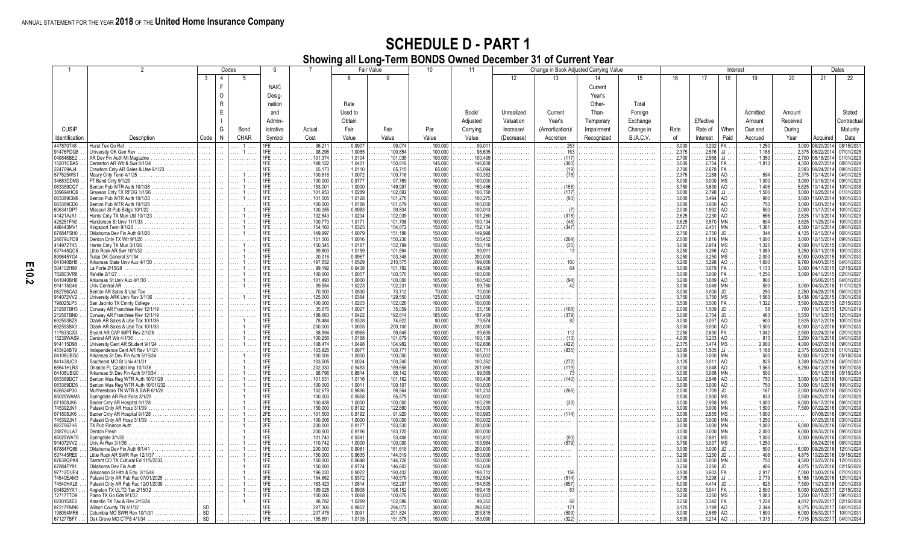ANNUAL STATEMENT FOR THE YEAR 2018 OF THE United Home Insurance Company

# SCHEDULE D - PART 1

## Showing all Long-Term BONDS Owned December 31 of Current Year

| 1 | 2 | Codes | | | 6 | 7 | Fair Value | | 10 | 11 | Change in Book Adjusted Carrying Value | | | | Interest | | | | | | Dates | |
|---|---|---|---|---|---|---|---|---|---|---|---|---|---|---|---|---|---|---|---|---|---|---|
| | | 3 | 4 | 5 | | | 8 | 9 | | | 12 | 13 | 14 | 15 | 16 | 17 | 18 | 19 | 20 | | 21 | 22 |
| CUSIP Identification | Description | Code | FOREIGN | Bond CHAR | NAIC Designation Administrative Symbol | Actual Cost | Rate Used to Obtain Fair Value | Fair Value | Par Value | Book/ Adjusted Carrying Value | Unrealized Valuation Increase/ (Decrease) | Current Year's (Amortization)/ Accretion | Current Year's Other-Than-Temporary Impairment Recognized | Total Foreign Exchange Change in B./A.C.V. | Rate of | Effective Rate of Interest | When Paid | Admitted Amount Due and Accrued | Amount Received During Year | | Acquired | Stated Contractual Maturity Date |
| 447870T48 | Hurst Tex Go Ref | | | 1 | 1FE | 96,211 | 0.9907 | 99,074 | 100,000 | 99,011 | | 253 | | | 3.000 | 3.292 | FA | 1,250 | 3,000 | | 08/20/2014 | 08/15/2031 |
| 91476PDQ8 | University OK Gen Rev | | | 1 | 1FE | 98,298 | 1.0085 | 100,854 | 100,000 | 98,635 | | 163 | | | 2.375 | 2.576 | JJ | 1,188 | 2,375 | | 08/22/2014 | 07/01/2026 |
| 040848BE2 | AR Dev Fin Auth Mt Magazine | | | | 1FE | 101,374 | 1.0104 | 101,035 | 100,000 | 100,499 | | (117) | | | 2.700 | 2.568 | JJ | 1,350 | 2,700 | | 08/18/2014 | 01/01/2023 |
| 15201CBA5 | Centerton AR Wtr & Swr 8/1/24 | | | | 1FE | 148,122 | 1.0401 | 150,816 | 145,000 | 146,838 | | (300) | | | 3.000 | 2.754 | FA | 1,813 | 4,350 | | 08/27/2014 | 08/01/2024 |
| 224709AJ4 | Crawford Cnty AR Sales & Use 9/1/23 | | | | 1FE | 65,173 | 1.0110 | 65,715 | 65,000 | 65,094 | | (19) | | | 2.700 | 2.678 | FA | | 2,093 | | 09/24/2014 | 09/01/2023 |
| 577625WS1 | Maury Cnty Tenn 4/1/25 | | | 1 | 1FE | 100,816 | 1.0072 | 100,716 | 100,000 | 100,352 | | (78) | | | 2.375 | 2.288 | AO | 594 | 2,375 | | 10/14/2014 | 04/01/2025 |
| 34683DDM3 | FT Bend Cnty 9/1/29 | | | 1 | 1FE | 100,000 | 0.9777 | 97,769 | 100,000 | 100,000 | | | | | 3.000 | 3.000 | MS | 1,000 | 3,000 | | 10/16/2014 | 09/01/2029 |
| 083389CQ7 | Benton Pub WTR Auth 10/1/38 | | | 1 | 1FE | 153,001 | 1.0000 | 149,997 | 150,000 | 150,466 | | (158) | | | 3.750 | 3.630 | AO | 1,406 | 5,625 | | 10/14/2014 | 10/01/2038 |
| 389694HQ6 | Grayson Cnty TX RFDG 1/1/26 | | | 1 | 1FE | 101,953 | 1.0289 | 102,892 | 100,000 | 100,760 | | (177) | | | 3.000 | 2.798 | JJ | 1,500 | 3,000 | | 10/28/2014 | 01/01/2026 |
| 083389CM6 | Benton Pub WTR Auth 10/1/33 | | | 1 | 1FE | 101,505 | 1.0128 | 101,276 | 100,000 | 100,275 | | (93) | | | 3.600 | 3.494 | AO | 900 | 3,600 | | 10/07/2014 | 10/01/2033 |
| 083389CD6 | Benton Pub WTR Auth 10/1/25 | | | | 1FE | 100,000 | 1.0188 | 101,879 | 100,000 | 100,000 | | | | | 3.000 | 3.000 | AO | 750 | 3,000 | | 10/01/2014 | 10/01/2025 |
| 606341DP7 | Missouri St Pub Bldgs 10/1/22 | | | 1 | 1FE | 100,055 | 0.9983 | 99,834 | 100,000 | 100,013 | | (7) | | | 2.000 | 1.992 | AO | 500 | 2,000 | | 11/17/2014 | 10/01/2022 |
| 41421AJA1 | Harris Cnty TX Mun Util 10/1/23 | | | 1 | 1FE | 102,843 | 1.0204 | 102,039 | 100,000 | 101,260 | | (318) | | | 2.625 | 2.230 | AO | 656 | 2,625 | | 11/13/2014 | 10/01/2023 |
| 425251FN0 | Henderson St Univ 11/1/33 | | | 1 | 1FE | 100,770 | 1.0171 | 101,708 | 100,000 | 100,194 | | (46) | | | 3.625 | 3.570 | MN | 604 | 3,625 | | 11/25/2014 | 10/01/2033 |
| 496443MV1 | Kingsport Tenn 9/1/26 | | | 1 | 1FE | 154,160 | 1.0325 | 154,872 | 150,000 | 152,134 | | (347) | | | 2.721 | 2.451 | MN | 1,361 | 4,500 | | 12/10/2014 | 09/01/2026 |
| 67884FSH0 | Oklahoma Dev Fin Auth 6/1/26 | | | 1 | 1FE | 149,997 | 1.0079 | 151,188 | 150,000 | 149,998 | | | | | 2.750 | 2.750 | JD | 344 | 4,125 | | 12/10/2014 | 06/01/2026 |
| 24879UFD8 | Denton Cnty TX Wtr 9/1/20 | | | | 1FE | 151,500 | 1.0016 | 150,236 | 150,000 | 150,452 | | (264) | | | 2.000 | 1.816 | MN | 1,000 | 3,000 | | 12/15/2014 | 09/01/2020 |
| 414972TK5 | Harris Cnty TX Mun 3/1/26 | | | 1 | 1FE | 150,345 | 1.0187 | 152,799 | 150,000 | 150,118 | | (35) | | | 3.000 | 2.974 | MS | 1,325 | 4,500 | | 01/15/2015 | 03/01/2026 |
| 537445QC5 | Little Rock AR Swr 10/1/30 | | | 1 | 1FE | 99,803 | 1.0159 | 101,594 | 100,000 | 99,911 | | 13 | | | 3.250 | 3.266 | AO | 1,083 | 3,250 | | 03/11/2015 | 10/01/2030 |
| 899645YG4 | Tulsa OK General 3/1/34 | | | 1 | 1FE | 20,016 | 0.9667 | 193,348 | 200,000 | 200,000 | | | | | 3.250 | 3.250 | MS | 2,000 | 6,000 | | 02/03/2015 | 10/01/2030 |
| 041040BH8 | Arkansas State Univ Aux 4/1/30 | | | 1 | 1FE | 197,652 | 1.0529 | 210,575 | 200,000 | 199,066 | | 160 | | | 3.200 | 3.298 | AO | 1,600 | 9,760 | | 04/01/2015 | 04/01/2030 |
| 504102H98 | La Porte 2/15/28 | | | 1 | 1FE | 99,192 | 0.9438 | 101,792 | 100,000 | 99,566 | | 64 | | | 3.000 | 3.079 | FA | 1,133 | 3,000 | | 04/17/2015 | 02/15/2028 |
| 782803VR8 | Rs'ville 2/1/27 | | | 1 | 1FE | 100,000 | 1.0057 | 100,570 | 100,000 | 100,000 | | | | | 3.000 | 3.000 | FA | 1,250 | 3,000 | | 04/10/2015 | 02/01/2027 |
| 041040BH8 | Arkansas St Univ Aux 4/1/30 | | | 1 | 1FE | 101,493 | 1.0000 | 100,000 | 105,000 | 100,542 | | (94) | | | 3.200 | 3.089 | AO | 800 | | | 05/06/2015 | 04/01/2030 |
| 914115G46 | Univ Central AR | | | 1 | 1FE | 99,554 | 1.0223 | 102,231 | 100,000 | 99,780 | | 42 | | | 3.000 | 3.049 | MN | 500 | 3,000 | | 04/30/2015 | 11/01/2025 |
| 082756CA3 | Benton AR Sales & Use Tax | | | 1 | 1FE | 70,000 | 1.0530 | 73,712 | 70,000 | 70,000 | | | | | 3.000 | 3.000 | JD | 250 | 2,250 | | 04/28/2015 | 06/01/2025 |
| 914072VV2 | University ARK Univ Rev 3/1/36 | | | 1 | 1FE | 125,000 | 1.0364 | 129,550 | 125,000 | 125,000 | | | | | 3.750 | 3.750 | MS | 1,563 | 8,438 | | 06/12/2015 | 03/01/2036 |
| 798025LP5 | San Jacinto TX Cmnty College | | | | 1FE | 100,000 | 1.0203 | 102,026 | 100,000 | 100,000 | | | | | 3.500 | 3.500 | FA | 1,322 | 3,500 | | 06/26/2015 | 02/15/2033 |
| 21258TBH3 | Conway AR Franchise Rev 12/1/19 | | | 1 | 1FE | 35,676 | 1.0027 | 35,059 | 35,000 | 35,156 | | (168) | | | 2.000 | 1.509 | JD | 58 | 700 | | 11/13/2015 | 12/01/2019 |
| 21258TBN0 | Conway AR Franchise Rev 12/1/19 | | | 1 | 1FE | 188,663 | 1.0422 | 192,814 | 185,000 | 187,469 | | (379) | | | 3.000 | 2.754 | JD | 463 | 5,550 | | 11/13/2015 | 12/01/2024 |
| 692593BZ8 | Ozark AR Sales & Use Tax 10/1/36 | | | 1 | 1FE | 78,484 | 0.9328 | 74,622 | 80,000 | 79,574 | | 82 | | | 3.000 | 3.097 | AO | 600 | 2,625 | | 02/12/2016 | 10/01/2036 |
| 692593BX3 | Ozark AR Sales & Use Tax 10/1/30 | | | 1 | 1FE | 200,000 | 1.0005 | 200,100 | 200,000 | 200,000 | | | | | 3.000 | 3.000 | AO | 1,500 | 6,000 | | 02/12/2016 | 10/01/2030 |
| 117633CX3 | Bryant AR CAP IMPT Rev 2/1/26 | | | 1 | 1FE | 98,994 | 0.9965 | 99,645 | 100,000 | 99,695 | | 112 | | | 2.250 | 2.630 | FA | 1,042 | 2,500 | | 02/24/2016 | 02/01/2026 |
| 15239WAS9 | Central AR Wtr 4/1/36 | | | 1 | 1FE | 100,256 | 1.0168 | 101,679 | 100,000 | 100,108 | | (13) | | | 4.000 | 3.233 | AO | 813 | 3,250 | | 03/15/2016 | 04/01/2036 |
| 914115D98 | University Cent AR Student 9/1/24 | | | 1 | 1FE | 108,474 | 1.0498 | 104,982 | 100,000 | 102,686 | | (422) | | | 4.000 | 3.474 | MS | 2,000 | 4,000 | | 04/27/2016 | 09/01/2038 |
| 453424BT9 | Independence Cent AR Rev 1/1/21 | | | 1 | 1FE | 103,926 | 1.0077 | 100,771 | 100,000 | 101,711 | | (835) | | | 3.000 | 1.505 | JJ | 1,188 | 2,375 | | 05/03/2016 | 01/01/2021 |
| 04108UBG0 | Arkansas St Dev Fin Auth 5/15/34 | | | | 1FE | 100,006 | 1.0000 | 100,000 | 100,000 | 100,002 | | | | | 3.300 | 3.000 | MN | 500 | 6,000 | | 05/12/2016 | 05/15/2034 |
| 841438JC9 | Southeast MO St Univ 4/1/31 | | | 1 | 1FE | 103,505 | 1.0024 | 100,240 | 100,000 | 100,352 | | (272) | | | 3.125 | 3.011 | AO | 825 | 3,300 | | 05/23/2016 | 04/01/2031 |
| 68641HLR3 | Orlando FL Capital Imp 10/1/36 | | | 1 | 1FE | 202,330 | 0.9483 | 189,658 | 200,000 | 201,060 | | (119) | | | 3.000 | 3.048 | AO | 1,563 | 6,250 | | 04/12/2016 | 10/01/2036 |
| 04108UBG0 | Arkansas St Dev Fin Auth 5/15/34 | | | 1 | 1FE | 98,796 | 0.8814 | 88,142 | 100,000 | 99,569 | | 73 | | | 3.000 | 3.088 | MN | 500 | | | 05/11/2016 | 05/15/2034 |
| 083389DC7 | Benton Was Reg WTR Auth 10/01/28 | | | 1 | 1FE | 101,531 | 1.0116 | 101,162 | 100,000 | 100,406 | | (140) | | | 3.000 | 2.846 | AO | 750 | 3,000 | | 05/10/2016 | 10/01/2028 |
| 083389DD5 | Benton Was Reg WTR Auth 10/01/232 | | | 1 | 1FE | 100,000 | 1.0011 | 100,107 | 100,000 | 100,000 | | | | | 3.000 | 3.000 | AO | 750 | 3,000 | | 05/10/2016 | 10/01/2032 |
| 626524P30 | Murfreesboro TN WTR & SWR 6/1/26 | | | 1 | 1FE | 102,679 | 0.9856 | 98,564 | 100,000 | 101,233 | | (266) | | | 2.000 | 1.709 | JD | 167 | 2,000 | | 06/03/2016 | 06/01/2026 |
| 85025WAM3 | Springdale AR Pub Facs 3/1/29 | | | 1 | 1FE | 100,003 | 0.9558 | 95,579 | 100,000 | 100,002 | | | | | 2.500 | 2.500 | MS | 833 | 2,500 | | 06/20/2016 | 03/01/2029 |
| 071808JK6 | Baxter Cnty AR Hospital 9/1/28 | | | 1 | 1FE | 100,438 | 1.0000 | 100,000 | 100,000 | 100,289 | | (33) | | | 3.000 | 2.958 | MS | 1,000 | 6,000 | | 06/17/2016 | 09/01/2028 |
| 745392JN1 | Pulaski Cnty AR Hosp 3/1/39 | | | 1 | 1FE | 150,000 | 0.8192 | 122,880 | 150,000 | 150,000 | | | | | 3.000 | 3.000 | MN | 1,500 | 7,500 | | 07/22/2016 | 03/01/2039 |
| 071808JK6 | Baxter Cnty AR Hospital 9/1/28 | | | 1 | 2FE | 101,503 | 0.9192 | 91,920 | 100,000 | 100,993 | | (114) | | | 3.000 | 2.855 | MS | 1,000 | | | 07/08/2016 | 09/01/2028 |
| 745392JN1 | Pulaski Cnty AR Hosp 3/1/39 | | | 1 | 1FE | 100,006 | 1.0000 | 100,000 | 100,000 | 100,002 | | | | | 3.000 | 3.000 | MN | 1,250 | | | 07/25/2016 | 03/01/2039 |
| 8827567H6 | TX Pub Finance Auth | | | 1 | 2FE | 200,000 | 0.9177 | 183,530 | 200,000 | 200,000 | | | | | 3.000 | 3.000 | MN | 1,000 | 6,000 | | 08/30/2016 | 05/01/2036 |
| 24879ULA7 | Denton Fresh | | | 1 | 1FE | 200,500 | 0.9186 | 183,720 | 200,000 | 200,000 | | | | | 3.000 | 3.000 | MN | 2,000 | 6,000 | | 08/30/2016 | 09/01/2038 |
| 85025WAT8 | Springdale 3/1/35 | | | 1 | 1FE | 101,740 | 0.9341 | 93,406 | 100,000 | 100,812 | | (93) | | | 3.000 | 2.881 | MS | 1,000 | 3,000 | | 08/09/2016 | 03/01/2035 |
| 914072VV2 | Univ Ar Rev 3/1/36 | | | 1 | 1FE | 110,742 | 1.0000 | 100,000 | 100,000 | 103,984 | | (579) | | | 3.750 | 3.037 | MS | 1,250 | | | 08/24/2016 | 06/01/2026 |
| 67884FQ66 | Oklahoma Dev Fin Auth 6/1/41 | | | 1 | 1FE | 200,000 | 0.9081 | 181,618 | 200,000 | 200,000 | | | | | 3.000 | 3.000 | JD | 500 | 6,000 | | 09/26/2016 | 12/01/2024 |
| 537445RE0 | Little Rock AR SWR Rev 12/1/37 | | | 1 | 1FE | 150,000 | 0.9635 | 144,519 | 150,000 | 150,000 | | | | | 3.250 | 3.250 | JD | 406 | 4,875 | | 10/20/2016 | 05/15/2026 |
| 87638QPK9 | Tarrant CO TX Cultural Ed 11/5/2033 | | | 1 | 1FE | 150,000 | 0.9648 | 144,726 | 150,000 | 150,000 | | | | | 3.000 | 3.000 | MN | 750 | 4,500 | | 10/20/2016 | 12/01/2026 |
| 67884FY91 | Oklahoma Dev Fin Auth | | | 1 | 1FE | 150,000 | 0.9774 | 146,603 | 150,000 | 150,000 | | | | | 3.250 | 3.250 | JD | 406 | 4,875 | | 10/20/2016 | 02/15/2026 |
| 97712DUE4 | Wisconsin St Hlth & Edu 2/15/46 | | | 1 | 1FE | 196,030 | 0.9022 | 180,432 | 200,000 | 198,712 | | 156 | | | 3.500 | 3.603 | FA | 2,917 | 7,000 | | 10/03/2016 | 07/01/2023 |
| 74540EAM3 | Pulaski Cnty AR Pub Fac 07/01/2025 | | | 1 | 3FE | 154,662 | 0.9372 | 140,579 | 150,000 | 152,534 | | (514) | | | 3.705 | 3.298 | JJ | 2,779 | 6,188 | | 10/06/2016 | 12/01/2024 |
| 74540HAL8 | Pulaski Cnty AR Pub Fac 12/01/2039 | | | 1 | 1FE | 163,423 | 1.0814 | 162,207 | 150,000 | 154,535 | | (657) | | | 5.000 | 4.414 | JD | 625 | 7,500 | | 11/21/2016 | 02/01/2039 |
| 034825YX1 | Angleton TX ULTD Tax 2/15/32 | | | 1 | 1FE | 199,028 | 0.9908 | 198,152 | 200,000 | 199,415 | | 63 | | | 3.000 | 3.041 | FA | 2,500 | 6,000 | | 02/09/2017 | 02/15/2032 |
| 727177TD9 | Plano TX Go Gds 9/1/33 | | | 1 | 1FE | 100,006 | 1.0068 | 100,676 | 100,000 | 100,003 | | | | | 3.250 | 3.250 | MS | 1,083 | 3,250 | | 02/17/2017 | 09/01/2033 |
| 023015XE5 | Amarillo TX Tax & Rev 2/15/34 | | | 1 | 1FE | 98,782 | 1.0289 | 102,886 | 100,000 | 99,352 | | 68 | | | 3.250 | 3.342 | FA | 1,228 | 4,812 | | 01/26/2017 | 02/15/2034 |
| 97217PMN6 | Wilson County TN 4/1/32 | SD | | | 1FE | 297,306 | 0.9802 | 294,072 | 300,000 | 298,582 | | 171 | | | 3.125 | 3.199 | AO | 2,344 | 9,375 | | 01/30/2017 | 04/01/2032 |
| 198054MR6 | Columbia MO SWR Rev 10/1/31 | SD | | | 1FE | 207,476 | 1.0091 | 201,824 | 200,000 | 203,815 | | (509) | | | 3.000 | 2.689 | AO | 1,500 | 6,000 | | 05/30/2017 | 10/01/2031 |
| 671277BF7 | Oak Grove MO CTFS 4/1/34 | SD | | | 1FE | 155,691 | 1.0105 | 151,578 | 150,000 | 153,090 | | (322) | | | 3.500 | 3.214 | AO | 1,313 | 7,015 | | 05/30/2017 | 04/01/2034 |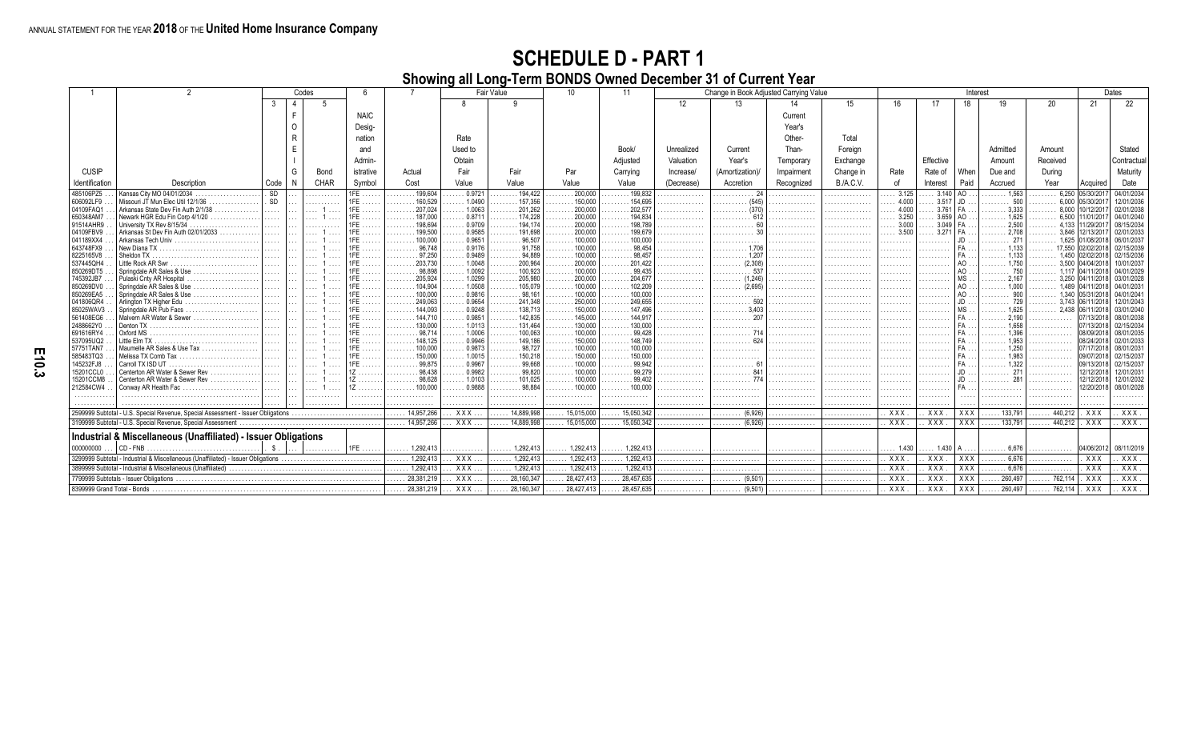ANNUAL STATEMENT FOR THE YEAR **2018** OF THE **United Home Insurance Company**

# SCHEDULE D - PART 1

## Showing all Long-Term BONDS Owned December 31 of Current Year

| 1 | 2 | Codes | | | 6 | 7 | Fair Value | | 10 | 11 | Change in Book Adjusted Carrying Value | | | | Interest | | | | | | Dates | |
|---|---|---|---|---|---|---|---|---|---|---|---|---|---|---|---|---|---|---|---|---|---|---|
| | | 3 | 4 | 5 | | | 8 | 9 | | | 12 | 13 | 14 | 15 | 16 | 17 | 18 | 19 | 20 | | 21 | 22 |
| CUSIP Identification | Description | Code | FOREIGN | Bond CHAR | NAIC Designation and Administrative Symbol | Actual Cost | Rate Used to Obtain Fair Value | Fair Value | Par Value | Book/ Adjusted Carrying Value | Unrealized Valuation Increase/ (Decrease) | Current Year's (Amortization)/ Accretion | Current Year's Other-Than-Temporary Impairment Recognized | Total Foreign Exchange Change in B./A.C.V. | Rate of | Effective Rate of Interest | When Paid | Admitted Amount Due and Accrued | Amount Received During Year | | Acquired | Stated Contractual Maturity Date |
| 485106PZ5 | Kansas City MO 04/01/2034 | SD | | | 1FE | 199,604 | 0.9721 | 194,422 | 200,000 | 199,832 | | 24 | | | 3.125 | 3.140 | AO | 1,563 | 6,250 | | 05/30/2017 | 04/01/2034 |
| 606092LF9 | Missouri JT Mun Elec Util 12/1/36 | SD | | | 1FE | 160,529 | 1.0490 | 157,356 | 150,000 | 154,695 | | (545) | | | 4.000 | 3.517 | JD | 500 | 6,000 | | 05/30/2017 | 12/01/2036 |
| 04109FAQ1 | Arkansas State Dev Fin Auth 2/1/38 | | | 1 | 1FE | 207,024 | 1.0063 | 201,262 | 200,000 | 202,577 | | (370) | | | 4.000 | 3.761 | FA | 3,333 | 8,000 | | 10/12/2017 | 02/01/2038 |
| 650348AM7 | Newark HGR Edu Fin Corp 4/1/20 | | | 1 | 1FE | 187,000 | 0.8711 | 174,228 | 200,000 | 194,834 | | 612 | | | 3.250 | 3.659 | AO | 1,625 | 6,500 | | 11/01/2017 | 04/01/2040 |
| 91514AHR9 | University TX Rev 8/15/34 | | | | 1FE | 198,694 | 0.9709 | 194,174 | 200,000 | 198,789 | | 60 | | | 3.000 | 3.049 | FA | 2,500 | 4,133 | | 11/29/2017 | 08/15/2034 |
| 04109FBV9 | Arkansas St Dev Fin Auth 02/01/2033 | | | 1 | 1FE | 199,500 | 0.9585 | 191,698 | 200,000 | 199,679 | | 30 | | | 3.500 | 3.271 | FA | 2,708 | 3,846 | | 12/13/2017 | 02/01/2033 |
| 041189XX4 | Arkansas Tech Univ | | | 1 | 1FE | 100,000 | 0.9651 | 96,507 | 100,000 | 100,000 | | | | | | | JD | 271 | 1,625 | | 01/08/2018 | 06/01/2037 |
| 643748FX9 | New Diana TX | | | 1 | 1FE | 96,748 | 0.9176 | 91,758 | 100,000 | 98,454 | | 1,706 | | | | | FA | 1,133 | 17,550 | | 02/02/2018 | 02/15/2039 |
| 822516SV8 | Sheldon TX | | | 1 | 1FE | 97,250 | 0.9489 | 94,889 | 100,000 | 98,457 | | 1,207 | | | | | FA | 1,133 | 1,450 | | 02/02/2018 | 02/15/2036 |
| 537445QH4 | Little Rock AR Swr | | | 1 | 1FE | 203,730 | 1.0048 | 200,964 | 200,000 | 201,422 | | (2,308) | | | | | AO | 1,750 | 3,500 | | 04/04/2018 | 10/01/2037 |
| 850269DT5 | Springdale AR Sales & Use | | | 1 | 1FE | 98,898 | 1.0092 | 100,923 | 100,000 | 99,435 | | 537 | | | | | AO | 750 | 1,117 | | 04/11/2018 | 04/01/2029 |
| 745392JB7 | Pulaski Cnty AR Hospital | | | 1 | 1FE | 205,924 | 1.0299 | 205,980 | 200,000 | 204,677 | | (1,246) | | | | | MS | 2,167 | 3,250 | | 04/11/2018 | 03/01/2028 |
| 850269DV0 | Springdale AR Sales & Use | | | 1 | 1FE | 104,904 | 1.0508 | 105,079 | 100,000 | 102,209 | | (2,695) | | | | | AO | 1,000 | 1,489 | | 04/11/2018 | 04/01/2031 |
| 850269EA5 | Springdale AR Sales & Use | | | 1 | 1FE | 100,000 | 0.9816 | 98,161 | 100,000 | 100,000 | | | | | | | AO | 900 | 1,340 | | 05/31/2018 | 04/01/2041 |
| 041806QR4 | Arlington TX Higher Edu | | | 1 | 1FE | 249,063 | 0.9654 | 241,348 | 250,000 | 249,655 | | 592 | | | | | JD | 729 | 3,743 | | 06/11/2018 | 12/01/2043 |
| 85025WAV3 | Springdale AR Pub Facs | | | 1 | 1FE | 144,093 | 0.9248 | 138,713 | 150,000 | 147,496 | | 3,403 | | | | | MS | 1,625 | 2,438 | | 06/11/2018 | 03/01/2040 |
| 561408EG6 | Malvern AR Water & Sewer | | | 1 | 1FE | 144,710 | 0.9851 | 142,835 | 145,000 | 144,917 | | 207 | | | | | FA | 2,190 | | | 07/13/2018 | 08/01/2038 |
| 248866Z Y0 | Denton TX | | | 1 | 1FE | 130,000 | 1.0113 | 131,464 | 130,000 | 130,000 | | | | | | | FA | 1,658 | | | 07/13/2018 | 02/15/2034 |
| 691616RY4 | Oxford MS | | | 1 | 1FE | 98,714 | 1.0006 | 100,063 | 100,000 | 99,428 | | 714 | | | | | FA | 1,396 | | | 08/09/2018 | 08/01/2035 |
| 537095UQ2 | Little Elm TX | | | 1 | 1FE | 148,125 | 0.9946 | 149,186 | 150,000 | 148,749 | | 624 | | | | | FA | 1,953 | | | 08/24/2018 | 02/01/2033 |
| 57751TAN7 | Maumelle AR Sales & Use Tax | | | 1 | 1FE | 100,000 | 0.9873 | 98,727 | 100,000 | 100,000 | | | | | | | FA | 1,250 | | | 07/17/2018 | 08/01/2031 |
| 585483TQ3 | Melissa TX Comb Tax | | | 1 | 1FE | 150,000 | 1.0015 | 150,218 | 150,000 | 150,000 | | | | | | | FA | 1,983 | | | 09/07/2018 | 02/15/2037 |
| 145232FJ8 | Carroll TX ISD UT | | | 1 | 1FE | 99,875 | 0.9967 | 99,668 | 100,000 | 99,942 | | 61 | | | | | FA | 1,322 | | | 09/13/2018 | 02/15/2037 |
| 15201CCL0 | Centerton AR Water & Sewer Rev | | | 1 | 1Z | 98,438 | 0.9982 | 99,820 | 100,000 | 99,279 | | 841 | | | | | JD | 271 | | | 12/12/2018 | 12/01/2031 |
| 15201CCM8 | Centerton AR Water & Sewer Rev | | | 1 | 1Z | 98,628 | 1.0103 | 101,025 | 100,000 | 99,402 | | 774 | | | | | JD | 281 | | | 12/12/2018 | 12/01/2032 |
| 212584CW4 | Conway AR Health Fac | | | 1 | 1Z | 100,000 | 0.9888 | 98,884 | 100,000 | 100,000 | | | | | | | FA | | | | 12/20/2018 | 08/01/2028 |
| 2599999 Subtotal - U.S. Special Revenue, Special Assessment - Issuer Obligations | | | | | | 14,957,266 | XXX | 14,889,998 | 15,015,000 | 15,050,342 | | (6,926) | | | XXX | XXX | XXX | 133,791 | 440,212 | | XXX | XXX |
| 3199999 Subtotal - U.S. Special Revenue, Special Assessment | | | | | | 14,957,266 | XXX | 14,889,998 | 15,015,000 | 15,050,342 | | (6,926) | | | XXX | XXX | XXX | 133,791 | 440,212 | | XXX | XXX |
| **Industrial & Miscellaneous (Unaffiliated) - Issuer Obligations** | | | | | | | | | | | | | | | | | | | | | | |
| 000000000 | CD - FNB | $ | | | 1FE | 1,292,413 | | 1,292,413 | 1,292,413 | 1,292,413 | | | | | 1.430 | 1.430 | A | 6,676 | | | 04/06/2012 | 08/11/2019 |
| 3299999 Subtotal - Industrial & Miscellaneous (Unaffiliated) - Issuer Obligations | | | | | | 1,292,413 | XXX | 1,292,413 | 1,292,413 | 1,292,413 | | | | | XXX | XXX | XXX | 6,676 | | | XXX | XXX |
| 3899999 Subtotal - Industrial & Miscellaneous (Unaffiliated) | | | | | | 1,292,413 | XXX | 1,292,413 | 1,292,413 | 1,292,413 | | | | | XXX | XXX | XXX | 6,676 | | | XXX | XXX |
| 7799999 Subtotals - Issuer Obligations | | | | | | 28,381,219 | XXX | 28,160,347 | 28,427,413 | 28,457,635 | | (9,501) | | | XXX | XXX | XXX | 260,497 | 762,114 | | XXX | XXX |
| 8399999 Grand Total - Bonds | | | | | | 28,381,219 | XXX | 28,160,347 | 28,427,413 | 28,457,635 | | (9,501) | | | XXX | XXX | XXX | 260,497 | 762,114 | | XXX | XXX |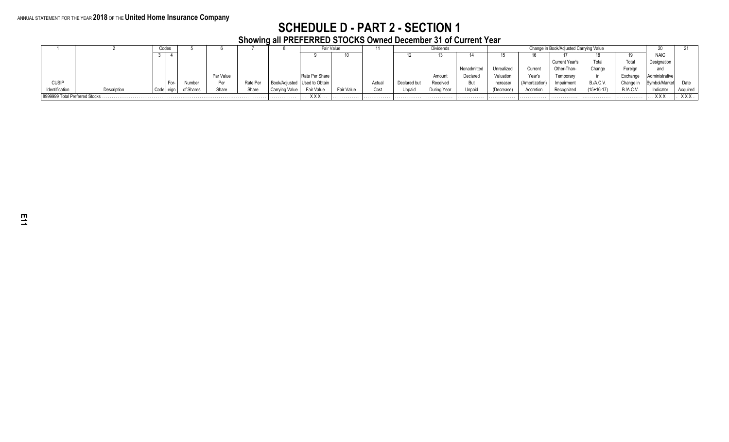ANNUAL STATEMENT FOR THE YEAR **2018** OF THE **United Home Insurance Company**

# SCHEDULE D - PART 2 - SECTION 1

## Showing all PREFERRED STOCKS Owned December 31 of Current Year

| 1 | 2 | Codes | | 5 | 6 | 7 | 8 | Fair Value | | 11 | Dividends | | | Change in Book/Adjusted Carrying Value | | | | | 20 | 21 |
|---|---|---|---|---|---|---|---|---|---|---|---|---|---|---|---|---|---|---|---|---|
| | | 3 | 4 | | | | | 9 | 10 | | 12 | 13 | 14 | 15 | 16 | 17 | 18 | 19 | | |
| CUSIP Identification | Description | Code | Foreign | Number of Shares | Par Value Per Share | Rate Per Share | Book/Adjusted Carrying Value | Rate Per Share Used to Obtain Fair Value | Fair Value | Actual Cost | Declared but Unpaid | Amount Received During Year | Nonadmitted Declared But Unpaid | Unrealized Valuation Increase/ (Decrease) | Current Year's (Amortization) Accretion | Current Year's Other-Than-Temporary Impairment Recognized | Total Change in B./A.C.V. (15+16-17) | Total Foreign Exchange Change in B./A.C.V. | NAIC Designation and Administrative Symbol/Market Indicator | Date Acquired |
| 8999999 Total Preferred Stocks | | | | | | | | XXX | | | | | | | | | | | XXX | XXX |

E11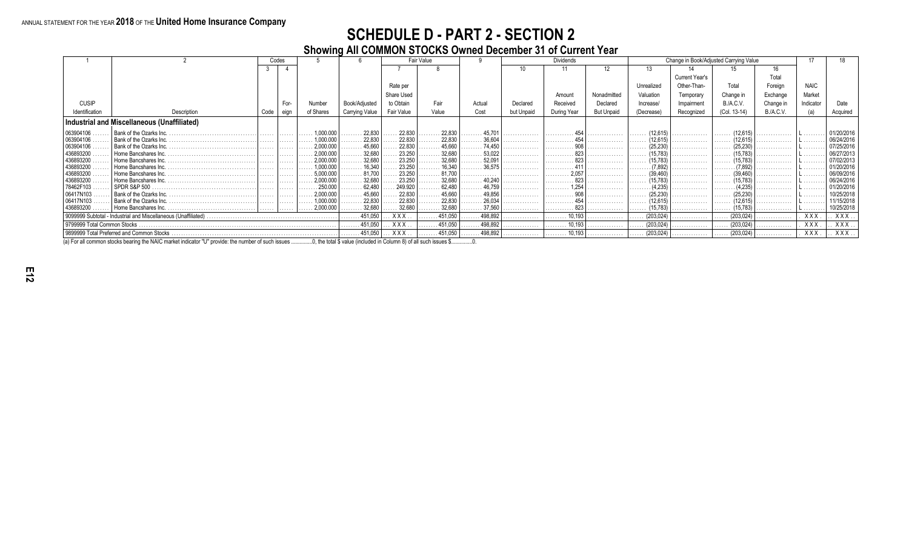ANNUAL STATEMENT FOR THE YEAR **2018** OF THE **United Home Insurance Company**

# SCHEDULE D - PART 2 - SECTION 2

## Showing All COMMON STOCKS Owned December 31 of Current Year

| 1 | 2 | Codes | | 5 | 6 | Fair Value | | 9 | Dividends | | | Change in Book/Adjusted Carrying Value | | | | 17 | 18 |
|---|---|---|---|---|---|---|---|---|---|---|---|---|---|---|---|---|---|
| | | 3 | 4 | | | 7 | 8 | | 10 | 11 | 12 | 13 | 14 | 15 | 16 | | |
| CUSIP Identification | Description | Code | Foreign | Number of Shares | Book/Adjusted Carrying Value | Rate per Share Used to Obtain Fair Value | Fair Value | Actual Cost | Declared but Unpaid | Amount Received During Year | Nonadmitted Declared But Unpaid | Unrealized Valuation Increase/ (Decrease) | Current Year's Other-Than-Temporary Impairment Recognized | Total Change in B./A.C.V. (Col. 13-14) | Total Foreign Exchange Change in B./A.C.V. | NAIC Market Indicator (a) | Date Acquired |
| **Industrial and Miscellaneous (Unaffiliated)** | | | | | | | | | | | | | | | | | |
| 063904106 | Bank of the Ozarks Inc. | | | 1,000.000 | 22,830 | 22.830 | 22,830 | 45,701 | | 454 | | (12,615) | | (12,615) | | L | 01/20/2016 |
| 063904106 | Bank of the Ozarks Inc. | | | 1,000.000 | 22,830 | 22.830 | 22,830 | 36,604 | | 454 | | (12,615) | | (12,615) | | L | 06/24/2016 |
| 063904106 | Bank of the Ozarks Inc. | | | 2,000.000 | 45,660 | 22.830 | 45,660 | 74,450 | | 908 | | (25,230) | | (25,230) | | L | 07/25/2016 |
| 436893200 | Home Bancshares Inc. | | | 2,000.000 | 32,680 | 23.250 | 32,680 | 53,022 | | 823 | | (15,783) | | (15,783) | | L | 06/27/2013 |
| 436893200 | Home Bancshares Inc. | | | 2,000.000 | 32,680 | 23.250 | 32,680 | 52,091 | | 823 | | (15,783) | | (15,783) | | L | 07/02/2013 |
| 436893200 | Home Bancshares Inc. | | | 1,000.000 | 16,340 | 23.250 | 16,340 | 36,575 | | 411 | | (7,892) | | (7,892) | | L | 01/20/2016 |
| 436893200 | Home Bancshares Inc. | | | 5,000.000 | 81,700 | 23.250 | 81,700 | | | 2,057 | | (39,460) | | (39,460) | | L | 06/09/2016 |
| 436893200 | Home Bancshares Inc. | | | 2,000.000 | 32,680 | 23.250 | 32,680 | 40,240 | | 823 | | (15,783) | | (15,783) | | L | 06/24/2016 |
| 78462F103 | SPDR S&P 500 | | | 250.000 | 62,480 | 249.920 | 62,480 | 46,759 | | 1,254 | | (4,235) | | (4,235) | | L | 01/20/2016 |
| 06417N103 | Bank of the Ozarks Inc. | | | 2,000.000 | 45,660 | 22.830 | 45,660 | 49,856 | | 908 | | (25,230) | | (25,230) | | L | 10/25/2018 |
| 06417N103 | Bank of the Ozarks Inc. | | | 1,000.000 | 22,830 | 22.830 | 22,830 | 26,034 | | 454 | | (12,615) | | (12,615) | | L | 11/15/2018 |
| 436893200 | Home Bancshares Inc. | | | 2,000.000 | 32,680 | 32.680 | 32,680 | 37,560 | | 823 | | (15,783) | | (15,783) | | L | 10/25/2018 |
| 9099999 Subtotal - Industrial and Miscellaneous (Unaffiliated) | | | | | 451,050 | XXX | 451,050 | 498,892 | | 10,193 | | (203,024) | | (203,024) | | XXX | XXX |
| 9799999 Total Common Stocks | | | | | 451,050 | XXX | 451,050 | 498,892 | | 10,193 | | (203,024) | | (203,024) | | XXX | XXX |
| 9899999 Total Preferred and Common Stocks | | | | | 451,050 | XXX | 451,050 | 498,892 | | 10,193 | | (203,024) | | (203,024) | | XXX | XXX |

(a) For all common stocks bearing the NAIC market indicator "U" provide: the number of such issues ...............0, the total $ value (included in Column 8) of all such issues $...............0.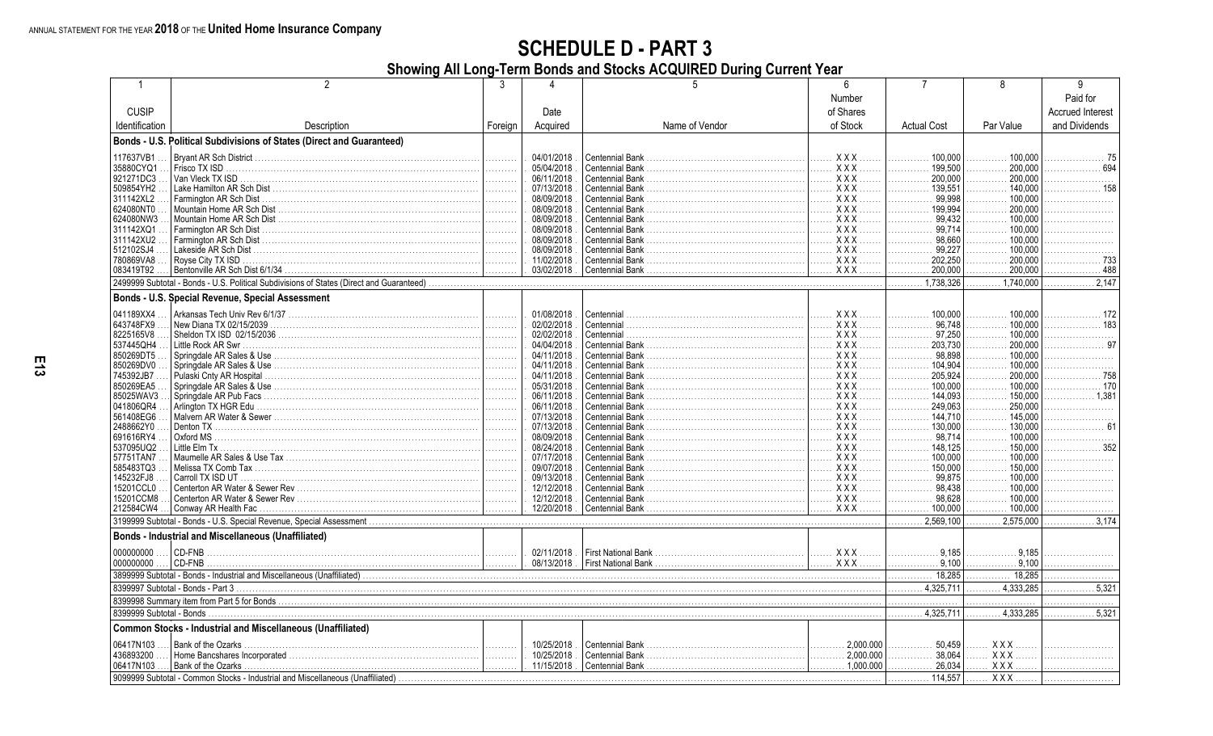ANNUAL STATEMENT FOR THE YEAR **2018** OF THE **United Home Insurance Company**

# SCHEDULE D - PART 3

## Showing All Long-Term Bonds and Stocks ACQUIRED During Current Year

| 1 | 2 | 3 | 4 | 5 | 6 | 7 | 8 | 9 |
|---|---|---|---|---|---|---|---|---|
| CUSIP Identification | Description | Foreign | Date Acquired | Name of Vendor | Number of Shares of Stock | Actual Cost | Par Value | Paid for Accrued Interest and Dividends |
| **Bonds - U.S. Political Subdivisions of States (Direct and Guaranteed)** | | | | | | | | |
| 117637VB1 | Bryant AR Sch District | | 04/01/2018 | Centennial Bank | XXX | 100,000 | 100,000 | 75 |
| 35880CYQ1 | Frisco TX ISD | | 05/04/2018 | Centennial Bank | XXX | 199,500 | 200,000 | 694 |
| 921271DC3 | Van Vleck TX ISD | | 06/11/2018 | Centennial Bank | XXX | 200,000 | 200,000 | |
| 509854YH2 | Lake Hamilton AR Sch Dist | | 07/13/2018 | Centennial Bank | XXX | 139,551 | 140,000 | 158 |
| 311142XL2 | Farmington AR Sch Dist | | 08/09/2018 | Centennial Bank | XXX | 99,998 | 100,000 | |
| 624080NT0 | Mountain Home AR Sch Dist | | 08/09/2018 | Centennial Bank | XXX | 199,994 | 200,000 | |
| 624080NW3 | Mountain Home AR Sch Dist | | 08/09/2018 | Centennial Bank | XXX | 99,432 | 100,000 | |
| 311142XQ1 | Farmington AR Sch Dist | | 08/09/2018 | Centennial Bank | XXX | 99,714 | 100,000 | |
| 311142XU2 | Farmington AR Sch Dist | | 08/09/2018 | Centennial Bank | XXX | 98,660 | 100,000 | |
| 512102SJ4 | Lakeside AR Sch Dist | | 08/09/2018 | Centennial Bank | XXX | 99,227 | 100,000 | |
| 780869VA8 | Royse City TX ISD | | 11/02/2018 | Centennial Bank | XXX | 202,250 | 200,000 | 733 |
| 083419T92 | Bentonville AR Sch Dist 6/1/34 | | 03/02/2018 | Centennial Bank | XXX | 200,000 | 200,000 | 488 |
| 2499999 Subtotal - Bonds - U.S. Political Subdivisions of States (Direct and Guaranteed) | | | | | | 1,738,326 | 1,740,000 | 2,147 |
| **Bonds - U.S. Special Revenue, Special Assessment** | | | | | | | | |
| 041189XX4 | Arkansas Tech Univ Rev 6/1/37 | | 01/08/2018 | Centennial | XXX | 100,000 | 100,000 | 172 |
| 643748FX9 | New Diana TX 02/15/2039 | | 02/02/2018 | Centennial | XXX | 96,748 | 100,000 | 183 |
| 8225165V8 | Sheldon TX ISD 02/15/2036 | | 02/02/2018 | Centennial | XXX | 97,250 | 100,000 | |
| 537445QH4 | Little Rock AR Swr | | 04/04/2018 | Centennial Bank | XXX | 203,730 | 200,000 | 97 |
| 850269DT5 | Springdale AR Sales & Use | | 04/11/2018 | Centennial Bank | XXX | 98,898 | 100,000 | |
| 850269DV0 | Springdale AR Sales & Use | | 04/11/2018 | Centennial Bank | XXX | 104,904 | 100,000 | |
| 745392JB7 | Pulaski Cnty AR Hospital | | 04/11/2018 | Centennial Bank | XXX | 205,924 | 200,000 | 758 |
| 850269EA5 | Springdale AR Sales & Use | | 05/31/2018 | Centennial Bank | XXX | 100,000 | 100,000 | 170 |
| 85025WAV3 | Springdale AR Pub Facs | | 06/11/2018 | Centennial Bank | XXX | 144,093 | 150,000 | 1,381 |
| 041806QR4 | Arlington TX HGR Edu | | 06/11/2018 | Centennial Bank | XXX | 249,063 | 250,000 | |
| 561408EG6 | Malvern AR Water & Sewer | | 07/13/2018 | Centennial Bank | XXX | 144,710 | 145,000 | |
| 2488662Y0 | Denton TX | | 07/13/2018 | Centennial Bank | XXX | 130,000 | 130,000 | 61 |
| 691616RY4 | Oxford MS | | 08/09/2018 | Centennial Bank | XXX | 98,714 | 100,000 | |
| 537095UQ2 | Little Elm Tx | | 08/24/2018 | Centennial Bank | XXX | 148,125 | 150,000 | 352 |
| 57751TAN7 | Maumelle AR Sales & Use Tax | | 07/17/2018 | Centennial Bank | XXX | 100,000 | 100,000 | |
| 585483TQ3 | Melissa TX Comb Tax | | 09/07/2018 | Centennial Bank | XXX | 150,000 | 150,000 | |
| 145232FJ8 | Carroll TX ISD UT | | 09/13/2018 | Centennial Bank | XXX | 99,875 | 100,000 | |
| 15201CCL0 | Centerton AR Water & Sewer Rev | | 12/12/2018 | Centennial Bank | XXX | 98,438 | 100,000 | |
| 15201CCM8 | Centerton AR Water & Sewer Rev | | 12/12/2018 | Centennial Bank | XXX | 98,628 | 100,000 | |
| 212584CW4 | Conway AR Health Fac | | 12/20/2018 | Centennial Bank | XXX | 100,000 | 100,000 | |
| 3199999 Subtotal - Bonds - U.S. Special Revenue, Special Assessment | | | | | | 2,569,100 | 2,575,000 | 3,174 |
| **Bonds - Industrial and Miscellaneous (Unaffiliated)** | | | | | | | | |
| 000000000 | CD-FNB | | 02/11/2018 | First National Bank | XXX | 9,185 | 9,185 | |
| 000000000 | CD-FNB | | 08/13/2018 | First National Bank | XXX | 9,100 | 9,100 | |
| 3899999 Subtotal - Bonds - Industrial and Miscellaneous (Unaffiliated) | | | | | | 18,285 | 18,285 | |
| 8399997 Subtotal - Bonds - Part 3 | | | | | | 4,325,711 | 4,333,285 | 5,321 |
| 8399998 Summary item from Part 5 for Bonds | | | | | | | | |
| 8399999 Subtotal - Bonds | | | | | | 4,325,711 | 4,333,285 | 5,321 |
| **Common Stocks - Industrial and Miscellaneous (Unaffiliated)** | | | | | | | | |
| 06417N103 | Bank of the Ozarks | | 10/25/2018 | Centennial Bank | 2,000.000 | 50,459 | XXX | |
| 436893200 | Home Bancshares Incorporated | | 10/25/2018 | Centennial Bank | 2,000.000 | 38,064 | XXX | |
| 06417N103 | Bank of the Ozarks | | 11/15/2018 | Centennial Bank | 1,000.000 | 26,034 | XXX | |
| 9099999 Subtotal - Common Stocks - Industrial and Miscellaneous (Unaffiliated) | | | | | | 114,557 | XXX | |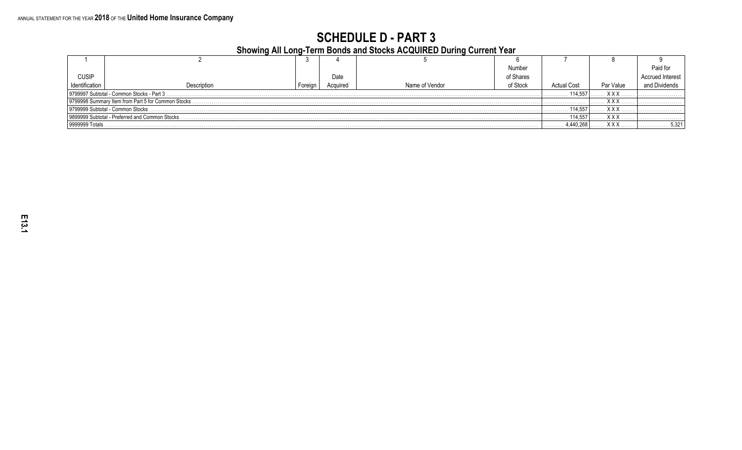ANNUAL STATEMENT FOR THE YEAR **2018** OF THE **United Home Insurance Company**

# SCHEDULE D - PART 3

## Showing All Long-Term Bonds and Stocks ACQUIRED During Current Year

| 1 | 2 | 3 | 4 | 5 | 6 | 7 | 8 | 9 |
|---|---|---|---|---|---|---|---|---|
| CUSIP Identification | Description | Foreign | Date Acquired | Name of Vendor | Number of Shares of Stock | Actual Cost | Par Value | Paid for Accrued Interest and Dividends |
| 9799997 Subtotal - Common Stocks - Part 3 | | | | | | 114,557 | XXX | |
| 9799998 Summary Item from Part 5 for Common Stocks | | | | | | | XXX | |
| 9799999 Subtotal - Common Stocks | | | | | | 114,557 | XXX | |
| 9899999 Subtotal - Preferred and Common Stocks | | | | | | 114,557 | XXX | |
| 9999999 Totals | | | | | | 4,440,268 | XXX | 5,321 |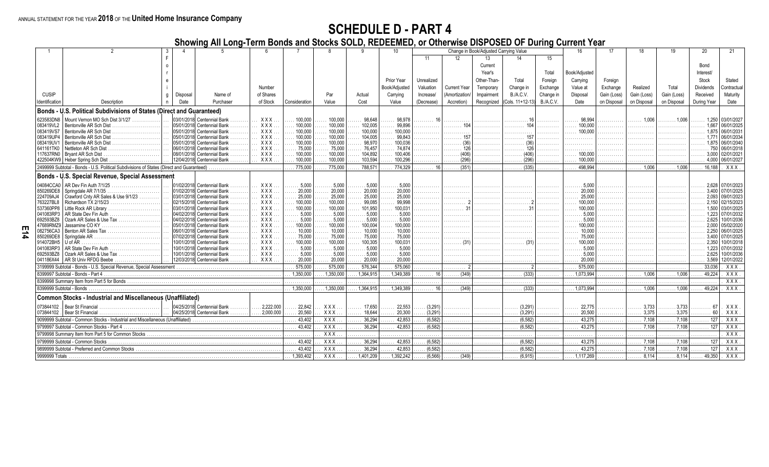ANNUAL STATEMENT FOR THE YEAR **2018** OF THE **United Home Insurance Company**

# SCHEDULE D - PART 4

## Showing All Long-Term Bonds and Stocks SOLD, REDEEMED, or Otherwise DISPOSED OF During Current Year

| 1 | 2 | 3 | 4 | 5 | 6 | 7 | 8 | 9 | 10 | Change in Book/Adjusted Carrying Value | | | | | 16 | 17 | 18 | 19 | 20 | 21 |
|---|---|---|---|---|---|---|---|---|---|---|---|---|---|---|---|---|---|---|---|---|
| | | | | | | | | | | 11 | 12 | 13 | 14 | 15 | | | | | | |
| CUSIP Identification | Description | Foreign | Disposal Date | Name of Purchaser | Number of Shares of Stock | Consideration | Par Value | Actual Cost | Prior Year Book/Adjusted Carrying Value | Unrealized Valuation Increase/ (Decrease) | Current Year (Amortization)/ Accretion | Current Year's Other-Than-Temporary Impairment Recognized | Total Change in B./A.C.V. (Cols. 11+12-13) | Total Foreign Exchange Change in B./A.C.V. | Book/Adjusted Carrying Value at Disposal Date | Foreign Exchange Gain (Loss) on Disposal | Realized Gain (Loss) on Disposal | Total Gain (Loss) on Disposal | Bond Interest/ Stock Dividends Received During Year | Stated Contractual Maturity Date |
| **Bonds - U.S. Political Subdivisions of States (Direct and Guaranteed)** | | | | | | | | | | | | | | | | | | | | |
| 623583DN8 | Mount Vernon MO Sch Dist 3/1/27 | | 03/01/2018 | Centennial Bank | XXX | 100,000 | 100,000 | 98,648 | 98,978 | 16 | | | 16 | | 98,994 | | 1,006 | 1,006 | 1,250 | 03/01/2027 |
| 083419VL2 | Bentonville AR Sch Dist | | 05/01/2018 | Centennial Bank | XXX | 100,000 | 100,000 | 102,005 | 99,896 | | 104 | | 104 | | 100,000 | | | | 1,667 | 06/01/2025 |
| 083419VS7 | Bentonville AR Sch Dist | | 05/01/2018 | Centennial Bank | XXX | 100,000 | 100,000 | 100,000 | 100,000 | | | | | | 100,000 | | | | 1,875 | 06/01/2031 |
| 083419UP4 | Bentonville AR Sch Dist | | 05/01/2018 | Centennial Bank | XXX | 100,000 | 100,000 | 104,005 | 99,843 | | 157 | | 157 | | | | | | 1,771 | 06/01/2034 |
| 083419UV1 | Bentonville AR Sch Dist | | 05/01/2018 | Centennial Bank | XXX | 100,000 | 100,000 | 98,970 | 100,036 | | (36) | | (36) | | | | | | 1,875 | 06/01/2040 |
| 641161TK0 | Nettleton AR Sch Dist | | 06/01/2018 | Centennial Bank | XXX | 75,000 | 75,000 | 76,457 | 74,874 | | 126 | | 126 | | | | | | 750 | 06/01/2018 |
| 117637RN0 | Bryant AR Sch Dist | | 08/01/2018 | Centennial Bank | XXX | 100,000 | 100,000 | 104,892 | 100,406 | | (406) | | (406) | | 100,000 | | | | 3,000 | 02/01/2021 |
| 422504KW9 | Heber Spring Sch Dist | | 12/04/2018 | Centennial Bank | XXX | 100,000 | 100,000 | 103,594 | 100,296 | | (296) | | (296) | | 100,000 | | | | 4,000 | 06/01/2027 |
| 2499999 Subtotal - Bonds - U.S. Political Subdivisions of States (Direct and Guaranteed) | | | | | | 775,000 | 775,000 | 788,571 | 774,329 | 16 | (351) | | (335) | | 498,994 | | 1,006 | 1,006 | 16,188 | XXX |
| **Bonds - U.S. Special Revenue, Special Assessment** | | | | | | | | | | | | | | | | | | | | |
| 04084CCA0 | AR Dev Fin Auth 7/1/25 | | 01/02/2018 | Centennial Bank | XXX | 5,000 | 5,000 | 5,000 | 5,000 | | | | | | 5,000 | | | | 2,628 | 07/01/2023 |
| 850269DE8 | Springdale AR 7/1/35 | | 01/02/2018 | Centennial Bank | XXX | 20,000 | 20,000 | 20,000 | 20,000 | | | | | | 20,000 | | | | 3,400 | 07/01/2025 |
| 224709AJ4 | Crawford Cnty AR Sales & Use 9/1/23 | | 03/01/2018 | Centennial Bank | XXX | 25,000 | 25,000 | 25,000 | 25,000 | | | | | | 25,000 | | | | 2,093 | 09/01/2023 |
| 763227BL8 | Richardson TX 2/15/23 | | 02/15/2018 | Centennial Bank | XXX | 100,000 | 100,000 | 99,085 | 99,998 | | 2 | | 2 | | 100,000 | | | | 2,150 | 02/15/2023 |
| 537360PP8 | Little Rock AR Library | | 03/01/2018 | Centennial Bank | XXX | 100,000 | 100,000 | 101,950 | 100,031 | | 31 | | 31 | | 100,000 | | | | 1,500 | 03/01/2025 |
| 041083RP3 | AR State Dev Fin Auth | | 04/02/2018 | Centennial Bank | XXX | 5,000 | 5,000 | 5,000 | 5,000 | | | | | | 5,000 | | | | 1,223 | 07/01/2032 |
| 692593BZ8 | Ozark AR Sales & Use Tax | | 04/02/2018 | Centennial Bank | XXX | 5,000 | 5,000 | 5,000 | 5,000 | | | | | | 5,000 | | | | 2,625 | 10/01/2036 |
| 47689RMZ9 | Jassamine CO KY | | 05/01/2018 | Centennial Bank | XXX | 100,000 | 100,000 | 100,004 | 100,000 | | | | | | 100,000 | | | | 2,000 | 05/02/2020 |
| 082756CA3 | Benton AR Sales Tax | | 06/01/2018 | Centennial Bank | XXX | 10,000 | 10,000 | 10,000 | 10,000 | | | | | | 10,000 | | | | 2,250 | 06/01/2025 |
| 850269DE8 | Springdale AR | | 07/02/2018 | Centennial Bank | XXX | 75,000 | 75,000 | 75,000 | 75,000 | | | | | | 75,000 | | | | 3,400 | 07/01/2025 |
| 914072BH5 | U of AR | | 10/01/2018 | Centennial Bank | XXX | 100,000 | 100,000 | 100,305 | 100,031 | | (31) | | (31) | | 100,000 | | | | 2,350 | 10/01/2018 |
| 041083RP3 | AR State Dev Fin Auth | | 10/01/2018 | Centennial Bank | XXX | 5,000 | 5,000 | 5,000 | 5,000 | | | | | | 5,000 | | | | 1,223 | 07/01/2032 |
| 692593BZ8 | Ozark AR Sales & Use Tax | | 10/01/2018 | Centennial Bank | XXX | 5,000 | 5,000 | 5,000 | 5,000 | | | | | | 5,000 | | | | 2,625 | 10/01/2036 |
| 041186X44 | AR St Univ RFDG Beebe | | 12/03/2018 | Centennial Bank | XXX | 20,000 | 20,000 | 20,000 | 20,000 | | | | | | 20,000 | | | | 3,569 | 12/01/2022 |
| 3199999 Subtotal - Bonds - U.S. Special Revenue, Special Assessment | | | | | | 575,000 | 575,000 | 576,344 | 575,060 | | 2 | | 2 | | 575,000 | | | | 33,036 | XXX |
| 8399997 Subtotal - Bonds - Part 4 | | | | | | 1,350,000 | 1,350,000 | 1,364,915 | 1,349,389 | 16 | (349) | | (333) | | 1,073,994 | | 1,006 | 1,006 | 49,224 | XXX |
| 8399998 Summary Item from Part 5 for Bonds | | | | | | | | | | | | | | | | | | | | XXX |
| 8399999 Subtotal - Bonds | | | | | | 1,350,000 | 1,350,000 | 1,364,915 | 1,349,389 | 16 | (349) | | (333) | | 1,073,994 | | 1,006 | 1,006 | 49,224 | XXX |
| **Common Stocks - Industrial and Miscellaneous (Unaffiliated)** | | | | | | | | | | | | | | | | | | | | |
| 073844102 | Bear St Financial | | 04/25/2018 | Centennial Bank | 2,222.000 | 22,842 | XXX | 17,650 | 22,553 | (3,291) | | | (3,291) | | 22,775 | | 3,733 | 3,733 | 67 | XXX |
| 073844102 | Bear St Financial | | 04/25/2018 | Centennial Bank | 2,000.000 | 20,560 | XXX | 18,644 | 20,300 | (3,291) | | | (3,291) | | 20,500 | | 3,375 | 3,375 | 60 | XXX |
| 9099999 Subtotal - Common Stocks - Industrial and Miscellaneous (Unaffiliated) | | | | | | 43,402 | XXX | 36,294 | 42,853 | (6,582) | | | (6,582) | | 43,275 | | 7,108 | 7,108 | 127 | XXX |
| 9799997 Subtotal - Common Stocks - Part 4 | | | | | | 43,402 | XXX | 36,294 | 42,853 | (6,582) | | | (6,582) | | 43,275 | | 7,108 | 7,108 | 127 | XXX |
| 9799998 Summary Item from Part 5 for Common Stocks | | | | | | | XXX | | | | | | | | | | | | | XXX |
| 9799999 Subtotal - Common Stocks | | | | | | 43,402 | XXX | 36,294 | 42,853 | (6,582) | | | (6,582) | | 43,275 | | 7,108 | 7,108 | 127 | XXX |
| 9899999 Subtotal - Preferred and Common Stocks | | | | | | 43,402 | XXX | 36,294 | 42,853 | (6,582) | | | (6,582) | | 43,275 | | 7,108 | 7,108 | 127 | XXX |
| 9999999 Totals | | | | | | 1,393,402 | XXX | 1,401,209 | 1,392,242 | (6,566) | (349) | | (6,915) | | 1,117,269 | | 8,114 | 8,114 | 49,350 | XXX |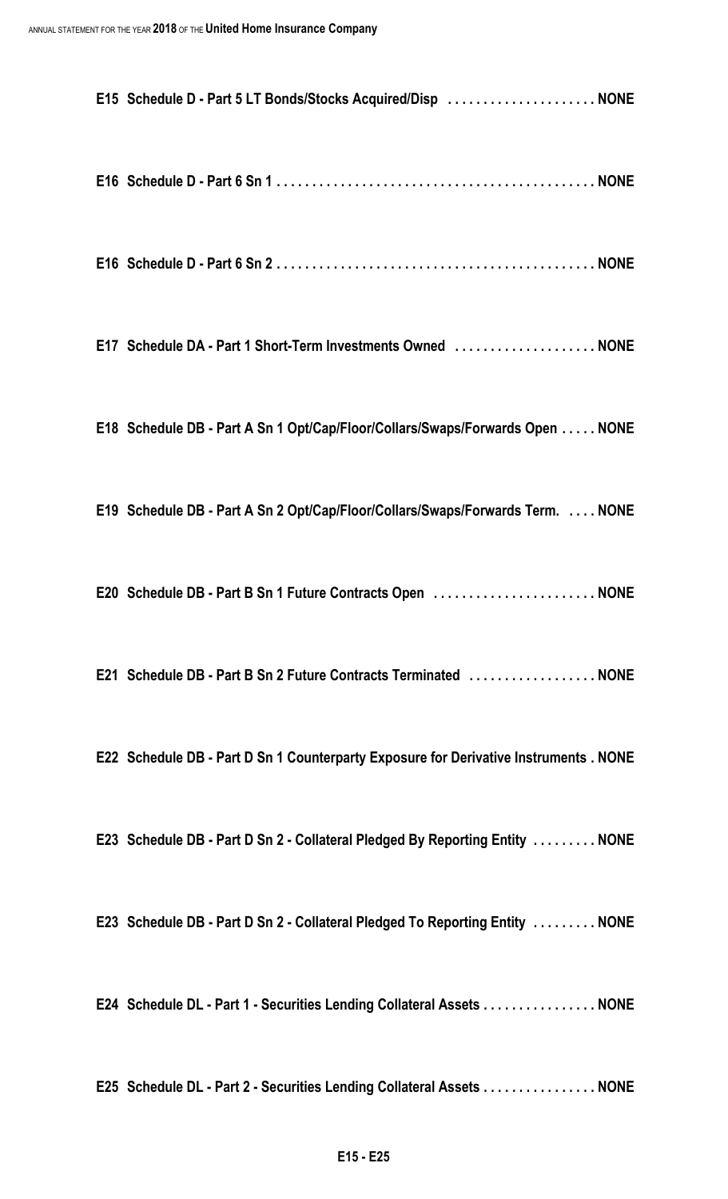**E15 Schedule D - Part 5 LT Bonds/Stocks Acquired/Disp . . . . . . . . . . . . . . . . . . . . . NONE**

**E16 Schedule D - Part 6 Sn 1 . . . . . . . . . . . . . . . . . . . . . . . . . . . . . . . . . . . . . . . . . . . . NONE**

**E16 Schedule D - Part 6 Sn 2 . . . . . . . . . . . . . . . . . . . . . . . . . . . . . . . . . . . . . . . . . . . . NONE**

**E17 Schedule DA - Part 1 Short-Term Investments Owned . . . . . . . . . . . . . . . . . . . . NONE**

**E18 Schedule DB - Part A Sn 1 Opt/Cap/Floor/Collars/Swaps/Forwards Open . . . . . NONE**

**E19 Schedule DB - Part A Sn 2 Opt/Cap/Floor/Collars/Swaps/Forwards Term. . . . . NONE**

**E20 Schedule DB - Part B Sn 1 Future Contracts Open . . . . . . . . . . . . . . . . . . . . . . . NONE**

**E21 Schedule DB - Part B Sn 2 Future Contracts Terminated . . . . . . . . . . . . . . . . . . NONE**

**E22 Schedule DB - Part D Sn 1 Counterparty Exposure for Derivative Instruments . NONE**

**E23 Schedule DB - Part D Sn 2 - Collateral Pledged By Reporting Entity . . . . . . . . . NONE**

**E23 Schedule DB - Part D Sn 2 - Collateral Pledged To Reporting Entity . . . . . . . . . NONE**

**E24 Schedule DL - Part 1 - Securities Lending Collateral Assets . . . . . . . . . . . . . . . . NONE**

**E25 Schedule DL - Part 2 - Securities Lending Collateral Assets . . . . . . . . . . . . . . . . NONE**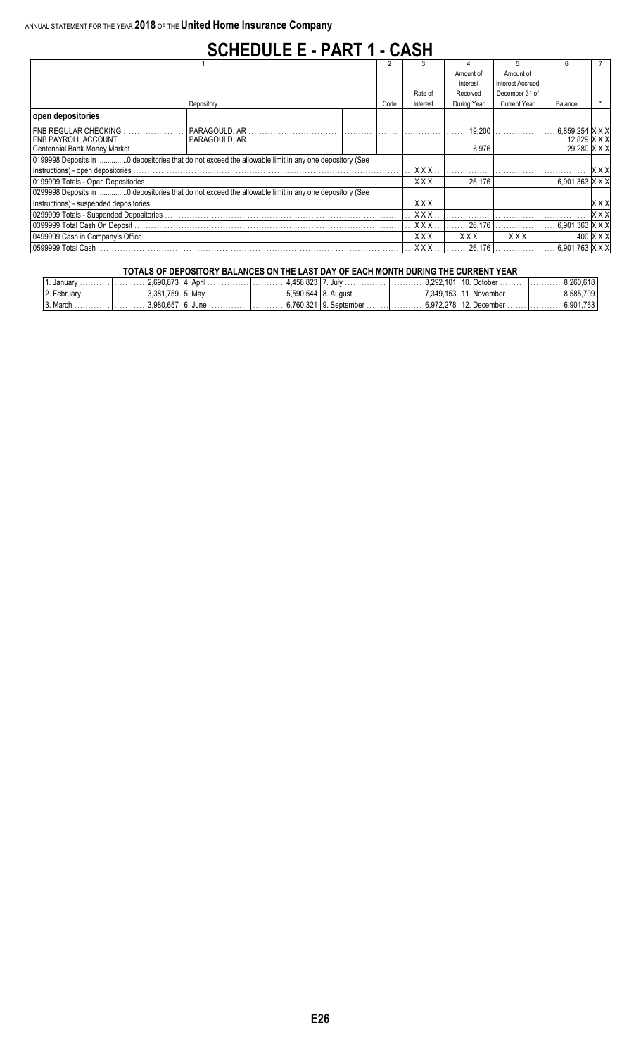ANNUAL STATEMENT FOR THE YEAR **2018** OF THE **United Home Insurance Company**

# SCHEDULE E - PART 1 - CASH

| 1 | | | 2 | 3 | 4 | 5 | 6 | 7 |
|---|---|---|---|---|---|---|---|---|
| | | | | Rate of | Amount of Interest Received | Amount of Interest Accrued December 31 of | | |
| Depository | | | Code | Interest | During Year | Current Year | Balance | * |
| **open depositories** | | | | | | | | |
| FNB REGULAR CHECKING | PARAGOULD, AR | | | | 19,200 | | 6,859,254 | XXX |
| FNB PAYROLL ACCOUNT | PARAGOULD, AR | | | | | | 12,829 | XXX |
| Centennial Bank Money Market | | | | | 6,976 | | 29,280 | XXX |
| 0199998 Deposits in ..............0 depositories that do not exceed the allowable limit in any one depository (See Instructions) - open depositories | | | | XXX | | | | XXX |
| 0199999 Totals - Open Depositories | | | | XXX | 26,176 | | 6,901,363 | XXX |
| 0299998 Deposits in ..............0 depositories that do not exceed the allowable limit in any one depository (See Instructions) - suspended depositories | | | | XXX | | | | XXX |
| 0299999 Totals - Suspended Depositories | | | | XXX | | | | XXX |
| 0399999 Total Cash On Deposit | | | | XXX | 26,176 | | 6,901,363 | XXX |
| 0499999 Cash in Company's Office | | | | XXX | XXX | XXX | 400 | XXX |
| 0599999 Total Cash | | | | XXX | 26,176 | | 6,901,763 | XXX |

**TOTALS OF DEPOSITORY BALANCES ON THE LAST DAY OF EACH MONTH DURING THE CURRENT YEAR**

| Month | Balance | Month | Balance | Month | Balance | Month | Balance |
|---|---|---|---|---|---|---|---|
| 1. January | 2,690,873 | 4. April | 4,458,823 | 7. July | 8,292,101 | 10. October | 8,260,618 |
| 2. February | 3,381,759 | 5. May | 5,590,544 | 8. August | 7,349,153 | 11. November | 8,585,709 |
| 3. March | 3,980,657 | 6. June | 6,760,321 | 9. September | 6,972,278 | 12. December | 6,901,763 |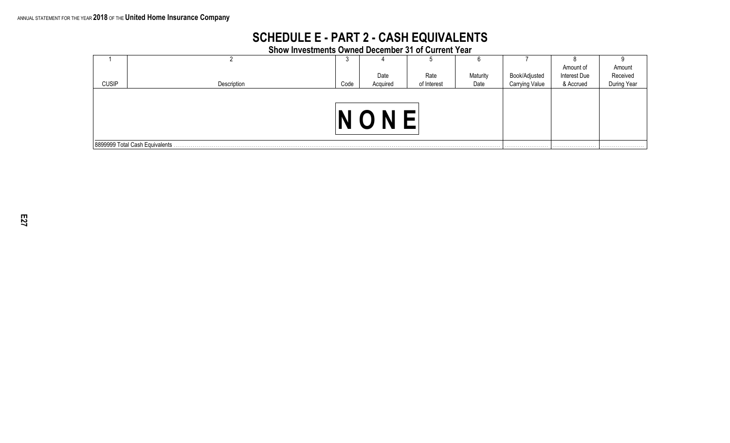# SCHEDULE E - PART 2 - CASH EQUIVALENTS

## Show Investments Owned December 31 of Current Year

| 1 | 2 | 3 | 4 | 5 | 6 | 7 | 8 | 9 |
|---|---|---|---|---|---|---|---|---|
| CUSIP | Description | Code | Date Acquired | Rate of Interest | Maturity Date | Book/Adjusted Carrying Value | Amount of Interest Due & Accrued | Amount Received During Year |
| | | | NONE | | | | | |
| 8899999 Total Cash Equivalents | | | | | | | | |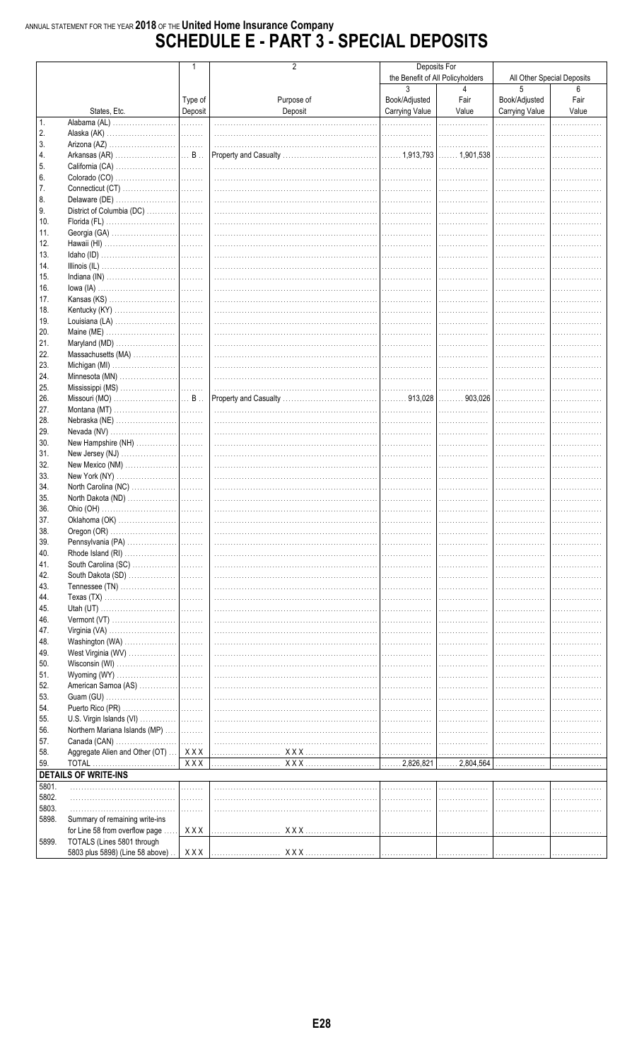ANNUAL STATEMENT FOR THE YEAR **2018** OF THE **United Home Insurance Company**

# SCHEDULE E - PART 3 - SPECIAL DEPOSITS

| | | 1 | 2 | Deposits For the Benefit of All Policyholders | | All Other Special Deposits | |
|---|---|---|---|---|---|---|---|
| | | | | 3 | 4 | 5 | 6 |
| | States, Etc. | Type of Deposit | Purpose of Deposit | Book/Adjusted Carrying Value | Fair Value | Book/Adjusted Carrying Value | Fair Value |
| 1. | Alabama (AL) | | | | | | |
| 2. | Alaska (AK) | | | | | | |
| 3. | Arizona (AZ) | | | | | | |
| 4. | Arkansas (AR) | B | Property and Casualty | 1,913,793 | 1,901,538 | | |
| 5. | California (CA) | | | | | | |
| 6. | Colorado (CO) | | | | | | |
| 7. | Connecticut (CT) | | | | | | |
| 8. | Delaware (DE) | | | | | | |
| 9. | District of Columbia (DC) | | | | | | |
| 10. | Florida (FL) | | | | | | |
| 11. | Georgia (GA) | | | | | | |
| 12. | Hawaii (HI) | | | | | | |
| 13. | Idaho (ID) | | | | | | |
| 14. | Illinois (IL) | | | | | | |
| 15. | Indiana (IN) | | | | | | |
| 16. | Iowa (IA) | | | | | | |
| 17. | Kansas (KS) | | | | | | |
| 18. | Kentucky (KY) | | | | | | |
| 19. | Louisiana (LA) | | | | | | |
| 20. | Maine (ME) | | | | | | |
| 21. | Maryland (MD) | | | | | | |
| 22. | Massachusetts (MA) | | | | | | |
| 23. | Michigan (MI) | | | | | | |
| 24. | Minnesota (MN) | | | | | | |
| 25. | Mississippi (MS) | | | | | | |
| 26. | Missouri (MO) | B | Property and Casualty | 913,028 | 903,026 | | |
| 27. | Montana (MT) | | | | | | |
| 28. | Nebraska (NE) | | | | | | |
| 29. | Nevada (NV) | | | | | | |
| 30. | New Hampshire (NH) | | | | | | |
| 31. | New Jersey (NJ) | | | | | | |
| 32. | New Mexico (NM) | | | | | | |
| 33. | New York (NY) | | | | | | |
| 34. | North Carolina (NC) | | | | | | |
| 35. | North Dakota (ND) | | | | | | |
| 36. | Ohio (OH) | | | | | | |
| 37. | Oklahoma (OK) | | | | | | |
| 38. | Oregon (OR) | | | | | | |
| 39. | Pennsylvania (PA) | | | | | | |
| 40. | Rhode Island (RI) | | | | | | |
| 41. | South Carolina (SC) | | | | | | |
| 42. | South Dakota (SD) | | | | | | |
| 43. | Tennessee (TN) | | | | | | |
| 44. | Texas (TX) | | | | | | |
| 45. | Utah (UT) | | | | | | |
| 46. | Vermont (VT) | | | | | | |
| 47. | Virginia (VA) | | | | | | |
| 48. | Washington (WA) | | | | | | |
| 49. | West Virginia (WV) | | | | | | |
| 50. | Wisconsin (WI) | | | | | | |
| 51. | Wyoming (WY) | | | | | | |
| 52. | American Samoa (AS) | | | | | | |
| 53. | Guam (GU) | | | | | | |
| 54. | Puerto Rico (PR) | | | | | | |
| 55. | U.S. Virgin Islands (VI) | | | | | | |
| 56. | Northern Mariana Islands (MP) | | | | | | |
| 57. | Canada (CAN) | | | | | | |
| 58. | Aggregate Alien and Other (OT) | XXX | XXX | | | | |
| 59. | TOTAL | XXX | XXX | 2,826,821 | 2,804,564 | | |
| | **DETAILS OF WRITE-INS** | | | | | | |
| 5801. | | | | | | | |
| 5802. | | | | | | | |
| 5803. | | | | | | | |
| 5898. | Summary of remaining write-ins for Line 58 from overflow page | XXX | XXX | | | | |
| 5899. | TOTALS (Lines 5801 through 5803 plus 5898) (Line 58 above) | XXX | XXX | | | | |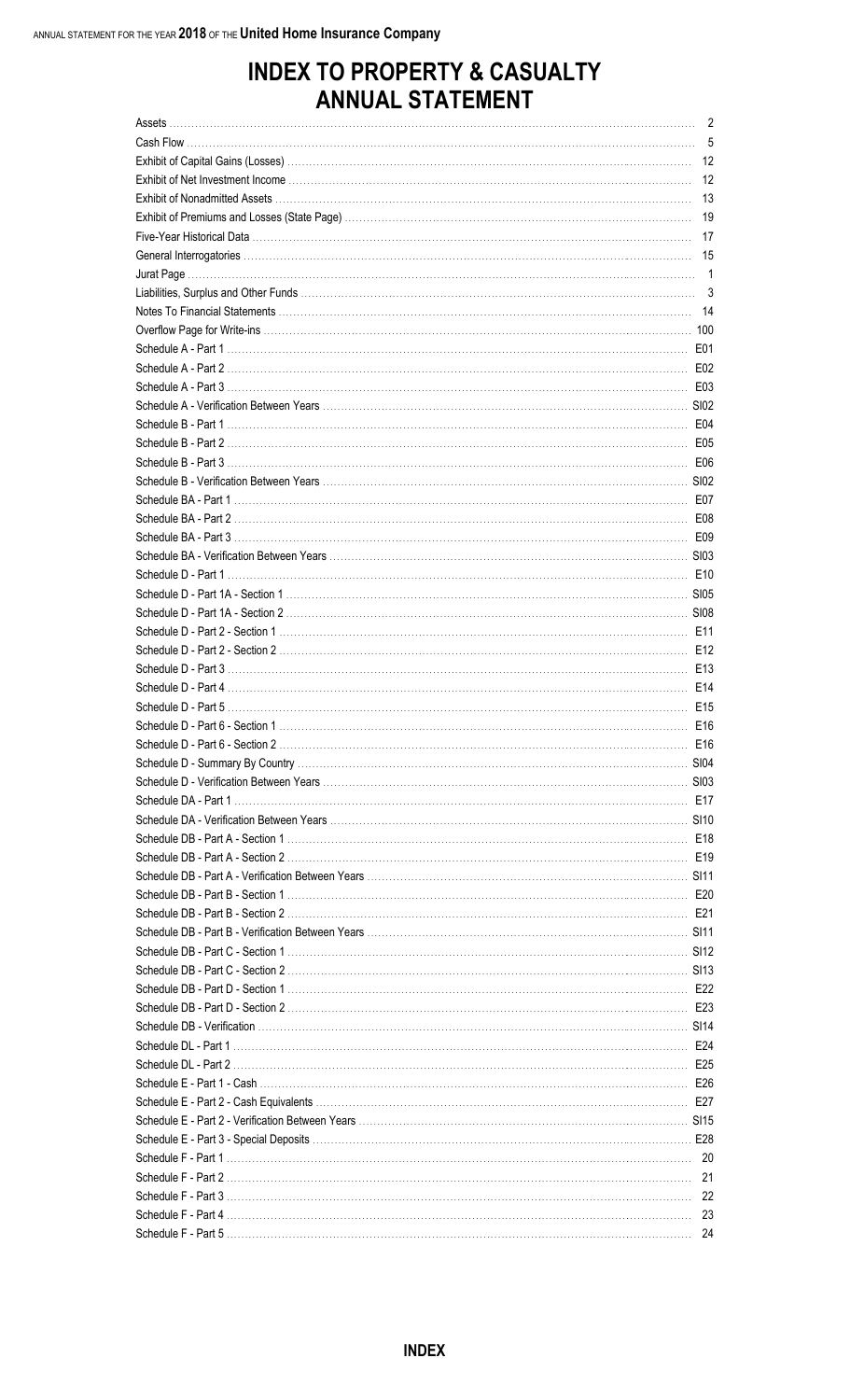# INDEX TO PROPERTY & CASUALTY ANNUAL STATEMENT

| | |
|---|---|
| Assets | 2 |
| Cash Flow | 5 |
| Exhibit of Capital Gains (Losses) | 12 |
| Exhibit of Net Investment Income | 12 |
| Exhibit of Nonadmitted Assets | 13 |
| Exhibit of Premiums and Losses (State Page) | 19 |
| Five-Year Historical Data | 17 |
| General Interrogatories | 15 |
| Jurat Page | 1 |
| Liabilities, Surplus and Other Funds | 3 |
| Notes To Financial Statements | 14 |
| Overflow Page for Write-ins | 100 |
| Schedule A - Part 1 | E01 |
| Schedule A - Part 2 | E02 |
| Schedule A - Part 3 | E03 |
| Schedule A - Verification Between Years | SI02 |
| Schedule B - Part 1 | E04 |
| Schedule B - Part 2 | E05 |
| Schedule B - Part 3 | E06 |
| Schedule B - Verification Between Years | SI02 |
| Schedule BA - Part 1 | E07 |
| Schedule BA - Part 2 | E08 |
| Schedule BA - Part 3 | E09 |
| Schedule BA - Verification Between Years | SI03 |
| Schedule D - Part 1 | E10 |
| Schedule D - Part 1A - Section 1 | SI05 |
| Schedule D - Part 1A - Section 2 | SI08 |
| Schedule D - Part 2 - Section 1 | E11 |
| Schedule D - Part 2 - Section 2 | E12 |
| Schedule D - Part 3 | E13 |
| Schedule D - Part 4 | E14 |
| Schedule D - Part 5 | E15 |
| Schedule D - Part 6 - Section 1 | E16 |
| Schedule D - Part 6 - Section 2 | E16 |
| Schedule D - Summary By Country | SI04 |
| Schedule D - Verification Between Years | SI03 |
| Schedule DA - Part 1 | E17 |
| Schedule DA - Verification Between Years | SI10 |
| Schedule DB - Part A - Section 1 | E18 |
| Schedule DB - Part A - Section 2 | E19 |
| Schedule DB - Part A - Verification Between Years | SI11 |
| Schedule DB - Part B - Section 1 | E20 |
| Schedule DB - Part B - Section 2 | E21 |
| Schedule DB - Part B - Verification Between Years | SI11 |
| Schedule DB - Part C - Section 1 | SI12 |
| Schedule DB - Part C - Section 2 | SI13 |
| Schedule DB - Part D - Section 1 | E22 |
| Schedule DB - Part D - Section 2 | E23 |
| Schedule DB - Verification | SI14 |
| Schedule DL - Part 1 | E24 |
| Schedule DL - Part 2 | E25 |
| Schedule E - Part 1 - Cash | E26 |
| Schedule E - Part 2 - Cash Equivalents | E27 |
| Schedule E - Part 2 - Verification Between Years | SI15 |
| Schedule E - Part 3 - Special Deposits | E28 |
| Schedule F - Part 1 | 20 |
| Schedule F - Part 2 | 21 |
| Schedule F - Part 3 | 22 |
| Schedule F - Part 4 | 23 |
| Schedule F - Part 5 | 24 |

INDEX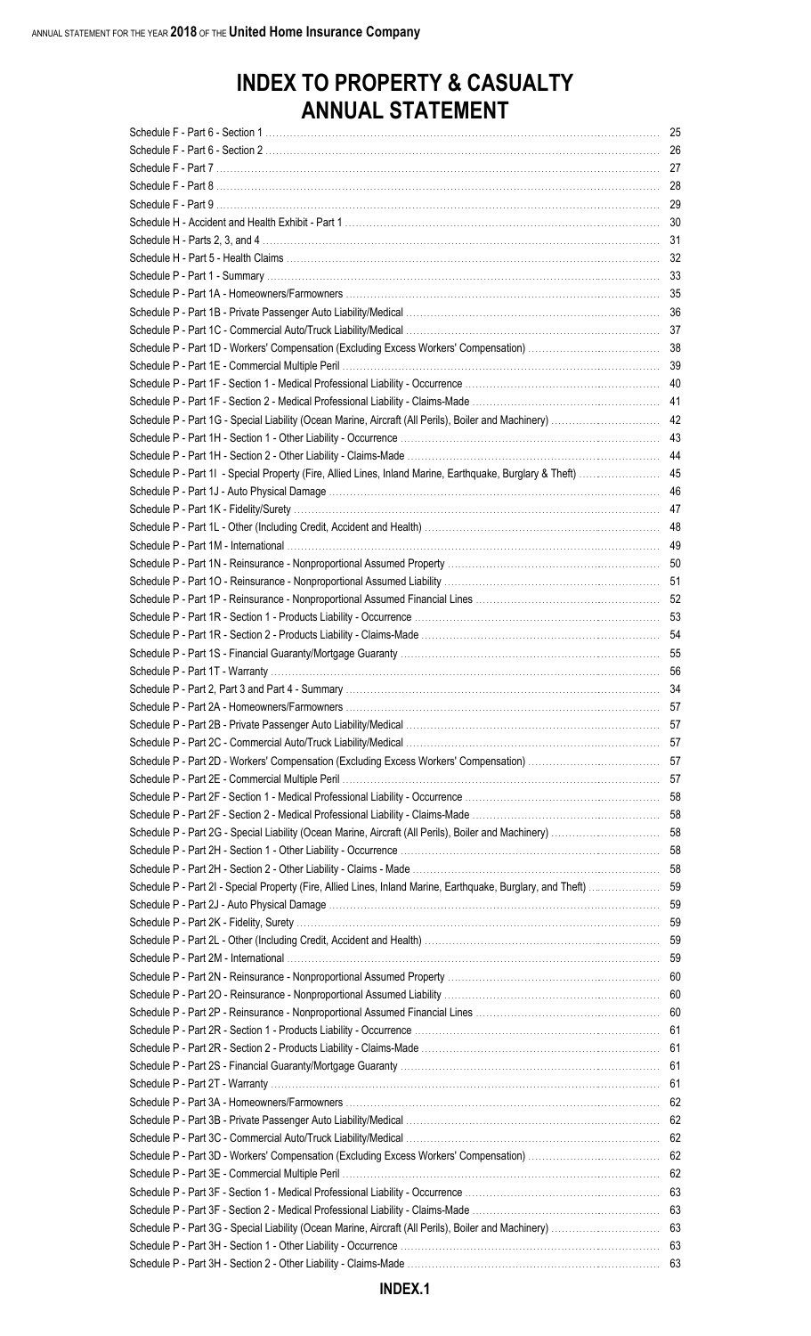# INDEX TO PROPERTY & CASUALTY ANNUAL STATEMENT

| Item | Page |
|---|---|
| Schedule F - Part 6 - Section 1 | 25 |
| Schedule F - Part 6 - Section 2 | 26 |
| Schedule F - Part 7 | 27 |
| Schedule F - Part 8 | 28 |
| Schedule F - Part 9 | 29 |
| Schedule H - Accident and Health Exhibit - Part 1 | 30 |
| Schedule H - Parts 2, 3, and 4 | 31 |
| Schedule H - Part 5 - Health Claims | 32 |
| Schedule P - Part 1 - Summary | 33 |
| Schedule P - Part 1A - Homeowners/Farmowners | 35 |
| Schedule P - Part 1B - Private Passenger Auto Liability/Medical | 36 |
| Schedule P - Part 1C - Commercial Auto/Truck Liability/Medical | 37 |
| Schedule P - Part 1D - Workers' Compensation (Excluding Excess Workers' Compensation) | 38 |
| Schedule P - Part 1E - Commercial Multiple Peril | 39 |
| Schedule P - Part 1F - Section 1 - Medical Professional Liability - Occurrence | 40 |
| Schedule P - Part 1F - Section 2 - Medical Professional Liability - Claims-Made | 41 |
| Schedule P - Part 1G - Special Liability (Ocean Marine, Aircraft (All Perils), Boiler and Machinery) | 42 |
| Schedule P - Part 1H - Section 1 - Other Liability - Occurrence | 43 |
| Schedule P - Part 1H - Section 2 - Other Liability - Claims-Made | 44 |
| Schedule P - Part 1I - Special Property (Fire, Allied Lines, Inland Marine, Earthquake, Burglary & Theft) | 45 |
| Schedule P - Part 1J - Auto Physical Damage | 46 |
| Schedule P - Part 1K - Fidelity/Surety | 47 |
| Schedule P - Part 1L - Other (Including Credit, Accident and Health) | 48 |
| Schedule P - Part 1M - International | 49 |
| Schedule P - Part 1N - Reinsurance - Nonproportional Assumed Property | 50 |
| Schedule P - Part 1O - Reinsurance - Nonproportional Assumed Liability | 51 |
| Schedule P - Part 1P - Reinsurance - Nonproportional Assumed Financial Lines | 52 |
| Schedule P - Part 1R - Section 1 - Products Liability - Occurrence | 53 |
| Schedule P - Part 1R - Section 2 - Products Liability - Claims-Made | 54 |
| Schedule P - Part 1S - Financial Guaranty/Mortgage Guaranty | 55 |
| Schedule P - Part 1T - Warranty | 56 |
| Schedule P - Part 2, Part 3 and Part 4 - Summary | 34 |
| Schedule P - Part 2A - Homeowners/Farmowners | 57 |
| Schedule P - Part 2B - Private Passenger Auto Liability/Medical | 57 |
| Schedule P - Part 2C - Commercial Auto/Truck Liability/Medical | 57 |
| Schedule P - Part 2D - Workers' Compensation (Excluding Excess Workers' Compensation) | 57 |
| Schedule P - Part 2E - Commercial Multiple Peril | 57 |
| Schedule P - Part 2F - Section 1 - Medical Professional Liability - Occurrence | 58 |
| Schedule P - Part 2F - Section 2 - Medical Professional Liability - Claims-Made | 58 |
| Schedule P - Part 2G - Special Liability (Ocean Marine, Aircraft (All Perils), Boiler and Machinery) | 58 |
| Schedule P - Part 2H - Section 1 - Other Liability - Occurrence | 58 |
| Schedule P - Part 2H - Section 2 - Other Liability - Claims - Made | 58 |
| Schedule P - Part 2I - Special Property (Fire, Allied Lines, Inland Marine, Earthquake, Burglary, and Theft) | 59 |
| Schedule P - Part 2J - Auto Physical Damage | 59 |
| Schedule P - Part 2K - Fidelity, Surety | 59 |
| Schedule P - Part 2L - Other (Including Credit, Accident and Health) | 59 |
| Schedule P - Part 2M - International | 59 |
| Schedule P - Part 2N - Reinsurance - Nonproportional Assumed Property | 60 |
| Schedule P - Part 2O - Reinsurance - Nonproportional Assumed Liability | 60 |
| Schedule P - Part 2P - Reinsurance - Nonproportional Assumed Financial Lines | 60 |
| Schedule P - Part 2R - Section 1 - Products Liability - Occurrence | 61 |
| Schedule P - Part 2R - Section 2 - Products Liability - Claims-Made | 61 |
| Schedule P - Part 2S - Financial Guaranty/Mortgage Guaranty | 61 |
| Schedule P - Part 2T - Warranty | 61 |
| Schedule P - Part 3A - Homeowners/Farmowners | 62 |
| Schedule P - Part 3B - Private Passenger Auto Liability/Medical | 62 |
| Schedule P - Part 3C - Commercial Auto/Truck Liability/Medical | 62 |
| Schedule P - Part 3D - Workers' Compensation (Excluding Excess Workers' Compensation) | 62 |
| Schedule P - Part 3E - Commercial Multiple Peril | 62 |
| Schedule P - Part 3F - Section 1 - Medical Professional Liability - Occurrence | 63 |
| Schedule P - Part 3F - Section 2 - Medical Professional Liability - Claims-Made | 63 |
| Schedule P - Part 3G - Special Liability (Ocean Marine, Aircraft (All Perils), Boiler and Machinery) | 63 |
| Schedule P - Part 3H - Section 1 - Other Liability - Occurrence | 63 |
| Schedule P - Part 3H - Section 2 - Other Liability - Claims-Made | 63 |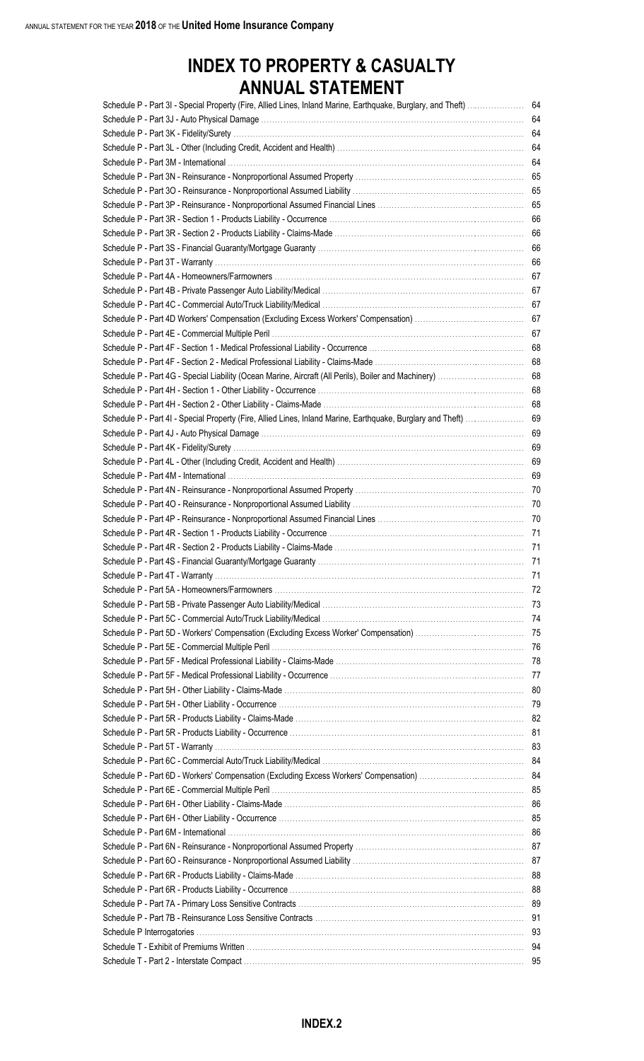# INDEX TO PROPERTY & CASUALTY ANNUAL STATEMENT

| | |
|---|---|
| Schedule P - Part 3I - Special Property (Fire, Allied Lines, Inland Marine, Earthquake, Burglary, and Theft) | 64 |
| Schedule P - Part 3J - Auto Physical Damage | 64 |
| Schedule P - Part 3K - Fidelity/Surety | 64 |
| Schedule P - Part 3L - Other (Including Credit, Accident and Health) | 64 |
| Schedule P - Part 3M - International | 64 |
| Schedule P - Part 3N - Reinsurance - Nonproportional Assumed Property | 65 |
| Schedule P - Part 3O - Reinsurance - Nonproportional Assumed Liability | 65 |
| Schedule P - Part 3P - Reinsurance - Nonproportional Assumed Financial Lines | 65 |
| Schedule P - Part 3R - Section 1 - Products Liability - Occurrence | 66 |
| Schedule P - Part 3R - Section 2 - Products Liability - Claims-Made | 66 |
| Schedule P - Part 3S - Financial Guaranty/Mortgage Guaranty | 66 |
| Schedule P - Part 3T - Warranty | 66 |
| Schedule P - Part 4A - Homeowners/Farmowners | 67 |
| Schedule P - Part 4B - Private Passenger Auto Liability/Medical | 67 |
| Schedule P - Part 4C - Commercial Auto/Truck Liability/Medical | 67 |
| Schedule P - Part 4D Workers' Compensation (Excluding Excess Workers' Compensation) | 67 |
| Schedule P - Part 4E - Commercial Multiple Peril | 67 |
| Schedule P - Part 4F - Section 1 - Medical Professional Liability - Occurrence | 68 |
| Schedule P - Part 4F - Section 2 - Medical Professional Liability - Claims-Made | 68 |
| Schedule P - Part 4G - Special Liability (Ocean Marine, Aircraft (All Perils), Boiler and Machinery) | 68 |
| Schedule P - Part 4H - Section 1 - Other Liability - Occurrence | 68 |
| Schedule P - Part 4H - Section 2 - Other Liability - Claims-Made | 68 |
| Schedule P - Part 4I - Special Property (Fire, Allied Lines, Inland Marine, Earthquake, Burglary and Theft) | 69 |
| Schedule P - Part 4J - Auto Physical Damage | 69 |
| Schedule P - Part 4K - Fidelity/Surety | 69 |
| Schedule P - Part 4L - Other (Including Credit, Accident and Health) | 69 |
| Schedule P - Part 4M - International | 69 |
| Schedule P - Part 4N - Reinsurance - Nonproportional Assumed Property | 70 |
| Schedule P - Part 4O - Reinsurance - Nonproportional Assumed Liability | 70 |
| Schedule P - Part 4P - Reinsurance - Nonproportional Assumed Financial Lines | 70 |
| Schedule P - Part 4R - Section 1 - Products Liability - Occurrence | 71 |
| Schedule P - Part 4R - Section 2 - Products Liability - Claims-Made | 71 |
| Schedule P - Part 4S - Financial Guaranty/Mortgage Guaranty | 71 |
| Schedule P - Part 4T - Warranty | 71 |
| Schedule P - Part 5A - Homeowners/Farmowners | 72 |
| Schedule P - Part 5B - Private Passenger Auto Liability/Medical | 73 |
| Schedule P - Part 5C - Commercial Auto/Truck Liability/Medical | 74 |
| Schedule P - Part 5D - Workers' Compensation (Excluding Excess Worker' Compensation) | 75 |
| Schedule P - Part 5E - Commercial Multiple Peril | 76 |
| Schedule P - Part 5F - Medical Professional Liability - Claims-Made | 78 |
| Schedule P - Part 5F - Medical Professional Liability - Occurrence | 77 |
| Schedule P - Part 5H - Other Liability - Claims-Made | 80 |
| Schedule P - Part 5H - Other Liability - Occurrence | 79 |
| Schedule P - Part 5R - Products Liability - Claims-Made | 82 |
| Schedule P - Part 5R - Products Liability - Occurrence | 81 |
| Schedule P - Part 5T - Warranty | 83 |
| Schedule P - Part 6C - Commercial Auto/Truck Liability/Medical | 84 |
| Schedule P - Part 6D - Workers' Compensation (Excluding Excess Workers' Compensation) | 84 |
| Schedule P - Part 6E - Commercial Multiple Peril | 85 |
| Schedule P - Part 6H - Other Liability - Claims-Made | 86 |
| Schedule P - Part 6H - Other Liability - Occurrence | 85 |
| Schedule P - Part 6M - International | 86 |
| Schedule P - Part 6N - Reinsurance - Nonproportional Assumed Property | 87 |
| Schedule P - Part 6O - Reinsurance - Nonproportional Assumed Liability | 87 |
| Schedule P - Part 6R - Products Liability - Claims-Made | 88 |
| Schedule P - Part 6R - Products Liability - Occurrence | 88 |
| Schedule P - Part 7A - Primary Loss Sensitive Contracts | 89 |
| Schedule P - Part 7B - Reinsurance Loss Sensitive Contracts | 91 |
| Schedule P Interrogatories | 93 |
| Schedule T - Exhibit of Premiums Written | 94 |
| Schedule T - Part 2 - Interstate Compact | 95 |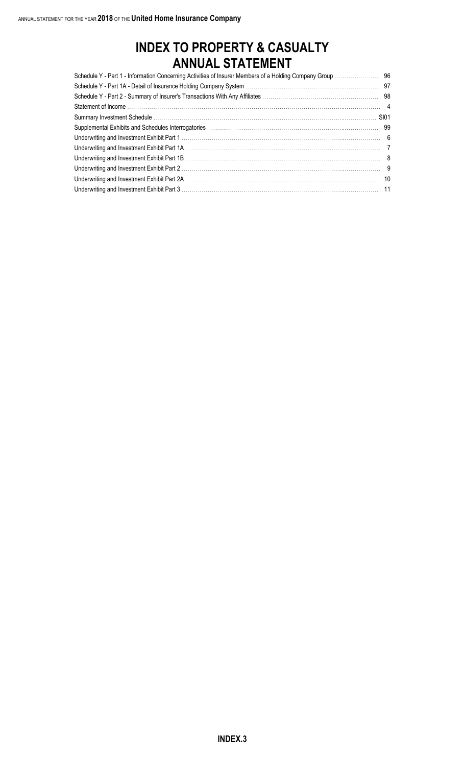# INDEX TO PROPERTY & CASUALTY ANNUAL STATEMENT

| | |
|---|---|
| Schedule Y - Part 1 - Information Concerning Activities of Insurer Members of a Holding Company Group | 96 |
| Schedule Y - Part 1A - Detail of Insurance Holding Company System | 97 |
| Schedule Y - Part 2 - Summary of Insurer's Transactions With Any Affiliates | 98 |
| Statement of Income | 4 |
| Summary Investment Schedule | SI01 |
| Supplemental Exhibits and Schedules Interrogatories | 99 |
| Underwriting and Investment Exhibit Part 1 | 6 |
| Underwriting and Investment Exhibit Part 1A | 7 |
| Underwriting and Investment Exhibit Part 1B | 8 |
| Underwriting and Investment Exhibit Part 2 | 9 |
| Underwriting and Investment Exhibit Part 2A | 10 |
| Underwriting and Investment Exhibit Part 3 | 11 |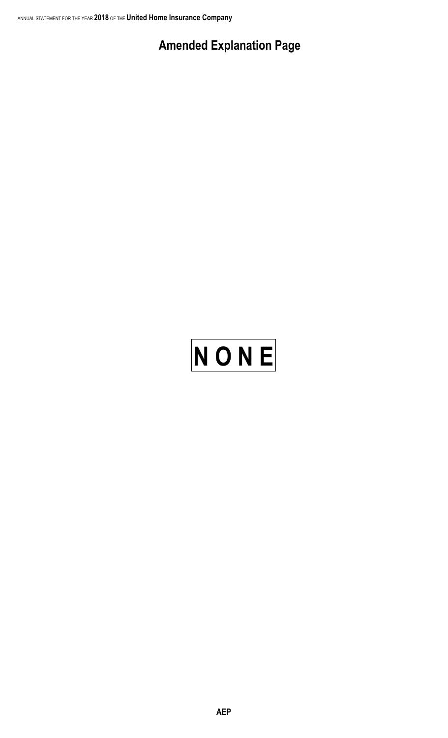# Amended Explanation Page

**N O N E**

AEP